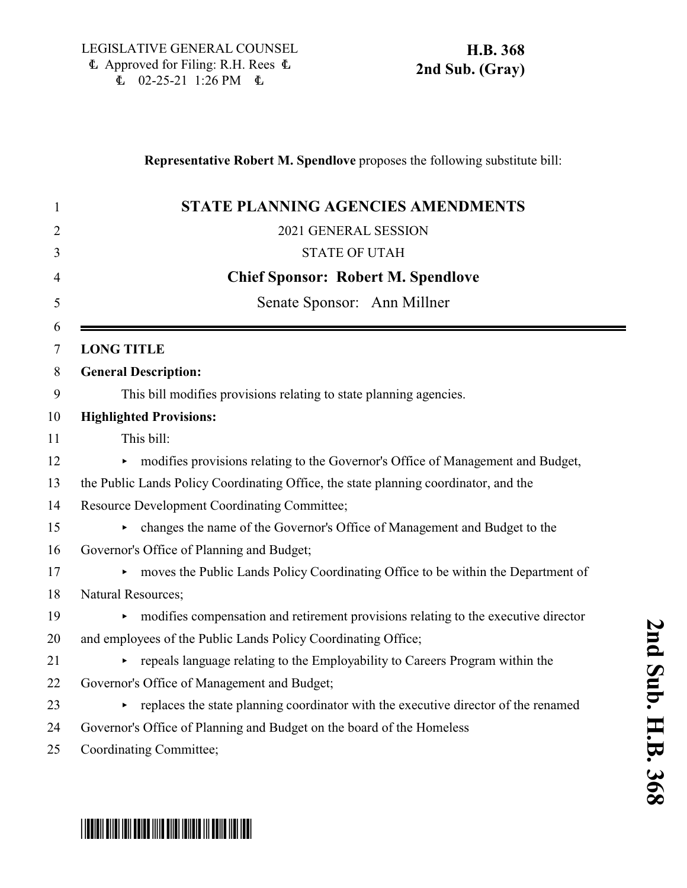LEGISLATIVE GENERAL COUNSEL
Approved for Filing: R.H. Rees
02-25-21 1:26 PM

**H.B. 368**
**2nd Sub. (Gray)**

**Representative Robert M. Spendlove** proposes the following substitute bill:

# STATE PLANNING AGENCIES AMENDMENTS

2021 GENERAL SESSION

STATE OF UTAH

**Chief Sponsor: Robert M. Spendlove**

Senate Sponsor: Ann Millner

**LONG TITLE**

**General Description:**

This bill modifies provisions relating to state planning agencies.

**Highlighted Provisions:**

This bill:

- modifies provisions relating to the Governor's Office of Management and Budget, the Public Lands Policy Coordinating Office, the state planning coordinator, and the Resource Development Coordinating Committee;
- changes the name of the Governor's Office of Management and Budget to the Governor's Office of Planning and Budget;
- moves the Public Lands Policy Coordinating Office to be within the Department of Natural Resources;
- modifies compensation and retirement provisions relating to the executive director and employees of the Public Lands Policy Coordinating Office;
- repeals language relating to the Employability to Careers Program within the Governor's Office of Management and Budget;
- replaces the state planning coordinator with the executive director of the renamed Governor's Office of Planning and Budget on the board of the Homeless Coordinating Committee;

2nd Sub. H.B. 368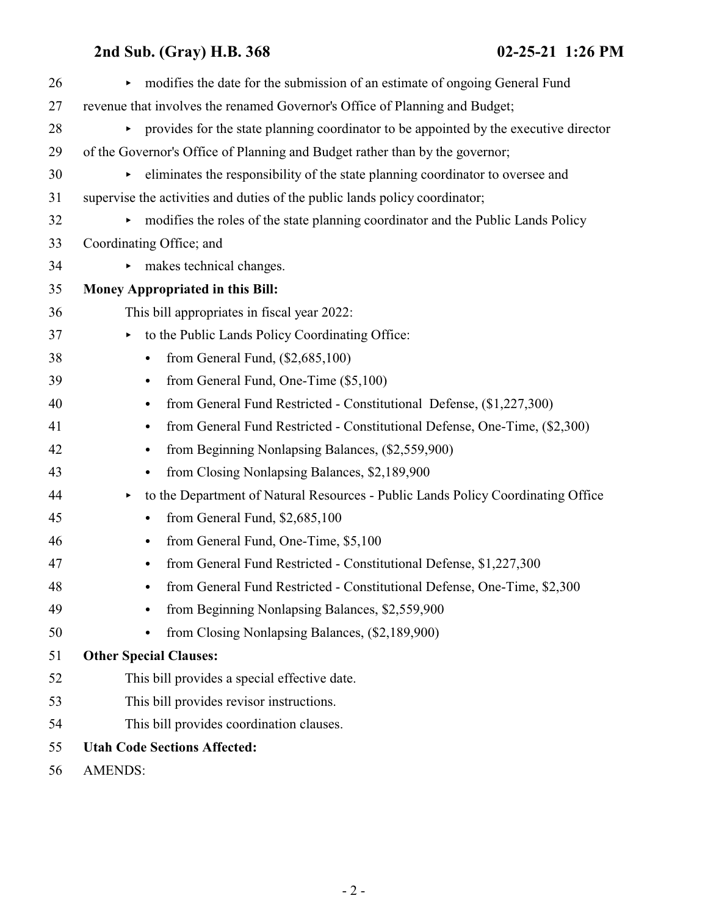- modifies the date for the submission of an estimate of ongoing General Fund revenue that involves the renamed Governor's Office of Planning and Budget;
- provides for the state planning coordinator to be appointed by the executive director of the Governor's Office of Planning and Budget rather than by the governor;
- eliminates the responsibility of the state planning coordinator to oversee and supervise the activities and duties of the public lands policy coordinator;
- modifies the roles of the state planning coordinator and the Public Lands Policy Coordinating Office; and
- makes technical changes.

**Money Appropriated in this Bill:**

This bill appropriates in fiscal year 2022:

- to the Public Lands Policy Coordinating Office:
  - from General Fund, ($2,685,100)
  - from General Fund, One-Time ($5,100)
  - from General Fund Restricted - Constitutional Defense, ($1,227,300)
  - from General Fund Restricted - Constitutional Defense, One-Time, ($2,300)
  - from Beginning Nonlapsing Balances, ($2,559,900)
  - from Closing Nonlapsing Balances, $2,189,900
- to the Department of Natural Resources - Public Lands Policy Coordinating Office
  - from General Fund, $2,685,100
  - from General Fund, One-Time, $5,100
  - from General Fund Restricted - Constitutional Defense, $1,227,300
  - from General Fund Restricted - Constitutional Defense, One-Time, $2,300
  - from Beginning Nonlapsing Balances, $2,559,900
  - from Closing Nonlapsing Balances, ($2,189,900)

**Other Special Clauses:**

This bill provides a special effective date.

This bill provides revisor instructions.

This bill provides coordination clauses.

**Utah Code Sections Affected:**

AMENDS: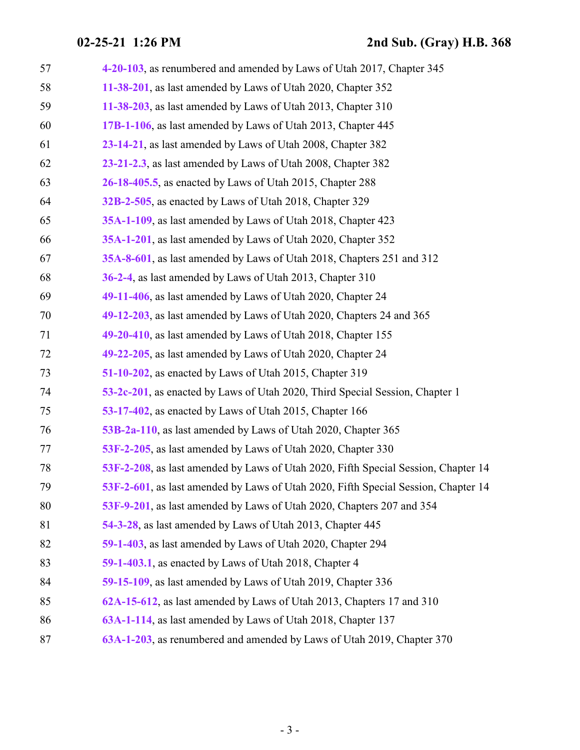57 **4-20-103**, as renumbered and amended by Laws of Utah 2017, Chapter 345

58 **11-38-201**, as last amended by Laws of Utah 2020, Chapter 352

59 **11-38-203**, as last amended by Laws of Utah 2013, Chapter 310

60 **17B-1-106**, as last amended by Laws of Utah 2013, Chapter 445

61 **23-14-21**, as last amended by Laws of Utah 2008, Chapter 382

62 **23-21-2.3**, as last amended by Laws of Utah 2008, Chapter 382

63 **26-18-405.5**, as enacted by Laws of Utah 2015, Chapter 288

64 **32B-2-505**, as enacted by Laws of Utah 2018, Chapter 329

65 **35A-1-109**, as last amended by Laws of Utah 2018, Chapter 423

66 **35A-1-201**, as last amended by Laws of Utah 2020, Chapter 352

67 **35A-8-601**, as last amended by Laws of Utah 2018, Chapters 251 and 312

68 **36-2-4**, as last amended by Laws of Utah 2013, Chapter 310

69 **49-11-406**, as last amended by Laws of Utah 2020, Chapter 24

70 **49-12-203**, as last amended by Laws of Utah 2020, Chapters 24 and 365

71 **49-20-410**, as last amended by Laws of Utah 2018, Chapter 155

72 **49-22-205**, as last amended by Laws of Utah 2020, Chapter 24

73 **51-10-202**, as enacted by Laws of Utah 2015, Chapter 319

74 **53-2c-201**, as enacted by Laws of Utah 2020, Third Special Session, Chapter 1

75 **53-17-402**, as enacted by Laws of Utah 2015, Chapter 166

76 **53B-2a-110**, as last amended by Laws of Utah 2020, Chapter 365

77 **53F-2-205**, as last amended by Laws of Utah 2020, Chapter 330

78 **53F-2-208**, as last amended by Laws of Utah 2020, Fifth Special Session, Chapter 14

79 **53F-2-601**, as last amended by Laws of Utah 2020, Fifth Special Session, Chapter 14

80 **53F-9-201**, as last amended by Laws of Utah 2020, Chapters 207 and 354

81 **54-3-28**, as last amended by Laws of Utah 2013, Chapter 445

82 **59-1-403**, as last amended by Laws of Utah 2020, Chapter 294

83 **59-1-403.1**, as enacted by Laws of Utah 2018, Chapter 4

84 **59-15-109**, as last amended by Laws of Utah 2019, Chapter 336

85 **62A-15-612**, as last amended by Laws of Utah 2013, Chapters 17 and 310

86 **63A-1-114**, as last amended by Laws of Utah 2018, Chapter 137

87 **63A-1-203**, as renumbered and amended by Laws of Utah 2019, Chapter 370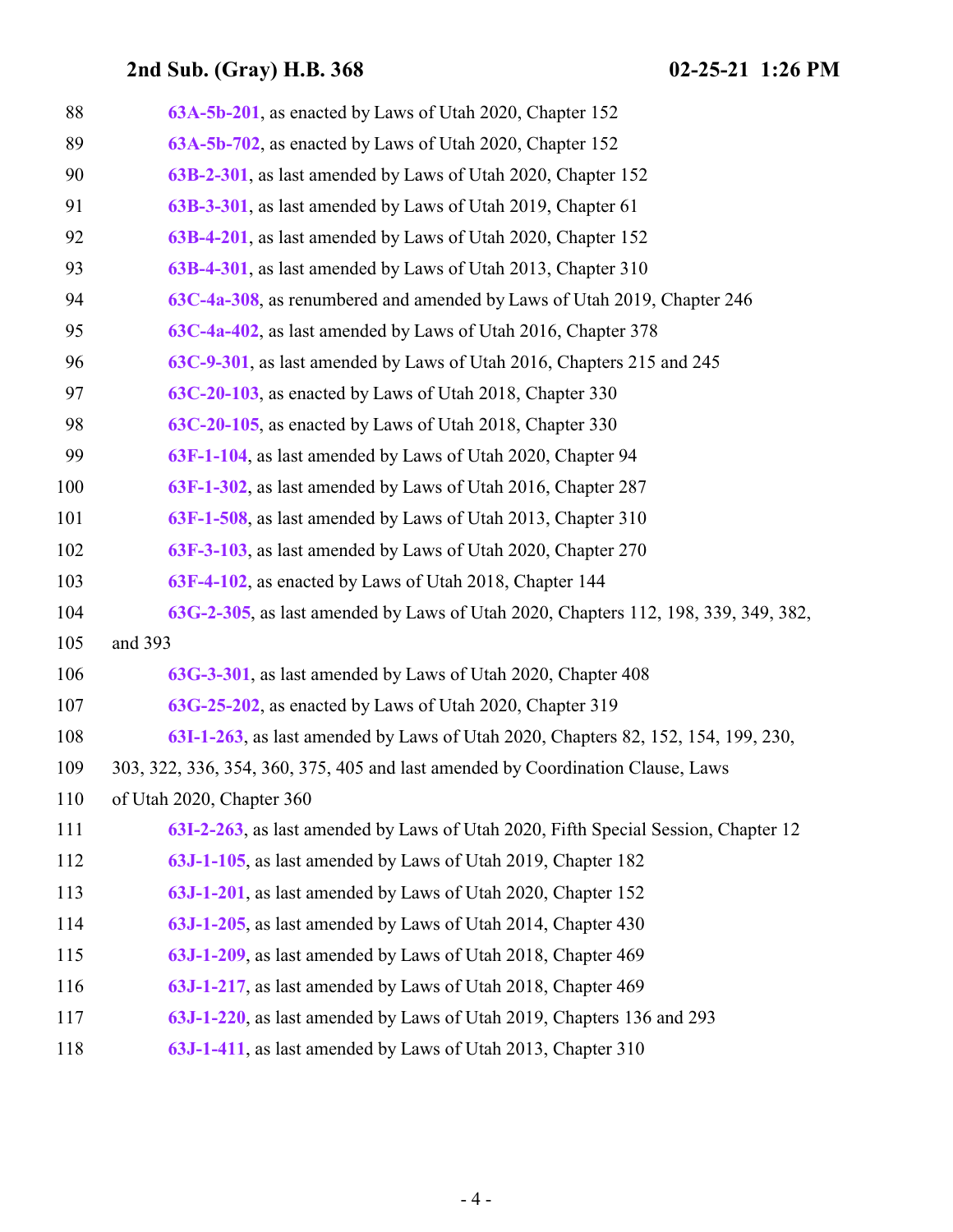88 **63A-5b-201**, as enacted by Laws of Utah 2020, Chapter 152
89 **63A-5b-702**, as enacted by Laws of Utah 2020, Chapter 152
90 **63B-2-301**, as last amended by Laws of Utah 2020, Chapter 152
91 **63B-3-301**, as last amended by Laws of Utah 2019, Chapter 61
92 **63B-4-201**, as last amended by Laws of Utah 2020, Chapter 152
93 **63B-4-301**, as last amended by Laws of Utah 2013, Chapter 310
94 **63C-4a-308**, as renumbered and amended by Laws of Utah 2019, Chapter 246
95 **63C-4a-402**, as last amended by Laws of Utah 2016, Chapter 378
96 **63C-9-301**, as last amended by Laws of Utah 2016, Chapters 215 and 245
97 **63C-20-103**, as enacted by Laws of Utah 2018, Chapter 330
98 **63C-20-105**, as enacted by Laws of Utah 2018, Chapter 330
99 **63F-1-104**, as last amended by Laws of Utah 2020, Chapter 94
100 **63F-1-302**, as last amended by Laws of Utah 2016, Chapter 287
101 **63F-1-508**, as last amended by Laws of Utah 2013, Chapter 310
102 **63F-3-103**, as last amended by Laws of Utah 2020, Chapter 270
103 **63F-4-102**, as enacted by Laws of Utah 2018, Chapter 144
104 **63G-2-305**, as last amended by Laws of Utah 2020, Chapters 112, 198, 339, 349, 382,
105 and 393
106 **63G-3-301**, as last amended by Laws of Utah 2020, Chapter 408
107 **63G-25-202**, as enacted by Laws of Utah 2020, Chapter 319
108 **63I-1-263**, as last amended by Laws of Utah 2020, Chapters 82, 152, 154, 199, 230,
109 303, 322, 336, 354, 360, 375, 405 and last amended by Coordination Clause, Laws
110 of Utah 2020, Chapter 360
111 **63I-2-263**, as last amended by Laws of Utah 2020, Fifth Special Session, Chapter 12
112 **63J-1-105**, as last amended by Laws of Utah 2019, Chapter 182
113 **63J-1-201**, as last amended by Laws of Utah 2020, Chapter 152
114 **63J-1-205**, as last amended by Laws of Utah 2014, Chapter 430
115 **63J-1-209**, as last amended by Laws of Utah 2018, Chapter 469
116 **63J-1-217**, as last amended by Laws of Utah 2018, Chapter 469
117 **63J-1-220**, as last amended by Laws of Utah 2019, Chapters 136 and 293
118 **63J-1-411**, as last amended by Laws of Utah 2013, Chapter 310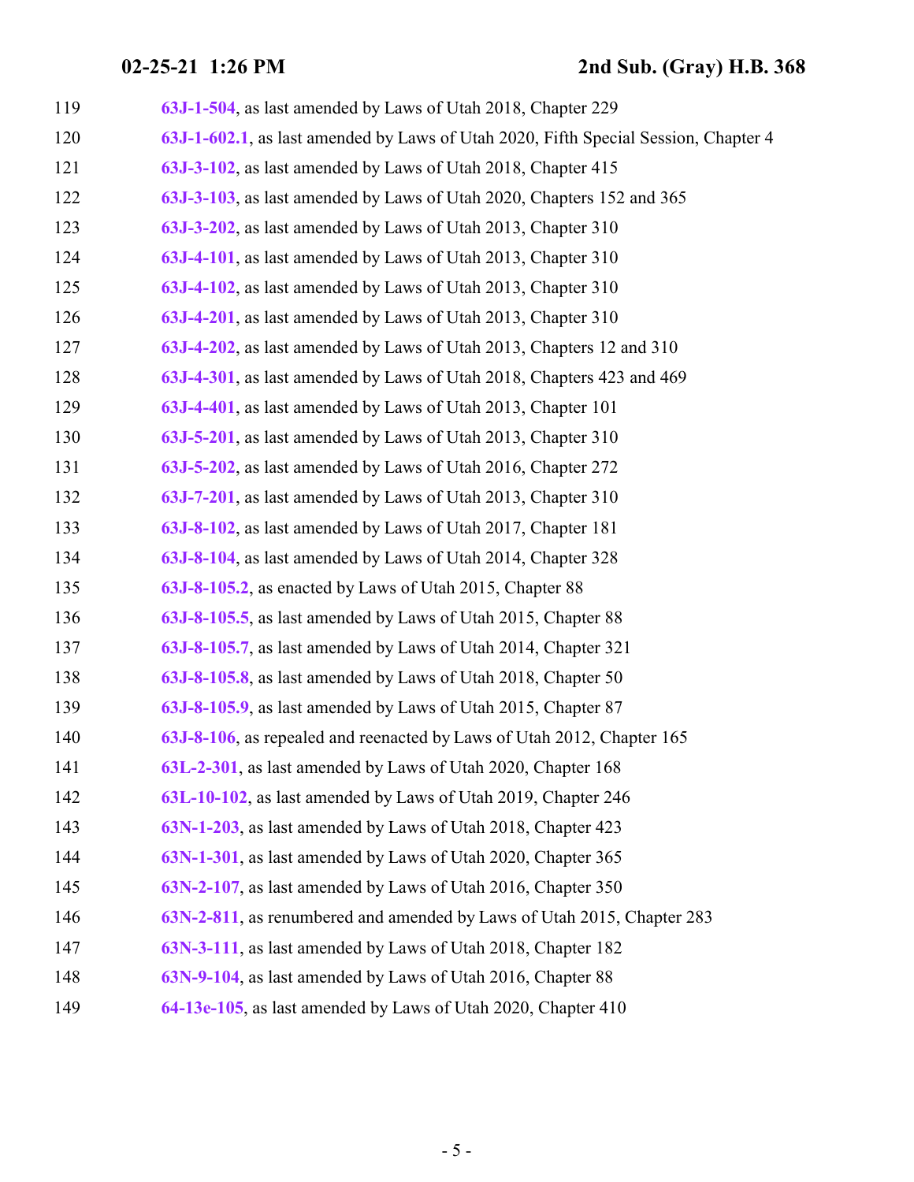119 **63J-1-504**, as last amended by Laws of Utah 2018, Chapter 229
120 **63J-1-602.1**, as last amended by Laws of Utah 2020, Fifth Special Session, Chapter 4
121 **63J-3-102**, as last amended by Laws of Utah 2018, Chapter 415
122 **63J-3-103**, as last amended by Laws of Utah 2020, Chapters 152 and 365
123 **63J-3-202**, as last amended by Laws of Utah 2013, Chapter 310
124 **63J-4-101**, as last amended by Laws of Utah 2013, Chapter 310
125 **63J-4-102**, as last amended by Laws of Utah 2013, Chapter 310
126 **63J-4-201**, as last amended by Laws of Utah 2013, Chapter 310
127 **63J-4-202**, as last amended by Laws of Utah 2013, Chapters 12 and 310
128 **63J-4-301**, as last amended by Laws of Utah 2018, Chapters 423 and 469
129 **63J-4-401**, as last amended by Laws of Utah 2013, Chapter 101
130 **63J-5-201**, as last amended by Laws of Utah 2013, Chapter 310
131 **63J-5-202**, as last amended by Laws of Utah 2016, Chapter 272
132 **63J-7-201**, as last amended by Laws of Utah 2013, Chapter 310
133 **63J-8-102**, as last amended by Laws of Utah 2017, Chapter 181
134 **63J-8-104**, as last amended by Laws of Utah 2014, Chapter 328
135 **63J-8-105.2**, as enacted by Laws of Utah 2015, Chapter 88
136 **63J-8-105.5**, as last amended by Laws of Utah 2015, Chapter 88
137 **63J-8-105.7**, as last amended by Laws of Utah 2014, Chapter 321
138 **63J-8-105.8**, as last amended by Laws of Utah 2018, Chapter 50
139 **63J-8-105.9**, as last amended by Laws of Utah 2015, Chapter 87
140 **63J-8-106**, as repealed and reenacted by Laws of Utah 2012, Chapter 165
141 **63L-2-301**, as last amended by Laws of Utah 2020, Chapter 168
142 **63L-10-102**, as last amended by Laws of Utah 2019, Chapter 246
143 **63N-1-203**, as last amended by Laws of Utah 2018, Chapter 423
144 **63N-1-301**, as last amended by Laws of Utah 2020, Chapter 365
145 **63N-2-107**, as last amended by Laws of Utah 2016, Chapter 350
146 **63N-2-811**, as renumbered and amended by Laws of Utah 2015, Chapter 283
147 **63N-3-111**, as last amended by Laws of Utah 2018, Chapter 182
148 **63N-9-104**, as last amended by Laws of Utah 2016, Chapter 88
149 **64-13e-105**, as last amended by Laws of Utah 2020, Chapter 410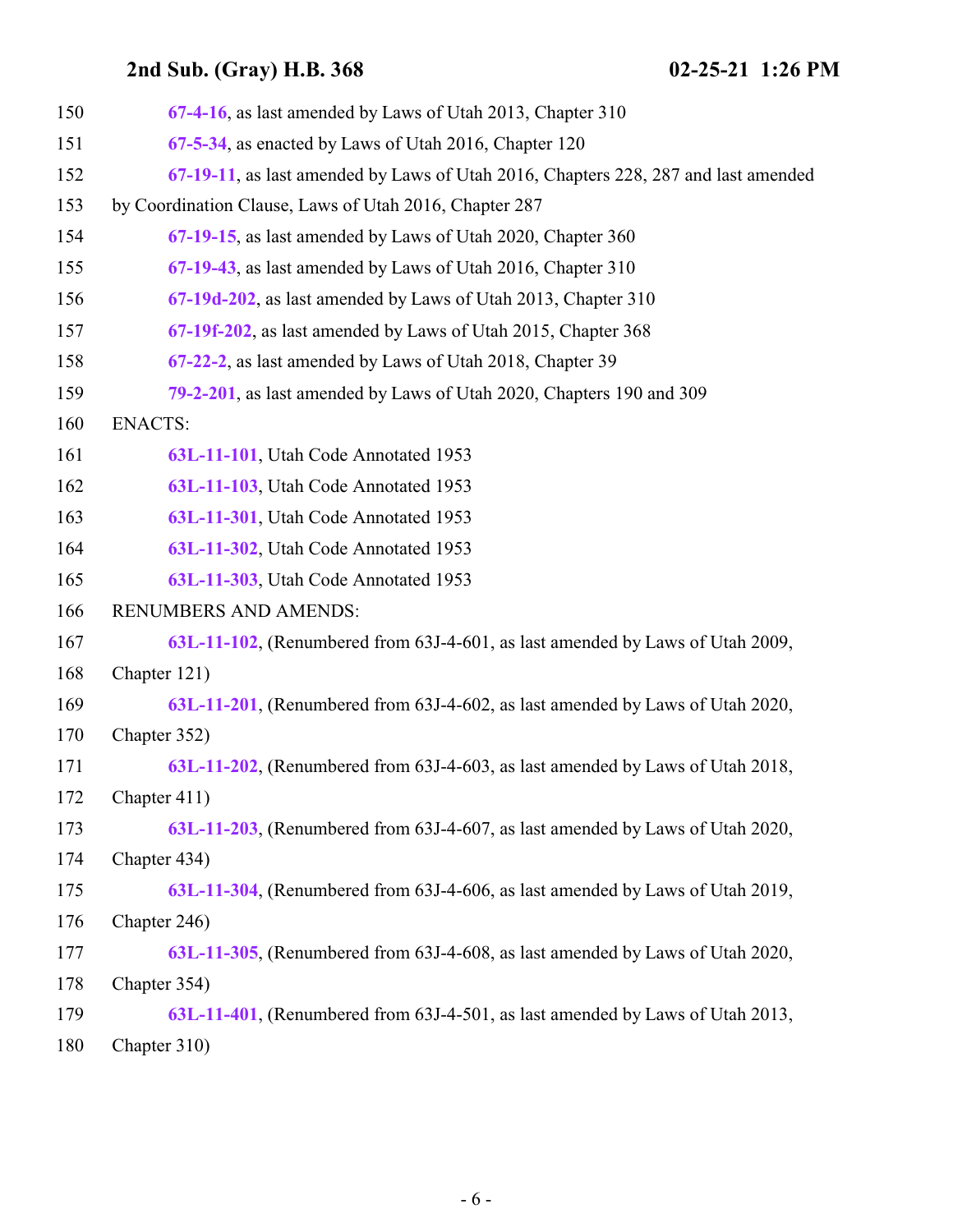150 **67-4-16**, as last amended by Laws of Utah 2013, Chapter 310

151 **67-5-34**, as enacted by Laws of Utah 2016, Chapter 120

152 **67-19-11**, as last amended by Laws of Utah 2016, Chapters 228, 287 and last amended

153 by Coordination Clause, Laws of Utah 2016, Chapter 287

154 **67-19-15**, as last amended by Laws of Utah 2020, Chapter 360

155 **67-19-43**, as last amended by Laws of Utah 2016, Chapter 310

156 **67-19d-202**, as last amended by Laws of Utah 2013, Chapter 310

157 **67-19f-202**, as last amended by Laws of Utah 2015, Chapter 368

158 **67-22-2**, as last amended by Laws of Utah 2018, Chapter 39

159 **79-2-201**, as last amended by Laws of Utah 2020, Chapters 190 and 309

160 ENACTS:

161 **63L-11-101**, Utah Code Annotated 1953

162 **63L-11-103**, Utah Code Annotated 1953

163 **63L-11-301**, Utah Code Annotated 1953

164 **63L-11-302**, Utah Code Annotated 1953

165 **63L-11-303**, Utah Code Annotated 1953

166 RENUMBERS AND AMENDS:

167 **63L-11-102**, (Renumbered from 63J-4-601, as last amended by Laws of Utah 2009,

168 Chapter 121)

169 **63L-11-201**, (Renumbered from 63J-4-602, as last amended by Laws of Utah 2020,

170 Chapter 352)

171 **63L-11-202**, (Renumbered from 63J-4-603, as last amended by Laws of Utah 2018,

172 Chapter 411)

173 **63L-11-203**, (Renumbered from 63J-4-607, as last amended by Laws of Utah 2020,

174 Chapter 434)

175 **63L-11-304**, (Renumbered from 63J-4-606, as last amended by Laws of Utah 2019,

176 Chapter 246)

177 **63L-11-305**, (Renumbered from 63J-4-608, as last amended by Laws of Utah 2020,

178 Chapter 354)

179 **63L-11-401**, (Renumbered from 63J-4-501, as last amended by Laws of Utah 2013,

180 Chapter 310)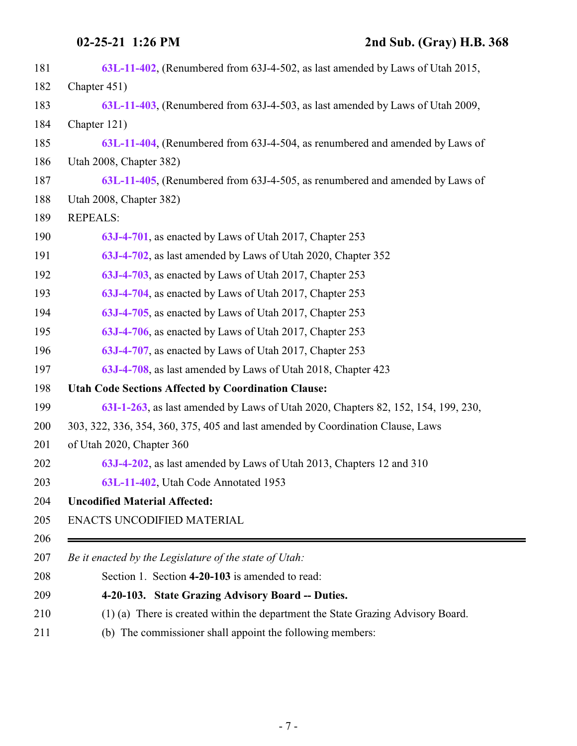63L-11-402, (Renumbered from 63J-4-502, as last amended by Laws of Utah 2015, Chapter 451)

63L-11-403, (Renumbered from 63J-4-503, as last amended by Laws of Utah 2009, Chapter 121)

63L-11-404, (Renumbered from 63J-4-504, as renumbered and amended by Laws of Utah 2008, Chapter 382)

63L-11-405, (Renumbered from 63J-4-505, as renumbered and amended by Laws of Utah 2008, Chapter 382)

REPEALS:

63J-4-701, as enacted by Laws of Utah 2017, Chapter 253

63J-4-702, as last amended by Laws of Utah 2020, Chapter 352

63J-4-703, as enacted by Laws of Utah 2017, Chapter 253

63J-4-704, as enacted by Laws of Utah 2017, Chapter 253

63J-4-705, as enacted by Laws of Utah 2017, Chapter 253

63J-4-706, as enacted by Laws of Utah 2017, Chapter 253

63J-4-707, as enacted by Laws of Utah 2017, Chapter 253

63J-4-708, as last amended by Laws of Utah 2018, Chapter 423

**Utah Code Sections Affected by Coordination Clause:**

63I-1-263, as last amended by Laws of Utah 2020, Chapters 82, 152, 154, 199, 230, 303, 322, 336, 354, 360, 375, 405 and last amended by Coordination Clause, Laws of Utah 2020, Chapter 360

63J-4-202, as last amended by Laws of Utah 2013, Chapters 12 and 310

63L-11-402, Utah Code Annotated 1953

**Uncodified Material Affected:**

ENACTS UNCODIFIED MATERIAL

---

*Be it enacted by the Legislature of the state of Utah:*

Section 1. Section **4-20-103** is amended to read:

**4-20-103. State Grazing Advisory Board -- Duties.**

(1) (a) There is created within the department the State Grazing Advisory Board.

(b) The commissioner shall appoint the following members: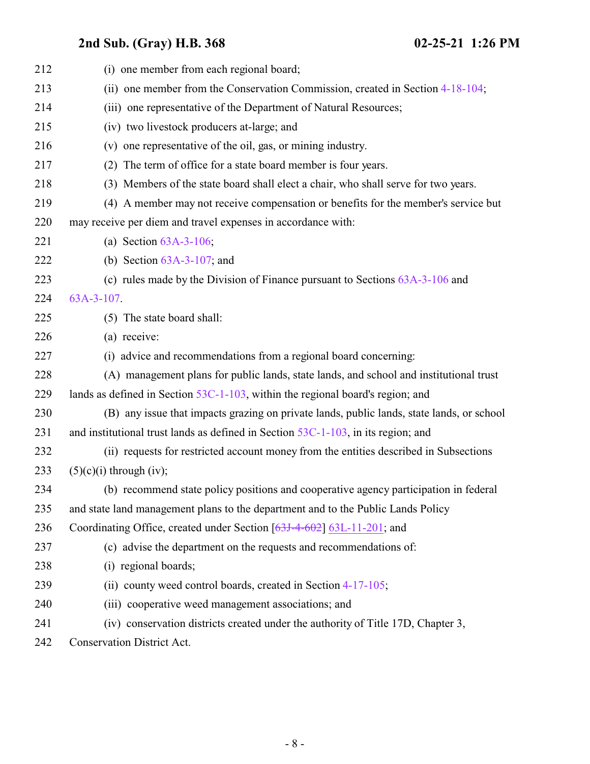212 (i) one member from each regional board;

213 (ii) one member from the Conservation Commission, created in Section 4-18-104;

214 (iii) one representative of the Department of Natural Resources;

215 (iv) two livestock producers at-large; and

216 (v) one representative of the oil, gas, or mining industry.

217 (2) The term of office for a state board member is four years.

218 (3) Members of the state board shall elect a chair, who shall serve for two years.

219 (4) A member may not receive compensation or benefits for the member's service but

220 may receive per diem and travel expenses in accordance with:

221 (a) Section 63A-3-106;

222 (b) Section 63A-3-107; and

223 (c) rules made by the Division of Finance pursuant to Sections 63A-3-106 and

224 63A-3-107.

225 (5) The state board shall:

226 (a) receive:

227 (i) advice and recommendations from a regional board concerning:

228 (A) management plans for public lands, state lands, and school and institutional trust

229 lands as defined in Section 53C-1-103, within the regional board's region; and

230 (B) any issue that impacts grazing on private lands, public lands, state lands, or school

231 and institutional trust lands as defined in Section 53C-1-103, in its region; and

232 (ii) requests for restricted account money from the entities described in Subsections

233 (5)(c)(i) through (iv);

234 (b) recommend state policy positions and cooperative agency participation in federal

235 and state land management plans to the department and to the Public Lands Policy

236 Coordinating Office, created under Section [~~63J-4-602~~] 63L-11-201; and

237 (c) advise the department on the requests and recommendations of:

238 (i) regional boards;

239 (ii) county weed control boards, created in Section 4-17-105;

240 (iii) cooperative weed management associations; and

241 (iv) conservation districts created under the authority of Title 17D, Chapter 3,

242 Conservation District Act.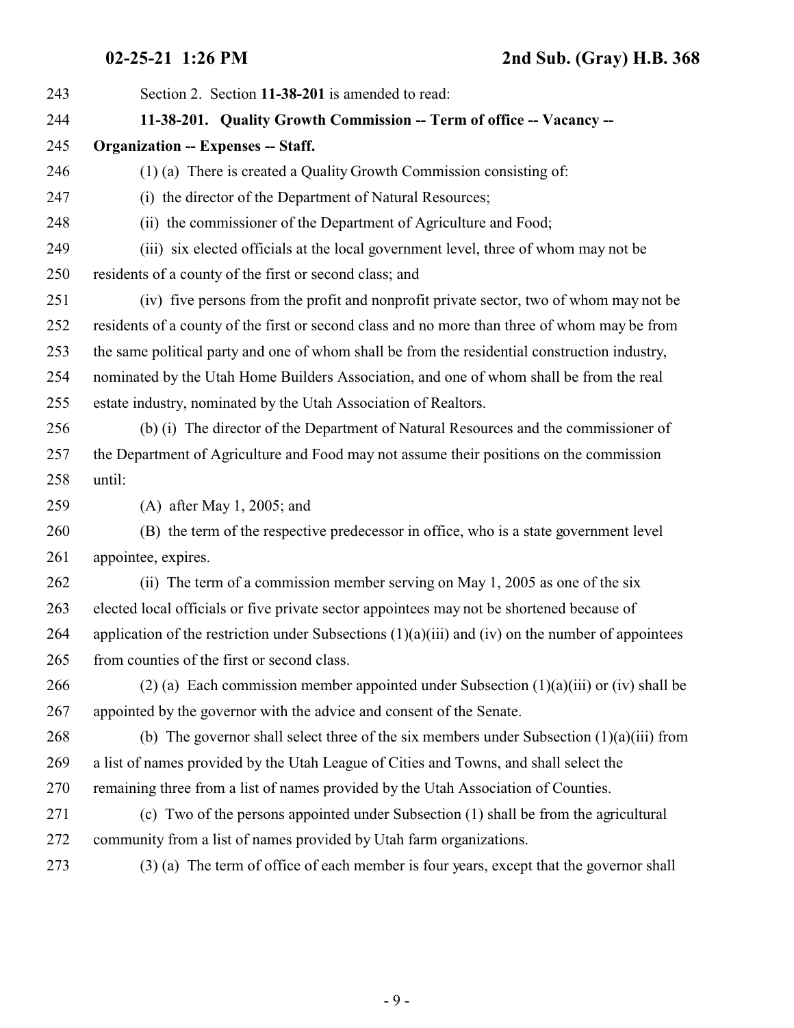Section 2. Section **11-38-201** is amended to read:

**11-38-201. Quality Growth Commission -- Term of office -- Vacancy -- Organization -- Expenses -- Staff.**

(1) (a) There is created a Quality Growth Commission consisting of:

(i) the director of the Department of Natural Resources;

(ii) the commissioner of the Department of Agriculture and Food;

(iii) six elected officials at the local government level, three of whom may not be residents of a county of the first or second class; and

(iv) five persons from the profit and nonprofit private sector, two of whom may not be residents of a county of the first or second class and no more than three of whom may be from the same political party and one of whom shall be from the residential construction industry, nominated by the Utah Home Builders Association, and one of whom shall be from the real estate industry, nominated by the Utah Association of Realtors.

(b) (i) The director of the Department of Natural Resources and the commissioner of the Department of Agriculture and Food may not assume their positions on the commission until:

(A) after May 1, 2005; and

(B) the term of the respective predecessor in office, who is a state government level appointee, expires.

(ii) The term of a commission member serving on May 1, 2005 as one of the six elected local officials or five private sector appointees may not be shortened because of application of the restriction under Subsections (1)(a)(iii) and (iv) on the number of appointees from counties of the first or second class.

(2) (a) Each commission member appointed under Subsection (1)(a)(iii) or (iv) shall be appointed by the governor with the advice and consent of the Senate.

(b) The governor shall select three of the six members under Subsection (1)(a)(iii) from a list of names provided by the Utah League of Cities and Towns, and shall select the remaining three from a list of names provided by the Utah Association of Counties.

(c) Two of the persons appointed under Subsection (1) shall be from the agricultural community from a list of names provided by Utah farm organizations.

(3) (a) The term of office of each member is four years, except that the governor shall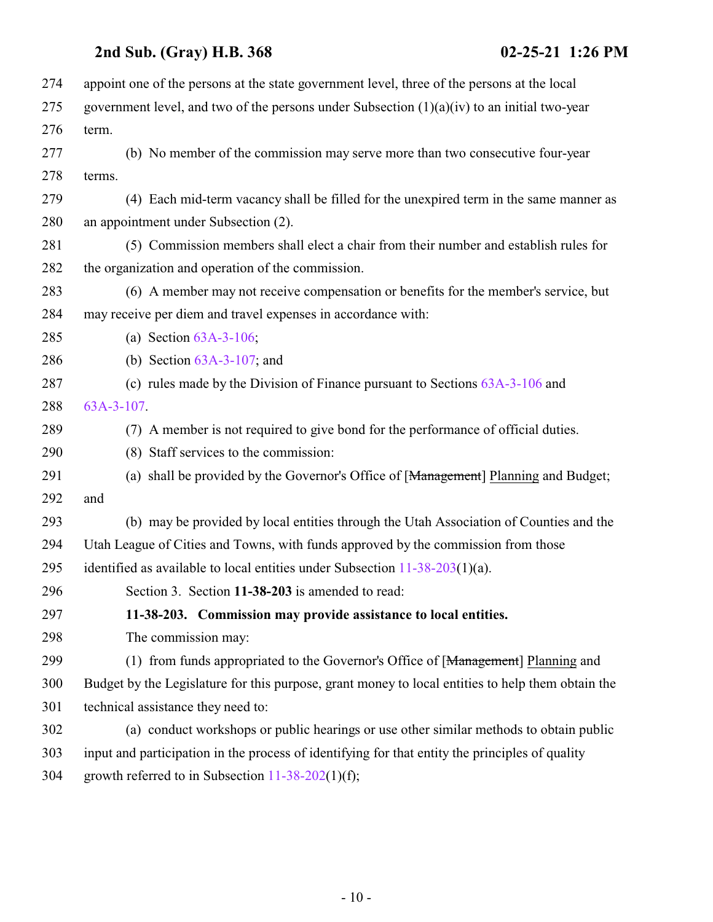appoint one of the persons at the state government level, three of the persons at the local government level, and two of the persons under Subsection (1)(a)(iv) to an initial two-year term.

(b) No member of the commission may serve more than two consecutive four-year terms.

(4) Each mid-term vacancy shall be filled for the unexpired term in the same manner as an appointment under Subsection (2).

(5) Commission members shall elect a chair from their number and establish rules for the organization and operation of the commission.

(6) A member may not receive compensation or benefits for the member's service, but may receive per diem and travel expenses in accordance with:

(a) Section 63A-3-106;

(b) Section 63A-3-107; and

(c) rules made by the Division of Finance pursuant to Sections 63A-3-106 and 63A-3-107.

(7) A member is not required to give bond for the performance of official duties.

(8) Staff services to the commission:

(a) shall be provided by the Governor's Office of [~~Management~~] Planning and Budget; and

(b) may be provided by local entities through the Utah Association of Counties and the Utah League of Cities and Towns, with funds approved by the commission from those identified as available to local entities under Subsection 11-38-203(1)(a).

Section 3. Section **11-38-203** is amended to read:

**11-38-203. Commission may provide assistance to local entities.**

The commission may:

(1) from funds appropriated to the Governor's Office of [~~Management~~] Planning and Budget by the Legislature for this purpose, grant money to local entities to help them obtain the technical assistance they need to:

(a) conduct workshops or public hearings or use other similar methods to obtain public input and participation in the process of identifying for that entity the principles of quality growth referred to in Subsection 11-38-202(1)(f);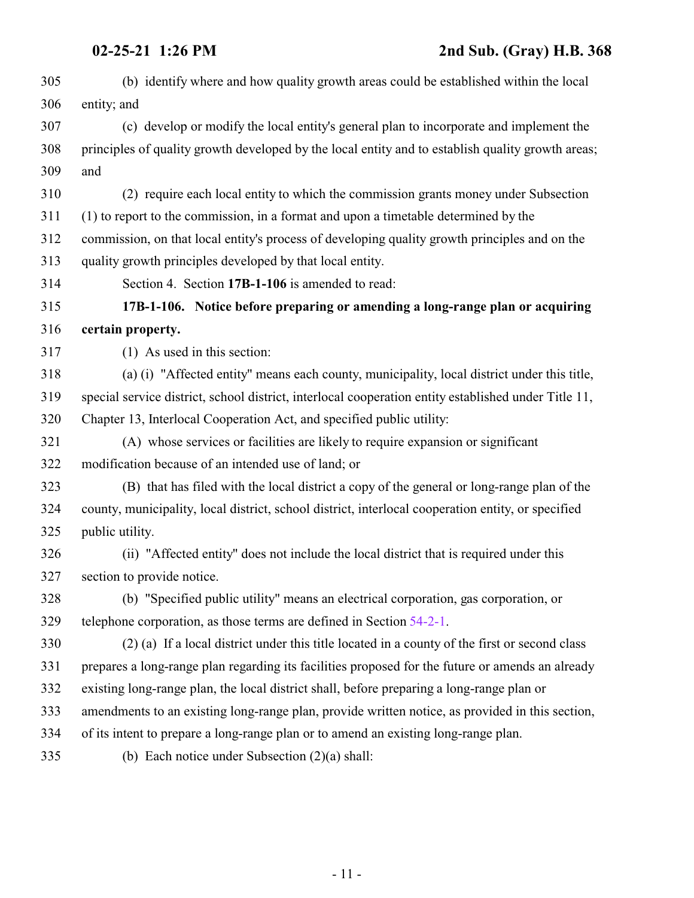(b) identify where and how quality growth areas could be established within the local entity; and

(c) develop or modify the local entity's general plan to incorporate and implement the principles of quality growth developed by the local entity and to establish quality growth areas; and

(2) require each local entity to which the commission grants money under Subsection (1) to report to the commission, in a format and upon a timetable determined by the commission, on that local entity's process of developing quality growth principles and on the quality growth principles developed by that local entity.

Section 4. Section **17B-1-106** is amended to read:

**17B-1-106. Notice before preparing or amending a long-range plan or acquiring certain property.**

(1) As used in this section:

(a) (i) "Affected entity" means each county, municipality, local district under this title, special service district, school district, interlocal cooperation entity established under Title 11, Chapter 13, Interlocal Cooperation Act, and specified public utility:

(A) whose services or facilities are likely to require expansion or significant modification because of an intended use of land; or

(B) that has filed with the local district a copy of the general or long-range plan of the county, municipality, local district, school district, interlocal cooperation entity, or specified public utility.

(ii) "Affected entity" does not include the local district that is required under this section to provide notice.

(b) "Specified public utility" means an electrical corporation, gas corporation, or telephone corporation, as those terms are defined in Section 54-2-1.

(2) (a) If a local district under this title located in a county of the first or second class prepares a long-range plan regarding its facilities proposed for the future or amends an already existing long-range plan, the local district shall, before preparing a long-range plan or amendments to an existing long-range plan, provide written notice, as provided in this section, of its intent to prepare a long-range plan or to amend an existing long-range plan.

(b) Each notice under Subsection (2)(a) shall: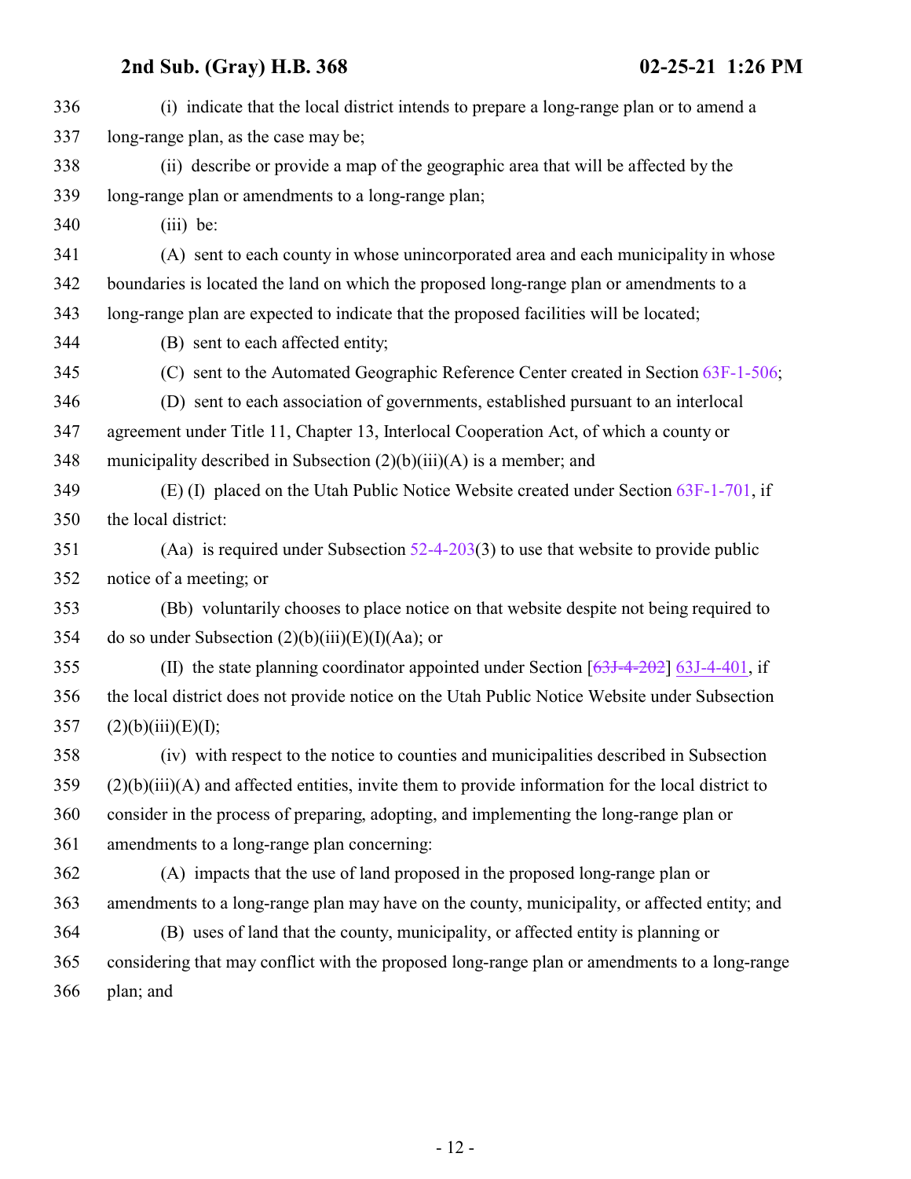(i) indicate that the local district intends to prepare a long-range plan or to amend a long-range plan, as the case may be;

(ii) describe or provide a map of the geographic area that will be affected by the long-range plan or amendments to a long-range plan;

(iii) be:

(A) sent to each county in whose unincorporated area and each municipality in whose boundaries is located the land on which the proposed long-range plan or amendments to a long-range plan are expected to indicate that the proposed facilities will be located;

(B) sent to each affected entity;

(C) sent to the Automated Geographic Reference Center created in Section 63F-1-506;

(D) sent to each association of governments, established pursuant to an interlocal agreement under Title 11, Chapter 13, Interlocal Cooperation Act, of which a county or municipality described in Subsection (2)(b)(iii)(A) is a member; and

(E) (I) placed on the Utah Public Notice Website created under Section 63F-1-701, if the local district:

(Aa) is required under Subsection 52-4-203(3) to use that website to provide public notice of a meeting; or

(Bb) voluntarily chooses to place notice on that website despite not being required to do so under Subsection (2)(b)(iii)(E)(I)(Aa); or

(II) the state planning coordinator appointed under Section [~~63J-4-202~~] 63J-4-401, if the local district does not provide notice on the Utah Public Notice Website under Subsection (2)(b)(iii)(E)(I);

(iv) with respect to the notice to counties and municipalities described in Subsection (2)(b)(iii)(A) and affected entities, invite them to provide information for the local district to consider in the process of preparing, adopting, and implementing the long-range plan or amendments to a long-range plan concerning:

(A) impacts that the use of land proposed in the proposed long-range plan or amendments to a long-range plan may have on the county, municipality, or affected entity; and

(B) uses of land that the county, municipality, or affected entity is planning or considering that may conflict with the proposed long-range plan or amendments to a long-range plan; and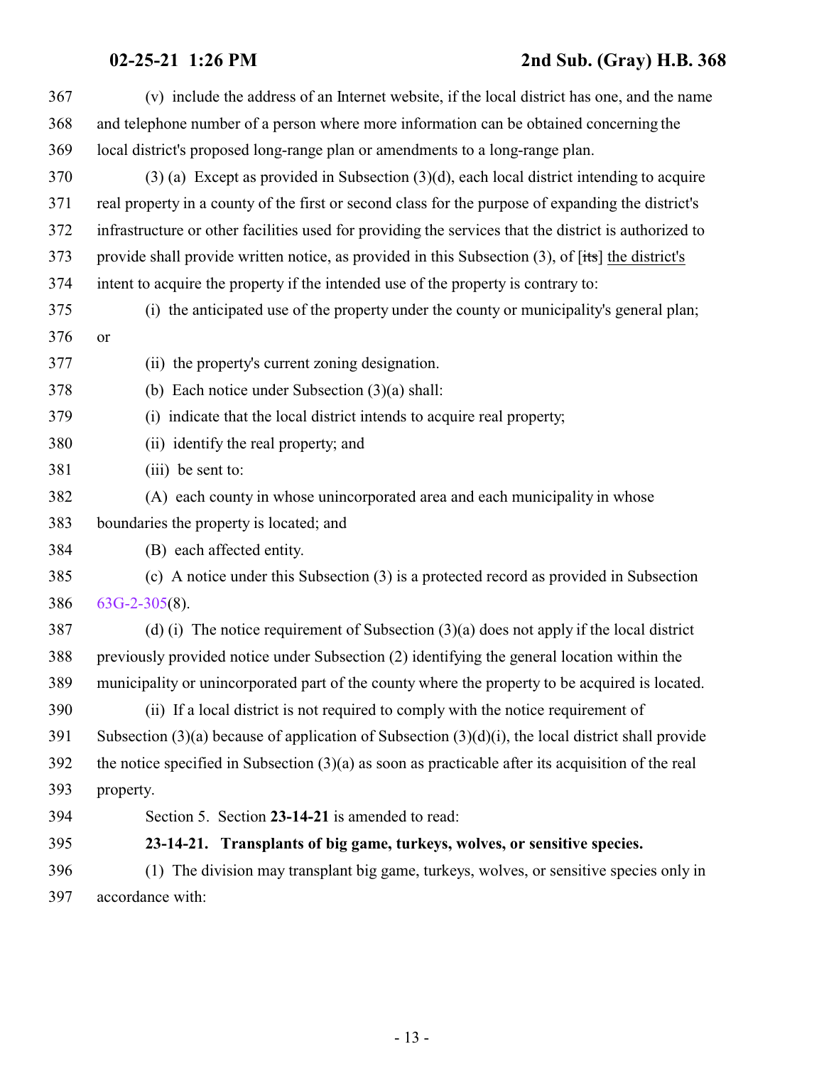(v) include the address of an Internet website, if the local district has one, and the name and telephone number of a person where more information can be obtained concerning the local district's proposed long-range plan or amendments to a long-range plan.

(3) (a) Except as provided in Subsection (3)(d), each local district intending to acquire real property in a county of the first or second class for the purpose of expanding the district's infrastructure or other facilities used for providing the services that the district is authorized to provide shall provide written notice, as provided in this Subsection (3), of [~~its~~] the district's intent to acquire the property if the intended use of the property is contrary to:

(i) the anticipated use of the property under the county or municipality's general plan; or

(ii) the property's current zoning designation.

(b) Each notice under Subsection (3)(a) shall:

(i) indicate that the local district intends to acquire real property;

(ii) identify the real property; and

(iii) be sent to:

(A) each county in whose unincorporated area and each municipality in whose boundaries the property is located; and

(B) each affected entity.

(c) A notice under this Subsection (3) is a protected record as provided in Subsection 63G-2-305(8).

(d) (i) The notice requirement of Subsection (3)(a) does not apply if the local district previously provided notice under Subsection (2) identifying the general location within the municipality or unincorporated part of the county where the property to be acquired is located.

(ii) If a local district is not required to comply with the notice requirement of Subsection (3)(a) because of application of Subsection (3)(d)(i), the local district shall provide the notice specified in Subsection (3)(a) as soon as practicable after its acquisition of the real property.

Section 5. Section **23-14-21** is amended to read:

**23-14-21. Transplants of big game, turkeys, wolves, or sensitive species.**

(1) The division may transplant big game, turkeys, wolves, or sensitive species only in accordance with: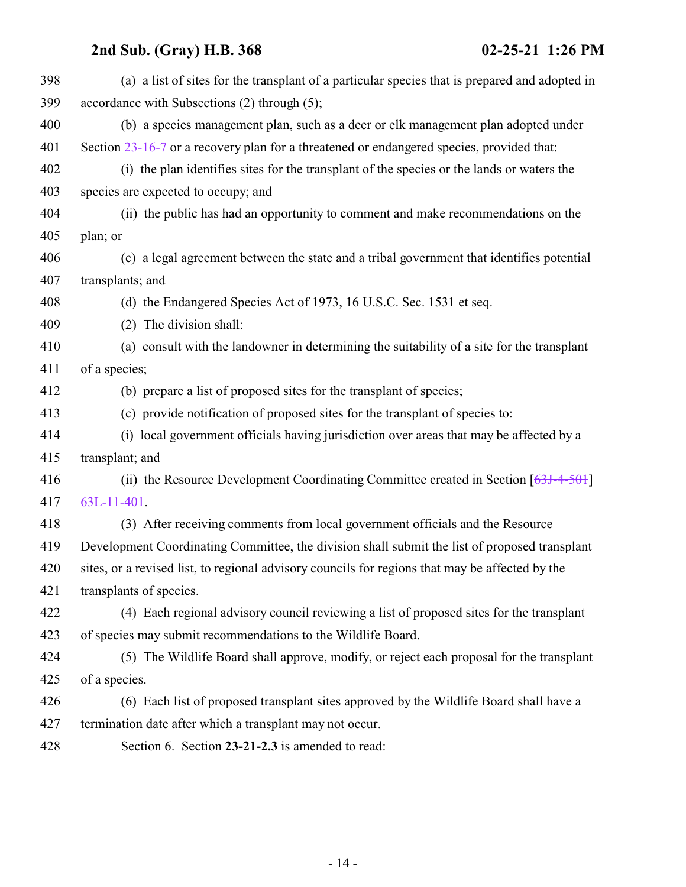(a) a list of sites for the transplant of a particular species that is prepared and adopted in accordance with Subsections (2) through (5);

(b) a species management plan, such as a deer or elk management plan adopted under Section 23-16-7 or a recovery plan for a threatened or endangered species, provided that:

(i) the plan identifies sites for the transplant of the species or the lands or waters the species are expected to occupy; and

(ii) the public has had an opportunity to comment and make recommendations on the plan; or

(c) a legal agreement between the state and a tribal government that identifies potential transplants; and

(d) the Endangered Species Act of 1973, 16 U.S.C. Sec. 1531 et seq.

(2) The division shall:

(a) consult with the landowner in determining the suitability of a site for the transplant of a species;

(b) prepare a list of proposed sites for the transplant of species;

(c) provide notification of proposed sites for the transplant of species to:

(i) local government officials having jurisdiction over areas that may be affected by a transplant; and

(ii) the Resource Development Coordinating Committee created in Section [~~63J-4-501~~] 63L-11-401.

(3) After receiving comments from local government officials and the Resource Development Coordinating Committee, the division shall submit the list of proposed transplant sites, or a revised list, to regional advisory councils for regions that may be affected by the transplants of species.

(4) Each regional advisory council reviewing a list of proposed sites for the transplant of species may submit recommendations to the Wildlife Board.

(5) The Wildlife Board shall approve, modify, or reject each proposal for the transplant of a species.

(6) Each list of proposed transplant sites approved by the Wildlife Board shall have a termination date after which a transplant may not occur.

Section 6. Section **23-21-2.3** is amended to read: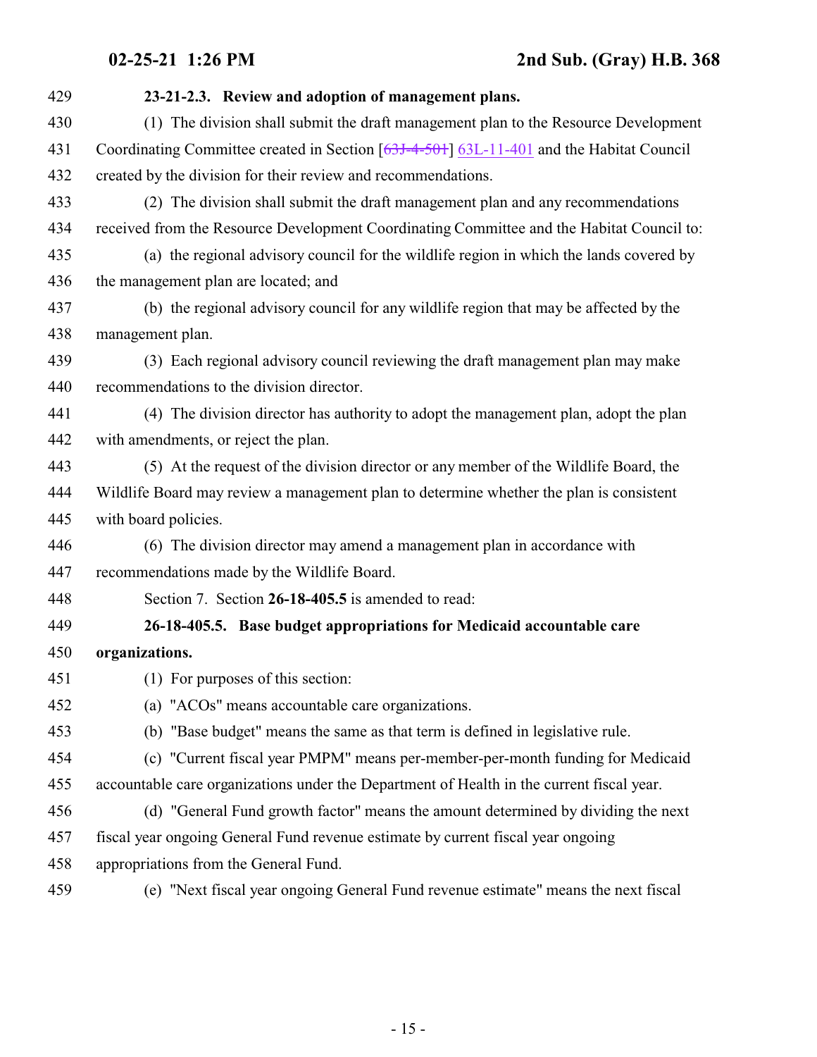**23-21-2.3. Review and adoption of management plans.**

(1) The division shall submit the draft management plan to the Resource Development Coordinating Committee created in Section [~~63J-4-501~~] 63L-11-401 and the Habitat Council created by the division for their review and recommendations.

(2) The division shall submit the draft management plan and any recommendations received from the Resource Development Coordinating Committee and the Habitat Council to:

(a) the regional advisory council for the wildlife region in which the lands covered by the management plan are located; and

(b) the regional advisory council for any wildlife region that may be affected by the management plan.

(3) Each regional advisory council reviewing the draft management plan may make recommendations to the division director.

(4) The division director has authority to adopt the management plan, adopt the plan with amendments, or reject the plan.

(5) At the request of the division director or any member of the Wildlife Board, the Wildlife Board may review a management plan to determine whether the plan is consistent with board policies.

(6) The division director may amend a management plan in accordance with recommendations made by the Wildlife Board.

Section 7. Section **26-18-405.5** is amended to read:

**26-18-405.5. Base budget appropriations for Medicaid accountable care organizations.**

(1) For purposes of this section:

(a) "ACOs" means accountable care organizations.

(b) "Base budget" means the same as that term is defined in legislative rule.

(c) "Current fiscal year PMPM" means per-member-per-month funding for Medicaid accountable care organizations under the Department of Health in the current fiscal year.

(d) "General Fund growth factor" means the amount determined by dividing the next fiscal year ongoing General Fund revenue estimate by current fiscal year ongoing appropriations from the General Fund.

(e) "Next fiscal year ongoing General Fund revenue estimate" means the next fiscal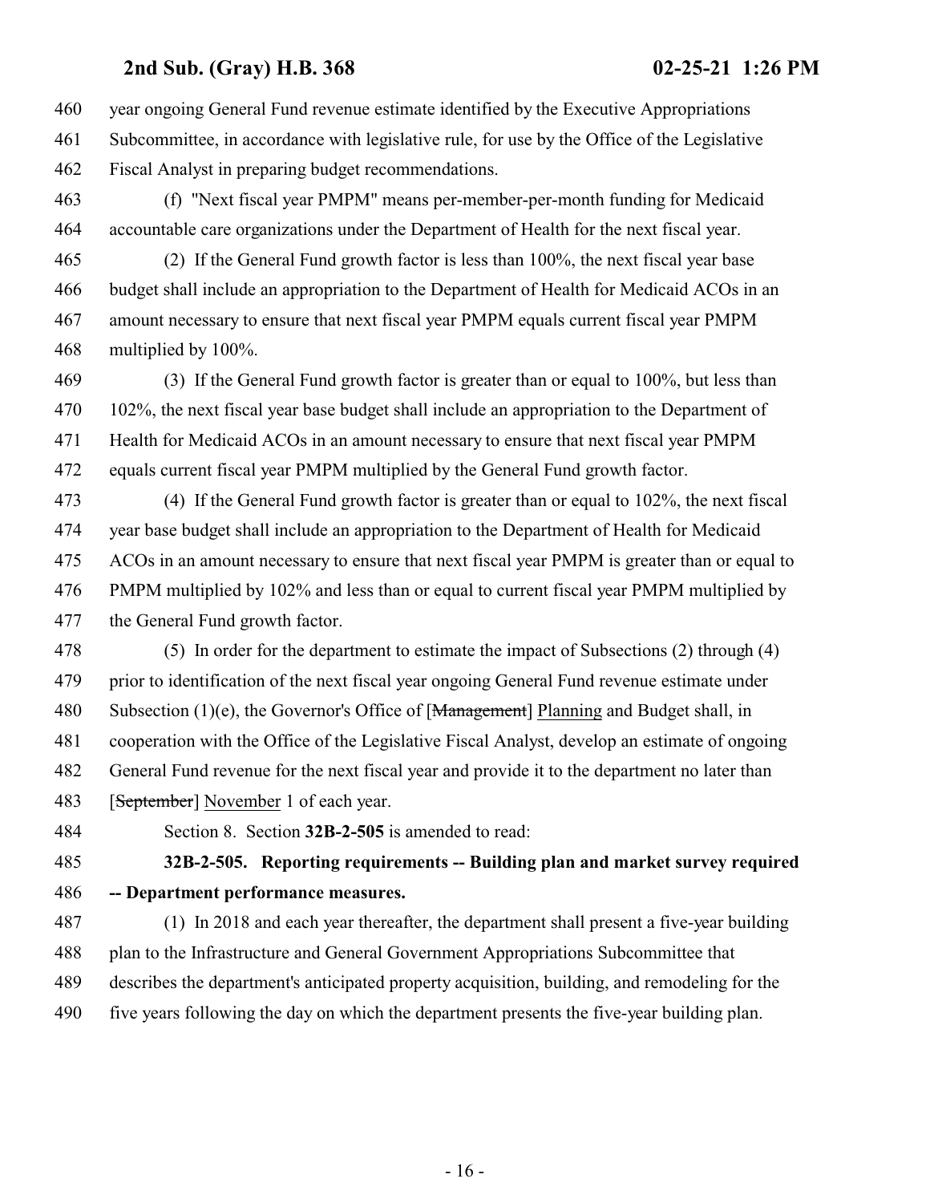year ongoing General Fund revenue estimate identified by the Executive Appropriations Subcommittee, in accordance with legislative rule, for use by the Office of the Legislative Fiscal Analyst in preparing budget recommendations.

(f) "Next fiscal year PMPM" means per-member-per-month funding for Medicaid accountable care organizations under the Department of Health for the next fiscal year.

(2) If the General Fund growth factor is less than 100%, the next fiscal year base budget shall include an appropriation to the Department of Health for Medicaid ACOs in an amount necessary to ensure that next fiscal year PMPM equals current fiscal year PMPM multiplied by 100%.

(3) If the General Fund growth factor is greater than or equal to 100%, but less than 102%, the next fiscal year base budget shall include an appropriation to the Department of Health for Medicaid ACOs in an amount necessary to ensure that next fiscal year PMPM equals current fiscal year PMPM multiplied by the General Fund growth factor.

(4) If the General Fund growth factor is greater than or equal to 102%, the next fiscal year base budget shall include an appropriation to the Department of Health for Medicaid ACOs in an amount necessary to ensure that next fiscal year PMPM is greater than or equal to PMPM multiplied by 102% and less than or equal to current fiscal year PMPM multiplied by the General Fund growth factor.

(5) In order for the department to estimate the impact of Subsections (2) through (4) prior to identification of the next fiscal year ongoing General Fund revenue estimate under Subsection (1)(e), the Governor's Office of [~~Management~~] Planning and Budget shall, in cooperation with the Office of the Legislative Fiscal Analyst, develop an estimate of ongoing General Fund revenue for the next fiscal year and provide it to the department no later than [~~September~~] November 1 of each year.

Section 8. Section **32B-2-505** is amended to read:

**32B-2-505. Reporting requirements -- Building plan and market survey required -- Department performance measures.**

(1) In 2018 and each year thereafter, the department shall present a five-year building plan to the Infrastructure and General Government Appropriations Subcommittee that describes the department's anticipated property acquisition, building, and remodeling for the five years following the day on which the department presents the five-year building plan.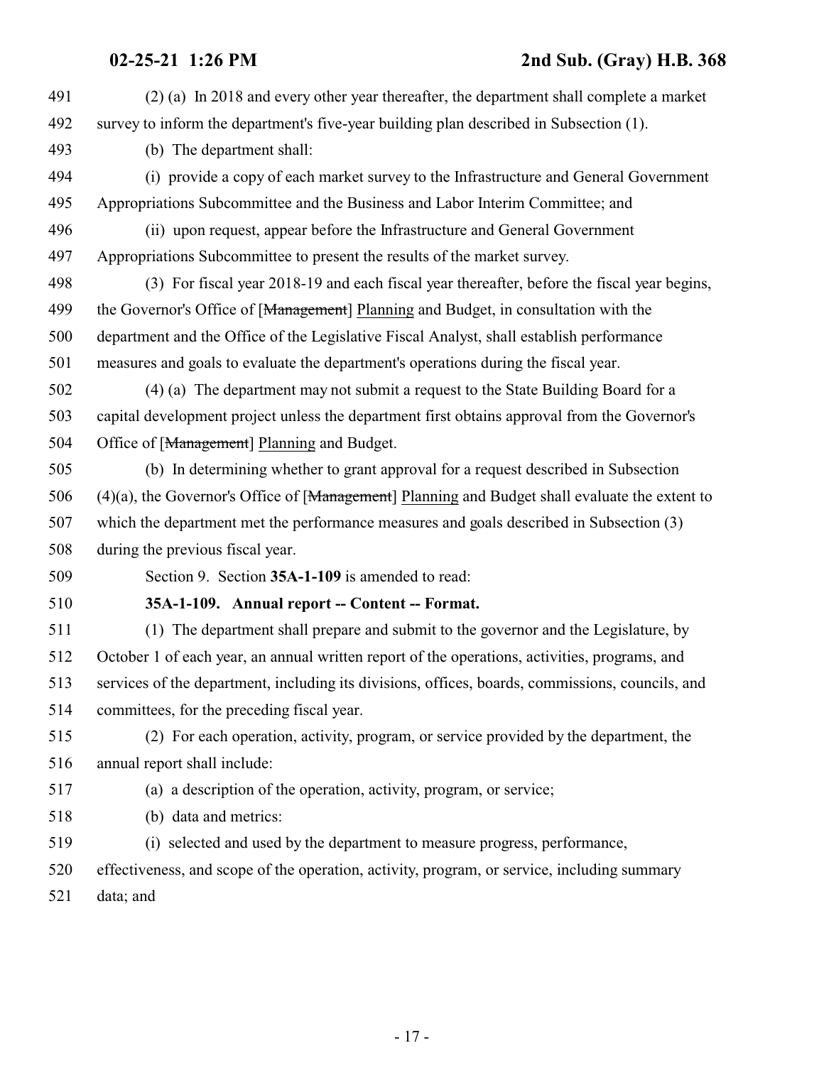(2) (a) In 2018 and every other year thereafter, the department shall complete a market survey to inform the department's five-year building plan described in Subsection (1).

(b) The department shall:

(i) provide a copy of each market survey to the Infrastructure and General Government Appropriations Subcommittee and the Business and Labor Interim Committee; and

(ii) upon request, appear before the Infrastructure and General Government Appropriations Subcommittee to present the results of the market survey.

(3) For fiscal year 2018-19 and each fiscal year thereafter, before the fiscal year begins, the Governor's Office of [~~Management~~] Planning and Budget, in consultation with the department and the Office of the Legislative Fiscal Analyst, shall establish performance measures and goals to evaluate the department's operations during the fiscal year.

(4) (a) The department may not submit a request to the State Building Board for a capital development project unless the department first obtains approval from the Governor's Office of [~~Management~~] Planning and Budget.

(b) In determining whether to grant approval for a request described in Subsection (4)(a), the Governor's Office of [~~Management~~] Planning and Budget shall evaluate the extent to which the department met the performance measures and goals described in Subsection (3) during the previous fiscal year.

Section 9. Section **35A-1-109** is amended to read:

**35A-1-109. Annual report -- Content -- Format.**

(1) The department shall prepare and submit to the governor and the Legislature, by October 1 of each year, an annual written report of the operations, activities, programs, and services of the department, including its divisions, offices, boards, commissions, councils, and committees, for the preceding fiscal year.

(2) For each operation, activity, program, or service provided by the department, the annual report shall include:

(a) a description of the operation, activity, program, or service;

(b) data and metrics:

(i) selected and used by the department to measure progress, performance, effectiveness, and scope of the operation, activity, program, or service, including summary data; and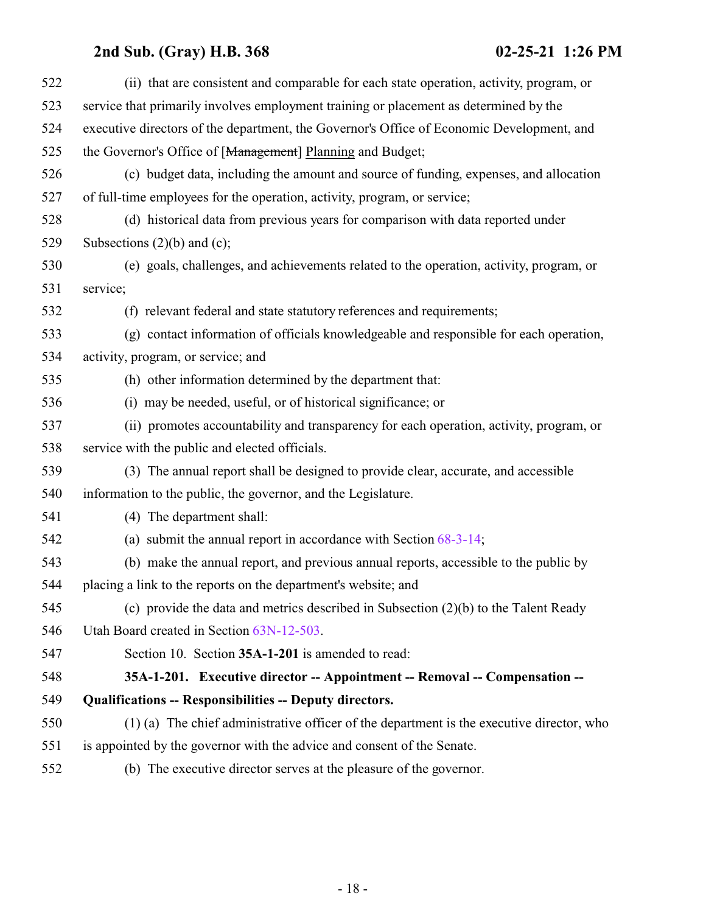(ii) that are consistent and comparable for each state operation, activity, program, or service that primarily involves employment training or placement as determined by the executive directors of the department, the Governor's Office of Economic Development, and the Governor's Office of [~~Management~~] Planning and Budget;

(c) budget data, including the amount and source of funding, expenses, and allocation of full-time employees for the operation, activity, program, or service;

(d) historical data from previous years for comparison with data reported under Subsections (2)(b) and (c);

(e) goals, challenges, and achievements related to the operation, activity, program, or service;

(f) relevant federal and state statutory references and requirements;

(g) contact information of officials knowledgeable and responsible for each operation, activity, program, or service; and

(h) other information determined by the department that:

(i) may be needed, useful, or of historical significance; or

(ii) promotes accountability and transparency for each operation, activity, program, or service with the public and elected officials.

(3) The annual report shall be designed to provide clear, accurate, and accessible information to the public, the governor, and the Legislature.

(4) The department shall:

(a) submit the annual report in accordance with Section 68-3-14;

(b) make the annual report, and previous annual reports, accessible to the public by placing a link to the reports on the department's website; and

(c) provide the data and metrics described in Subsection (2)(b) to the Talent Ready Utah Board created in Section 63N-12-503.

Section 10. Section **35A-1-201** is amended to read:

**35A-1-201. Executive director -- Appointment -- Removal -- Compensation -- Qualifications -- Responsibilities -- Deputy directors.**

(1) (a) The chief administrative officer of the department is the executive director, who is appointed by the governor with the advice and consent of the Senate.

(b) The executive director serves at the pleasure of the governor.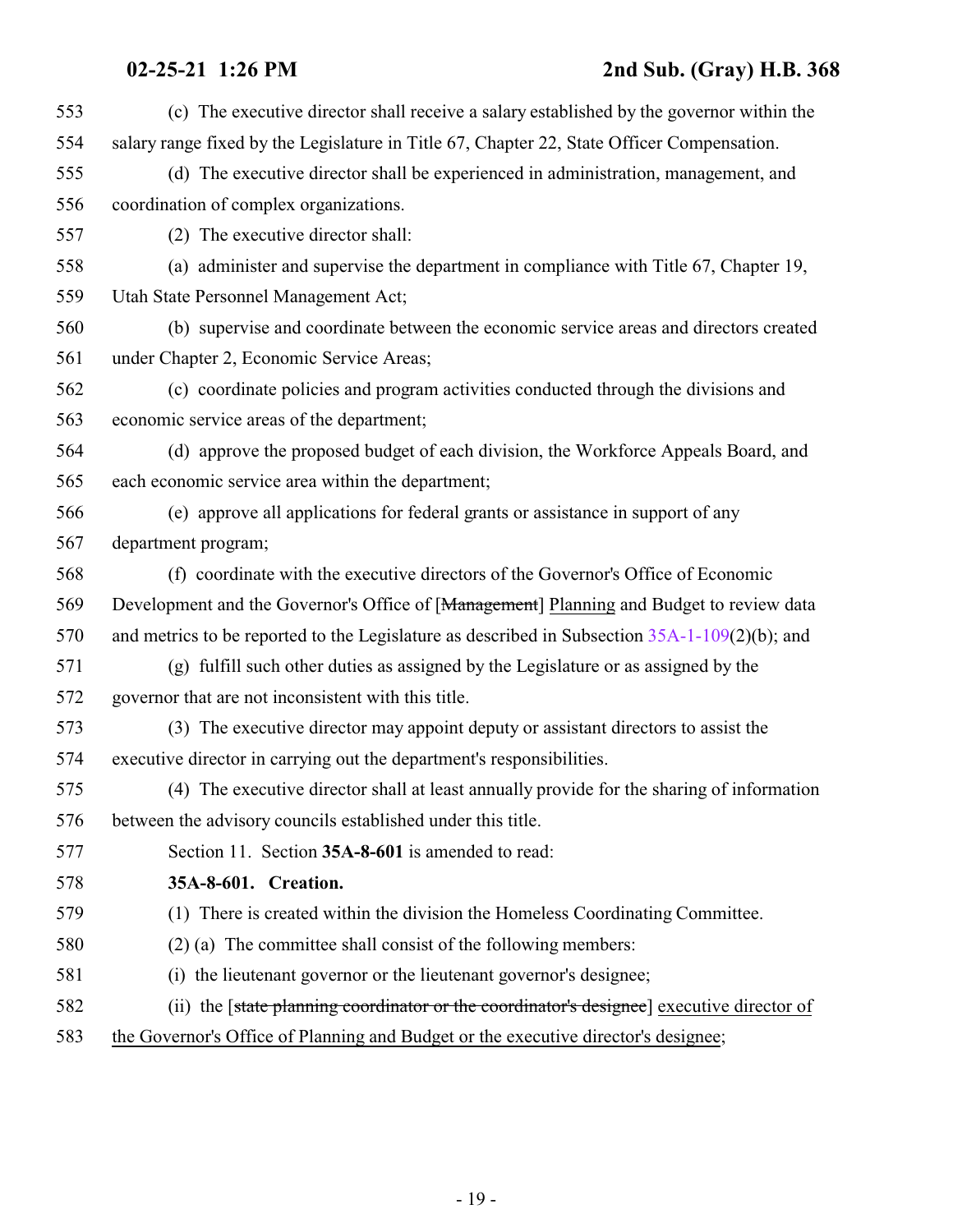(c) The executive director shall receive a salary established by the governor within the salary range fixed by the Legislature in Title 67, Chapter 22, State Officer Compensation.

(d) The executive director shall be experienced in administration, management, and coordination of complex organizations.

(2) The executive director shall:

(a) administer and supervise the department in compliance with Title 67, Chapter 19, Utah State Personnel Management Act;

(b) supervise and coordinate between the economic service areas and directors created under Chapter 2, Economic Service Areas;

(c) coordinate policies and program activities conducted through the divisions and economic service areas of the department;

(d) approve the proposed budget of each division, the Workforce Appeals Board, and each economic service area within the department;

(e) approve all applications for federal grants or assistance in support of any department program;

(f) coordinate with the executive directors of the Governor's Office of Economic Development and the Governor's Office of [~~Management~~] Planning and Budget to review data and metrics to be reported to the Legislature as described in Subsection 35A-1-109(2)(b); and

(g) fulfill such other duties as assigned by the Legislature or as assigned by the governor that are not inconsistent with this title.

(3) The executive director may appoint deputy or assistant directors to assist the executive director in carrying out the department's responsibilities.

(4) The executive director shall at least annually provide for the sharing of information between the advisory councils established under this title.

Section 11. Section **35A-8-601** is amended to read:

**35A-8-601. Creation.**

(1) There is created within the division the Homeless Coordinating Committee.

(2) (a) The committee shall consist of the following members:

(i) the lieutenant governor or the lieutenant governor's designee;

(ii) the [~~state planning coordinator or the coordinator's designee~~] executive director of the Governor's Office of Planning and Budget or the executive director's designee;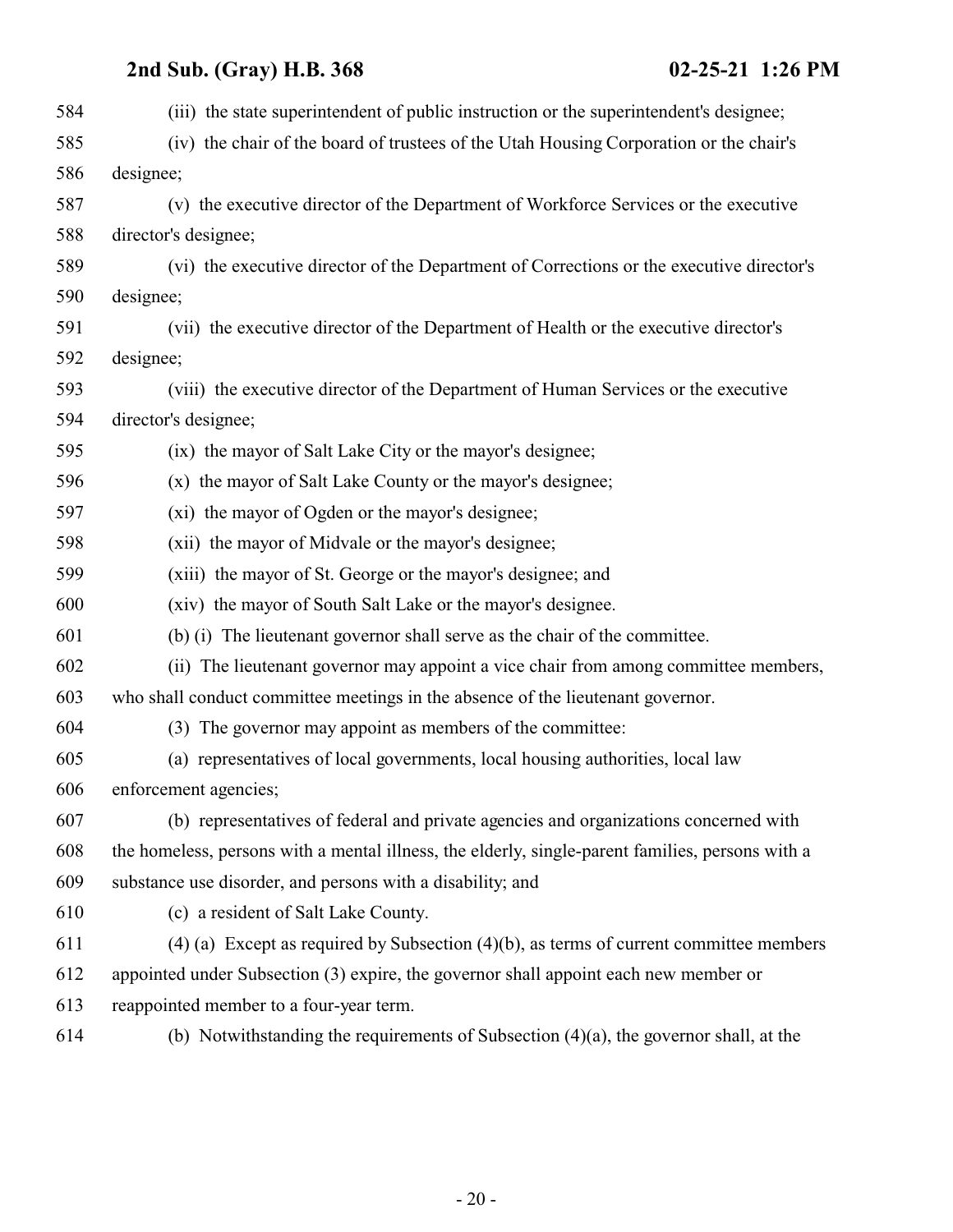(iii) the state superintendent of public instruction or the superintendent's designee;

(iv) the chair of the board of trustees of the Utah Housing Corporation or the chair's designee;

(v) the executive director of the Department of Workforce Services or the executive director's designee;

(vi) the executive director of the Department of Corrections or the executive director's designee;

(vii) the executive director of the Department of Health or the executive director's designee;

(viii) the executive director of the Department of Human Services or the executive director's designee;

(ix) the mayor of Salt Lake City or the mayor's designee;

(x) the mayor of Salt Lake County or the mayor's designee;

(xi) the mayor of Ogden or the mayor's designee;

(xii) the mayor of Midvale or the mayor's designee;

(xiii) the mayor of St. George or the mayor's designee; and

(xiv) the mayor of South Salt Lake or the mayor's designee.

(b) (i) The lieutenant governor shall serve as the chair of the committee.

(ii) The lieutenant governor may appoint a vice chair from among committee members, who shall conduct committee meetings in the absence of the lieutenant governor.

(3) The governor may appoint as members of the committee:

(a) representatives of local governments, local housing authorities, local law enforcement agencies;

(b) representatives of federal and private agencies and organizations concerned with the homeless, persons with a mental illness, the elderly, single-parent families, persons with a substance use disorder, and persons with a disability; and

(c) a resident of Salt Lake County.

(4) (a) Except as required by Subsection (4)(b), as terms of current committee members appointed under Subsection (3) expire, the governor shall appoint each new member or reappointed member to a four-year term.

(b) Notwithstanding the requirements of Subsection (4)(a), the governor shall, at the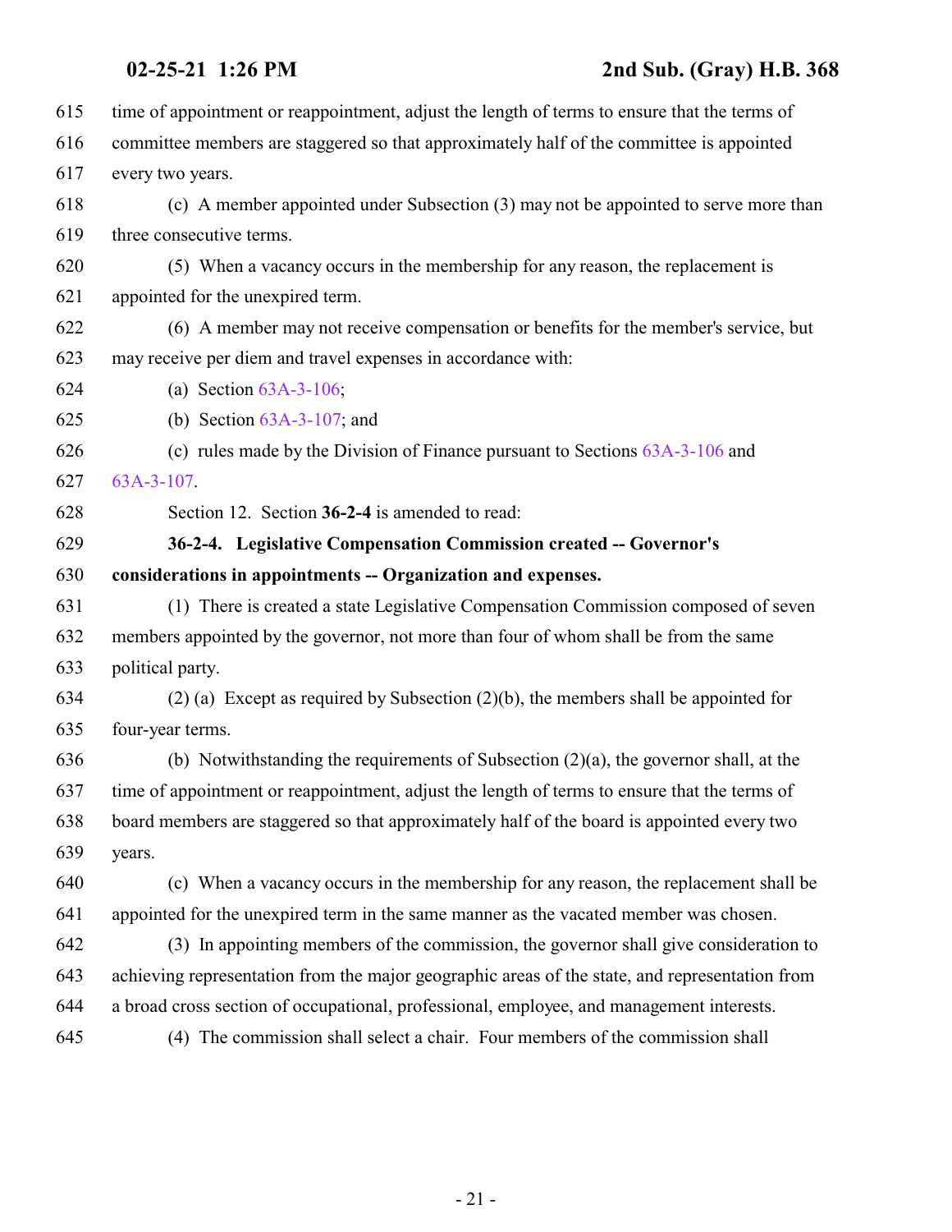time of appointment or reappointment, adjust the length of terms to ensure that the terms of committee members are staggered so that approximately half of the committee is appointed every two years.

(c) A member appointed under Subsection (3) may not be appointed to serve more than three consecutive terms.

(5) When a vacancy occurs in the membership for any reason, the replacement is appointed for the unexpired term.

(6) A member may not receive compensation or benefits for the member's service, but may receive per diem and travel expenses in accordance with:

(a) Section 63A-3-106;

(b) Section 63A-3-107; and

(c) rules made by the Division of Finance pursuant to Sections 63A-3-106 and 63A-3-107.

Section 12. Section **36-2-4** is amended to read:

**36-2-4. Legislative Compensation Commission created -- Governor's considerations in appointments -- Organization and expenses.**

(1) There is created a state Legislative Compensation Commission composed of seven members appointed by the governor, not more than four of whom shall be from the same political party.

(2) (a) Except as required by Subsection (2)(b), the members shall be appointed for four-year terms.

(b) Notwithstanding the requirements of Subsection (2)(a), the governor shall, at the time of appointment or reappointment, adjust the length of terms to ensure that the terms of board members are staggered so that approximately half of the board is appointed every two years.

(c) When a vacancy occurs in the membership for any reason, the replacement shall be appointed for the unexpired term in the same manner as the vacated member was chosen.

(3) In appointing members of the commission, the governor shall give consideration to achieving representation from the major geographic areas of the state, and representation from a broad cross section of occupational, professional, employee, and management interests.

(4) The commission shall select a chair. Four members of the commission shall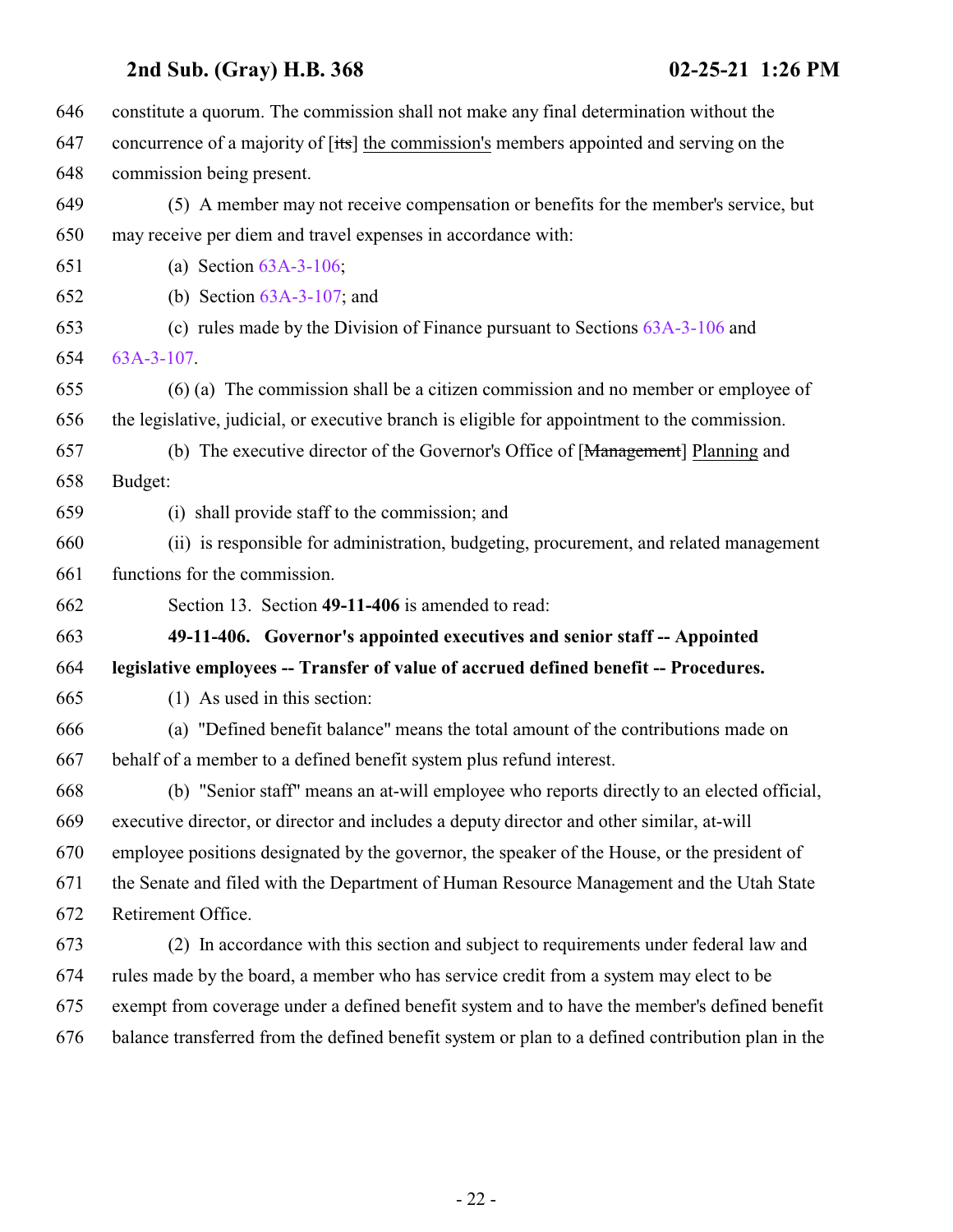constitute a quorum. The commission shall not make any final determination without the concurrence of a majority of [~~its~~] the commission's members appointed and serving on the commission being present.

(5) A member may not receive compensation or benefits for the member's service, but may receive per diem and travel expenses in accordance with:

(a) Section 63A-3-106;

(b) Section 63A-3-107; and

(c) rules made by the Division of Finance pursuant to Sections 63A-3-106 and 63A-3-107.

(6) (a) The commission shall be a citizen commission and no member or employee of the legislative, judicial, or executive branch is eligible for appointment to the commission.

(b) The executive director of the Governor's Office of [~~Management~~] Planning and Budget:

(i) shall provide staff to the commission; and

(ii) is responsible for administration, budgeting, procurement, and related management functions for the commission.

Section 13. Section **49-11-406** is amended to read:

**49-11-406. Governor's appointed executives and senior staff -- Appointed legislative employees -- Transfer of value of accrued defined benefit -- Procedures.**

(1) As used in this section:

(a) "Defined benefit balance" means the total amount of the contributions made on behalf of a member to a defined benefit system plus refund interest.

(b) "Senior staff" means an at-will employee who reports directly to an elected official, executive director, or director and includes a deputy director and other similar, at-will employee positions designated by the governor, the speaker of the House, or the president of the Senate and filed with the Department of Human Resource Management and the Utah State Retirement Office.

(2) In accordance with this section and subject to requirements under federal law and rules made by the board, a member who has service credit from a system may elect to be exempt from coverage under a defined benefit system and to have the member's defined benefit balance transferred from the defined benefit system or plan to a defined contribution plan in the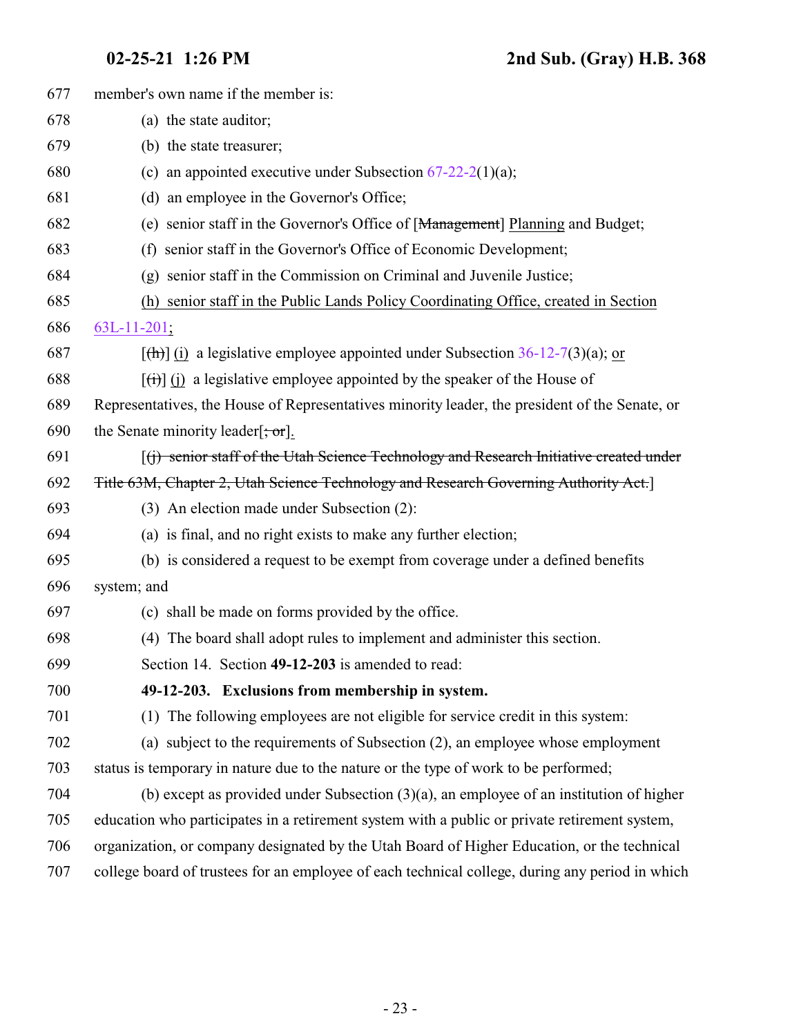member's own name if the member is:

(a) the state auditor;

(b) the state treasurer;

(c) an appointed executive under Subsection 67-22-2(1)(a);

(d) an employee in the Governor's Office;

(e) senior staff in the Governor's Office of [~~Management~~] Planning and Budget;

(f) senior staff in the Governor's Office of Economic Development;

(g) senior staff in the Commission on Criminal and Juvenile Justice;

(h) senior staff in the Public Lands Policy Coordinating Office, created in Section 63L-11-201;

[~~(h)~~] (i) a legislative employee appointed under Subsection 36-12-7(3)(a); or

[~~(i)~~] (j) a legislative employee appointed by the speaker of the House of Representatives, the House of Representatives minority leader, the president of the Senate, or the Senate minority leader[~~; or~~].

[~~(j) senior staff of the Utah Science Technology and Research Initiative created under Title 63M, Chapter 2, Utah Science Technology and Research Governing Authority Act.~~]

(3) An election made under Subsection (2):

(a) is final, and no right exists to make any further election;

(b) is considered a request to be exempt from coverage under a defined benefits system; and

(c) shall be made on forms provided by the office.

(4) The board shall adopt rules to implement and administer this section.

Section 14. Section **49-12-203** is amended to read:

**49-12-203. Exclusions from membership in system.**

(1) The following employees are not eligible for service credit in this system:

(a) subject to the requirements of Subsection (2), an employee whose employment status is temporary in nature due to the nature or the type of work to be performed;

(b) except as provided under Subsection (3)(a), an employee of an institution of higher education who participates in a retirement system with a public or private retirement system, organization, or company designated by the Utah Board of Higher Education, or the technical college board of trustees for an employee of each technical college, during any period in which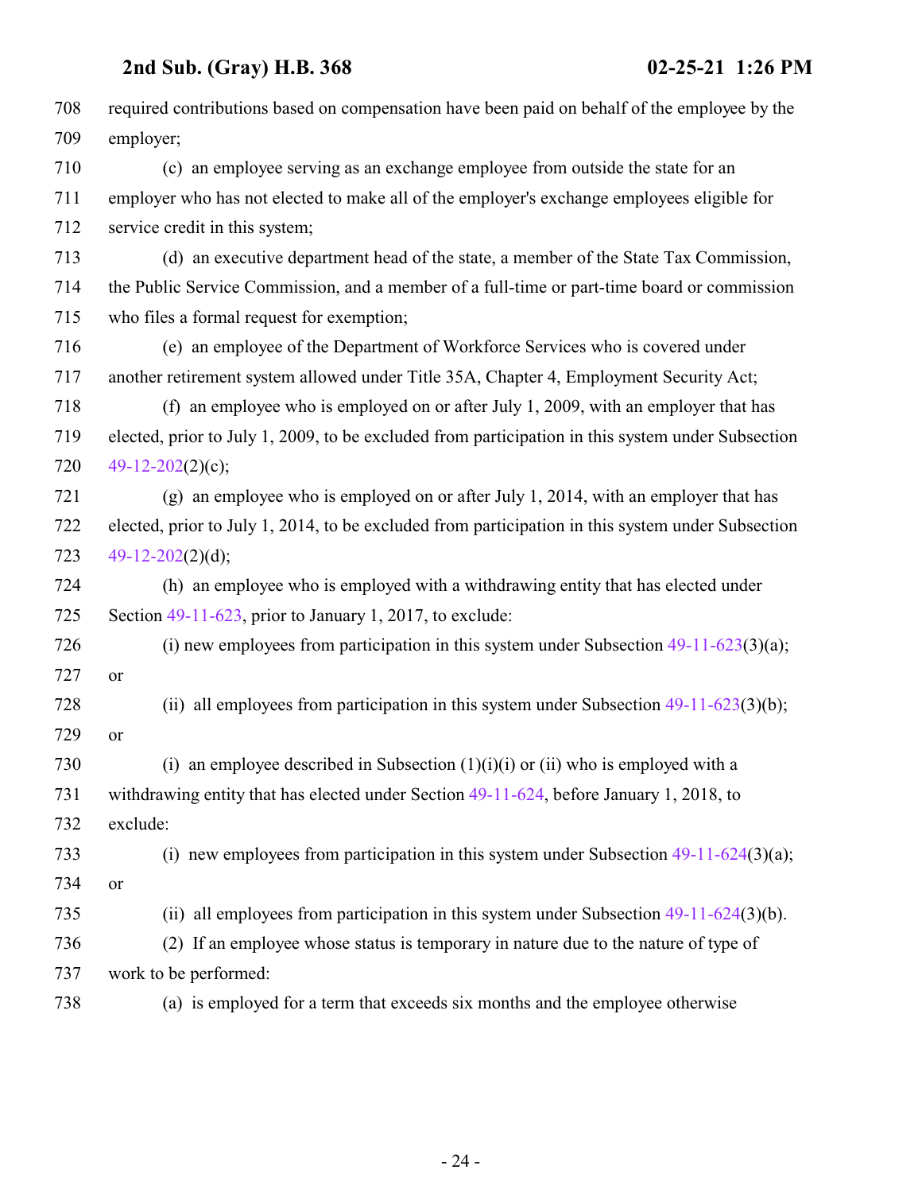required contributions based on compensation have been paid on behalf of the employee by the employer;

(c) an employee serving as an exchange employee from outside the state for an employer who has not elected to make all of the employer's exchange employees eligible for service credit in this system;

(d) an executive department head of the state, a member of the State Tax Commission, the Public Service Commission, and a member of a full-time or part-time board or commission who files a formal request for exemption;

(e) an employee of the Department of Workforce Services who is covered under another retirement system allowed under Title 35A, Chapter 4, Employment Security Act;

(f) an employee who is employed on or after July 1, 2009, with an employer that has elected, prior to July 1, 2009, to be excluded from participation in this system under Subsection 49-12-202(2)(c);

(g) an employee who is employed on or after July 1, 2014, with an employer that has elected, prior to July 1, 2014, to be excluded from participation in this system under Subsection 49-12-202(2)(d);

(h) an employee who is employed with a withdrawing entity that has elected under Section 49-11-623, prior to January 1, 2017, to exclude:

(i) new employees from participation in this system under Subsection 49-11-623(3)(a); or

(ii) all employees from participation in this system under Subsection 49-11-623(3)(b); or

(i) an employee described in Subsection (1)(i)(i) or (ii) who is employed with a withdrawing entity that has elected under Section 49-11-624, before January 1, 2018, to exclude:

(i) new employees from participation in this system under Subsection 49-11-624(3)(a); or

(ii) all employees from participation in this system under Subsection 49-11-624(3)(b).

(2) If an employee whose status is temporary in nature due to the nature of type of work to be performed:

(a) is employed for a term that exceeds six months and the employee otherwise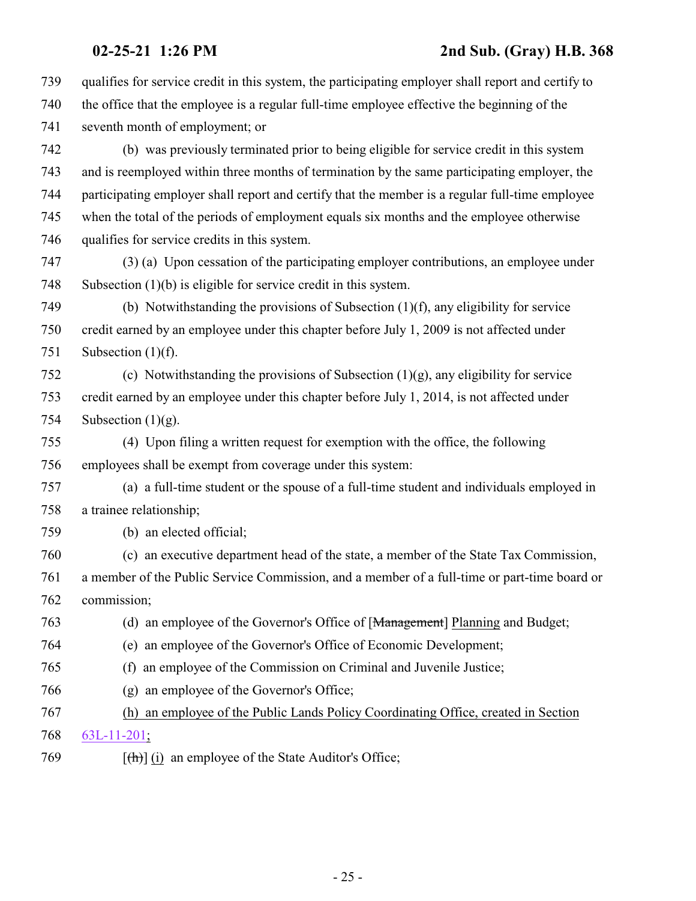qualifies for service credit in this system, the participating employer shall report and certify to the office that the employee is a regular full-time employee effective the beginning of the seventh month of employment; or

(b) was previously terminated prior to being eligible for service credit in this system and is reemployed within three months of termination by the same participating employer, the participating employer shall report and certify that the member is a regular full-time employee when the total of the periods of employment equals six months and the employee otherwise qualifies for service credits in this system.

(3) (a) Upon cessation of the participating employer contributions, an employee under Subsection (1)(b) is eligible for service credit in this system.

(b) Notwithstanding the provisions of Subsection (1)(f), any eligibility for service credit earned by an employee under this chapter before July 1, 2009 is not affected under Subsection (1)(f).

(c) Notwithstanding the provisions of Subsection (1)(g), any eligibility for service credit earned by an employee under this chapter before July 1, 2014, is not affected under Subsection (1)(g).

(4) Upon filing a written request for exemption with the office, the following employees shall be exempt from coverage under this system:

(a) a full-time student or the spouse of a full-time student and individuals employed in a trainee relationship;

(b) an elected official;

(c) an executive department head of the state, a member of the State Tax Commission, a member of the Public Service Commission, and a member of a full-time or part-time board or commission;

(d) an employee of the Governor's Office of [~~Management~~] Planning and Budget;

(e) an employee of the Governor's Office of Economic Development;

(f) an employee of the Commission on Criminal and Juvenile Justice;

(g) an employee of the Governor's Office;

(h) an employee of the Public Lands Policy Coordinating Office, created in Section 63L-11-201;

[~~(h)~~] (i) an employee of the State Auditor's Office;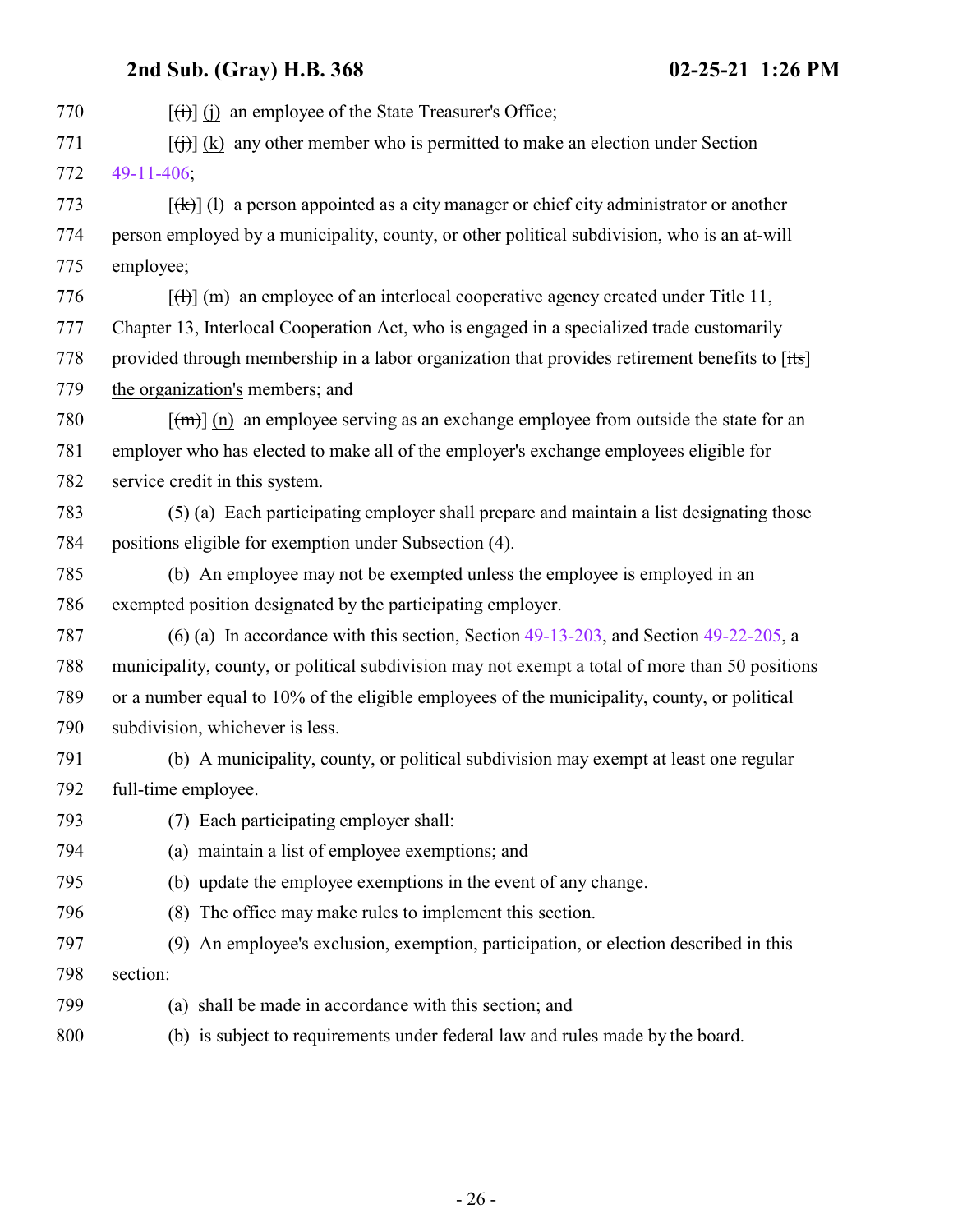[(i)] (j) an employee of the State Treasurer's Office;

[(j)] (k) any other member who is permitted to make an election under Section 49-11-406;

[(k)] (l) a person appointed as a city manager or chief city administrator or another person employed by a municipality, county, or other political subdivision, who is an at-will employee;

[(l)] (m) an employee of an interlocal cooperative agency created under Title 11, Chapter 13, Interlocal Cooperation Act, who is engaged in a specialized trade customarily provided through membership in a labor organization that provides retirement benefits to [its] the organization's members; and

[(m)] (n) an employee serving as an exchange employee from outside the state for an employer who has elected to make all of the employer's exchange employees eligible for service credit in this system.

(5) (a) Each participating employer shall prepare and maintain a list designating those positions eligible for exemption under Subsection (4).

(b) An employee may not be exempted unless the employee is employed in an exempted position designated by the participating employer.

(6) (a) In accordance with this section, Section 49-13-203, and Section 49-22-205, a municipality, county, or political subdivision may not exempt a total of more than 50 positions or a number equal to 10% of the eligible employees of the municipality, county, or political subdivision, whichever is less.

(b) A municipality, county, or political subdivision may exempt at least one regular full-time employee.

(7) Each participating employer shall:

(a) maintain a list of employee exemptions; and

(b) update the employee exemptions in the event of any change.

(8) The office may make rules to implement this section.

(9) An employee's exclusion, exemption, participation, or election described in this section:

(a) shall be made in accordance with this section; and

(b) is subject to requirements under federal law and rules made by the board.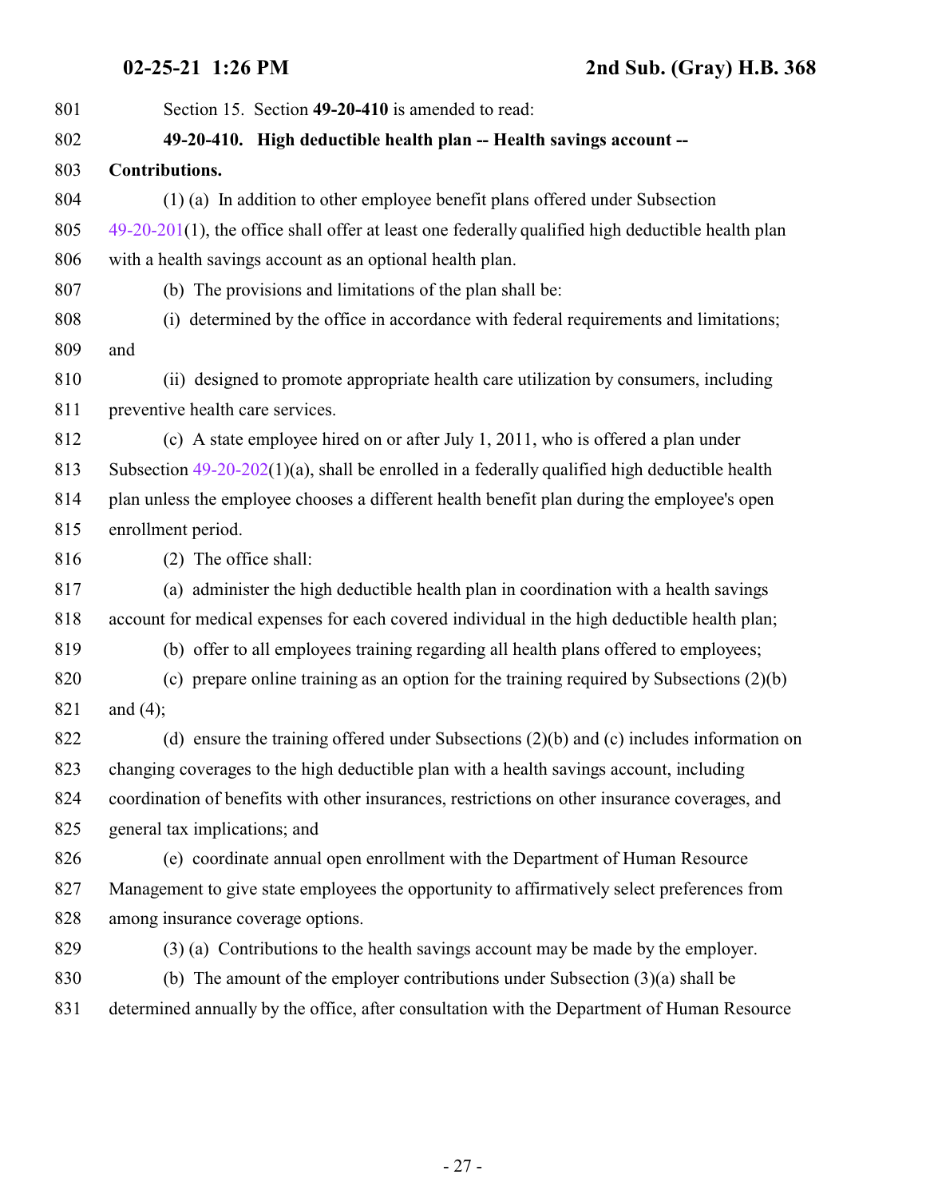Section 15. Section **49-20-410** is amended to read:

**49-20-410. High deductible health plan -- Health savings account -- Contributions.**

(1) (a) In addition to other employee benefit plans offered under Subsection 49-20-201(1), the office shall offer at least one federally qualified high deductible health plan with a health savings account as an optional health plan.

(b) The provisions and limitations of the plan shall be:

(i) determined by the office in accordance with federal requirements and limitations; and

(ii) designed to promote appropriate health care utilization by consumers, including preventive health care services.

(c) A state employee hired on or after July 1, 2011, who is offered a plan under Subsection 49-20-202(1)(a), shall be enrolled in a federally qualified high deductible health plan unless the employee chooses a different health benefit plan during the employee's open enrollment period.

(2) The office shall:

(a) administer the high deductible health plan in coordination with a health savings account for medical expenses for each covered individual in the high deductible health plan;

(b) offer to all employees training regarding all health plans offered to employees;

(c) prepare online training as an option for the training required by Subsections (2)(b) and (4);

(d) ensure the training offered under Subsections (2)(b) and (c) includes information on changing coverages to the high deductible plan with a health savings account, including coordination of benefits with other insurances, restrictions on other insurance coverages, and general tax implications; and

(e) coordinate annual open enrollment with the Department of Human Resource Management to give state employees the opportunity to affirmatively select preferences from among insurance coverage options.

(3) (a) Contributions to the health savings account may be made by the employer.

(b) The amount of the employer contributions under Subsection (3)(a) shall be determined annually by the office, after consultation with the Department of Human Resource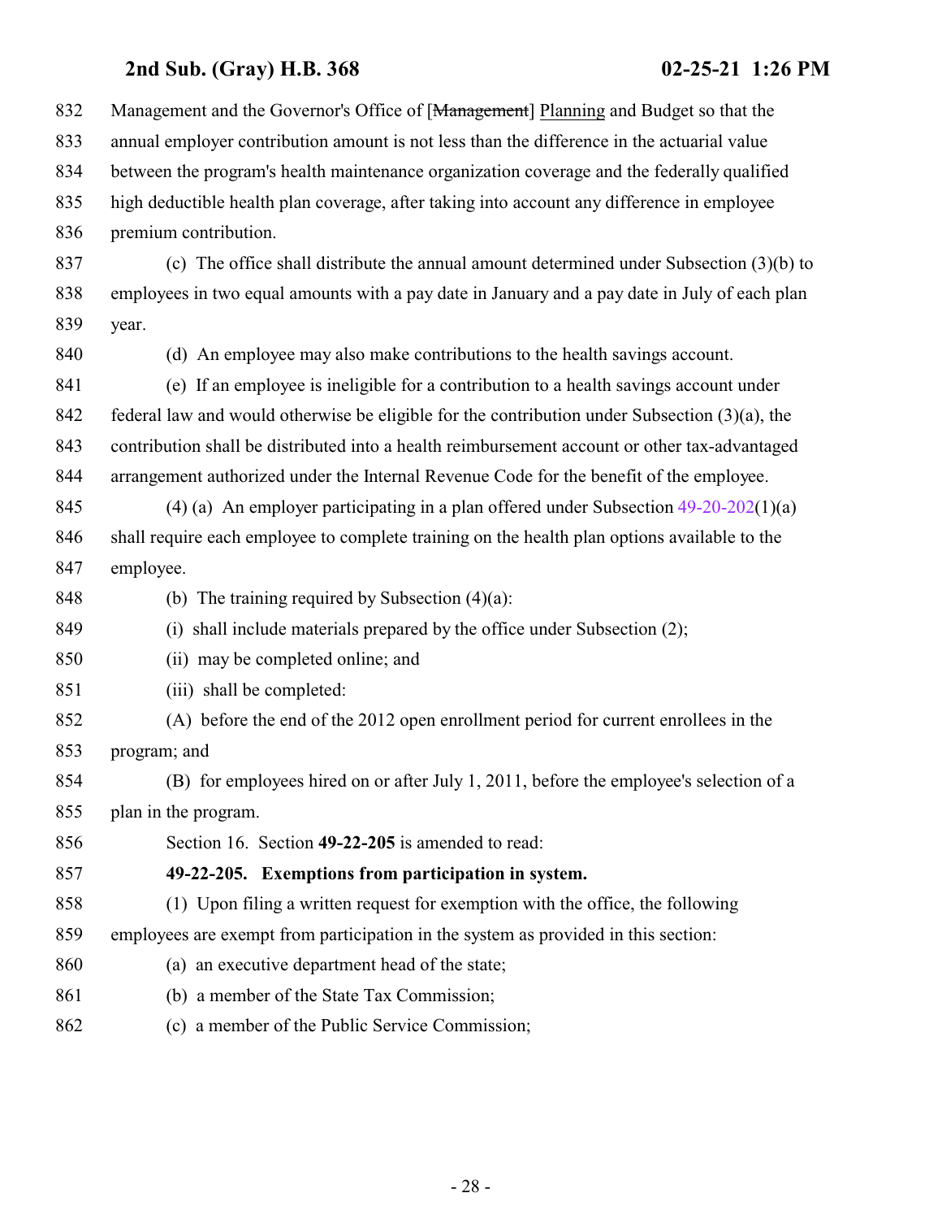Management and the Governor's Office of [~~Management~~] Planning and Budget so that the annual employer contribution amount is not less than the difference in the actuarial value between the program's health maintenance organization coverage and the federally qualified high deductible health plan coverage, after taking into account any difference in employee premium contribution.

(c) The office shall distribute the annual amount determined under Subsection (3)(b) to employees in two equal amounts with a pay date in January and a pay date in July of each plan year.

(d) An employee may also make contributions to the health savings account.

(e) If an employee is ineligible for a contribution to a health savings account under federal law and would otherwise be eligible for the contribution under Subsection (3)(a), the contribution shall be distributed into a health reimbursement account or other tax-advantaged arrangement authorized under the Internal Revenue Code for the benefit of the employee.

(4) (a) An employer participating in a plan offered under Subsection 49-20-202(1)(a) shall require each employee to complete training on the health plan options available to the employee.

(b) The training required by Subsection (4)(a):

(i) shall include materials prepared by the office under Subsection (2);

(ii) may be completed online; and

(iii) shall be completed:

(A) before the end of the 2012 open enrollment period for current enrollees in the program; and

(B) for employees hired on or after July 1, 2011, before the employee's selection of a plan in the program.

Section 16. Section **49-22-205** is amended to read:

**49-22-205. Exemptions from participation in system.**

(1) Upon filing a written request for exemption with the office, the following employees are exempt from participation in the system as provided in this section:

(a) an executive department head of the state;

(b) a member of the State Tax Commission;

(c) a member of the Public Service Commission;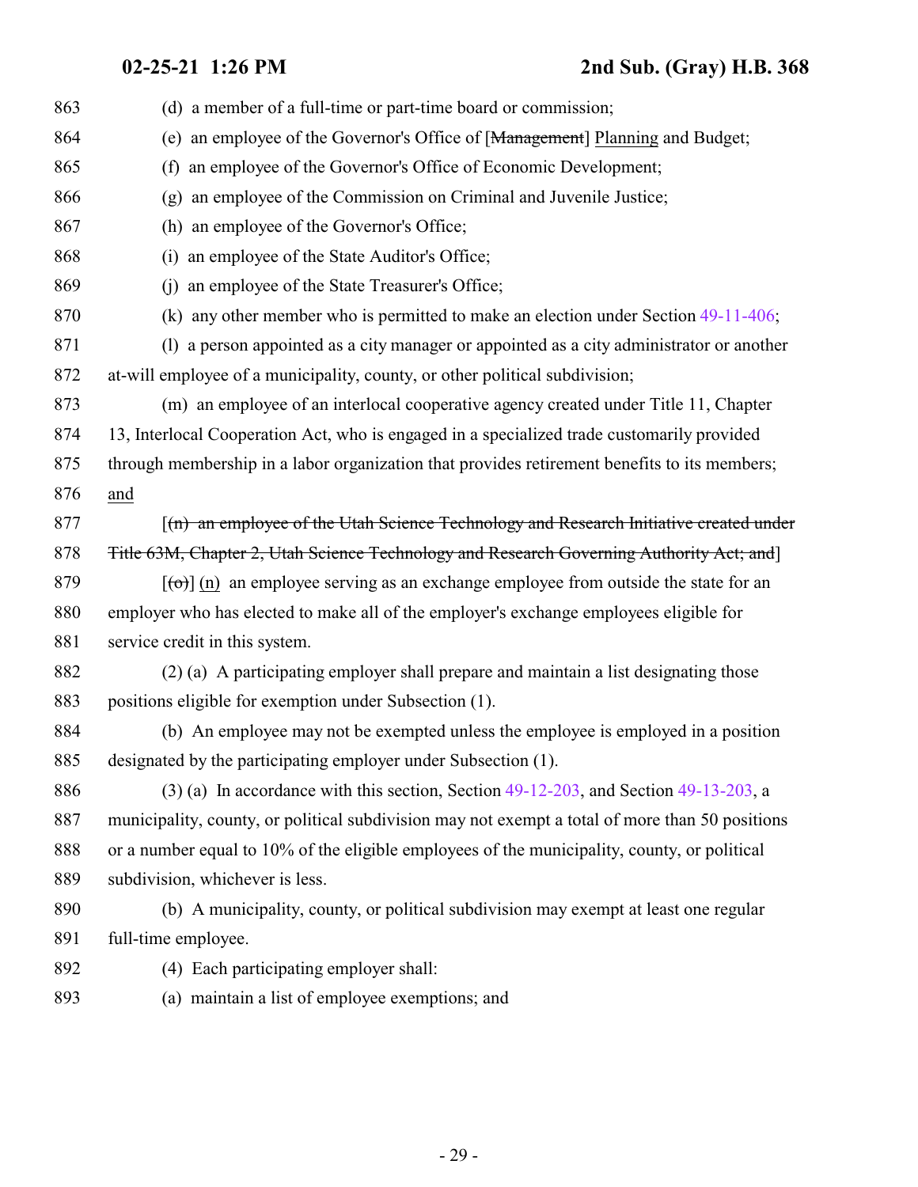(d) a member of a full-time or part-time board or commission;

(e) an employee of the Governor's Office of [~~Management~~] Planning and Budget;

(f) an employee of the Governor's Office of Economic Development;

(g) an employee of the Commission on Criminal and Juvenile Justice;

(h) an employee of the Governor's Office;

(i) an employee of the State Auditor's Office;

(j) an employee of the State Treasurer's Office;

(k) any other member who is permitted to make an election under Section 49-11-406;

(l) a person appointed as a city manager or appointed as a city administrator or another at-will employee of a municipality, county, or other political subdivision;

(m) an employee of an interlocal cooperative agency created under Title 11, Chapter 13, Interlocal Cooperation Act, who is engaged in a specialized trade customarily provided through membership in a labor organization that provides retirement benefits to its members; and

[~~(n) an employee of the Utah Science Technology and Research Initiative created under Title 63M, Chapter 2, Utah Science Technology and Research Governing Authority Act; and~~]

[~~(o)~~] (n) an employee serving as an exchange employee from outside the state for an employer who has elected to make all of the employer's exchange employees eligible for service credit in this system.

(2) (a) A participating employer shall prepare and maintain a list designating those positions eligible for exemption under Subsection (1).

(b) An employee may not be exempted unless the employee is employed in a position designated by the participating employer under Subsection (1).

(3) (a) In accordance with this section, Section 49-12-203, and Section 49-13-203, a municipality, county, or political subdivision may not exempt a total of more than 50 positions or a number equal to 10% of the eligible employees of the municipality, county, or political subdivision, whichever is less.

(b) A municipality, county, or political subdivision may exempt at least one regular full-time employee.

(4) Each participating employer shall:

(a) maintain a list of employee exemptions; and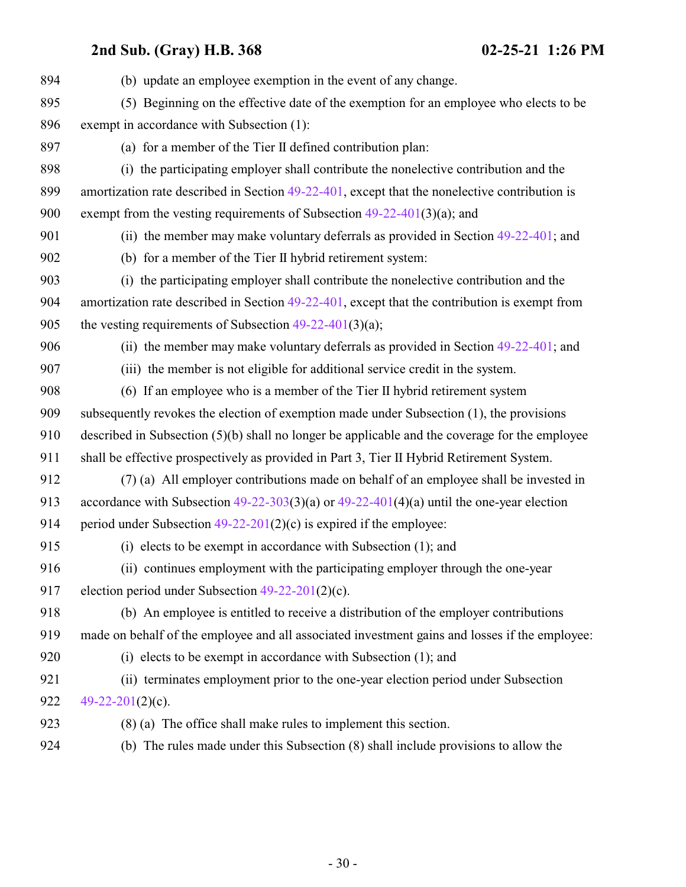(b) update an employee exemption in the event of any change.

(5) Beginning on the effective date of the exemption for an employee who elects to be exempt in accordance with Subsection (1):

(a) for a member of the Tier II defined contribution plan:

(i) the participating employer shall contribute the nonelective contribution and the amortization rate described in Section 49-22-401, except that the nonelective contribution is exempt from the vesting requirements of Subsection 49-22-401(3)(a); and

(ii) the member may make voluntary deferrals as provided in Section 49-22-401; and

(b) for a member of the Tier II hybrid retirement system:

(i) the participating employer shall contribute the nonelective contribution and the amortization rate described in Section 49-22-401, except that the contribution is exempt from the vesting requirements of Subsection 49-22-401(3)(a);

(ii) the member may make voluntary deferrals as provided in Section 49-22-401; and

(iii) the member is not eligible for additional service credit in the system.

(6) If an employee who is a member of the Tier II hybrid retirement system subsequently revokes the election of exemption made under Subsection (1), the provisions described in Subsection (5)(b) shall no longer be applicable and the coverage for the employee shall be effective prospectively as provided in Part 3, Tier II Hybrid Retirement System.

(7) (a) All employer contributions made on behalf of an employee shall be invested in accordance with Subsection 49-22-303(3)(a) or 49-22-401(4)(a) until the one-year election period under Subsection 49-22-201(2)(c) is expired if the employee:

(i) elects to be exempt in accordance with Subsection (1); and

(ii) continues employment with the participating employer through the one-year election period under Subsection 49-22-201(2)(c).

(b) An employee is entitled to receive a distribution of the employer contributions made on behalf of the employee and all associated investment gains and losses if the employee:

(i) elects to be exempt in accordance with Subsection (1); and

(ii) terminates employment prior to the one-year election period under Subsection 49-22-201(2)(c).

(8) (a) The office shall make rules to implement this section.

(b) The rules made under this Subsection (8) shall include provisions to allow the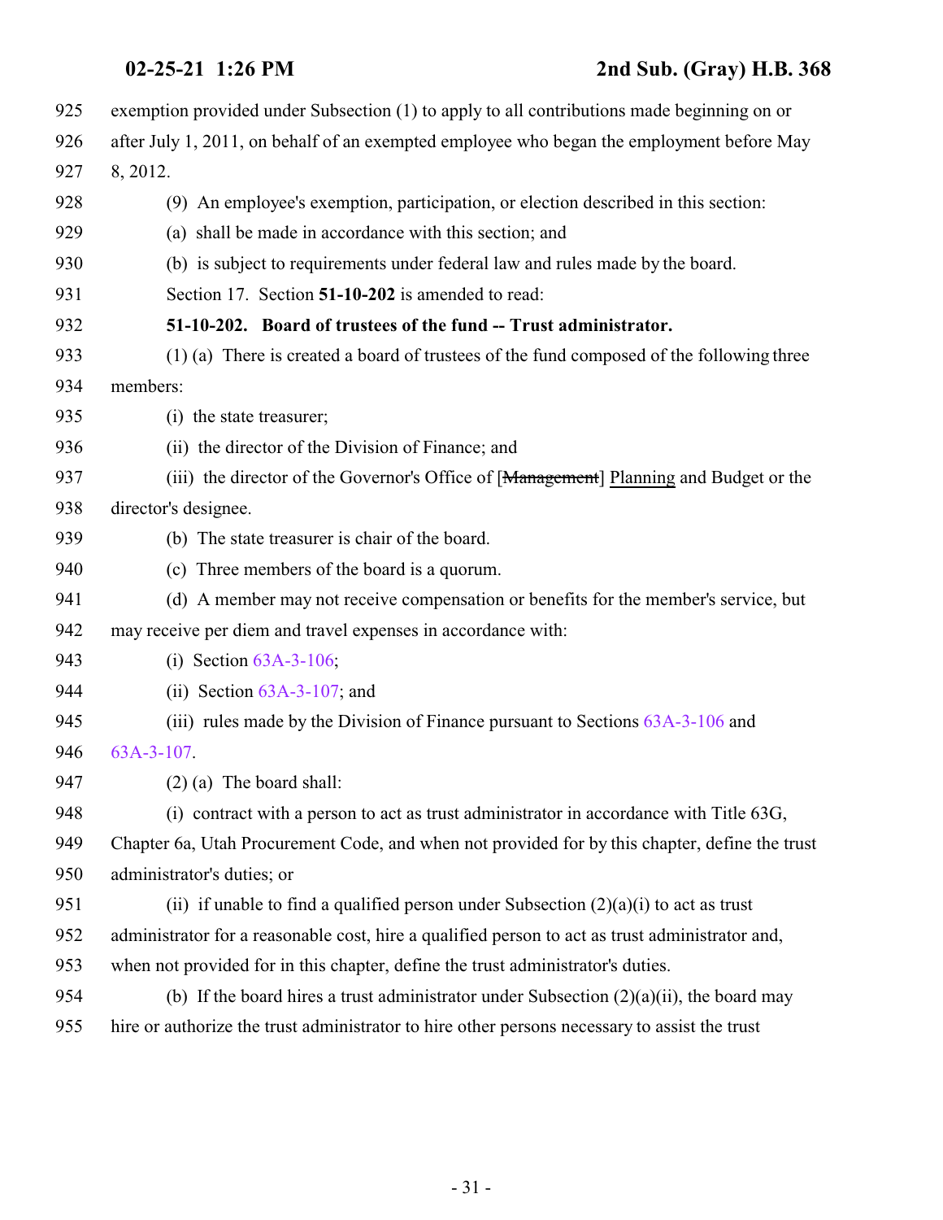exemption provided under Subsection (1) to apply to all contributions made beginning on or after July 1, 2011, on behalf of an exempted employee who began the employment before May 8, 2012.

(9) An employee's exemption, participation, or election described in this section:

(a) shall be made in accordance with this section; and

(b) is subject to requirements under federal law and rules made by the board.

Section 17. Section **51-10-202** is amended to read:

**51-10-202. Board of trustees of the fund -- Trust administrator.**

(1) (a) There is created a board of trustees of the fund composed of the following three members:

(i) the state treasurer;

(ii) the director of the Division of Finance; and

(iii) the director of the Governor's Office of [~~Management~~] Planning and Budget or the director's designee.

(b) The state treasurer is chair of the board.

(c) Three members of the board is a quorum.

(d) A member may not receive compensation or benefits for the member's service, but may receive per diem and travel expenses in accordance with:

(i) Section 63A-3-106;

(ii) Section 63A-3-107; and

(iii) rules made by the Division of Finance pursuant to Sections 63A-3-106 and 63A-3-107.

(2) (a) The board shall:

(i) contract with a person to act as trust administrator in accordance with Title 63G, Chapter 6a, Utah Procurement Code, and when not provided for by this chapter, define the trust administrator's duties; or

(ii) if unable to find a qualified person under Subsection (2)(a)(i) to act as trust administrator for a reasonable cost, hire a qualified person to act as trust administrator and, when not provided for in this chapter, define the trust administrator's duties.

(b) If the board hires a trust administrator under Subsection (2)(a)(ii), the board may hire or authorize the trust administrator to hire other persons necessary to assist the trust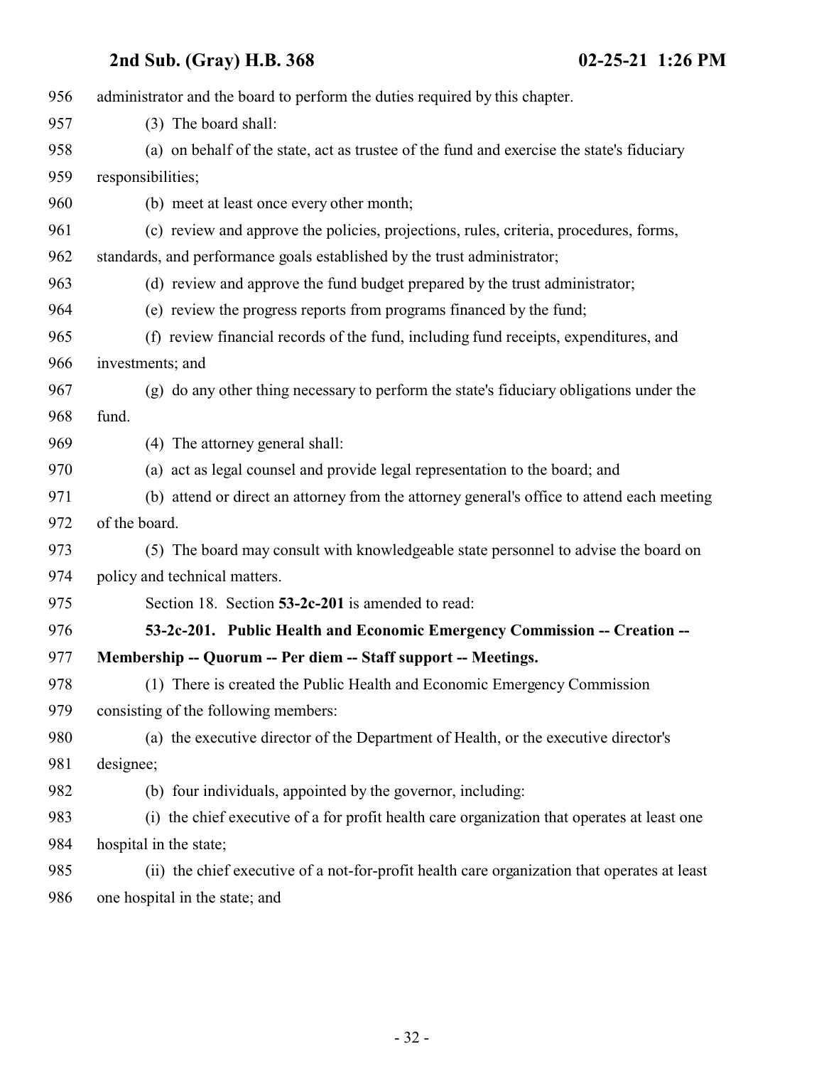administrator and the board to perform the duties required by this chapter.

(3) The board shall:

(a) on behalf of the state, act as trustee of the fund and exercise the state's fiduciary responsibilities;

(b) meet at least once every other month;

(c) review and approve the policies, projections, rules, criteria, procedures, forms, standards, and performance goals established by the trust administrator;

(d) review and approve the fund budget prepared by the trust administrator;

(e) review the progress reports from programs financed by the fund;

(f) review financial records of the fund, including fund receipts, expenditures, and investments; and

(g) do any other thing necessary to perform the state's fiduciary obligations under the fund.

(4) The attorney general shall:

(a) act as legal counsel and provide legal representation to the board; and

(b) attend or direct an attorney from the attorney general's office to attend each meeting of the board.

(5) The board may consult with knowledgeable state personnel to advise the board on policy and technical matters.

Section 18. Section **53-2c-201** is amended to read:

**53-2c-201. Public Health and Economic Emergency Commission -- Creation -- Membership -- Quorum -- Per diem -- Staff support -- Meetings.**

(1) There is created the Public Health and Economic Emergency Commission consisting of the following members:

(a) the executive director of the Department of Health, or the executive director's designee;

(b) four individuals, appointed by the governor, including:

(i) the chief executive of a for profit health care organization that operates at least one hospital in the state;

(ii) the chief executive of a not-for-profit health care organization that operates at least one hospital in the state; and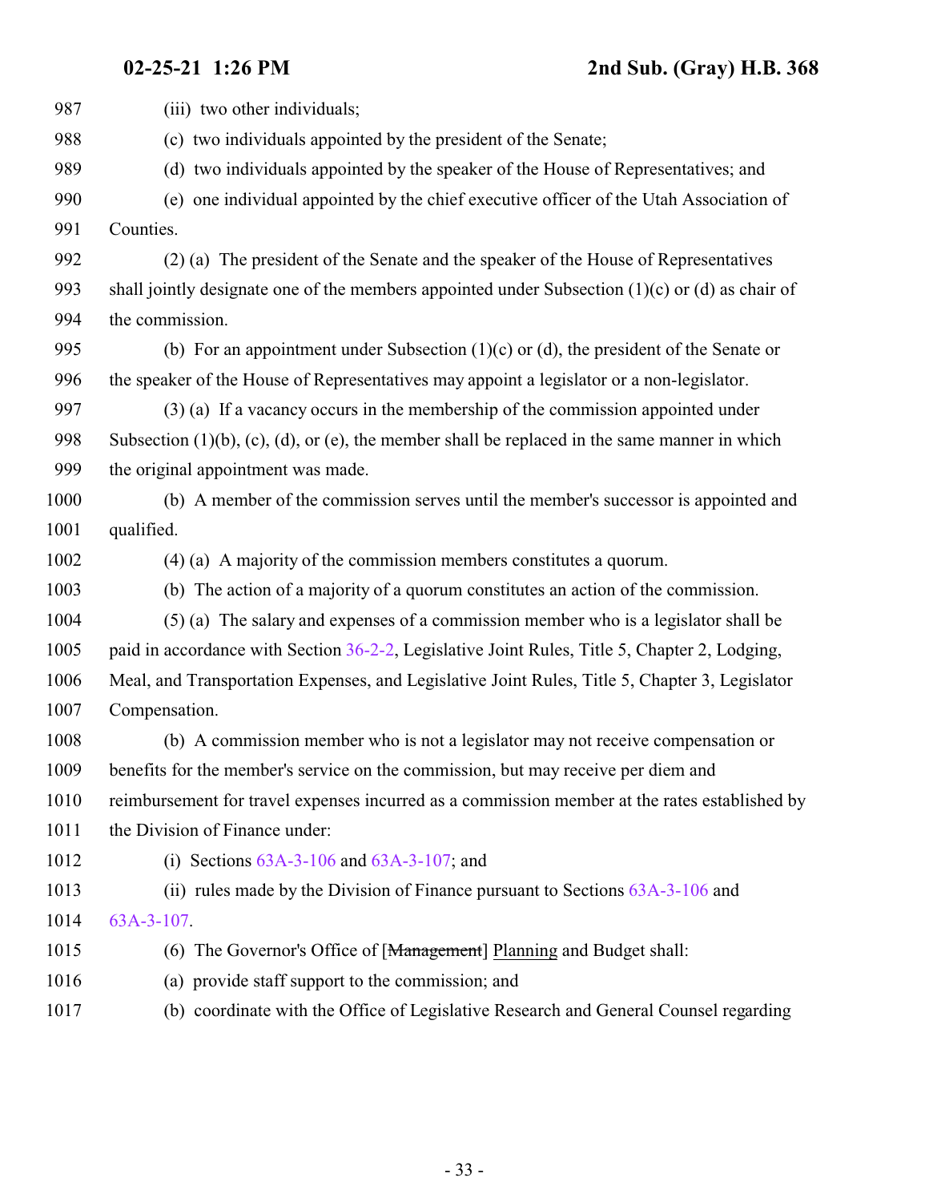(iii) two other individuals;

(c) two individuals appointed by the president of the Senate;

(d) two individuals appointed by the speaker of the House of Representatives; and

(e) one individual appointed by the chief executive officer of the Utah Association of Counties.

(2) (a) The president of the Senate and the speaker of the House of Representatives shall jointly designate one of the members appointed under Subsection (1)(c) or (d) as chair of the commission.

(b) For an appointment under Subsection (1)(c) or (d), the president of the Senate or the speaker of the House of Representatives may appoint a legislator or a non-legislator.

(3) (a) If a vacancy occurs in the membership of the commission appointed under Subsection (1)(b), (c), (d), or (e), the member shall be replaced in the same manner in which the original appointment was made.

(b) A member of the commission serves until the member's successor is appointed and qualified.

(4) (a) A majority of the commission members constitutes a quorum.

(b) The action of a majority of a quorum constitutes an action of the commission.

(5) (a) The salary and expenses of a commission member who is a legislator shall be paid in accordance with Section 36-2-2, Legislative Joint Rules, Title 5, Chapter 2, Lodging, Meal, and Transportation Expenses, and Legislative Joint Rules, Title 5, Chapter 3, Legislator Compensation.

(b) A commission member who is not a legislator may not receive compensation or benefits for the member's service on the commission, but may receive per diem and reimbursement for travel expenses incurred as a commission member at the rates established by the Division of Finance under:

(i) Sections 63A-3-106 and 63A-3-107; and

(ii) rules made by the Division of Finance pursuant to Sections 63A-3-106 and 63A-3-107.

(6) The Governor's Office of [~~Management~~] Planning and Budget shall:

(a) provide staff support to the commission; and

(b) coordinate with the Office of Legislative Research and General Counsel regarding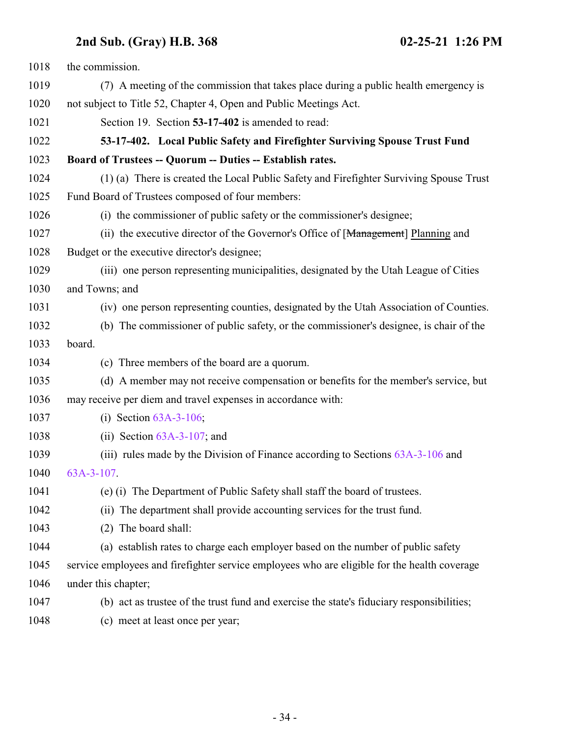the commission.

(7) A meeting of the commission that takes place during a public health emergency is not subject to Title 52, Chapter 4, Open and Public Meetings Act.

Section 19. Section **53-17-402** is amended to read:

**53-17-402. Local Public Safety and Firefighter Surviving Spouse Trust Fund Board of Trustees -- Quorum -- Duties -- Establish rates.**

(1) (a) There is created the Local Public Safety and Firefighter Surviving Spouse Trust Fund Board of Trustees composed of four members:

(i) the commissioner of public safety or the commissioner's designee;

(ii) the executive director of the Governor's Office of [~~Management~~] Planning and Budget or the executive director's designee;

(iii) one person representing municipalities, designated by the Utah League of Cities and Towns; and

(iv) one person representing counties, designated by the Utah Association of Counties.

(b) The commissioner of public safety, or the commissioner's designee, is chair of the board.

(c) Three members of the board are a quorum.

(d) A member may not receive compensation or benefits for the member's service, but may receive per diem and travel expenses in accordance with:

(i) Section 63A-3-106;

(ii) Section 63A-3-107; and

(iii) rules made by the Division of Finance according to Sections 63A-3-106 and 63A-3-107.

(e) (i) The Department of Public Safety shall staff the board of trustees.

(ii) The department shall provide accounting services for the trust fund.

(2) The board shall:

(a) establish rates to charge each employer based on the number of public safety service employees and firefighter service employees who are eligible for the health coverage under this chapter;

(b) act as trustee of the trust fund and exercise the state's fiduciary responsibilities;

(c) meet at least once per year;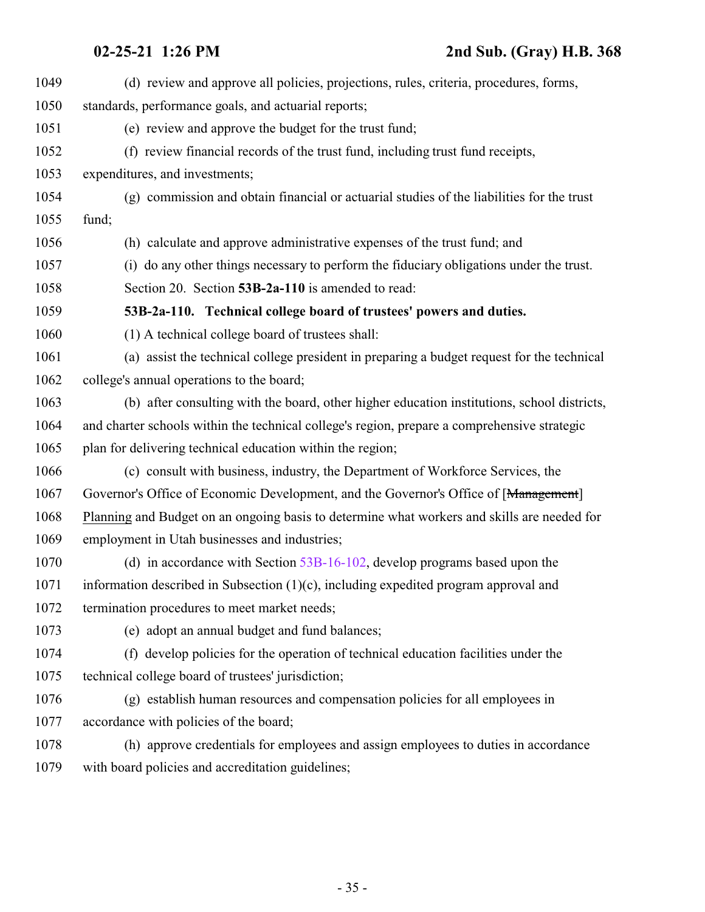(d) review and approve all policies, projections, rules, criteria, procedures, forms, standards, performance goals, and actuarial reports;

(e) review and approve the budget for the trust fund;

(f) review financial records of the trust fund, including trust fund receipts, expenditures, and investments;

(g) commission and obtain financial or actuarial studies of the liabilities for the trust fund;

(h) calculate and approve administrative expenses of the trust fund; and

(i) do any other things necessary to perform the fiduciary obligations under the trust.

Section 20. Section **53B-2a-110** is amended to read:

**53B-2a-110. Technical college board of trustees' powers and duties.**

(1) A technical college board of trustees shall:

(a) assist the technical college president in preparing a budget request for the technical college's annual operations to the board;

(b) after consulting with the board, other higher education institutions, school districts, and charter schools within the technical college's region, prepare a comprehensive strategic plan for delivering technical education within the region;

(c) consult with business, industry, the Department of Workforce Services, the Governor's Office of Economic Development, and the Governor's Office of [~~Management~~] Planning and Budget on an ongoing basis to determine what workers and skills are needed for employment in Utah businesses and industries;

(d) in accordance with Section 53B-16-102, develop programs based upon the information described in Subsection (1)(c), including expedited program approval and termination procedures to meet market needs;

(e) adopt an annual budget and fund balances;

(f) develop policies for the operation of technical education facilities under the technical college board of trustees' jurisdiction;

(g) establish human resources and compensation policies for all employees in accordance with policies of the board;

(h) approve credentials for employees and assign employees to duties in accordance with board policies and accreditation guidelines;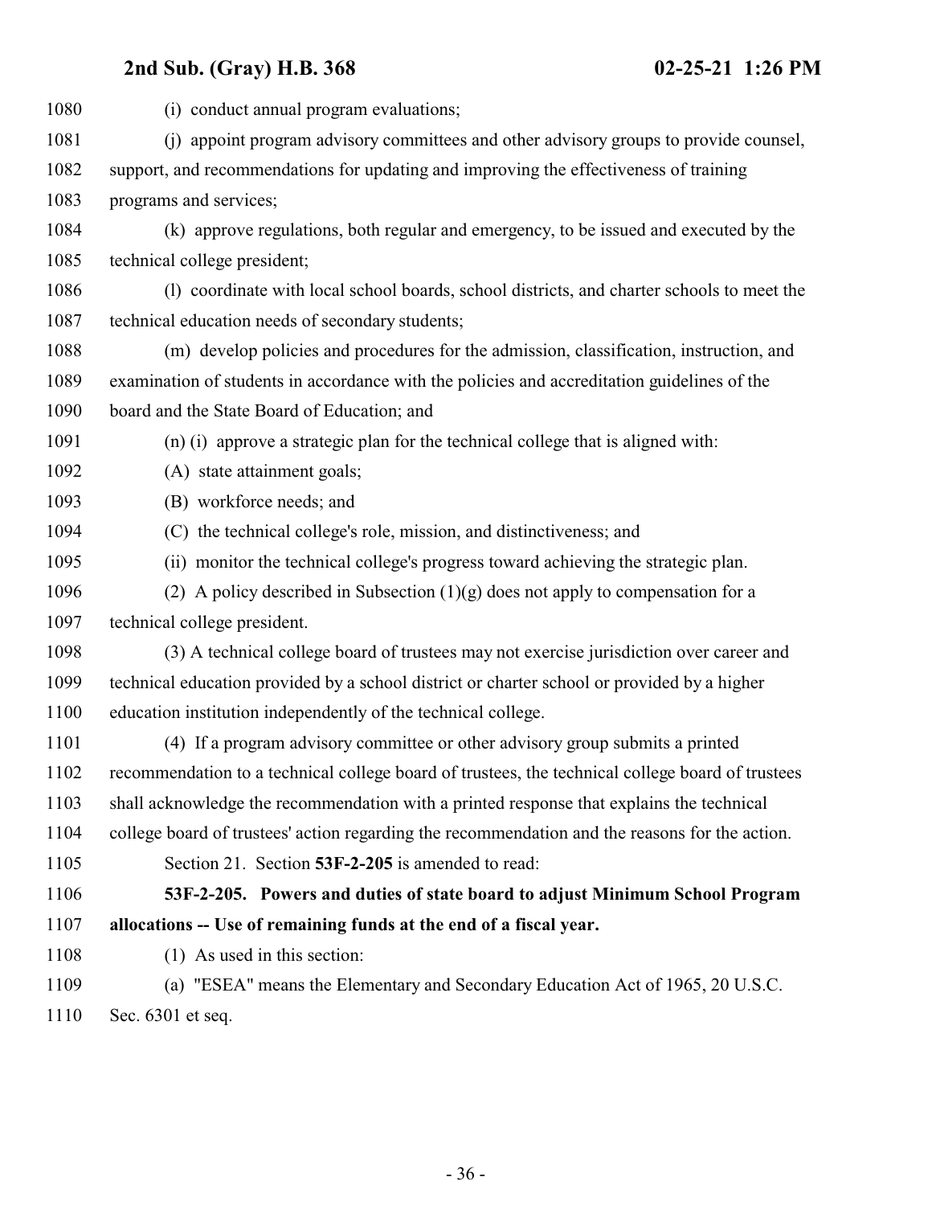(i) conduct annual program evaluations;

(j) appoint program advisory committees and other advisory groups to provide counsel, support, and recommendations for updating and improving the effectiveness of training programs and services;

(k) approve regulations, both regular and emergency, to be issued and executed by the technical college president;

(l) coordinate with local school boards, school districts, and charter schools to meet the technical education needs of secondary students;

(m) develop policies and procedures for the admission, classification, instruction, and examination of students in accordance with the policies and accreditation guidelines of the board and the State Board of Education; and

(n) (i) approve a strategic plan for the technical college that is aligned with:

(A) state attainment goals;

(B) workforce needs; and

(C) the technical college's role, mission, and distinctiveness; and

(ii) monitor the technical college's progress toward achieving the strategic plan.

(2) A policy described in Subsection (1)(g) does not apply to compensation for a technical college president.

(3) A technical college board of trustees may not exercise jurisdiction over career and technical education provided by a school district or charter school or provided by a higher education institution independently of the technical college.

(4) If a program advisory committee or other advisory group submits a printed recommendation to a technical college board of trustees, the technical college board of trustees shall acknowledge the recommendation with a printed response that explains the technical college board of trustees' action regarding the recommendation and the reasons for the action.

Section 21. Section **53F-2-205** is amended to read:

**53F-2-205. Powers and duties of state board to adjust Minimum School Program allocations -- Use of remaining funds at the end of a fiscal year.**

(1) As used in this section:

(a) "ESEA" means the Elementary and Secondary Education Act of 1965, 20 U.S.C. Sec. 6301 et seq.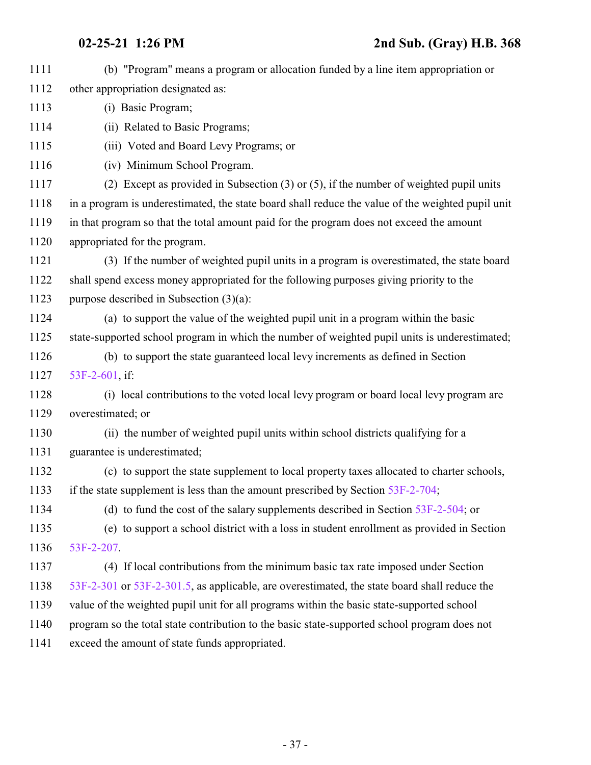(b) "Program" means a program or allocation funded by a line item appropriation or other appropriation designated as:

(i) Basic Program;

(ii) Related to Basic Programs;

(iii) Voted and Board Levy Programs; or

(iv) Minimum School Program.

(2) Except as provided in Subsection (3) or (5), if the number of weighted pupil units in a program is underestimated, the state board shall reduce the value of the weighted pupil unit in that program so that the total amount paid for the program does not exceed the amount appropriated for the program.

(3) If the number of weighted pupil units in a program is overestimated, the state board shall spend excess money appropriated for the following purposes giving priority to the purpose described in Subsection (3)(a):

(a) to support the value of the weighted pupil unit in a program within the basic state-supported school program in which the number of weighted pupil units is underestimated;

(b) to support the state guaranteed local levy increments as defined in Section 53F-2-601, if:

(i) local contributions to the voted local levy program or board local levy program are overestimated; or

(ii) the number of weighted pupil units within school districts qualifying for a guarantee is underestimated;

(c) to support the state supplement to local property taxes allocated to charter schools, if the state supplement is less than the amount prescribed by Section 53F-2-704;

(d) to fund the cost of the salary supplements described in Section 53F-2-504; or

(e) to support a school district with a loss in student enrollment as provided in Section 53F-2-207.

(4) If local contributions from the minimum basic tax rate imposed under Section 53F-2-301 or 53F-2-301.5, as applicable, are overestimated, the state board shall reduce the value of the weighted pupil unit for all programs within the basic state-supported school program so the total state contribution to the basic state-supported school program does not exceed the amount of state funds appropriated.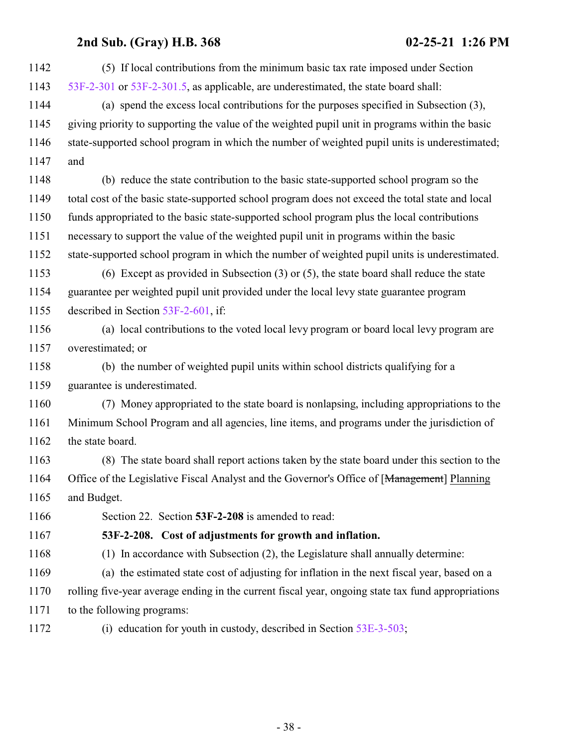(5) If local contributions from the minimum basic tax rate imposed under Section 53F-2-301 or 53F-2-301.5, as applicable, are underestimated, the state board shall:

(a) spend the excess local contributions for the purposes specified in Subsection (3), giving priority to supporting the value of the weighted pupil unit in programs within the basic state-supported school program in which the number of weighted pupil units is underestimated; and

(b) reduce the state contribution to the basic state-supported school program so the total cost of the basic state-supported school program does not exceed the total state and local funds appropriated to the basic state-supported school program plus the local contributions necessary to support the value of the weighted pupil unit in programs within the basic state-supported school program in which the number of weighted pupil units is underestimated.

(6) Except as provided in Subsection (3) or (5), the state board shall reduce the state guarantee per weighted pupil unit provided under the local levy state guarantee program described in Section 53F-2-601, if:

(a) local contributions to the voted local levy program or board local levy program are overestimated; or

(b) the number of weighted pupil units within school districts qualifying for a guarantee is underestimated.

(7) Money appropriated to the state board is nonlapsing, including appropriations to the Minimum School Program and all agencies, line items, and programs under the jurisdiction of the state board.

(8) The state board shall report actions taken by the state board under this section to the Office of the Legislative Fiscal Analyst and the Governor's Office of [~~Management~~] Planning and Budget.

Section 22. Section **53F-2-208** is amended to read:

**53F-2-208. Cost of adjustments for growth and inflation.**

(1) In accordance with Subsection (2), the Legislature shall annually determine:

(a) the estimated state cost of adjusting for inflation in the next fiscal year, based on a rolling five-year average ending in the current fiscal year, ongoing state tax fund appropriations to the following programs:

(i) education for youth in custody, described in Section 53E-3-503;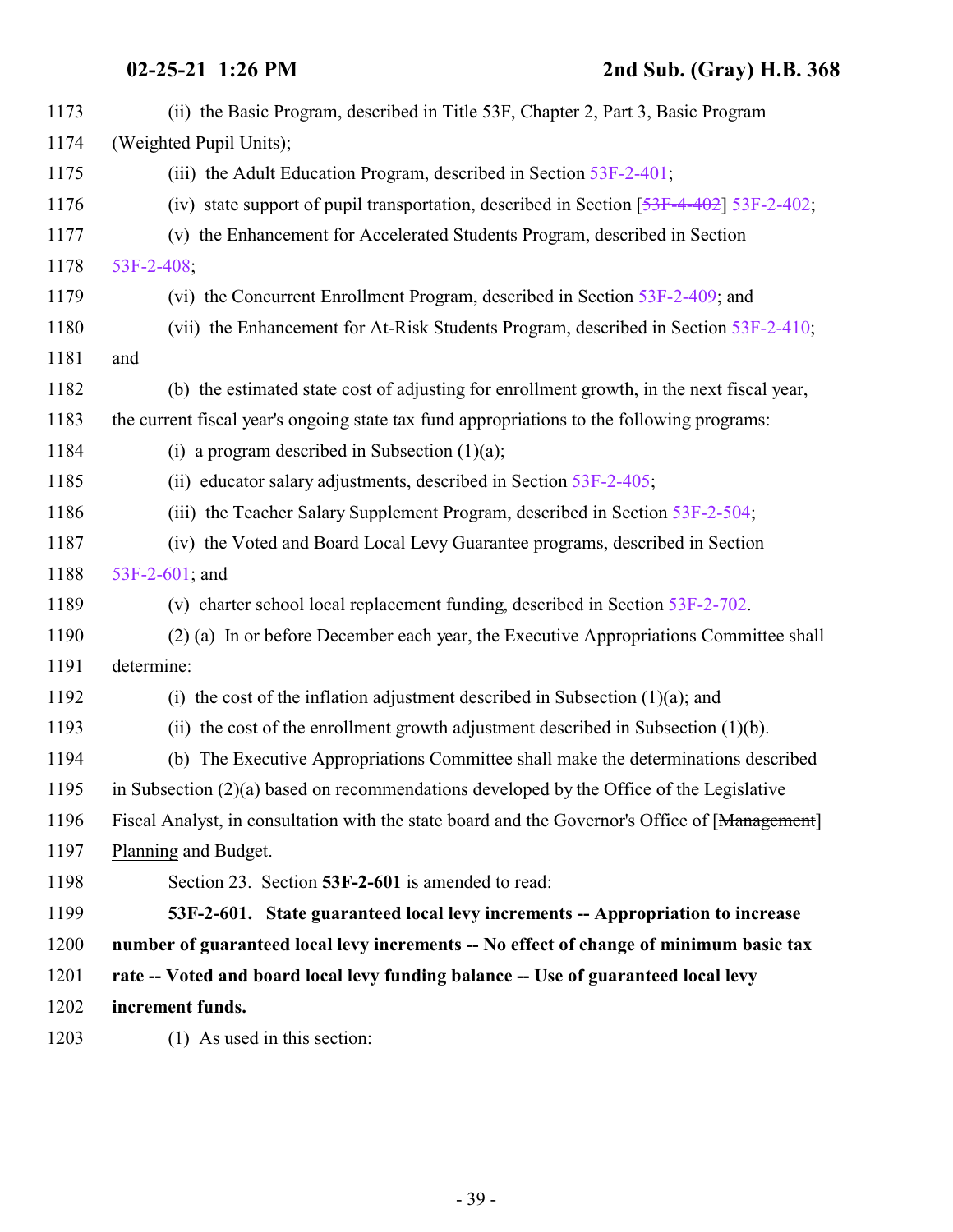(ii) the Basic Program, described in Title 53F, Chapter 2, Part 3, Basic Program (Weighted Pupil Units);

(iii) the Adult Education Program, described in Section 53F-2-401;

(iv) state support of pupil transportation, described in Section [~~53F-4-402~~] 53F-2-402;

(v) the Enhancement for Accelerated Students Program, described in Section 53F-2-408;

(vi) the Concurrent Enrollment Program, described in Section 53F-2-409; and

(vii) the Enhancement for At-Risk Students Program, described in Section 53F-2-410; and

(b) the estimated state cost of adjusting for enrollment growth, in the next fiscal year, the current fiscal year's ongoing state tax fund appropriations to the following programs:

(i) a program described in Subsection (1)(a);

(ii) educator salary adjustments, described in Section 53F-2-405;

(iii) the Teacher Salary Supplement Program, described in Section 53F-2-504;

(iv) the Voted and Board Local Levy Guarantee programs, described in Section 53F-2-601; and

(v) charter school local replacement funding, described in Section 53F-2-702.

(2) (a) In or before December each year, the Executive Appropriations Committee shall determine:

(i) the cost of the inflation adjustment described in Subsection (1)(a); and

(ii) the cost of the enrollment growth adjustment described in Subsection (1)(b).

(b) The Executive Appropriations Committee shall make the determinations described in Subsection (2)(a) based on recommendations developed by the Office of the Legislative Fiscal Analyst, in consultation with the state board and the Governor's Office of [~~Management~~] Planning and Budget.

Section 23. Section **53F-2-601** is amended to read:

**53F-2-601. State guaranteed local levy increments -- Appropriation to increase number of guaranteed local levy increments -- No effect of change of minimum basic tax rate -- Voted and board local levy funding balance -- Use of guaranteed local levy increment funds.**

(1) As used in this section: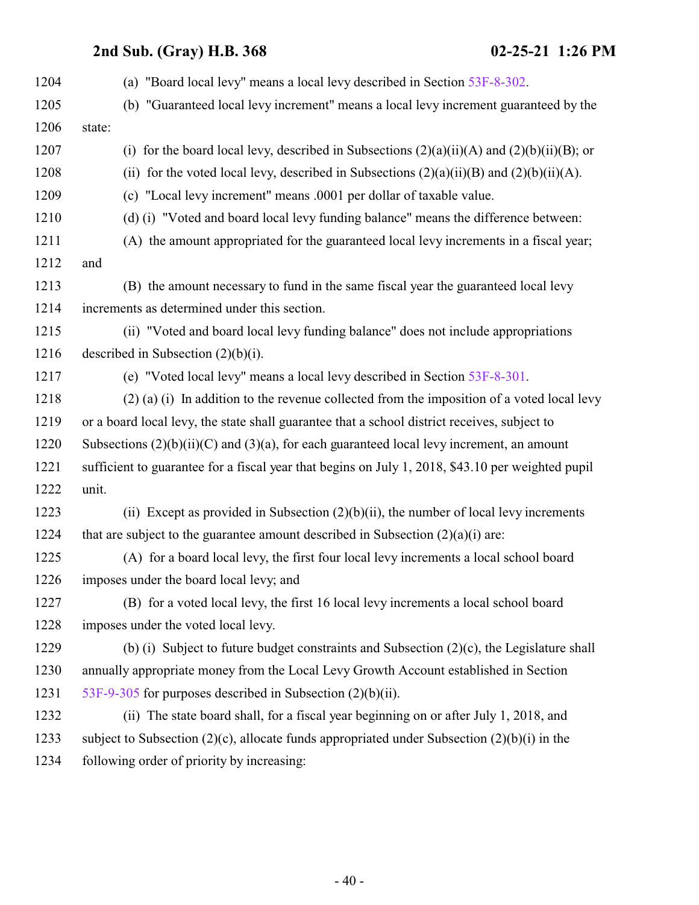(a) "Board local levy" means a local levy described in Section 53F-8-302.

(b) "Guaranteed local levy increment" means a local levy increment guaranteed by the state:

(i) for the board local levy, described in Subsections (2)(a)(ii)(A) and (2)(b)(ii)(B); or

(ii) for the voted local levy, described in Subsections (2)(a)(ii)(B) and (2)(b)(ii)(A).

(c) "Local levy increment" means .0001 per dollar of taxable value.

(d) (i) "Voted and board local levy funding balance" means the difference between:

(A) the amount appropriated for the guaranteed local levy increments in a fiscal year; and

(B) the amount necessary to fund in the same fiscal year the guaranteed local levy increments as determined under this section.

(ii) "Voted and board local levy funding balance" does not include appropriations described in Subsection (2)(b)(i).

(e) "Voted local levy" means a local levy described in Section 53F-8-301.

(2) (a) (i) In addition to the revenue collected from the imposition of a voted local levy or a board local levy, the state shall guarantee that a school district receives, subject to Subsections (2)(b)(ii)(C) and (3)(a), for each guaranteed local levy increment, an amount sufficient to guarantee for a fiscal year that begins on July 1, 2018, $43.10 per weighted pupil unit.

(ii) Except as provided in Subsection (2)(b)(ii), the number of local levy increments that are subject to the guarantee amount described in Subsection (2)(a)(i) are:

(A) for a board local levy, the first four local levy increments a local school board imposes under the board local levy; and

(B) for a voted local levy, the first 16 local levy increments a local school board imposes under the voted local levy.

(b) (i) Subject to future budget constraints and Subsection (2)(c), the Legislature shall annually appropriate money from the Local Levy Growth Account established in Section 53F-9-305 for purposes described in Subsection (2)(b)(ii).

(ii) The state board shall, for a fiscal year beginning on or after July 1, 2018, and subject to Subsection (2)(c), allocate funds appropriated under Subsection (2)(b)(i) in the following order of priority by increasing: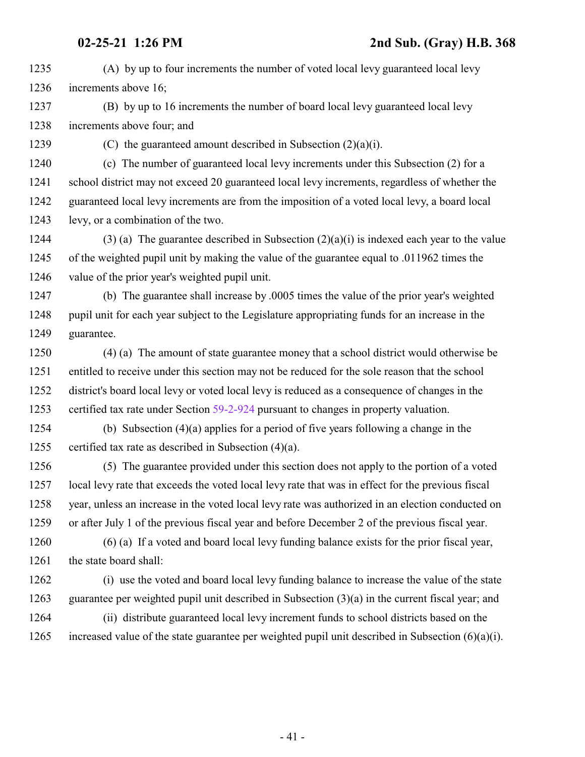(A) by up to four increments the number of voted local levy guaranteed local levy increments above 16;

(B) by up to 16 increments the number of board local levy guaranteed local levy increments above four; and

(C) the guaranteed amount described in Subsection (2)(a)(i).

(c) The number of guaranteed local levy increments under this Subsection (2) for a school district may not exceed 20 guaranteed local levy increments, regardless of whether the guaranteed local levy increments are from the imposition of a voted local levy, a board local levy, or a combination of the two.

(3) (a) The guarantee described in Subsection (2)(a)(i) is indexed each year to the value of the weighted pupil unit by making the value of the guarantee equal to .011962 times the value of the prior year's weighted pupil unit.

(b) The guarantee shall increase by .0005 times the value of the prior year's weighted pupil unit for each year subject to the Legislature appropriating funds for an increase in the guarantee.

(4) (a) The amount of state guarantee money that a school district would otherwise be entitled to receive under this section may not be reduced for the sole reason that the school district's board local levy or voted local levy is reduced as a consequence of changes in the certified tax rate under Section 59-2-924 pursuant to changes in property valuation.

(b) Subsection (4)(a) applies for a period of five years following a change in the certified tax rate as described in Subsection (4)(a).

(5) The guarantee provided under this section does not apply to the portion of a voted local levy rate that exceeds the voted local levy rate that was in effect for the previous fiscal year, unless an increase in the voted local levy rate was authorized in an election conducted on or after July 1 of the previous fiscal year and before December 2 of the previous fiscal year.

(6) (a) If a voted and board local levy funding balance exists for the prior fiscal year, the state board shall:

(i) use the voted and board local levy funding balance to increase the value of the state guarantee per weighted pupil unit described in Subsection (3)(a) in the current fiscal year; and

(ii) distribute guaranteed local levy increment funds to school districts based on the increased value of the state guarantee per weighted pupil unit described in Subsection (6)(a)(i).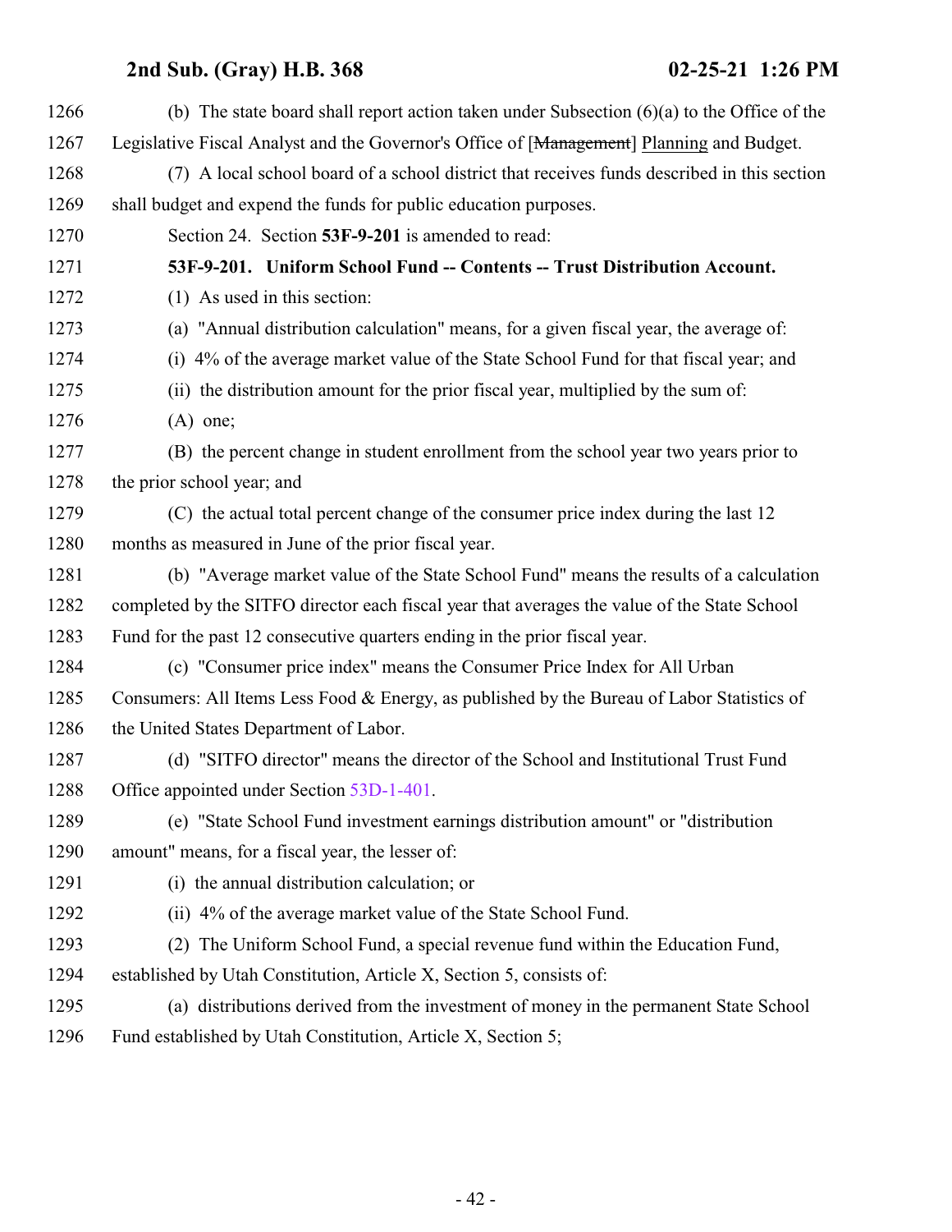(b) The state board shall report action taken under Subsection (6)(a) to the Office of the Legislative Fiscal Analyst and the Governor's Office of [~~Management~~] Planning and Budget.

(7) A local school board of a school district that receives funds described in this section shall budget and expend the funds for public education purposes.

Section 24. Section **53F-9-201** is amended to read:

**53F-9-201. Uniform School Fund -- Contents -- Trust Distribution Account.**

(1) As used in this section:

(a) "Annual distribution calculation" means, for a given fiscal year, the average of:

(i) 4% of the average market value of the State School Fund for that fiscal year; and

(ii) the distribution amount for the prior fiscal year, multiplied by the sum of:

(A) one;

(B) the percent change in student enrollment from the school year two years prior to the prior school year; and

(C) the actual total percent change of the consumer price index during the last 12 months as measured in June of the prior fiscal year.

(b) "Average market value of the State School Fund" means the results of a calculation completed by the SITFO director each fiscal year that averages the value of the State School Fund for the past 12 consecutive quarters ending in the prior fiscal year.

(c) "Consumer price index" means the Consumer Price Index for All Urban Consumers: All Items Less Food & Energy, as published by the Bureau of Labor Statistics of the United States Department of Labor.

(d) "SITFO director" means the director of the School and Institutional Trust Fund Office appointed under Section 53D-1-401.

(e) "State School Fund investment earnings distribution amount" or "distribution amount" means, for a fiscal year, the lesser of:

(i) the annual distribution calculation; or

(ii) 4% of the average market value of the State School Fund.

(2) The Uniform School Fund, a special revenue fund within the Education Fund, established by Utah Constitution, Article X, Section 5, consists of:

(a) distributions derived from the investment of money in the permanent State School Fund established by Utah Constitution, Article X, Section 5;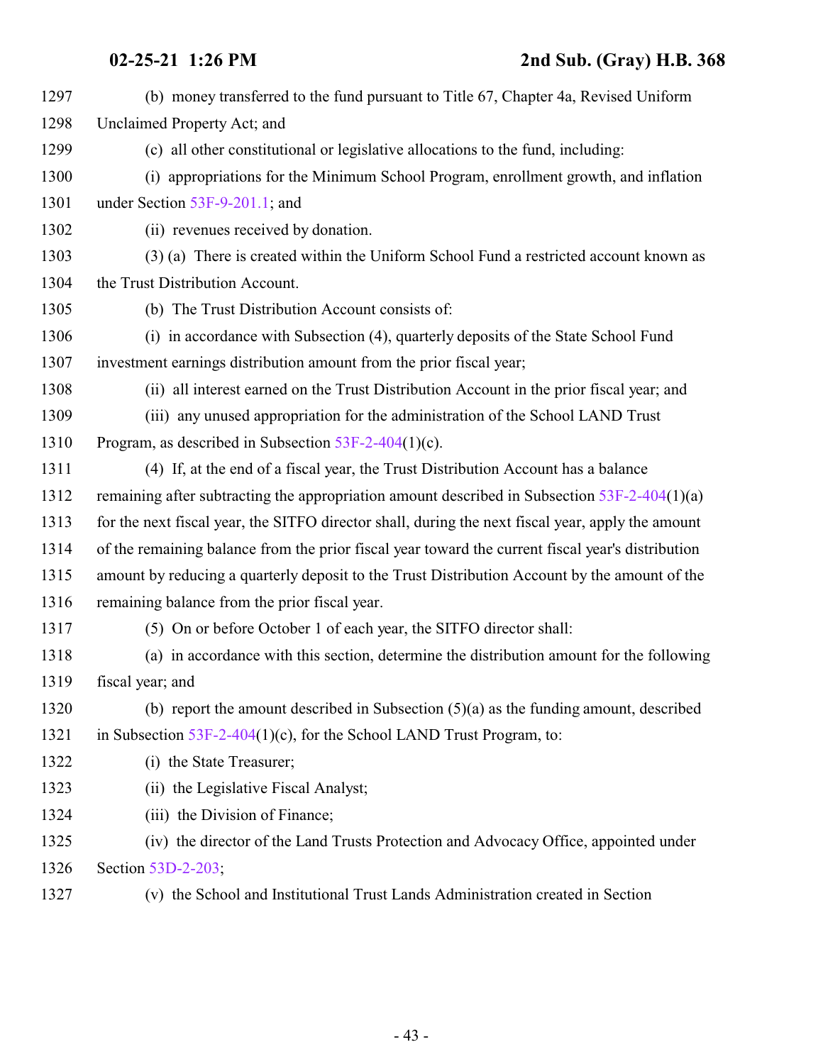(b) money transferred to the fund pursuant to Title 67, Chapter 4a, Revised Uniform Unclaimed Property Act; and

(c) all other constitutional or legislative allocations to the fund, including:

(i) appropriations for the Minimum School Program, enrollment growth, and inflation under Section 53F-9-201.1; and

(ii) revenues received by donation.

(3) (a) There is created within the Uniform School Fund a restricted account known as the Trust Distribution Account.

(b) The Trust Distribution Account consists of:

(i) in accordance with Subsection (4), quarterly deposits of the State School Fund investment earnings distribution amount from the prior fiscal year;

(ii) all interest earned on the Trust Distribution Account in the prior fiscal year; and

(iii) any unused appropriation for the administration of the School LAND Trust Program, as described in Subsection 53F-2-404(1)(c).

(4) If, at the end of a fiscal year, the Trust Distribution Account has a balance remaining after subtracting the appropriation amount described in Subsection 53F-2-404(1)(a) for the next fiscal year, the SITFO director shall, during the next fiscal year, apply the amount of the remaining balance from the prior fiscal year toward the current fiscal year's distribution amount by reducing a quarterly deposit to the Trust Distribution Account by the amount of the remaining balance from the prior fiscal year.

(5) On or before October 1 of each year, the SITFO director shall:

(a) in accordance with this section, determine the distribution amount for the following fiscal year; and

(b) report the amount described in Subsection (5)(a) as the funding amount, described in Subsection 53F-2-404(1)(c), for the School LAND Trust Program, to:

(i) the State Treasurer;

(ii) the Legislative Fiscal Analyst;

(iii) the Division of Finance;

(iv) the director of the Land Trusts Protection and Advocacy Office, appointed under Section 53D-2-203;

(v) the School and Institutional Trust Lands Administration created in Section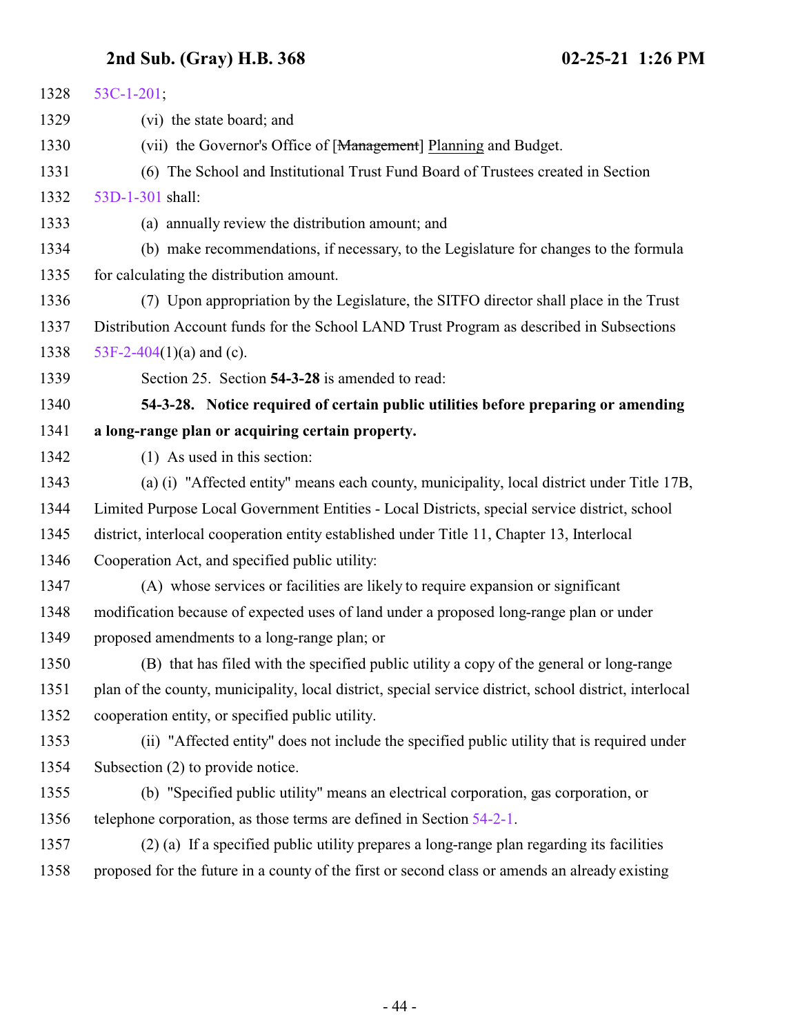53C-1-201;

(vi) the state board; and

(vii) the Governor's Office of [~~Management~~] Planning and Budget.

(6) The School and Institutional Trust Fund Board of Trustees created in Section 53D-1-301 shall:

(a) annually review the distribution amount; and

(b) make recommendations, if necessary, to the Legislature for changes to the formula for calculating the distribution amount.

(7) Upon appropriation by the Legislature, the SITFO director shall place in the Trust Distribution Account funds for the School LAND Trust Program as described in Subsections 53F-2-404(1)(a) and (c).

Section 25. Section **54-3-28** is amended to read:

**54-3-28. Notice required of certain public utilities before preparing or amending a long-range plan or acquiring certain property.**

(1) As used in this section:

(a) (i) "Affected entity" means each county, municipality, local district under Title 17B, Limited Purpose Local Government Entities - Local Districts, special service district, school district, interlocal cooperation entity established under Title 11, Chapter 13, Interlocal Cooperation Act, and specified public utility:

(A) whose services or facilities are likely to require expansion or significant modification because of expected uses of land under a proposed long-range plan or under proposed amendments to a long-range plan; or

(B) that has filed with the specified public utility a copy of the general or long-range plan of the county, municipality, local district, special service district, school district, interlocal cooperation entity, or specified public utility.

(ii) "Affected entity" does not include the specified public utility that is required under Subsection (2) to provide notice.

(b) "Specified public utility" means an electrical corporation, gas corporation, or telephone corporation, as those terms are defined in Section 54-2-1.

(2) (a) If a specified public utility prepares a long-range plan regarding its facilities proposed for the future in a county of the first or second class or amends an already existing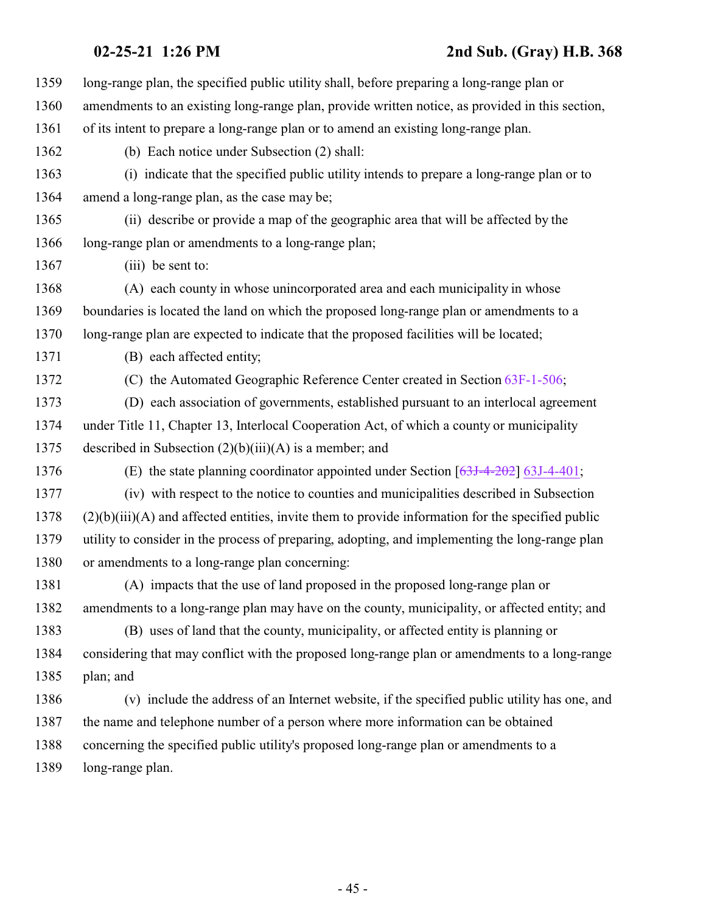long-range plan, the specified public utility shall, before preparing a long-range plan or amendments to an existing long-range plan, provide written notice, as provided in this section, of its intent to prepare a long-range plan or to amend an existing long-range plan.

(b) Each notice under Subsection (2) shall:

(i) indicate that the specified public utility intends to prepare a long-range plan or to amend a long-range plan, as the case may be;

(ii) describe or provide a map of the geographic area that will be affected by the long-range plan or amendments to a long-range plan;

(iii) be sent to:

(A) each county in whose unincorporated area and each municipality in whose boundaries is located the land on which the proposed long-range plan or amendments to a long-range plan are expected to indicate that the proposed facilities will be located;

(B) each affected entity;

(C) the Automated Geographic Reference Center created in Section 63F-1-506;

(D) each association of governments, established pursuant to an interlocal agreement under Title 11, Chapter 13, Interlocal Cooperation Act, of which a county or municipality described in Subsection (2)(b)(iii)(A) is a member; and

(E) the state planning coordinator appointed under Section [~~63J-4-202~~] 63J-4-401;

(iv) with respect to the notice to counties and municipalities described in Subsection (2)(b)(iii)(A) and affected entities, invite them to provide information for the specified public utility to consider in the process of preparing, adopting, and implementing the long-range plan or amendments to a long-range plan concerning:

(A) impacts that the use of land proposed in the proposed long-range plan or amendments to a long-range plan may have on the county, municipality, or affected entity; and

(B) uses of land that the county, municipality, or affected entity is planning or considering that may conflict with the proposed long-range plan or amendments to a long-range plan; and

(v) include the address of an Internet website, if the specified public utility has one, and the name and telephone number of a person where more information can be obtained concerning the specified public utility's proposed long-range plan or amendments to a long-range plan.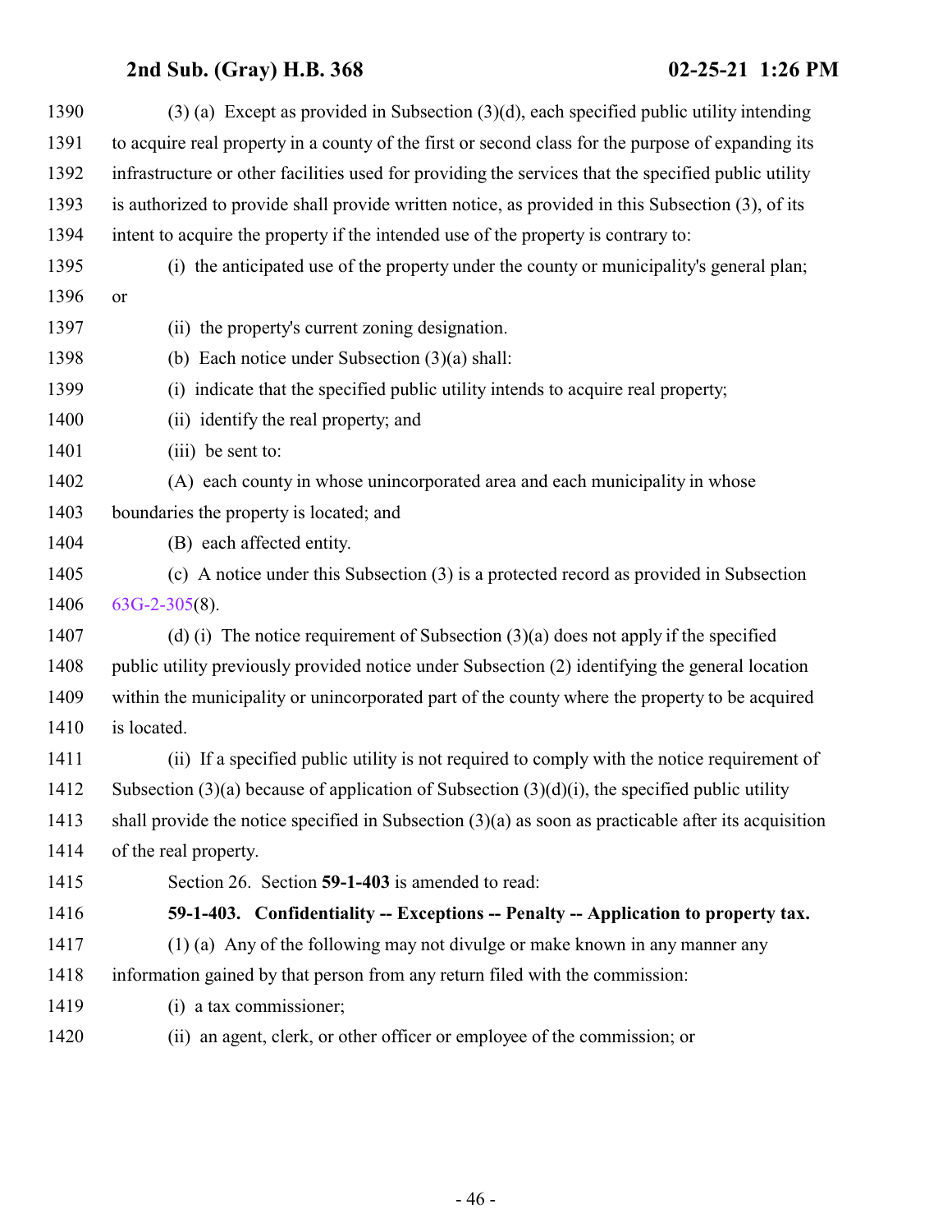(3) (a) Except as provided in Subsection (3)(d), each specified public utility intending to acquire real property in a county of the first or second class for the purpose of expanding its infrastructure or other facilities used for providing the services that the specified public utility is authorized to provide shall provide written notice, as provided in this Subsection (3), of its intent to acquire the property if the intended use of the property is contrary to:

(i) the anticipated use of the property under the county or municipality's general plan; or

(ii) the property's current zoning designation.

(b) Each notice under Subsection (3)(a) shall:

(i) indicate that the specified public utility intends to acquire real property;

(ii) identify the real property; and

(iii) be sent to:

(A) each county in whose unincorporated area and each municipality in whose boundaries the property is located; and

(B) each affected entity.

(c) A notice under this Subsection (3) is a protected record as provided in Subsection 63G-2-305(8).

(d) (i) The notice requirement of Subsection (3)(a) does not apply if the specified public utility previously provided notice under Subsection (2) identifying the general location within the municipality or unincorporated part of the county where the property to be acquired is located.

(ii) If a specified public utility is not required to comply with the notice requirement of Subsection (3)(a) because of application of Subsection (3)(d)(i), the specified public utility shall provide the notice specified in Subsection (3)(a) as soon as practicable after its acquisition of the real property.

Section 26. Section **59-1-403** is amended to read:

**59-1-403. Confidentiality -- Exceptions -- Penalty -- Application to property tax.**

(1) (a) Any of the following may not divulge or make known in any manner any information gained by that person from any return filed with the commission:

(i) a tax commissioner;

(ii) an agent, clerk, or other officer or employee of the commission; or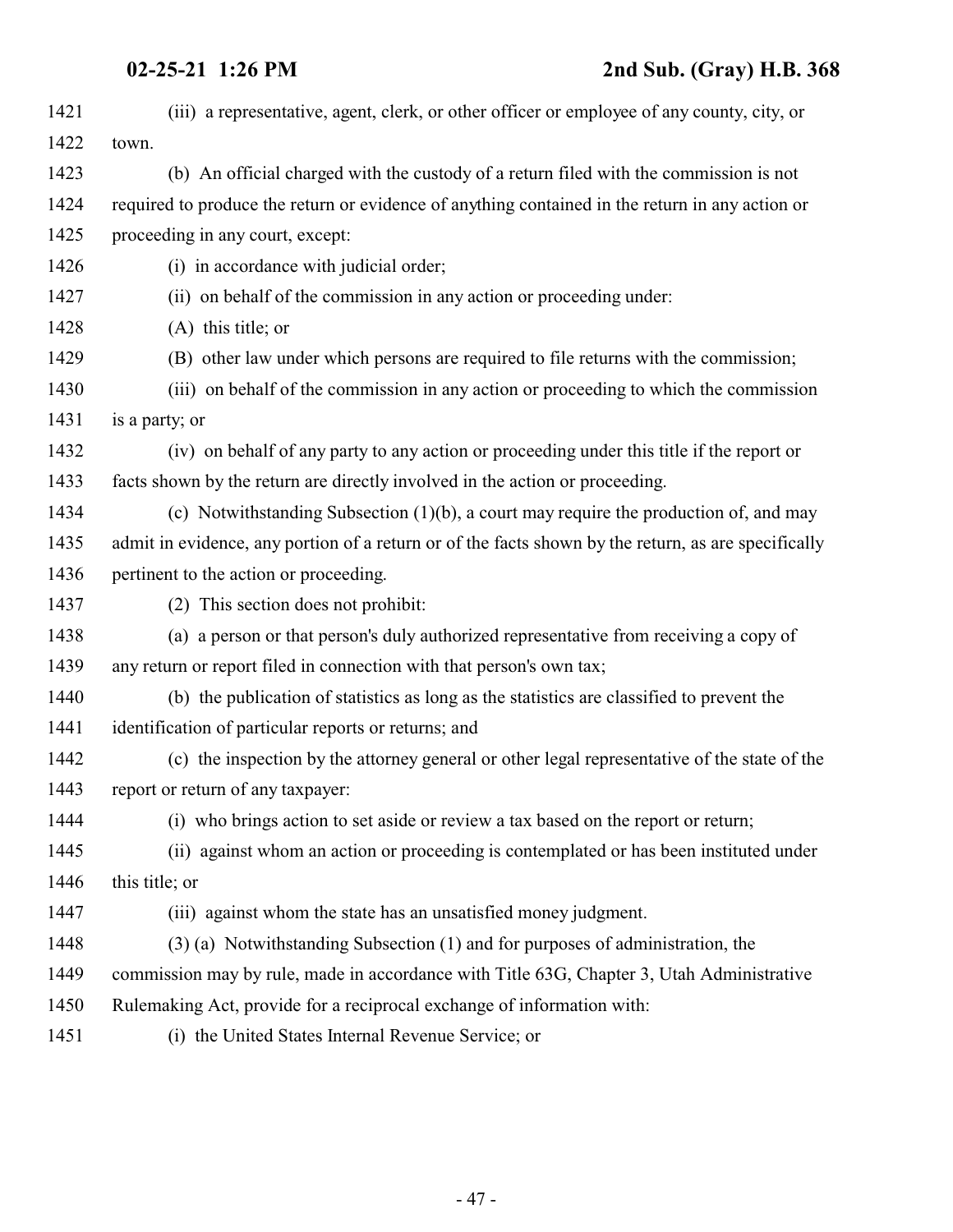(iii) a representative, agent, clerk, or other officer or employee of any county, city, or town.

(b) An official charged with the custody of a return filed with the commission is not required to produce the return or evidence of anything contained in the return in any action or proceeding in any court, except:

(i) in accordance with judicial order;

(ii) on behalf of the commission in any action or proceeding under:

(A) this title; or

(B) other law under which persons are required to file returns with the commission;

(iii) on behalf of the commission in any action or proceeding to which the commission is a party; or

(iv) on behalf of any party to any action or proceeding under this title if the report or facts shown by the return are directly involved in the action or proceeding.

(c) Notwithstanding Subsection (1)(b), a court may require the production of, and may admit in evidence, any portion of a return or of the facts shown by the return, as are specifically pertinent to the action or proceeding.

(2) This section does not prohibit:

(a) a person or that person's duly authorized representative from receiving a copy of any return or report filed in connection with that person's own tax;

(b) the publication of statistics as long as the statistics are classified to prevent the identification of particular reports or returns; and

(c) the inspection by the attorney general or other legal representative of the state of the report or return of any taxpayer:

(i) who brings action to set aside or review a tax based on the report or return;

(ii) against whom an action or proceeding is contemplated or has been instituted under this title; or

(iii) against whom the state has an unsatisfied money judgment.

(3) (a) Notwithstanding Subsection (1) and for purposes of administration, the commission may by rule, made in accordance with Title 63G, Chapter 3, Utah Administrative Rulemaking Act, provide for a reciprocal exchange of information with:

(i) the United States Internal Revenue Service; or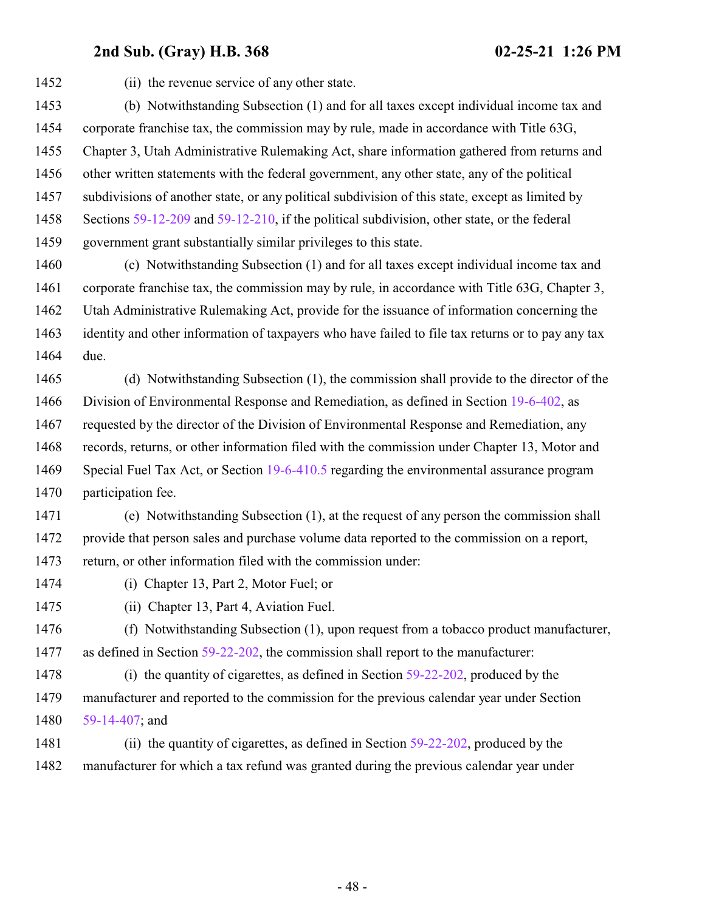(ii) the revenue service of any other state.

(b) Notwithstanding Subsection (1) and for all taxes except individual income tax and corporate franchise tax, the commission may by rule, made in accordance with Title 63G, Chapter 3, Utah Administrative Rulemaking Act, share information gathered from returns and other written statements with the federal government, any other state, any of the political subdivisions of another state, or any political subdivision of this state, except as limited by Sections 59-12-209 and 59-12-210, if the political subdivision, other state, or the federal government grant substantially similar privileges to this state.

(c) Notwithstanding Subsection (1) and for all taxes except individual income tax and corporate franchise tax, the commission may by rule, in accordance with Title 63G, Chapter 3, Utah Administrative Rulemaking Act, provide for the issuance of information concerning the identity and other information of taxpayers who have failed to file tax returns or to pay any tax due.

(d) Notwithstanding Subsection (1), the commission shall provide to the director of the Division of Environmental Response and Remediation, as defined in Section 19-6-402, as requested by the director of the Division of Environmental Response and Remediation, any records, returns, or other information filed with the commission under Chapter 13, Motor and Special Fuel Tax Act, or Section 19-6-410.5 regarding the environmental assurance program participation fee.

(e) Notwithstanding Subsection (1), at the request of any person the commission shall provide that person sales and purchase volume data reported to the commission on a report, return, or other information filed with the commission under:

(i) Chapter 13, Part 2, Motor Fuel; or

(ii) Chapter 13, Part 4, Aviation Fuel.

(f) Notwithstanding Subsection (1), upon request from a tobacco product manufacturer, as defined in Section 59-22-202, the commission shall report to the manufacturer:

(i) the quantity of cigarettes, as defined in Section 59-22-202, produced by the manufacturer and reported to the commission for the previous calendar year under Section 59-14-407; and

(ii) the quantity of cigarettes, as defined in Section 59-22-202, produced by the manufacturer for which a tax refund was granted during the previous calendar year under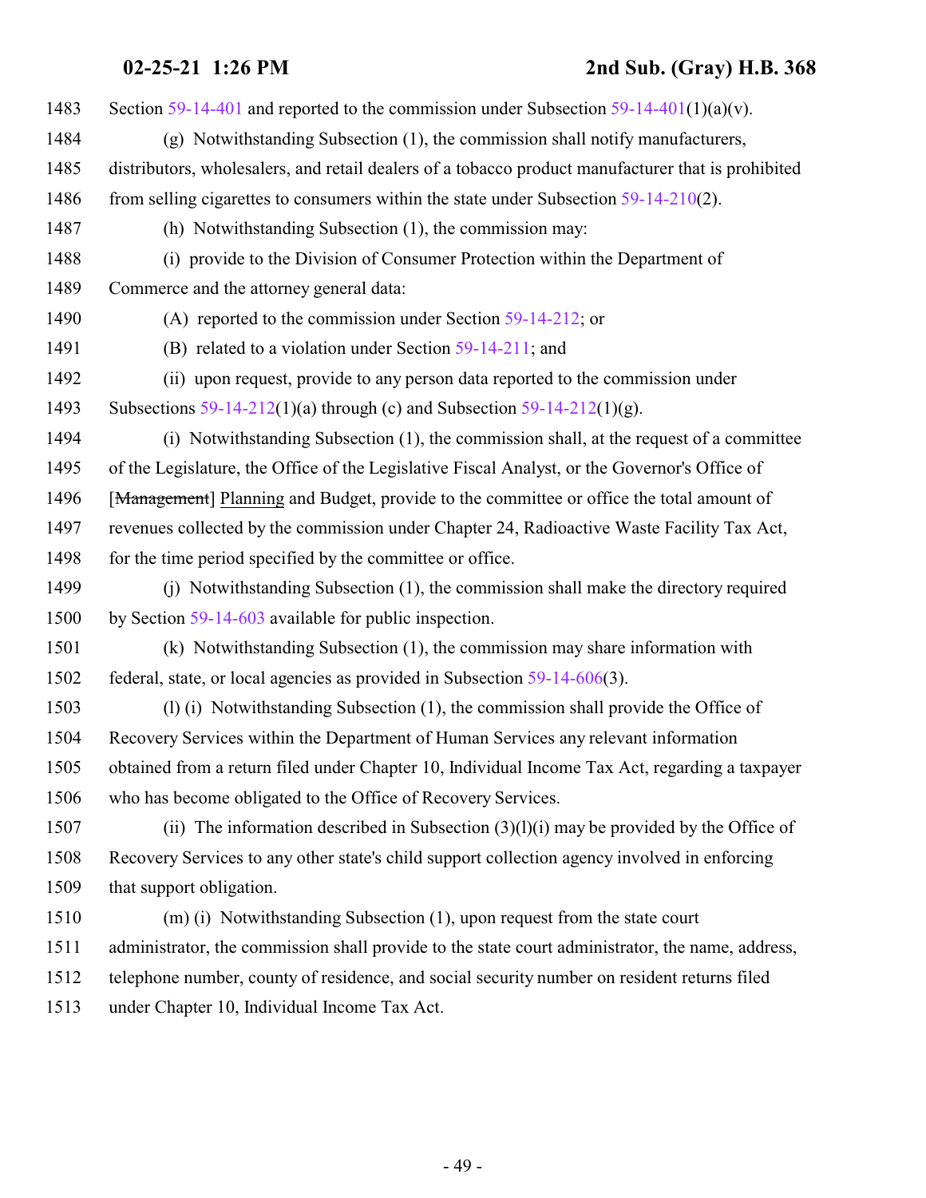Section 59-14-401 and reported to the commission under Subsection 59-14-401(1)(a)(v).

(g) Notwithstanding Subsection (1), the commission shall notify manufacturers, distributors, wholesalers, and retail dealers of a tobacco product manufacturer that is prohibited from selling cigarettes to consumers within the state under Subsection 59-14-210(2).

(h) Notwithstanding Subsection (1), the commission may:

(i) provide to the Division of Consumer Protection within the Department of Commerce and the attorney general data:

(A) reported to the commission under Section 59-14-212; or

(B) related to a violation under Section 59-14-211; and

(ii) upon request, provide to any person data reported to the commission under Subsections 59-14-212(1)(a) through (c) and Subsection 59-14-212(1)(g).

(i) Notwithstanding Subsection (1), the commission shall, at the request of a committee of the Legislature, the Office of the Legislative Fiscal Analyst, or the Governor's Office of [~~Management~~] Planning and Budget, provide to the committee or office the total amount of revenues collected by the commission under Chapter 24, Radioactive Waste Facility Tax Act, for the time period specified by the committee or office.

(j) Notwithstanding Subsection (1), the commission shall make the directory required by Section 59-14-603 available for public inspection.

(k) Notwithstanding Subsection (1), the commission may share information with federal, state, or local agencies as provided in Subsection 59-14-606(3).

(l) (i) Notwithstanding Subsection (1), the commission shall provide the Office of Recovery Services within the Department of Human Services any relevant information obtained from a return filed under Chapter 10, Individual Income Tax Act, regarding a taxpayer who has become obligated to the Office of Recovery Services.

(ii) The information described in Subsection (3)(l)(i) may be provided by the Office of Recovery Services to any other state's child support collection agency involved in enforcing that support obligation.

(m) (i) Notwithstanding Subsection (1), upon request from the state court administrator, the commission shall provide to the state court administrator, the name, address, telephone number, county of residence, and social security number on resident returns filed under Chapter 10, Individual Income Tax Act.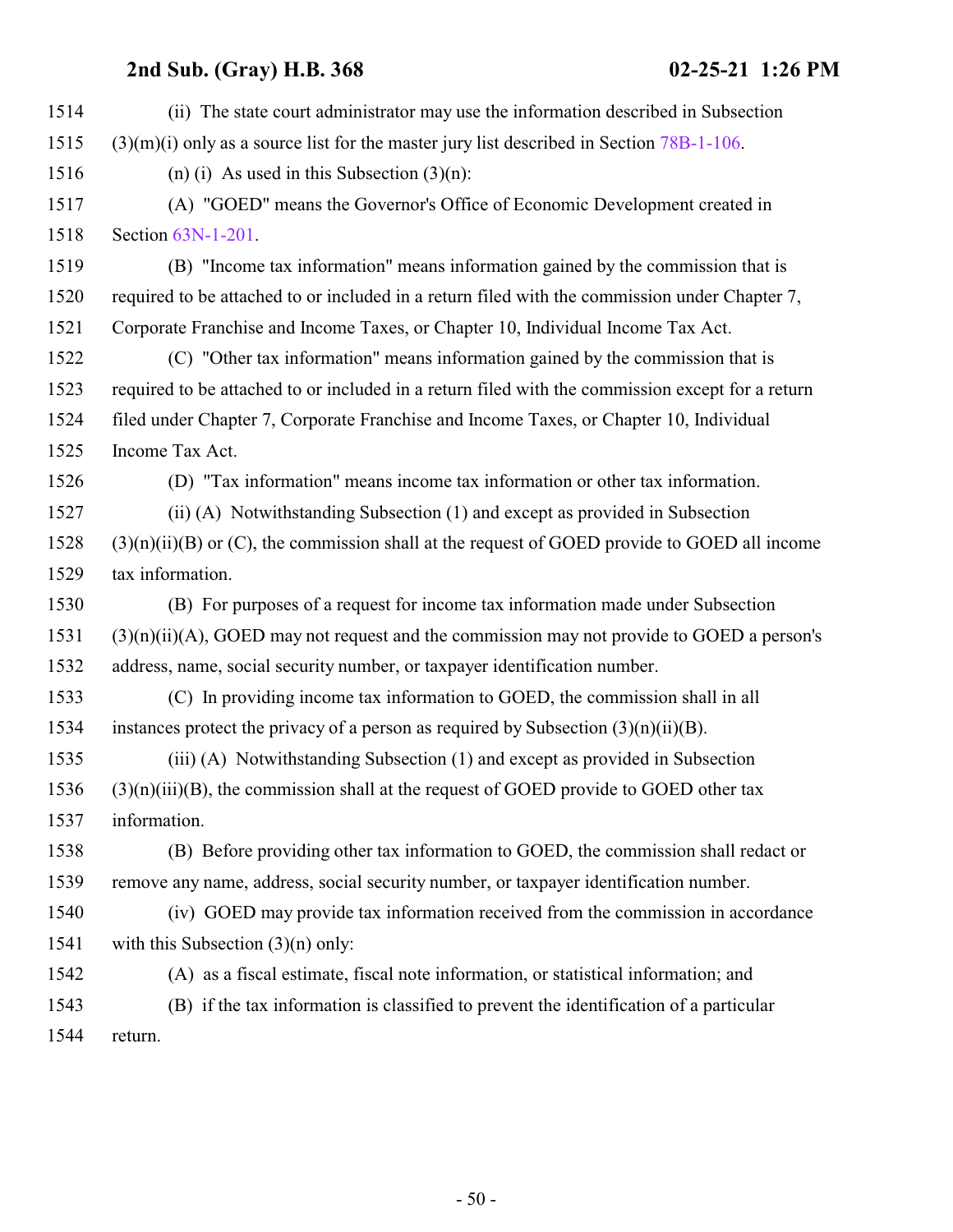(ii) The state court administrator may use the information described in Subsection (3)(m)(i) only as a source list for the master jury list described in Section 78B-1-106.

(n) (i) As used in this Subsection (3)(n):

(A) "GOED" means the Governor's Office of Economic Development created in Section 63N-1-201.

(B) "Income tax information" means information gained by the commission that is required to be attached to or included in a return filed with the commission under Chapter 7, Corporate Franchise and Income Taxes, or Chapter 10, Individual Income Tax Act.

(C) "Other tax information" means information gained by the commission that is required to be attached to or included in a return filed with the commission except for a return filed under Chapter 7, Corporate Franchise and Income Taxes, or Chapter 10, Individual Income Tax Act.

(D) "Tax information" means income tax information or other tax information.

(ii) (A) Notwithstanding Subsection (1) and except as provided in Subsection (3)(n)(ii)(B) or (C), the commission shall at the request of GOED provide to GOED all income tax information.

(B) For purposes of a request for income tax information made under Subsection (3)(n)(ii)(A), GOED may not request and the commission may not provide to GOED a person's address, name, social security number, or taxpayer identification number.

(C) In providing income tax information to GOED, the commission shall in all instances protect the privacy of a person as required by Subsection (3)(n)(ii)(B).

(iii) (A) Notwithstanding Subsection (1) and except as provided in Subsection (3)(n)(iii)(B), the commission shall at the request of GOED provide to GOED other tax information.

(B) Before providing other tax information to GOED, the commission shall redact or remove any name, address, social security number, or taxpayer identification number.

(iv) GOED may provide tax information received from the commission in accordance with this Subsection (3)(n) only:

(A) as a fiscal estimate, fiscal note information, or statistical information; and

(B) if the tax information is classified to prevent the identification of a particular return.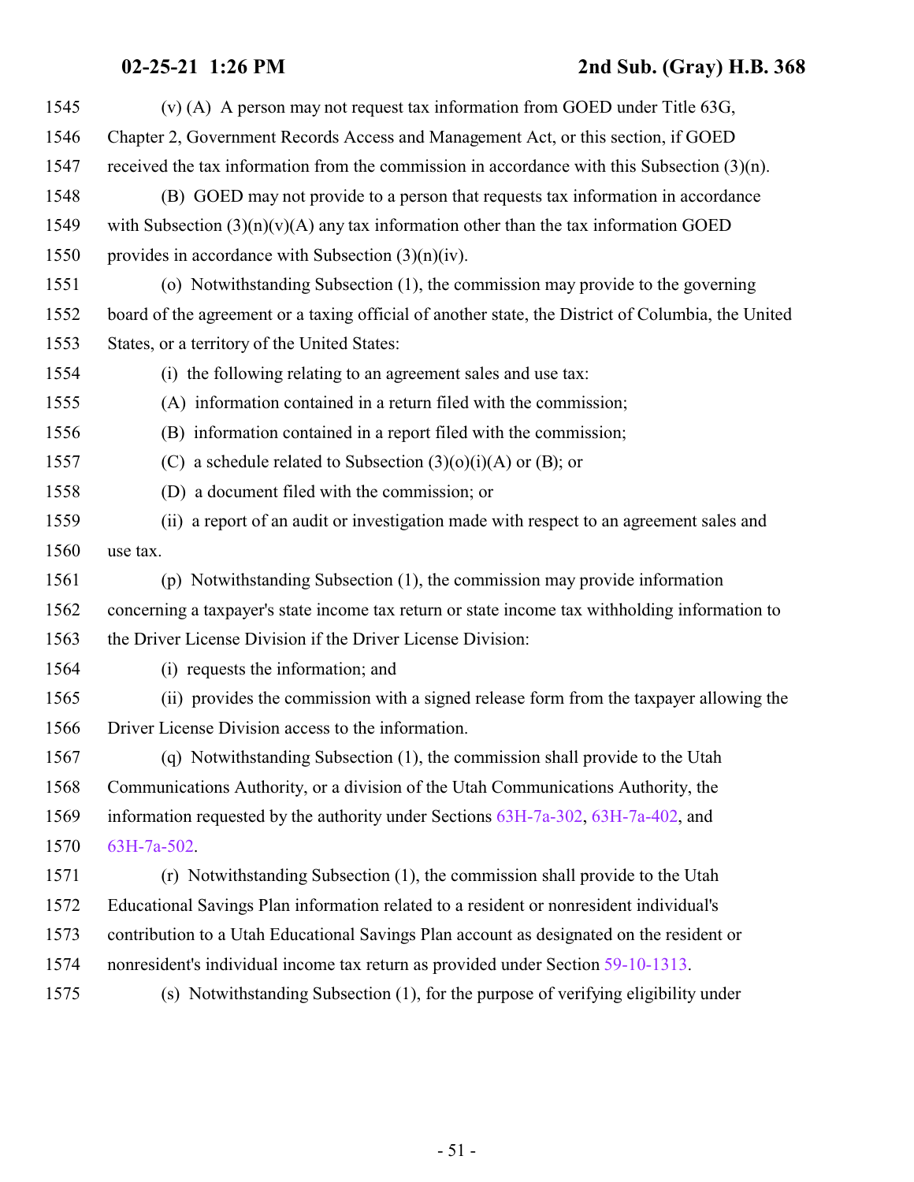(v) (A) A person may not request tax information from GOED under Title 63G, Chapter 2, Government Records Access and Management Act, or this section, if GOED received the tax information from the commission in accordance with this Subsection (3)(n).

(B) GOED may not provide to a person that requests tax information in accordance with Subsection (3)(n)(v)(A) any tax information other than the tax information GOED provides in accordance with Subsection (3)(n)(iv).

(o) Notwithstanding Subsection (1), the commission may provide to the governing board of the agreement or a taxing official of another state, the District of Columbia, the United States, or a territory of the United States:

(i) the following relating to an agreement sales and use tax:

(A) information contained in a return filed with the commission;

(B) information contained in a report filed with the commission;

(C) a schedule related to Subsection (3)(o)(i)(A) or (B); or

(D) a document filed with the commission; or

(ii) a report of an audit or investigation made with respect to an agreement sales and use tax.

(p) Notwithstanding Subsection (1), the commission may provide information concerning a taxpayer's state income tax return or state income tax withholding information to the Driver License Division if the Driver License Division:

(i) requests the information; and

(ii) provides the commission with a signed release form from the taxpayer allowing the Driver License Division access to the information.

(q) Notwithstanding Subsection (1), the commission shall provide to the Utah Communications Authority, or a division of the Utah Communications Authority, the information requested by the authority under Sections 63H-7a-302, 63H-7a-402, and 63H-7a-502.

(r) Notwithstanding Subsection (1), the commission shall provide to the Utah Educational Savings Plan information related to a resident or nonresident individual's contribution to a Utah Educational Savings Plan account as designated on the resident or nonresident's individual income tax return as provided under Section 59-10-1313.

(s) Notwithstanding Subsection (1), for the purpose of verifying eligibility under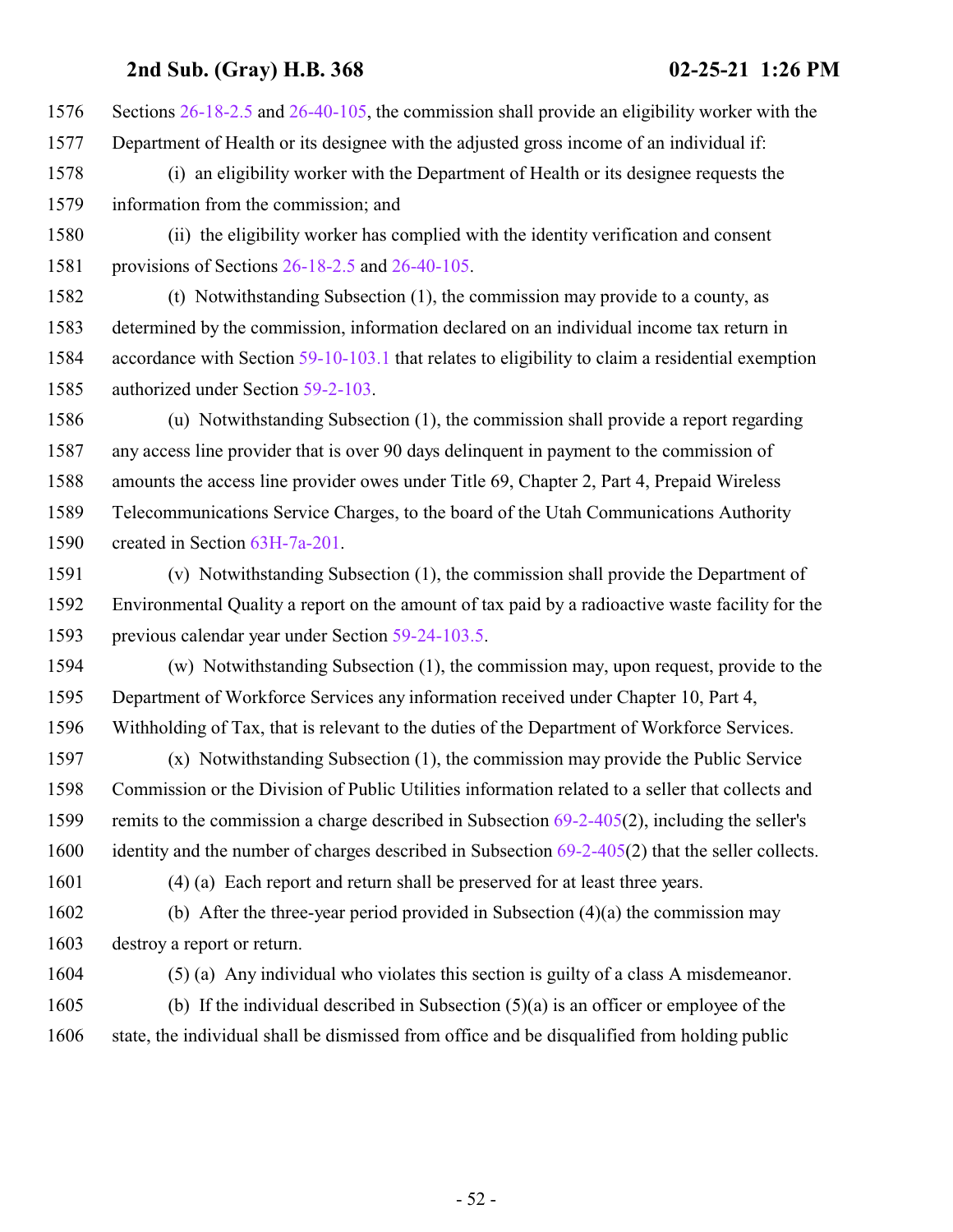Sections 26-18-2.5 and 26-40-105, the commission shall provide an eligibility worker with the Department of Health or its designee with the adjusted gross income of an individual if:

(i) an eligibility worker with the Department of Health or its designee requests the information from the commission; and

(ii) the eligibility worker has complied with the identity verification and consent provisions of Sections 26-18-2.5 and 26-40-105.

(t) Notwithstanding Subsection (1), the commission may provide to a county, as determined by the commission, information declared on an individual income tax return in accordance with Section 59-10-103.1 that relates to eligibility to claim a residential exemption authorized under Section 59-2-103.

(u) Notwithstanding Subsection (1), the commission shall provide a report regarding any access line provider that is over 90 days delinquent in payment to the commission of amounts the access line provider owes under Title 69, Chapter 2, Part 4, Prepaid Wireless Telecommunications Service Charges, to the board of the Utah Communications Authority created in Section 63H-7a-201.

(v) Notwithstanding Subsection (1), the commission shall provide the Department of Environmental Quality a report on the amount of tax paid by a radioactive waste facility for the previous calendar year under Section 59-24-103.5.

(w) Notwithstanding Subsection (1), the commission may, upon request, provide to the Department of Workforce Services any information received under Chapter 10, Part 4, Withholding of Tax, that is relevant to the duties of the Department of Workforce Services.

(x) Notwithstanding Subsection (1), the commission may provide the Public Service Commission or the Division of Public Utilities information related to a seller that collects and remits to the commission a charge described in Subsection 69-2-405(2), including the seller's identity and the number of charges described in Subsection 69-2-405(2) that the seller collects.

(4) (a) Each report and return shall be preserved for at least three years.

(b) After the three-year period provided in Subsection (4)(a) the commission may destroy a report or return.

(5) (a) Any individual who violates this section is guilty of a class A misdemeanor.

(b) If the individual described in Subsection (5)(a) is an officer or employee of the state, the individual shall be dismissed from office and be disqualified from holding public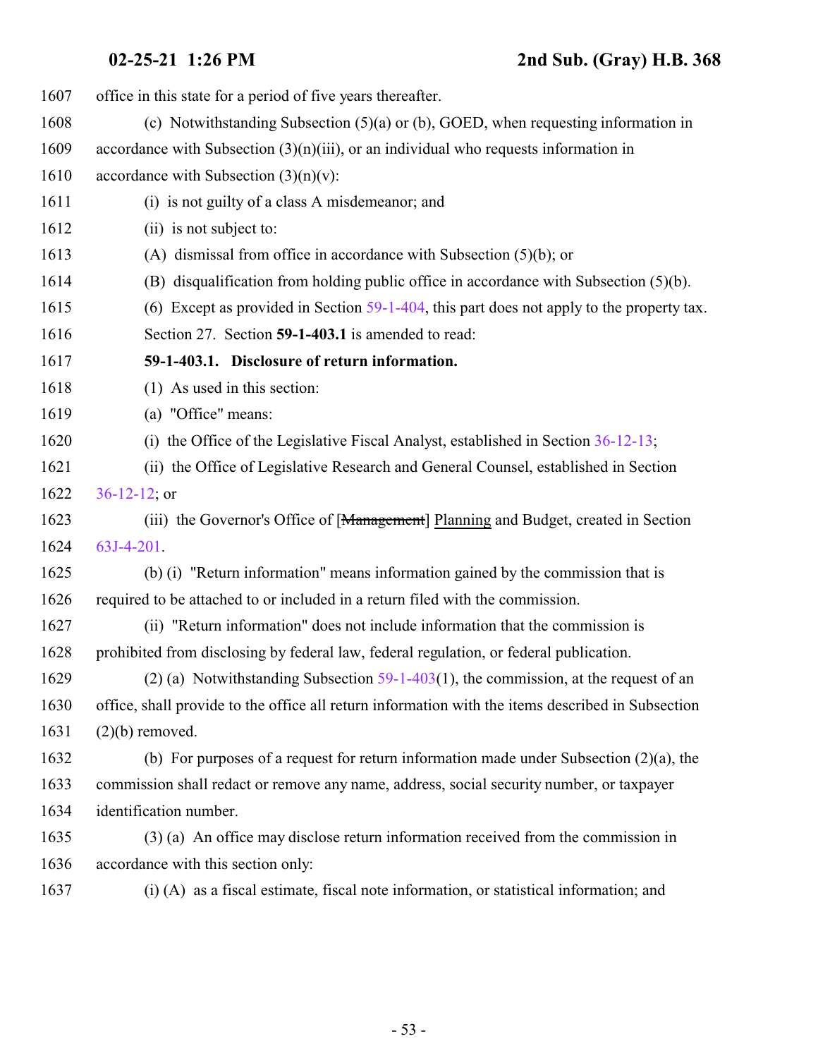office in this state for a period of five years thereafter.

(c) Notwithstanding Subsection (5)(a) or (b), GOED, when requesting information in accordance with Subsection (3)(n)(iii), or an individual who requests information in accordance with Subsection (3)(n)(v):

(i) is not guilty of a class A misdemeanor; and

(ii) is not subject to:

(A) dismissal from office in accordance with Subsection (5)(b); or

(B) disqualification from holding public office in accordance with Subsection (5)(b).

(6) Except as provided in Section 59-1-404, this part does not apply to the property tax.

Section 27. Section **59-1-403.1** is amended to read:

**59-1-403.1. Disclosure of return information.**

(1) As used in this section:

(a) "Office" means:

(i) the Office of the Legislative Fiscal Analyst, established in Section 36-12-13;

(ii) the Office of Legislative Research and General Counsel, established in Section 36-12-12; or

(iii) the Governor's Office of [~~Management~~] Planning and Budget, created in Section 63J-4-201.

(b) (i) "Return information" means information gained by the commission that is required to be attached to or included in a return filed with the commission.

(ii) "Return information" does not include information that the commission is prohibited from disclosing by federal law, federal regulation, or federal publication.

(2) (a) Notwithstanding Subsection 59-1-403(1), the commission, at the request of an office, shall provide to the office all return information with the items described in Subsection (2)(b) removed.

(b) For purposes of a request for return information made under Subsection (2)(a), the commission shall redact or remove any name, address, social security number, or taxpayer identification number.

(3) (a) An office may disclose return information received from the commission in accordance with this section only:

(i) (A) as a fiscal estimate, fiscal note information, or statistical information; and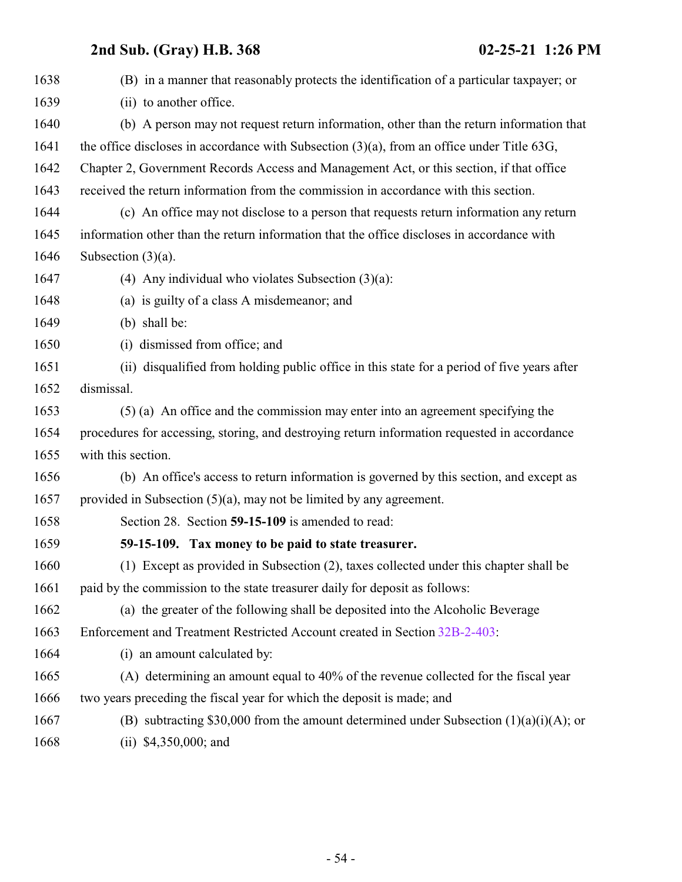(B) in a manner that reasonably protects the identification of a particular taxpayer; or

(ii) to another office.

(b) A person may not request return information, other than the return information that the office discloses in accordance with Subsection (3)(a), from an office under Title 63G, Chapter 2, Government Records Access and Management Act, or this section, if that office received the return information from the commission in accordance with this section.

(c) An office may not disclose to a person that requests return information any return information other than the return information that the office discloses in accordance with Subsection (3)(a).

(4) Any individual who violates Subsection (3)(a):

(a) is guilty of a class A misdemeanor; and

(b) shall be:

(i) dismissed from office; and

(ii) disqualified from holding public office in this state for a period of five years after dismissal.

(5) (a) An office and the commission may enter into an agreement specifying the procedures for accessing, storing, and destroying return information requested in accordance with this section.

(b) An office's access to return information is governed by this section, and except as provided in Subsection (5)(a), may not be limited by any agreement.

Section 28. Section **59-15-109** is amended to read:

**59-15-109. Tax money to be paid to state treasurer.**

(1) Except as provided in Subsection (2), taxes collected under this chapter shall be paid by the commission to the state treasurer daily for deposit as follows:

(a) the greater of the following shall be deposited into the Alcoholic Beverage Enforcement and Treatment Restricted Account created in Section 32B-2-403:

(i) an amount calculated by:

(A) determining an amount equal to 40% of the revenue collected for the fiscal year two years preceding the fiscal year for which the deposit is made; and

(B) subtracting $30,000 from the amount determined under Subsection (1)(a)(i)(A); or

(ii) $4,350,000; and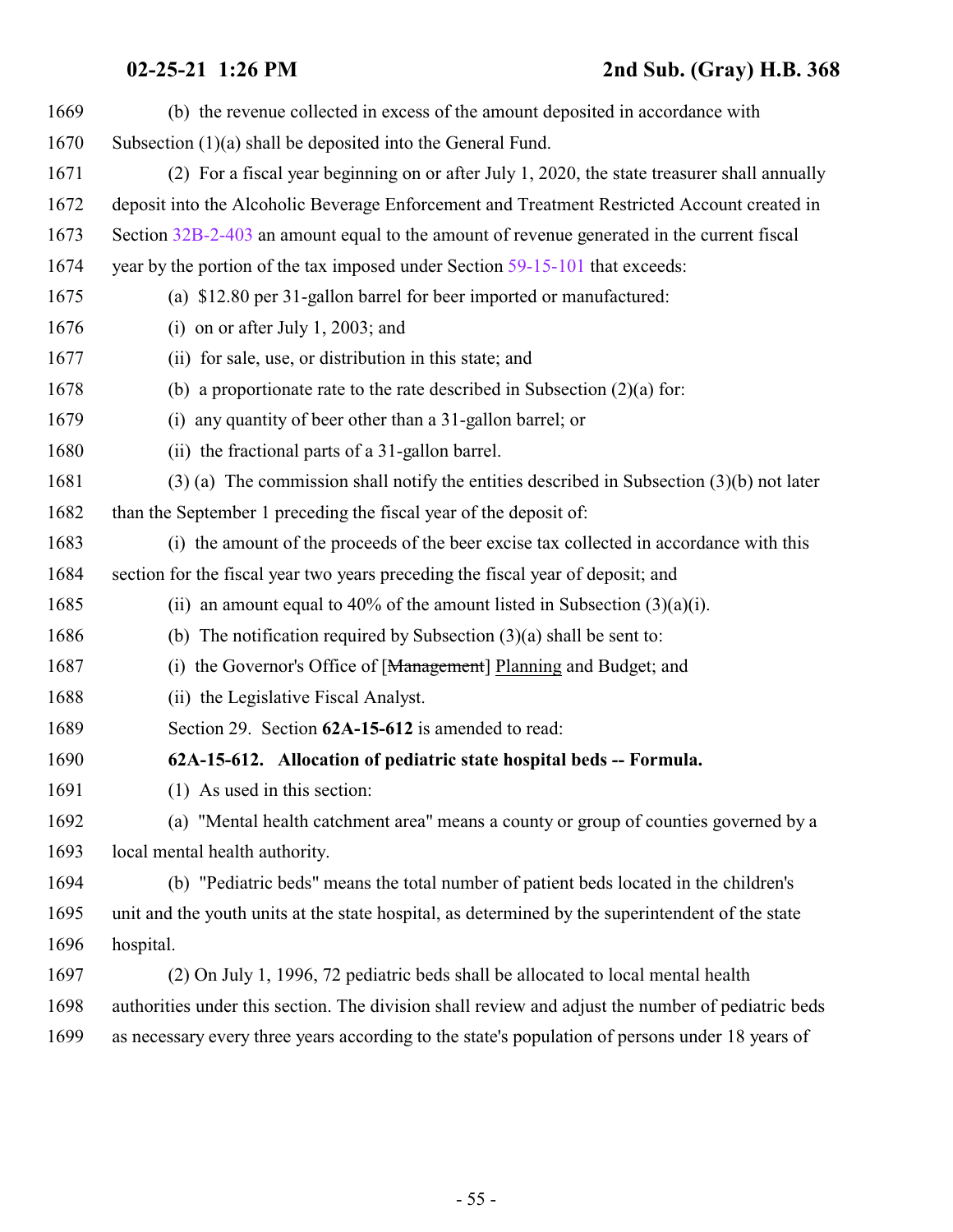(b) the revenue collected in excess of the amount deposited in accordance with Subsection (1)(a) shall be deposited into the General Fund.

(2) For a fiscal year beginning on or after July 1, 2020, the state treasurer shall annually deposit into the Alcoholic Beverage Enforcement and Treatment Restricted Account created in Section 32B-2-403 an amount equal to the amount of revenue generated in the current fiscal year by the portion of the tax imposed under Section 59-15-101 that exceeds:

(a) $12.80 per 31-gallon barrel for beer imported or manufactured:

(i) on or after July 1, 2003; and

(ii) for sale, use, or distribution in this state; and

(b) a proportionate rate to the rate described in Subsection (2)(a) for:

(i) any quantity of beer other than a 31-gallon barrel; or

(ii) the fractional parts of a 31-gallon barrel.

(3) (a) The commission shall notify the entities described in Subsection (3)(b) not later than the September 1 preceding the fiscal year of the deposit of:

(i) the amount of the proceeds of the beer excise tax collected in accordance with this section for the fiscal year two years preceding the fiscal year of deposit; and

(ii) an amount equal to 40% of the amount listed in Subsection (3)(a)(i).

(b) The notification required by Subsection (3)(a) shall be sent to:

(i) the Governor's Office of [~~Management~~] Planning and Budget; and

(ii) the Legislative Fiscal Analyst.

Section 29. Section **62A-15-612** is amended to read:

**62A-15-612. Allocation of pediatric state hospital beds -- Formula.**

(1) As used in this section:

(a) "Mental health catchment area" means a county or group of counties governed by a local mental health authority.

(b) "Pediatric beds" means the total number of patient beds located in the children's unit and the youth units at the state hospital, as determined by the superintendent of the state hospital.

(2) On July 1, 1996, 72 pediatric beds shall be allocated to local mental health authorities under this section. The division shall review and adjust the number of pediatric beds as necessary every three years according to the state's population of persons under 18 years of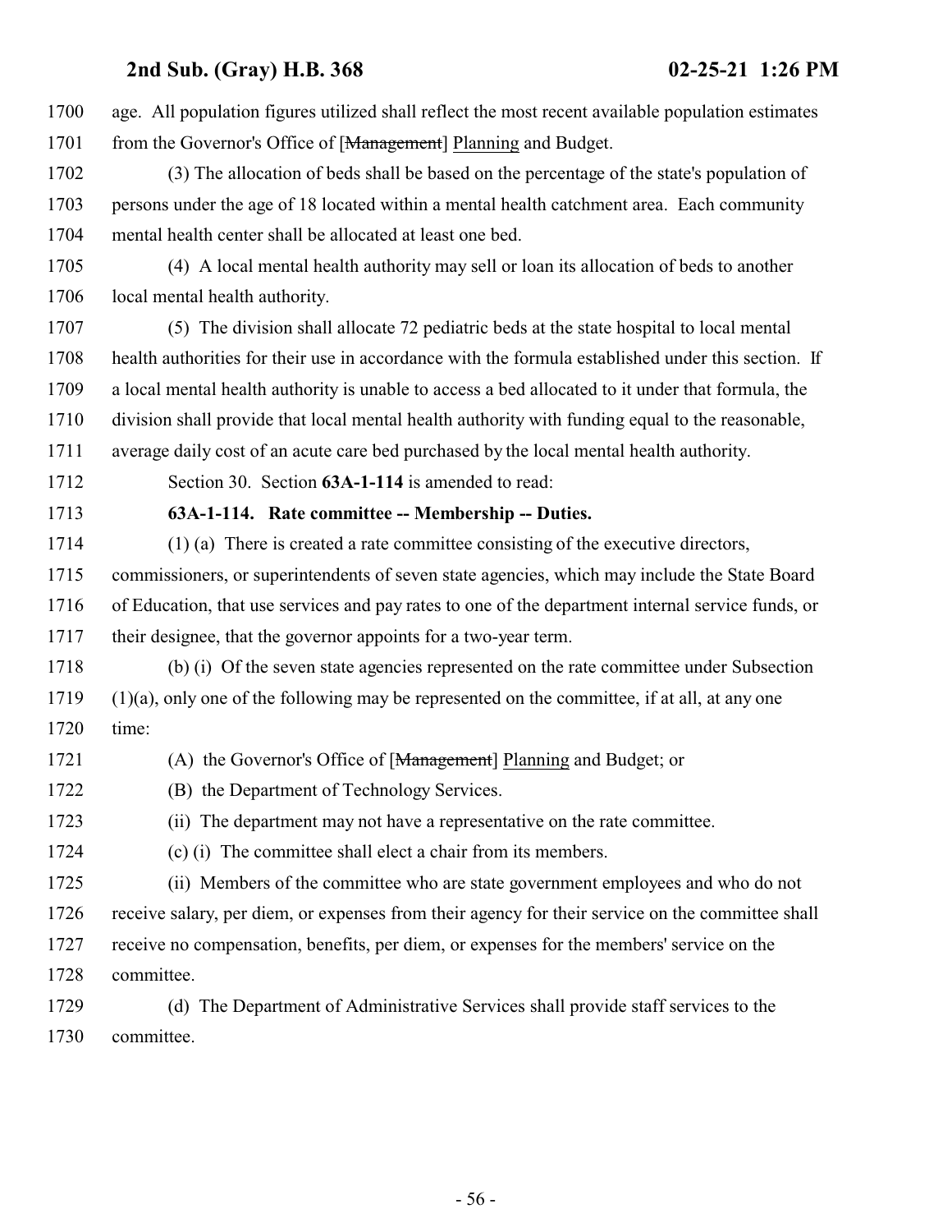age. All population figures utilized shall reflect the most recent available population estimates from the Governor's Office of [~~Management~~] Planning and Budget.

(3) The allocation of beds shall be based on the percentage of the state's population of persons under the age of 18 located within a mental health catchment area. Each community mental health center shall be allocated at least one bed.

(4) A local mental health authority may sell or loan its allocation of beds to another local mental health authority.

(5) The division shall allocate 72 pediatric beds at the state hospital to local mental health authorities for their use in accordance with the formula established under this section. If a local mental health authority is unable to access a bed allocated to it under that formula, the division shall provide that local mental health authority with funding equal to the reasonable, average daily cost of an acute care bed purchased by the local mental health authority.

Section 30. Section **63A-1-114** is amended to read:

**63A-1-114. Rate committee -- Membership -- Duties.**

(1) (a) There is created a rate committee consisting of the executive directors, commissioners, or superintendents of seven state agencies, which may include the State Board of Education, that use services and pay rates to one of the department internal service funds, or their designee, that the governor appoints for a two-year term.

(b) (i) Of the seven state agencies represented on the rate committee under Subsection (1)(a), only one of the following may be represented on the committee, if at all, at any one time:

(A) the Governor's Office of [~~Management~~] Planning and Budget; or

(B) the Department of Technology Services.

(ii) The department may not have a representative on the rate committee.

(c) (i) The committee shall elect a chair from its members.

(ii) Members of the committee who are state government employees and who do not receive salary, per diem, or expenses from their agency for their service on the committee shall receive no compensation, benefits, per diem, or expenses for the members' service on the committee.

(d) The Department of Administrative Services shall provide staff services to the committee.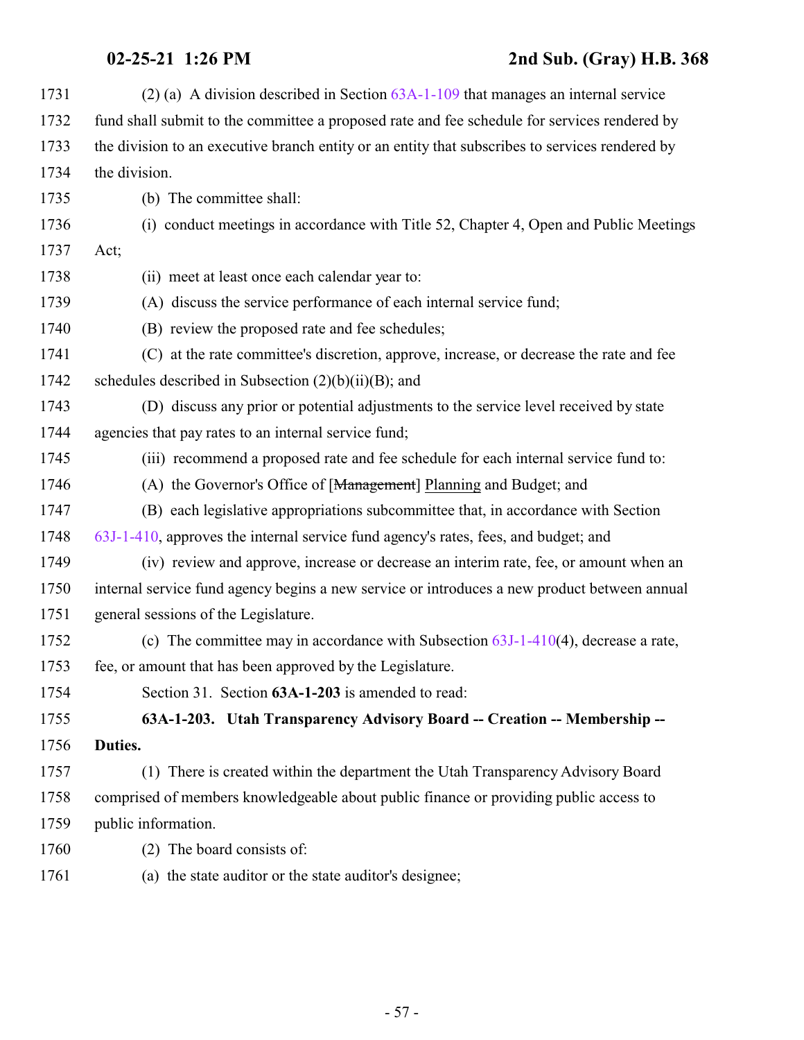(2) (a) A division described in Section 63A-1-109 that manages an internal service fund shall submit to the committee a proposed rate and fee schedule for services rendered by the division to an executive branch entity or an entity that subscribes to services rendered by the division.

(b) The committee shall:

(i) conduct meetings in accordance with Title 52, Chapter 4, Open and Public Meetings Act;

(ii) meet at least once each calendar year to:

(A) discuss the service performance of each internal service fund;

(B) review the proposed rate and fee schedules;

(C) at the rate committee's discretion, approve, increase, or decrease the rate and fee schedules described in Subsection (2)(b)(ii)(B); and

(D) discuss any prior or potential adjustments to the service level received by state agencies that pay rates to an internal service fund;

(iii) recommend a proposed rate and fee schedule for each internal service fund to:

(A) the Governor's Office of [~~Management~~] Planning and Budget; and

(B) each legislative appropriations subcommittee that, in accordance with Section 63J-1-410, approves the internal service fund agency's rates, fees, and budget; and

(iv) review and approve, increase or decrease an interim rate, fee, or amount when an internal service fund agency begins a new service or introduces a new product between annual general sessions of the Legislature.

(c) The committee may in accordance with Subsection 63J-1-410(4), decrease a rate, fee, or amount that has been approved by the Legislature.

Section 31. Section **63A-1-203** is amended to read:

**63A-1-203. Utah Transparency Advisory Board -- Creation -- Membership -- Duties.**

(1) There is created within the department the Utah Transparency Advisory Board comprised of members knowledgeable about public finance or providing public access to public information.

(2) The board consists of:

(a) the state auditor or the state auditor's designee;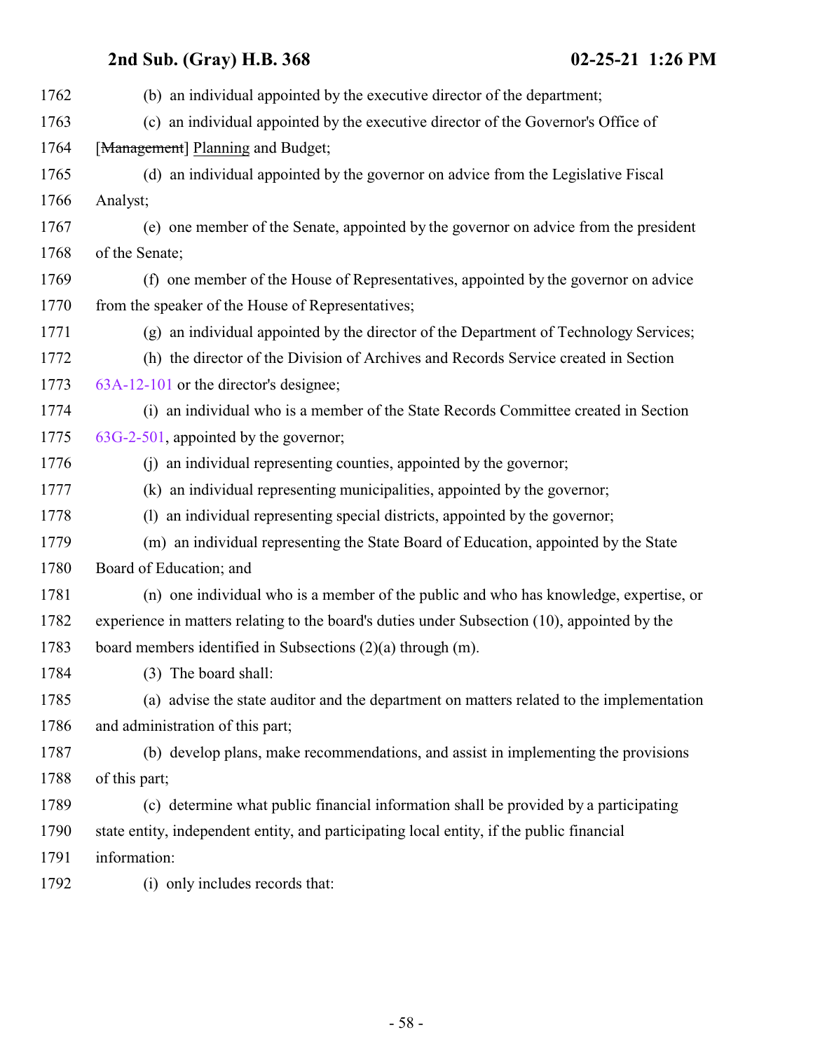(b) an individual appointed by the executive director of the department;

(c) an individual appointed by the executive director of the Governor's Office of [~~Management~~] Planning and Budget;

(d) an individual appointed by the governor on advice from the Legislative Fiscal Analyst;

(e) one member of the Senate, appointed by the governor on advice from the president of the Senate;

(f) one member of the House of Representatives, appointed by the governor on advice from the speaker of the House of Representatives;

(g) an individual appointed by the director of the Department of Technology Services;

(h) the director of the Division of Archives and Records Service created in Section 63A-12-101 or the director's designee;

(i) an individual who is a member of the State Records Committee created in Section 63G-2-501, appointed by the governor;

(j) an individual representing counties, appointed by the governor;

(k) an individual representing municipalities, appointed by the governor;

(l) an individual representing special districts, appointed by the governor;

(m) an individual representing the State Board of Education, appointed by the State Board of Education; and

(n) one individual who is a member of the public and who has knowledge, expertise, or experience in matters relating to the board's duties under Subsection (10), appointed by the board members identified in Subsections (2)(a) through (m).

(3) The board shall:

(a) advise the state auditor and the department on matters related to the implementation and administration of this part;

(b) develop plans, make recommendations, and assist in implementing the provisions of this part;

(c) determine what public financial information shall be provided by a participating state entity, independent entity, and participating local entity, if the public financial information:

(i) only includes records that: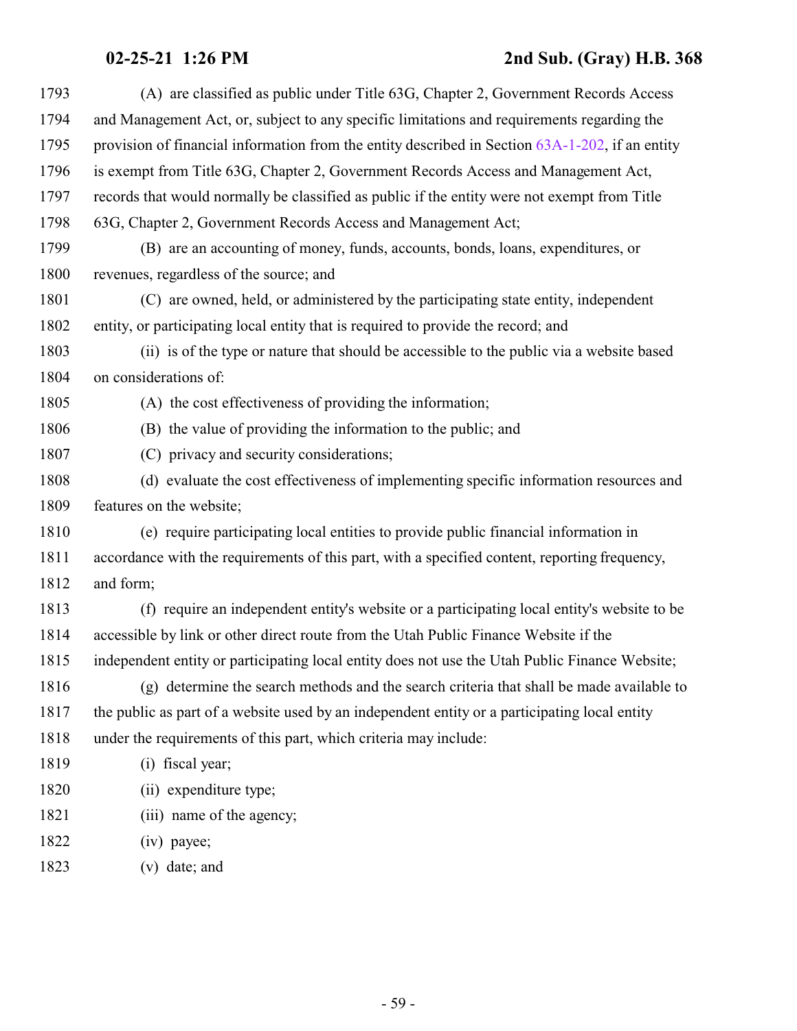(A) are classified as public under Title 63G, Chapter 2, Government Records Access and Management Act, or, subject to any specific limitations and requirements regarding the provision of financial information from the entity described in Section 63A-1-202, if an entity is exempt from Title 63G, Chapter 2, Government Records Access and Management Act, records that would normally be classified as public if the entity were not exempt from Title 63G, Chapter 2, Government Records Access and Management Act;

(B) are an accounting of money, funds, accounts, bonds, loans, expenditures, or revenues, regardless of the source; and

(C) are owned, held, or administered by the participating state entity, independent entity, or participating local entity that is required to provide the record; and

(ii) is of the type or nature that should be accessible to the public via a website based on considerations of:

(A) the cost effectiveness of providing the information;

(B) the value of providing the information to the public; and

(C) privacy and security considerations;

(d) evaluate the cost effectiveness of implementing specific information resources and features on the website;

(e) require participating local entities to provide public financial information in accordance with the requirements of this part, with a specified content, reporting frequency, and form;

(f) require an independent entity's website or a participating local entity's website to be accessible by link or other direct route from the Utah Public Finance Website if the independent entity or participating local entity does not use the Utah Public Finance Website;

(g) determine the search methods and the search criteria that shall be made available to the public as part of a website used by an independent entity or a participating local entity under the requirements of this part, which criteria may include:

(i) fiscal year;

(ii) expenditure type;

(iii) name of the agency;

(iv) payee;

(v) date; and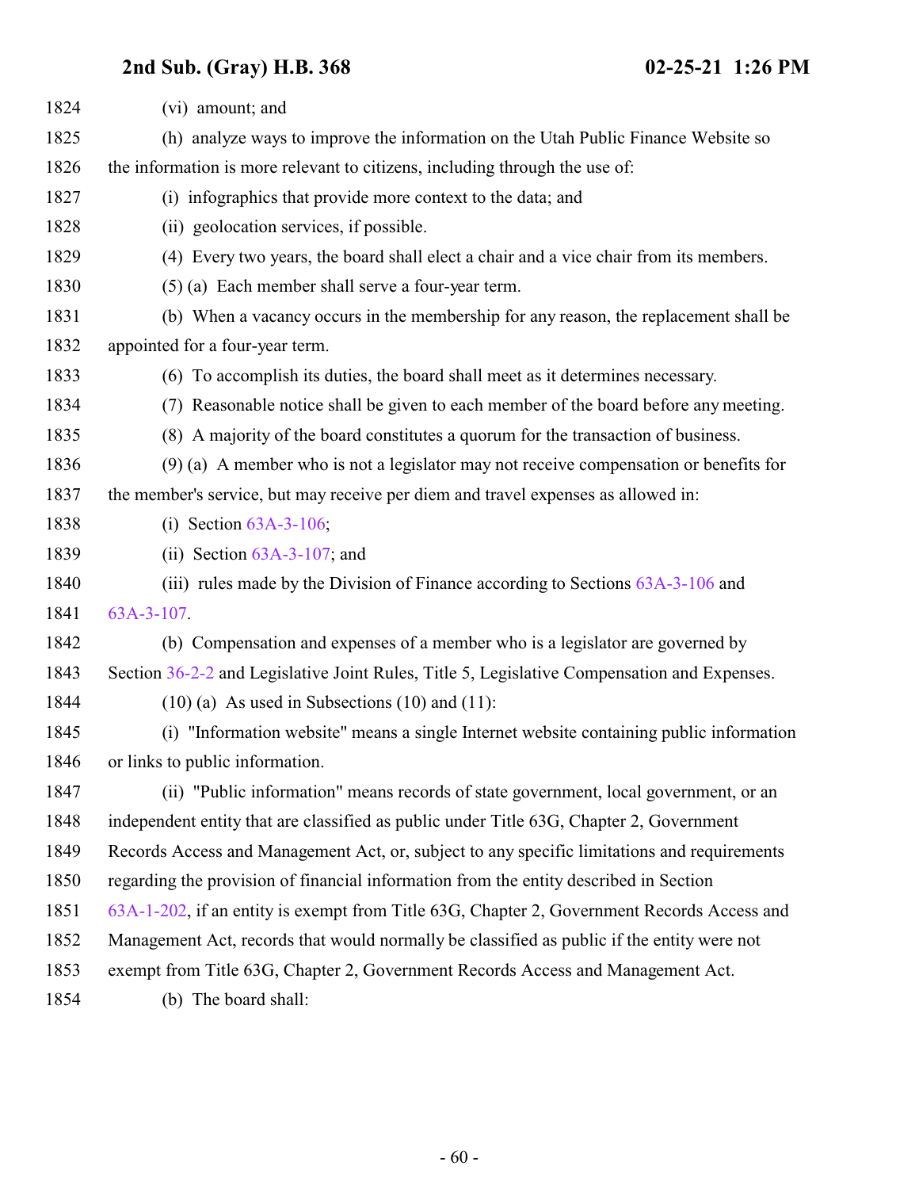(vi) amount; and

(h) analyze ways to improve the information on the Utah Public Finance Website so the information is more relevant to citizens, including through the use of:

(i) infographics that provide more context to the data; and

(ii) geolocation services, if possible.

(4) Every two years, the board shall elect a chair and a vice chair from its members.

(5) (a) Each member shall serve a four-year term.

(b) When a vacancy occurs in the membership for any reason, the replacement shall be appointed for a four-year term.

(6) To accomplish its duties, the board shall meet as it determines necessary.

(7) Reasonable notice shall be given to each member of the board before any meeting.

(8) A majority of the board constitutes a quorum for the transaction of business.

(9) (a) A member who is not a legislator may not receive compensation or benefits for the member's service, but may receive per diem and travel expenses as allowed in:

(i) Section 63A-3-106;

(ii) Section 63A-3-107; and

(iii) rules made by the Division of Finance according to Sections 63A-3-106 and 63A-3-107.

(b) Compensation and expenses of a member who is a legislator are governed by Section 36-2-2 and Legislative Joint Rules, Title 5, Legislative Compensation and Expenses.

(10) (a) As used in Subsections (10) and (11):

(i) "Information website" means a single Internet website containing public information or links to public information.

(ii) "Public information" means records of state government, local government, or an independent entity that are classified as public under Title 63G, Chapter 2, Government Records Access and Management Act, or, subject to any specific limitations and requirements regarding the provision of financial information from the entity described in Section 63A-1-202, if an entity is exempt from Title 63G, Chapter 2, Government Records Access and Management Act, records that would normally be classified as public if the entity were not exempt from Title 63G, Chapter 2, Government Records Access and Management Act.

(b) The board shall: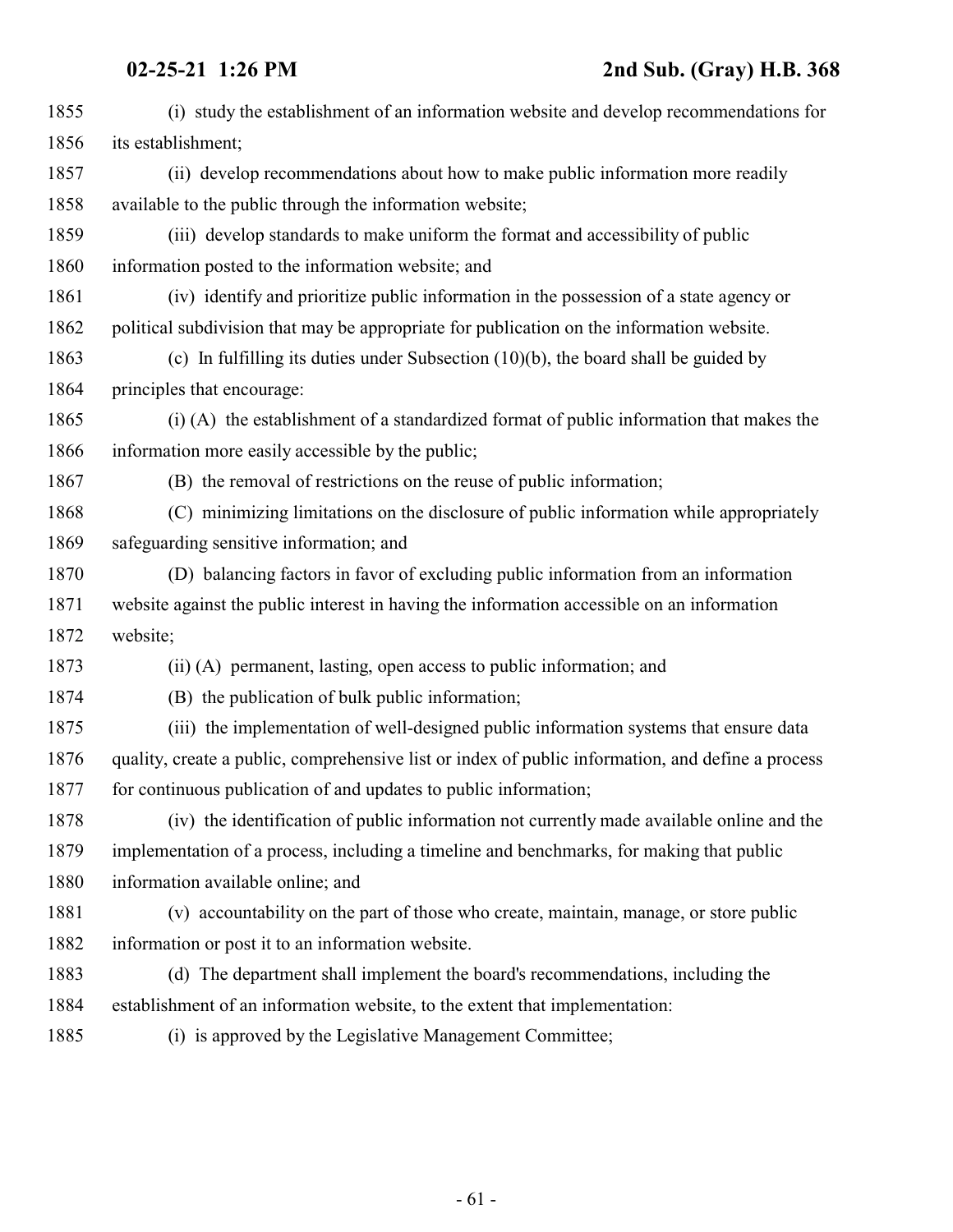(i) study the establishment of an information website and develop recommendations for its establishment;

(ii) develop recommendations about how to make public information more readily available to the public through the information website;

(iii) develop standards to make uniform the format and accessibility of public information posted to the information website; and

(iv) identify and prioritize public information in the possession of a state agency or political subdivision that may be appropriate for publication on the information website.

(c) In fulfilling its duties under Subsection (10)(b), the board shall be guided by principles that encourage:

(i) (A) the establishment of a standardized format of public information that makes the information more easily accessible by the public;

(B) the removal of restrictions on the reuse of public information;

(C) minimizing limitations on the disclosure of public information while appropriately safeguarding sensitive information; and

(D) balancing factors in favor of excluding public information from an information website against the public interest in having the information accessible on an information website;

(ii) (A) permanent, lasting, open access to public information; and

(B) the publication of bulk public information;

(iii) the implementation of well-designed public information systems that ensure data quality, create a public, comprehensive list or index of public information, and define a process for continuous publication of and updates to public information;

(iv) the identification of public information not currently made available online and the implementation of a process, including a timeline and benchmarks, for making that public information available online; and

(v) accountability on the part of those who create, maintain, manage, or store public information or post it to an information website.

(d) The department shall implement the board's recommendations, including the establishment of an information website, to the extent that implementation:

(i) is approved by the Legislative Management Committee;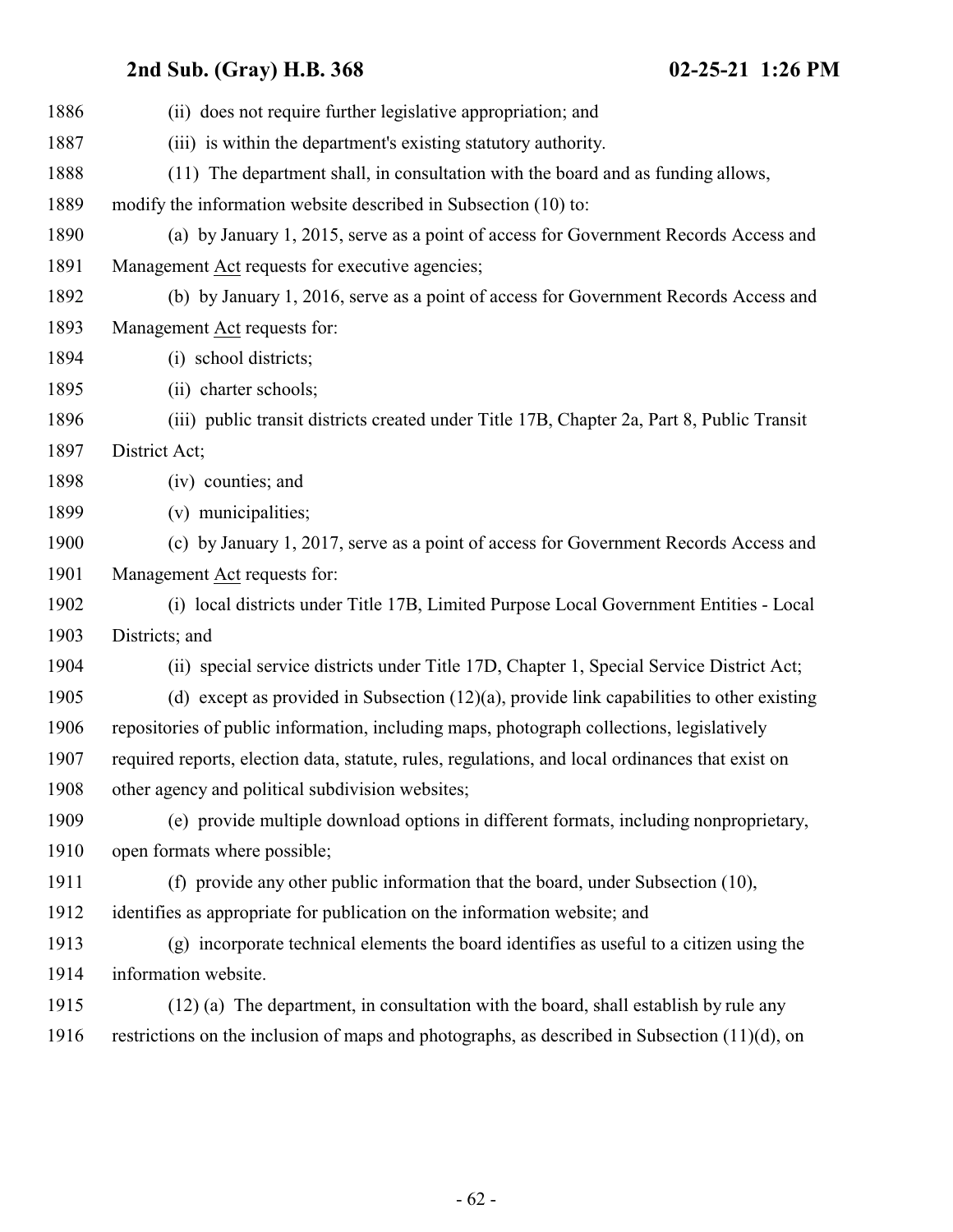(ii) does not require further legislative appropriation; and

(iii) is within the department's existing statutory authority.

(11) The department shall, in consultation with the board and as funding allows, modify the information website described in Subsection (10) to:

(a) by January 1, 2015, serve as a point of access for Government Records Access and Management Act requests for executive agencies;

(b) by January 1, 2016, serve as a point of access for Government Records Access and Management Act requests for:

(i) school districts;

(ii) charter schools;

(iii) public transit districts created under Title 17B, Chapter 2a, Part 8, Public Transit District Act;

(iv) counties; and

(v) municipalities;

(c) by January 1, 2017, serve as a point of access for Government Records Access and Management Act requests for:

(i) local districts under Title 17B, Limited Purpose Local Government Entities - Local Districts; and

(ii) special service districts under Title 17D, Chapter 1, Special Service District Act;

(d) except as provided in Subsection (12)(a), provide link capabilities to other existing repositories of public information, including maps, photograph collections, legislatively required reports, election data, statute, rules, regulations, and local ordinances that exist on other agency and political subdivision websites;

(e) provide multiple download options in different formats, including nonproprietary, open formats where possible;

(f) provide any other public information that the board, under Subsection (10), identifies as appropriate for publication on the information website; and

(g) incorporate technical elements the board identifies as useful to a citizen using the information website.

(12) (a) The department, in consultation with the board, shall establish by rule any restrictions on the inclusion of maps and photographs, as described in Subsection (11)(d), on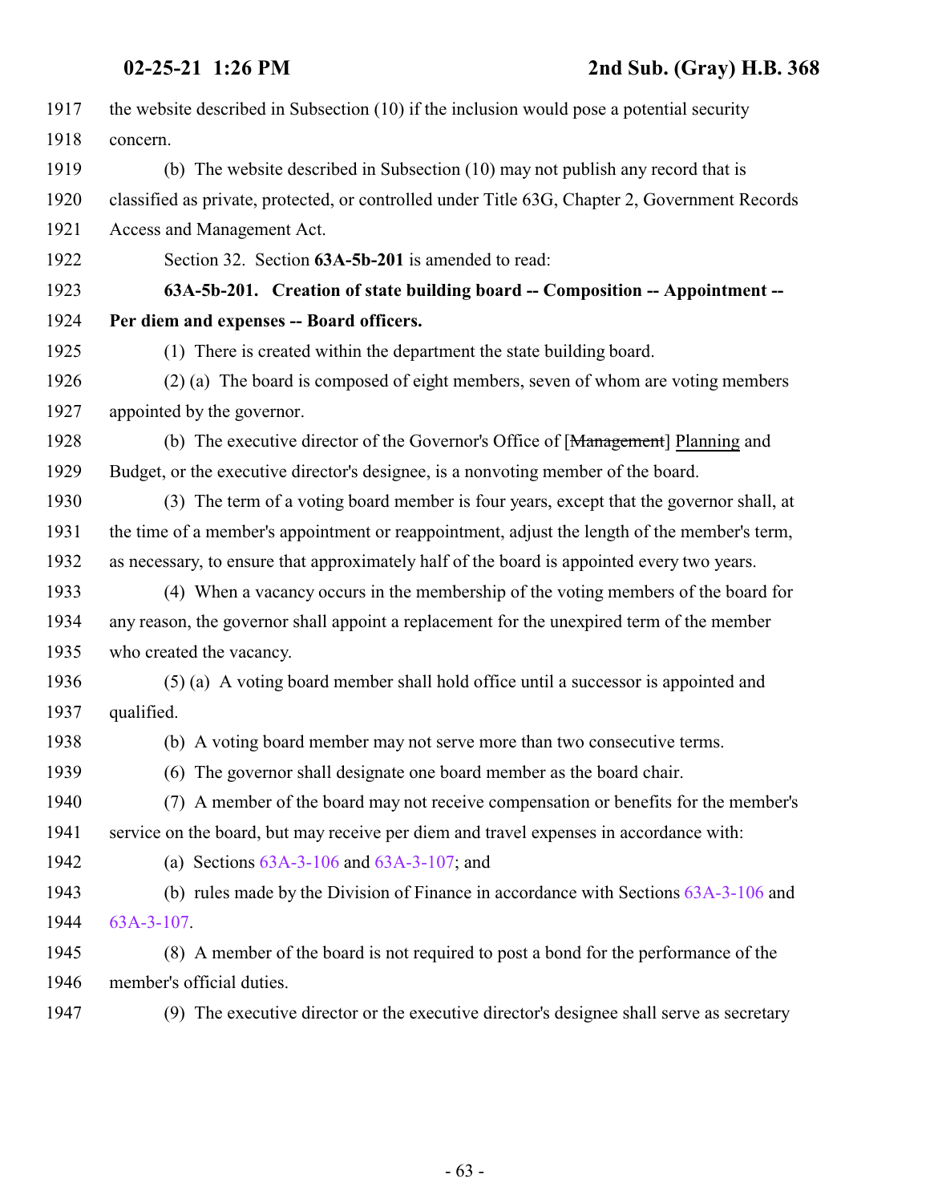the website described in Subsection (10) if the inclusion would pose a potential security concern.

(b) The website described in Subsection (10) may not publish any record that is classified as private, protected, or controlled under Title 63G, Chapter 2, Government Records Access and Management Act.

Section 32. Section **63A-5b-201** is amended to read:

**63A-5b-201. Creation of state building board -- Composition -- Appointment -- Per diem and expenses -- Board officers.**

(1) There is created within the department the state building board.

(2) (a) The board is composed of eight members, seven of whom are voting members appointed by the governor.

(b) The executive director of the Governor's Office of [~~Management~~] Planning and Budget, or the executive director's designee, is a nonvoting member of the board.

(3) The term of a voting board member is four years, except that the governor shall, at the time of a member's appointment or reappointment, adjust the length of the member's term, as necessary, to ensure that approximately half of the board is appointed every two years.

(4) When a vacancy occurs in the membership of the voting members of the board for any reason, the governor shall appoint a replacement for the unexpired term of the member who created the vacancy.

(5) (a) A voting board member shall hold office until a successor is appointed and qualified.

(b) A voting board member may not serve more than two consecutive terms.

(6) The governor shall designate one board member as the board chair.

(7) A member of the board may not receive compensation or benefits for the member's service on the board, but may receive per diem and travel expenses in accordance with:

(a) Sections 63A-3-106 and 63A-3-107; and

(b) rules made by the Division of Finance in accordance with Sections 63A-3-106 and 63A-3-107.

(8) A member of the board is not required to post a bond for the performance of the member's official duties.

(9) The executive director or the executive director's designee shall serve as secretary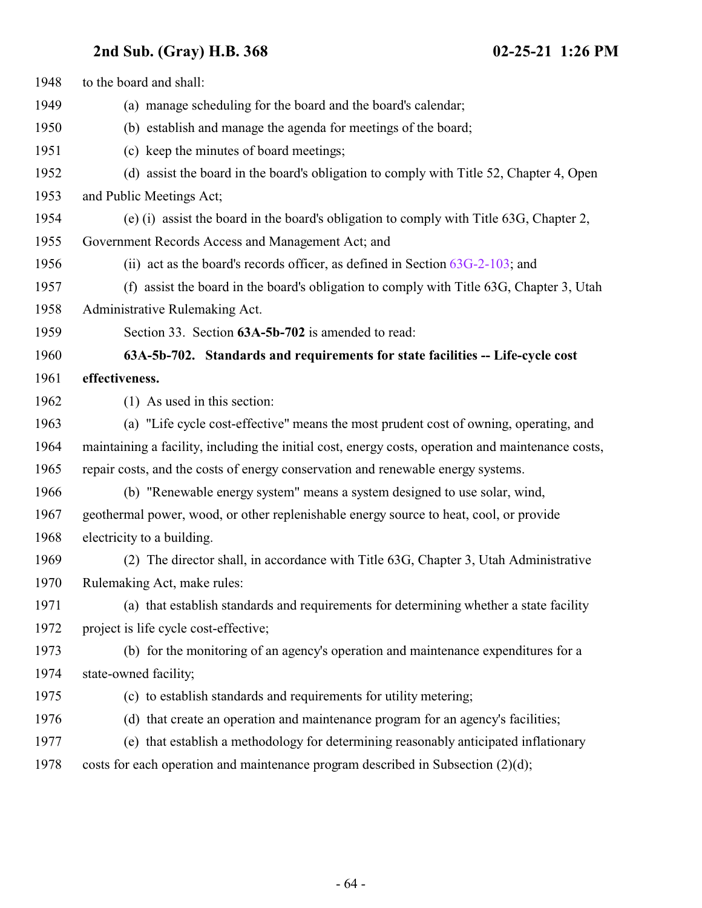to the board and shall:

(a) manage scheduling for the board and the board's calendar;

(b) establish and manage the agenda for meetings of the board;

(c) keep the minutes of board meetings;

(d) assist the board in the board's obligation to comply with Title 52, Chapter 4, Open and Public Meetings Act;

(e) (i) assist the board in the board's obligation to comply with Title 63G, Chapter 2, Government Records Access and Management Act; and

(ii) act as the board's records officer, as defined in Section 63G-2-103; and

(f) assist the board in the board's obligation to comply with Title 63G, Chapter 3, Utah Administrative Rulemaking Act.

Section 33. Section **63A-5b-702** is amended to read:

**63A-5b-702. Standards and requirements for state facilities -- Life-cycle cost effectiveness.**

(1) As used in this section:

(a) "Life cycle cost-effective" means the most prudent cost of owning, operating, and maintaining a facility, including the initial cost, energy costs, operation and maintenance costs, repair costs, and the costs of energy conservation and renewable energy systems.

(b) "Renewable energy system" means a system designed to use solar, wind, geothermal power, wood, or other replenishable energy source to heat, cool, or provide electricity to a building.

(2) The director shall, in accordance with Title 63G, Chapter 3, Utah Administrative Rulemaking Act, make rules:

(a) that establish standards and requirements for determining whether a state facility project is life cycle cost-effective;

(b) for the monitoring of an agency's operation and maintenance expenditures for a state-owned facility;

(c) to establish standards and requirements for utility metering;

(d) that create an operation and maintenance program for an agency's facilities;

(e) that establish a methodology for determining reasonably anticipated inflationary costs for each operation and maintenance program described in Subsection (2)(d);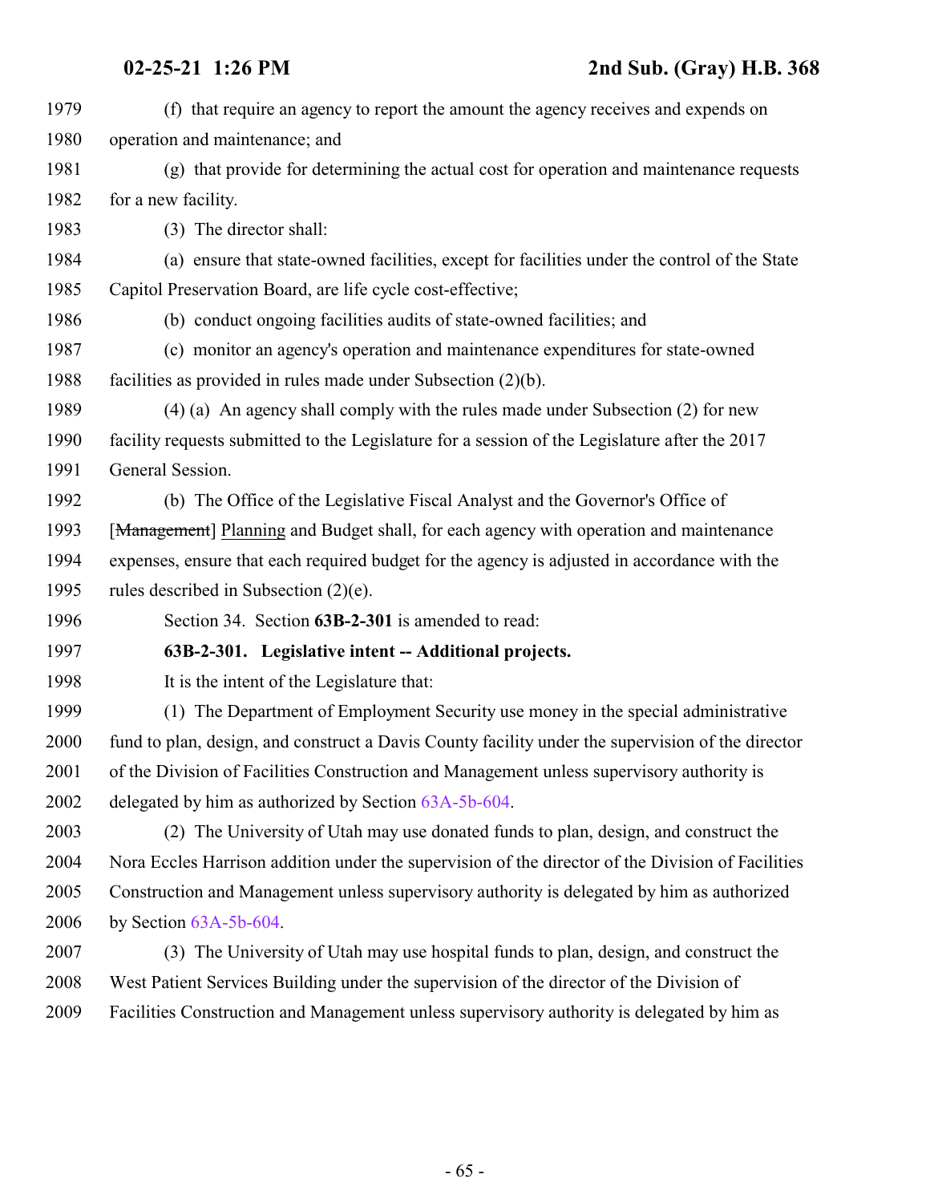(f) that require an agency to report the amount the agency receives and expends on operation and maintenance; and

(g) that provide for determining the actual cost for operation and maintenance requests for a new facility.

(3) The director shall:

(a) ensure that state-owned facilities, except for facilities under the control of the State Capitol Preservation Board, are life cycle cost-effective;

(b) conduct ongoing facilities audits of state-owned facilities; and

(c) monitor an agency's operation and maintenance expenditures for state-owned facilities as provided in rules made under Subsection (2)(b).

(4) (a) An agency shall comply with the rules made under Subsection (2) for new facility requests submitted to the Legislature for a session of the Legislature after the 2017 General Session.

(b) The Office of the Legislative Fiscal Analyst and the Governor's Office of [~~Management~~] Planning and Budget shall, for each agency with operation and maintenance expenses, ensure that each required budget for the agency is adjusted in accordance with the rules described in Subsection (2)(e).

Section 34. Section **63B-2-301** is amended to read:

**63B-2-301. Legislative intent -- Additional projects.**

It is the intent of the Legislature that:

(1) The Department of Employment Security use money in the special administrative fund to plan, design, and construct a Davis County facility under the supervision of the director of the Division of Facilities Construction and Management unless supervisory authority is delegated by him as authorized by Section 63A-5b-604.

(2) The University of Utah may use donated funds to plan, design, and construct the Nora Eccles Harrison addition under the supervision of the director of the Division of Facilities Construction and Management unless supervisory authority is delegated by him as authorized by Section 63A-5b-604.

(3) The University of Utah may use hospital funds to plan, design, and construct the West Patient Services Building under the supervision of the director of the Division of Facilities Construction and Management unless supervisory authority is delegated by him as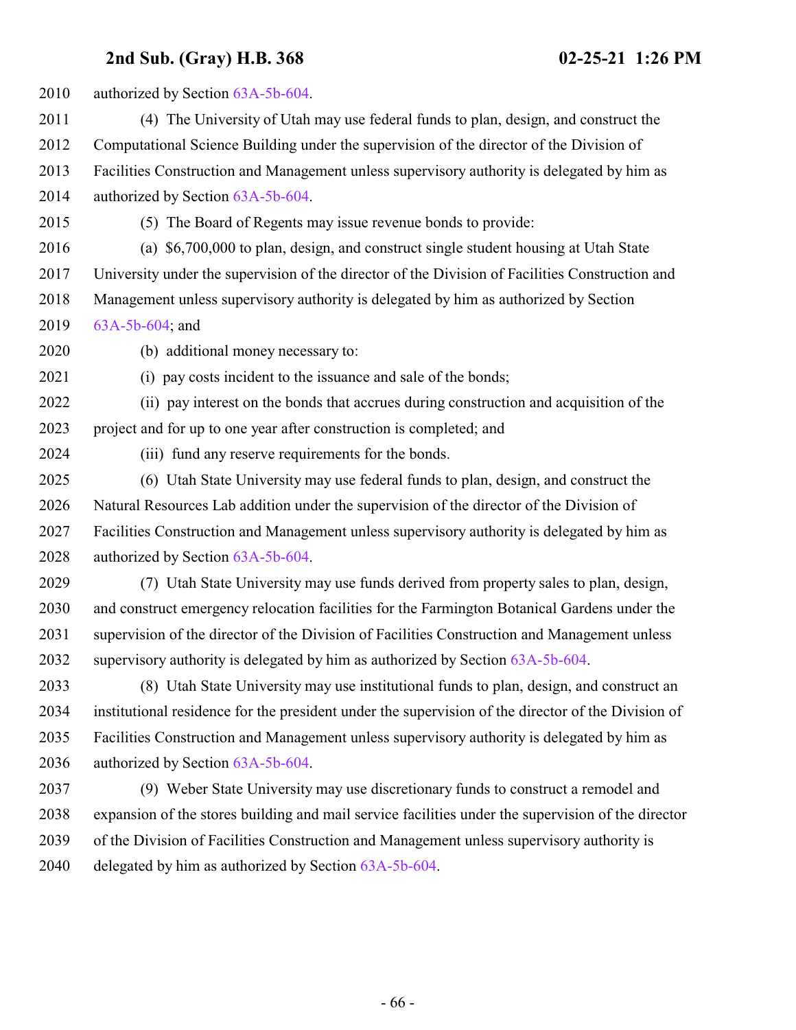authorized by Section 63A-5b-604.

(4) The University of Utah may use federal funds to plan, design, and construct the Computational Science Building under the supervision of the director of the Division of Facilities Construction and Management unless supervisory authority is delegated by him as authorized by Section 63A-5b-604.

(5) The Board of Regents may issue revenue bonds to provide:

(a) $6,700,000 to plan, design, and construct single student housing at Utah State University under the supervision of the director of the Division of Facilities Construction and Management unless supervisory authority is delegated by him as authorized by Section 63A-5b-604; and

(b) additional money necessary to:

(i) pay costs incident to the issuance and sale of the bonds;

(ii) pay interest on the bonds that accrues during construction and acquisition of the project and for up to one year after construction is completed; and

(iii) fund any reserve requirements for the bonds.

(6) Utah State University may use federal funds to plan, design, and construct the Natural Resources Lab addition under the supervision of the director of the Division of Facilities Construction and Management unless supervisory authority is delegated by him as authorized by Section 63A-5b-604.

(7) Utah State University may use funds derived from property sales to plan, design, and construct emergency relocation facilities for the Farmington Botanical Gardens under the supervision of the director of the Division of Facilities Construction and Management unless supervisory authority is delegated by him as authorized by Section 63A-5b-604.

(8) Utah State University may use institutional funds to plan, design, and construct an institutional residence for the president under the supervision of the director of the Division of Facilities Construction and Management unless supervisory authority is delegated by him as authorized by Section 63A-5b-604.

(9) Weber State University may use discretionary funds to construct a remodel and expansion of the stores building and mail service facilities under the supervision of the director of the Division of Facilities Construction and Management unless supervisory authority is delegated by him as authorized by Section 63A-5b-604.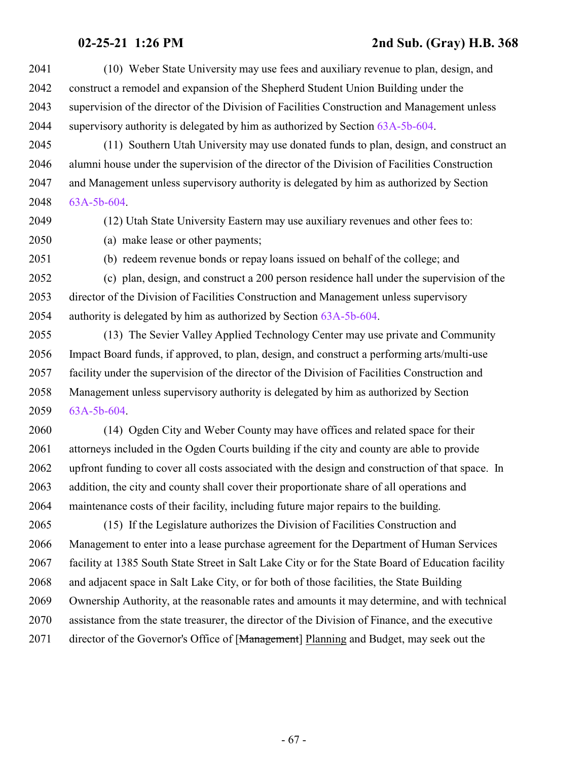(10) Weber State University may use fees and auxiliary revenue to plan, design, and construct a remodel and expansion of the Shepherd Student Union Building under the supervision of the director of the Division of Facilities Construction and Management unless supervisory authority is delegated by him as authorized by Section 63A-5b-604.

(11) Southern Utah University may use donated funds to plan, design, and construct an alumni house under the supervision of the director of the Division of Facilities Construction and Management unless supervisory authority is delegated by him as authorized by Section 63A-5b-604.

(12) Utah State University Eastern may use auxiliary revenues and other fees to:

(a) make lease or other payments;

(b) redeem revenue bonds or repay loans issued on behalf of the college; and

(c) plan, design, and construct a 200 person residence hall under the supervision of the director of the Division of Facilities Construction and Management unless supervisory authority is delegated by him as authorized by Section 63A-5b-604.

(13) The Sevier Valley Applied Technology Center may use private and Community Impact Board funds, if approved, to plan, design, and construct a performing arts/multi-use facility under the supervision of the director of the Division of Facilities Construction and Management unless supervisory authority is delegated by him as authorized by Section 63A-5b-604.

(14) Ogden City and Weber County may have offices and related space for their attorneys included in the Ogden Courts building if the city and county are able to provide upfront funding to cover all costs associated with the design and construction of that space. In addition, the city and county shall cover their proportionate share of all operations and maintenance costs of their facility, including future major repairs to the building.

(15) If the Legislature authorizes the Division of Facilities Construction and Management to enter into a lease purchase agreement for the Department of Human Services facility at 1385 South State Street in Salt Lake City or for the State Board of Education facility and adjacent space in Salt Lake City, or for both of those facilities, the State Building Ownership Authority, at the reasonable rates and amounts it may determine, and with technical assistance from the state treasurer, the director of the Division of Finance, and the executive director of the Governor's Office of [~~Management~~] Planning and Budget, may seek out the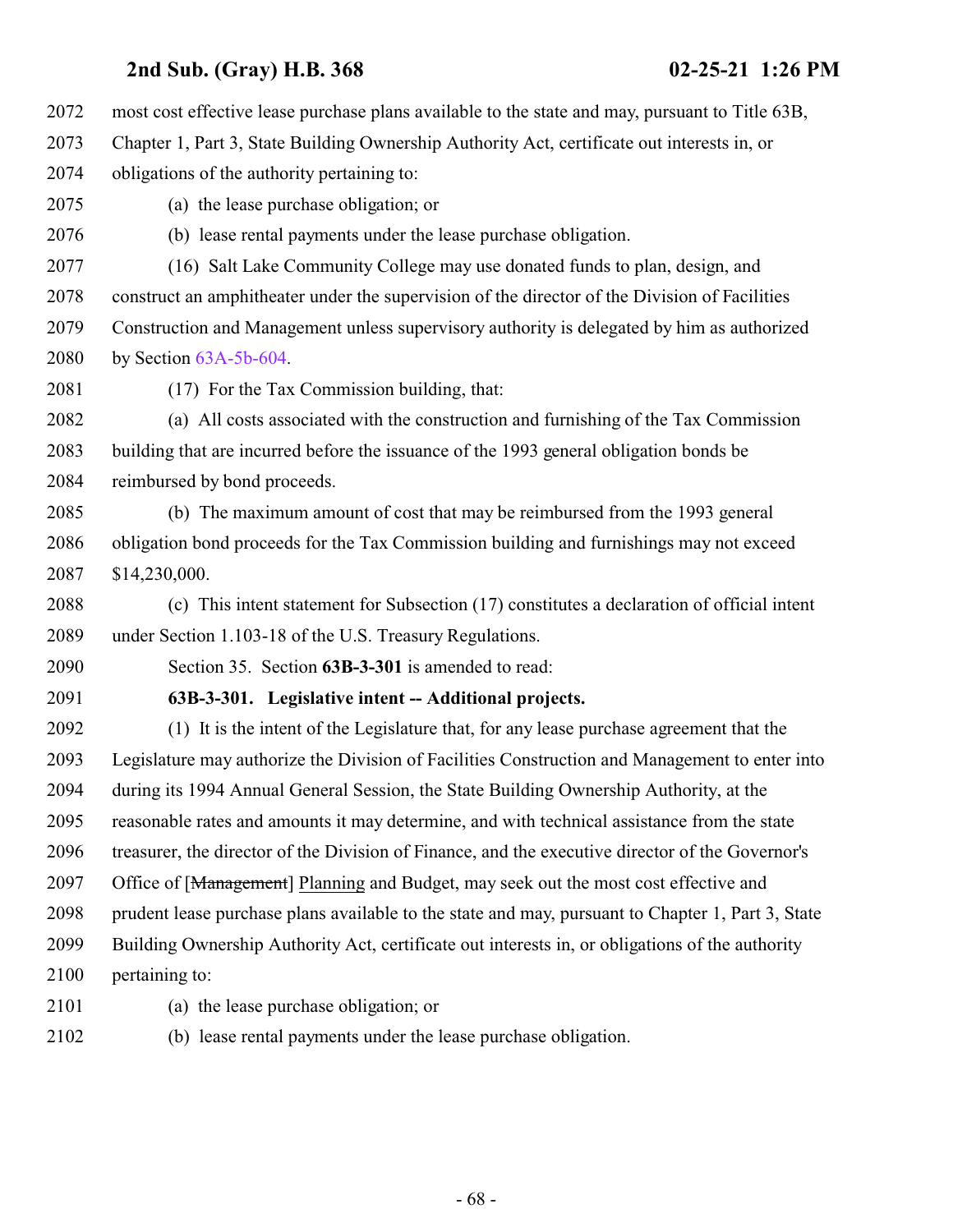most cost effective lease purchase plans available to the state and may, pursuant to Title 63B, Chapter 1, Part 3, State Building Ownership Authority Act, certificate out interests in, or obligations of the authority pertaining to:

(a) the lease purchase obligation; or

(b) lease rental payments under the lease purchase obligation.

(16) Salt Lake Community College may use donated funds to plan, design, and construct an amphitheater under the supervision of the director of the Division of Facilities Construction and Management unless supervisory authority is delegated by him as authorized by Section 63A-5b-604.

(17) For the Tax Commission building, that:

(a) All costs associated with the construction and furnishing of the Tax Commission building that are incurred before the issuance of the 1993 general obligation bonds be reimbursed by bond proceeds.

(b) The maximum amount of cost that may be reimbursed from the 1993 general obligation bond proceeds for the Tax Commission building and furnishings may not exceed $14,230,000.

(c) This intent statement for Subsection (17) constitutes a declaration of official intent under Section 1.103-18 of the U.S. Treasury Regulations.

Section 35. Section **63B-3-301** is amended to read:

**63B-3-301. Legislative intent -- Additional projects.**

(1) It is the intent of the Legislature that, for any lease purchase agreement that the Legislature may authorize the Division of Facilities Construction and Management to enter into during its 1994 Annual General Session, the State Building Ownership Authority, at the reasonable rates and amounts it may determine, and with technical assistance from the state treasurer, the director of the Division of Finance, and the executive director of the Governor's Office of [~~Management~~] Planning and Budget, may seek out the most cost effective and prudent lease purchase plans available to the state and may, pursuant to Chapter 1, Part 3, State Building Ownership Authority Act, certificate out interests in, or obligations of the authority pertaining to:

(a) the lease purchase obligation; or

(b) lease rental payments under the lease purchase obligation.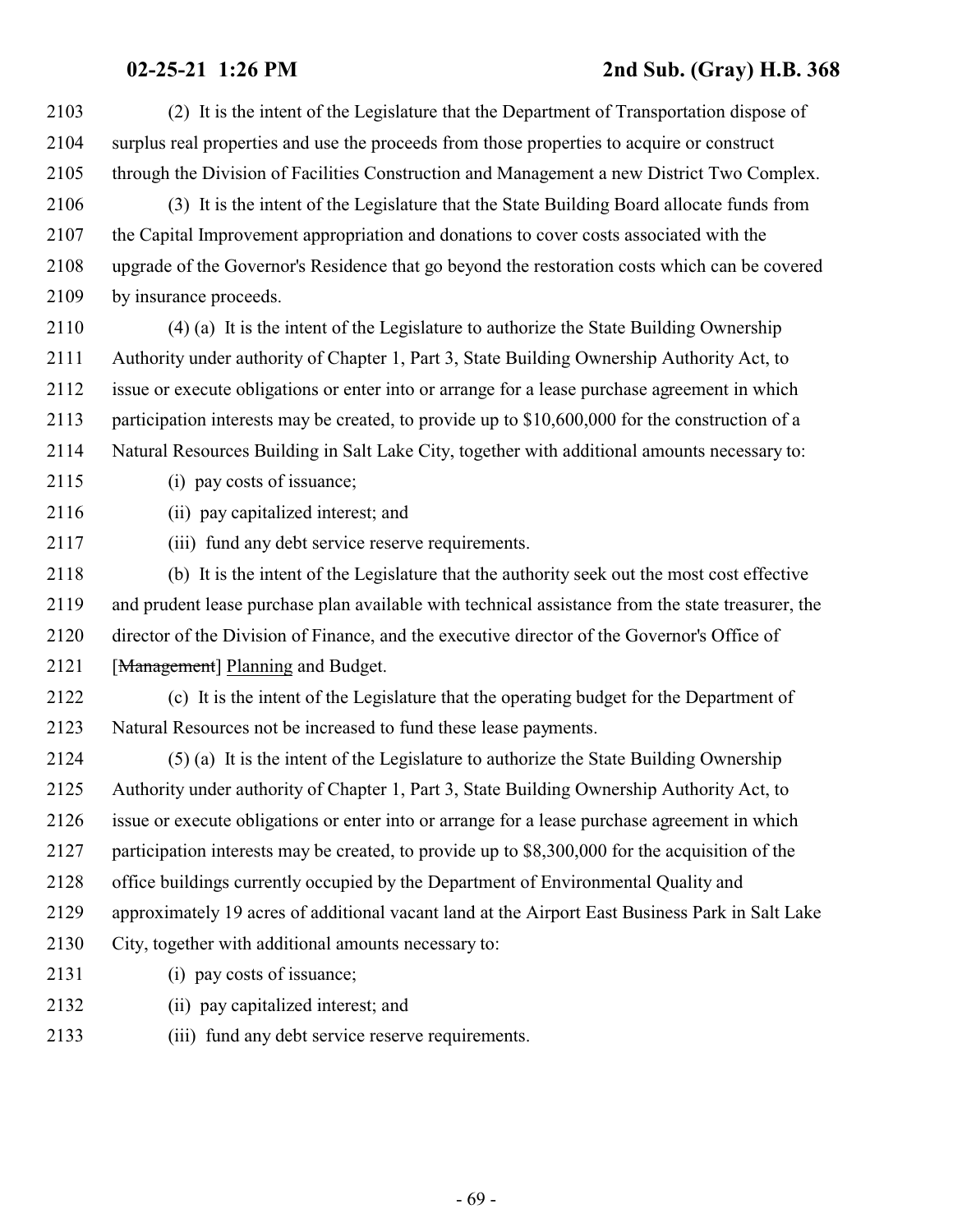(2) It is the intent of the Legislature that the Department of Transportation dispose of surplus real properties and use the proceeds from those properties to acquire or construct through the Division of Facilities Construction and Management a new District Two Complex.

(3) It is the intent of the Legislature that the State Building Board allocate funds from the Capital Improvement appropriation and donations to cover costs associated with the upgrade of the Governor's Residence that go beyond the restoration costs which can be covered by insurance proceeds.

(4) (a) It is the intent of the Legislature to authorize the State Building Ownership Authority under authority of Chapter 1, Part 3, State Building Ownership Authority Act, to issue or execute obligations or enter into or arrange for a lease purchase agreement in which participation interests may be created, to provide up to $10,600,000 for the construction of a Natural Resources Building in Salt Lake City, together with additional amounts necessary to:

(i) pay costs of issuance;

(ii) pay capitalized interest; and

(iii) fund any debt service reserve requirements.

(b) It is the intent of the Legislature that the authority seek out the most cost effective and prudent lease purchase plan available with technical assistance from the state treasurer, the director of the Division of Finance, and the executive director of the Governor's Office of [~~Management~~] Planning and Budget.

(c) It is the intent of the Legislature that the operating budget for the Department of Natural Resources not be increased to fund these lease payments.

(5) (a) It is the intent of the Legislature to authorize the State Building Ownership Authority under authority of Chapter 1, Part 3, State Building Ownership Authority Act, to issue or execute obligations or enter into or arrange for a lease purchase agreement in which participation interests may be created, to provide up to $8,300,000 for the acquisition of the office buildings currently occupied by the Department of Environmental Quality and approximately 19 acres of additional vacant land at the Airport East Business Park in Salt Lake City, together with additional amounts necessary to:

(i) pay costs of issuance;

(ii) pay capitalized interest; and

(iii) fund any debt service reserve requirements.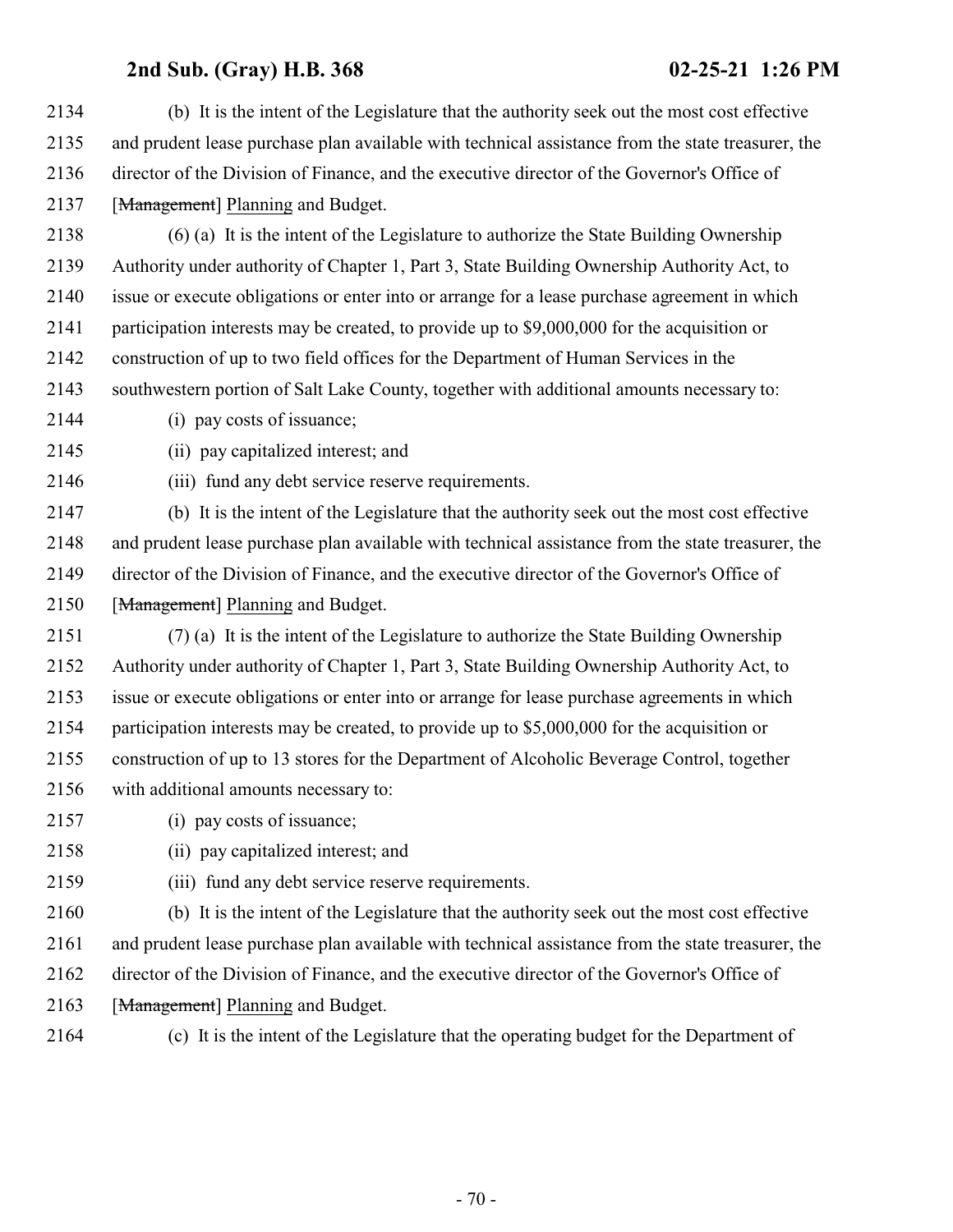(b) It is the intent of the Legislature that the authority seek out the most cost effective and prudent lease purchase plan available with technical assistance from the state treasurer, the director of the Division of Finance, and the executive director of the Governor's Office of [~~Management~~] Planning and Budget.

(6) (a) It is the intent of the Legislature to authorize the State Building Ownership Authority under authority of Chapter 1, Part 3, State Building Ownership Authority Act, to issue or execute obligations or enter into or arrange for a lease purchase agreement in which participation interests may be created, to provide up to $9,000,000 for the acquisition or construction of up to two field offices for the Department of Human Services in the southwestern portion of Salt Lake County, together with additional amounts necessary to:

(i) pay costs of issuance;

(ii) pay capitalized interest; and

(iii) fund any debt service reserve requirements.

(b) It is the intent of the Legislature that the authority seek out the most cost effective and prudent lease purchase plan available with technical assistance from the state treasurer, the director of the Division of Finance, and the executive director of the Governor's Office of [~~Management~~] Planning and Budget.

(7) (a) It is the intent of the Legislature to authorize the State Building Ownership Authority under authority of Chapter 1, Part 3, State Building Ownership Authority Act, to issue or execute obligations or enter into or arrange for lease purchase agreements in which participation interests may be created, to provide up to $5,000,000 for the acquisition or construction of up to 13 stores for the Department of Alcoholic Beverage Control, together with additional amounts necessary to:

(i) pay costs of issuance;

(ii) pay capitalized interest; and

(iii) fund any debt service reserve requirements.

(b) It is the intent of the Legislature that the authority seek out the most cost effective and prudent lease purchase plan available with technical assistance from the state treasurer, the director of the Division of Finance, and the executive director of the Governor's Office of [~~Management~~] Planning and Budget.

(c) It is the intent of the Legislature that the operating budget for the Department of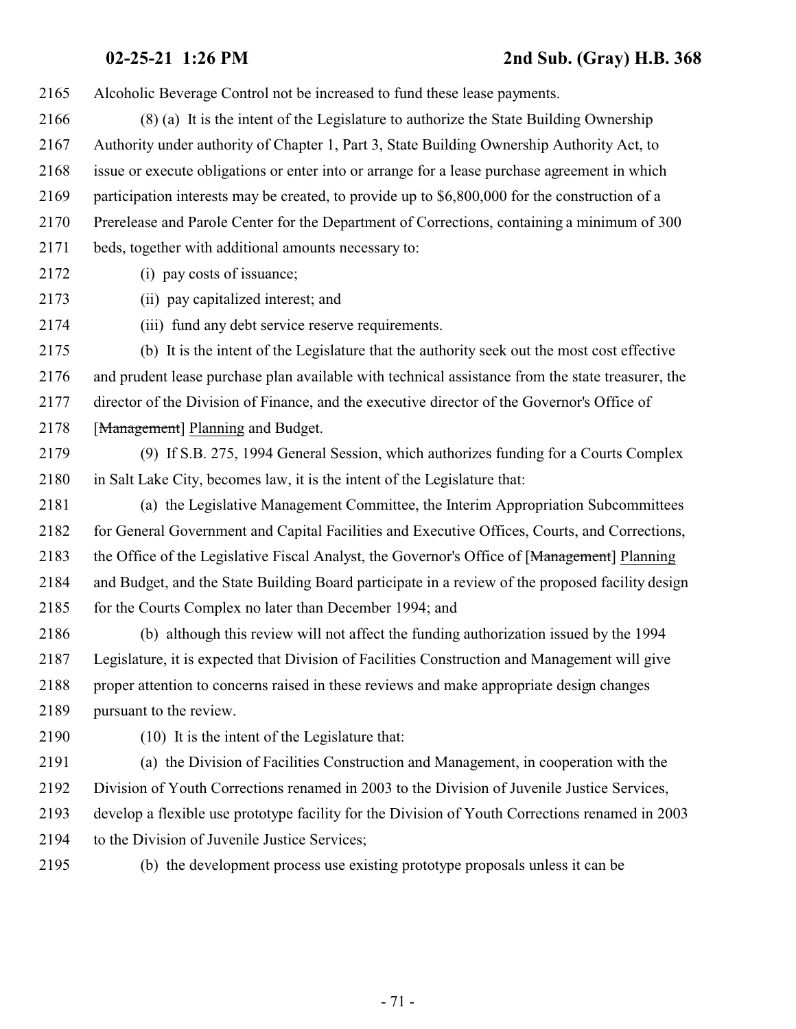Alcoholic Beverage Control not be increased to fund these lease payments.

(8) (a) It is the intent of the Legislature to authorize the State Building Ownership Authority under authority of Chapter 1, Part 3, State Building Ownership Authority Act, to issue or execute obligations or enter into or arrange for a lease purchase agreement in which participation interests may be created, to provide up to $6,800,000 for the construction of a Prerelease and Parole Center for the Department of Corrections, containing a minimum of 300 beds, together with additional amounts necessary to:

(i) pay costs of issuance;

(ii) pay capitalized interest; and

(iii) fund any debt service reserve requirements.

(b) It is the intent of the Legislature that the authority seek out the most cost effective and prudent lease purchase plan available with technical assistance from the state treasurer, the director of the Division of Finance, and the executive director of the Governor's Office of [~~Management~~] Planning and Budget.

(9) If S.B. 275, 1994 General Session, which authorizes funding for a Courts Complex in Salt Lake City, becomes law, it is the intent of the Legislature that:

(a) the Legislative Management Committee, the Interim Appropriation Subcommittees for General Government and Capital Facilities and Executive Offices, Courts, and Corrections, the Office of the Legislative Fiscal Analyst, the Governor's Office of [~~Management~~] Planning and Budget, and the State Building Board participate in a review of the proposed facility design for the Courts Complex no later than December 1994; and

(b) although this review will not affect the funding authorization issued by the 1994 Legislature, it is expected that Division of Facilities Construction and Management will give proper attention to concerns raised in these reviews and make appropriate design changes pursuant to the review.

(10) It is the intent of the Legislature that:

(a) the Division of Facilities Construction and Management, in cooperation with the Division of Youth Corrections renamed in 2003 to the Division of Juvenile Justice Services, develop a flexible use prototype facility for the Division of Youth Corrections renamed in 2003 to the Division of Juvenile Justice Services;

(b) the development process use existing prototype proposals unless it can be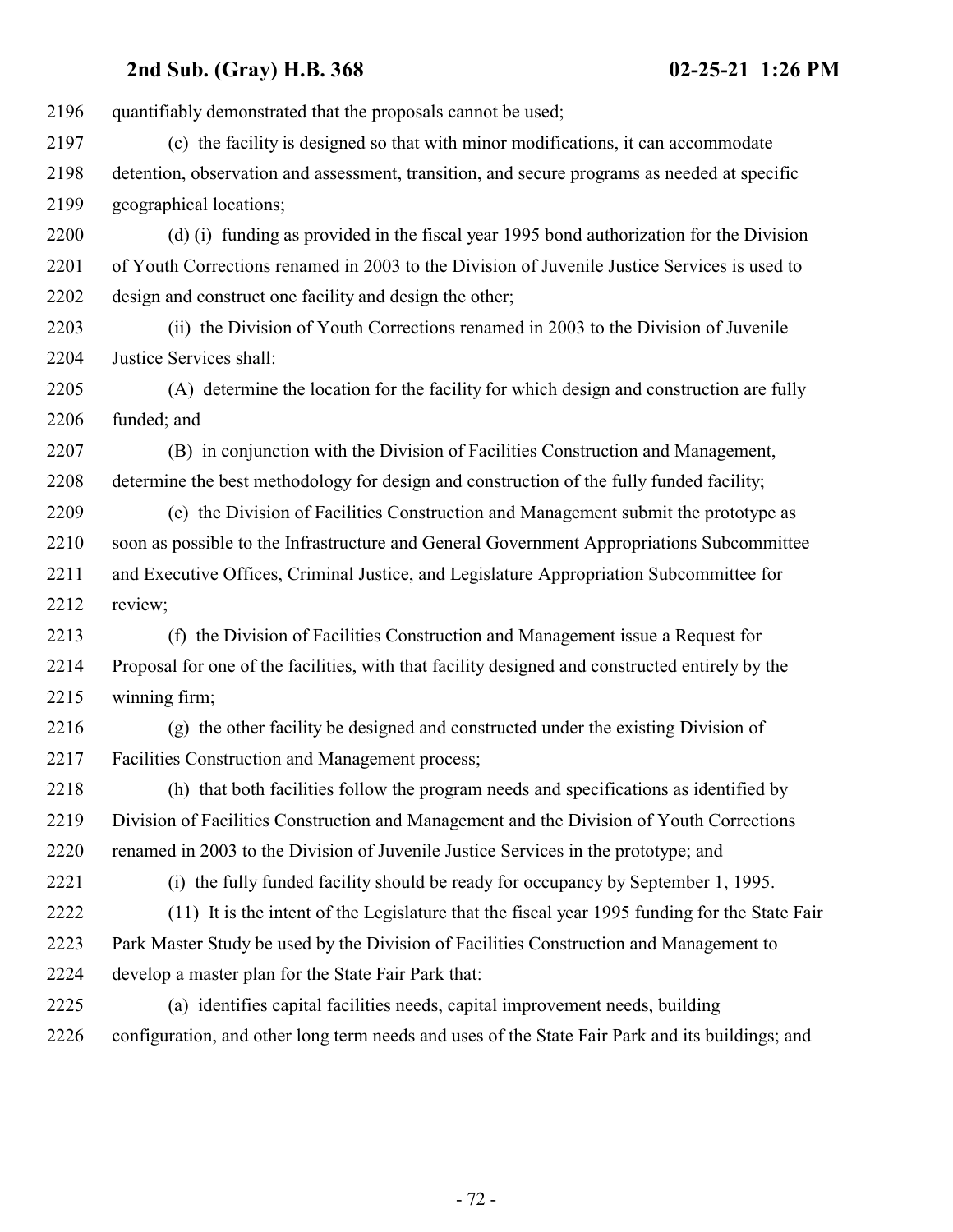quantifiably demonstrated that the proposals cannot be used;

(c) the facility is designed so that with minor modifications, it can accommodate detention, observation and assessment, transition, and secure programs as needed at specific geographical locations;

(d) (i) funding as provided in the fiscal year 1995 bond authorization for the Division of Youth Corrections renamed in 2003 to the Division of Juvenile Justice Services is used to design and construct one facility and design the other;

(ii) the Division of Youth Corrections renamed in 2003 to the Division of Juvenile Justice Services shall:

(A) determine the location for the facility for which design and construction are fully funded; and

(B) in conjunction with the Division of Facilities Construction and Management, determine the best methodology for design and construction of the fully funded facility;

(e) the Division of Facilities Construction and Management submit the prototype as soon as possible to the Infrastructure and General Government Appropriations Subcommittee and Executive Offices, Criminal Justice, and Legislature Appropriation Subcommittee for review;

(f) the Division of Facilities Construction and Management issue a Request for Proposal for one of the facilities, with that facility designed and constructed entirely by the winning firm;

(g) the other facility be designed and constructed under the existing Division of Facilities Construction and Management process;

(h) that both facilities follow the program needs and specifications as identified by Division of Facilities Construction and Management and the Division of Youth Corrections renamed in 2003 to the Division of Juvenile Justice Services in the prototype; and

(i) the fully funded facility should be ready for occupancy by September 1, 1995.

(11) It is the intent of the Legislature that the fiscal year 1995 funding for the State Fair Park Master Study be used by the Division of Facilities Construction and Management to develop a master plan for the State Fair Park that:

(a) identifies capital facilities needs, capital improvement needs, building configuration, and other long term needs and uses of the State Fair Park and its buildings; and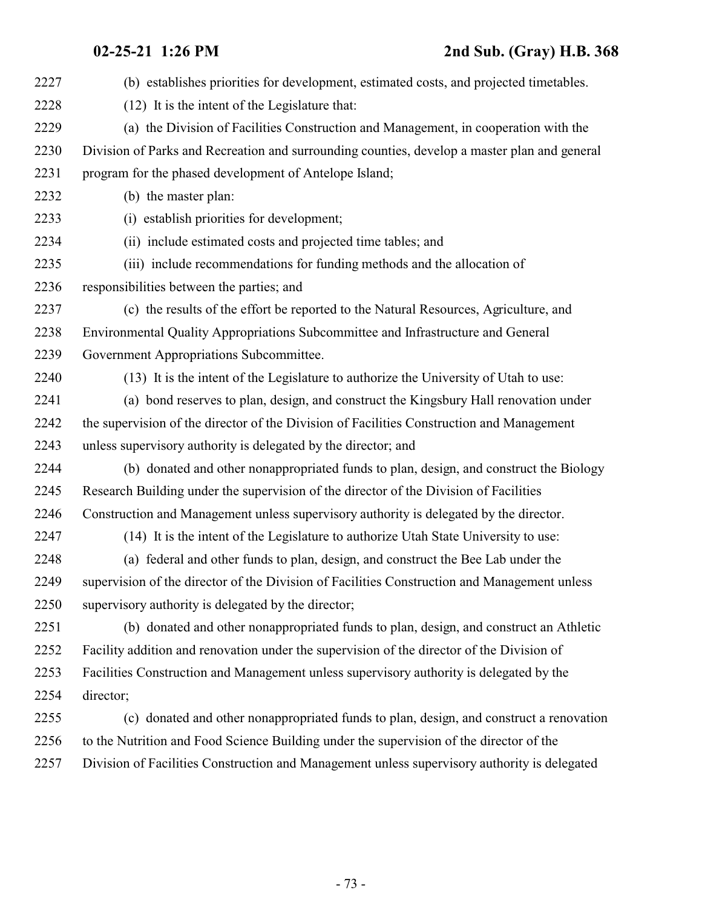(b) establishes priorities for development, estimated costs, and projected timetables.

(12) It is the intent of the Legislature that:

(a) the Division of Facilities Construction and Management, in cooperation with the Division of Parks and Recreation and surrounding counties, develop a master plan and general program for the phased development of Antelope Island;

(b) the master plan:

(i) establish priorities for development;

(ii) include estimated costs and projected time tables; and

(iii) include recommendations for funding methods and the allocation of responsibilities between the parties; and

(c) the results of the effort be reported to the Natural Resources, Agriculture, and Environmental Quality Appropriations Subcommittee and Infrastructure and General Government Appropriations Subcommittee.

(13) It is the intent of the Legislature to authorize the University of Utah to use:

(a) bond reserves to plan, design, and construct the Kingsbury Hall renovation under the supervision of the director of the Division of Facilities Construction and Management unless supervisory authority is delegated by the director; and

(b) donated and other nonappropriated funds to plan, design, and construct the Biology Research Building under the supervision of the director of the Division of Facilities Construction and Management unless supervisory authority is delegated by the director.

(14) It is the intent of the Legislature to authorize Utah State University to use:

(a) federal and other funds to plan, design, and construct the Bee Lab under the supervision of the director of the Division of Facilities Construction and Management unless supervisory authority is delegated by the director;

(b) donated and other nonappropriated funds to plan, design, and construct an Athletic Facility addition and renovation under the supervision of the director of the Division of Facilities Construction and Management unless supervisory authority is delegated by the director;

(c) donated and other nonappropriated funds to plan, design, and construct a renovation to the Nutrition and Food Science Building under the supervision of the director of the Division of Facilities Construction and Management unless supervisory authority is delegated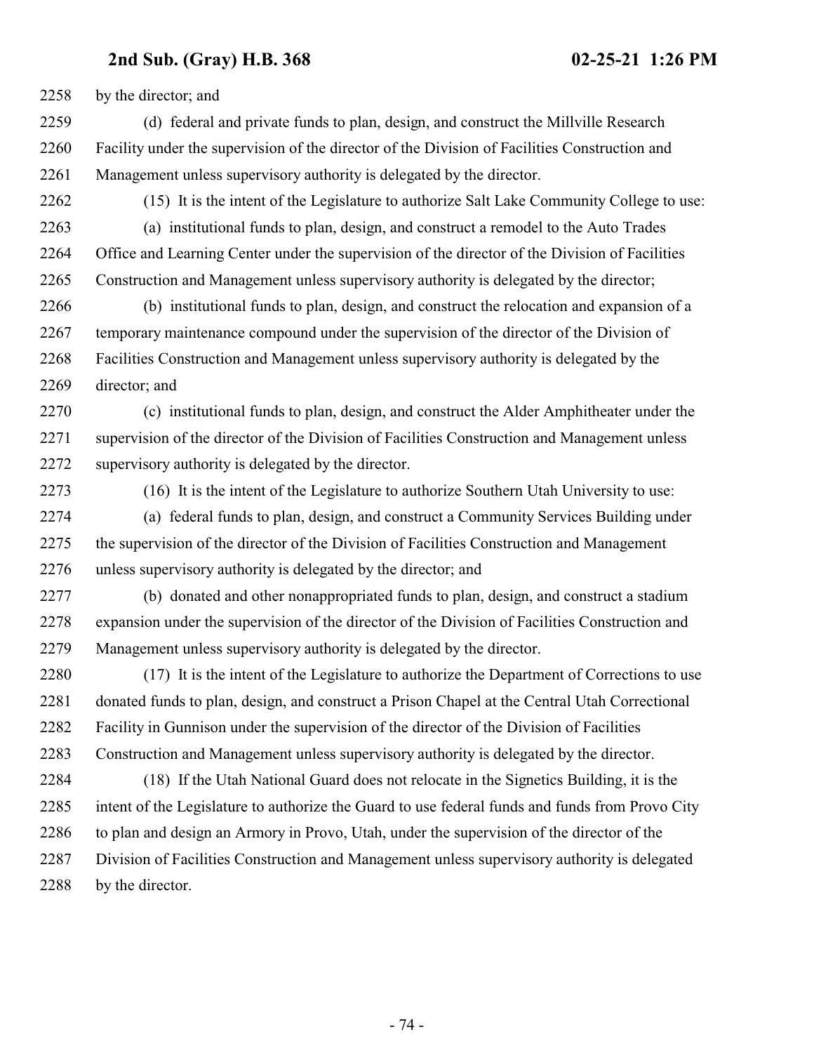by the director; and

(d) federal and private funds to plan, design, and construct the Millville Research Facility under the supervision of the director of the Division of Facilities Construction and Management unless supervisory authority is delegated by the director.

(15) It is the intent of the Legislature to authorize Salt Lake Community College to use:

(a) institutional funds to plan, design, and construct a remodel to the Auto Trades Office and Learning Center under the supervision of the director of the Division of Facilities Construction and Management unless supervisory authority is delegated by the director;

(b) institutional funds to plan, design, and construct the relocation and expansion of a temporary maintenance compound under the supervision of the director of the Division of Facilities Construction and Management unless supervisory authority is delegated by the director; and

(c) institutional funds to plan, design, and construct the Alder Amphitheater under the supervision of the director of the Division of Facilities Construction and Management unless supervisory authority is delegated by the director.

(16) It is the intent of the Legislature to authorize Southern Utah University to use:

(a) federal funds to plan, design, and construct a Community Services Building under the supervision of the director of the Division of Facilities Construction and Management unless supervisory authority is delegated by the director; and

(b) donated and other nonappropriated funds to plan, design, and construct a stadium expansion under the supervision of the director of the Division of Facilities Construction and Management unless supervisory authority is delegated by the director.

(17) It is the intent of the Legislature to authorize the Department of Corrections to use donated funds to plan, design, and construct a Prison Chapel at the Central Utah Correctional Facility in Gunnison under the supervision of the director of the Division of Facilities Construction and Management unless supervisory authority is delegated by the director.

(18) If the Utah National Guard does not relocate in the Signetics Building, it is the intent of the Legislature to authorize the Guard to use federal funds and funds from Provo City to plan and design an Armory in Provo, Utah, under the supervision of the director of the Division of Facilities Construction and Management unless supervisory authority is delegated by the director.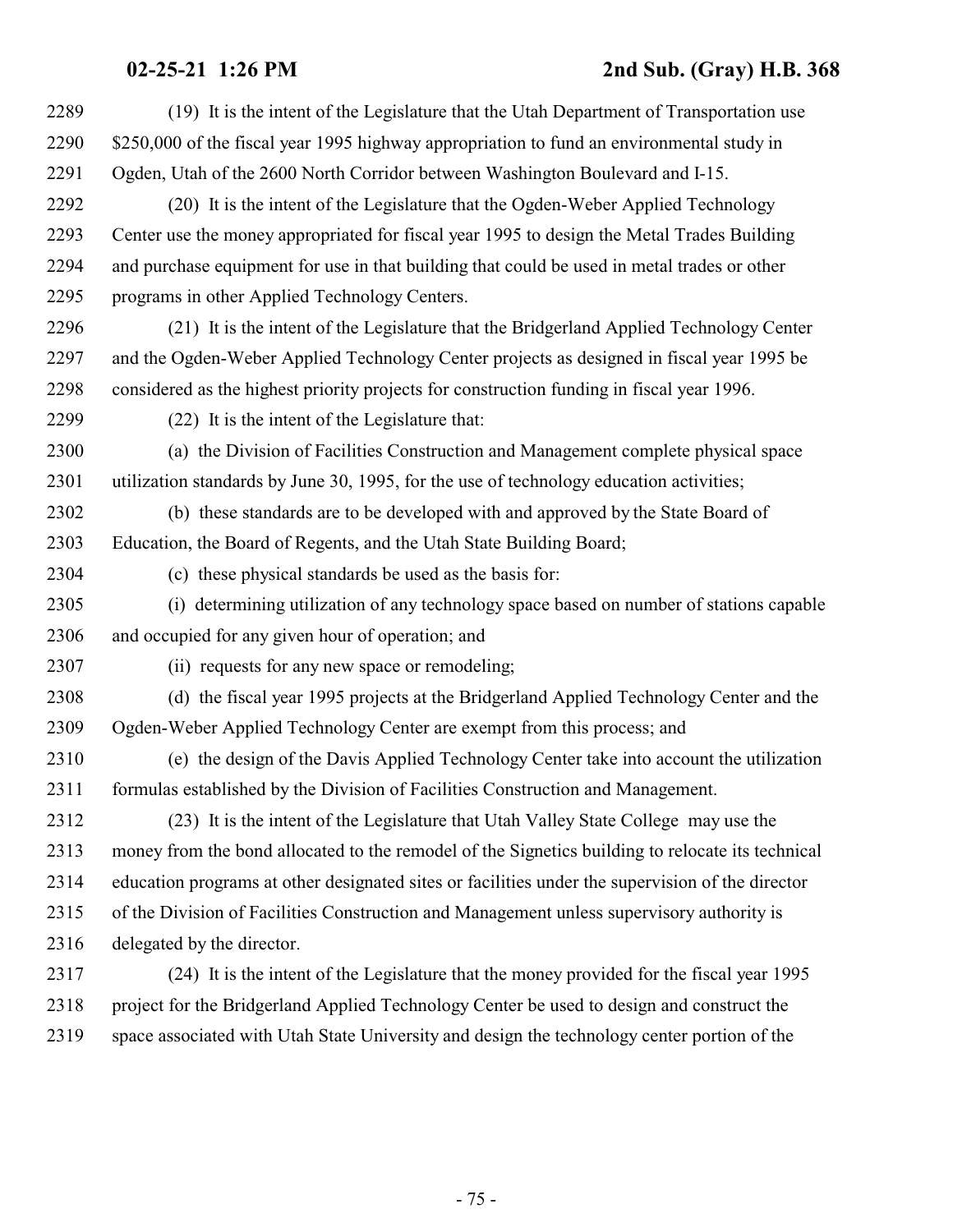(19) It is the intent of the Legislature that the Utah Department of Transportation use $250,000 of the fiscal year 1995 highway appropriation to fund an environmental study in Ogden, Utah of the 2600 North Corridor between Washington Boulevard and I-15.

(20) It is the intent of the Legislature that the Ogden-Weber Applied Technology Center use the money appropriated for fiscal year 1995 to design the Metal Trades Building and purchase equipment for use in that building that could be used in metal trades or other programs in other Applied Technology Centers.

(21) It is the intent of the Legislature that the Bridgerland Applied Technology Center and the Ogden-Weber Applied Technology Center projects as designed in fiscal year 1995 be considered as the highest priority projects for construction funding in fiscal year 1996.

(22) It is the intent of the Legislature that:

(a) the Division of Facilities Construction and Management complete physical space utilization standards by June 30, 1995, for the use of technology education activities;

(b) these standards are to be developed with and approved by the State Board of Education, the Board of Regents, and the Utah State Building Board;

(c) these physical standards be used as the basis for:

(i) determining utilization of any technology space based on number of stations capable and occupied for any given hour of operation; and

(ii) requests for any new space or remodeling;

(d) the fiscal year 1995 projects at the Bridgerland Applied Technology Center and the Ogden-Weber Applied Technology Center are exempt from this process; and

(e) the design of the Davis Applied Technology Center take into account the utilization formulas established by the Division of Facilities Construction and Management.

(23) It is the intent of the Legislature that Utah Valley State College may use the money from the bond allocated to the remodel of the Signetics building to relocate its technical education programs at other designated sites or facilities under the supervision of the director of the Division of Facilities Construction and Management unless supervisory authority is delegated by the director.

(24) It is the intent of the Legislature that the money provided for the fiscal year 1995 project for the Bridgerland Applied Technology Center be used to design and construct the space associated with Utah State University and design the technology center portion of the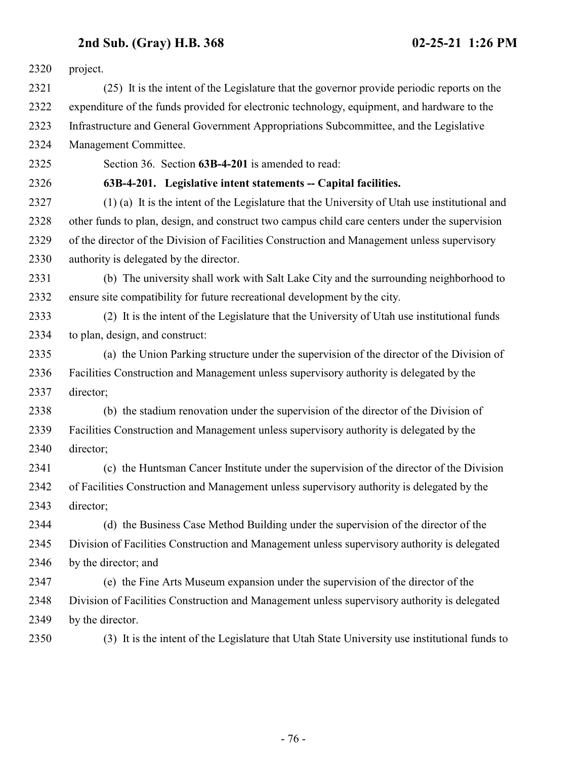project.

(25) It is the intent of the Legislature that the governor provide periodic reports on the expenditure of the funds provided for electronic technology, equipment, and hardware to the Infrastructure and General Government Appropriations Subcommittee, and the Legislative Management Committee.

Section 36. Section **63B-4-201** is amended to read:

**63B-4-201. Legislative intent statements -- Capital facilities.**

(1) (a) It is the intent of the Legislature that the University of Utah use institutional and other funds to plan, design, and construct two campus child care centers under the supervision of the director of the Division of Facilities Construction and Management unless supervisory authority is delegated by the director.

(b) The university shall work with Salt Lake City and the surrounding neighborhood to ensure site compatibility for future recreational development by the city.

(2) It is the intent of the Legislature that the University of Utah use institutional funds to plan, design, and construct:

(a) the Union Parking structure under the supervision of the director of the Division of Facilities Construction and Management unless supervisory authority is delegated by the director;

(b) the stadium renovation under the supervision of the director of the Division of Facilities Construction and Management unless supervisory authority is delegated by the director;

(c) the Huntsman Cancer Institute under the supervision of the director of the Division of Facilities Construction and Management unless supervisory authority is delegated by the director;

(d) the Business Case Method Building under the supervision of the director of the Division of Facilities Construction and Management unless supervisory authority is delegated by the director; and

(e) the Fine Arts Museum expansion under the supervision of the director of the Division of Facilities Construction and Management unless supervisory authority is delegated by the director.

(3) It is the intent of the Legislature that Utah State University use institutional funds to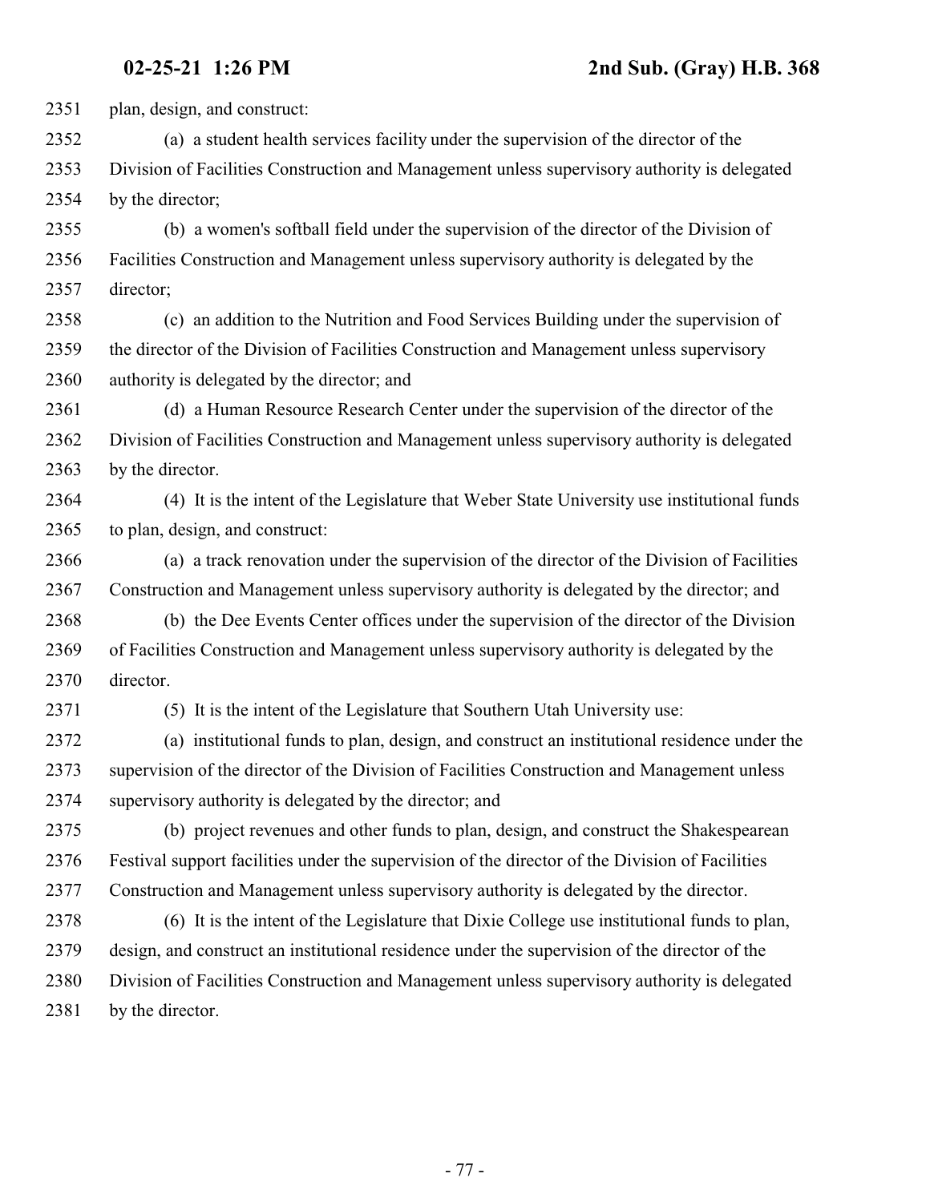plan, design, and construct:

(a) a student health services facility under the supervision of the director of the Division of Facilities Construction and Management unless supervisory authority is delegated by the director;

(b) a women's softball field under the supervision of the director of the Division of Facilities Construction and Management unless supervisory authority is delegated by the director;

(c) an addition to the Nutrition and Food Services Building under the supervision of the director of the Division of Facilities Construction and Management unless supervisory authority is delegated by the director; and

(d) a Human Resource Research Center under the supervision of the director of the Division of Facilities Construction and Management unless supervisory authority is delegated by the director.

(4) It is the intent of the Legislature that Weber State University use institutional funds to plan, design, and construct:

(a) a track renovation under the supervision of the director of the Division of Facilities Construction and Management unless supervisory authority is delegated by the director; and

(b) the Dee Events Center offices under the supervision of the director of the Division of Facilities Construction and Management unless supervisory authority is delegated by the director.

(5) It is the intent of the Legislature that Southern Utah University use:

(a) institutional funds to plan, design, and construct an institutional residence under the supervision of the director of the Division of Facilities Construction and Management unless supervisory authority is delegated by the director; and

(b) project revenues and other funds to plan, design, and construct the Shakespearean Festival support facilities under the supervision of the director of the Division of Facilities Construction and Management unless supervisory authority is delegated by the director.

(6) It is the intent of the Legislature that Dixie College use institutional funds to plan, design, and construct an institutional residence under the supervision of the director of the Division of Facilities Construction and Management unless supervisory authority is delegated by the director.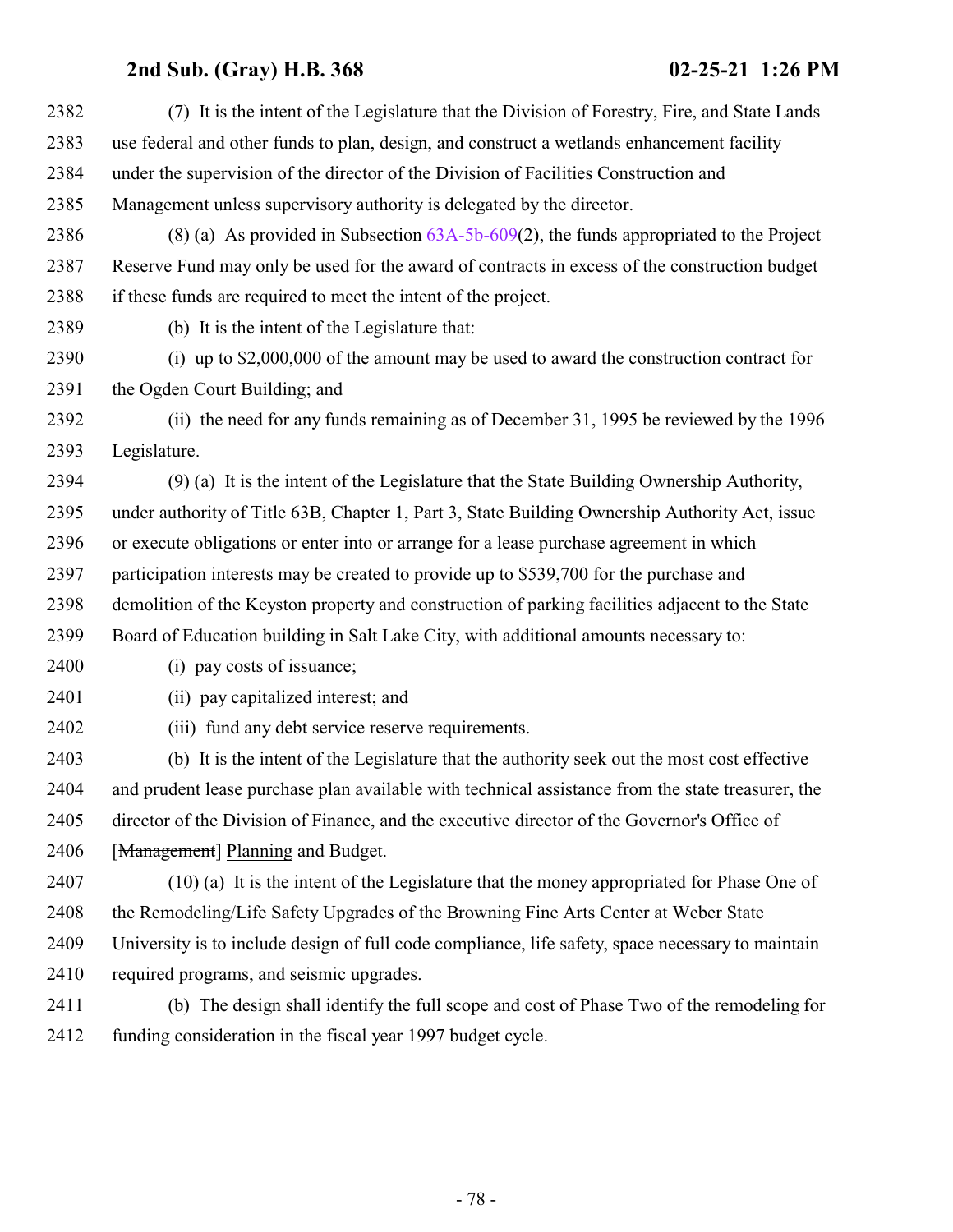2382 (7) It is the intent of the Legislature that the Division of Forestry, Fire, and State Lands
2383 use federal and other funds to plan, design, and construct a wetlands enhancement facility
2384 under the supervision of the director of the Division of Facilities Construction and
2385 Management unless supervisory authority is delegated by the director.

2386 (8) (a) As provided in Subsection 63A-5b-609(2), the funds appropriated to the Project
2387 Reserve Fund may only be used for the award of contracts in excess of the construction budget
2388 if these funds are required to meet the intent of the project.

2389 (b) It is the intent of the Legislature that:

2390 (i) up to $2,000,000 of the amount may be used to award the construction contract for
2391 the Ogden Court Building; and

2392 (ii) the need for any funds remaining as of December 31, 1995 be reviewed by the 1996
2393 Legislature.

2394 (9) (a) It is the intent of the Legislature that the State Building Ownership Authority,
2395 under authority of Title 63B, Chapter 1, Part 3, State Building Ownership Authority Act, issue
2396 or execute obligations or enter into or arrange for a lease purchase agreement in which
2397 participation interests may be created to provide up to $539,700 for the purchase and
2398 demolition of the Keyston property and construction of parking facilities adjacent to the State
2399 Board of Education building in Salt Lake City, with additional amounts necessary to:

2400 (i) pay costs of issuance;

2401 (ii) pay capitalized interest; and

2402 (iii) fund any debt service reserve requirements.

2403 (b) It is the intent of the Legislature that the authority seek out the most cost effective
2404 and prudent lease purchase plan available with technical assistance from the state treasurer, the
2405 director of the Division of Finance, and the executive director of the Governor's Office of
2406 [~~Management~~] Planning and Budget.

2407 (10) (a) It is the intent of the Legislature that the money appropriated for Phase One of
2408 the Remodeling/Life Safety Upgrades of the Browning Fine Arts Center at Weber State
2409 University is to include design of full code compliance, life safety, space necessary to maintain
2410 required programs, and seismic upgrades.

2411 (b) The design shall identify the full scope and cost of Phase Two of the remodeling for
2412 funding consideration in the fiscal year 1997 budget cycle.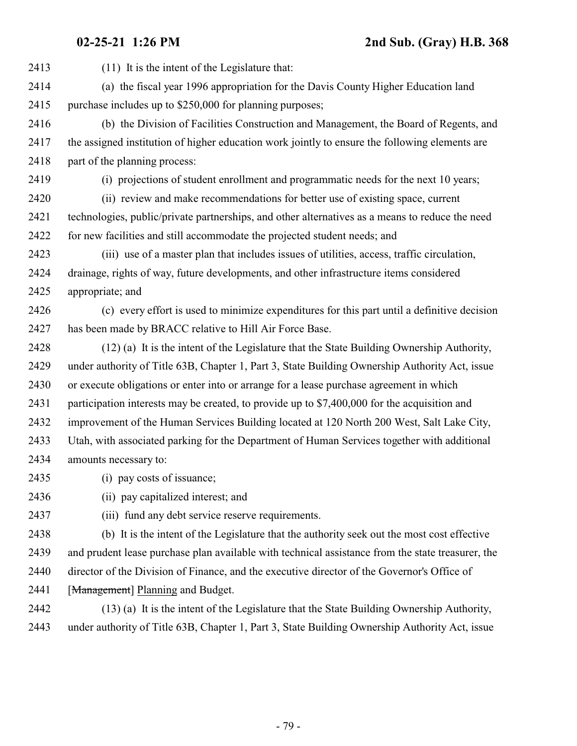(11) It is the intent of the Legislature that:

(a) the fiscal year 1996 appropriation for the Davis County Higher Education land purchase includes up to $250,000 for planning purposes;

(b) the Division of Facilities Construction and Management, the Board of Regents, and the assigned institution of higher education work jointly to ensure the following elements are part of the planning process:

(i) projections of student enrollment and programmatic needs for the next 10 years;

(ii) review and make recommendations for better use of existing space, current technologies, public/private partnerships, and other alternatives as a means to reduce the need for new facilities and still accommodate the projected student needs; and

(iii) use of a master plan that includes issues of utilities, access, traffic circulation, drainage, rights of way, future developments, and other infrastructure items considered appropriate; and

(c) every effort is used to minimize expenditures for this part until a definitive decision has been made by BRACC relative to Hill Air Force Base.

(12) (a) It is the intent of the Legislature that the State Building Ownership Authority, under authority of Title 63B, Chapter 1, Part 3, State Building Ownership Authority Act, issue or execute obligations or enter into or arrange for a lease purchase agreement in which participation interests may be created, to provide up to $7,400,000 for the acquisition and improvement of the Human Services Building located at 120 North 200 West, Salt Lake City, Utah, with associated parking for the Department of Human Services together with additional amounts necessary to:

(i) pay costs of issuance;

(ii) pay capitalized interest; and

(iii) fund any debt service reserve requirements.

(b) It is the intent of the Legislature that the authority seek out the most cost effective and prudent lease purchase plan available with technical assistance from the state treasurer, the director of the Division of Finance, and the executive director of the Governor's Office of [~~Management~~] Planning and Budget.

(13) (a) It is the intent of the Legislature that the State Building Ownership Authority, under authority of Title 63B, Chapter 1, Part 3, State Building Ownership Authority Act, issue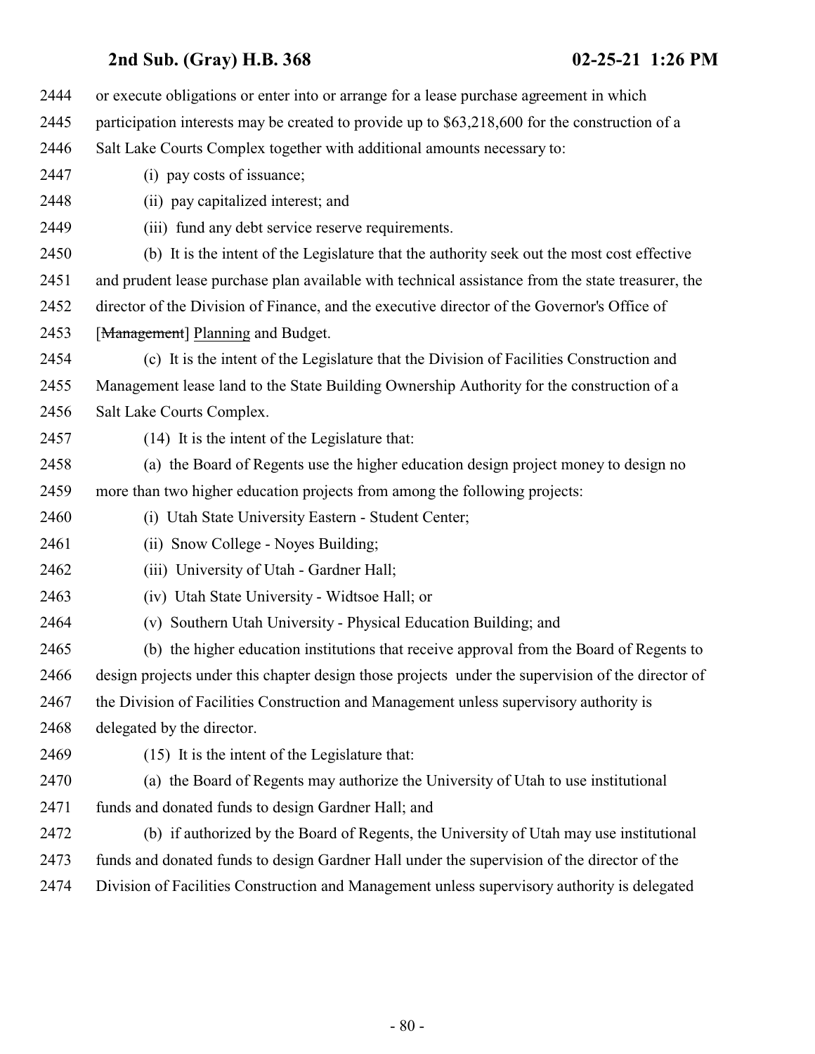or execute obligations or enter into or arrange for a lease purchase agreement in which participation interests may be created to provide up to $63,218,600 for the construction of a Salt Lake Courts Complex together with additional amounts necessary to:

(i) pay costs of issuance;

(ii) pay capitalized interest; and

(iii) fund any debt service reserve requirements.

(b) It is the intent of the Legislature that the authority seek out the most cost effective and prudent lease purchase plan available with technical assistance from the state treasurer, the director of the Division of Finance, and the executive director of the Governor's Office of [~~Management~~] Planning and Budget.

(c) It is the intent of the Legislature that the Division of Facilities Construction and Management lease land to the State Building Ownership Authority for the construction of a Salt Lake Courts Complex.

(14) It is the intent of the Legislature that:

(a) the Board of Regents use the higher education design project money to design no more than two higher education projects from among the following projects:

(i) Utah State University Eastern - Student Center;

(ii) Snow College - Noyes Building;

(iii) University of Utah - Gardner Hall;

(iv) Utah State University - Widtsoe Hall; or

(v) Southern Utah University - Physical Education Building; and

(b) the higher education institutions that receive approval from the Board of Regents to design projects under this chapter design those projects under the supervision of the director of the Division of Facilities Construction and Management unless supervisory authority is delegated by the director.

(15) It is the intent of the Legislature that:

(a) the Board of Regents may authorize the University of Utah to use institutional funds and donated funds to design Gardner Hall; and

(b) if authorized by the Board of Regents, the University of Utah may use institutional funds and donated funds to design Gardner Hall under the supervision of the director of the Division of Facilities Construction and Management unless supervisory authority is delegated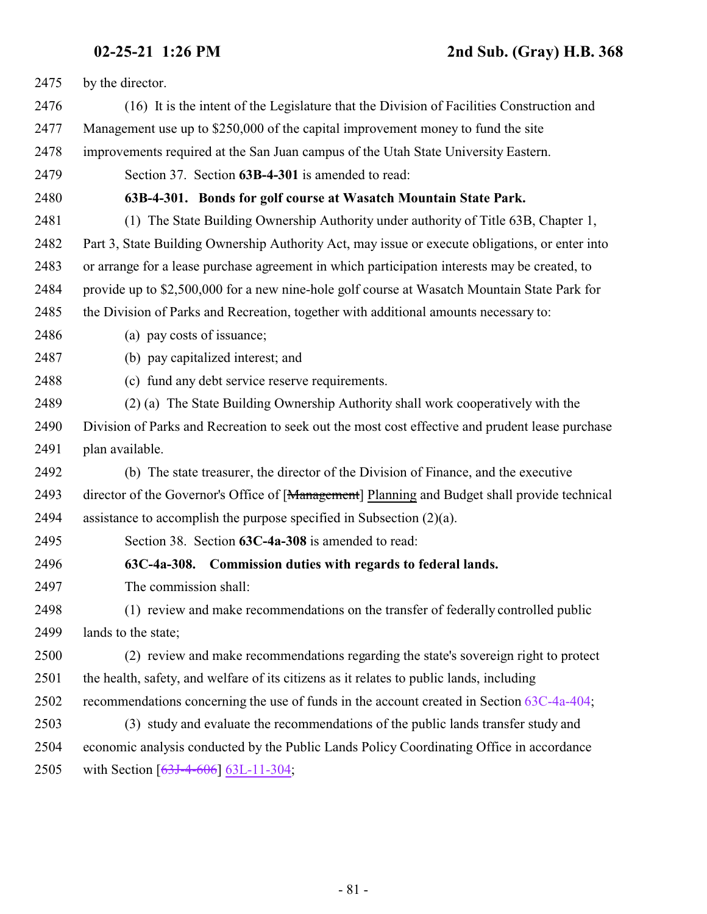by the director.

(16) It is the intent of the Legislature that the Division of Facilities Construction and Management use up to $250,000 of the capital improvement money to fund the site improvements required at the San Juan campus of the Utah State University Eastern.

Section 37. Section **63B-4-301** is amended to read:

**63B-4-301. Bonds for golf course at Wasatch Mountain State Park.**

(1) The State Building Ownership Authority under authority of Title 63B, Chapter 1, Part 3, State Building Ownership Authority Act, may issue or execute obligations, or enter into or arrange for a lease purchase agreement in which participation interests may be created, to provide up to $2,500,000 for a new nine-hole golf course at Wasatch Mountain State Park for the Division of Parks and Recreation, together with additional amounts necessary to:

(a) pay costs of issuance;

(b) pay capitalized interest; and

(c) fund any debt service reserve requirements.

(2) (a) The State Building Ownership Authority shall work cooperatively with the Division of Parks and Recreation to seek out the most cost effective and prudent lease purchase plan available.

(b) The state treasurer, the director of the Division of Finance, and the executive director of the Governor's Office of [~~Management~~] Planning and Budget shall provide technical assistance to accomplish the purpose specified in Subsection (2)(a).

Section 38. Section **63C-4a-308** is amended to read:

**63C-4a-308. Commission duties with regards to federal lands.**

The commission shall:

(1) review and make recommendations on the transfer of federally controlled public lands to the state;

(2) review and make recommendations regarding the state's sovereign right to protect the health, safety, and welfare of its citizens as it relates to public lands, including recommendations concerning the use of funds in the account created in Section 63C-4a-404;

(3) study and evaluate the recommendations of the public lands transfer study and economic analysis conducted by the Public Lands Policy Coordinating Office in accordance with Section [~~63J-4-606~~] 63L-11-304;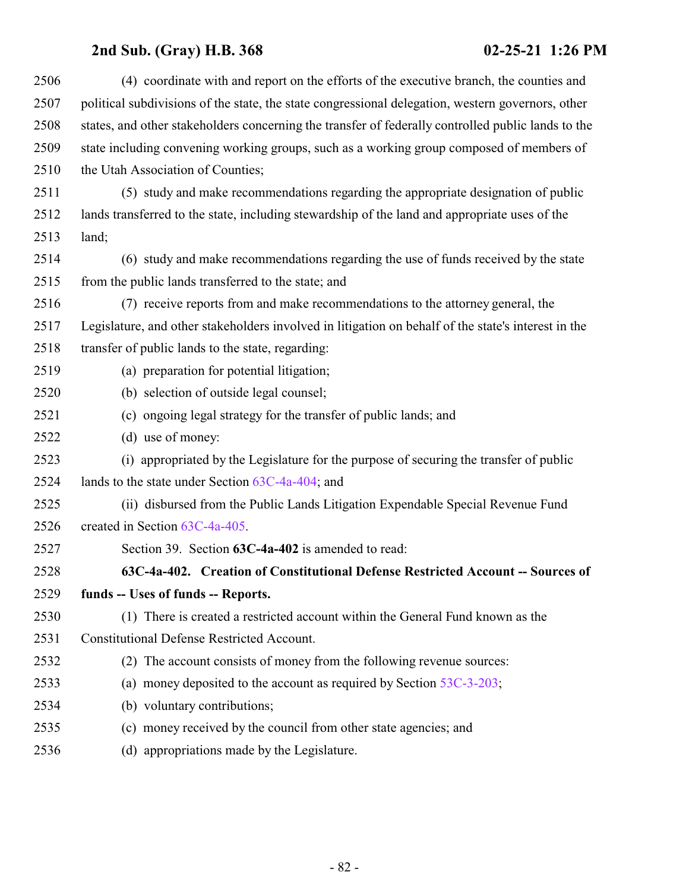(4) coordinate with and report on the efforts of the executive branch, the counties and political subdivisions of the state, the state congressional delegation, western governors, other states, and other stakeholders concerning the transfer of federally controlled public lands to the state including convening working groups, such as a working group composed of members of the Utah Association of Counties;

(5) study and make recommendations regarding the appropriate designation of public lands transferred to the state, including stewardship of the land and appropriate uses of the land;

(6) study and make recommendations regarding the use of funds received by the state from the public lands transferred to the state; and

(7) receive reports from and make recommendations to the attorney general, the Legislature, and other stakeholders involved in litigation on behalf of the state's interest in the transfer of public lands to the state, regarding:

(a) preparation for potential litigation;

(b) selection of outside legal counsel;

(c) ongoing legal strategy for the transfer of public lands; and

(d) use of money:

(i) appropriated by the Legislature for the purpose of securing the transfer of public lands to the state under Section 63C-4a-404; and

(ii) disbursed from the Public Lands Litigation Expendable Special Revenue Fund created in Section 63C-4a-405.

Section 39. Section **63C-4a-402** is amended to read:

**63C-4a-402. Creation of Constitutional Defense Restricted Account -- Sources of funds -- Uses of funds -- Reports.**

(1) There is created a restricted account within the General Fund known as the Constitutional Defense Restricted Account.

(2) The account consists of money from the following revenue sources:

(a) money deposited to the account as required by Section 53C-3-203;

(b) voluntary contributions;

(c) money received by the council from other state agencies; and

(d) appropriations made by the Legislature.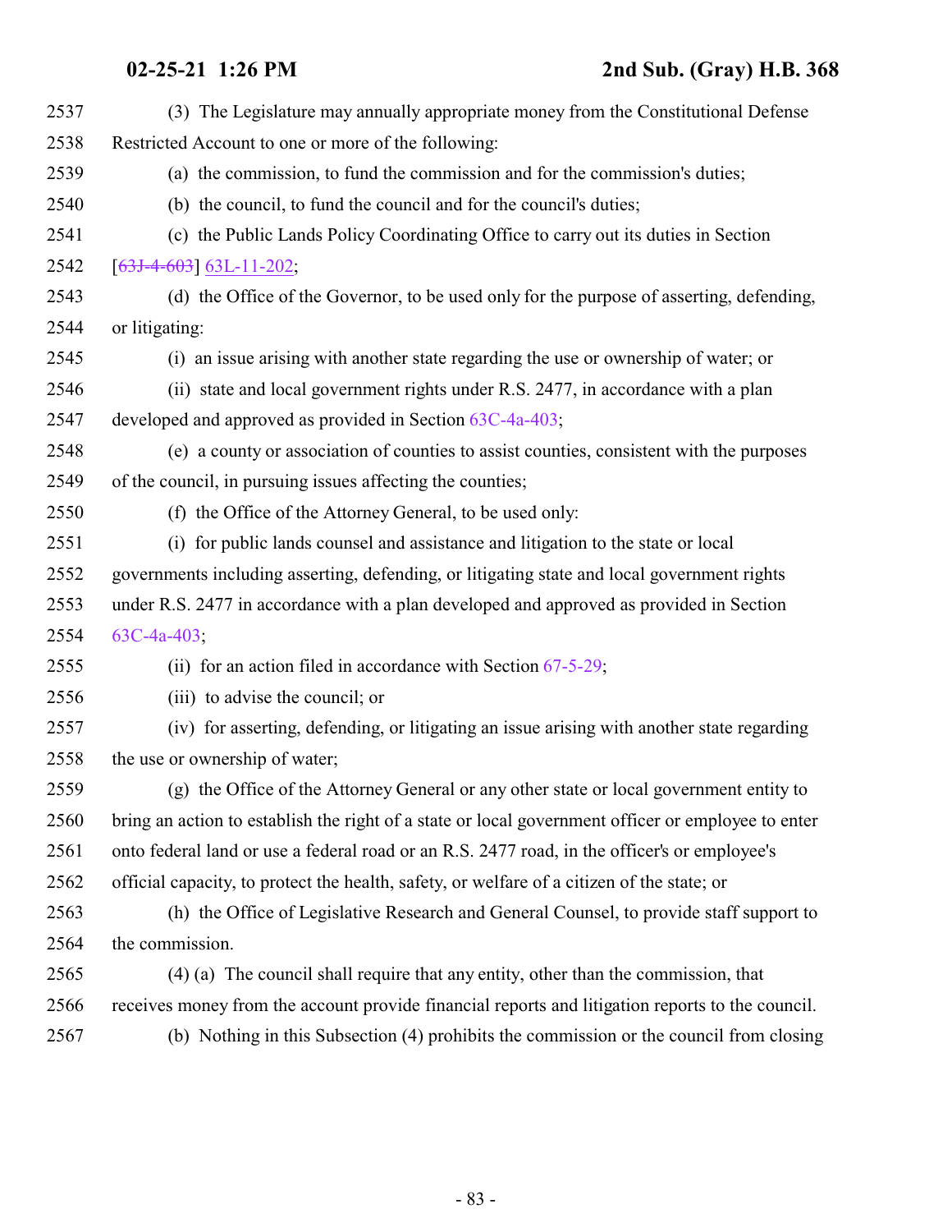(3) The Legislature may annually appropriate money from the Constitutional Defense Restricted Account to one or more of the following:

(a) the commission, to fund the commission and for the commission's duties;

(b) the council, to fund the council and for the council's duties;

(c) the Public Lands Policy Coordinating Office to carry out its duties in Section [~~63J-4-603~~] 63L-11-202;

(d) the Office of the Governor, to be used only for the purpose of asserting, defending, or litigating:

(i) an issue arising with another state regarding the use or ownership of water; or

(ii) state and local government rights under R.S. 2477, in accordance with a plan developed and approved as provided in Section 63C-4a-403;

(e) a county or association of counties to assist counties, consistent with the purposes of the council, in pursuing issues affecting the counties;

(f) the Office of the Attorney General, to be used only:

(i) for public lands counsel and assistance and litigation to the state or local governments including asserting, defending, or litigating state and local government rights under R.S. 2477 in accordance with a plan developed and approved as provided in Section 63C-4a-403;

(ii) for an action filed in accordance with Section 67-5-29;

(iii) to advise the council; or

(iv) for asserting, defending, or litigating an issue arising with another state regarding the use or ownership of water;

(g) the Office of the Attorney General or any other state or local government entity to bring an action to establish the right of a state or local government officer or employee to enter onto federal land or use a federal road or an R.S. 2477 road, in the officer's or employee's official capacity, to protect the health, safety, or welfare of a citizen of the state; or

(h) the Office of Legislative Research and General Counsel, to provide staff support to the commission.

(4) (a) The council shall require that any entity, other than the commission, that receives money from the account provide financial reports and litigation reports to the council.

(b) Nothing in this Subsection (4) prohibits the commission or the council from closing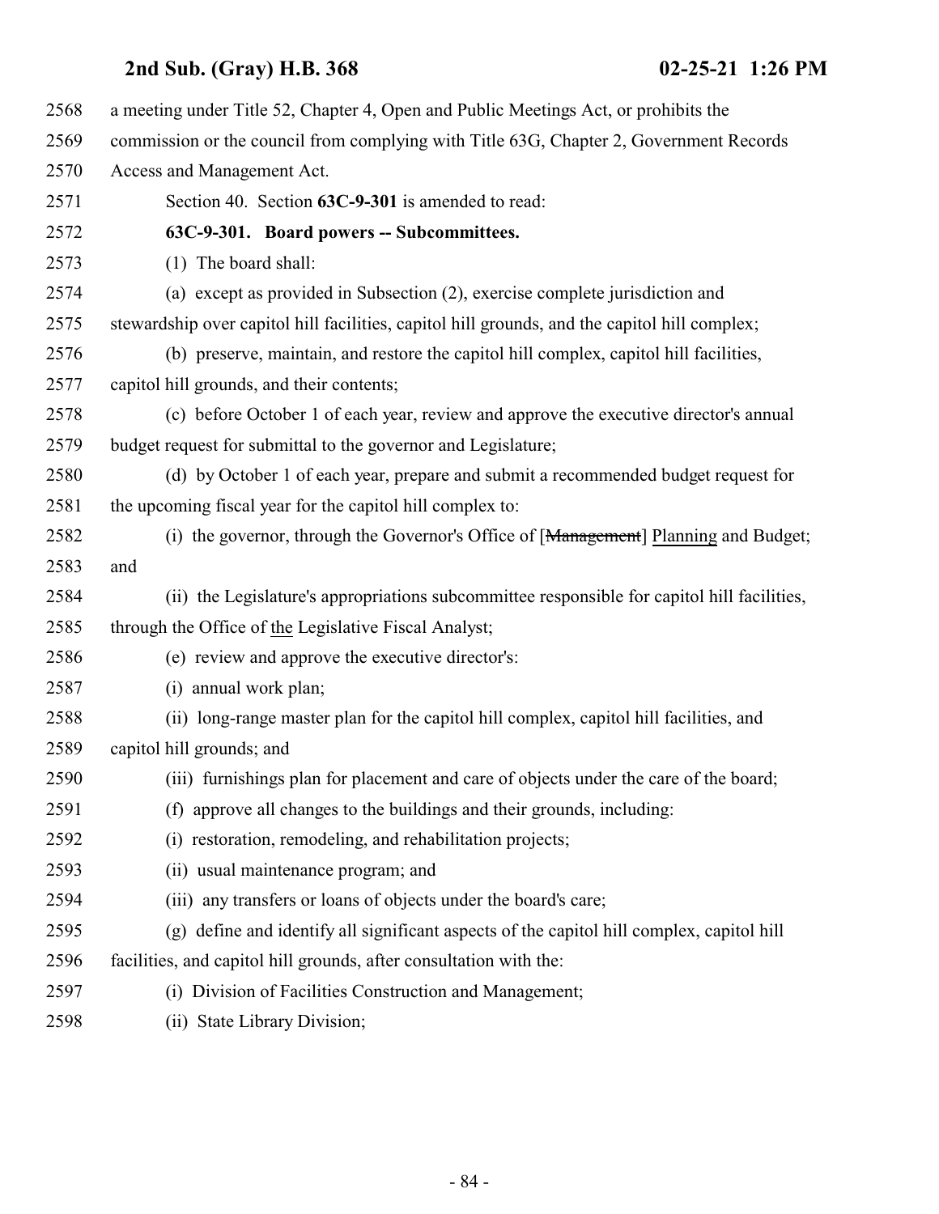a meeting under Title 52, Chapter 4, Open and Public Meetings Act, or prohibits the commission or the council from complying with Title 63G, Chapter 2, Government Records Access and Management Act.

Section 40. Section **63C-9-301** is amended to read:

**63C-9-301. Board powers -- Subcommittees.**

(1) The board shall:

(a) except as provided in Subsection (2), exercise complete jurisdiction and stewardship over capitol hill facilities, capitol hill grounds, and the capitol hill complex;

(b) preserve, maintain, and restore the capitol hill complex, capitol hill facilities, capitol hill grounds, and their contents;

(c) before October 1 of each year, review and approve the executive director's annual budget request for submittal to the governor and Legislature;

(d) by October 1 of each year, prepare and submit a recommended budget request for the upcoming fiscal year for the capitol hill complex to:

(i) the governor, through the Governor's Office of [~~Management~~] Planning and Budget; and

(ii) the Legislature's appropriations subcommittee responsible for capitol hill facilities, through the Office of the Legislative Fiscal Analyst;

(e) review and approve the executive director's:

(i) annual work plan;

(ii) long-range master plan for the capitol hill complex, capitol hill facilities, and capitol hill grounds; and

(iii) furnishings plan for placement and care of objects under the care of the board;

(f) approve all changes to the buildings and their grounds, including:

(i) restoration, remodeling, and rehabilitation projects;

(ii) usual maintenance program; and

(iii) any transfers or loans of objects under the board's care;

(g) define and identify all significant aspects of the capitol hill complex, capitol hill facilities, and capitol hill grounds, after consultation with the:

(i) Division of Facilities Construction and Management;

(ii) State Library Division;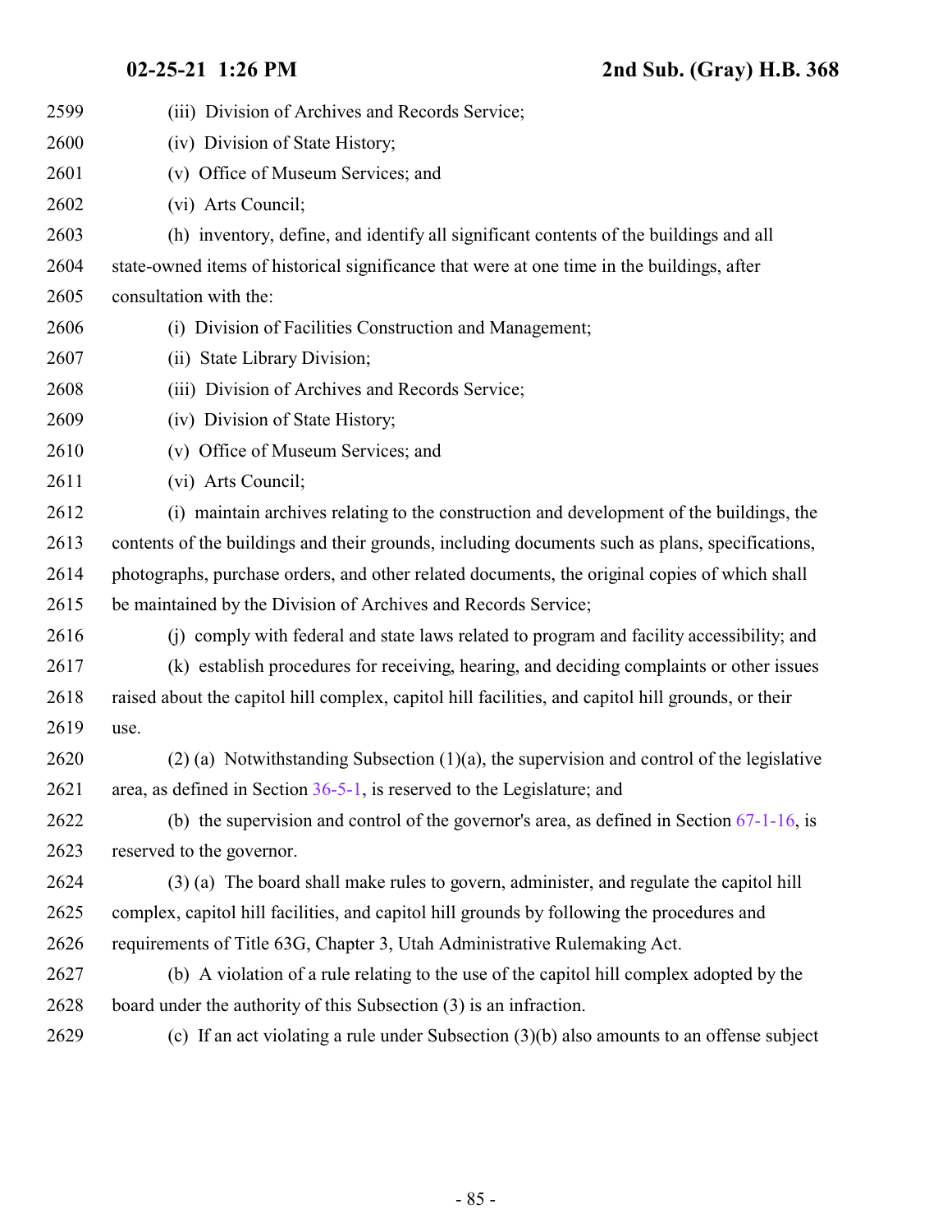(iii) Division of Archives and Records Service;

(iv) Division of State History;

(v) Office of Museum Services; and

(vi) Arts Council;

(h) inventory, define, and identify all significant contents of the buildings and all state-owned items of historical significance that were at one time in the buildings, after consultation with the:

(i) Division of Facilities Construction and Management;

(ii) State Library Division;

(iii) Division of Archives and Records Service;

(iv) Division of State History;

(v) Office of Museum Services; and

(vi) Arts Council;

(i) maintain archives relating to the construction and development of the buildings, the contents of the buildings and their grounds, including documents such as plans, specifications, photographs, purchase orders, and other related documents, the original copies of which shall be maintained by the Division of Archives and Records Service;

(j) comply with federal and state laws related to program and facility accessibility; and

(k) establish procedures for receiving, hearing, and deciding complaints or other issues raised about the capitol hill complex, capitol hill facilities, and capitol hill grounds, or their use.

(2) (a) Notwithstanding Subsection (1)(a), the supervision and control of the legislative area, as defined in Section 36-5-1, is reserved to the Legislature; and

(b) the supervision and control of the governor's area, as defined in Section 67-1-16, is reserved to the governor.

(3) (a) The board shall make rules to govern, administer, and regulate the capitol hill complex, capitol hill facilities, and capitol hill grounds by following the procedures and requirements of Title 63G, Chapter 3, Utah Administrative Rulemaking Act.

(b) A violation of a rule relating to the use of the capitol hill complex adopted by the board under the authority of this Subsection (3) is an infraction.

(c) If an act violating a rule under Subsection (3)(b) also amounts to an offense subject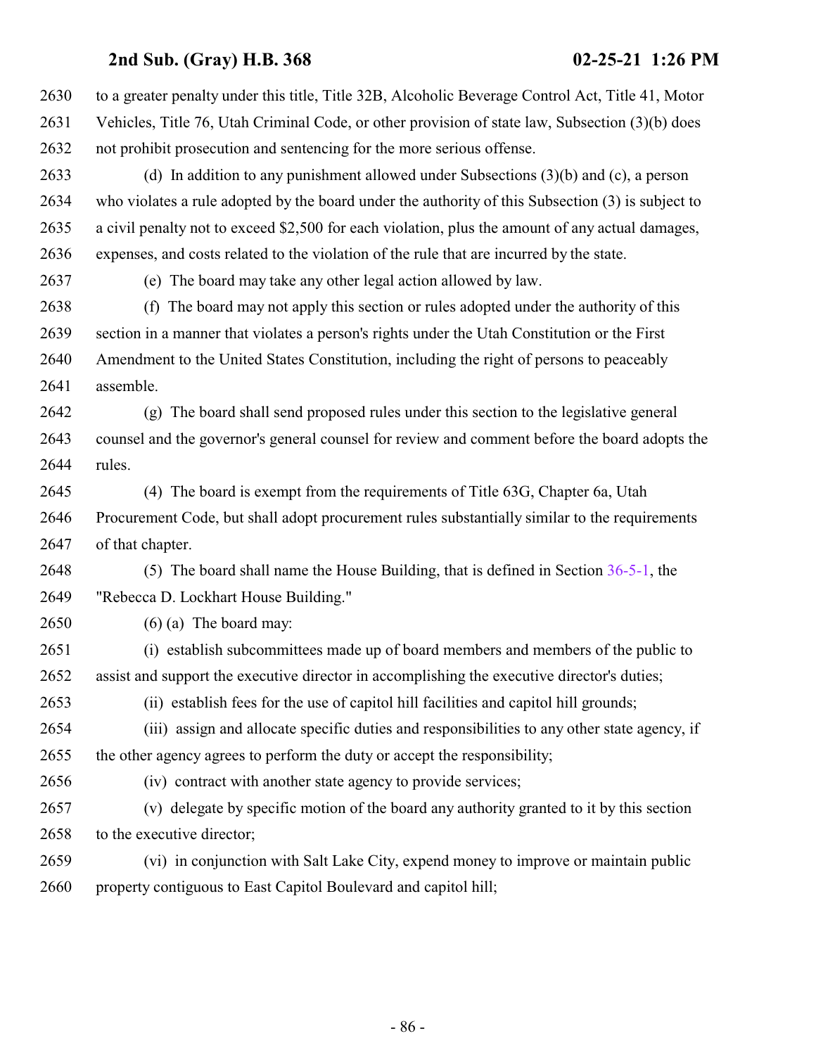to a greater penalty under this title, Title 32B, Alcoholic Beverage Control Act, Title 41, Motor Vehicles, Title 76, Utah Criminal Code, or other provision of state law, Subsection (3)(b) does not prohibit prosecution and sentencing for the more serious offense.

(d) In addition to any punishment allowed under Subsections (3)(b) and (c), a person who violates a rule adopted by the board under the authority of this Subsection (3) is subject to a civil penalty not to exceed $2,500 for each violation, plus the amount of any actual damages, expenses, and costs related to the violation of the rule that are incurred by the state.

(e) The board may take any other legal action allowed by law.

(f) The board may not apply this section or rules adopted under the authority of this section in a manner that violates a person's rights under the Utah Constitution or the First Amendment to the United States Constitution, including the right of persons to peaceably assemble.

(g) The board shall send proposed rules under this section to the legislative general counsel and the governor's general counsel for review and comment before the board adopts the rules.

(4) The board is exempt from the requirements of Title 63G, Chapter 6a, Utah Procurement Code, but shall adopt procurement rules substantially similar to the requirements of that chapter.

(5) The board shall name the House Building, that is defined in Section 36-5-1, the "Rebecca D. Lockhart House Building."

(6) (a) The board may:

(i) establish subcommittees made up of board members and members of the public to assist and support the executive director in accomplishing the executive director's duties;

(ii) establish fees for the use of capitol hill facilities and capitol hill grounds;

(iii) assign and allocate specific duties and responsibilities to any other state agency, if the other agency agrees to perform the duty or accept the responsibility;

(iv) contract with another state agency to provide services;

(v) delegate by specific motion of the board any authority granted to it by this section to the executive director;

(vi) in conjunction with Salt Lake City, expend money to improve or maintain public property contiguous to East Capitol Boulevard and capitol hill;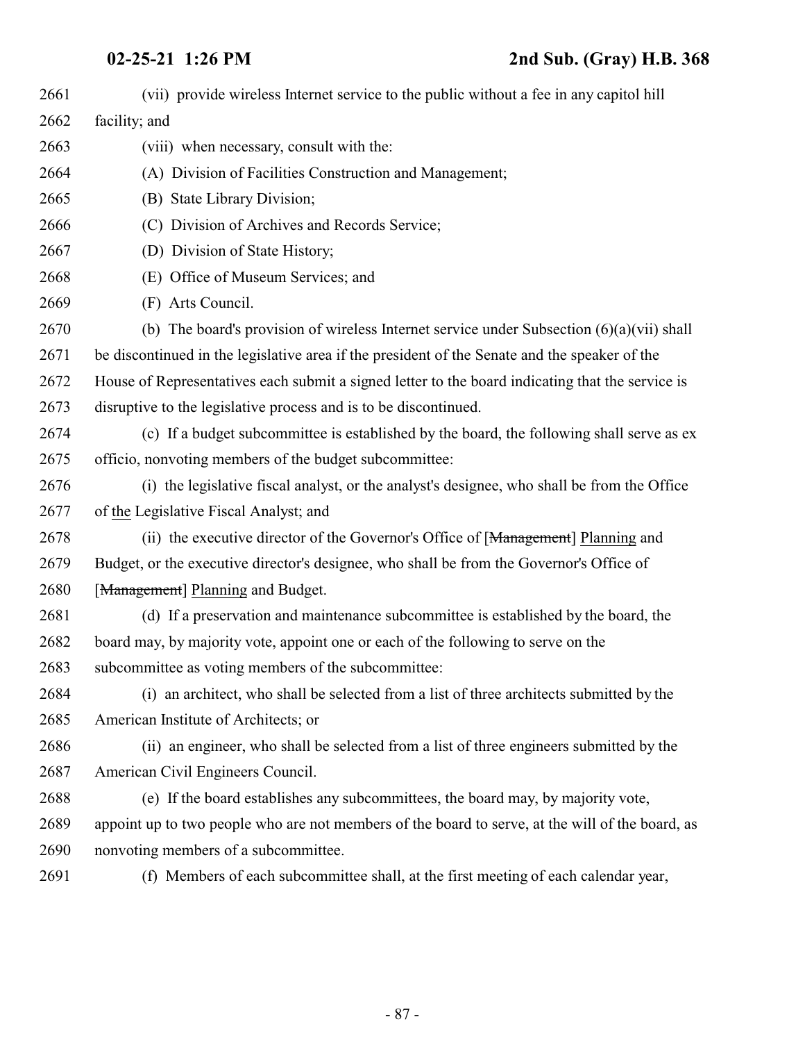(vii) provide wireless Internet service to the public without a fee in any capitol hill facility; and

(viii) when necessary, consult with the:

(A) Division of Facilities Construction and Management;

(B) State Library Division;

(C) Division of Archives and Records Service;

(D) Division of State History;

(E) Office of Museum Services; and

(F) Arts Council.

(b) The board's provision of wireless Internet service under Subsection (6)(a)(vii) shall be discontinued in the legislative area if the president of the Senate and the speaker of the House of Representatives each submit a signed letter to the board indicating that the service is disruptive to the legislative process and is to be discontinued.

(c) If a budget subcommittee is established by the board, the following shall serve as ex officio, nonvoting members of the budget subcommittee:

(i) the legislative fiscal analyst, or the analyst's designee, who shall be from the Office of the Legislative Fiscal Analyst; and

(ii) the executive director of the Governor's Office of [~~Management~~] Planning and Budget, or the executive director's designee, who shall be from the Governor's Office of [~~Management~~] Planning and Budget.

(d) If a preservation and maintenance subcommittee is established by the board, the board may, by majority vote, appoint one or each of the following to serve on the subcommittee as voting members of the subcommittee:

(i) an architect, who shall be selected from a list of three architects submitted by the American Institute of Architects; or

(ii) an engineer, who shall be selected from a list of three engineers submitted by the American Civil Engineers Council.

(e) If the board establishes any subcommittees, the board may, by majority vote, appoint up to two people who are not members of the board to serve, at the will of the board, as nonvoting members of a subcommittee.

(f) Members of each subcommittee shall, at the first meeting of each calendar year,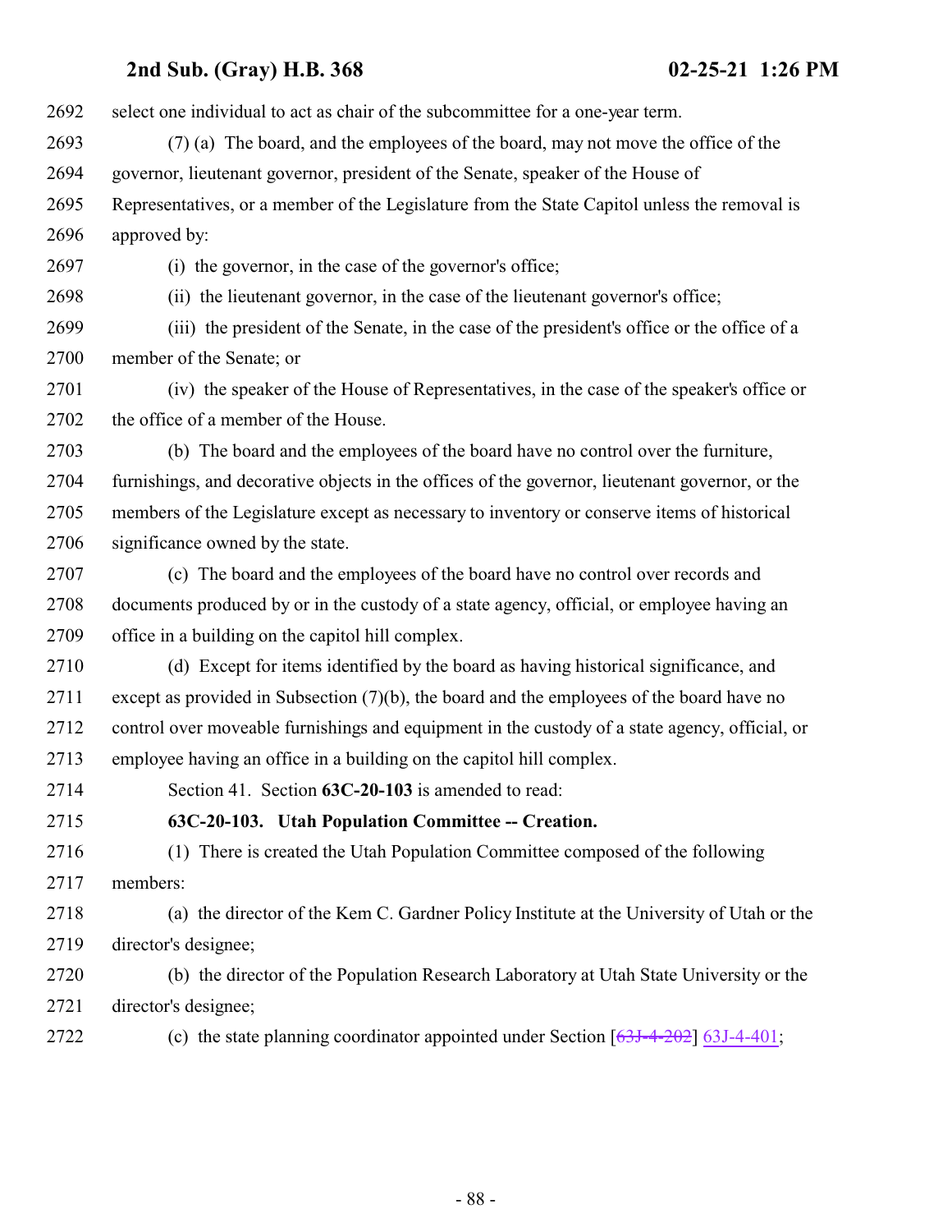select one individual to act as chair of the subcommittee for a one-year term.

(7) (a) The board, and the employees of the board, may not move the office of the governor, lieutenant governor, president of the Senate, speaker of the House of Representatives, or a member of the Legislature from the State Capitol unless the removal is approved by:

(i) the governor, in the case of the governor's office;

(ii) the lieutenant governor, in the case of the lieutenant governor's office;

(iii) the president of the Senate, in the case of the president's office or the office of a member of the Senate; or

(iv) the speaker of the House of Representatives, in the case of the speaker's office or the office of a member of the House.

(b) The board and the employees of the board have no control over the furniture, furnishings, and decorative objects in the offices of the governor, lieutenant governor, or the members of the Legislature except as necessary to inventory or conserve items of historical significance owned by the state.

(c) The board and the employees of the board have no control over records and documents produced by or in the custody of a state agency, official, or employee having an office in a building on the capitol hill complex.

(d) Except for items identified by the board as having historical significance, and except as provided in Subsection (7)(b), the board and the employees of the board have no control over moveable furnishings and equipment in the custody of a state agency, official, or employee having an office in a building on the capitol hill complex.

Section 41. Section **63C-20-103** is amended to read:

**63C-20-103. Utah Population Committee -- Creation.**

(1) There is created the Utah Population Committee composed of the following members:

(a) the director of the Kem C. Gardner Policy Institute at the University of Utah or the director's designee;

(b) the director of the Population Research Laboratory at Utah State University or the director's designee;

(c) the state planning coordinator appointed under Section [~~63J-4-202~~] 63J-4-401;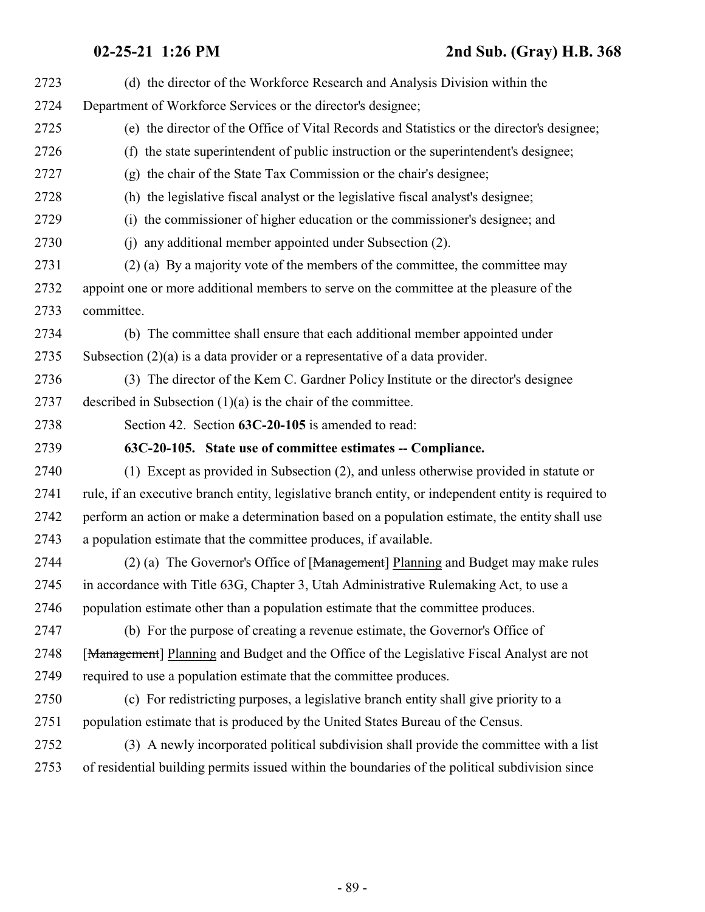(d) the director of the Workforce Research and Analysis Division within the Department of Workforce Services or the director's designee;

(e) the director of the Office of Vital Records and Statistics or the director's designee;

(f) the state superintendent of public instruction or the superintendent's designee;

(g) the chair of the State Tax Commission or the chair's designee;

(h) the legislative fiscal analyst or the legislative fiscal analyst's designee;

(i) the commissioner of higher education or the commissioner's designee; and

(j) any additional member appointed under Subsection (2).

(2) (a) By a majority vote of the members of the committee, the committee may appoint one or more additional members to serve on the committee at the pleasure of the committee.

(b) The committee shall ensure that each additional member appointed under Subsection (2)(a) is a data provider or a representative of a data provider.

(3) The director of the Kem C. Gardner Policy Institute or the director's designee described in Subsection (1)(a) is the chair of the committee.

Section 42. Section **63C-20-105** is amended to read:

**63C-20-105. State use of committee estimates -- Compliance.**

(1) Except as provided in Subsection (2), and unless otherwise provided in statute or rule, if an executive branch entity, legislative branch entity, or independent entity is required to perform an action or make a determination based on a population estimate, the entity shall use a population estimate that the committee produces, if available.

(2) (a) The Governor's Office of [~~Management~~] Planning and Budget may make rules in accordance with Title 63G, Chapter 3, Utah Administrative Rulemaking Act, to use a population estimate other than a population estimate that the committee produces.

(b) For the purpose of creating a revenue estimate, the Governor's Office of [~~Management~~] Planning and Budget and the Office of the Legislative Fiscal Analyst are not required to use a population estimate that the committee produces.

(c) For redistricting purposes, a legislative branch entity shall give priority to a population estimate that is produced by the United States Bureau of the Census.

(3) A newly incorporated political subdivision shall provide the committee with a list of residential building permits issued within the boundaries of the political subdivision since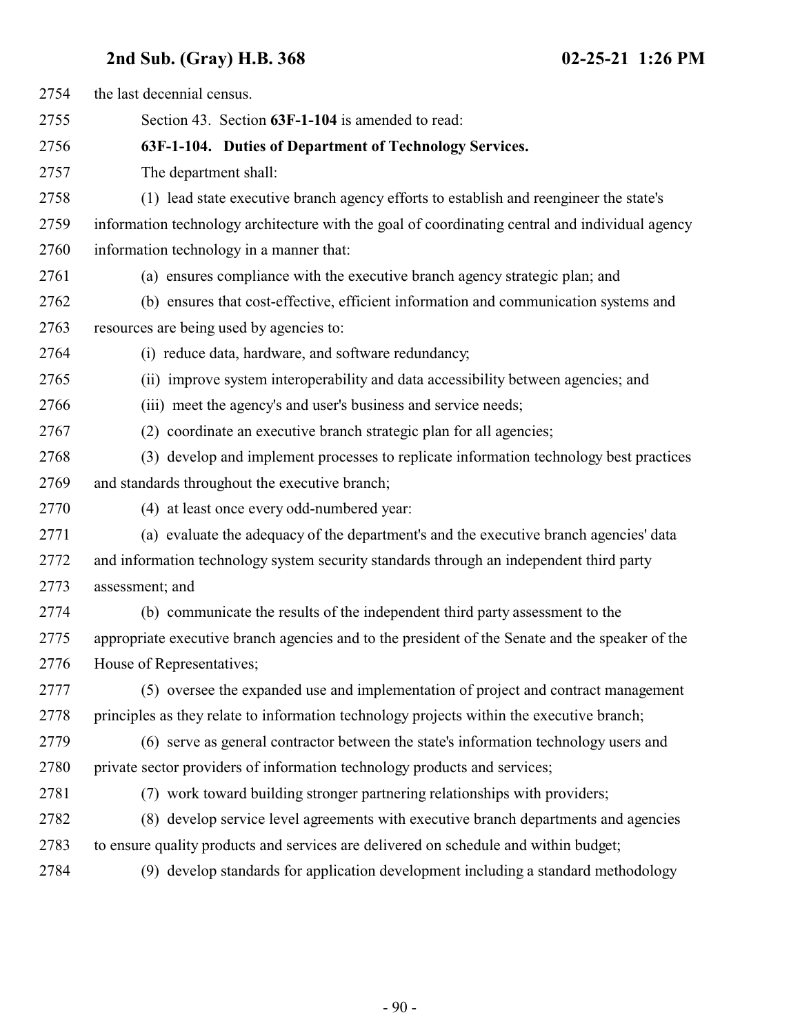the last decennial census.

Section 43. Section **63F-1-104** is amended to read:

**63F-1-104. Duties of Department of Technology Services.**

The department shall:

(1) lead state executive branch agency efforts to establish and reengineer the state's information technology architecture with the goal of coordinating central and individual agency information technology in a manner that:

(a) ensures compliance with the executive branch agency strategic plan; and

(b) ensures that cost-effective, efficient information and communication systems and resources are being used by agencies to:

(i) reduce data, hardware, and software redundancy;

(ii) improve system interoperability and data accessibility between agencies; and

(iii) meet the agency's and user's business and service needs;

(2) coordinate an executive branch strategic plan for all agencies;

(3) develop and implement processes to replicate information technology best practices and standards throughout the executive branch;

(4) at least once every odd-numbered year:

(a) evaluate the adequacy of the department's and the executive branch agencies' data and information technology system security standards through an independent third party assessment; and

(b) communicate the results of the independent third party assessment to the appropriate executive branch agencies and to the president of the Senate and the speaker of the House of Representatives;

(5) oversee the expanded use and implementation of project and contract management principles as they relate to information technology projects within the executive branch;

(6) serve as general contractor between the state's information technology users and private sector providers of information technology products and services;

(7) work toward building stronger partnering relationships with providers;

(8) develop service level agreements with executive branch departments and agencies to ensure quality products and services are delivered on schedule and within budget;

(9) develop standards for application development including a standard methodology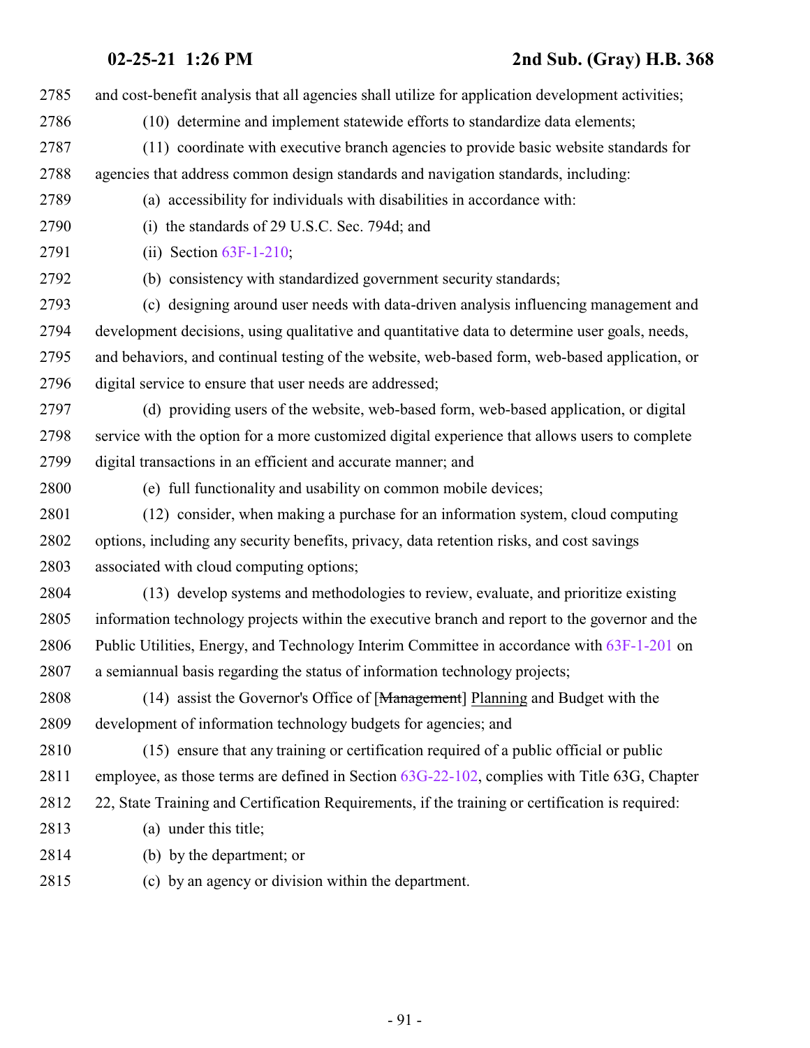and cost-benefit analysis that all agencies shall utilize for application development activities;

(10) determine and implement statewide efforts to standardize data elements;

(11) coordinate with executive branch agencies to provide basic website standards for agencies that address common design standards and navigation standards, including:

(a) accessibility for individuals with disabilities in accordance with:

(i) the standards of 29 U.S.C. Sec. 794d; and

(ii) Section 63F-1-210;

(b) consistency with standardized government security standards;

(c) designing around user needs with data-driven analysis influencing management and development decisions, using qualitative and quantitative data to determine user goals, needs, and behaviors, and continual testing of the website, web-based form, web-based application, or digital service to ensure that user needs are addressed;

(d) providing users of the website, web-based form, web-based application, or digital service with the option for a more customized digital experience that allows users to complete digital transactions in an efficient and accurate manner; and

(e) full functionality and usability on common mobile devices;

(12) consider, when making a purchase for an information system, cloud computing options, including any security benefits, privacy, data retention risks, and cost savings associated with cloud computing options;

(13) develop systems and methodologies to review, evaluate, and prioritize existing information technology projects within the executive branch and report to the governor and the Public Utilities, Energy, and Technology Interim Committee in accordance with 63F-1-201 on a semiannual basis regarding the status of information technology projects;

(14) assist the Governor's Office of [~~Management~~] Planning and Budget with the development of information technology budgets for agencies; and

(15) ensure that any training or certification required of a public official or public employee, as those terms are defined in Section 63G-22-102, complies with Title 63G, Chapter 22, State Training and Certification Requirements, if the training or certification is required:

(a) under this title;

(b) by the department; or

(c) by an agency or division within the department.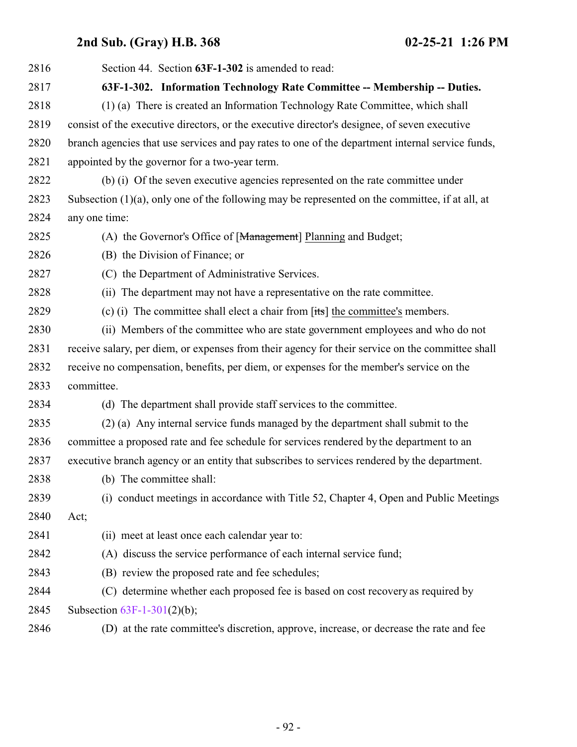Section 44. Section **63F-1-302** is amended to read:

**63F-1-302. Information Technology Rate Committee -- Membership -- Duties.**

(1) (a) There is created an Information Technology Rate Committee, which shall consist of the executive directors, or the executive director's designee, of seven executive branch agencies that use services and pay rates to one of the department internal service funds, appointed by the governor for a two-year term.

(b) (i) Of the seven executive agencies represented on the rate committee under Subsection (1)(a), only one of the following may be represented on the committee, if at all, at any one time:

(A) the Governor's Office of [~~Management~~] Planning and Budget;

(B) the Division of Finance; or

(C) the Department of Administrative Services.

(ii) The department may not have a representative on the rate committee.

(c) (i) The committee shall elect a chair from [~~its~~] the committee's members.

(ii) Members of the committee who are state government employees and who do not receive salary, per diem, or expenses from their agency for their service on the committee shall receive no compensation, benefits, per diem, or expenses for the member's service on the committee.

(d) The department shall provide staff services to the committee.

(2) (a) Any internal service funds managed by the department shall submit to the committee a proposed rate and fee schedule for services rendered by the department to an executive branch agency or an entity that subscribes to services rendered by the department.

(b) The committee shall:

(i) conduct meetings in accordance with Title 52, Chapter 4, Open and Public Meetings Act;

(ii) meet at least once each calendar year to:

(A) discuss the service performance of each internal service fund;

(B) review the proposed rate and fee schedules;

(C) determine whether each proposed fee is based on cost recovery as required by Subsection 63F-1-301(2)(b);

(D) at the rate committee's discretion, approve, increase, or decrease the rate and fee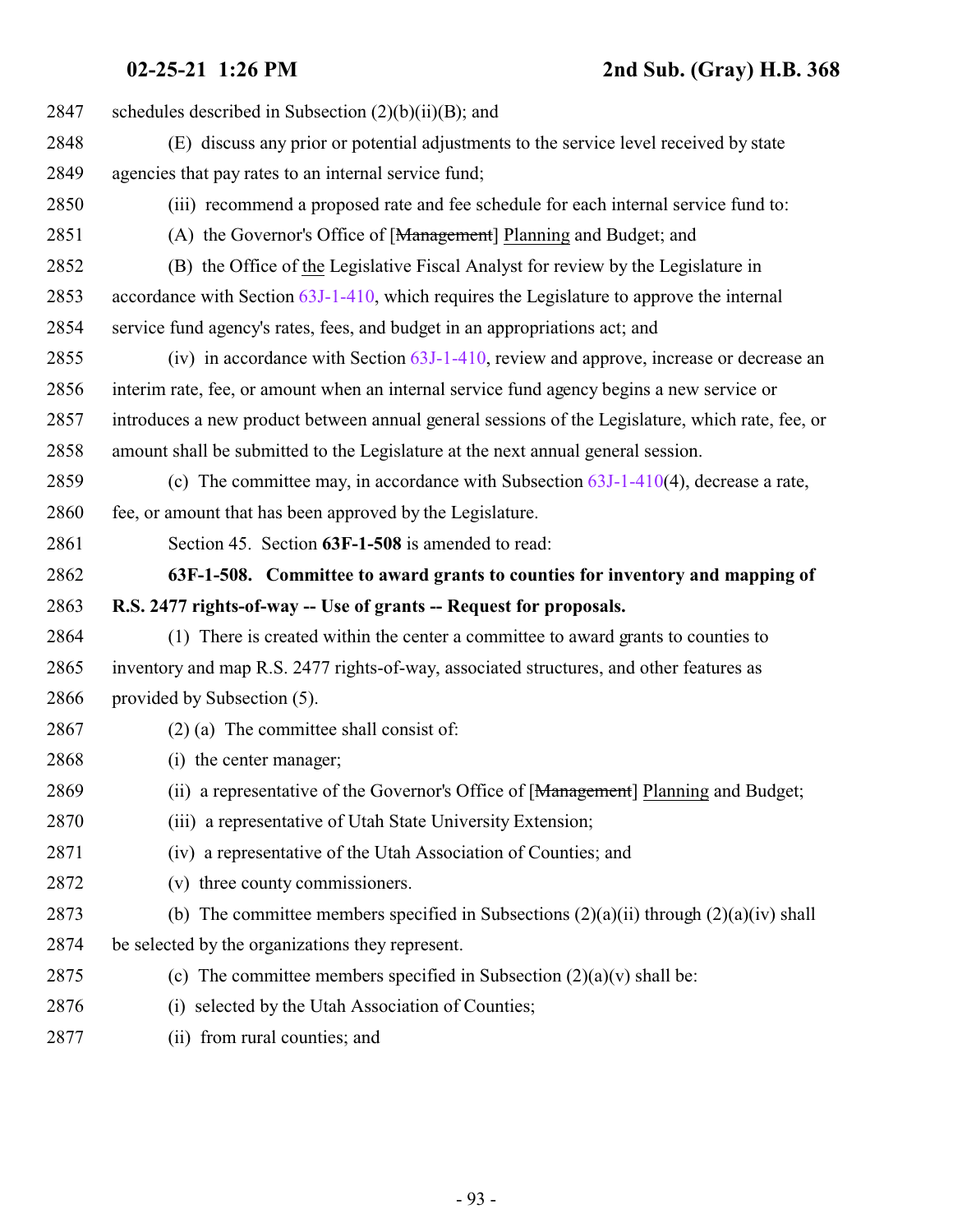schedules described in Subsection (2)(b)(ii)(B); and

(E) discuss any prior or potential adjustments to the service level received by state agencies that pay rates to an internal service fund;

(iii) recommend a proposed rate and fee schedule for each internal service fund to:

(A) the Governor's Office of [~~Management~~] Planning and Budget; and

(B) the Office of the Legislative Fiscal Analyst for review by the Legislature in accordance with Section 63J-1-410, which requires the Legislature to approve the internal service fund agency's rates, fees, and budget in an appropriations act; and

(iv) in accordance with Section 63J-1-410, review and approve, increase or decrease an interim rate, fee, or amount when an internal service fund agency begins a new service or introduces a new product between annual general sessions of the Legislature, which rate, fee, or amount shall be submitted to the Legislature at the next annual general session.

(c) The committee may, in accordance with Subsection 63J-1-410(4), decrease a rate, fee, or amount that has been approved by the Legislature.

Section 45. Section **63F-1-508** is amended to read:

**63F-1-508. Committee to award grants to counties for inventory and mapping of R.S. 2477 rights-of-way -- Use of grants -- Request for proposals.**

(1) There is created within the center a committee to award grants to counties to inventory and map R.S. 2477 rights-of-way, associated structures, and other features as provided by Subsection (5).

(2) (a) The committee shall consist of:

(i) the center manager;

(ii) a representative of the Governor's Office of [~~Management~~] Planning and Budget;

(iii) a representative of Utah State University Extension;

(iv) a representative of the Utah Association of Counties; and

(v) three county commissioners.

(b) The committee members specified in Subsections (2)(a)(ii) through (2)(a)(iv) shall be selected by the organizations they represent.

(c) The committee members specified in Subsection (2)(a)(v) shall be:

(i) selected by the Utah Association of Counties;

(ii) from rural counties; and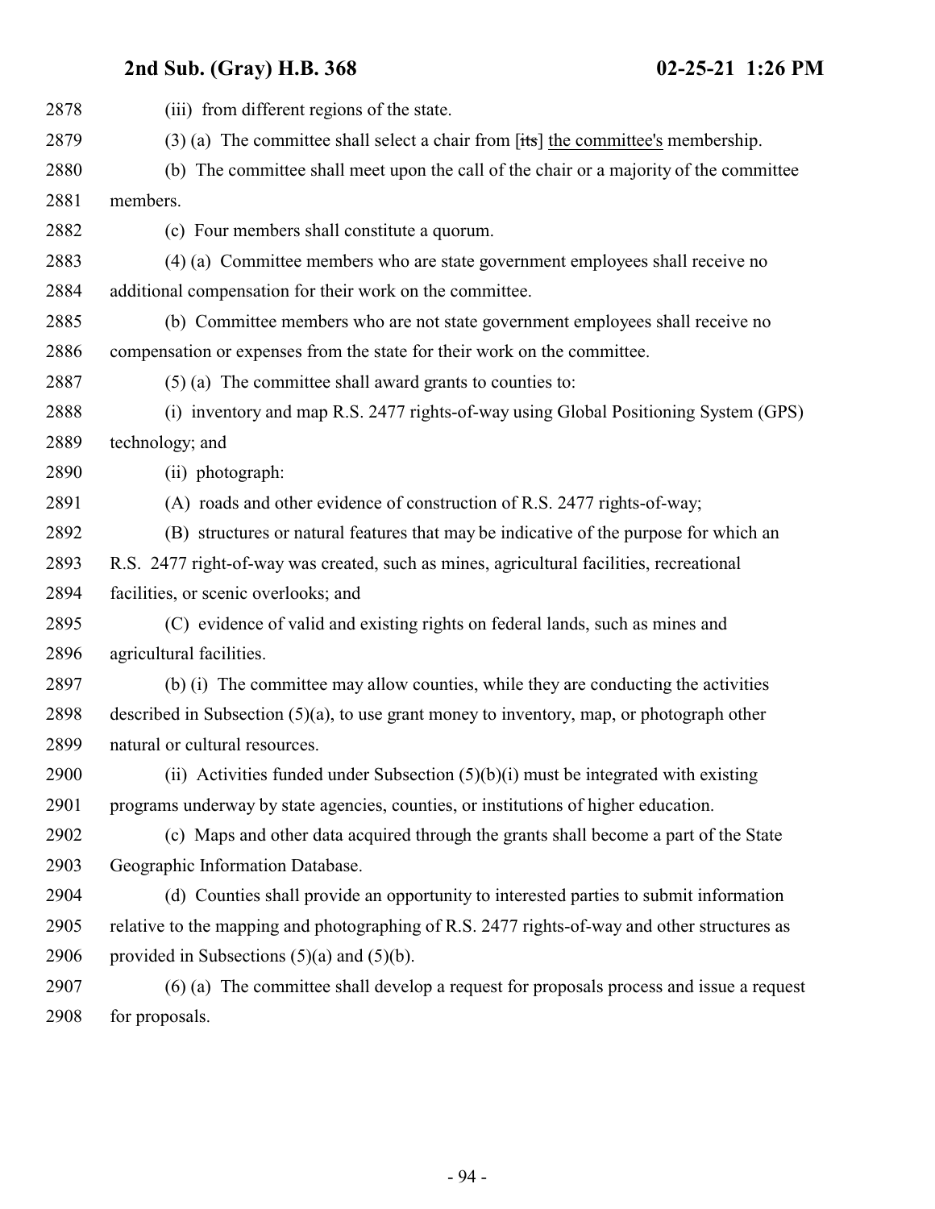(iii) from different regions of the state.

(3) (a) The committee shall select a chair from [~~its~~] the committee's membership.

(b) The committee shall meet upon the call of the chair or a majority of the committee members.

(c) Four members shall constitute a quorum.

(4) (a) Committee members who are state government employees shall receive no additional compensation for their work on the committee.

(b) Committee members who are not state government employees shall receive no compensation or expenses from the state for their work on the committee.

(5) (a) The committee shall award grants to counties to:

(i) inventory and map R.S. 2477 rights-of-way using Global Positioning System (GPS) technology; and

(ii) photograph:

(A) roads and other evidence of construction of R.S. 2477 rights-of-way;

(B) structures or natural features that may be indicative of the purpose for which an R.S. 2477 right-of-way was created, such as mines, agricultural facilities, recreational facilities, or scenic overlooks; and

(C) evidence of valid and existing rights on federal lands, such as mines and agricultural facilities.

(b) (i) The committee may allow counties, while they are conducting the activities described in Subsection (5)(a), to use grant money to inventory, map, or photograph other natural or cultural resources.

(ii) Activities funded under Subsection (5)(b)(i) must be integrated with existing programs underway by state agencies, counties, or institutions of higher education.

(c) Maps and other data acquired through the grants shall become a part of the State Geographic Information Database.

(d) Counties shall provide an opportunity to interested parties to submit information relative to the mapping and photographing of R.S. 2477 rights-of-way and other structures as provided in Subsections (5)(a) and (5)(b).

(6) (a) The committee shall develop a request for proposals process and issue a request for proposals.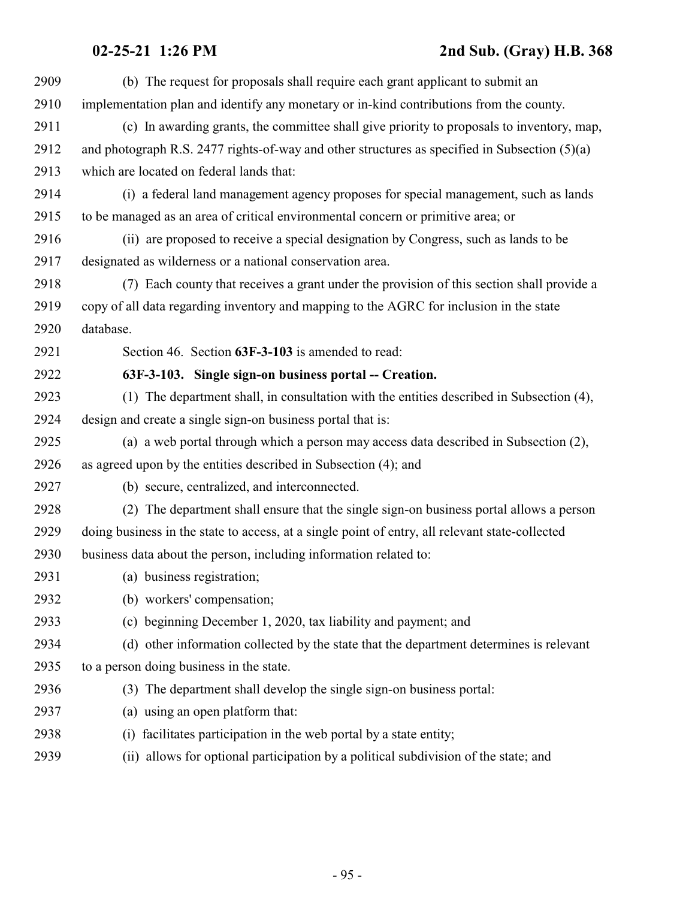(b) The request for proposals shall require each grant applicant to submit an implementation plan and identify any monetary or in-kind contributions from the county.

(c) In awarding grants, the committee shall give priority to proposals to inventory, map, and photograph R.S. 2477 rights-of-way and other structures as specified in Subsection (5)(a) which are located on federal lands that:

(i) a federal land management agency proposes for special management, such as lands to be managed as an area of critical environmental concern or primitive area; or

(ii) are proposed to receive a special designation by Congress, such as lands to be designated as wilderness or a national conservation area.

(7) Each county that receives a grant under the provision of this section shall provide a copy of all data regarding inventory and mapping to the AGRC for inclusion in the state database.

Section 46. Section **63F-3-103** is amended to read:

**63F-3-103. Single sign-on business portal -- Creation.**

(1) The department shall, in consultation with the entities described in Subsection (4), design and create a single sign-on business portal that is:

(a) a web portal through which a person may access data described in Subsection (2), as agreed upon by the entities described in Subsection (4); and

(b) secure, centralized, and interconnected.

(2) The department shall ensure that the single sign-on business portal allows a person doing business in the state to access, at a single point of entry, all relevant state-collected business data about the person, including information related to:

(a) business registration;

(b) workers' compensation;

(c) beginning December 1, 2020, tax liability and payment; and

(d) other information collected by the state that the department determines is relevant to a person doing business in the state.

(3) The department shall develop the single sign-on business portal:

(a) using an open platform that:

(i) facilitates participation in the web portal by a state entity;

(ii) allows for optional participation by a political subdivision of the state; and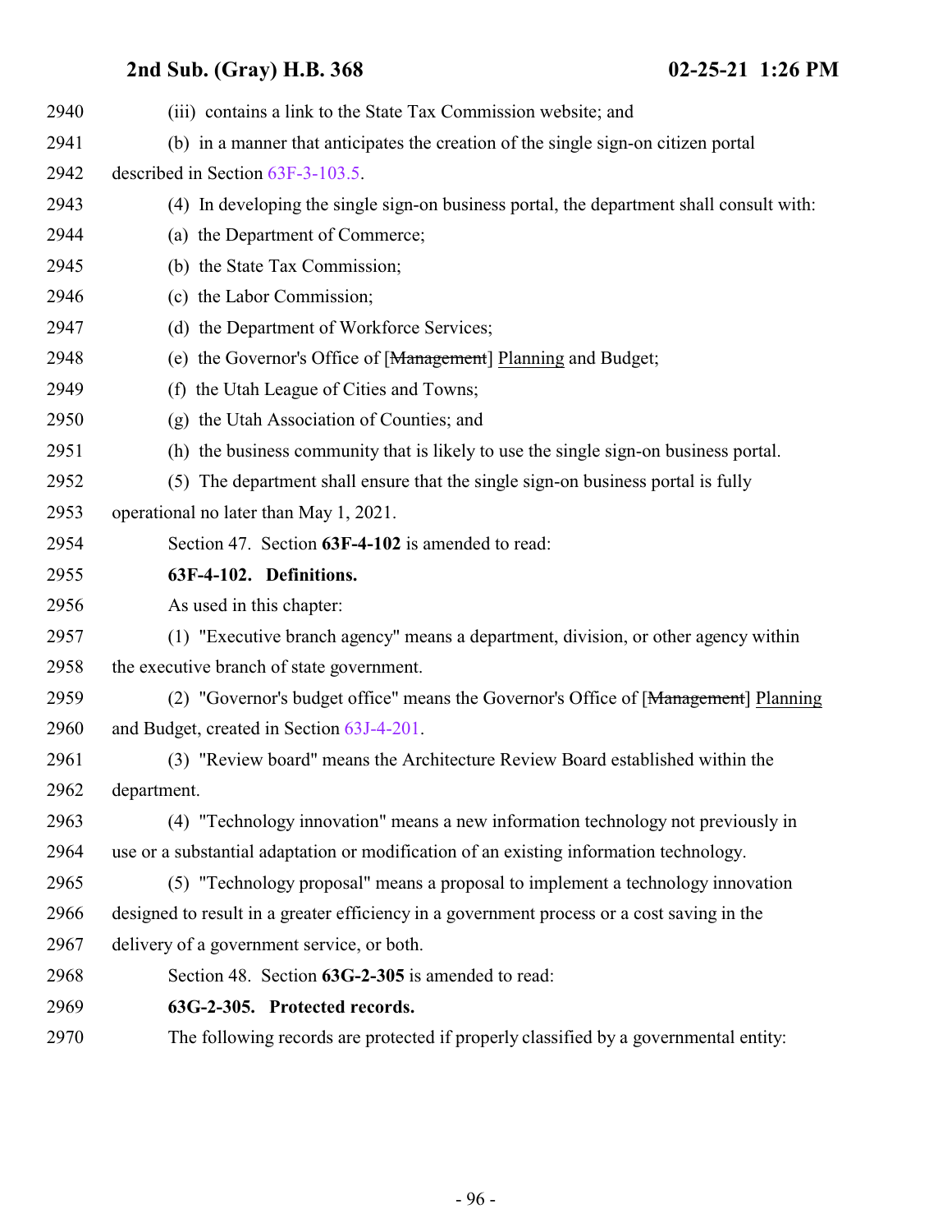(iii) contains a link to the State Tax Commission website; and

(b) in a manner that anticipates the creation of the single sign-on citizen portal described in Section 63F-3-103.5.

(4) In developing the single sign-on business portal, the department shall consult with:

(a) the Department of Commerce;

(b) the State Tax Commission;

(c) the Labor Commission;

(d) the Department of Workforce Services;

(e) the Governor's Office of [~~Management~~] Planning and Budget;

(f) the Utah League of Cities and Towns;

(g) the Utah Association of Counties; and

(h) the business community that is likely to use the single sign-on business portal.

(5) The department shall ensure that the single sign-on business portal is fully operational no later than May 1, 2021.

Section 47. Section **63F-4-102** is amended to read:

**63F-4-102. Definitions.**

As used in this chapter:

(1) "Executive branch agency" means a department, division, or other agency within the executive branch of state government.

(2) "Governor's budget office" means the Governor's Office of [~~Management~~] Planning and Budget, created in Section 63J-4-201.

(3) "Review board" means the Architecture Review Board established within the department.

(4) "Technology innovation" means a new information technology not previously in use or a substantial adaptation or modification of an existing information technology.

(5) "Technology proposal" means a proposal to implement a technology innovation designed to result in a greater efficiency in a government process or a cost saving in the delivery of a government service, or both.

Section 48. Section **63G-2-305** is amended to read:

**63G-2-305. Protected records.**

The following records are protected if properly classified by a governmental entity: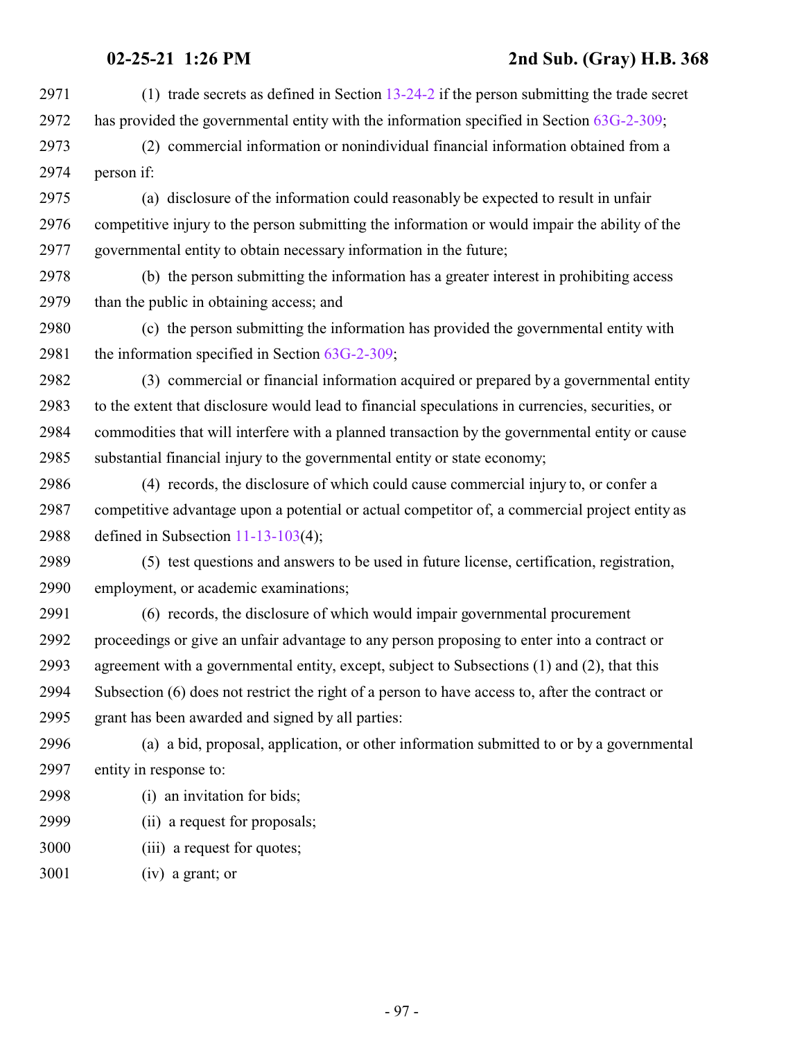(1) trade secrets as defined in Section 13-24-2 if the person submitting the trade secret has provided the governmental entity with the information specified in Section 63G-2-309;

(2) commercial information or nonindividual financial information obtained from a person if:

(a) disclosure of the information could reasonably be expected to result in unfair competitive injury to the person submitting the information or would impair the ability of the governmental entity to obtain necessary information in the future;

(b) the person submitting the information has a greater interest in prohibiting access than the public in obtaining access; and

(c) the person submitting the information has provided the governmental entity with the information specified in Section 63G-2-309;

(3) commercial or financial information acquired or prepared by a governmental entity to the extent that disclosure would lead to financial speculations in currencies, securities, or commodities that will interfere with a planned transaction by the governmental entity or cause substantial financial injury to the governmental entity or state economy;

(4) records, the disclosure of which could cause commercial injury to, or confer a competitive advantage upon a potential or actual competitor of, a commercial project entity as defined in Subsection 11-13-103(4);

(5) test questions and answers to be used in future license, certification, registration, employment, or academic examinations;

(6) records, the disclosure of which would impair governmental procurement proceedings or give an unfair advantage to any person proposing to enter into a contract or agreement with a governmental entity, except, subject to Subsections (1) and (2), that this Subsection (6) does not restrict the right of a person to have access to, after the contract or grant has been awarded and signed by all parties:

(a) a bid, proposal, application, or other information submitted to or by a governmental entity in response to:

(i) an invitation for bids;

(ii) a request for proposals;

(iii) a request for quotes;

(iv) a grant; or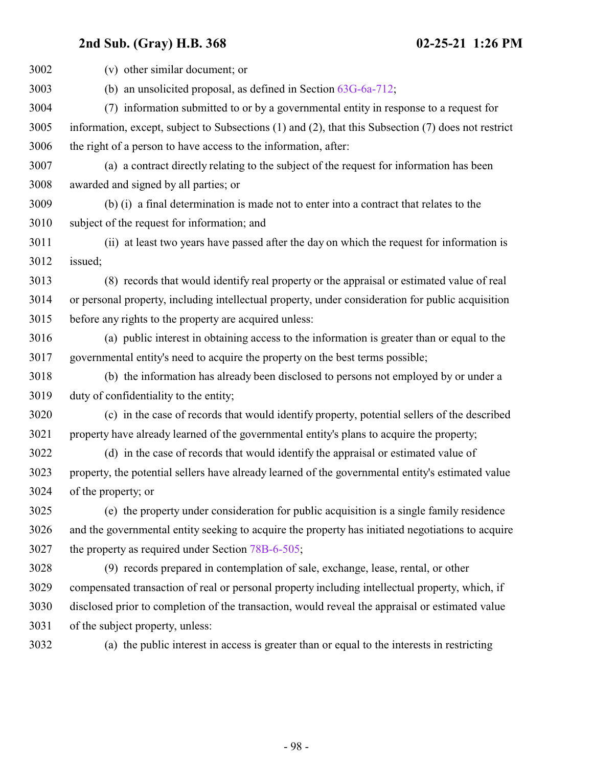(v) other similar document; or

(b) an unsolicited proposal, as defined in Section 63G-6a-712;

(7) information submitted to or by a governmental entity in response to a request for information, except, subject to Subsections (1) and (2), that this Subsection (7) does not restrict the right of a person to have access to the information, after:

(a) a contract directly relating to the subject of the request for information has been awarded and signed by all parties; or

(b) (i) a final determination is made not to enter into a contract that relates to the subject of the request for information; and

(ii) at least two years have passed after the day on which the request for information is issued;

(8) records that would identify real property or the appraisal or estimated value of real or personal property, including intellectual property, under consideration for public acquisition before any rights to the property are acquired unless:

(a) public interest in obtaining access to the information is greater than or equal to the governmental entity's need to acquire the property on the best terms possible;

(b) the information has already been disclosed to persons not employed by or under a duty of confidentiality to the entity;

(c) in the case of records that would identify property, potential sellers of the described property have already learned of the governmental entity's plans to acquire the property;

(d) in the case of records that would identify the appraisal or estimated value of property, the potential sellers have already learned of the governmental entity's estimated value of the property; or

(e) the property under consideration for public acquisition is a single family residence and the governmental entity seeking to acquire the property has initiated negotiations to acquire the property as required under Section 78B-6-505;

(9) records prepared in contemplation of sale, exchange, lease, rental, or other compensated transaction of real or personal property including intellectual property, which, if disclosed prior to completion of the transaction, would reveal the appraisal or estimated value of the subject property, unless:

(a) the public interest in access is greater than or equal to the interests in restricting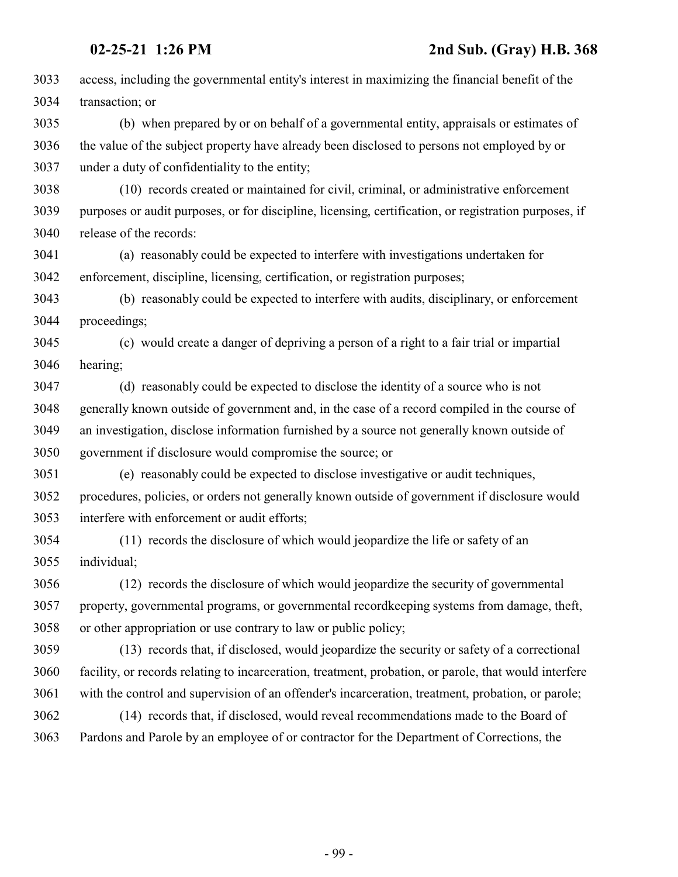access, including the governmental entity's interest in maximizing the financial benefit of the transaction; or

(b) when prepared by or on behalf of a governmental entity, appraisals or estimates of the value of the subject property have already been disclosed to persons not employed by or under a duty of confidentiality to the entity;

(10) records created or maintained for civil, criminal, or administrative enforcement purposes or audit purposes, or for discipline, licensing, certification, or registration purposes, if release of the records:

(a) reasonably could be expected to interfere with investigations undertaken for enforcement, discipline, licensing, certification, or registration purposes;

(b) reasonably could be expected to interfere with audits, disciplinary, or enforcement proceedings;

(c) would create a danger of depriving a person of a right to a fair trial or impartial hearing;

(d) reasonably could be expected to disclose the identity of a source who is not generally known outside of government and, in the case of a record compiled in the course of an investigation, disclose information furnished by a source not generally known outside of government if disclosure would compromise the source; or

(e) reasonably could be expected to disclose investigative or audit techniques, procedures, policies, or orders not generally known outside of government if disclosure would interfere with enforcement or audit efforts;

(11) records the disclosure of which would jeopardize the life or safety of an individual;

(12) records the disclosure of which would jeopardize the security of governmental property, governmental programs, or governmental recordkeeping systems from damage, theft, or other appropriation or use contrary to law or public policy;

(13) records that, if disclosed, would jeopardize the security or safety of a correctional facility, or records relating to incarceration, treatment, probation, or parole, that would interfere with the control and supervision of an offender's incarceration, treatment, probation, or parole;

(14) records that, if disclosed, would reveal recommendations made to the Board of Pardons and Parole by an employee of or contractor for the Department of Corrections, the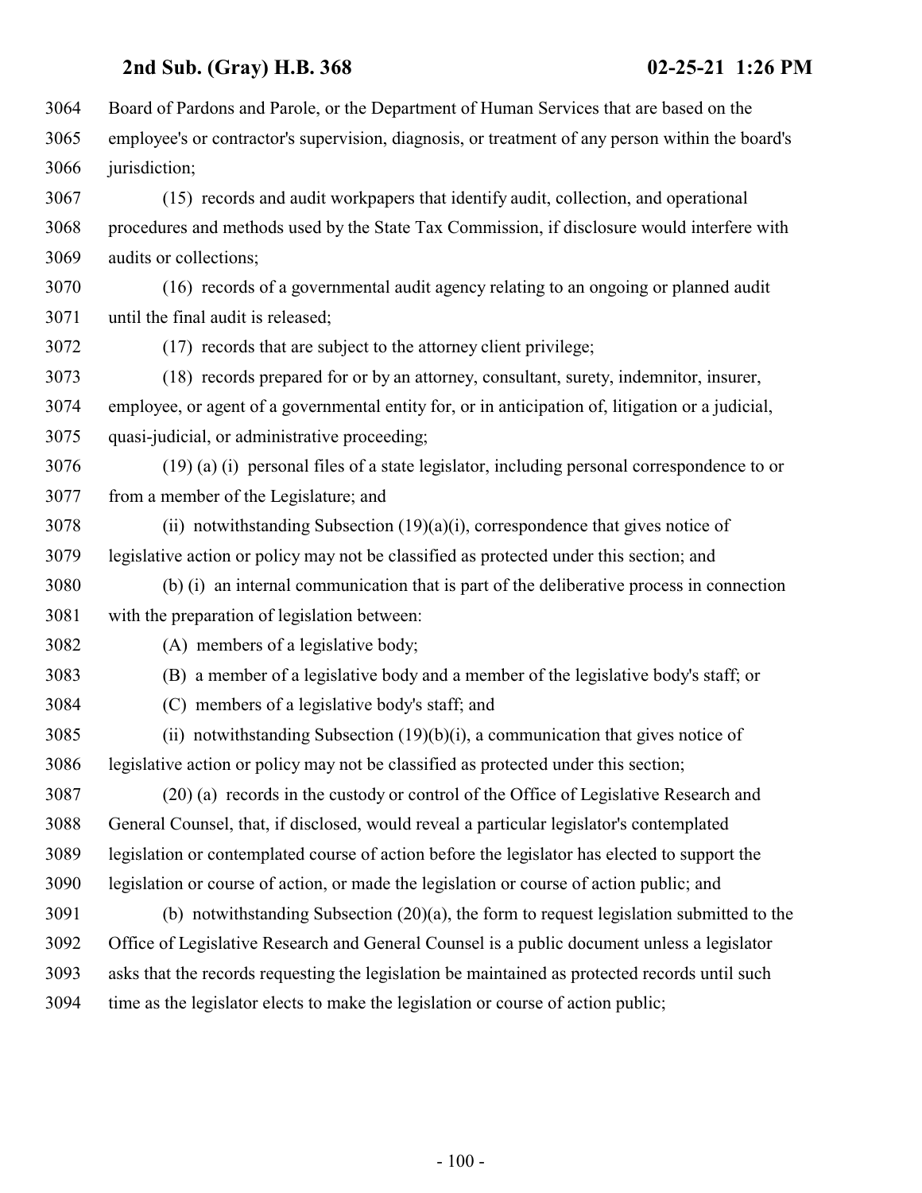Board of Pardons and Parole, or the Department of Human Services that are based on the employee's or contractor's supervision, diagnosis, or treatment of any person within the board's jurisdiction;

(15) records and audit workpapers that identify audit, collection, and operational procedures and methods used by the State Tax Commission, if disclosure would interfere with audits or collections;

(16) records of a governmental audit agency relating to an ongoing or planned audit until the final audit is released;

(17) records that are subject to the attorney client privilege;

(18) records prepared for or by an attorney, consultant, surety, indemnitor, insurer, employee, or agent of a governmental entity for, or in anticipation of, litigation or a judicial, quasi-judicial, or administrative proceeding;

(19) (a) (i) personal files of a state legislator, including personal correspondence to or from a member of the Legislature; and

(ii) notwithstanding Subsection (19)(a)(i), correspondence that gives notice of legislative action or policy may not be classified as protected under this section; and

(b) (i) an internal communication that is part of the deliberative process in connection with the preparation of legislation between:

(A) members of a legislative body;

(B) a member of a legislative body and a member of the legislative body's staff; or

(C) members of a legislative body's staff; and

(ii) notwithstanding Subsection (19)(b)(i), a communication that gives notice of legislative action or policy may not be classified as protected under this section;

(20) (a) records in the custody or control of the Office of Legislative Research and General Counsel, that, if disclosed, would reveal a particular legislator's contemplated legislation or contemplated course of action before the legislator has elected to support the legislation or course of action, or made the legislation or course of action public; and

(b) notwithstanding Subsection (20)(a), the form to request legislation submitted to the Office of Legislative Research and General Counsel is a public document unless a legislator asks that the records requesting the legislation be maintained as protected records until such time as the legislator elects to make the legislation or course of action public;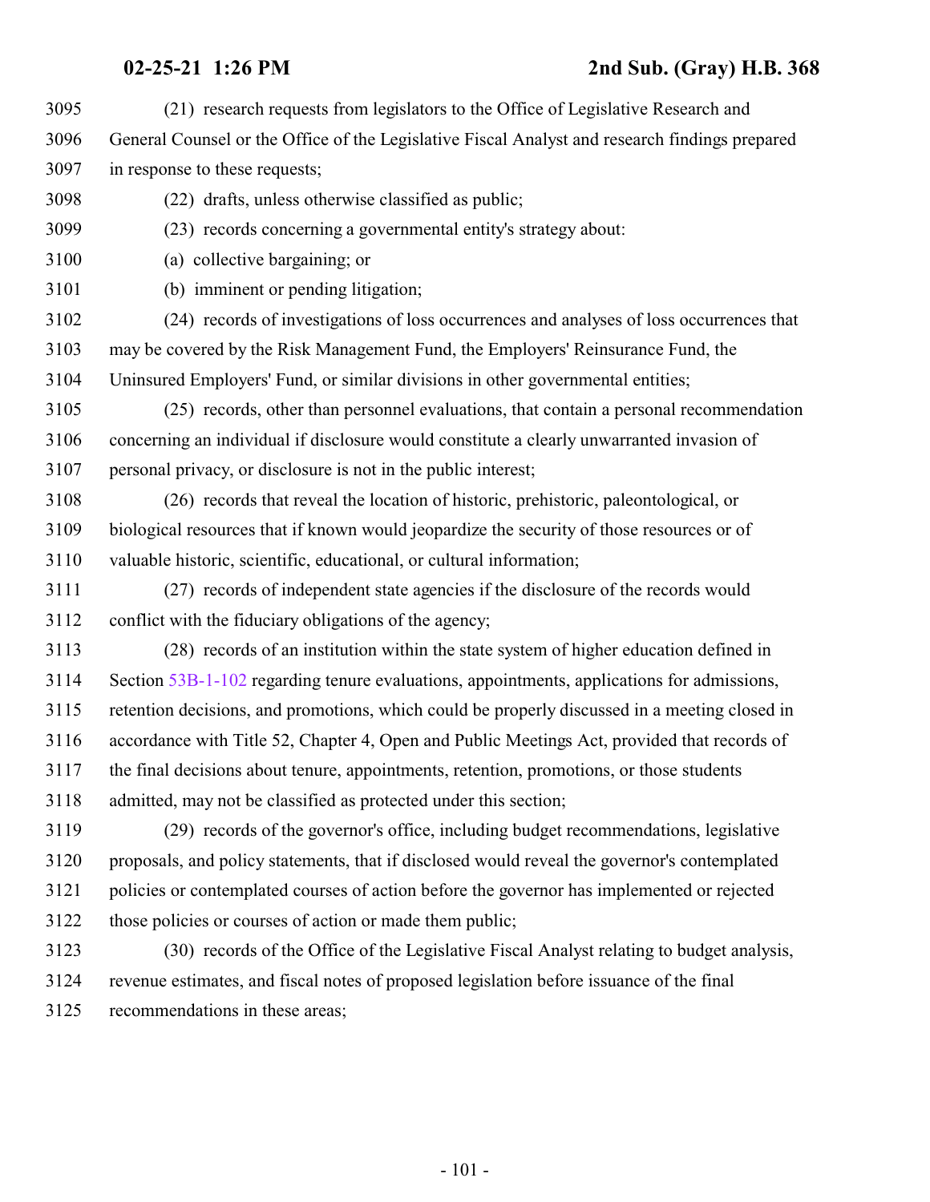(21) research requests from legislators to the Office of Legislative Research and General Counsel or the Office of the Legislative Fiscal Analyst and research findings prepared in response to these requests;

(22) drafts, unless otherwise classified as public;

(23) records concerning a governmental entity's strategy about:

(a) collective bargaining; or

(b) imminent or pending litigation;

(24) records of investigations of loss occurrences and analyses of loss occurrences that may be covered by the Risk Management Fund, the Employers' Reinsurance Fund, the Uninsured Employers' Fund, or similar divisions in other governmental entities;

(25) records, other than personnel evaluations, that contain a personal recommendation concerning an individual if disclosure would constitute a clearly unwarranted invasion of personal privacy, or disclosure is not in the public interest;

(26) records that reveal the location of historic, prehistoric, paleontological, or biological resources that if known would jeopardize the security of those resources or of valuable historic, scientific, educational, or cultural information;

(27) records of independent state agencies if the disclosure of the records would conflict with the fiduciary obligations of the agency;

(28) records of an institution within the state system of higher education defined in Section 53B-1-102 regarding tenure evaluations, appointments, applications for admissions, retention decisions, and promotions, which could be properly discussed in a meeting closed in accordance with Title 52, Chapter 4, Open and Public Meetings Act, provided that records of the final decisions about tenure, appointments, retention, promotions, or those students admitted, may not be classified as protected under this section;

(29) records of the governor's office, including budget recommendations, legislative proposals, and policy statements, that if disclosed would reveal the governor's contemplated policies or contemplated courses of action before the governor has implemented or rejected those policies or courses of action or made them public;

(30) records of the Office of the Legislative Fiscal Analyst relating to budget analysis, revenue estimates, and fiscal notes of proposed legislation before issuance of the final recommendations in these areas;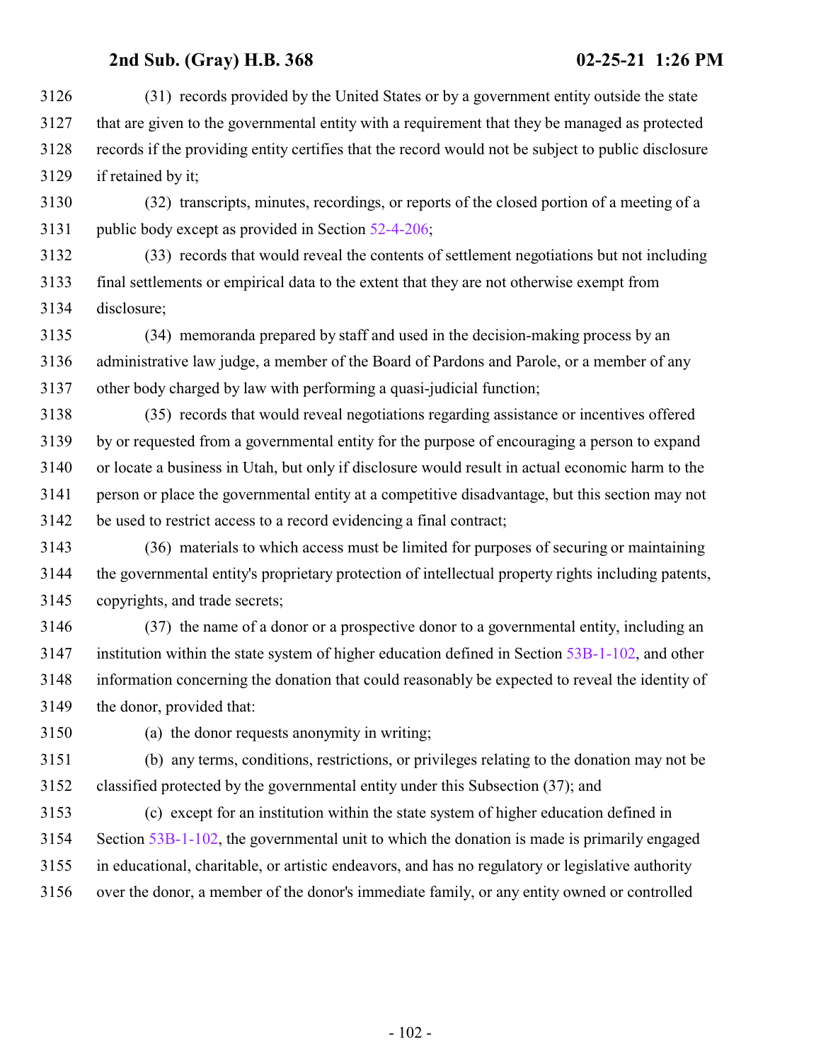(31) records provided by the United States or by a government entity outside the state that are given to the governmental entity with a requirement that they be managed as protected records if the providing entity certifies that the record would not be subject to public disclosure if retained by it;

(32) transcripts, minutes, recordings, or reports of the closed portion of a meeting of a public body except as provided in Section 52-4-206;

(33) records that would reveal the contents of settlement negotiations but not including final settlements or empirical data to the extent that they are not otherwise exempt from disclosure;

(34) memoranda prepared by staff and used in the decision-making process by an administrative law judge, a member of the Board of Pardons and Parole, or a member of any other body charged by law with performing a quasi-judicial function;

(35) records that would reveal negotiations regarding assistance or incentives offered by or requested from a governmental entity for the purpose of encouraging a person to expand or locate a business in Utah, but only if disclosure would result in actual economic harm to the person or place the governmental entity at a competitive disadvantage, but this section may not be used to restrict access to a record evidencing a final contract;

(36) materials to which access must be limited for purposes of securing or maintaining the governmental entity's proprietary protection of intellectual property rights including patents, copyrights, and trade secrets;

(37) the name of a donor or a prospective donor to a governmental entity, including an institution within the state system of higher education defined in Section 53B-1-102, and other information concerning the donation that could reasonably be expected to reveal the identity of the donor, provided that:

(a) the donor requests anonymity in writing;

(b) any terms, conditions, restrictions, or privileges relating to the donation may not be classified protected by the governmental entity under this Subsection (37); and

(c) except for an institution within the state system of higher education defined in Section 53B-1-102, the governmental unit to which the donation is made is primarily engaged in educational, charitable, or artistic endeavors, and has no regulatory or legislative authority over the donor, a member of the donor's immediate family, or any entity owned or controlled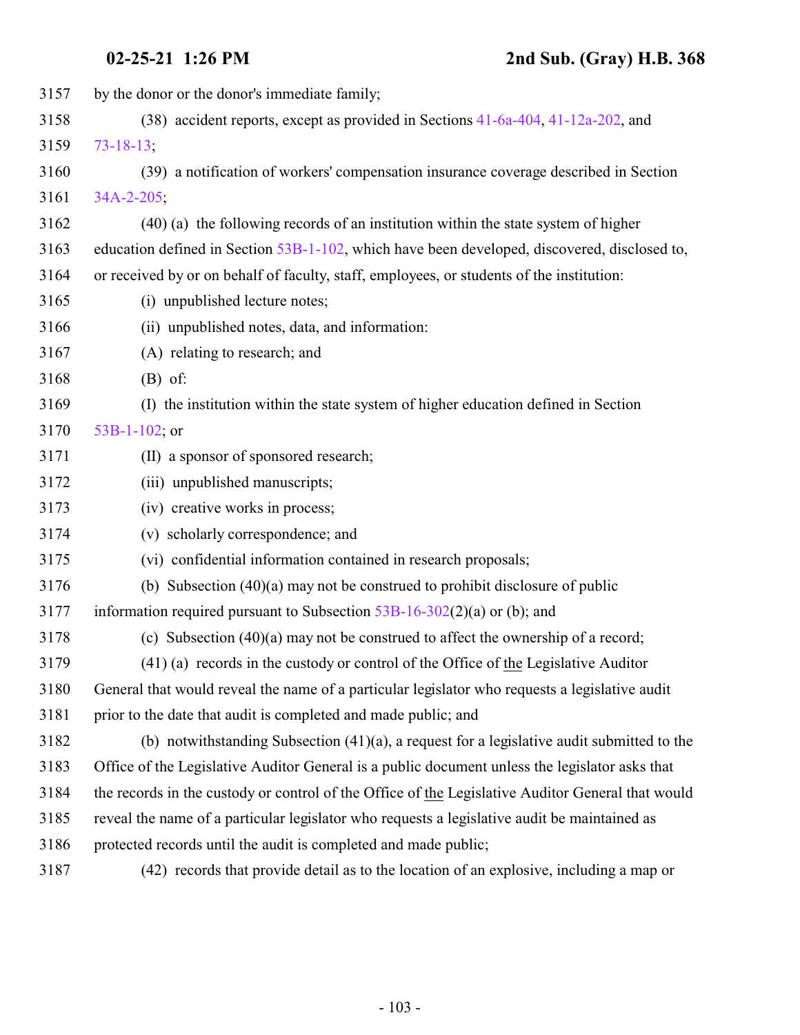by the donor or the donor's immediate family;

(38) accident reports, except as provided in Sections 41-6a-404, 41-12a-202, and 73-18-13;

(39) a notification of workers' compensation insurance coverage described in Section 34A-2-205;

(40) (a) the following records of an institution within the state system of higher education defined in Section 53B-1-102, which have been developed, discovered, disclosed to, or received by or on behalf of faculty, staff, employees, or students of the institution:

(i) unpublished lecture notes;

(ii) unpublished notes, data, and information:

(A) relating to research; and

(B) of:

(I) the institution within the state system of higher education defined in Section 53B-1-102; or

(II) a sponsor of sponsored research;

(iii) unpublished manuscripts;

(iv) creative works in process;

(v) scholarly correspondence; and

(vi) confidential information contained in research proposals;

(b) Subsection (40)(a) may not be construed to prohibit disclosure of public information required pursuant to Subsection 53B-16-302(2)(a) or (b); and

(c) Subsection (40)(a) may not be construed to affect the ownership of a record;

(41) (a) records in the custody or control of the Office of the Legislative Auditor General that would reveal the name of a particular legislator who requests a legislative audit prior to the date that audit is completed and made public; and

(b) notwithstanding Subsection (41)(a), a request for a legislative audit submitted to the Office of the Legislative Auditor General is a public document unless the legislator asks that the records in the custody or control of the Office of the Legislative Auditor General that would reveal the name of a particular legislator who requests a legislative audit be maintained as protected records until the audit is completed and made public;

(42) records that provide detail as to the location of an explosive, including a map or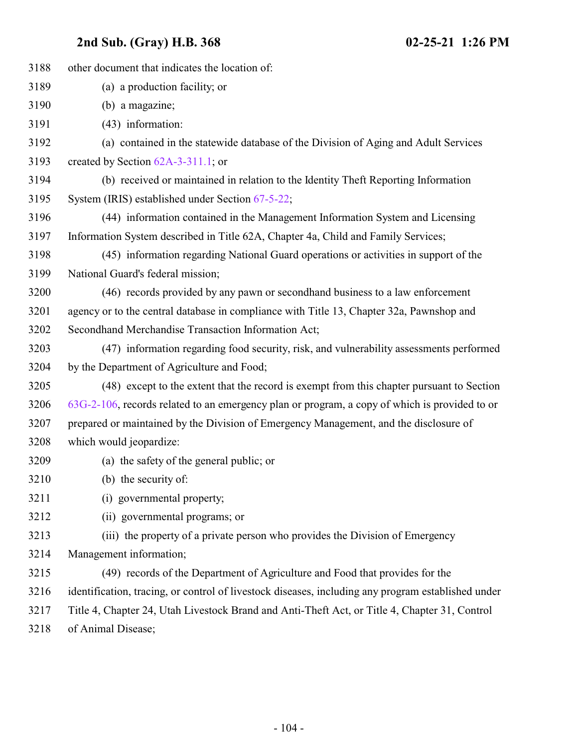other document that indicates the location of:

(a) a production facility; or

(b) a magazine;

(43) information:

(a) contained in the statewide database of the Division of Aging and Adult Services created by Section 62A-3-311.1; or

(b) received or maintained in relation to the Identity Theft Reporting Information System (IRIS) established under Section 67-5-22;

(44) information contained in the Management Information System and Licensing Information System described in Title 62A, Chapter 4a, Child and Family Services;

(45) information regarding National Guard operations or activities in support of the National Guard's federal mission;

(46) records provided by any pawn or secondhand business to a law enforcement agency or to the central database in compliance with Title 13, Chapter 32a, Pawnshop and Secondhand Merchandise Transaction Information Act;

(47) information regarding food security, risk, and vulnerability assessments performed by the Department of Agriculture and Food;

(48) except to the extent that the record is exempt from this chapter pursuant to Section 63G-2-106, records related to an emergency plan or program, a copy of which is provided to or prepared or maintained by the Division of Emergency Management, and the disclosure of which would jeopardize:

(a) the safety of the general public; or

(b) the security of:

(i) governmental property;

(ii) governmental programs; or

(iii) the property of a private person who provides the Division of Emergency Management information;

(49) records of the Department of Agriculture and Food that provides for the identification, tracing, or control of livestock diseases, including any program established under Title 4, Chapter 24, Utah Livestock Brand and Anti-Theft Act, or Title 4, Chapter 31, Control of Animal Disease;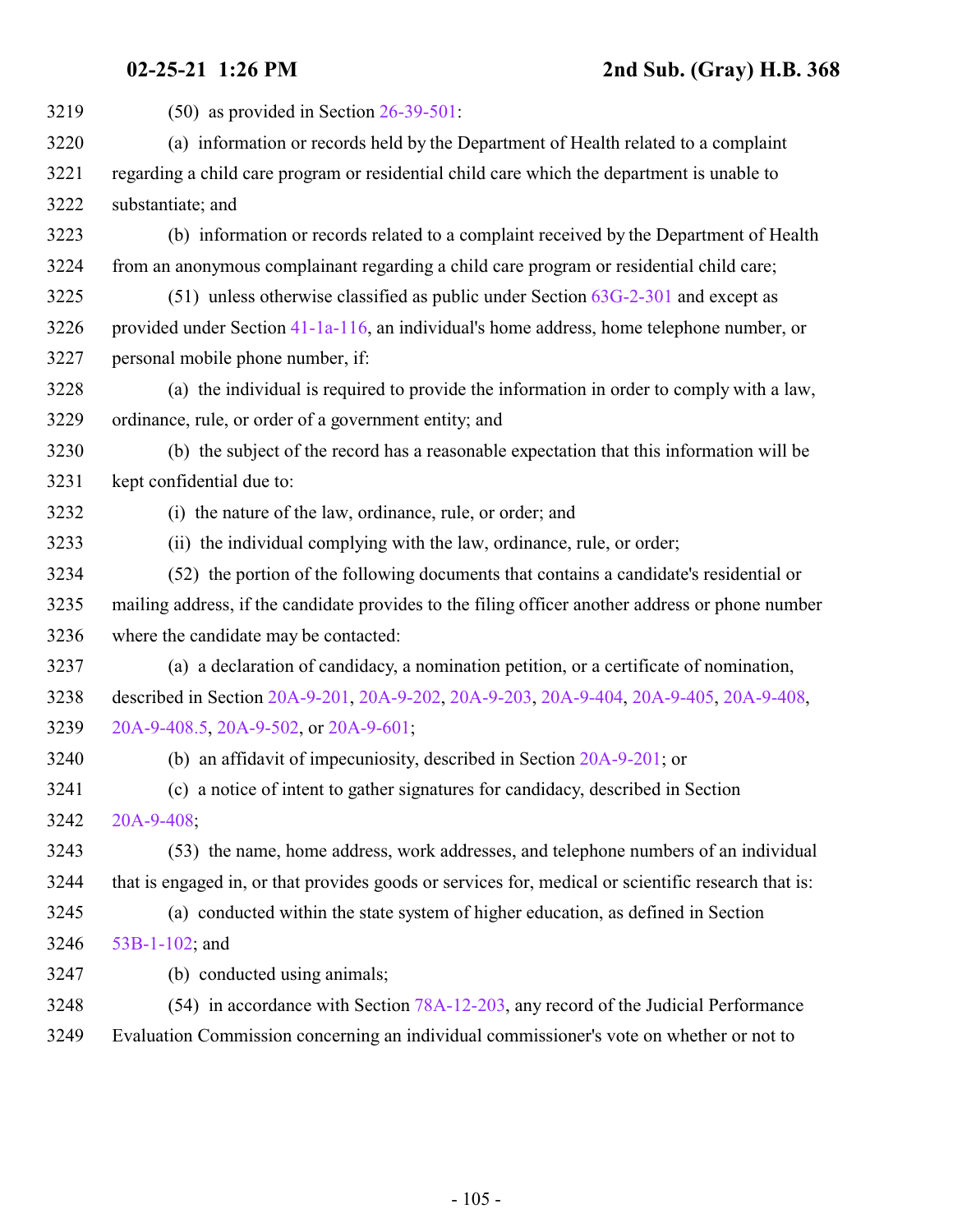(50) as provided in Section 26-39-501:

(a) information or records held by the Department of Health related to a complaint regarding a child care program or residential child care which the department is unable to substantiate; and

(b) information or records related to a complaint received by the Department of Health from an anonymous complainant regarding a child care program or residential child care;

(51) unless otherwise classified as public under Section 63G-2-301 and except as provided under Section 41-1a-116, an individual's home address, home telephone number, or personal mobile phone number, if:

(a) the individual is required to provide the information in order to comply with a law, ordinance, rule, or order of a government entity; and

(b) the subject of the record has a reasonable expectation that this information will be kept confidential due to:

(i) the nature of the law, ordinance, rule, or order; and

(ii) the individual complying with the law, ordinance, rule, or order;

(52) the portion of the following documents that contains a candidate's residential or mailing address, if the candidate provides to the filing officer another address or phone number where the candidate may be contacted:

(a) a declaration of candidacy, a nomination petition, or a certificate of nomination, described in Section 20A-9-201, 20A-9-202, 20A-9-203, 20A-9-404, 20A-9-405, 20A-9-408, 20A-9-408.5, 20A-9-502, or 20A-9-601;

(b) an affidavit of impecuniosity, described in Section 20A-9-201; or

(c) a notice of intent to gather signatures for candidacy, described in Section 20A-9-408;

(53) the name, home address, work addresses, and telephone numbers of an individual that is engaged in, or that provides goods or services for, medical or scientific research that is:

(a) conducted within the state system of higher education, as defined in Section 53B-1-102; and

(b) conducted using animals;

(54) in accordance with Section 78A-12-203, any record of the Judicial Performance Evaluation Commission concerning an individual commissioner's vote on whether or not to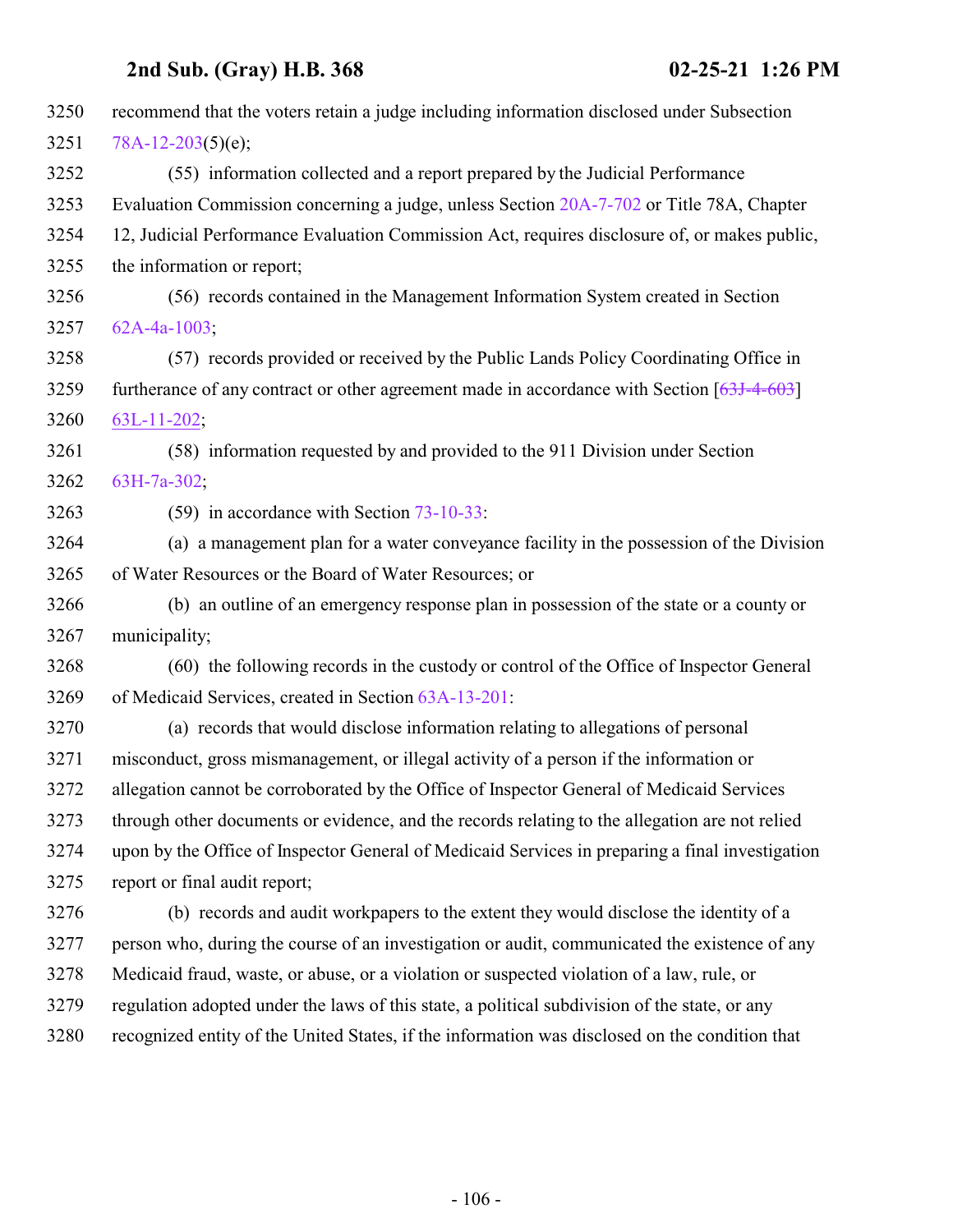recommend that the voters retain a judge including information disclosed under Subsection 78A-12-203(5)(e);

(55) information collected and a report prepared by the Judicial Performance Evaluation Commission concerning a judge, unless Section 20A-7-702 or Title 78A, Chapter 12, Judicial Performance Evaluation Commission Act, requires disclosure of, or makes public, the information or report;

(56) records contained in the Management Information System created in Section 62A-4a-1003;

(57) records provided or received by the Public Lands Policy Coordinating Office in furtherance of any contract or other agreement made in accordance with Section [~~63J-4-603~~] 63L-11-202;

(58) information requested by and provided to the 911 Division under Section 63H-7a-302;

(59) in accordance with Section 73-10-33:

(a) a management plan for a water conveyance facility in the possession of the Division of Water Resources or the Board of Water Resources; or

(b) an outline of an emergency response plan in possession of the state or a county or municipality;

(60) the following records in the custody or control of the Office of Inspector General of Medicaid Services, created in Section 63A-13-201:

(a) records that would disclose information relating to allegations of personal misconduct, gross mismanagement, or illegal activity of a person if the information or allegation cannot be corroborated by the Office of Inspector General of Medicaid Services through other documents or evidence, and the records relating to the allegation are not relied upon by the Office of Inspector General of Medicaid Services in preparing a final investigation report or final audit report;

(b) records and audit workpapers to the extent they would disclose the identity of a person who, during the course of an investigation or audit, communicated the existence of any Medicaid fraud, waste, or abuse, or a violation or suspected violation of a law, rule, or regulation adopted under the laws of this state, a political subdivision of the state, or any recognized entity of the United States, if the information was disclosed on the condition that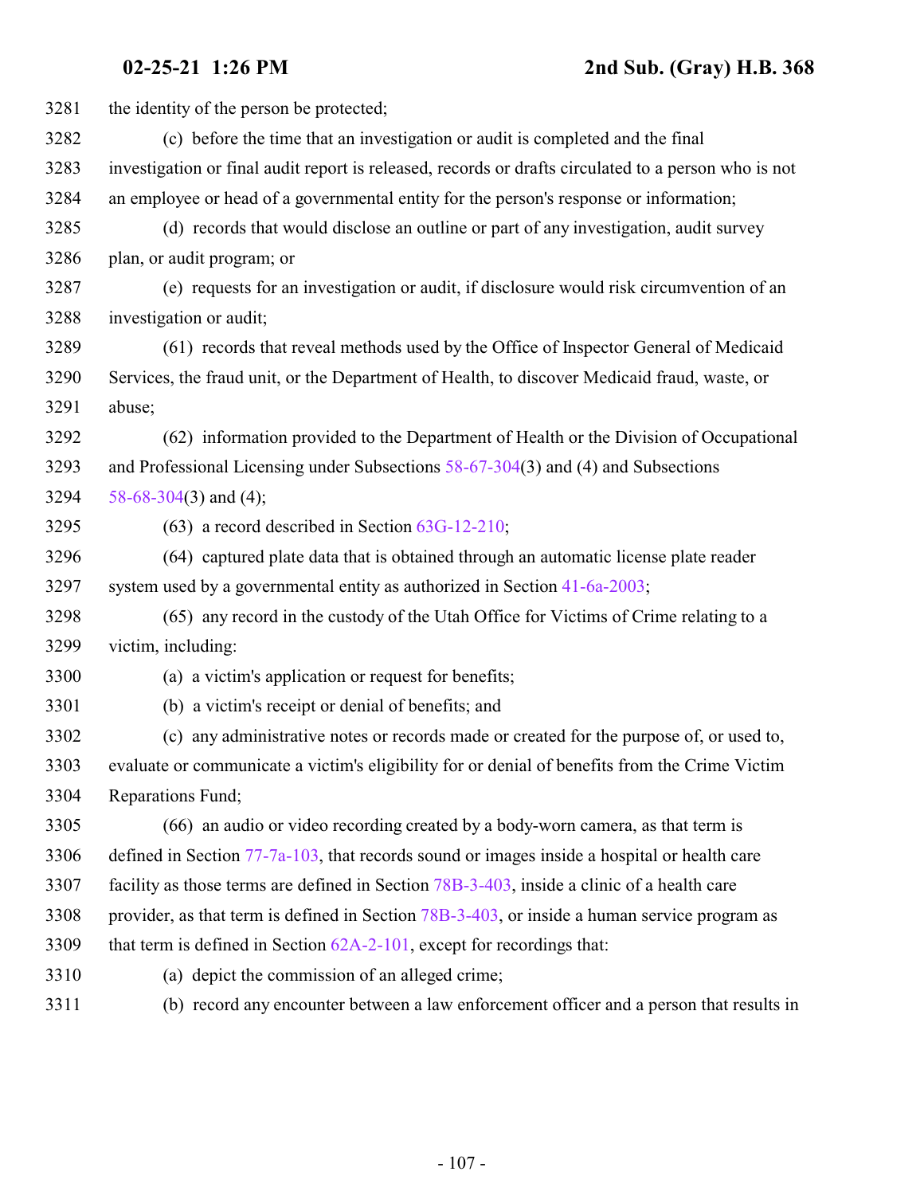the identity of the person be protected;

(c) before the time that an investigation or audit is completed and the final investigation or final audit report is released, records or drafts circulated to a person who is not an employee or head of a governmental entity for the person's response or information;

(d) records that would disclose an outline or part of any investigation, audit survey plan, or audit program; or

(e) requests for an investigation or audit, if disclosure would risk circumvention of an investigation or audit;

(61) records that reveal methods used by the Office of Inspector General of Medicaid Services, the fraud unit, or the Department of Health, to discover Medicaid fraud, waste, or abuse;

(62) information provided to the Department of Health or the Division of Occupational and Professional Licensing under Subsections 58-67-304(3) and (4) and Subsections 58-68-304(3) and (4);

(63) a record described in Section 63G-12-210;

(64) captured plate data that is obtained through an automatic license plate reader system used by a governmental entity as authorized in Section 41-6a-2003;

(65) any record in the custody of the Utah Office for Victims of Crime relating to a victim, including:

(a) a victim's application or request for benefits;

(b) a victim's receipt or denial of benefits; and

(c) any administrative notes or records made or created for the purpose of, or used to, evaluate or communicate a victim's eligibility for or denial of benefits from the Crime Victim Reparations Fund;

(66) an audio or video recording created by a body-worn camera, as that term is defined in Section 77-7a-103, that records sound or images inside a hospital or health care facility as those terms are defined in Section 78B-3-403, inside a clinic of a health care provider, as that term is defined in Section 78B-3-403, or inside a human service program as that term is defined in Section 62A-2-101, except for recordings that:

(a) depict the commission of an alleged crime;

(b) record any encounter between a law enforcement officer and a person that results in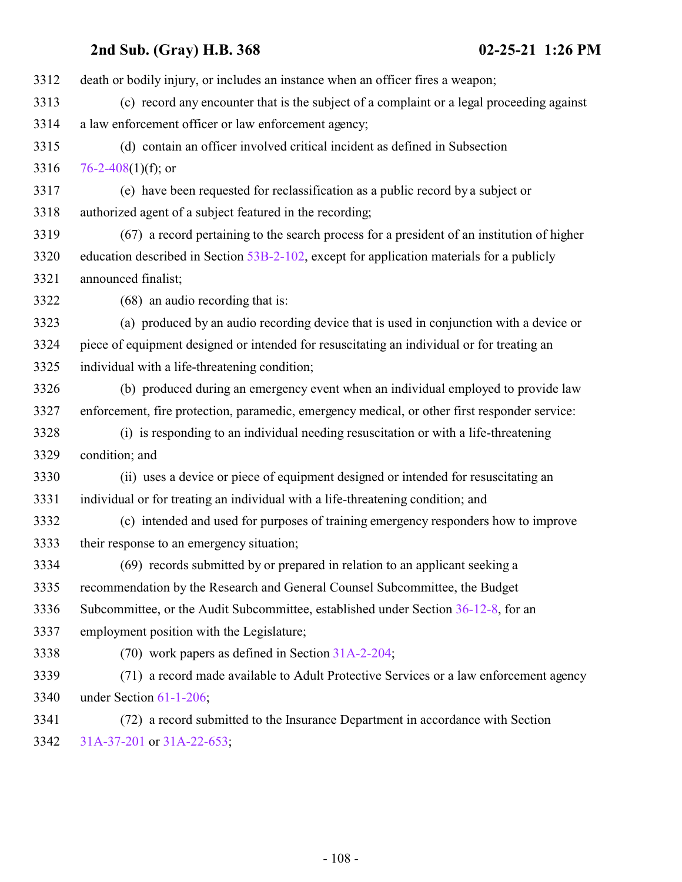death or bodily injury, or includes an instance when an officer fires a weapon;

(c) record any encounter that is the subject of a complaint or a legal proceeding against a law enforcement officer or law enforcement agency;

(d) contain an officer involved critical incident as defined in Subsection 76-2-408(1)(f); or

(e) have been requested for reclassification as a public record by a subject or authorized agent of a subject featured in the recording;

(67) a record pertaining to the search process for a president of an institution of higher education described in Section 53B-2-102, except for application materials for a publicly announced finalist;

(68) an audio recording that is:

(a) produced by an audio recording device that is used in conjunction with a device or piece of equipment designed or intended for resuscitating an individual or for treating an individual with a life-threatening condition;

(b) produced during an emergency event when an individual employed to provide law enforcement, fire protection, paramedic, emergency medical, or other first responder service:

(i) is responding to an individual needing resuscitation or with a life-threatening condition; and

(ii) uses a device or piece of equipment designed or intended for resuscitating an individual or for treating an individual with a life-threatening condition; and

(c) intended and used for purposes of training emergency responders how to improve their response to an emergency situation;

(69) records submitted by or prepared in relation to an applicant seeking a recommendation by the Research and General Counsel Subcommittee, the Budget Subcommittee, or the Audit Subcommittee, established under Section 36-12-8, for an employment position with the Legislature;

(70) work papers as defined in Section 31A-2-204;

(71) a record made available to Adult Protective Services or a law enforcement agency under Section 61-1-206;

(72) a record submitted to the Insurance Department in accordance with Section 31A-37-201 or 31A-22-653;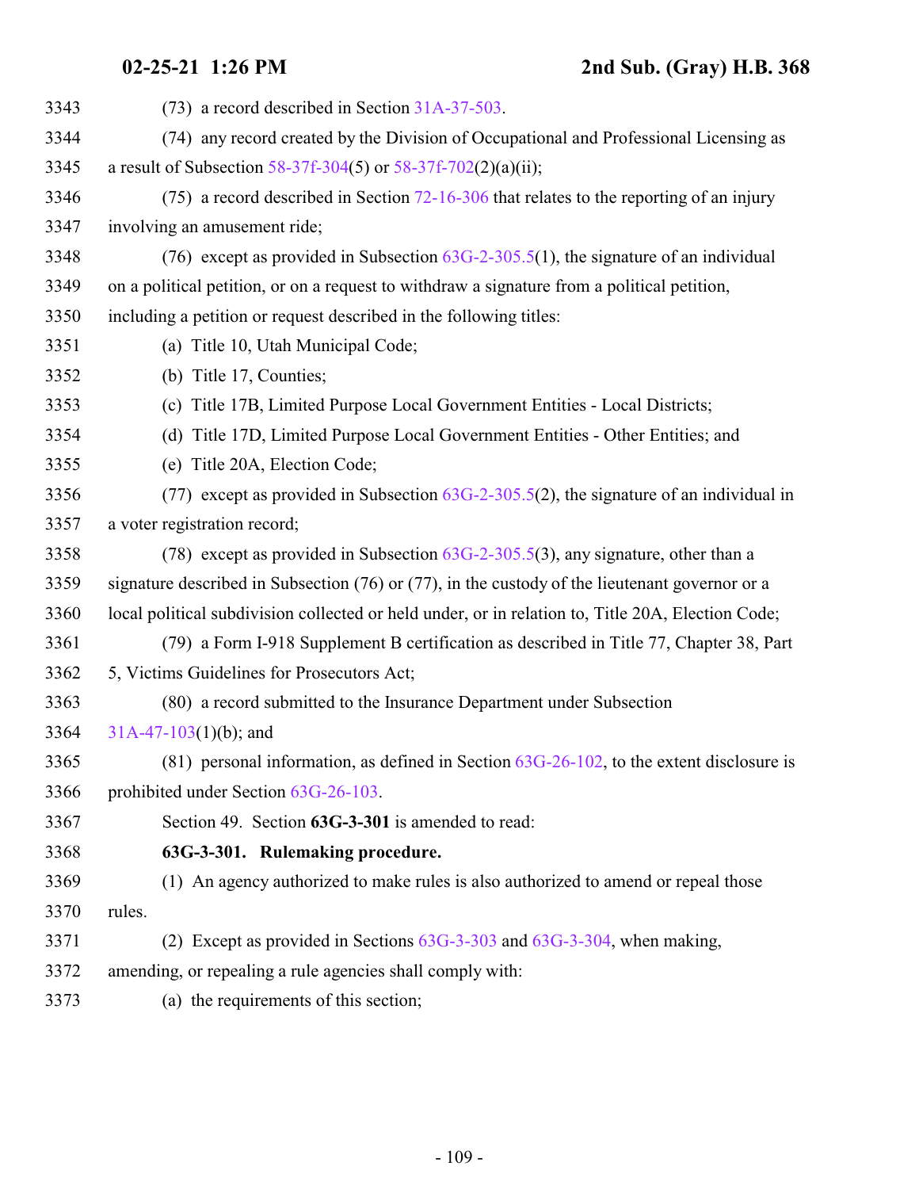(73) a record described in Section 31A-37-503.

(74) any record created by the Division of Occupational and Professional Licensing as a result of Subsection 58-37f-304(5) or 58-37f-702(2)(a)(ii);

(75) a record described in Section 72-16-306 that relates to the reporting of an injury involving an amusement ride;

(76) except as provided in Subsection 63G-2-305.5(1), the signature of an individual on a political petition, or on a request to withdraw a signature from a political petition, including a petition or request described in the following titles:

(a) Title 10, Utah Municipal Code;

(b) Title 17, Counties;

(c) Title 17B, Limited Purpose Local Government Entities - Local Districts;

(d) Title 17D, Limited Purpose Local Government Entities - Other Entities; and

(e) Title 20A, Election Code;

(77) except as provided in Subsection 63G-2-305.5(2), the signature of an individual in a voter registration record;

(78) except as provided in Subsection 63G-2-305.5(3), any signature, other than a signature described in Subsection (76) or (77), in the custody of the lieutenant governor or a local political subdivision collected or held under, or in relation to, Title 20A, Election Code;

(79) a Form I-918 Supplement B certification as described in Title 77, Chapter 38, Part 5, Victims Guidelines for Prosecutors Act;

(80) a record submitted to the Insurance Department under Subsection 31A-47-103(1)(b); and

(81) personal information, as defined in Section 63G-26-102, to the extent disclosure is prohibited under Section 63G-26-103.

Section 49. Section **63G-3-301** is amended to read:

**63G-3-301. Rulemaking procedure.**

(1) An agency authorized to make rules is also authorized to amend or repeal those rules.

(2) Except as provided in Sections 63G-3-303 and 63G-3-304, when making, amending, or repealing a rule agencies shall comply with:

(a) the requirements of this section;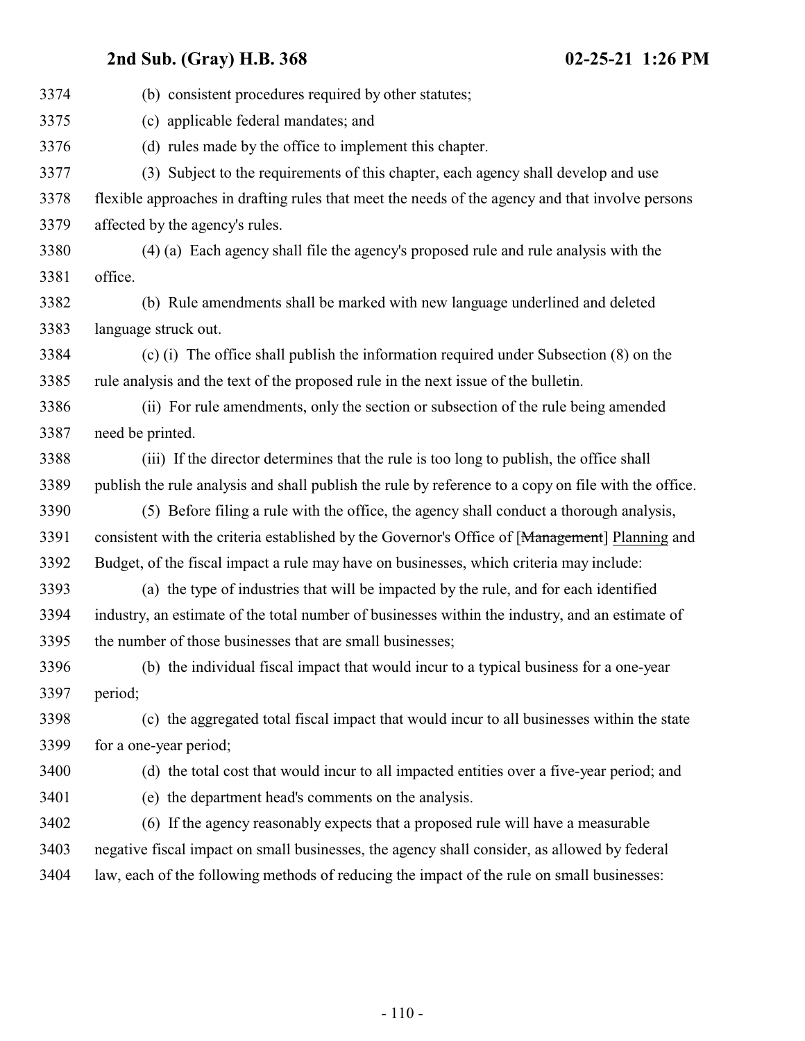(b) consistent procedures required by other statutes;

(c) applicable federal mandates; and

(d) rules made by the office to implement this chapter.

(3) Subject to the requirements of this chapter, each agency shall develop and use flexible approaches in drafting rules that meet the needs of the agency and that involve persons affected by the agency's rules.

(4) (a) Each agency shall file the agency's proposed rule and rule analysis with the office.

(b) Rule amendments shall be marked with new language underlined and deleted language struck out.

(c) (i) The office shall publish the information required under Subsection (8) on the rule analysis and the text of the proposed rule in the next issue of the bulletin.

(ii) For rule amendments, only the section or subsection of the rule being amended need be printed.

(iii) If the director determines that the rule is too long to publish, the office shall publish the rule analysis and shall publish the rule by reference to a copy on file with the office.

(5) Before filing a rule with the office, the agency shall conduct a thorough analysis, consistent with the criteria established by the Governor's Office of [~~Management~~] Planning and Budget, of the fiscal impact a rule may have on businesses, which criteria may include:

(a) the type of industries that will be impacted by the rule, and for each identified industry, an estimate of the total number of businesses within the industry, and an estimate of the number of those businesses that are small businesses;

(b) the individual fiscal impact that would incur to a typical business for a one-year period;

(c) the aggregated total fiscal impact that would incur to all businesses within the state for a one-year period;

(d) the total cost that would incur to all impacted entities over a five-year period; and

(e) the department head's comments on the analysis.

(6) If the agency reasonably expects that a proposed rule will have a measurable negative fiscal impact on small businesses, the agency shall consider, as allowed by federal law, each of the following methods of reducing the impact of the rule on small businesses: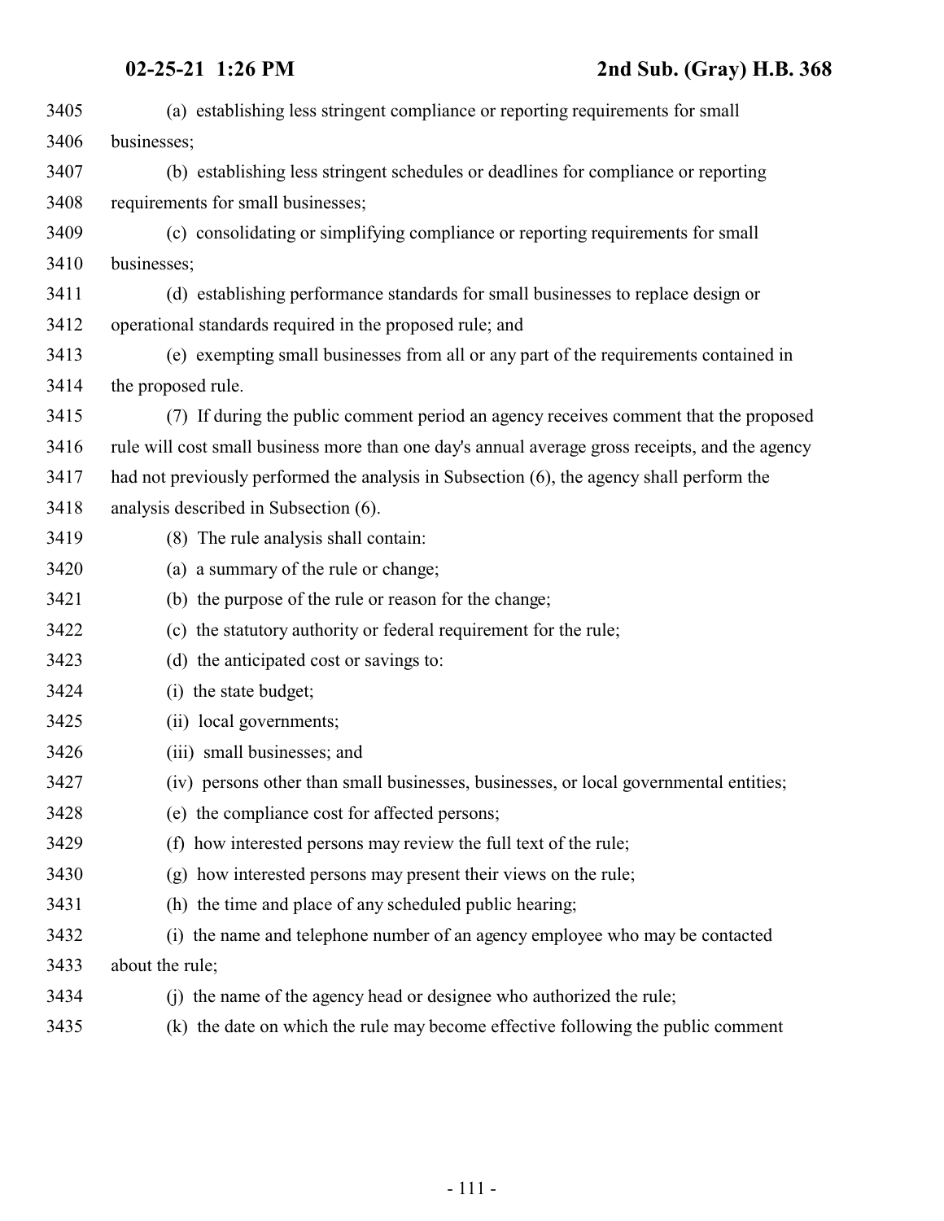(a) establishing less stringent compliance or reporting requirements for small businesses;

(b) establishing less stringent schedules or deadlines for compliance or reporting requirements for small businesses;

(c) consolidating or simplifying compliance or reporting requirements for small businesses;

(d) establishing performance standards for small businesses to replace design or operational standards required in the proposed rule; and

(e) exempting small businesses from all or any part of the requirements contained in the proposed rule.

(7) If during the public comment period an agency receives comment that the proposed rule will cost small business more than one day's annual average gross receipts, and the agency had not previously performed the analysis in Subsection (6), the agency shall perform the analysis described in Subsection (6).

(8) The rule analysis shall contain:

(a) a summary of the rule or change;

(b) the purpose of the rule or reason for the change;

(c) the statutory authority or federal requirement for the rule;

(d) the anticipated cost or savings to:

(i) the state budget;

(ii) local governments;

(iii) small businesses; and

(iv) persons other than small businesses, businesses, or local governmental entities;

(e) the compliance cost for affected persons;

(f) how interested persons may review the full text of the rule;

(g) how interested persons may present their views on the rule;

(h) the time and place of any scheduled public hearing;

(i) the name and telephone number of an agency employee who may be contacted about the rule;

(j) the name of the agency head or designee who authorized the rule;

(k) the date on which the rule may become effective following the public comment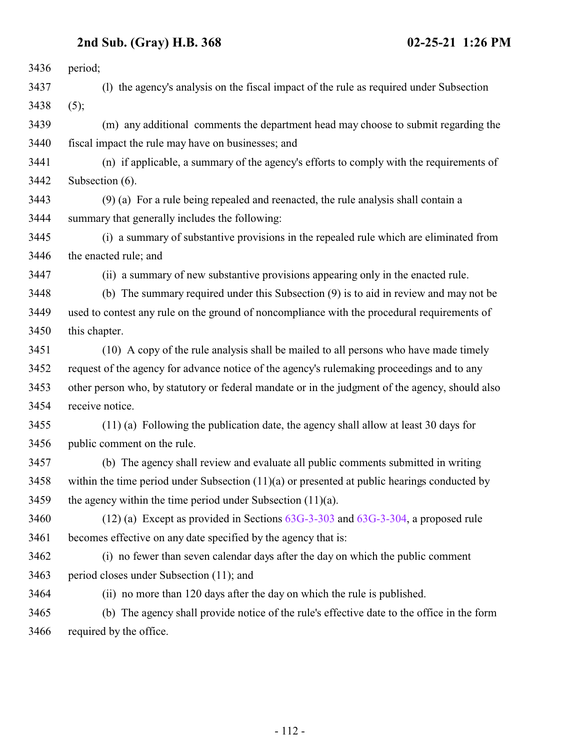period;

(l) the agency's analysis on the fiscal impact of the rule as required under Subsection (5);

(m) any additional comments the department head may choose to submit regarding the fiscal impact the rule may have on businesses; and

(n) if applicable, a summary of the agency's efforts to comply with the requirements of Subsection (6).

(9) (a) For a rule being repealed and reenacted, the rule analysis shall contain a summary that generally includes the following:

(i) a summary of substantive provisions in the repealed rule which are eliminated from the enacted rule; and

(ii) a summary of new substantive provisions appearing only in the enacted rule.

(b) The summary required under this Subsection (9) is to aid in review and may not be used to contest any rule on the ground of noncompliance with the procedural requirements of this chapter.

(10) A copy of the rule analysis shall be mailed to all persons who have made timely request of the agency for advance notice of the agency's rulemaking proceedings and to any other person who, by statutory or federal mandate or in the judgment of the agency, should also receive notice.

(11) (a) Following the publication date, the agency shall allow at least 30 days for public comment on the rule.

(b) The agency shall review and evaluate all public comments submitted in writing within the time period under Subsection (11)(a) or presented at public hearings conducted by the agency within the time period under Subsection (11)(a).

(12) (a) Except as provided in Sections 63G-3-303 and 63G-3-304, a proposed rule becomes effective on any date specified by the agency that is:

(i) no fewer than seven calendar days after the day on which the public comment period closes under Subsection (11); and

(ii) no more than 120 days after the day on which the rule is published.

(b) The agency shall provide notice of the rule's effective date to the office in the form required by the office.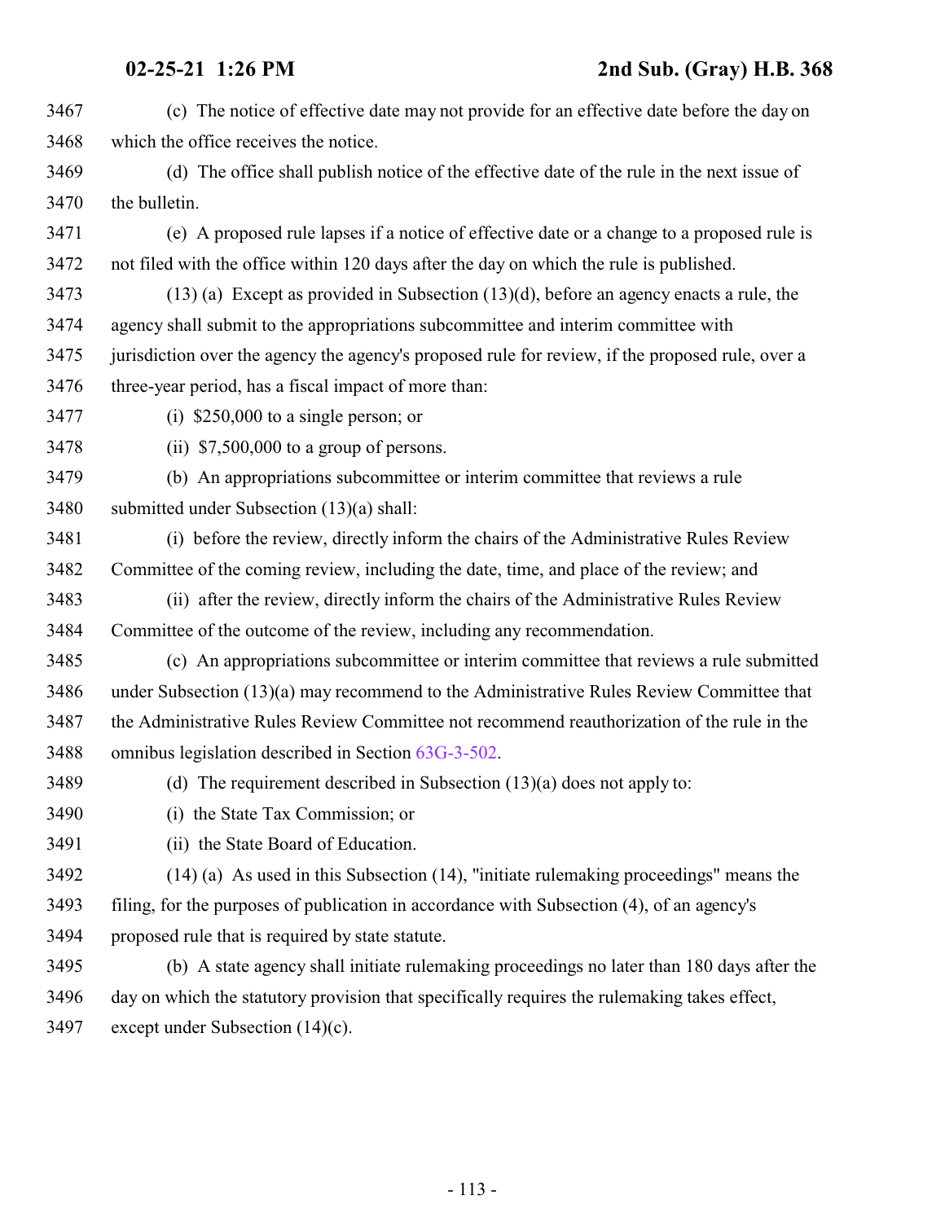(c) The notice of effective date may not provide for an effective date before the day on which the office receives the notice.

(d) The office shall publish notice of the effective date of the rule in the next issue of the bulletin.

(e) A proposed rule lapses if a notice of effective date or a change to a proposed rule is not filed with the office within 120 days after the day on which the rule is published.

(13) (a) Except as provided in Subsection (13)(d), before an agency enacts a rule, the agency shall submit to the appropriations subcommittee and interim committee with jurisdiction over the agency the agency's proposed rule for review, if the proposed rule, over a three-year period, has a fiscal impact of more than:

(i) $250,000 to a single person; or

(ii) $7,500,000 to a group of persons.

(b) An appropriations subcommittee or interim committee that reviews a rule submitted under Subsection (13)(a) shall:

(i) before the review, directly inform the chairs of the Administrative Rules Review Committee of the coming review, including the date, time, and place of the review; and

(ii) after the review, directly inform the chairs of the Administrative Rules Review Committee of the outcome of the review, including any recommendation.

(c) An appropriations subcommittee or interim committee that reviews a rule submitted under Subsection (13)(a) may recommend to the Administrative Rules Review Committee that the Administrative Rules Review Committee not recommend reauthorization of the rule in the omnibus legislation described in Section 63G-3-502.

(d) The requirement described in Subsection (13)(a) does not apply to:

(i) the State Tax Commission; or

(ii) the State Board of Education.

(14) (a) As used in this Subsection (14), "initiate rulemaking proceedings" means the filing, for the purposes of publication in accordance with Subsection (4), of an agency's proposed rule that is required by state statute.

(b) A state agency shall initiate rulemaking proceedings no later than 180 days after the day on which the statutory provision that specifically requires the rulemaking takes effect, except under Subsection (14)(c).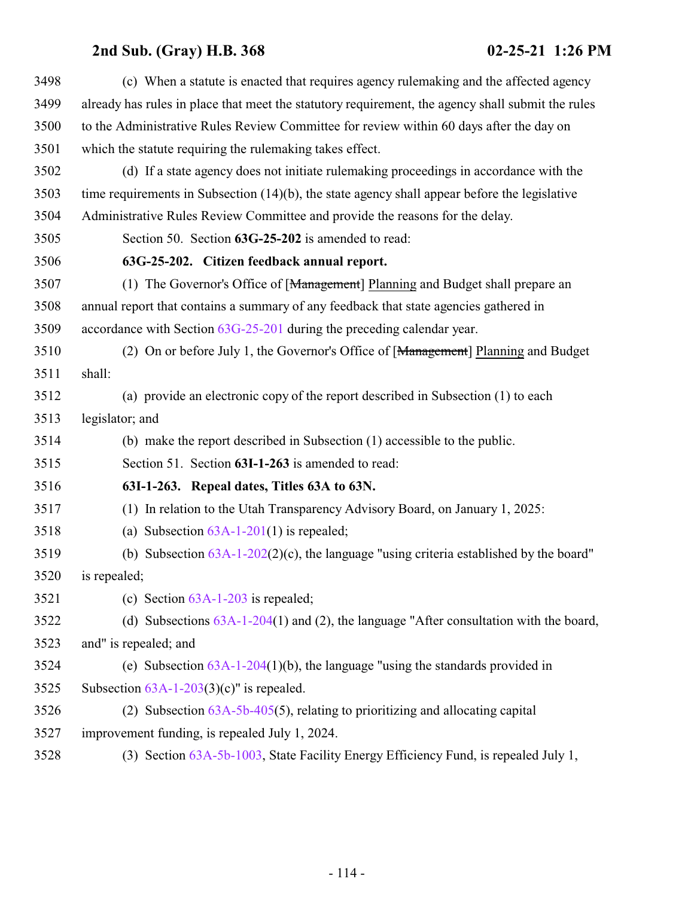(c) When a statute is enacted that requires agency rulemaking and the affected agency already has rules in place that meet the statutory requirement, the agency shall submit the rules to the Administrative Rules Review Committee for review within 60 days after the day on which the statute requiring the rulemaking takes effect.

(d) If a state agency does not initiate rulemaking proceedings in accordance with the time requirements in Subsection (14)(b), the state agency shall appear before the legislative Administrative Rules Review Committee and provide the reasons for the delay.

Section 50. Section **63G-25-202** is amended to read:

**63G-25-202. Citizen feedback annual report.**

(1) The Governor's Office of [~~Management~~] Planning and Budget shall prepare an annual report that contains a summary of any feedback that state agencies gathered in accordance with Section 63G-25-201 during the preceding calendar year.

(2) On or before July 1, the Governor's Office of [~~Management~~] Planning and Budget shall:

(a) provide an electronic copy of the report described in Subsection (1) to each legislator; and

(b) make the report described in Subsection (1) accessible to the public.

Section 51. Section **63I-1-263** is amended to read:

**63I-1-263. Repeal dates, Titles 63A to 63N.**

(1) In relation to the Utah Transparency Advisory Board, on January 1, 2025:

(a) Subsection 63A-1-201(1) is repealed;

(b) Subsection 63A-1-202(2)(c), the language "using criteria established by the board" is repealed;

(c) Section 63A-1-203 is repealed;

(d) Subsections 63A-1-204(1) and (2), the language "After consultation with the board, and" is repealed; and

(e) Subsection 63A-1-204(1)(b), the language "using the standards provided in Subsection 63A-1-203(3)(c)" is repealed.

(2) Subsection 63A-5b-405(5), relating to prioritizing and allocating capital improvement funding, is repealed July 1, 2024.

(3) Section 63A-5b-1003, State Facility Energy Efficiency Fund, is repealed July 1,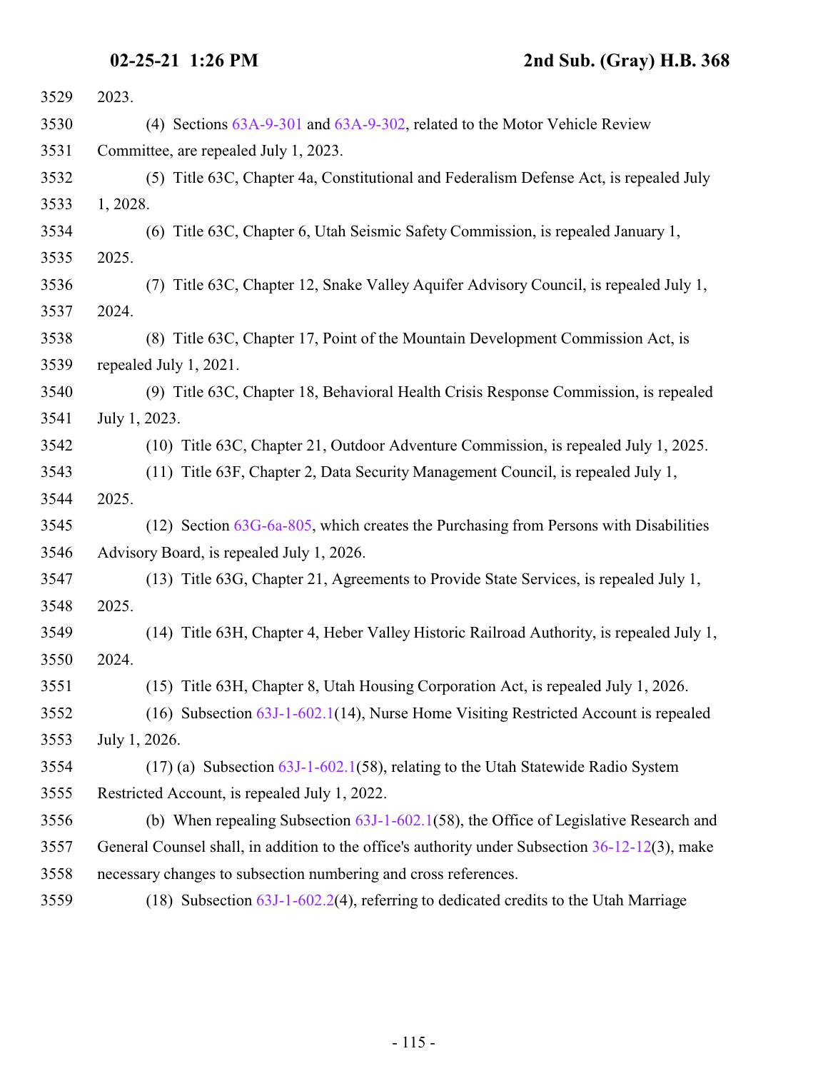2023.

(4) Sections 63A-9-301 and 63A-9-302, related to the Motor Vehicle Review Committee, are repealed July 1, 2023.

(5) Title 63C, Chapter 4a, Constitutional and Federalism Defense Act, is repealed July 1, 2028.

(6) Title 63C, Chapter 6, Utah Seismic Safety Commission, is repealed January 1, 2025.

(7) Title 63C, Chapter 12, Snake Valley Aquifer Advisory Council, is repealed July 1, 2024.

(8) Title 63C, Chapter 17, Point of the Mountain Development Commission Act, is repealed July 1, 2021.

(9) Title 63C, Chapter 18, Behavioral Health Crisis Response Commission, is repealed July 1, 2023.

(10) Title 63C, Chapter 21, Outdoor Adventure Commission, is repealed July 1, 2025.

(11) Title 63F, Chapter 2, Data Security Management Council, is repealed July 1, 2025.

(12) Section 63G-6a-805, which creates the Purchasing from Persons with Disabilities Advisory Board, is repealed July 1, 2026.

(13) Title 63G, Chapter 21, Agreements to Provide State Services, is repealed July 1, 2025.

(14) Title 63H, Chapter 4, Heber Valley Historic Railroad Authority, is repealed July 1, 2024.

(15) Title 63H, Chapter 8, Utah Housing Corporation Act, is repealed July 1, 2026.

(16) Subsection 63J-1-602.1(14), Nurse Home Visiting Restricted Account is repealed July 1, 2026.

(17) (a) Subsection 63J-1-602.1(58), relating to the Utah Statewide Radio System Restricted Account, is repealed July 1, 2022.

(b) When repealing Subsection 63J-1-602.1(58), the Office of Legislative Research and General Counsel shall, in addition to the office's authority under Subsection 36-12-12(3), make necessary changes to subsection numbering and cross references.

(18) Subsection 63J-1-602.2(4), referring to dedicated credits to the Utah Marriage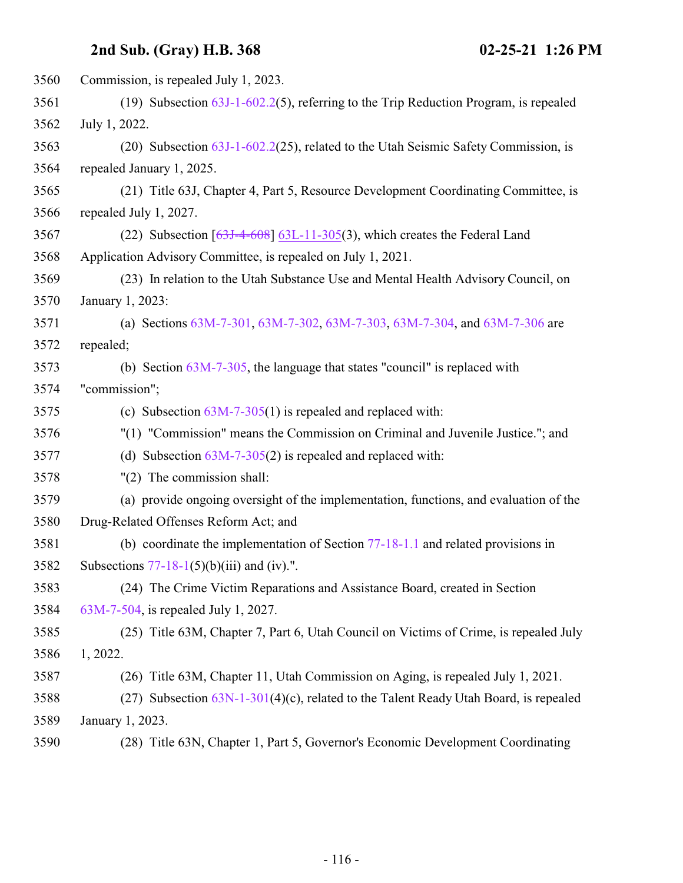Commission, is repealed July 1, 2023.

(19) Subsection 63J-1-602.2(5), referring to the Trip Reduction Program, is repealed July 1, 2022.

(20) Subsection 63J-1-602.2(25), related to the Utah Seismic Safety Commission, is repealed January 1, 2025.

(21) Title 63J, Chapter 4, Part 5, Resource Development Coordinating Committee, is repealed July 1, 2027.

(22) Subsection [~~63J-4-608~~] 63L-11-305(3), which creates the Federal Land Application Advisory Committee, is repealed on July 1, 2021.

(23) In relation to the Utah Substance Use and Mental Health Advisory Council, on January 1, 2023:

(a) Sections 63M-7-301, 63M-7-302, 63M-7-303, 63M-7-304, and 63M-7-306 are repealed;

(b) Section 63M-7-305, the language that states "council" is replaced with "commission";

(c) Subsection 63M-7-305(1) is repealed and replaced with:

"(1) "Commission" means the Commission on Criminal and Juvenile Justice."; and

(d) Subsection 63M-7-305(2) is repealed and replaced with:

"(2) The commission shall:

(a) provide ongoing oversight of the implementation, functions, and evaluation of the Drug-Related Offenses Reform Act; and

(b) coordinate the implementation of Section 77-18-1.1 and related provisions in Subsections 77-18-1(5)(b)(iii) and (iv).".

(24) The Crime Victim Reparations and Assistance Board, created in Section 63M-7-504, is repealed July 1, 2027.

(25) Title 63M, Chapter 7, Part 6, Utah Council on Victims of Crime, is repealed July 1, 2022.

(26) Title 63M, Chapter 11, Utah Commission on Aging, is repealed July 1, 2021.

(27) Subsection 63N-1-301(4)(c), related to the Talent Ready Utah Board, is repealed January 1, 2023.

(28) Title 63N, Chapter 1, Part 5, Governor's Economic Development Coordinating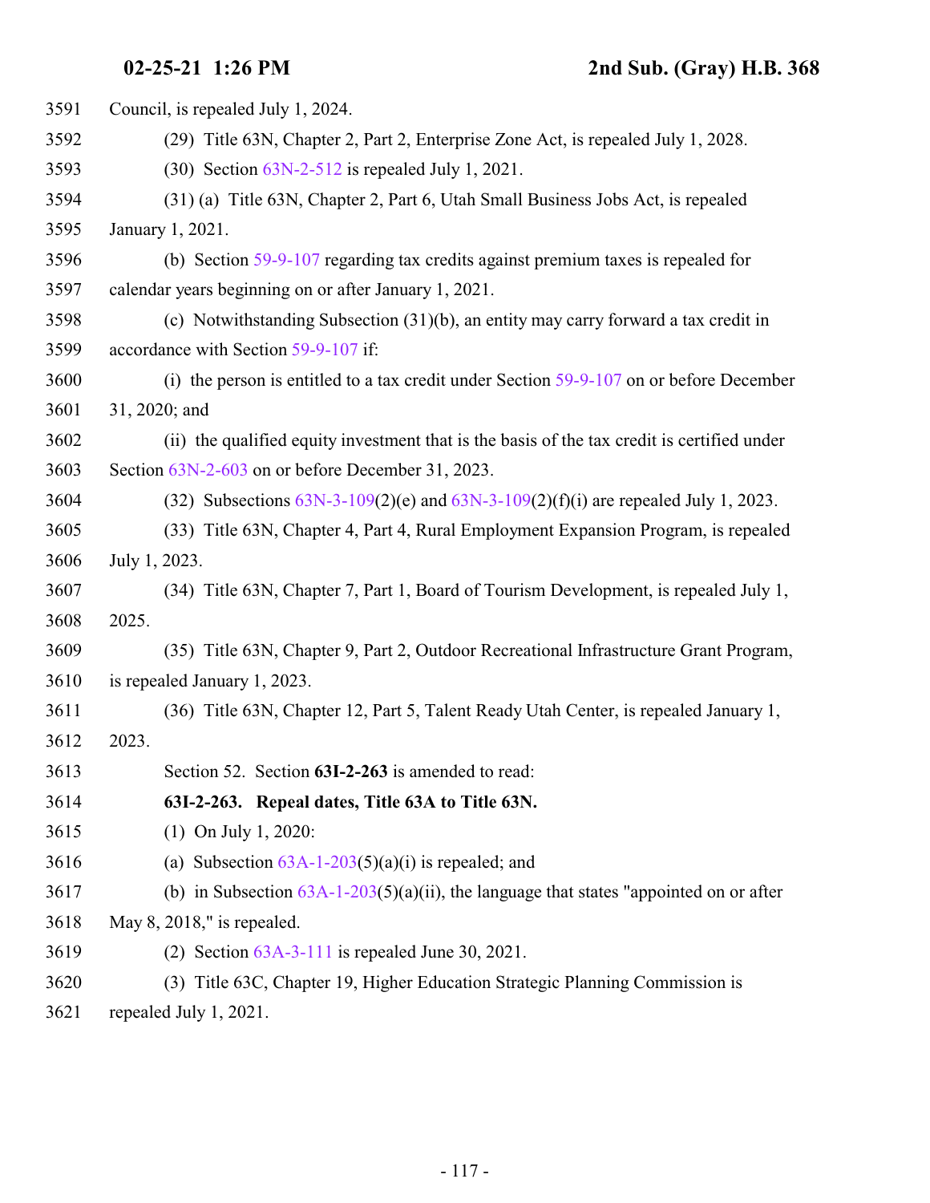Council, is repealed July 1, 2024.

(29) Title 63N, Chapter 2, Part 2, Enterprise Zone Act, is repealed July 1, 2028.

(30) Section 63N-2-512 is repealed July 1, 2021.

(31) (a) Title 63N, Chapter 2, Part 6, Utah Small Business Jobs Act, is repealed January 1, 2021.

(b) Section 59-9-107 regarding tax credits against premium taxes is repealed for calendar years beginning on or after January 1, 2021.

(c) Notwithstanding Subsection (31)(b), an entity may carry forward a tax credit in accordance with Section 59-9-107 if:

(i) the person is entitled to a tax credit under Section 59-9-107 on or before December 31, 2020; and

(ii) the qualified equity investment that is the basis of the tax credit is certified under Section 63N-2-603 on or before December 31, 2023.

(32) Subsections 63N-3-109(2)(e) and 63N-3-109(2)(f)(i) are repealed July 1, 2023.

(33) Title 63N, Chapter 4, Part 4, Rural Employment Expansion Program, is repealed July 1, 2023.

(34) Title 63N, Chapter 7, Part 1, Board of Tourism Development, is repealed July 1, 2025.

(35) Title 63N, Chapter 9, Part 2, Outdoor Recreational Infrastructure Grant Program, is repealed January 1, 2023.

(36) Title 63N, Chapter 12, Part 5, Talent Ready Utah Center, is repealed January 1, 2023.

Section 52. Section **63I-2-263** is amended to read:

**63I-2-263. Repeal dates, Title 63A to Title 63N.**

(1) On July 1, 2020:

(a) Subsection 63A-1-203(5)(a)(i) is repealed; and

(b) in Subsection 63A-1-203(5)(a)(ii), the language that states "appointed on or after May 8, 2018," is repealed.

(2) Section 63A-3-111 is repealed June 30, 2021.

(3) Title 63C, Chapter 19, Higher Education Strategic Planning Commission is repealed July 1, 2021.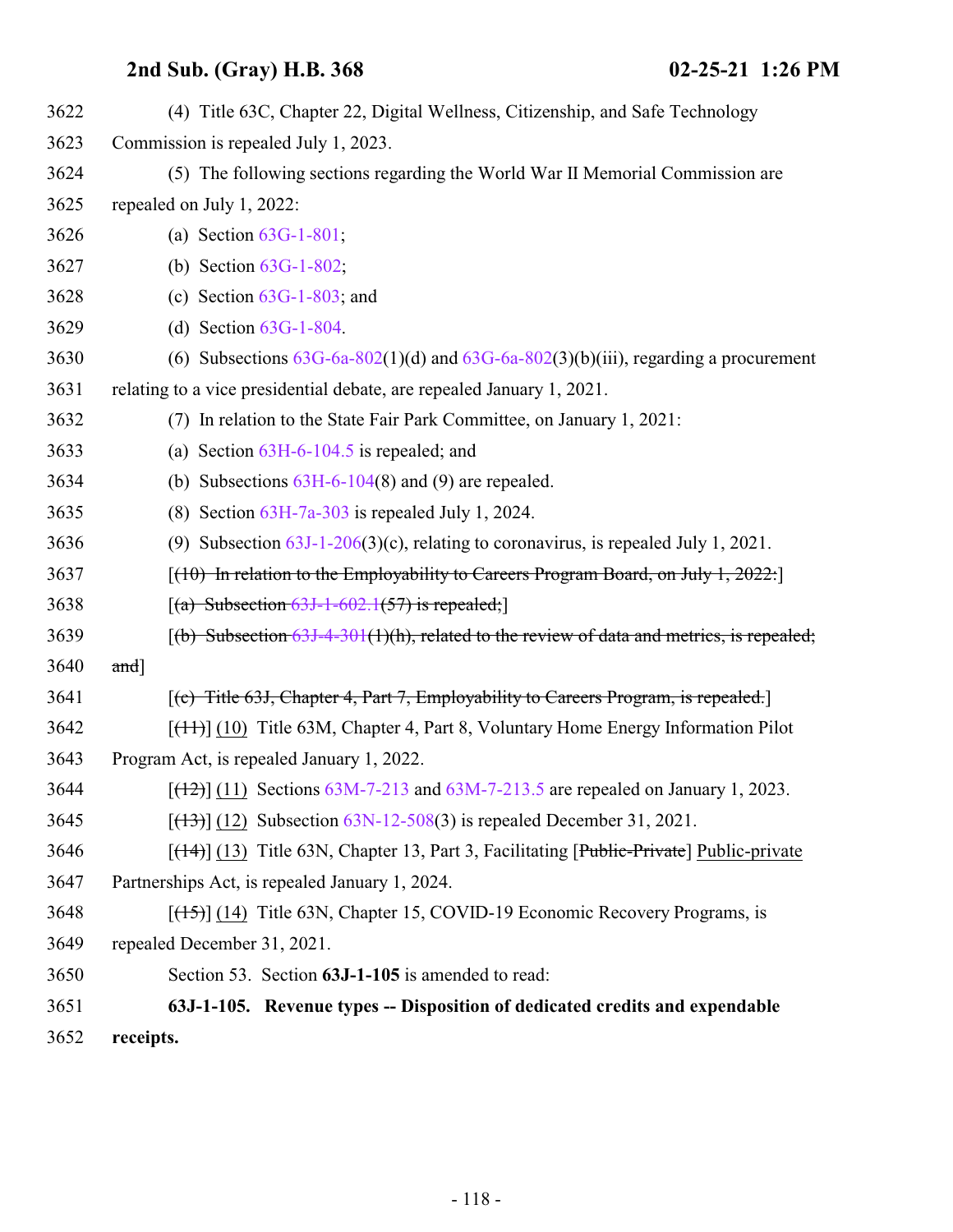3622 (4) Title 63C, Chapter 22, Digital Wellness, Citizenship, and Safe Technology
3623 Commission is repealed July 1, 2023.
3624 (5) The following sections regarding the World War II Memorial Commission are
3625 repealed on July 1, 2022:
3626 (a) Section 63G-1-801;
3627 (b) Section 63G-1-802;
3628 (c) Section 63G-1-803; and
3629 (d) Section 63G-1-804.
3630 (6) Subsections 63G-6a-802(1)(d) and 63G-6a-802(3)(b)(iii), regarding a procurement
3631 relating to a vice presidential debate, are repealed January 1, 2021.
3632 (7) In relation to the State Fair Park Committee, on January 1, 2021:
3633 (a) Section 63H-6-104.5 is repealed; and
3634 (b) Subsections 63H-6-104(8) and (9) are repealed.
3635 (8) Section 63H-7a-303 is repealed July 1, 2024.
3636 (9) Subsection 63J-1-206(3)(c), relating to coronavirus, is repealed July 1, 2021.
3637 [~~(10) In relation to the Employability to Careers Program Board, on July 1, 2022:~~]
3638 [~~(a) Subsection 63J-1-602.1(57) is repealed;~~]
3639 [~~(b) Subsection 63J-4-301(1)(h), related to the review of data and metrics, is repealed;~~
3640 ~~and~~]
3641 [~~(c) Title 63J, Chapter 4, Part 7, Employability to Careers Program, is repealed.~~]
3642 [~~(11)~~] (10) Title 63M, Chapter 4, Part 8, Voluntary Home Energy Information Pilot
3643 Program Act, is repealed January 1, 2022.
3644 [~~(12)~~] (11) Sections 63M-7-213 and 63M-7-213.5 are repealed on January 1, 2023.
3645 [~~(13)~~] (12) Subsection 63N-12-508(3) is repealed December 31, 2021.
3646 [~~(14)~~] (13) Title 63N, Chapter 13, Part 3, Facilitating [~~Public-Private~~] Public-private
3647 Partnerships Act, is repealed January 1, 2024.
3648 [~~(15)~~] (14) Title 63N, Chapter 15, COVID-19 Economic Recovery Programs, is
3649 repealed December 31, 2021.
3650 Section 53. Section **63J-1-105** is amended to read:
3651 **63J-1-105. Revenue types -- Disposition of dedicated credits and expendable**
3652 **receipts.**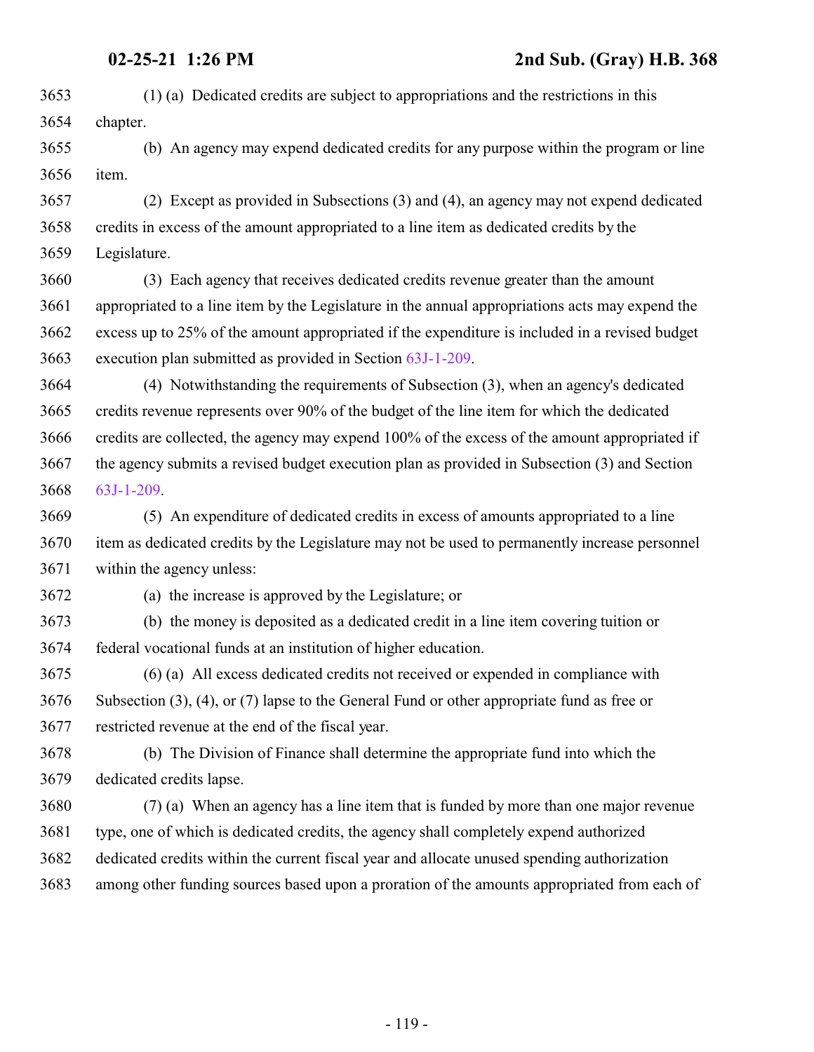(1) (a) Dedicated credits are subject to appropriations and the restrictions in this chapter.

(b) An agency may expend dedicated credits for any purpose within the program or line item.

(2) Except as provided in Subsections (3) and (4), an agency may not expend dedicated credits in excess of the amount appropriated to a line item as dedicated credits by the Legislature.

(3) Each agency that receives dedicated credits revenue greater than the amount appropriated to a line item by the Legislature in the annual appropriations acts may expend the excess up to 25% of the amount appropriated if the expenditure is included in a revised budget execution plan submitted as provided in Section 63J-1-209.

(4) Notwithstanding the requirements of Subsection (3), when an agency's dedicated credits revenue represents over 90% of the budget of the line item for which the dedicated credits are collected, the agency may expend 100% of the excess of the amount appropriated if the agency submits a revised budget execution plan as provided in Subsection (3) and Section 63J-1-209.

(5) An expenditure of dedicated credits in excess of amounts appropriated to a line item as dedicated credits by the Legislature may not be used to permanently increase personnel within the agency unless:

(a) the increase is approved by the Legislature; or

(b) the money is deposited as a dedicated credit in a line item covering tuition or federal vocational funds at an institution of higher education.

(6) (a) All excess dedicated credits not received or expended in compliance with Subsection (3), (4), or (7) lapse to the General Fund or other appropriate fund as free or restricted revenue at the end of the fiscal year.

(b) The Division of Finance shall determine the appropriate fund into which the dedicated credits lapse.

(7) (a) When an agency has a line item that is funded by more than one major revenue type, one of which is dedicated credits, the agency shall completely expend authorized dedicated credits within the current fiscal year and allocate unused spending authorization among other funding sources based upon a proration of the amounts appropriated from each of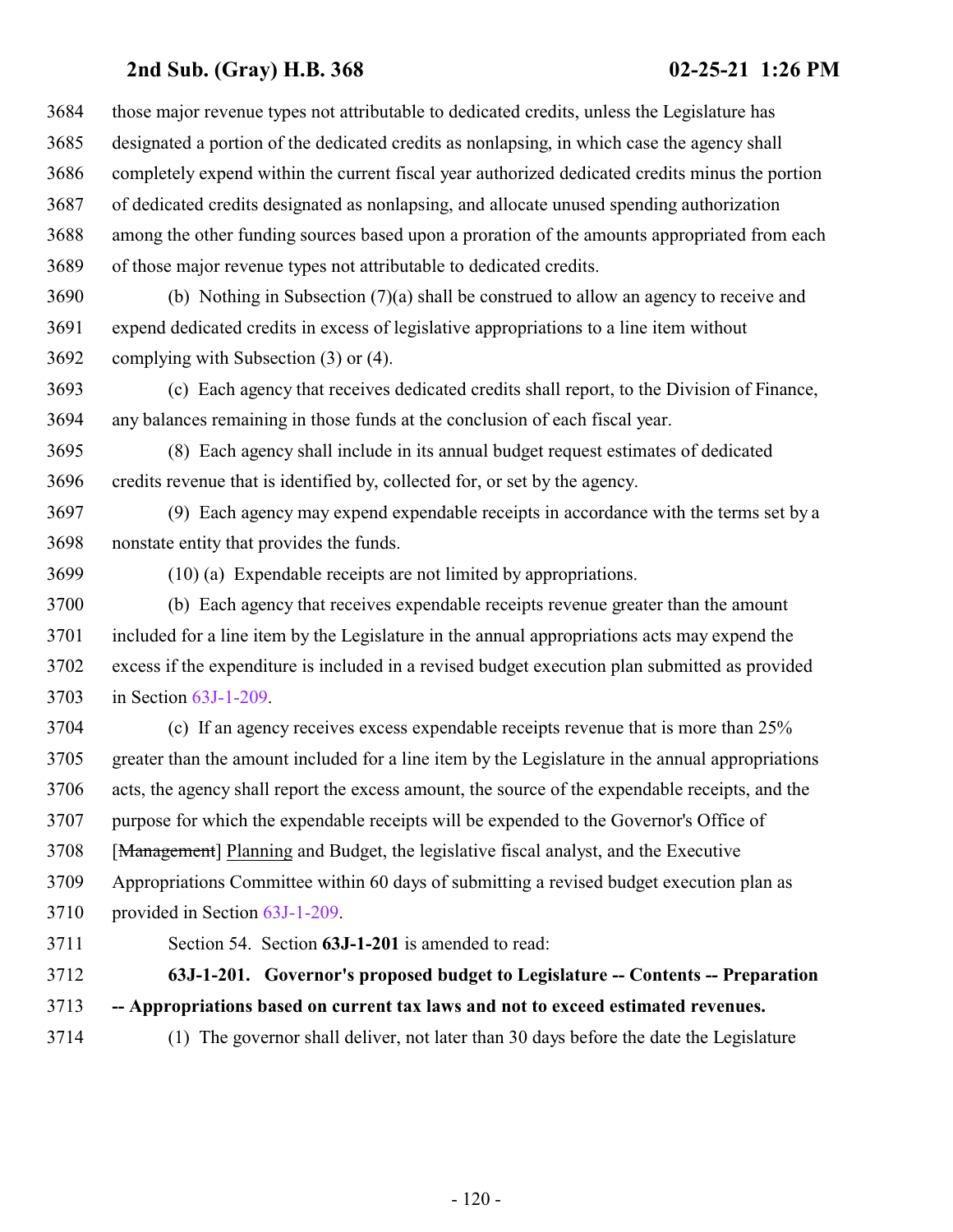3684 those major revenue types not attributable to dedicated credits, unless the Legislature has
3685 designated a portion of the dedicated credits as nonlapsing, in which case the agency shall
3686 completely expend within the current fiscal year authorized dedicated credits minus the portion
3687 of dedicated credits designated as nonlapsing, and allocate unused spending authorization
3688 among the other funding sources based upon a proration of the amounts appropriated from each
3689 of those major revenue types not attributable to dedicated credits.

3690 (b) Nothing in Subsection (7)(a) shall be construed to allow an agency to receive and
3691 expend dedicated credits in excess of legislative appropriations to a line item without
3692 complying with Subsection (3) or (4).

3693 (c) Each agency that receives dedicated credits shall report, to the Division of Finance,
3694 any balances remaining in those funds at the conclusion of each fiscal year.

3695 (8) Each agency shall include in its annual budget request estimates of dedicated
3696 credits revenue that is identified by, collected for, or set by the agency.

3697 (9) Each agency may expend expendable receipts in accordance with the terms set by a
3698 nonstate entity that provides the funds.

3699 (10) (a) Expendable receipts are not limited by appropriations.

3700 (b) Each agency that receives expendable receipts revenue greater than the amount
3701 included for a line item by the Legislature in the annual appropriations acts may expend the
3702 excess if the expenditure is included in a revised budget execution plan submitted as provided
3703 in Section 63J-1-209.

3704 (c) If an agency receives excess expendable receipts revenue that is more than 25%
3705 greater than the amount included for a line item by the Legislature in the annual appropriations
3706 acts, the agency shall report the excess amount, the source of the expendable receipts, and the
3707 purpose for which the expendable receipts will be expended to the Governor's Office of
3708 [~~Management~~] Planning and Budget, the legislative fiscal analyst, and the Executive
3709 Appropriations Committee within 60 days of submitting a revised budget execution plan as
3710 provided in Section 63J-1-209.

3711 Section 54. Section **63J-1-201** is amended to read:

3712 **63J-1-201. Governor's proposed budget to Legislature -- Contents -- Preparation**
3713 **-- Appropriations based on current tax laws and not to exceed estimated revenues.**

3714 (1) The governor shall deliver, not later than 30 days before the date the Legislature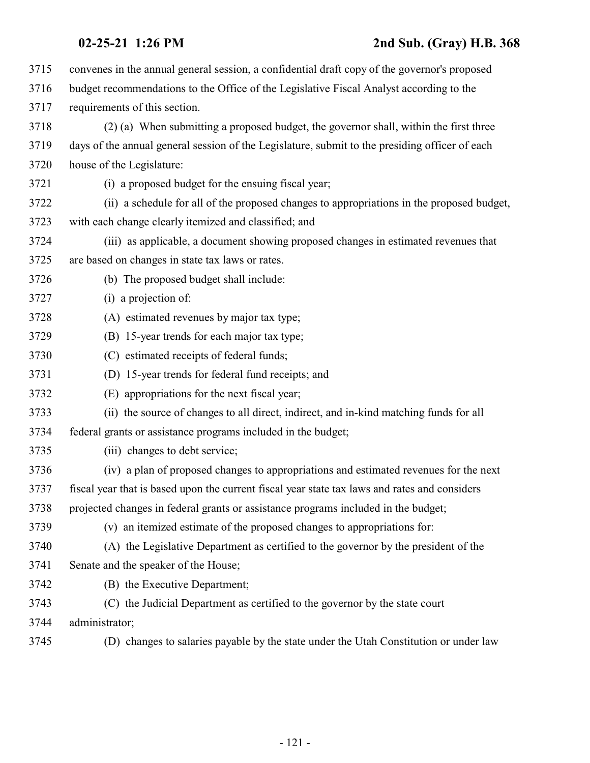convenes in the annual general session, a confidential draft copy of the governor's proposed budget recommendations to the Office of the Legislative Fiscal Analyst according to the requirements of this section.

(2) (a) When submitting a proposed budget, the governor shall, within the first three days of the annual general session of the Legislature, submit to the presiding officer of each house of the Legislature:

(i) a proposed budget for the ensuing fiscal year;

(ii) a schedule for all of the proposed changes to appropriations in the proposed budget, with each change clearly itemized and classified; and

(iii) as applicable, a document showing proposed changes in estimated revenues that are based on changes in state tax laws or rates.

(b) The proposed budget shall include:

(i) a projection of:

(A) estimated revenues by major tax type;

(B) 15-year trends for each major tax type;

(C) estimated receipts of federal funds;

(D) 15-year trends for federal fund receipts; and

(E) appropriations for the next fiscal year;

(ii) the source of changes to all direct, indirect, and in-kind matching funds for all federal grants or assistance programs included in the budget;

(iii) changes to debt service;

(iv) a plan of proposed changes to appropriations and estimated revenues for the next fiscal year that is based upon the current fiscal year state tax laws and rates and considers projected changes in federal grants or assistance programs included in the budget;

(v) an itemized estimate of the proposed changes to appropriations for:

(A) the Legislative Department as certified to the governor by the president of the Senate and the speaker of the House;

(B) the Executive Department;

(C) the Judicial Department as certified to the governor by the state court administrator;

(D) changes to salaries payable by the state under the Utah Constitution or under law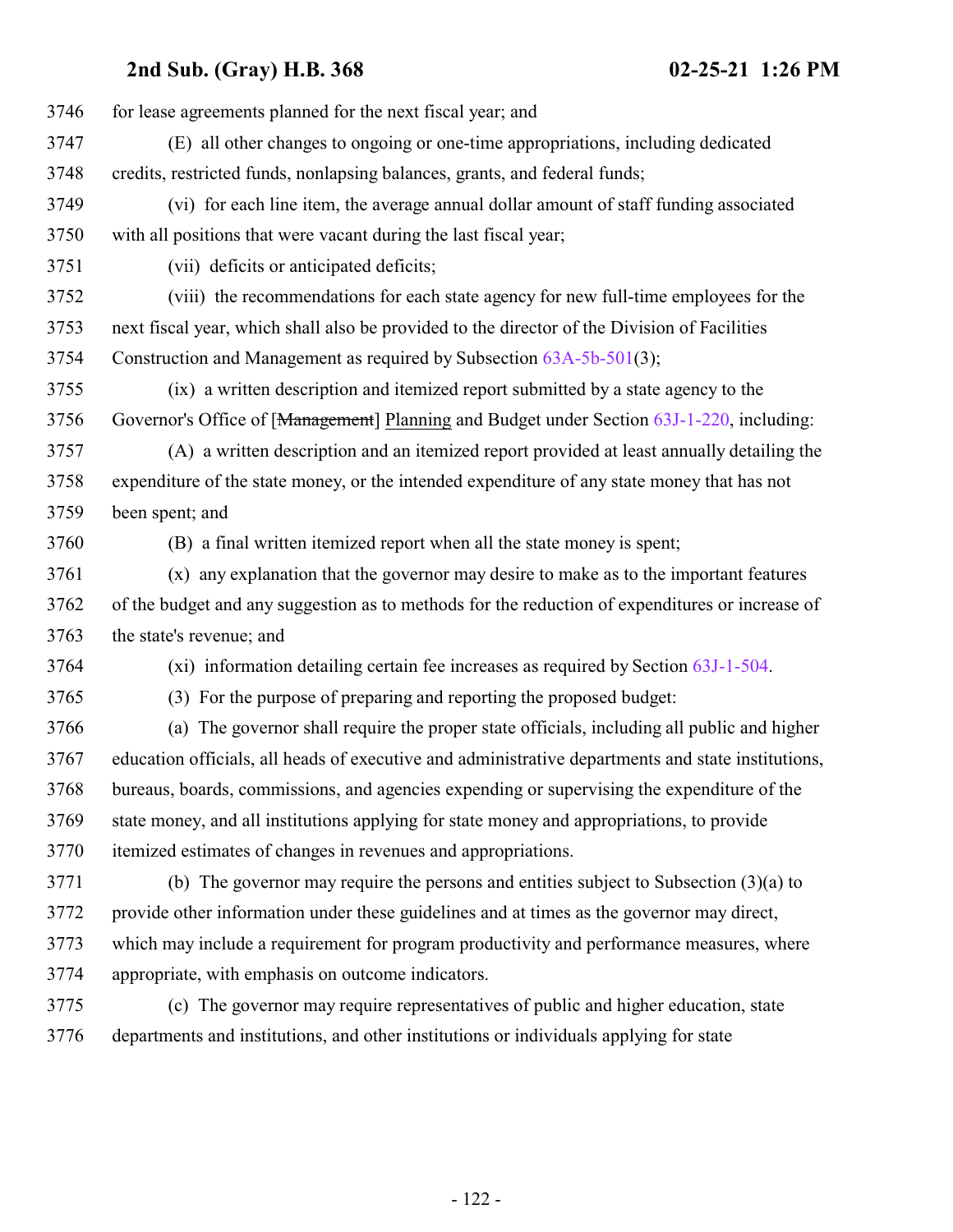for lease agreements planned for the next fiscal year; and

(E) all other changes to ongoing or one-time appropriations, including dedicated credits, restricted funds, nonlapsing balances, grants, and federal funds;

(vi) for each line item, the average annual dollar amount of staff funding associated with all positions that were vacant during the last fiscal year;

(vii) deficits or anticipated deficits;

(viii) the recommendations for each state agency for new full-time employees for the next fiscal year, which shall also be provided to the director of the Division of Facilities Construction and Management as required by Subsection 63A-5b-501(3);

(ix) a written description and itemized report submitted by a state agency to the Governor's Office of [~~Management~~] Planning and Budget under Section 63J-1-220, including:

(A) a written description and an itemized report provided at least annually detailing the expenditure of the state money, or the intended expenditure of any state money that has not been spent; and

(B) a final written itemized report when all the state money is spent;

(x) any explanation that the governor may desire to make as to the important features of the budget and any suggestion as to methods for the reduction of expenditures or increase of the state's revenue; and

(xi) information detailing certain fee increases as required by Section 63J-1-504.

(3) For the purpose of preparing and reporting the proposed budget:

(a) The governor shall require the proper state officials, including all public and higher education officials, all heads of executive and administrative departments and state institutions, bureaus, boards, commissions, and agencies expending or supervising the expenditure of the state money, and all institutions applying for state money and appropriations, to provide itemized estimates of changes in revenues and appropriations.

(b) The governor may require the persons and entities subject to Subsection (3)(a) to provide other information under these guidelines and at times as the governor may direct, which may include a requirement for program productivity and performance measures, where appropriate, with emphasis on outcome indicators.

(c) The governor may require representatives of public and higher education, state departments and institutions, and other institutions or individuals applying for state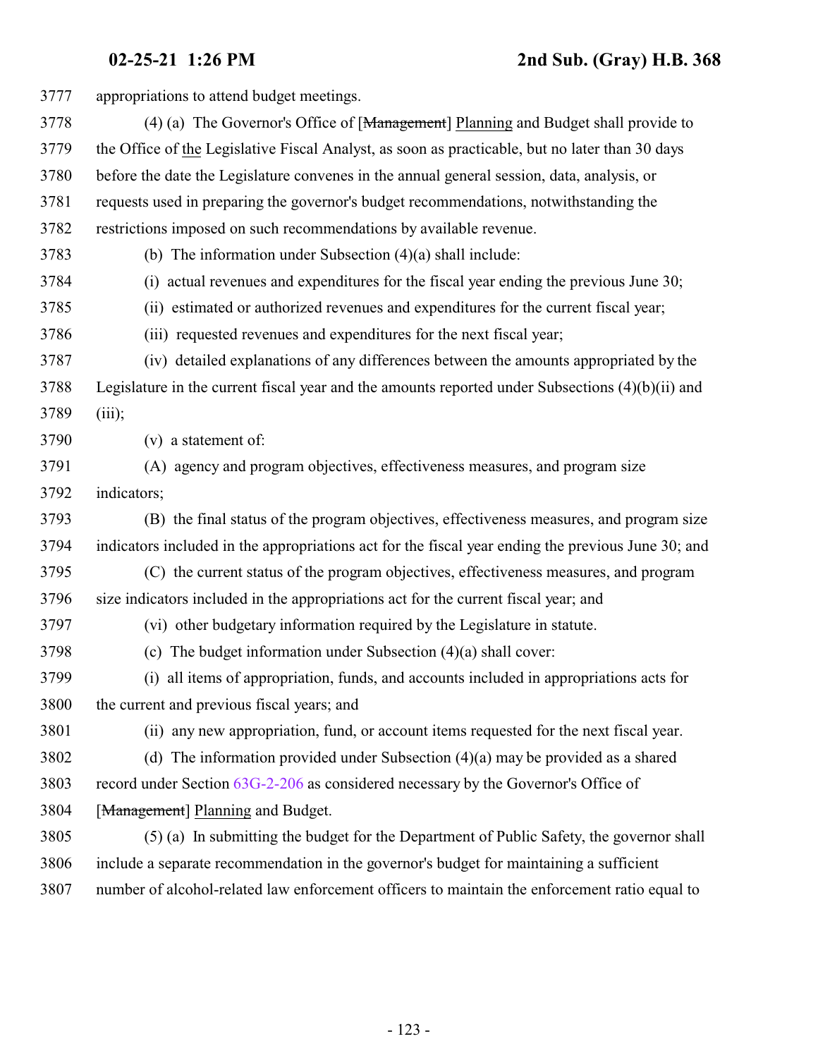appropriations to attend budget meetings.

(4) (a) The Governor's Office of [~~Management~~] Planning and Budget shall provide to the Office of the Legislative Fiscal Analyst, as soon as practicable, but no later than 30 days before the date the Legislature convenes in the annual general session, data, analysis, or requests used in preparing the governor's budget recommendations, notwithstanding the restrictions imposed on such recommendations by available revenue.

(b) The information under Subsection (4)(a) shall include:

(i) actual revenues and expenditures for the fiscal year ending the previous June 30;

(ii) estimated or authorized revenues and expenditures for the current fiscal year;

(iii) requested revenues and expenditures for the next fiscal year;

(iv) detailed explanations of any differences between the amounts appropriated by the Legislature in the current fiscal year and the amounts reported under Subsections (4)(b)(ii) and (iii);

(v) a statement of:

(A) agency and program objectives, effectiveness measures, and program size indicators;

(B) the final status of the program objectives, effectiveness measures, and program size indicators included in the appropriations act for the fiscal year ending the previous June 30; and

(C) the current status of the program objectives, effectiveness measures, and program size indicators included in the appropriations act for the current fiscal year; and

(vi) other budgetary information required by the Legislature in statute.

(c) The budget information under Subsection (4)(a) shall cover:

(i) all items of appropriation, funds, and accounts included in appropriations acts for the current and previous fiscal years; and

(ii) any new appropriation, fund, or account items requested for the next fiscal year.

(d) The information provided under Subsection (4)(a) may be provided as a shared record under Section 63G-2-206 as considered necessary by the Governor's Office of [~~Management~~] Planning and Budget.

(5) (a) In submitting the budget for the Department of Public Safety, the governor shall include a separate recommendation in the governor's budget for maintaining a sufficient number of alcohol-related law enforcement officers to maintain the enforcement ratio equal to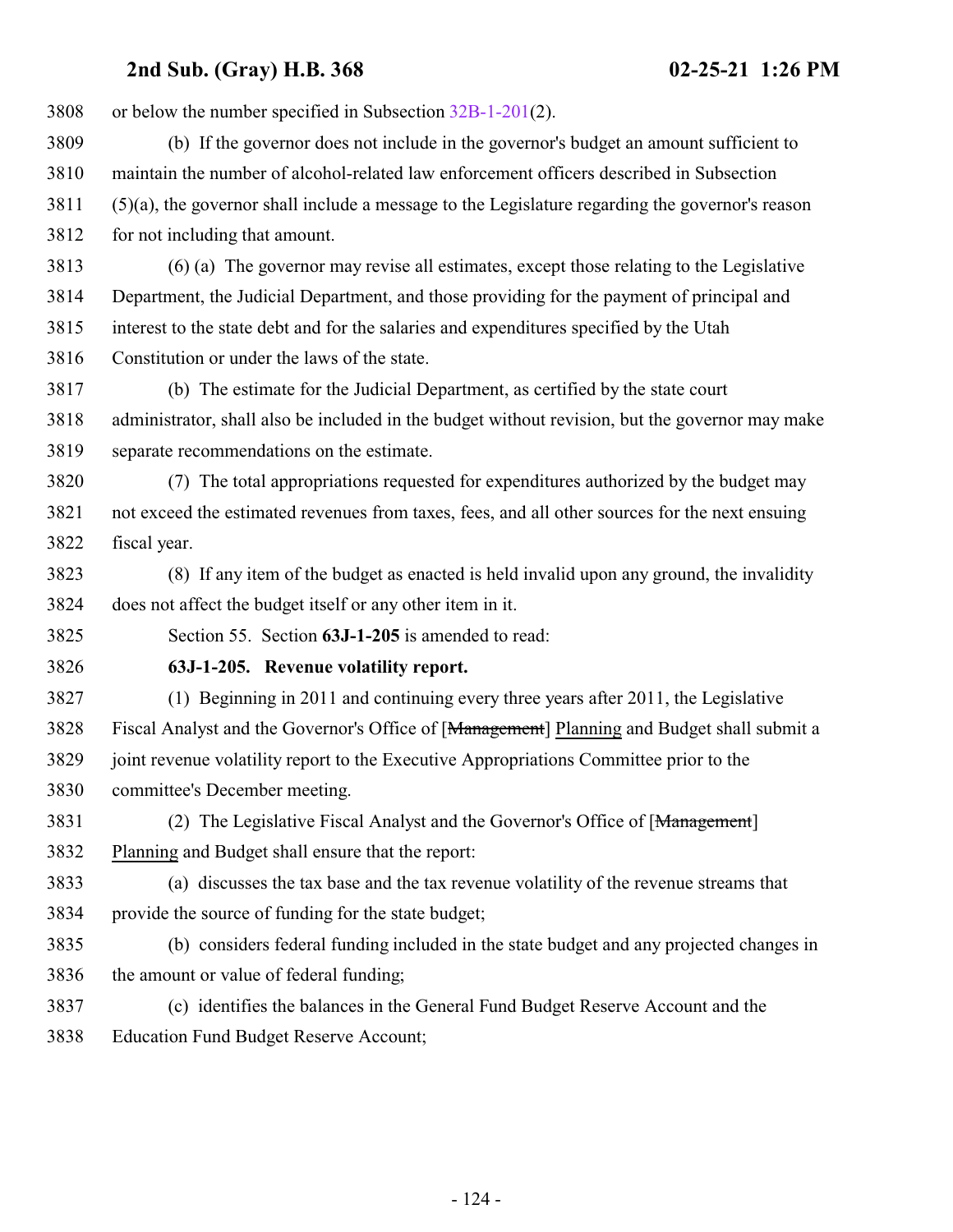or below the number specified in Subsection 32B-1-201(2).

(b) If the governor does not include in the governor's budget an amount sufficient to maintain the number of alcohol-related law enforcement officers described in Subsection (5)(a), the governor shall include a message to the Legislature regarding the governor's reason for not including that amount.

(6) (a) The governor may revise all estimates, except those relating to the Legislative Department, the Judicial Department, and those providing for the payment of principal and interest to the state debt and for the salaries and expenditures specified by the Utah Constitution or under the laws of the state.

(b) The estimate for the Judicial Department, as certified by the state court administrator, shall also be included in the budget without revision, but the governor may make separate recommendations on the estimate.

(7) The total appropriations requested for expenditures authorized by the budget may not exceed the estimated revenues from taxes, fees, and all other sources for the next ensuing fiscal year.

(8) If any item of the budget as enacted is held invalid upon any ground, the invalidity does not affect the budget itself or any other item in it.

Section 55. Section **63J-1-205** is amended to read:

**63J-1-205. Revenue volatility report.**

(1) Beginning in 2011 and continuing every three years after 2011, the Legislative Fiscal Analyst and the Governor's Office of [~~Management~~] Planning and Budget shall submit a joint revenue volatility report to the Executive Appropriations Committee prior to the committee's December meeting.

(2) The Legislative Fiscal Analyst and the Governor's Office of [~~Management~~] Planning and Budget shall ensure that the report:

(a) discusses the tax base and the tax revenue volatility of the revenue streams that provide the source of funding for the state budget;

(b) considers federal funding included in the state budget and any projected changes in the amount or value of federal funding;

(c) identifies the balances in the General Fund Budget Reserve Account and the Education Fund Budget Reserve Account;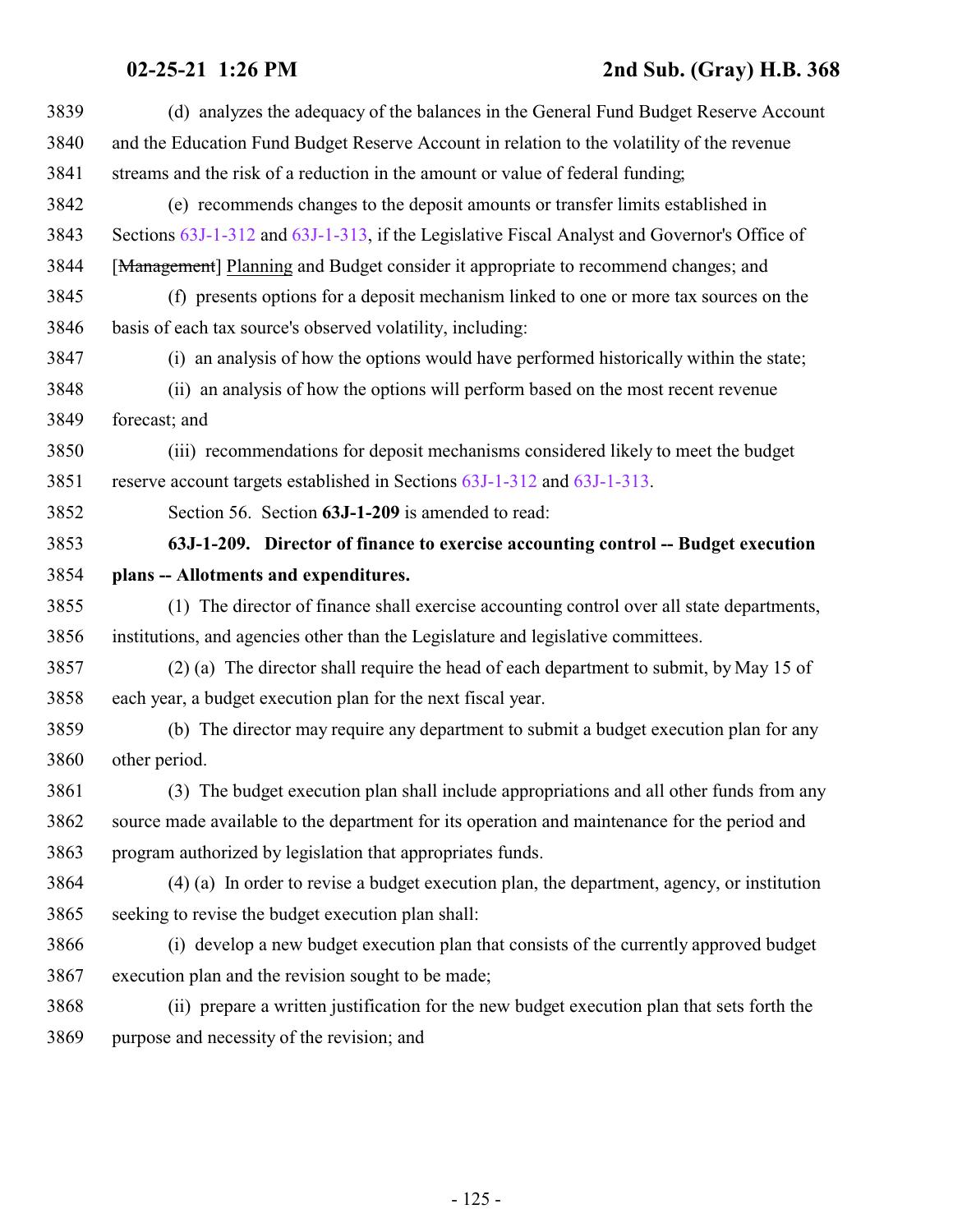(d) analyzes the adequacy of the balances in the General Fund Budget Reserve Account and the Education Fund Budget Reserve Account in relation to the volatility of the revenue streams and the risk of a reduction in the amount or value of federal funding;

(e) recommends changes to the deposit amounts or transfer limits established in Sections 63J-1-312 and 63J-1-313, if the Legislative Fiscal Analyst and Governor's Office of [~~Management~~] Planning and Budget consider it appropriate to recommend changes; and

(f) presents options for a deposit mechanism linked to one or more tax sources on the basis of each tax source's observed volatility, including:

(i) an analysis of how the options would have performed historically within the state;

(ii) an analysis of how the options will perform based on the most recent revenue forecast; and

(iii) recommendations for deposit mechanisms considered likely to meet the budget reserve account targets established in Sections 63J-1-312 and 63J-1-313.

Section 56. Section **63J-1-209** is amended to read:

**63J-1-209. Director of finance to exercise accounting control -- Budget execution plans -- Allotments and expenditures.**

(1) The director of finance shall exercise accounting control over all state departments, institutions, and agencies other than the Legislature and legislative committees.

(2) (a) The director shall require the head of each department to submit, by May 15 of each year, a budget execution plan for the next fiscal year.

(b) The director may require any department to submit a budget execution plan for any other period.

(3) The budget execution plan shall include appropriations and all other funds from any source made available to the department for its operation and maintenance for the period and program authorized by legislation that appropriates funds.

(4) (a) In order to revise a budget execution plan, the department, agency, or institution seeking to revise the budget execution plan shall:

(i) develop a new budget execution plan that consists of the currently approved budget execution plan and the revision sought to be made;

(ii) prepare a written justification for the new budget execution plan that sets forth the purpose and necessity of the revision; and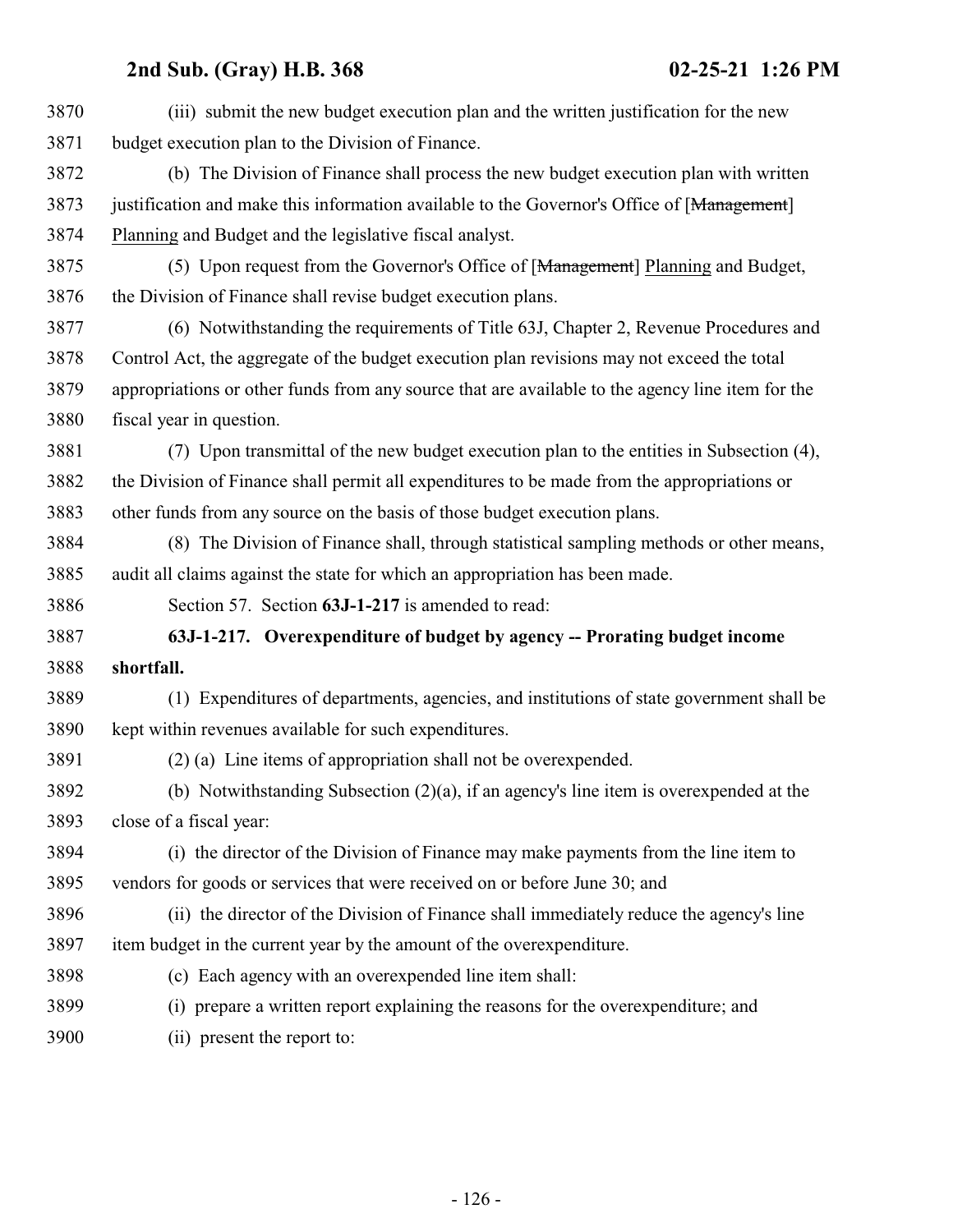(iii) submit the new budget execution plan and the written justification for the new budget execution plan to the Division of Finance.

(b) The Division of Finance shall process the new budget execution plan with written justification and make this information available to the Governor's Office of [~~Management~~] Planning and Budget and the legislative fiscal analyst.

(5) Upon request from the Governor's Office of [~~Management~~] Planning and Budget, the Division of Finance shall revise budget execution plans.

(6) Notwithstanding the requirements of Title 63J, Chapter 2, Revenue Procedures and Control Act, the aggregate of the budget execution plan revisions may not exceed the total appropriations or other funds from any source that are available to the agency line item for the fiscal year in question.

(7) Upon transmittal of the new budget execution plan to the entities in Subsection (4), the Division of Finance shall permit all expenditures to be made from the appropriations or other funds from any source on the basis of those budget execution plans.

(8) The Division of Finance shall, through statistical sampling methods or other means, audit all claims against the state for which an appropriation has been made.

Section 57. Section **63J-1-217** is amended to read:

**63J-1-217. Overexpenditure of budget by agency -- Prorating budget income shortfall.**

(1) Expenditures of departments, agencies, and institutions of state government shall be kept within revenues available for such expenditures.

(2) (a) Line items of appropriation shall not be overexpended.

(b) Notwithstanding Subsection (2)(a), if an agency's line item is overexpended at the close of a fiscal year:

(i) the director of the Division of Finance may make payments from the line item to vendors for goods or services that were received on or before June 30; and

(ii) the director of the Division of Finance shall immediately reduce the agency's line item budget in the current year by the amount of the overexpenditure.

(c) Each agency with an overexpended line item shall:

(i) prepare a written report explaining the reasons for the overexpenditure; and

(ii) present the report to: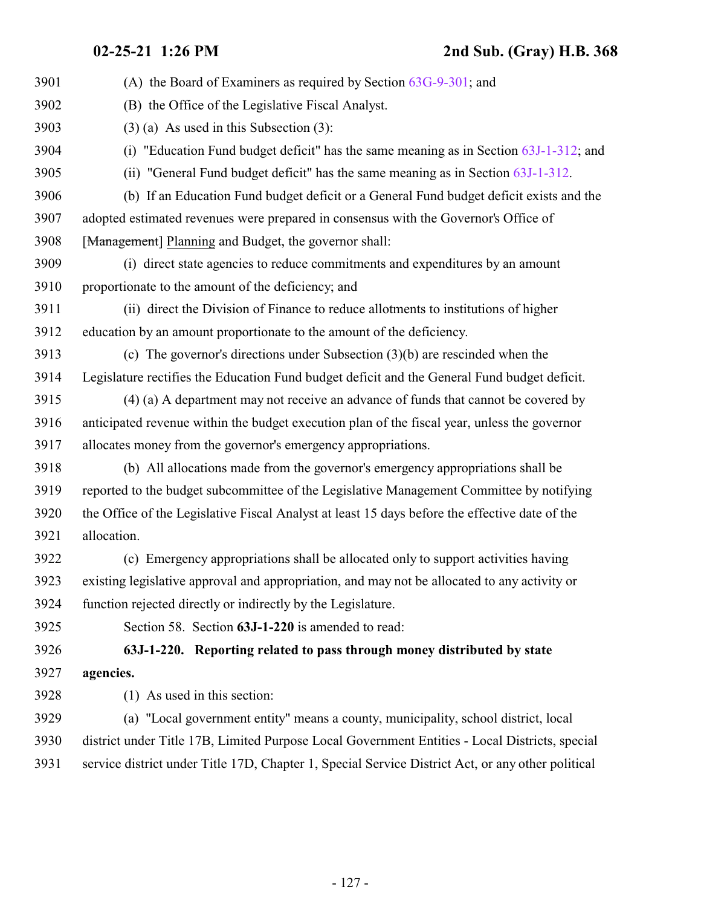(A) the Board of Examiners as required by Section 63G-9-301; and

(B) the Office of the Legislative Fiscal Analyst.

(3) (a) As used in this Subsection (3):

(i) "Education Fund budget deficit" has the same meaning as in Section 63J-1-312; and

(ii) "General Fund budget deficit" has the same meaning as in Section 63J-1-312.

(b) If an Education Fund budget deficit or a General Fund budget deficit exists and the adopted estimated revenues were prepared in consensus with the Governor's Office of [~~Management~~] Planning and Budget, the governor shall:

(i) direct state agencies to reduce commitments and expenditures by an amount proportionate to the amount of the deficiency; and

(ii) direct the Division of Finance to reduce allotments to institutions of higher education by an amount proportionate to the amount of the deficiency.

(c) The governor's directions under Subsection (3)(b) are rescinded when the Legislature rectifies the Education Fund budget deficit and the General Fund budget deficit.

(4) (a) A department may not receive an advance of funds that cannot be covered by anticipated revenue within the budget execution plan of the fiscal year, unless the governor allocates money from the governor's emergency appropriations.

(b) All allocations made from the governor's emergency appropriations shall be reported to the budget subcommittee of the Legislative Management Committee by notifying the Office of the Legislative Fiscal Analyst at least 15 days before the effective date of the allocation.

(c) Emergency appropriations shall be allocated only to support activities having existing legislative approval and appropriation, and may not be allocated to any activity or function rejected directly or indirectly by the Legislature.

Section 58. Section **63J-1-220** is amended to read:

**63J-1-220. Reporting related to pass through money distributed by state agencies.**

(1) As used in this section:

(a) "Local government entity" means a county, municipality, school district, local district under Title 17B, Limited Purpose Local Government Entities - Local Districts, special service district under Title 17D, Chapter 1, Special Service District Act, or any other political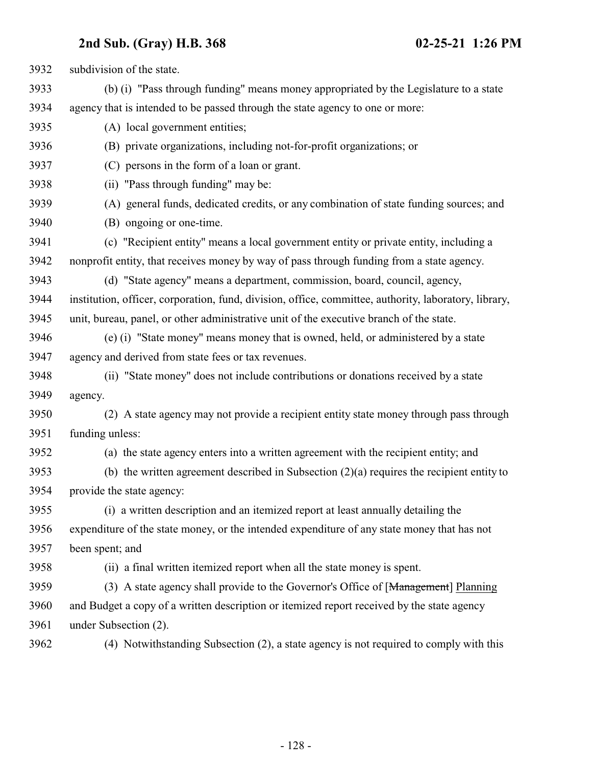subdivision of the state.

(b) (i) "Pass through funding" means money appropriated by the Legislature to a state agency that is intended to be passed through the state agency to one or more:

(A) local government entities;

(B) private organizations, including not-for-profit organizations; or

(C) persons in the form of a loan or grant.

(ii) "Pass through funding" may be:

(A) general funds, dedicated credits, or any combination of state funding sources; and

(B) ongoing or one-time.

(c) "Recipient entity" means a local government entity or private entity, including a nonprofit entity, that receives money by way of pass through funding from a state agency.

(d) "State agency" means a department, commission, board, council, agency, institution, officer, corporation, fund, division, office, committee, authority, laboratory, library, unit, bureau, panel, or other administrative unit of the executive branch of the state.

(e) (i) "State money" means money that is owned, held, or administered by a state agency and derived from state fees or tax revenues.

(ii) "State money" does not include contributions or donations received by a state agency.

(2) A state agency may not provide a recipient entity state money through pass through funding unless:

(a) the state agency enters into a written agreement with the recipient entity; and

(b) the written agreement described in Subsection (2)(a) requires the recipient entity to provide the state agency:

(i) a written description and an itemized report at least annually detailing the expenditure of the state money, or the intended expenditure of any state money that has not been spent; and

(ii) a final written itemized report when all the state money is spent.

(3) A state agency shall provide to the Governor's Office of [~~Management~~] Planning and Budget a copy of a written description or itemized report received by the state agency under Subsection (2).

(4) Notwithstanding Subsection (2), a state agency is not required to comply with this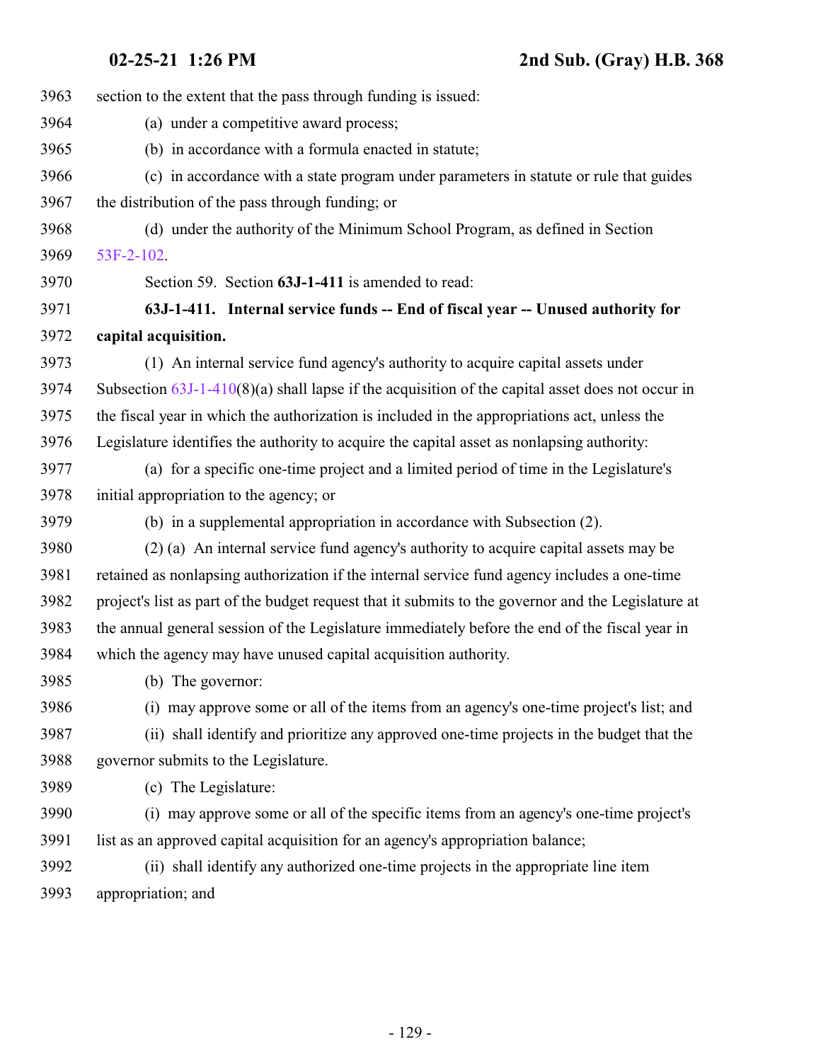section to the extent that the pass through funding is issued:

(a) under a competitive award process;

(b) in accordance with a formula enacted in statute;

(c) in accordance with a state program under parameters in statute or rule that guides the distribution of the pass through funding; or

(d) under the authority of the Minimum School Program, as defined in Section 53F-2-102.

Section 59. Section **63J-1-411** is amended to read:

**63J-1-411. Internal service funds -- End of fiscal year -- Unused authority for capital acquisition.**

(1) An internal service fund agency's authority to acquire capital assets under Subsection 63J-1-410(8)(a) shall lapse if the acquisition of the capital asset does not occur in the fiscal year in which the authorization is included in the appropriations act, unless the Legislature identifies the authority to acquire the capital asset as nonlapsing authority:

(a) for a specific one-time project and a limited period of time in the Legislature's initial appropriation to the agency; or

(b) in a supplemental appropriation in accordance with Subsection (2).

(2) (a) An internal service fund agency's authority to acquire capital assets may be retained as nonlapsing authorization if the internal service fund agency includes a one-time project's list as part of the budget request that it submits to the governor and the Legislature at the annual general session of the Legislature immediately before the end of the fiscal year in which the agency may have unused capital acquisition authority.

(b) The governor:

(i) may approve some or all of the items from an agency's one-time project's list; and

(ii) shall identify and prioritize any approved one-time projects in the budget that the governor submits to the Legislature.

(c) The Legislature:

(i) may approve some or all of the specific items from an agency's one-time project's list as an approved capital acquisition for an agency's appropriation balance;

(ii) shall identify any authorized one-time projects in the appropriate line item appropriation; and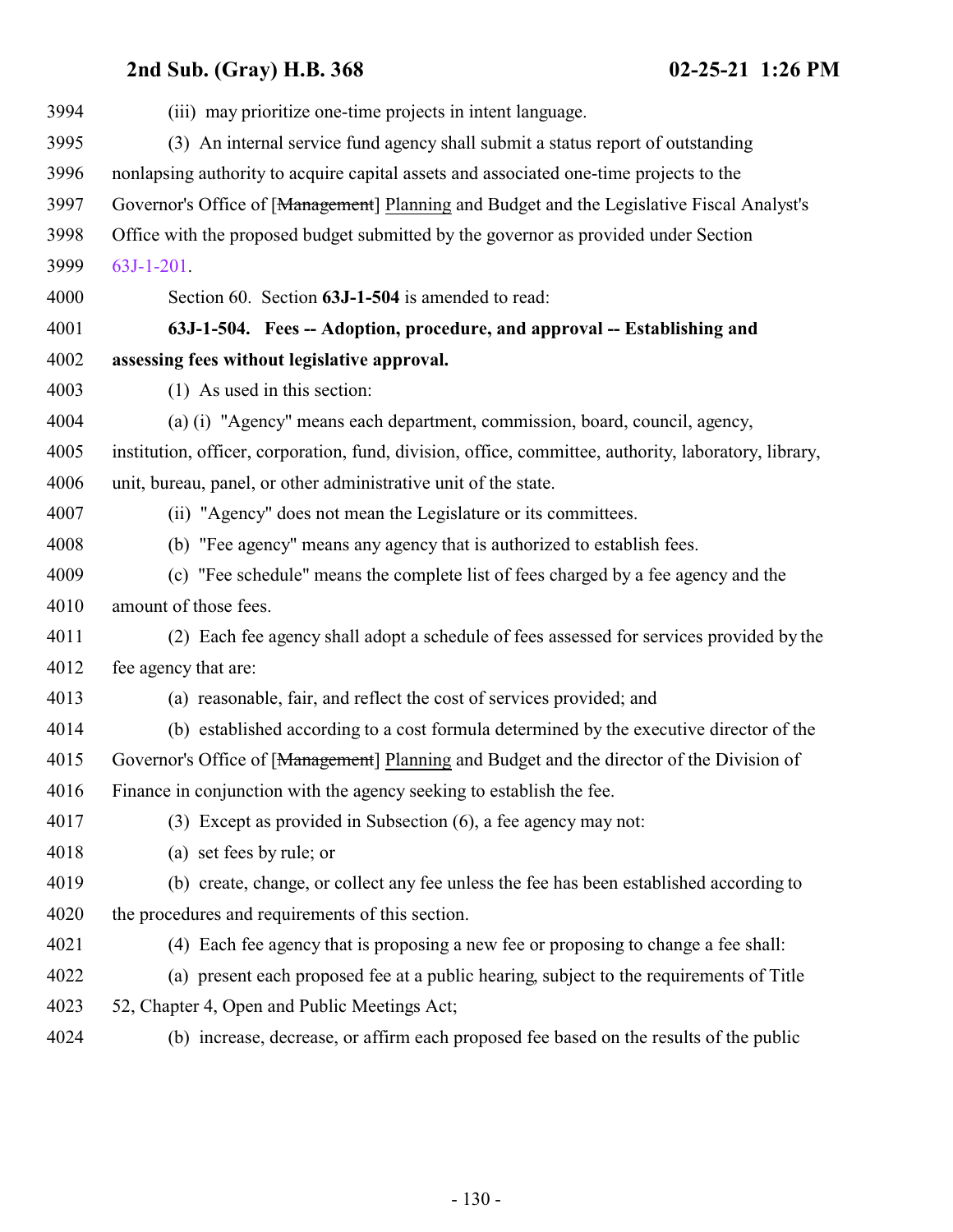(iii) may prioritize one-time projects in intent language.

(3) An internal service fund agency shall submit a status report of outstanding nonlapsing authority to acquire capital assets and associated one-time projects to the Governor's Office of [~~Management~~] Planning and Budget and the Legislative Fiscal Analyst's Office with the proposed budget submitted by the governor as provided under Section 63J-1-201.

Section 60. Section **63J-1-504** is amended to read:

**63J-1-504. Fees -- Adoption, procedure, and approval -- Establishing and assessing fees without legislative approval.**

(1) As used in this section:

(a) (i) "Agency" means each department, commission, board, council, agency, institution, officer, corporation, fund, division, office, committee, authority, laboratory, library, unit, bureau, panel, or other administrative unit of the state.

(ii) "Agency" does not mean the Legislature or its committees.

(b) "Fee agency" means any agency that is authorized to establish fees.

(c) "Fee schedule" means the complete list of fees charged by a fee agency and the amount of those fees.

(2) Each fee agency shall adopt a schedule of fees assessed for services provided by the fee agency that are:

(a) reasonable, fair, and reflect the cost of services provided; and

(b) established according to a cost formula determined by the executive director of the Governor's Office of [~~Management~~] Planning and Budget and the director of the Division of Finance in conjunction with the agency seeking to establish the fee.

(3) Except as provided in Subsection (6), a fee agency may not:

(a) set fees by rule; or

(b) create, change, or collect any fee unless the fee has been established according to the procedures and requirements of this section.

(4) Each fee agency that is proposing a new fee or proposing to change a fee shall:

(a) present each proposed fee at a public hearing, subject to the requirements of Title 52, Chapter 4, Open and Public Meetings Act;

(b) increase, decrease, or affirm each proposed fee based on the results of the public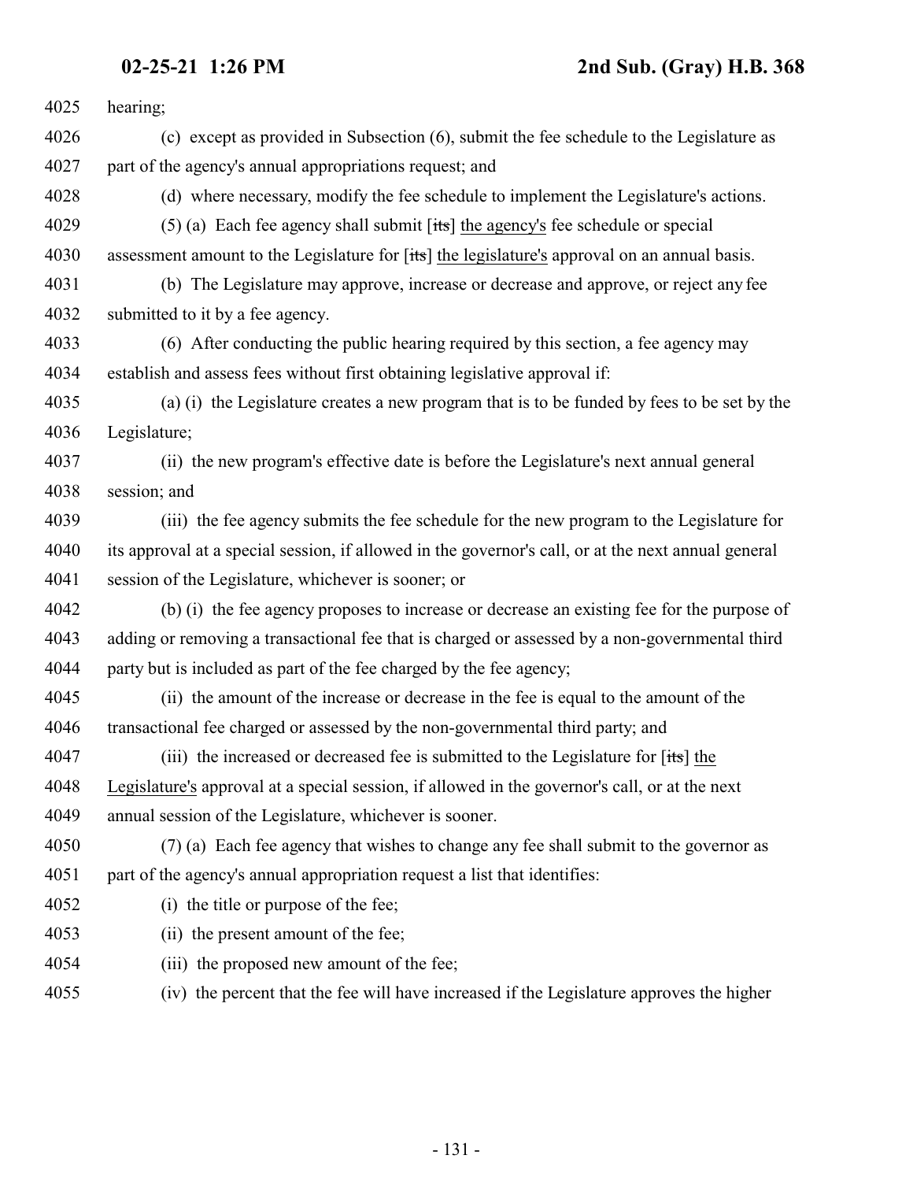hearing;

(c) except as provided in Subsection (6), submit the fee schedule to the Legislature as part of the agency's annual appropriations request; and

(d) where necessary, modify the fee schedule to implement the Legislature's actions.

(5) (a) Each fee agency shall submit [~~its~~] the agency's fee schedule or special assessment amount to the Legislature for [~~its~~] the legislature's approval on an annual basis.

(b) The Legislature may approve, increase or decrease and approve, or reject any fee submitted to it by a fee agency.

(6) After conducting the public hearing required by this section, a fee agency may establish and assess fees without first obtaining legislative approval if:

(a) (i) the Legislature creates a new program that is to be funded by fees to be set by the Legislature;

(ii) the new program's effective date is before the Legislature's next annual general session; and

(iii) the fee agency submits the fee schedule for the new program to the Legislature for its approval at a special session, if allowed in the governor's call, or at the next annual general session of the Legislature, whichever is sooner; or

(b) (i) the fee agency proposes to increase or decrease an existing fee for the purpose of adding or removing a transactional fee that is charged or assessed by a non-governmental third party but is included as part of the fee charged by the fee agency;

(ii) the amount of the increase or decrease in the fee is equal to the amount of the transactional fee charged or assessed by the non-governmental third party; and

(iii) the increased or decreased fee is submitted to the Legislature for [~~its~~] the Legislature's approval at a special session, if allowed in the governor's call, or at the next annual session of the Legislature, whichever is sooner.

(7) (a) Each fee agency that wishes to change any fee shall submit to the governor as part of the agency's annual appropriation request a list that identifies:

(i) the title or purpose of the fee;

(ii) the present amount of the fee;

(iii) the proposed new amount of the fee;

(iv) the percent that the fee will have increased if the Legislature approves the higher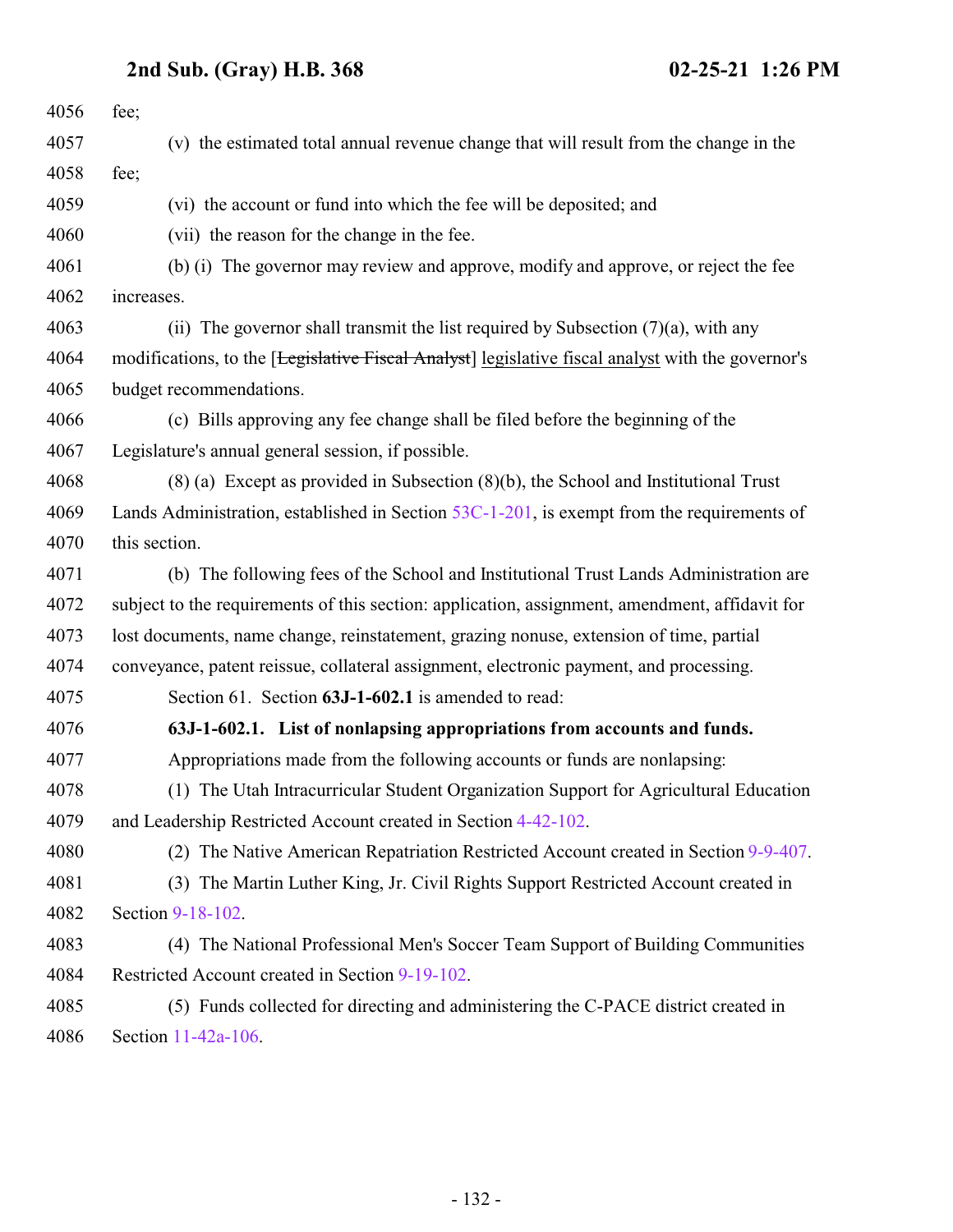fee;

(v) the estimated total annual revenue change that will result from the change in the fee;

(vi) the account or fund into which the fee will be deposited; and

(vii) the reason for the change in the fee.

(b) (i) The governor may review and approve, modify and approve, or reject the fee increases.

(ii) The governor shall transmit the list required by Subsection (7)(a), with any modifications, to the [~~Legislative Fiscal Analyst~~] legislative fiscal analyst with the governor's budget recommendations.

(c) Bills approving any fee change shall be filed before the beginning of the Legislature's annual general session, if possible.

(8) (a) Except as provided in Subsection (8)(b), the School and Institutional Trust Lands Administration, established in Section 53C-1-201, is exempt from the requirements of this section.

(b) The following fees of the School and Institutional Trust Lands Administration are subject to the requirements of this section: application, assignment, amendment, affidavit for lost documents, name change, reinstatement, grazing nonuse, extension of time, partial conveyance, patent reissue, collateral assignment, electronic payment, and processing.

Section 61. Section **63J-1-602.1** is amended to read:

**63J-1-602.1. List of nonlapsing appropriations from accounts and funds.**

Appropriations made from the following accounts or funds are nonlapsing:

(1) The Utah Intracurricular Student Organization Support for Agricultural Education and Leadership Restricted Account created in Section 4-42-102.

(2) The Native American Repatriation Restricted Account created in Section 9-9-407.

(3) The Martin Luther King, Jr. Civil Rights Support Restricted Account created in Section 9-18-102.

(4) The National Professional Men's Soccer Team Support of Building Communities Restricted Account created in Section 9-19-102.

(5) Funds collected for directing and administering the C-PACE district created in Section 11-42a-106.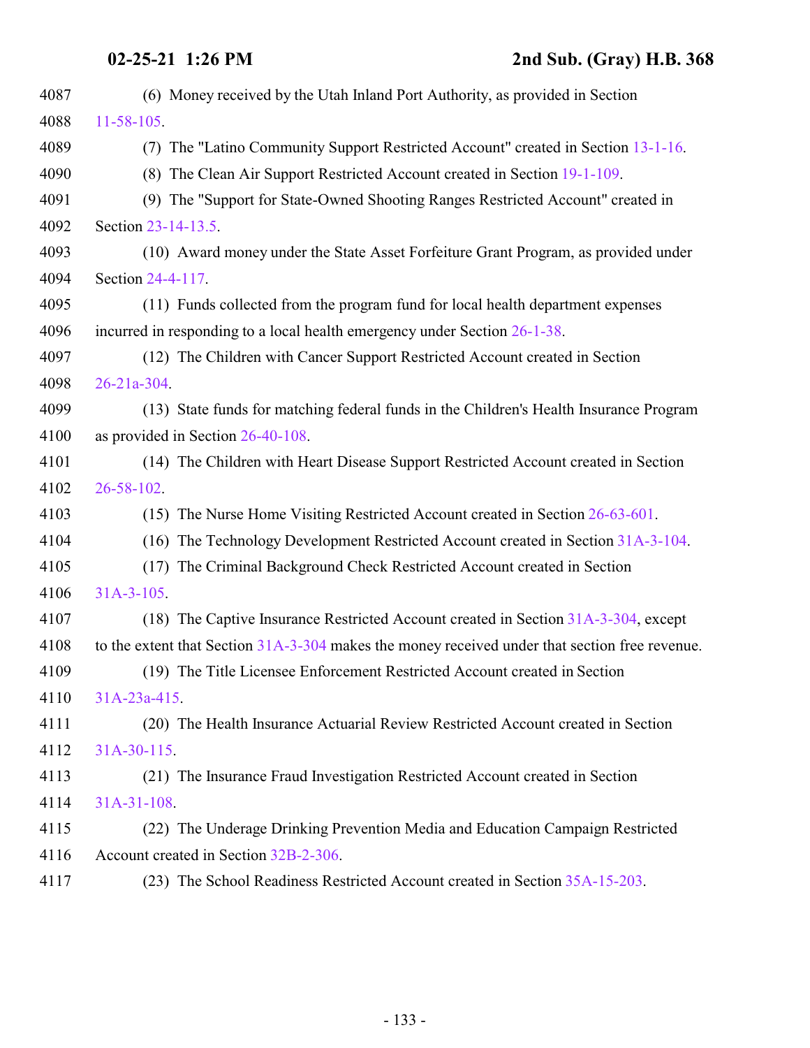(6) Money received by the Utah Inland Port Authority, as provided in Section 11-58-105.

(7) The "Latino Community Support Restricted Account" created in Section 13-1-16.

(8) The Clean Air Support Restricted Account created in Section 19-1-109.

(9) The "Support for State-Owned Shooting Ranges Restricted Account" created in Section 23-14-13.5.

(10) Award money under the State Asset Forfeiture Grant Program, as provided under Section 24-4-117.

(11) Funds collected from the program fund for local health department expenses incurred in responding to a local health emergency under Section 26-1-38.

(12) The Children with Cancer Support Restricted Account created in Section 26-21a-304.

(13) State funds for matching federal funds in the Children's Health Insurance Program as provided in Section 26-40-108.

(14) The Children with Heart Disease Support Restricted Account created in Section 26-58-102.

(15) The Nurse Home Visiting Restricted Account created in Section 26-63-601.

(16) The Technology Development Restricted Account created in Section 31A-3-104.

(17) The Criminal Background Check Restricted Account created in Section 31A-3-105.

(18) The Captive Insurance Restricted Account created in Section 31A-3-304, except to the extent that Section 31A-3-304 makes the money received under that section free revenue.

(19) The Title Licensee Enforcement Restricted Account created in Section 31A-23a-415.

(20) The Health Insurance Actuarial Review Restricted Account created in Section 31A-30-115.

(21) The Insurance Fraud Investigation Restricted Account created in Section 31A-31-108.

(22) The Underage Drinking Prevention Media and Education Campaign Restricted Account created in Section 32B-2-306.

(23) The School Readiness Restricted Account created in Section 35A-15-203.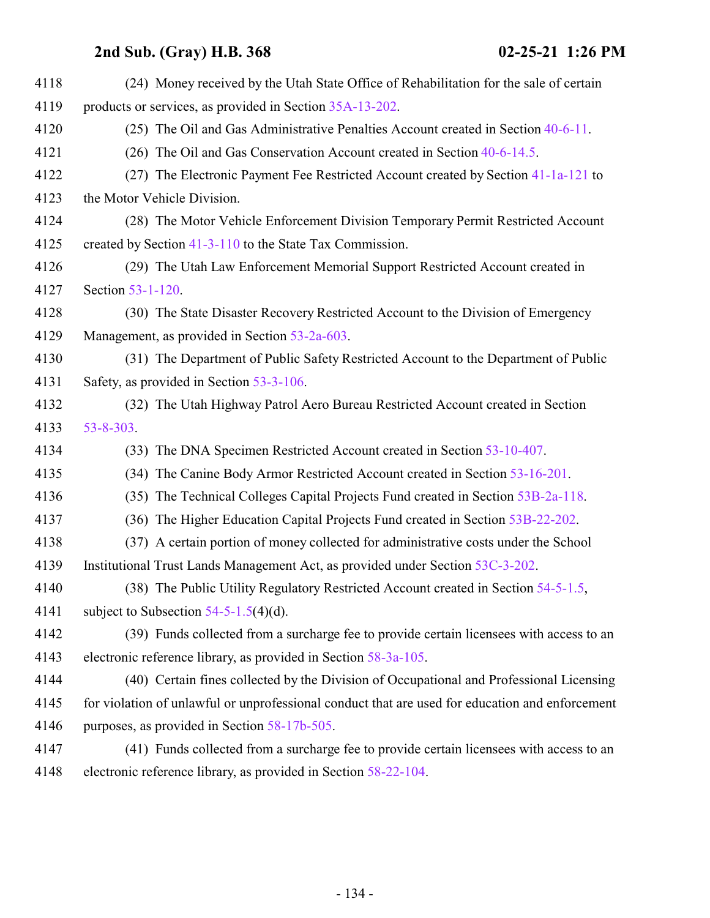(24) Money received by the Utah State Office of Rehabilitation for the sale of certain products or services, as provided in Section 35A-13-202.

(25) The Oil and Gas Administrative Penalties Account created in Section 40-6-11.

(26) The Oil and Gas Conservation Account created in Section 40-6-14.5.

(27) The Electronic Payment Fee Restricted Account created by Section 41-1a-121 to the Motor Vehicle Division.

(28) The Motor Vehicle Enforcement Division Temporary Permit Restricted Account created by Section 41-3-110 to the State Tax Commission.

(29) The Utah Law Enforcement Memorial Support Restricted Account created in Section 53-1-120.

(30) The State Disaster Recovery Restricted Account to the Division of Emergency Management, as provided in Section 53-2a-603.

(31) The Department of Public Safety Restricted Account to the Department of Public Safety, as provided in Section 53-3-106.

(32) The Utah Highway Patrol Aero Bureau Restricted Account created in Section 53-8-303.

(33) The DNA Specimen Restricted Account created in Section 53-10-407.

(34) The Canine Body Armor Restricted Account created in Section 53-16-201.

(35) The Technical Colleges Capital Projects Fund created in Section 53B-2a-118.

(36) The Higher Education Capital Projects Fund created in Section 53B-22-202.

(37) A certain portion of money collected for administrative costs under the School Institutional Trust Lands Management Act, as provided under Section 53C-3-202.

(38) The Public Utility Regulatory Restricted Account created in Section 54-5-1.5, subject to Subsection 54-5-1.5(4)(d).

(39) Funds collected from a surcharge fee to provide certain licensees with access to an electronic reference library, as provided in Section 58-3a-105.

(40) Certain fines collected by the Division of Occupational and Professional Licensing for violation of unlawful or unprofessional conduct that are used for education and enforcement purposes, as provided in Section 58-17b-505.

(41) Funds collected from a surcharge fee to provide certain licensees with access to an electronic reference library, as provided in Section 58-22-104.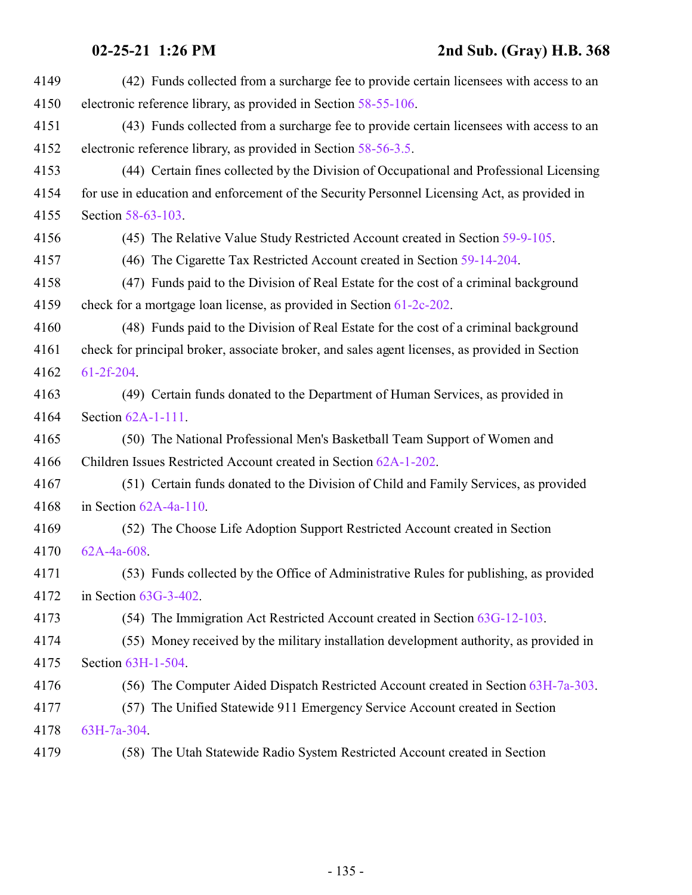(42) Funds collected from a surcharge fee to provide certain licensees with access to an electronic reference library, as provided in Section 58-55-106.

(43) Funds collected from a surcharge fee to provide certain licensees with access to an electronic reference library, as provided in Section 58-56-3.5.

(44) Certain fines collected by the Division of Occupational and Professional Licensing for use in education and enforcement of the Security Personnel Licensing Act, as provided in Section 58-63-103.

(45) The Relative Value Study Restricted Account created in Section 59-9-105.

(46) The Cigarette Tax Restricted Account created in Section 59-14-204.

(47) Funds paid to the Division of Real Estate for the cost of a criminal background check for a mortgage loan license, as provided in Section 61-2c-202.

(48) Funds paid to the Division of Real Estate for the cost of a criminal background check for principal broker, associate broker, and sales agent licenses, as provided in Section 61-2f-204.

(49) Certain funds donated to the Department of Human Services, as provided in Section 62A-1-111.

(50) The National Professional Men's Basketball Team Support of Women and Children Issues Restricted Account created in Section 62A-1-202.

(51) Certain funds donated to the Division of Child and Family Services, as provided in Section 62A-4a-110.

(52) The Choose Life Adoption Support Restricted Account created in Section 62A-4a-608.

(53) Funds collected by the Office of Administrative Rules for publishing, as provided in Section 63G-3-402.

(54) The Immigration Act Restricted Account created in Section 63G-12-103.

(55) Money received by the military installation development authority, as provided in Section 63H-1-504.

(56) The Computer Aided Dispatch Restricted Account created in Section 63H-7a-303.

(57) The Unified Statewide 911 Emergency Service Account created in Section 63H-7a-304.

(58) The Utah Statewide Radio System Restricted Account created in Section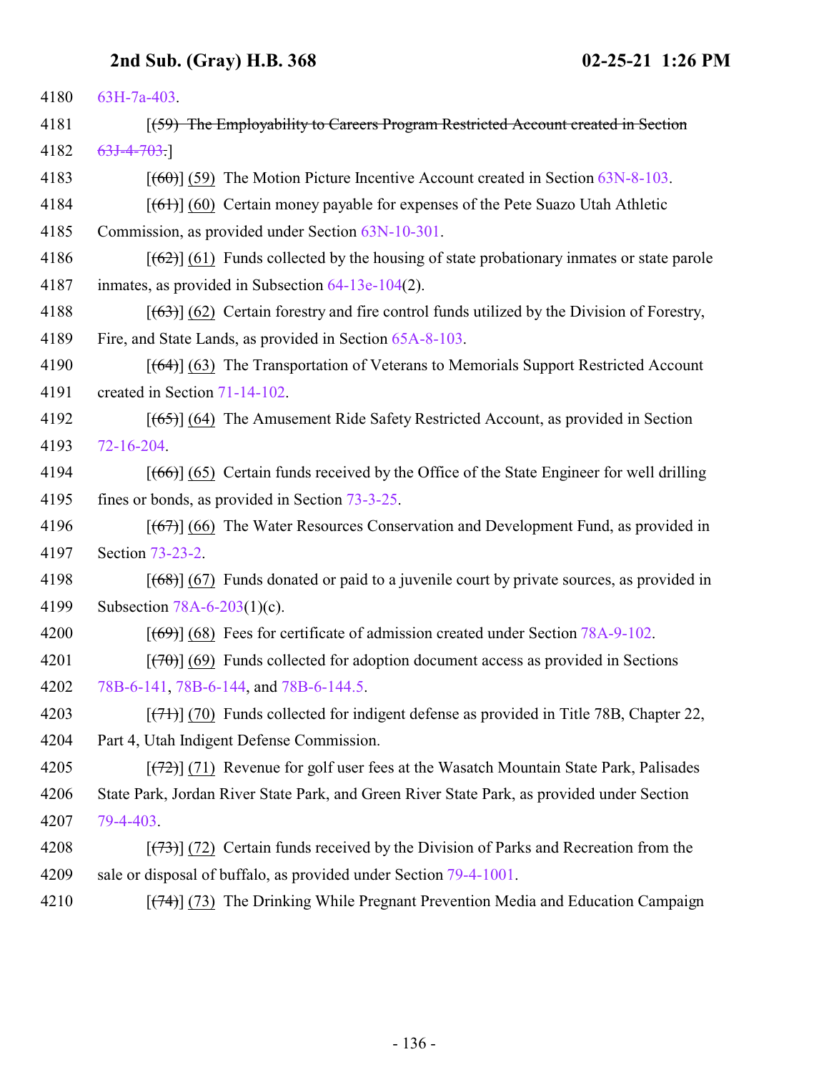63H-7a-403.

[~~(59) The Employability to Careers Program Restricted Account created in Section 63J-4-703.~~]

[~~(60)~~] (59) The Motion Picture Incentive Account created in Section 63N-8-103.

[~~(61)~~] (60) Certain money payable for expenses of the Pete Suazo Utah Athletic Commission, as provided under Section 63N-10-301.

[~~(62)~~] (61) Funds collected by the housing of state probationary inmates or state parole inmates, as provided in Subsection 64-13e-104(2).

[~~(63)~~] (62) Certain forestry and fire control funds utilized by the Division of Forestry, Fire, and State Lands, as provided in Section 65A-8-103.

[~~(64)~~] (63) The Transportation of Veterans to Memorials Support Restricted Account created in Section 71-14-102.

[~~(65)~~] (64) The Amusement Ride Safety Restricted Account, as provided in Section 72-16-204.

[~~(66)~~] (65) Certain funds received by the Office of the State Engineer for well drilling fines or bonds, as provided in Section 73-3-25.

[~~(67)~~] (66) The Water Resources Conservation and Development Fund, as provided in Section 73-23-2.

[~~(68)~~] (67) Funds donated or paid to a juvenile court by private sources, as provided in Subsection 78A-6-203(1)(c).

[~~(69)~~] (68) Fees for certificate of admission created under Section 78A-9-102.

[~~(70)~~] (69) Funds collected for adoption document access as provided in Sections 78B-6-141, 78B-6-144, and 78B-6-144.5.

[~~(71)~~] (70) Funds collected for indigent defense as provided in Title 78B, Chapter 22, Part 4, Utah Indigent Defense Commission.

[~~(72)~~] (71) Revenue for golf user fees at the Wasatch Mountain State Park, Palisades State Park, Jordan River State Park, and Green River State Park, as provided under Section 79-4-403.

[~~(73)~~] (72) Certain funds received by the Division of Parks and Recreation from the sale or disposal of buffalo, as provided under Section 79-4-1001.

[~~(74)~~] (73) The Drinking While Pregnant Prevention Media and Education Campaign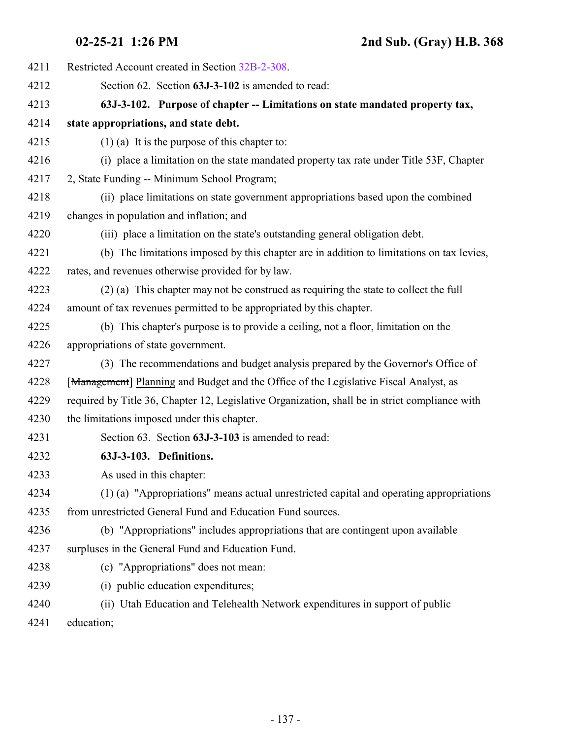4211 Restricted Account created in Section 32B-2-308.

4212 Section 62. Section **63J-3-102** is amended to read:

4213 **63J-3-102. Purpose of chapter -- Limitations on state mandated property tax,**

4214 **state appropriations, and state debt.**

4215 (1) (a) It is the purpose of this chapter to:

4216 (i) place a limitation on the state mandated property tax rate under Title 53F, Chapter

4217 2, State Funding -- Minimum School Program;

4218 (ii) place limitations on state government appropriations based upon the combined

4219 changes in population and inflation; and

4220 (iii) place a limitation on the state's outstanding general obligation debt.

4221 (b) The limitations imposed by this chapter are in addition to limitations on tax levies,

4222 rates, and revenues otherwise provided for by law.

4223 (2) (a) This chapter may not be construed as requiring the state to collect the full

4224 amount of tax revenues permitted to be appropriated by this chapter.

4225 (b) This chapter's purpose is to provide a ceiling, not a floor, limitation on the

4226 appropriations of state government.

4227 (3) The recommendations and budget analysis prepared by the Governor's Office of

4228 [~~Management~~] Planning and Budget and the Office of the Legislative Fiscal Analyst, as

4229 required by Title 36, Chapter 12, Legislative Organization, shall be in strict compliance with

4230 the limitations imposed under this chapter.

4231 Section 63. Section **63J-3-103** is amended to read:

4232 **63J-3-103. Definitions.**

4233 As used in this chapter:

4234 (1) (a) "Appropriations" means actual unrestricted capital and operating appropriations

4235 from unrestricted General Fund and Education Fund sources.

4236 (b) "Appropriations" includes appropriations that are contingent upon available

4237 surpluses in the General Fund and Education Fund.

4238 (c) "Appropriations" does not mean:

4239 (i) public education expenditures;

4240 (ii) Utah Education and Telehealth Network expenditures in support of public

4241 education;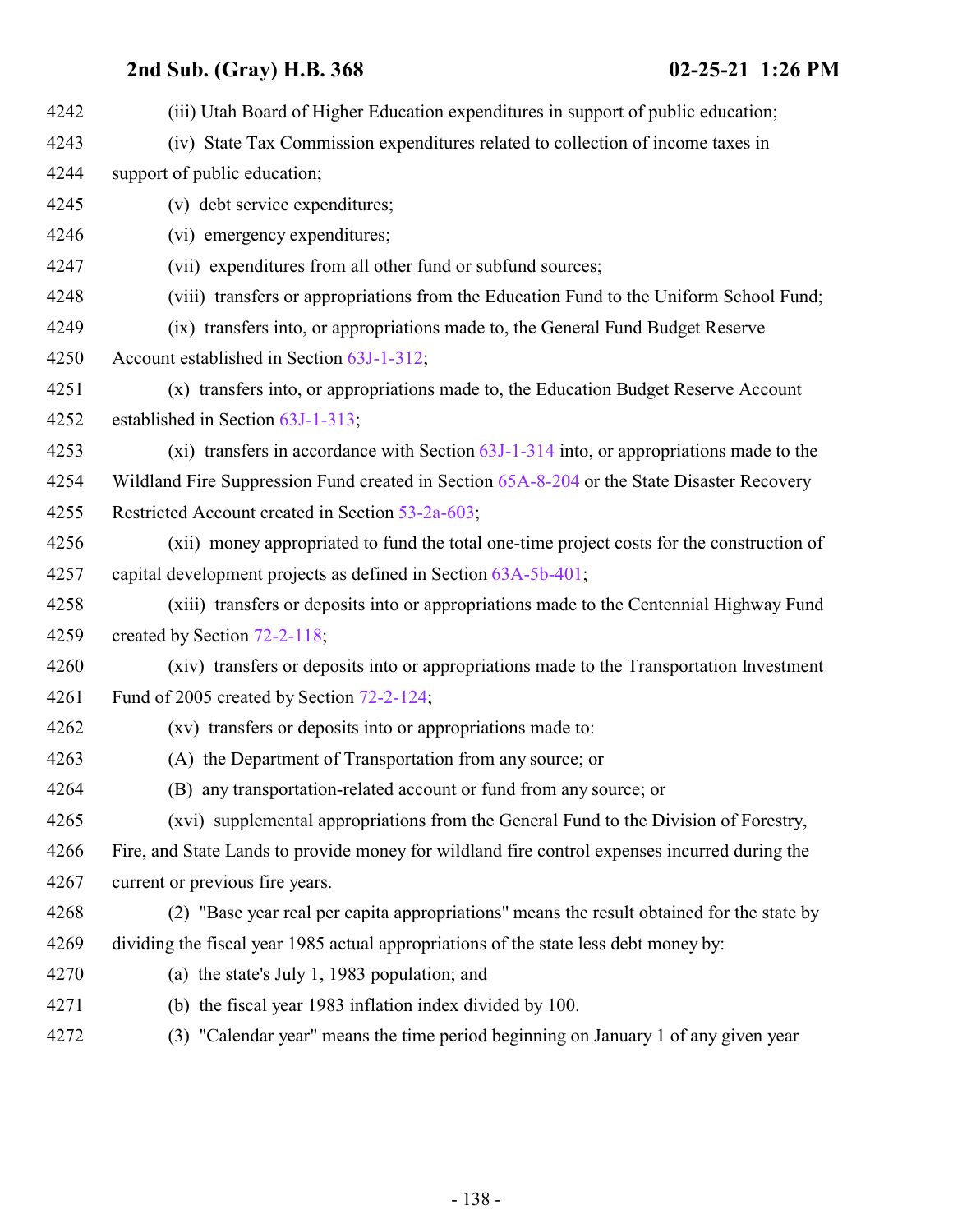(iii) Utah Board of Higher Education expenditures in support of public education;

(iv) State Tax Commission expenditures related to collection of income taxes in support of public education;

(v) debt service expenditures;

(vi) emergency expenditures;

(vii) expenditures from all other fund or subfund sources;

(viii) transfers or appropriations from the Education Fund to the Uniform School Fund;

(ix) transfers into, or appropriations made to, the General Fund Budget Reserve Account established in Section 63J-1-312;

(x) transfers into, or appropriations made to, the Education Budget Reserve Account established in Section 63J-1-313;

(xi) transfers in accordance with Section 63J-1-314 into, or appropriations made to the Wildland Fire Suppression Fund created in Section 65A-8-204 or the State Disaster Recovery Restricted Account created in Section 53-2a-603;

(xii) money appropriated to fund the total one-time project costs for the construction of capital development projects as defined in Section 63A-5b-401;

(xiii) transfers or deposits into or appropriations made to the Centennial Highway Fund created by Section 72-2-118;

(xiv) transfers or deposits into or appropriations made to the Transportation Investment Fund of 2005 created by Section 72-2-124;

(xv) transfers or deposits into or appropriations made to:

(A) the Department of Transportation from any source; or

(B) any transportation-related account or fund from any source; or

(xvi) supplemental appropriations from the General Fund to the Division of Forestry, Fire, and State Lands to provide money for wildland fire control expenses incurred during the current or previous fire years.

(2) "Base year real per capita appropriations" means the result obtained for the state by dividing the fiscal year 1985 actual appropriations of the state less debt money by:

(a) the state's July 1, 1983 population; and

(b) the fiscal year 1983 inflation index divided by 100.

(3) "Calendar year" means the time period beginning on January 1 of any given year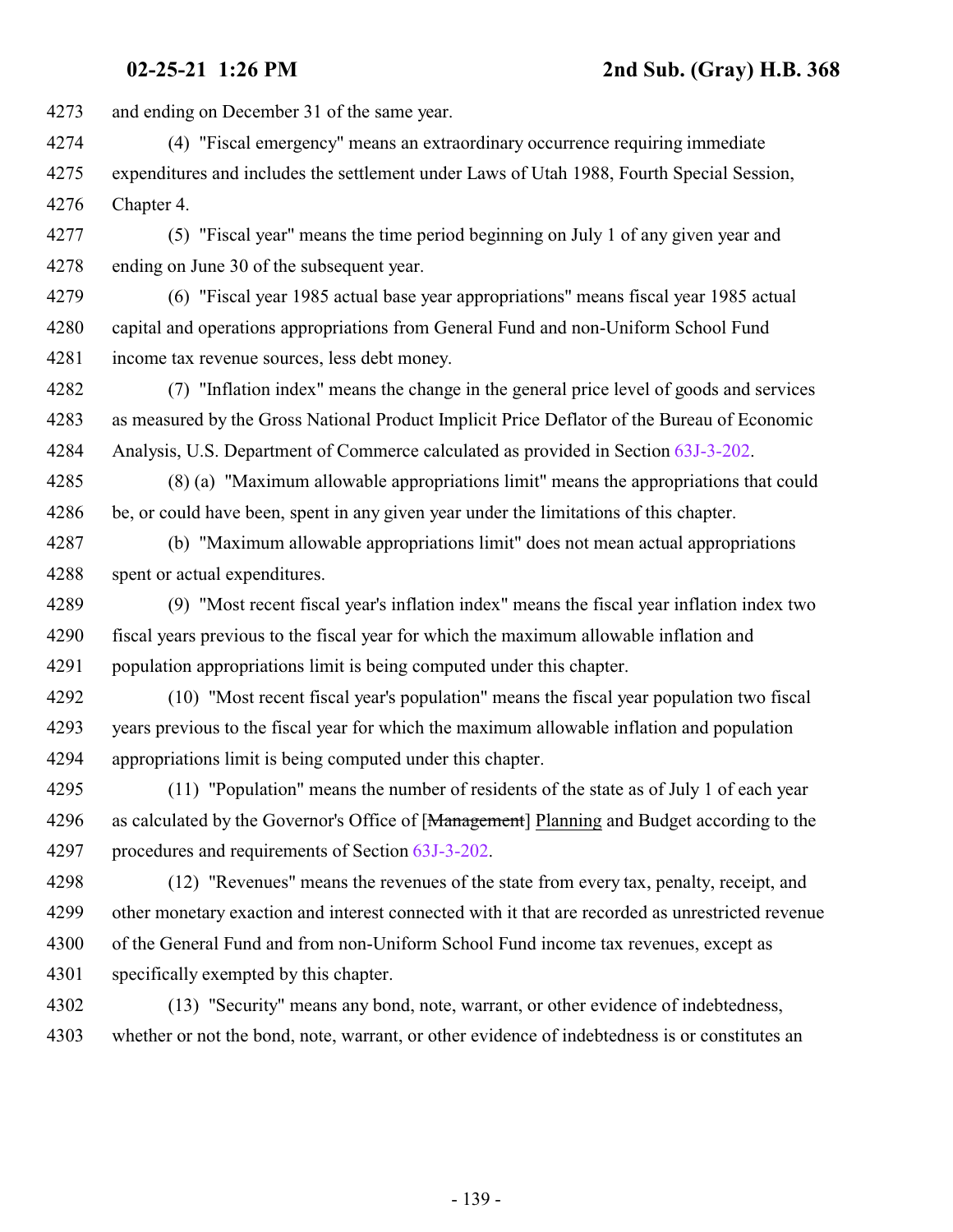and ending on December 31 of the same year.

(4) "Fiscal emergency" means an extraordinary occurrence requiring immediate expenditures and includes the settlement under Laws of Utah 1988, Fourth Special Session, Chapter 4.

(5) "Fiscal year" means the time period beginning on July 1 of any given year and ending on June 30 of the subsequent year.

(6) "Fiscal year 1985 actual base year appropriations" means fiscal year 1985 actual capital and operations appropriations from General Fund and non-Uniform School Fund income tax revenue sources, less debt money.

(7) "Inflation index" means the change in the general price level of goods and services as measured by the Gross National Product Implicit Price Deflator of the Bureau of Economic Analysis, U.S. Department of Commerce calculated as provided in Section 63J-3-202.

(8) (a) "Maximum allowable appropriations limit" means the appropriations that could be, or could have been, spent in any given year under the limitations of this chapter.

(b) "Maximum allowable appropriations limit" does not mean actual appropriations spent or actual expenditures.

(9) "Most recent fiscal year's inflation index" means the fiscal year inflation index two fiscal years previous to the fiscal year for which the maximum allowable inflation and population appropriations limit is being computed under this chapter.

(10) "Most recent fiscal year's population" means the fiscal year population two fiscal years previous to the fiscal year for which the maximum allowable inflation and population appropriations limit is being computed under this chapter.

(11) "Population" means the number of residents of the state as of July 1 of each year as calculated by the Governor's Office of [~~Management~~] Planning and Budget according to the procedures and requirements of Section 63J-3-202.

(12) "Revenues" means the revenues of the state from every tax, penalty, receipt, and other monetary exaction and interest connected with it that are recorded as unrestricted revenue of the General Fund and from non-Uniform School Fund income tax revenues, except as specifically exempted by this chapter.

(13) "Security" means any bond, note, warrant, or other evidence of indebtedness, whether or not the bond, note, warrant, or other evidence of indebtedness is or constitutes an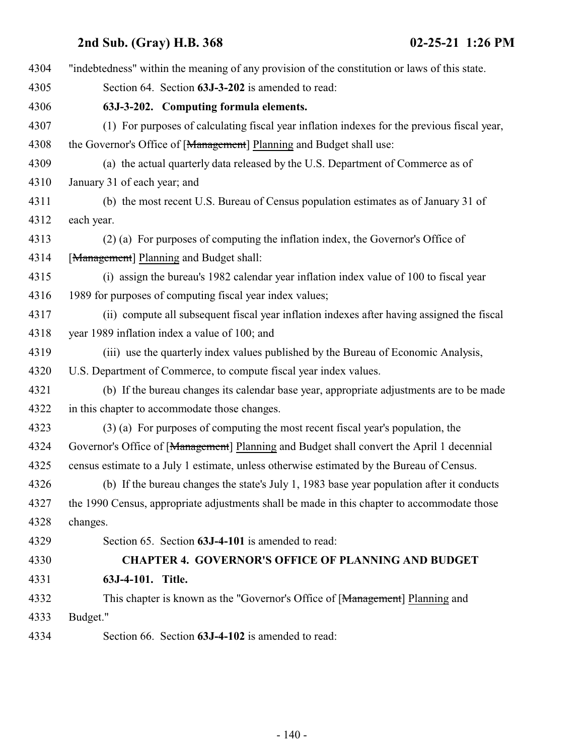"indebtedness" within the meaning of any provision of the constitution or laws of this state.

Section 64. Section **63J-3-202** is amended to read:

**63J-3-202. Computing formula elements.**

(1) For purposes of calculating fiscal year inflation indexes for the previous fiscal year, the Governor's Office of [~~Management~~] Planning and Budget shall use:

(a) the actual quarterly data released by the U.S. Department of Commerce as of January 31 of each year; and

(b) the most recent U.S. Bureau of Census population estimates as of January 31 of each year.

(2) (a) For purposes of computing the inflation index, the Governor's Office of [~~Management~~] Planning and Budget shall:

(i) assign the bureau's 1982 calendar year inflation index value of 100 to fiscal year 1989 for purposes of computing fiscal year index values;

(ii) compute all subsequent fiscal year inflation indexes after having assigned the fiscal year 1989 inflation index a value of 100; and

(iii) use the quarterly index values published by the Bureau of Economic Analysis, U.S. Department of Commerce, to compute fiscal year index values.

(b) If the bureau changes its calendar base year, appropriate adjustments are to be made in this chapter to accommodate those changes.

(3) (a) For purposes of computing the most recent fiscal year's population, the Governor's Office of [~~Management~~] Planning and Budget shall convert the April 1 decennial census estimate to a July 1 estimate, unless otherwise estimated by the Bureau of Census.

(b) If the bureau changes the state's July 1, 1983 base year population after it conducts the 1990 Census, appropriate adjustments shall be made in this chapter to accommodate those changes.

Section 65. Section **63J-4-101** is amended to read:

**CHAPTER 4. GOVERNOR'S OFFICE OF PLANNING AND BUDGET**

**63J-4-101. Title.**

This chapter is known as the "Governor's Office of [~~Management~~] Planning and Budget."

Section 66. Section **63J-4-102** is amended to read: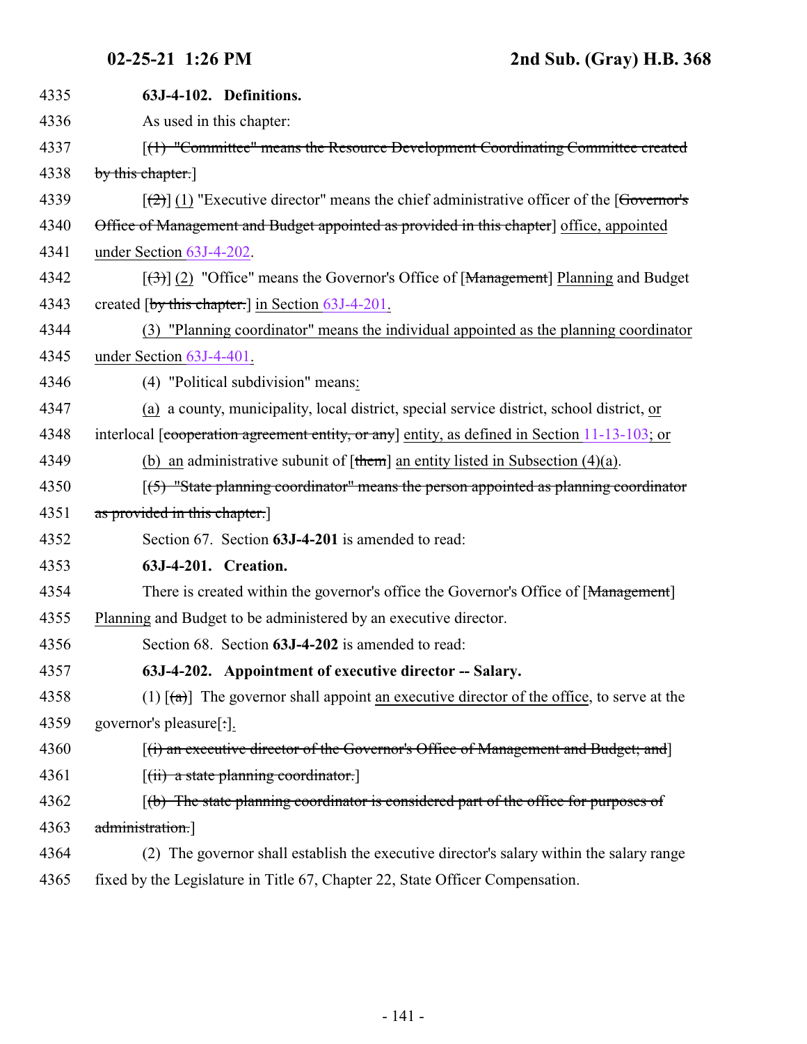**63J-4-102. Definitions.**

As used in this chapter:

[(1) "Committee" means the Resource Development Coordinating Committee created by this chapter.]

[(2)] (1) "Executive director" means the chief administrative officer of the [Governor's Office of Management and Budget appointed as provided in this chapter] office, appointed under Section 63J-4-202.

[(3)] (2) "Office" means the Governor's Office of [Management] Planning and Budget created [by this chapter.] in Section 63J-4-201.

(3) "Planning coordinator" means the individual appointed as the planning coordinator under Section 63J-4-401.

(4) "Political subdivision" means:

(a) a county, municipality, local district, special service district, school district, or interlocal [cooperation agreement entity, or any] entity, as defined in Section 11-13-103; or

(b) an administrative subunit of [them] an entity listed in Subsection (4)(a).

[(5) "State planning coordinator" means the person appointed as planning coordinator as provided in this chapter.]

Section 67. Section **63J-4-201** is amended to read:

**63J-4-201. Creation.**

There is created within the governor's office the Governor's Office of [Management] Planning and Budget to be administered by an executive director.

Section 68. Section **63J-4-202** is amended to read:

**63J-4-202. Appointment of executive director -- Salary.**

(1) [(a)] The governor shall appoint an executive director of the office, to serve at the governor's pleasure[:].

[(i) an executive director of the Governor's Office of Management and Budget; and]

[(ii) a state planning coordinator.]

[(b) The state planning coordinator is considered part of the office for purposes of administration.]

(2) The governor shall establish the executive director's salary within the salary range fixed by the Legislature in Title 67, Chapter 22, State Officer Compensation.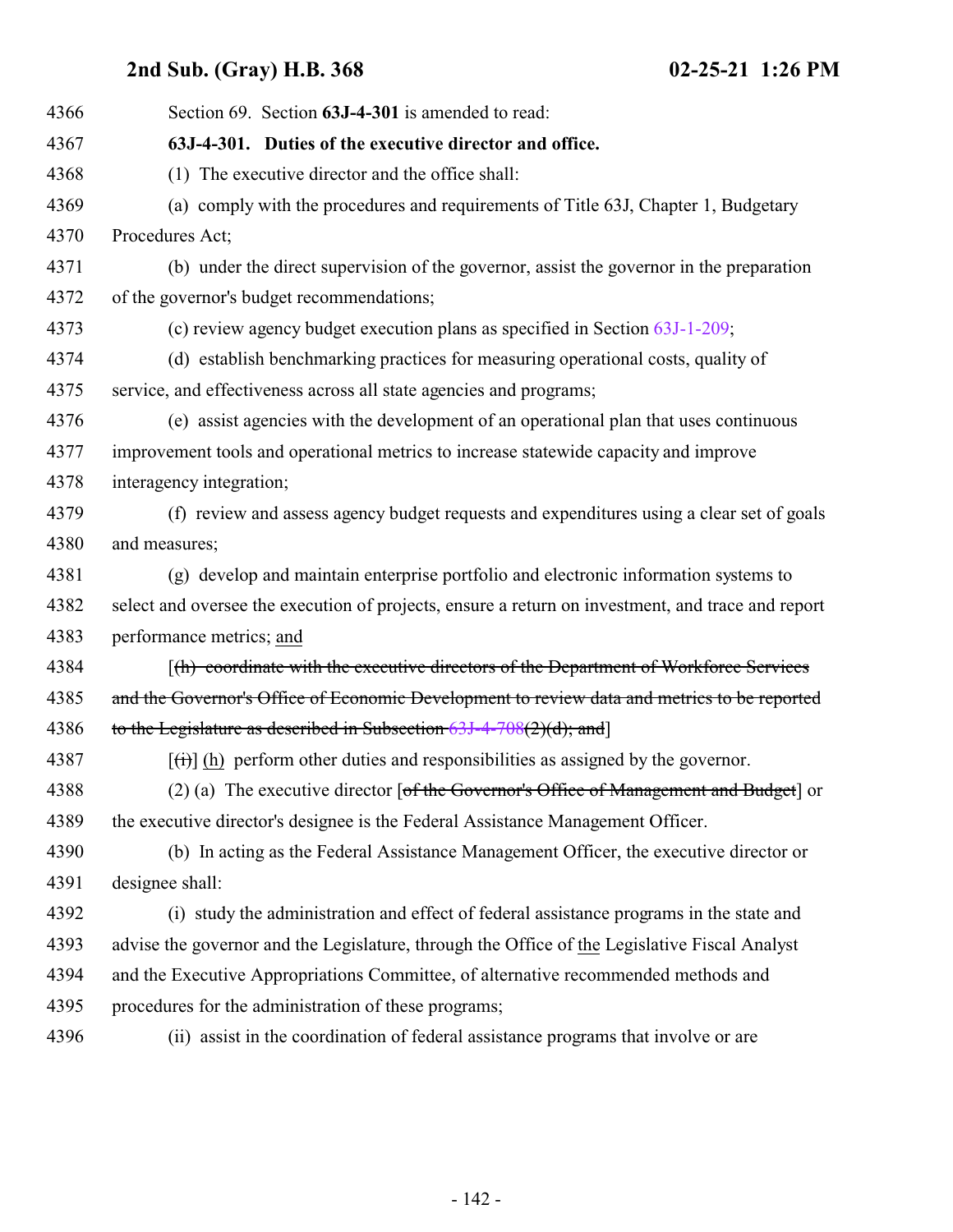4366 Section 69. Section **63J-4-301** is amended to read:

4367 **63J-4-301. Duties of the executive director and office.**

4368 (1) The executive director and the office shall:

4369 (a) comply with the procedures and requirements of Title 63J, Chapter 1, Budgetary
4370 Procedures Act;

4371 (b) under the direct supervision of the governor, assist the governor in the preparation
4372 of the governor's budget recommendations;

4373 (c) review agency budget execution plans as specified in Section 63J-1-209;

4374 (d) establish benchmarking practices for measuring operational costs, quality of
4375 service, and effectiveness across all state agencies and programs;

4376 (e) assist agencies with the development of an operational plan that uses continuous
4377 improvement tools and operational metrics to increase statewide capacity and improve
4378 interagency integration;

4379 (f) review and assess agency budget requests and expenditures using a clear set of goals
4380 and measures;

4381 (g) develop and maintain enterprise portfolio and electronic information systems to
4382 select and oversee the execution of projects, ensure a return on investment, and trace and report
4383 performance metrics; and

4384 [~~(h) coordinate with the executive directors of the Department of Workforce Services~~
4385 ~~and the Governor's Office of Economic Development to review data and metrics to be reported~~
4386 ~~to the Legislature as described in Subsection 63J-4-708(2)(d); and~~]

4387 [~~(i)~~] (h) perform other duties and responsibilities as assigned by the governor.

4388 (2) (a) The executive director [~~of the Governor's Office of Management and Budget~~] or
4389 the executive director's designee is the Federal Assistance Management Officer.

4390 (b) In acting as the Federal Assistance Management Officer, the executive director or
4391 designee shall:

4392 (i) study the administration and effect of federal assistance programs in the state and
4393 advise the governor and the Legislature, through the Office of the Legislative Fiscal Analyst
4394 and the Executive Appropriations Committee, of alternative recommended methods and
4395 procedures for the administration of these programs;

4396 (ii) assist in the coordination of federal assistance programs that involve or are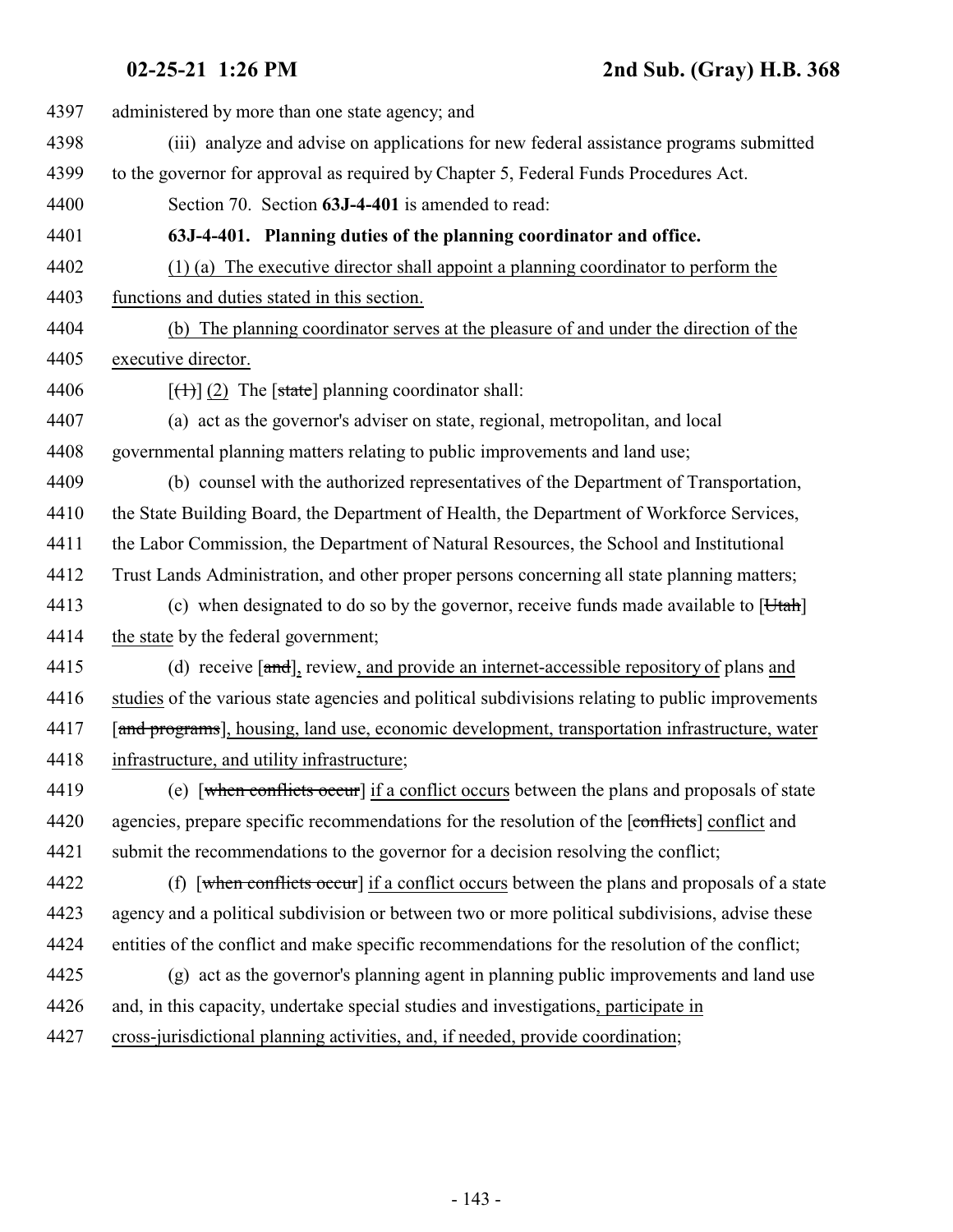administered by more than one state agency; and

(iii) analyze and advise on applications for new federal assistance programs submitted to the governor for approval as required by Chapter 5, Federal Funds Procedures Act.

Section 70. Section **63J-4-401** is amended to read:

**63J-4-401. Planning duties of the planning coordinator and office.**

(1) (a) The executive director shall appoint a planning coordinator to perform the functions and duties stated in this section.

(b) The planning coordinator serves at the pleasure of and under the direction of the executive director.

[(1)] (2) The [state] planning coordinator shall:

(a) act as the governor's adviser on state, regional, metropolitan, and local governmental planning matters relating to public improvements and land use;

(b) counsel with the authorized representatives of the Department of Transportation, the State Building Board, the Department of Health, the Department of Workforce Services, the Labor Commission, the Department of Natural Resources, the School and Institutional Trust Lands Administration, and other proper persons concerning all state planning matters;

(c) when designated to do so by the governor, receive funds made available to [Utah] the state by the federal government;

(d) receive [and], review, and provide an internet-accessible repository of plans and studies of the various state agencies and political subdivisions relating to public improvements [and programs], housing, land use, economic development, transportation infrastructure, water infrastructure, and utility infrastructure;

(e) [when conflicts occur] if a conflict occurs between the plans and proposals of state agencies, prepare specific recommendations for the resolution of the [conflicts] conflict and submit the recommendations to the governor for a decision resolving the conflict;

(f) [when conflicts occur] if a conflict occurs between the plans and proposals of a state agency and a political subdivision or between two or more political subdivisions, advise these entities of the conflict and make specific recommendations for the resolution of the conflict;

(g) act as the governor's planning agent in planning public improvements and land use and, in this capacity, undertake special studies and investigations, participate in cross-jurisdictional planning activities, and, if needed, provide coordination;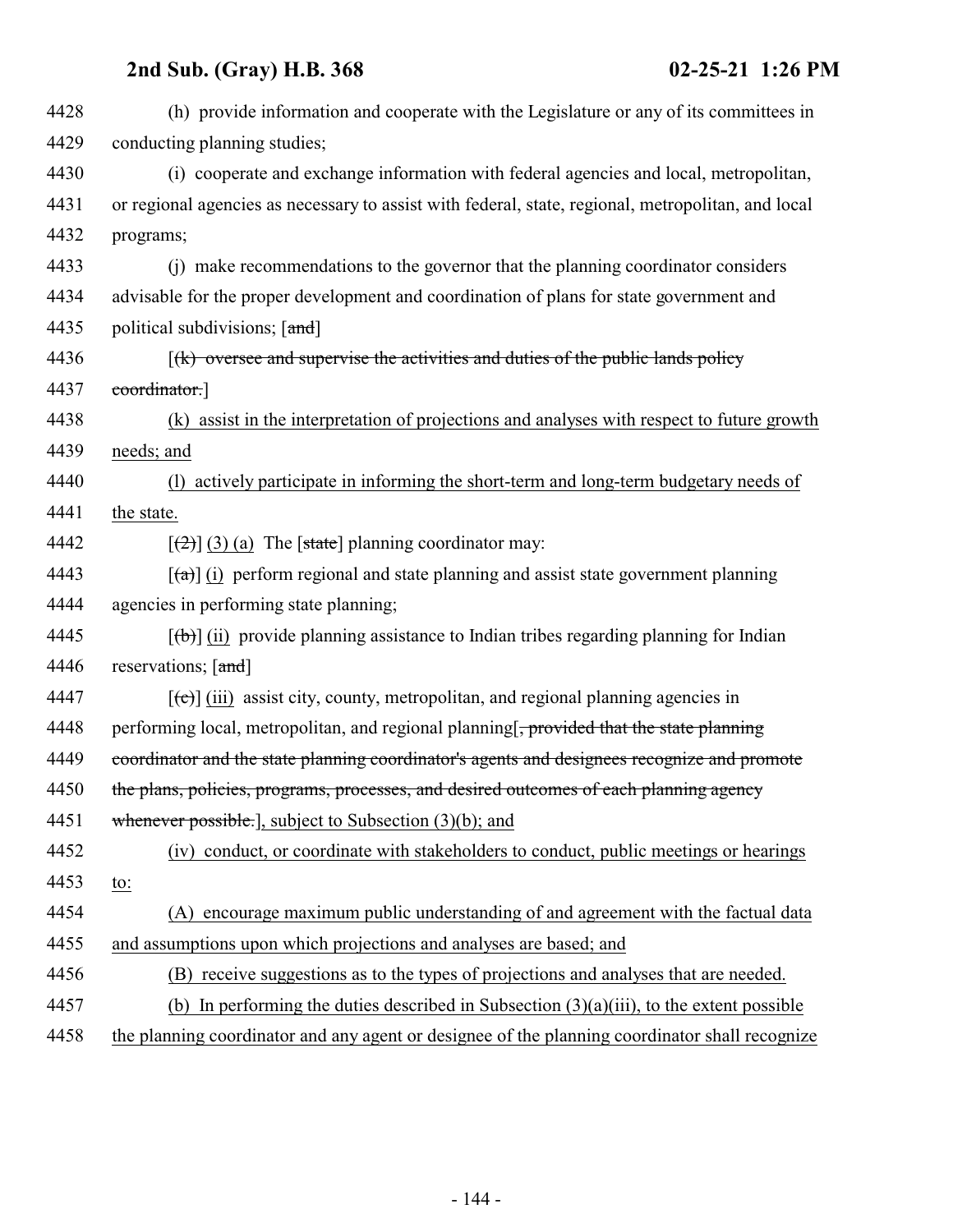(h) provide information and cooperate with the Legislature or any of its committees in conducting planning studies;

(i) cooperate and exchange information with federal agencies and local, metropolitan, or regional agencies as necessary to assist with federal, state, regional, metropolitan, and local programs;

(j) make recommendations to the governor that the planning coordinator considers advisable for the proper development and coordination of plans for state government and political subdivisions; [~~and~~]

[~~(k) oversee and supervise the activities and duties of the public lands policy coordinator.~~]

(k) assist in the interpretation of projections and analyses with respect to future growth needs; and

(l) actively participate in informing the short-term and long-term budgetary needs of the state.

[~~(2)~~] (3) (a) The [~~state~~] planning coordinator may:

[~~(a)~~] (i) perform regional and state planning and assist state government planning agencies in performing state planning;

[~~(b)~~] (ii) provide planning assistance to Indian tribes regarding planning for Indian reservations; [~~and~~]

[~~(c)~~] (iii) assist city, county, metropolitan, and regional planning agencies in performing local, metropolitan, and regional planning[~~, provided that the state planning coordinator and the state planning coordinator's agents and designees recognize and promote the plans, policies, programs, processes, and desired outcomes of each planning agency whenever possible.~~], subject to Subsection (3)(b); and

(iv) conduct, or coordinate with stakeholders to conduct, public meetings or hearings to:

(A) encourage maximum public understanding of and agreement with the factual data and assumptions upon which projections and analyses are based; and

(B) receive suggestions as to the types of projections and analyses that are needed.

(b) In performing the duties described in Subsection (3)(a)(iii), to the extent possible the planning coordinator and any agent or designee of the planning coordinator shall recognize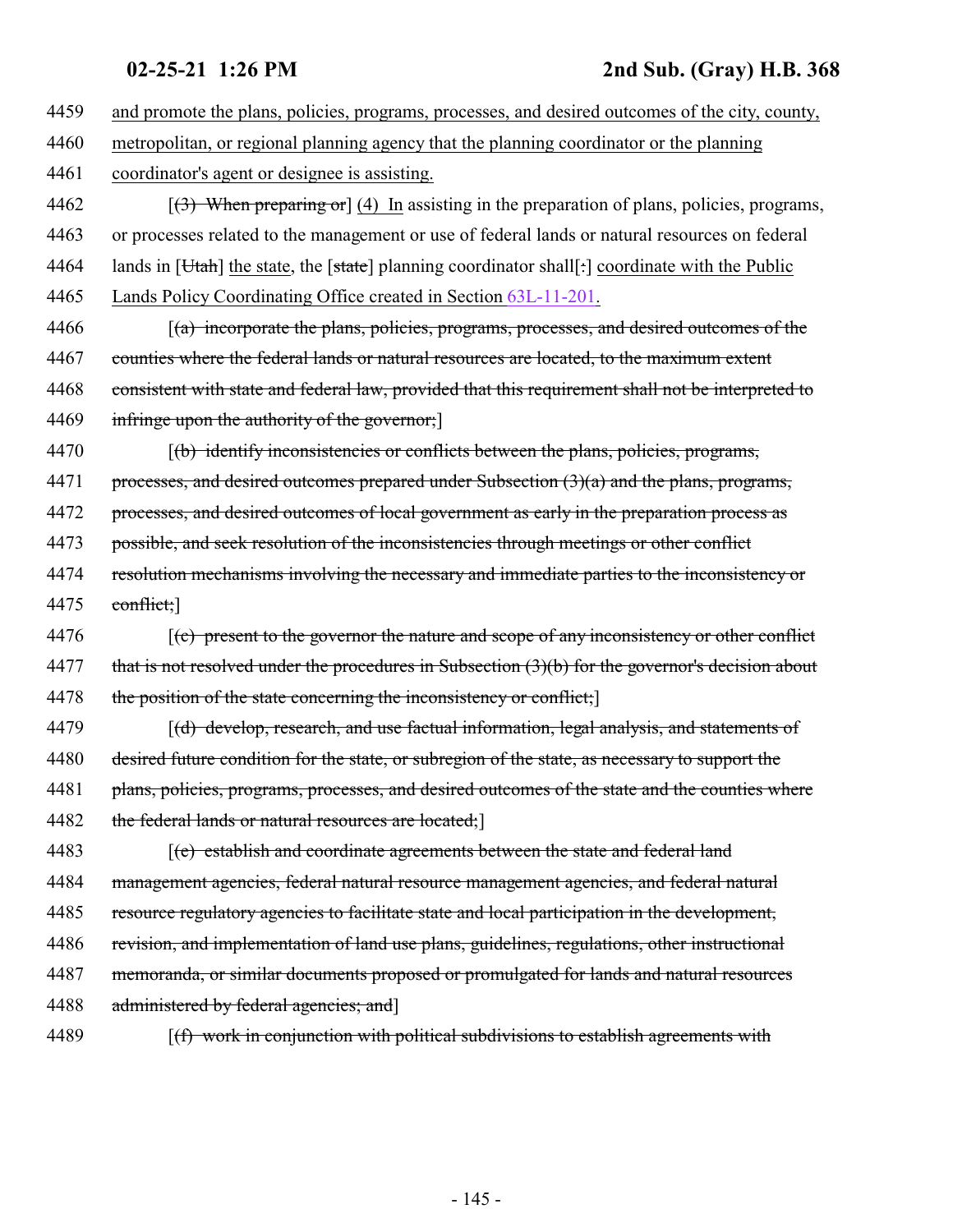4459 and promote the plans, policies, programs, processes, and desired outcomes of the city, county,

4460 metropolitan, or regional planning agency that the planning coordinator or the planning

4461 coordinator's agent or designee is assisting.

4462 [(3) When preparing or] (4) In assisting in the preparation of plans, policies, programs,

4463 or processes related to the management or use of federal lands or natural resources on federal

4464 lands in [Utah] the state, the [state] planning coordinator shall[:] coordinate with the Public

4465 Lands Policy Coordinating Office created in Section 63L-11-201.

4466 [(a) incorporate the plans, policies, programs, processes, and desired outcomes of the

4467 counties where the federal lands or natural resources are located, to the maximum extent

4468 consistent with state and federal law, provided that this requirement shall not be interpreted to

4469 infringe upon the authority of the governor;]

4470 [(b) identify inconsistencies or conflicts between the plans, policies, programs,

4471 processes, and desired outcomes prepared under Subsection (3)(a) and the plans, programs,

4472 processes, and desired outcomes of local government as early in the preparation process as

4473 possible, and seek resolution of the inconsistencies through meetings or other conflict

4474 resolution mechanisms involving the necessary and immediate parties to the inconsistency or

4475 conflict;]

4476 [(c) present to the governor the nature and scope of any inconsistency or other conflict

4477 that is not resolved under the procedures in Subsection (3)(b) for the governor's decision about

4478 the position of the state concerning the inconsistency or conflict;]

4479 [(d) develop, research, and use factual information, legal analysis, and statements of

4480 desired future condition for the state, or subregion of the state, as necessary to support the

4481 plans, policies, programs, processes, and desired outcomes of the state and the counties where

4482 the federal lands or natural resources are located;]

4483 [(e) establish and coordinate agreements between the state and federal land

4484 management agencies, federal natural resource management agencies, and federal natural

4485 resource regulatory agencies to facilitate state and local participation in the development,

4486 revision, and implementation of land use plans, guidelines, regulations, other instructional

4487 memoranda, or similar documents proposed or promulgated for lands and natural resources

4488 administered by federal agencies; and]

4489 [(f) work in conjunction with political subdivisions to establish agreements with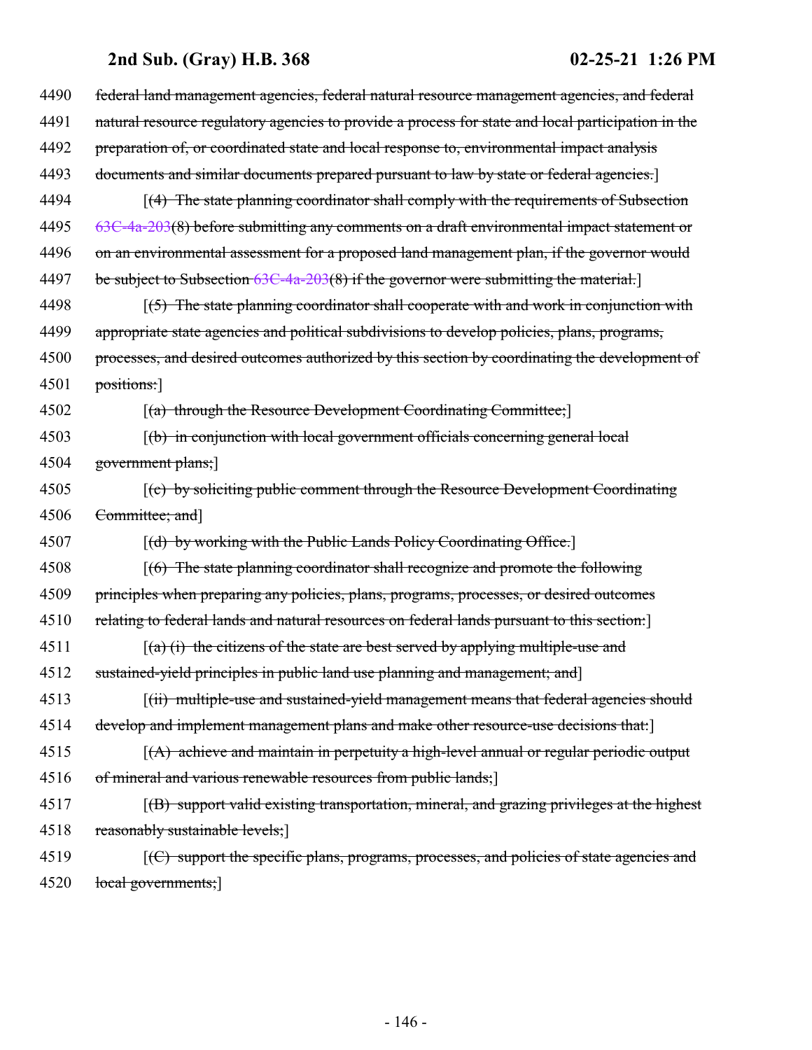4490 ~~federal land management agencies, federal natural resource management agencies, and federal~~
4491 ~~natural resource regulatory agencies to provide a process for state and local participation in the~~
4492 ~~preparation of, or coordinated state and local response to, environmental impact analysis~~
4493 ~~documents and similar documents prepared pursuant to law by state or federal agencies.~~]

4494 [~~(4) The state planning coordinator shall comply with the requirements of Subsection~~
4495 ~~63C-4a-203(8) before submitting any comments on a draft environmental impact statement or~~
4496 ~~on an environmental assessment for a proposed land management plan, if the governor would~~
4497 ~~be subject to Subsection 63C-4a-203(8) if the governor were submitting the material.~~]

4498 [~~(5) The state planning coordinator shall cooperate with and work in conjunction with~~
4499 ~~appropriate state agencies and political subdivisions to develop policies, plans, programs,~~
4500 ~~processes, and desired outcomes authorized by this section by coordinating the development of~~
4501 ~~positions:~~]

4502 [~~(a) through the Resource Development Coordinating Committee;~~]

4503 [~~(b) in conjunction with local government officials concerning general local~~
4504 ~~government plans;~~]

4505 [~~(c) by soliciting public comment through the Resource Development Coordinating~~
4506 ~~Committee; and~~]

4507 [~~(d) by working with the Public Lands Policy Coordinating Office.~~]

4508 [~~(6) The state planning coordinator shall recognize and promote the following~~
4509 ~~principles when preparing any policies, plans, programs, processes, or desired outcomes~~
4510 ~~relating to federal lands and natural resources on federal lands pursuant to this section:~~]

4511 [~~(a) (i) the citizens of the state are best served by applying multiple-use and~~
4512 ~~sustained-yield principles in public land use planning and management; and~~]

4513 [~~(ii) multiple-use and sustained-yield management means that federal agencies should~~
4514 ~~develop and implement management plans and make other resource-use decisions that:~~]

4515 [~~(A) achieve and maintain in perpetuity a high-level annual or regular periodic output~~
4516 ~~of mineral and various renewable resources from public lands;~~]

4517 [~~(B) support valid existing transportation, mineral, and grazing privileges at the highest~~
4518 ~~reasonably sustainable levels;~~]

4519 [~~(C) support the specific plans, programs, processes, and policies of state agencies and~~
4520 ~~local governments;~~]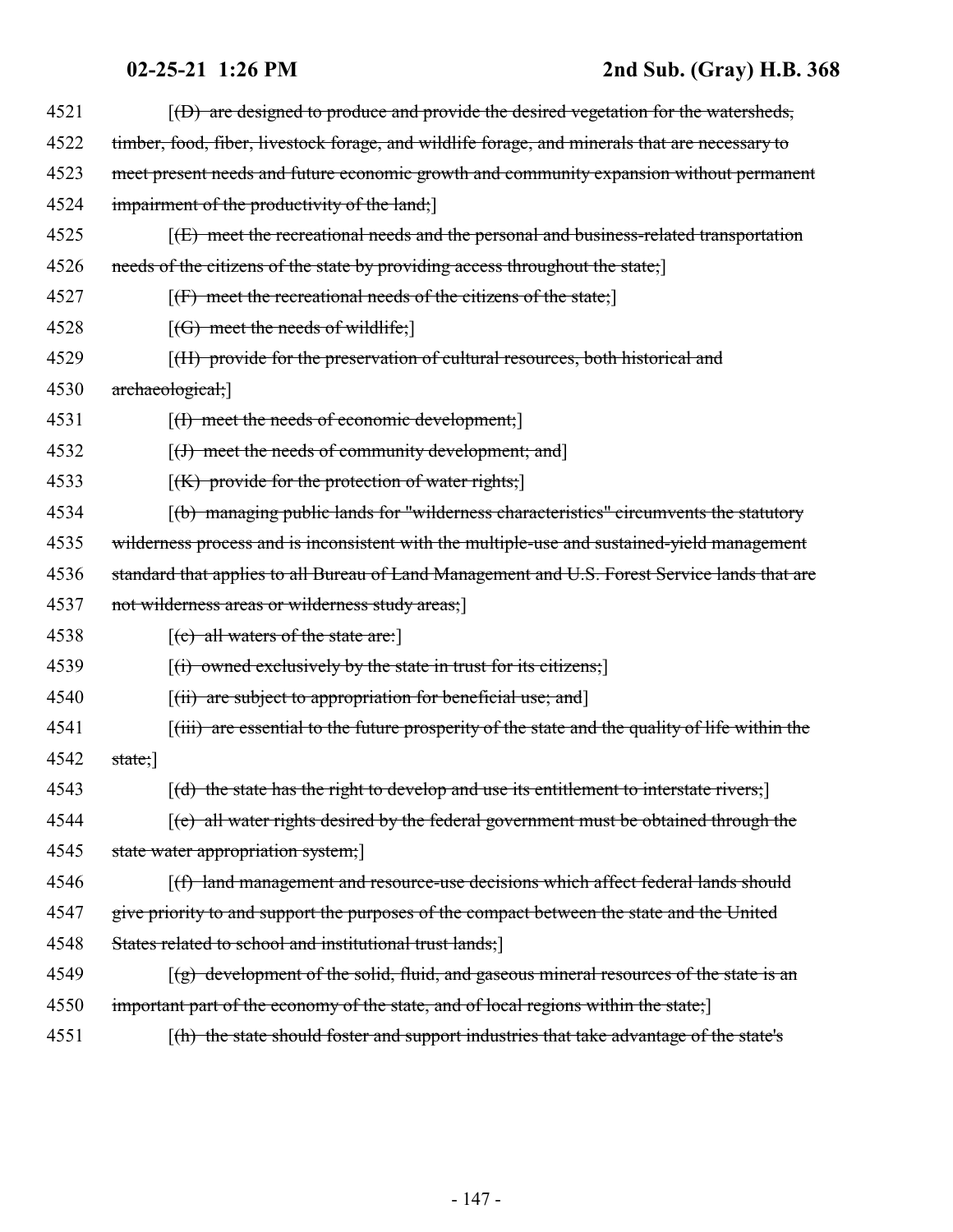4521 [(D) are designed to produce and provide the desired vegetation for the watersheds,
4522 timber, food, fiber, livestock forage, and wildlife forage, and minerals that are necessary to
4523 meet present needs and future economic growth and community expansion without permanent
4524 impairment of the productivity of the land;]
4525 [(E) meet the recreational needs and the personal and business-related transportation
4526 needs of the citizens of the state by providing access throughout the state;]
4527 [(F) meet the recreational needs of the citizens of the state;]
4528 [(G) meet the needs of wildlife;]
4529 [(H) provide for the preservation of cultural resources, both historical and
4530 archaeological;]
4531 [(I) meet the needs of economic development;]
4532 [(J) meet the needs of community development; and]
4533 [(K) provide for the protection of water rights;]
4534 [(b) managing public lands for "wilderness characteristics" circumvents the statutory
4535 wilderness process and is inconsistent with the multiple-use and sustained-yield management
4536 standard that applies to all Bureau of Land Management and U.S. Forest Service lands that are
4537 not wilderness areas or wilderness study areas;]
4538 [(c) all waters of the state are:]
4539 [(i) owned exclusively by the state in trust for its citizens;]
4540 [(ii) are subject to appropriation for beneficial use; and]
4541 [(iii) are essential to the future prosperity of the state and the quality of life within the
4542 state;]
4543 [(d) the state has the right to develop and use its entitlement to interstate rivers;]
4544 [(e) all water rights desired by the federal government must be obtained through the
4545 state water appropriation system;]
4546 [(f) land management and resource-use decisions which affect federal lands should
4547 give priority to and support the purposes of the compact between the state and the United
4548 States related to school and institutional trust lands;]
4549 [(g) development of the solid, fluid, and gaseous mineral resources of the state is an
4550 important part of the economy of the state, and of local regions within the state;]
4551 [(h) the state should foster and support industries that take advantage of the state's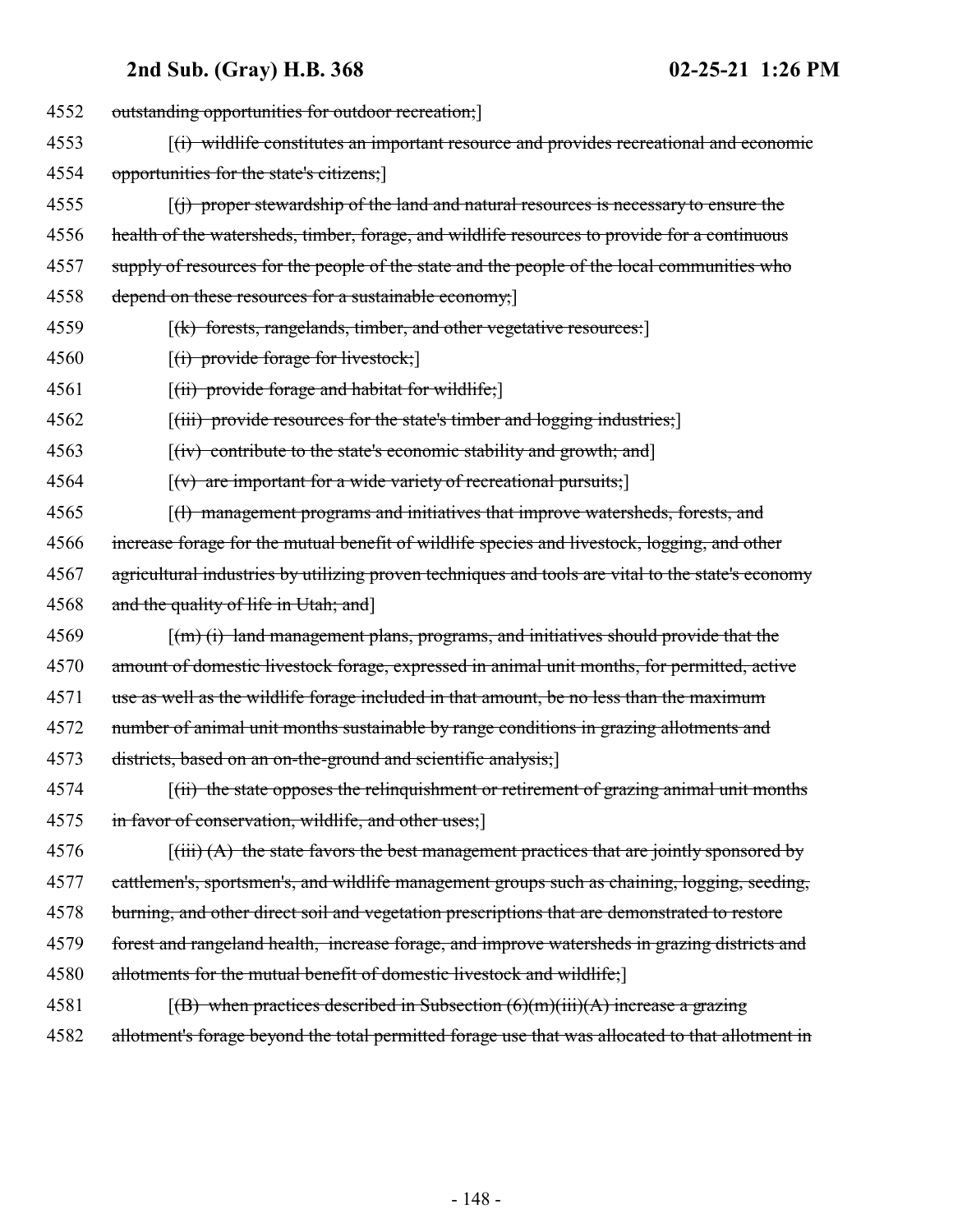4552 outstanding opportunities for outdoor recreation;]

4553 [(i) wildlife constitutes an important resource and provides recreational and economic

4554 opportunities for the state's citizens;]

4555 [(j) proper stewardship of the land and natural resources is necessary to ensure the

4556 health of the watersheds, timber, forage, and wildlife resources to provide for a continuous

4557 supply of resources for the people of the state and the people of the local communities who

4558 depend on these resources for a sustainable economy;]

4559 [(k) forests, rangelands, timber, and other vegetative resources:]

4560 [(i) provide forage for livestock;]

4561 [(ii) provide forage and habitat for wildlife;]

4562 [(iii) provide resources for the state's timber and logging industries;]

4563 [(iv) contribute to the state's economic stability and growth; and]

4564 [(v) are important for a wide variety of recreational pursuits;]

4565 [(l) management programs and initiatives that improve watersheds, forests, and

4566 increase forage for the mutual benefit of wildlife species and livestock, logging, and other

4567 agricultural industries by utilizing proven techniques and tools are vital to the state's economy

4568 and the quality of life in Utah; and]

4569 [(m) (i) land management plans, programs, and initiatives should provide that the

4570 amount of domestic livestock forage, expressed in animal unit months, for permitted, active

4571 use as well as the wildlife forage included in that amount, be no less than the maximum

4572 number of animal unit months sustainable by range conditions in grazing allotments and

4573 districts, based on an on-the-ground and scientific analysis;]

4574 [(ii) the state opposes the relinquishment or retirement of grazing animal unit months

4575 in favor of conservation, wildlife, and other uses;]

4576 [(iii) (A) the state favors the best management practices that are jointly sponsored by

4577 cattlemen's, sportsmen's, and wildlife management groups such as chaining, logging, seeding,

4578 burning, and other direct soil and vegetation prescriptions that are demonstrated to restore

4579 forest and rangeland health, increase forage, and improve watersheds in grazing districts and

4580 allotments for the mutual benefit of domestic livestock and wildlife;]

4581 [(B) when practices described in Subsection (6)(m)(iii)(A) increase a grazing

4582 allotment's forage beyond the total permitted forage use that was allocated to that allotment in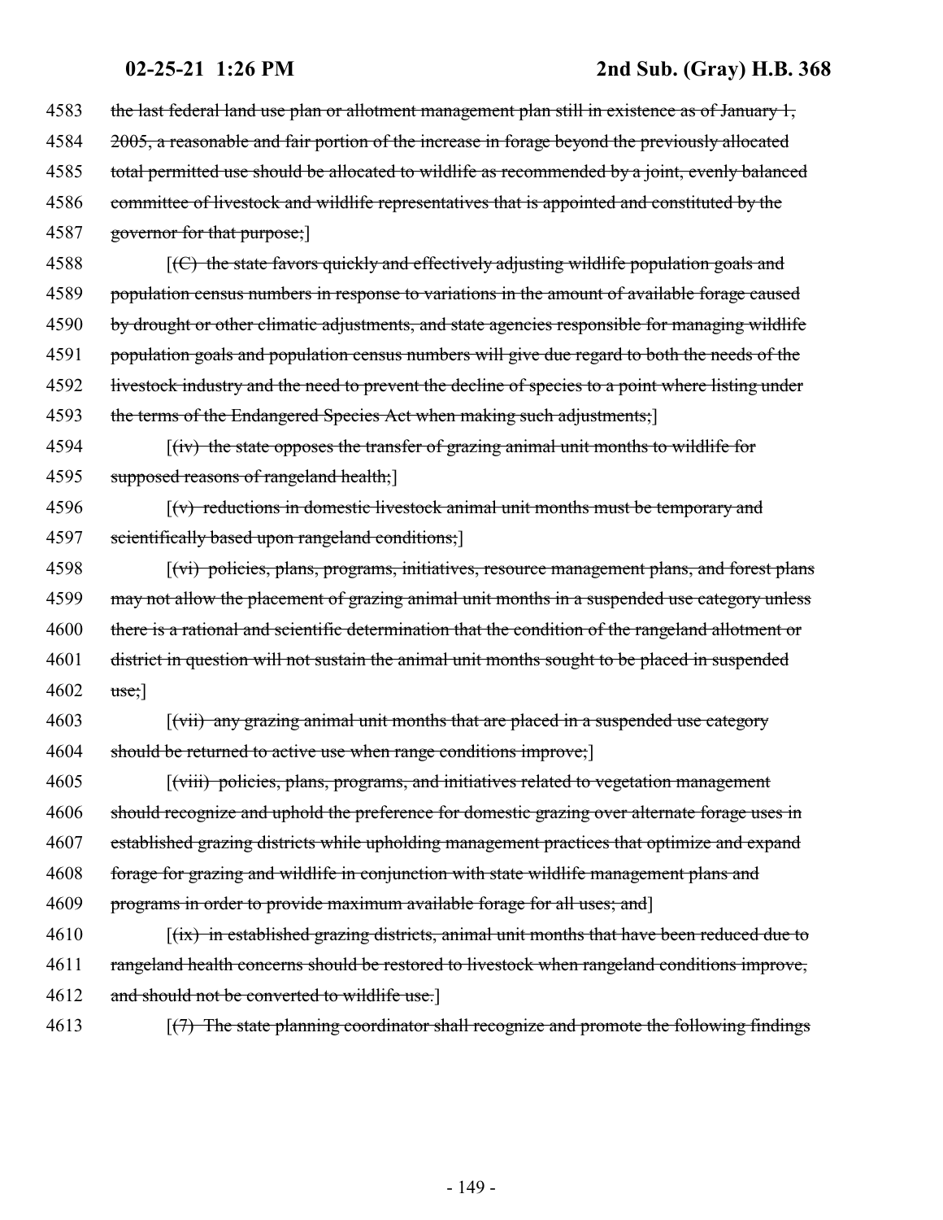4583 ~~the last federal land use plan or allotment management plan still in existence as of January 1,~~
4584 ~~2005, a reasonable and fair portion of the increase in forage beyond the previously allocated~~
4585 ~~total permitted use should be allocated to wildlife as recommended by a joint, evenly balanced~~
4586 ~~committee of livestock and wildlife representatives that is appointed and constituted by the~~
4587 ~~governor for that purpose;~~]

4588 [~~(C) the state favors quickly and effectively adjusting wildlife population goals and~~
4589 ~~population census numbers in response to variations in the amount of available forage caused~~
4590 ~~by drought or other climatic adjustments, and state agencies responsible for managing wildlife~~
4591 ~~population goals and population census numbers will give due regard to both the needs of the~~
4592 ~~livestock industry and the need to prevent the decline of species to a point where listing under~~
4593 ~~the terms of the Endangered Species Act when making such adjustments;~~]

4594 [~~(iv) the state opposes the transfer of grazing animal unit months to wildlife for~~
4595 ~~supposed reasons of rangeland health;~~]

4596 [~~(v) reductions in domestic livestock animal unit months must be temporary and~~
4597 ~~scientifically based upon rangeland conditions;~~]

4598 [~~(vi) policies, plans, programs, initiatives, resource management plans, and forest plans~~
4599 ~~may not allow the placement of grazing animal unit months in a suspended use category unless~~
4600 ~~there is a rational and scientific determination that the condition of the rangeland allotment or~~
4601 ~~district in question will not sustain the animal unit months sought to be placed in suspended~~
4602 ~~use;~~]

4603 [~~(vii) any grazing animal unit months that are placed in a suspended use category~~
4604 ~~should be returned to active use when range conditions improve;~~]

4605 [~~(viii) policies, plans, programs, and initiatives related to vegetation management~~
4606 ~~should recognize and uphold the preference for domestic grazing over alternate forage uses in~~
4607 ~~established grazing districts while upholding management practices that optimize and expand~~
4608 ~~forage for grazing and wildlife in conjunction with state wildlife management plans and~~
4609 ~~programs in order to provide maximum available forage for all uses; and~~]

4610 [~~(ix) in established grazing districts, animal unit months that have been reduced due to~~
4611 ~~rangeland health concerns should be restored to livestock when rangeland conditions improve,~~
4612 ~~and should not be converted to wildlife use.~~]

4613 [~~(7) The state planning coordinator shall recognize and promote the following findings~~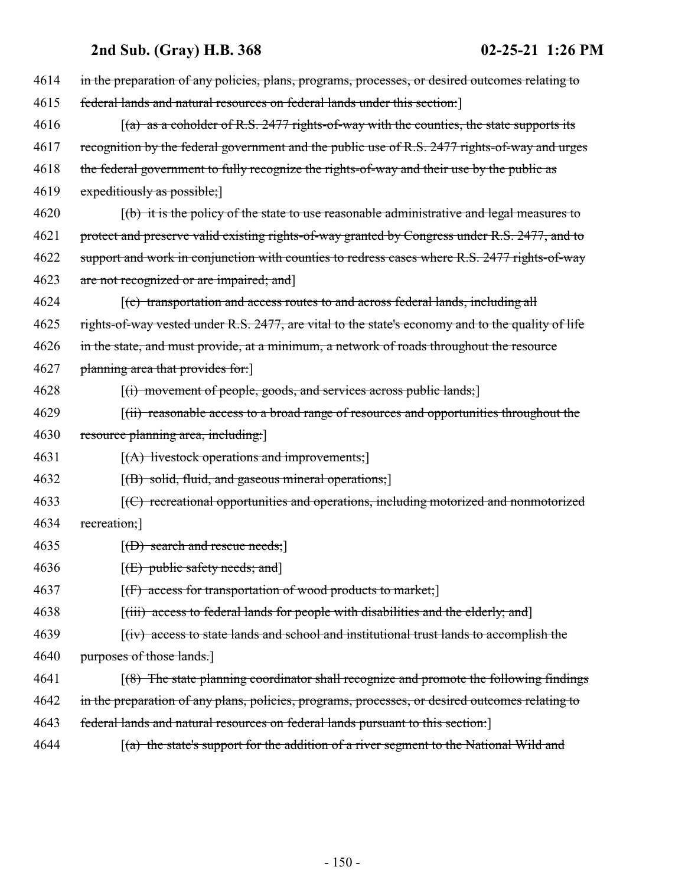in the preparation of any policies, plans, programs, processes, or desired outcomes relating to federal lands and natural resources on federal lands under this section:]

[(a) as a coholder of R.S. 2477 rights-of-way with the counties, the state supports its recognition by the federal government and the public use of R.S. 2477 rights-of-way and urges the federal government to fully recognize the rights-of-way and their use by the public as expeditiously as possible;]

[(b) it is the policy of the state to use reasonable administrative and legal measures to protect and preserve valid existing rights-of-way granted by Congress under R.S. 2477, and to support and work in conjunction with counties to redress cases where R.S. 2477 rights-of-way are not recognized or are impaired; and]

[(c) transportation and access routes to and across federal lands, including all rights-of-way vested under R.S. 2477, are vital to the state's economy and to the quality of life in the state, and must provide, at a minimum, a network of roads throughout the resource planning area that provides for:]

[(i) movement of people, goods, and services across public lands;]

[(ii) reasonable access to a broad range of resources and opportunities throughout the resource planning area, including:]

[(A) livestock operations and improvements;]

[(B) solid, fluid, and gaseous mineral operations;]

[(C) recreational opportunities and operations, including motorized and nonmotorized recreation;]

[(D) search and rescue needs;]

[(E) public safety needs; and]

[(F) access for transportation of wood products to market;]

[(iii) access to federal lands for people with disabilities and the elderly; and]

[(iv) access to state lands and school and institutional trust lands to accomplish the purposes of those lands.]

[(8) The state planning coordinator shall recognize and promote the following findings in the preparation of any plans, policies, programs, processes, or desired outcomes relating to federal lands and natural resources on federal lands pursuant to this section:]

[(a) the state's support for the addition of a river segment to the National Wild and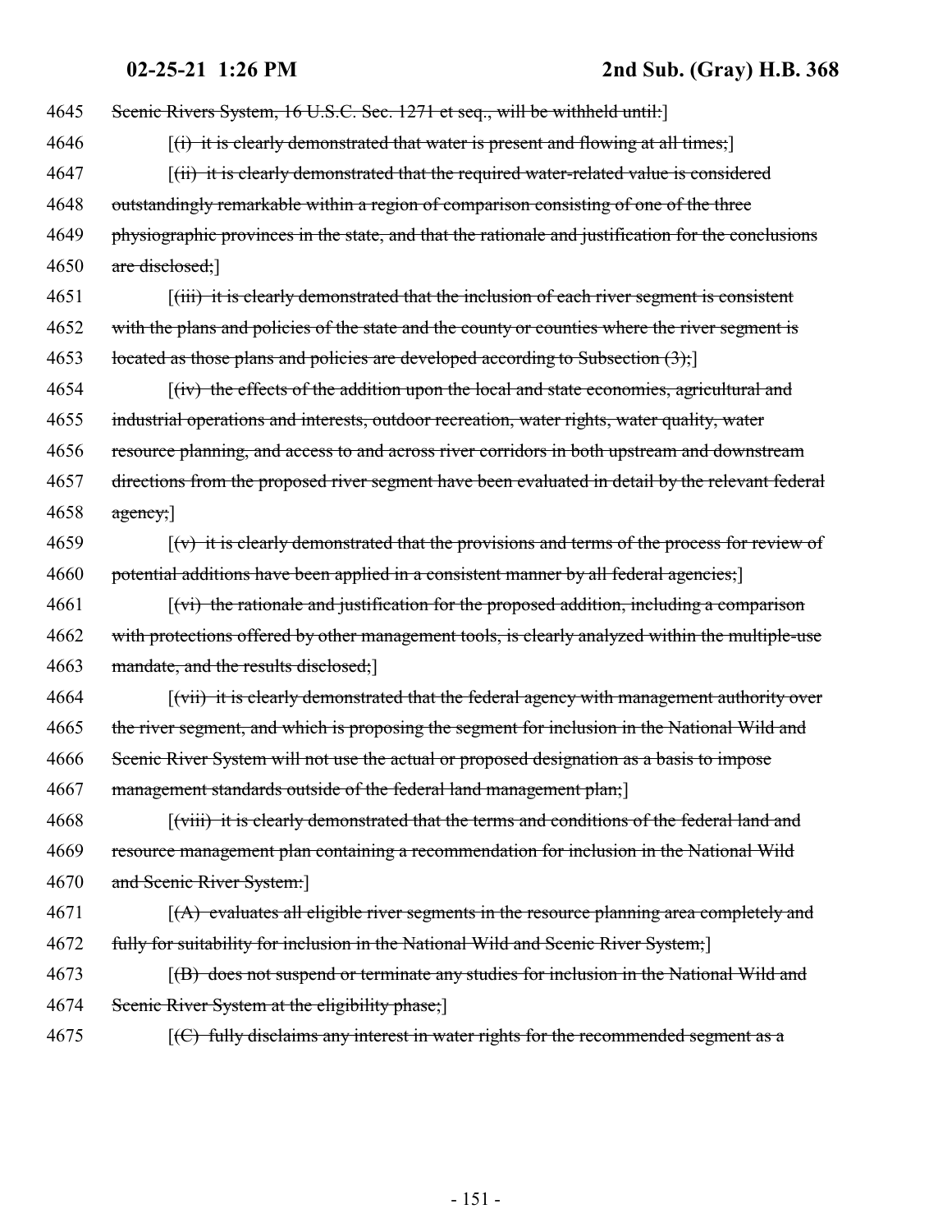4645 Scenic Rivers System, 16 U.S.C. Sec. 1271 et seq., will be withheld until:]

4646 [(i) it is clearly demonstrated that water is present and flowing at all times;]

4647 [(ii) it is clearly demonstrated that the required water-related value is considered
4648 outstandingly remarkable within a region of comparison consisting of one of the three
4649 physiographic provinces in the state, and that the rationale and justification for the conclusions
4650 are disclosed;]

4651 [(iii) it is clearly demonstrated that the inclusion of each river segment is consistent
4652 with the plans and policies of the state and the county or counties where the river segment is
4653 located as those plans and policies are developed according to Subsection (3);]

4654 [(iv) the effects of the addition upon the local and state economies, agricultural and
4655 industrial operations and interests, outdoor recreation, water rights, water quality, water
4656 resource planning, and access to and across river corridors in both upstream and downstream
4657 directions from the proposed river segment have been evaluated in detail by the relevant federal
4658 agency;]

4659 [(v) it is clearly demonstrated that the provisions and terms of the process for review of
4660 potential additions have been applied in a consistent manner by all federal agencies;]

4661 [(vi) the rationale and justification for the proposed addition, including a comparison
4662 with protections offered by other management tools, is clearly analyzed within the multiple-use
4663 mandate, and the results disclosed;]

4664 [(vii) it is clearly demonstrated that the federal agency with management authority over
4665 the river segment, and which is proposing the segment for inclusion in the National Wild and
4666 Scenic River System will not use the actual or proposed designation as a basis to impose
4667 management standards outside of the federal land management plan;]

4668 [(viii) it is clearly demonstrated that the terms and conditions of the federal land and
4669 resource management plan containing a recommendation for inclusion in the National Wild
4670 and Scenic River System:]

4671 [(A) evaluates all eligible river segments in the resource planning area completely and
4672 fully for suitability for inclusion in the National Wild and Scenic River System;]

4673 [(B) does not suspend or terminate any studies for inclusion in the National Wild and
4674 Scenic River System at the eligibility phase;]

4675 [(C) fully disclaims any interest in water rights for the recommended segment as a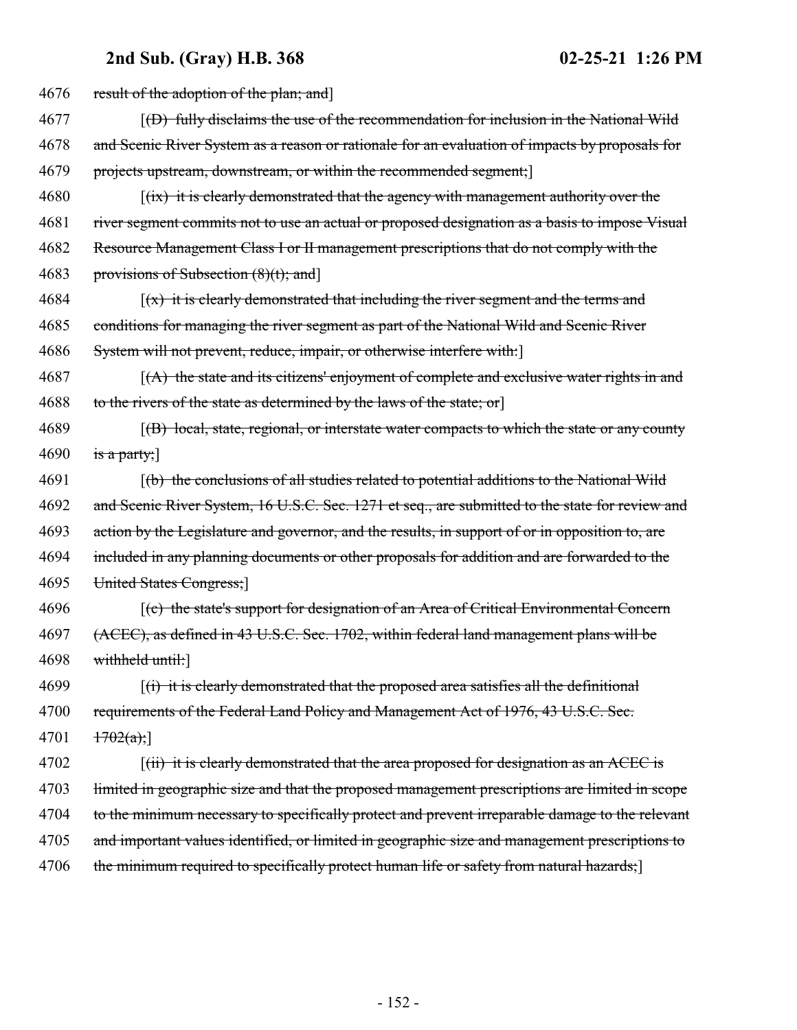4676 ~~result of the adoption of the plan; and~~]

4677 [~~(D) fully disclaims the use of the recommendation for inclusion in the National Wild~~

4678 ~~and Scenic River System as a reason or rationale for an evaluation of impacts by proposals for~~

4679 ~~projects upstream, downstream, or within the recommended segment;~~]

4680 [~~(ix) it is clearly demonstrated that the agency with management authority over the~~

4681 ~~river segment commits not to use an actual or proposed designation as a basis to impose Visual~~

4682 ~~Resource Management Class I or II management prescriptions that do not comply with the~~

4683 ~~provisions of Subsection (8)(t); and~~]

4684 [~~(x) it is clearly demonstrated that including the river segment and the terms and~~

4685 ~~conditions for managing the river segment as part of the National Wild and Scenic River~~

4686 ~~System will not prevent, reduce, impair, or otherwise interfere with:~~]

4687 [~~(A) the state and its citizens' enjoyment of complete and exclusive water rights in and~~

4688 ~~to the rivers of the state as determined by the laws of the state; or~~]

4689 [~~(B) local, state, regional, or interstate water compacts to which the state or any county~~

4690 ~~is a party;~~]

4691 [~~(b) the conclusions of all studies related to potential additions to the National Wild~~

4692 ~~and Scenic River System, 16 U.S.C. Sec. 1271 et seq., are submitted to the state for review and~~

4693 ~~action by the Legislature and governor, and the results, in support of or in opposition to, are~~

4694 ~~included in any planning documents or other proposals for addition and are forwarded to the~~

4695 ~~United States Congress;~~]

4696 [~~(c) the state's support for designation of an Area of Critical Environmental Concern~~

4697 ~~(ACEC), as defined in 43 U.S.C. Sec. 1702, within federal land management plans will be~~

4698 ~~withheld until:~~]

4699 [~~(i) it is clearly demonstrated that the proposed area satisfies all the definitional~~

4700 ~~requirements of the Federal Land Policy and Management Act of 1976, 43 U.S.C. Sec.~~

4701 ~~1702(a);~~]

4702 [~~(ii) it is clearly demonstrated that the area proposed for designation as an ACEC is~~

4703 ~~limited in geographic size and that the proposed management prescriptions are limited in scope~~

4704 ~~to the minimum necessary to specifically protect and prevent irreparable damage to the relevant~~

4705 ~~and important values identified, or limited in geographic size and management prescriptions to~~

4706 ~~the minimum required to specifically protect human life or safety from natural hazards;~~]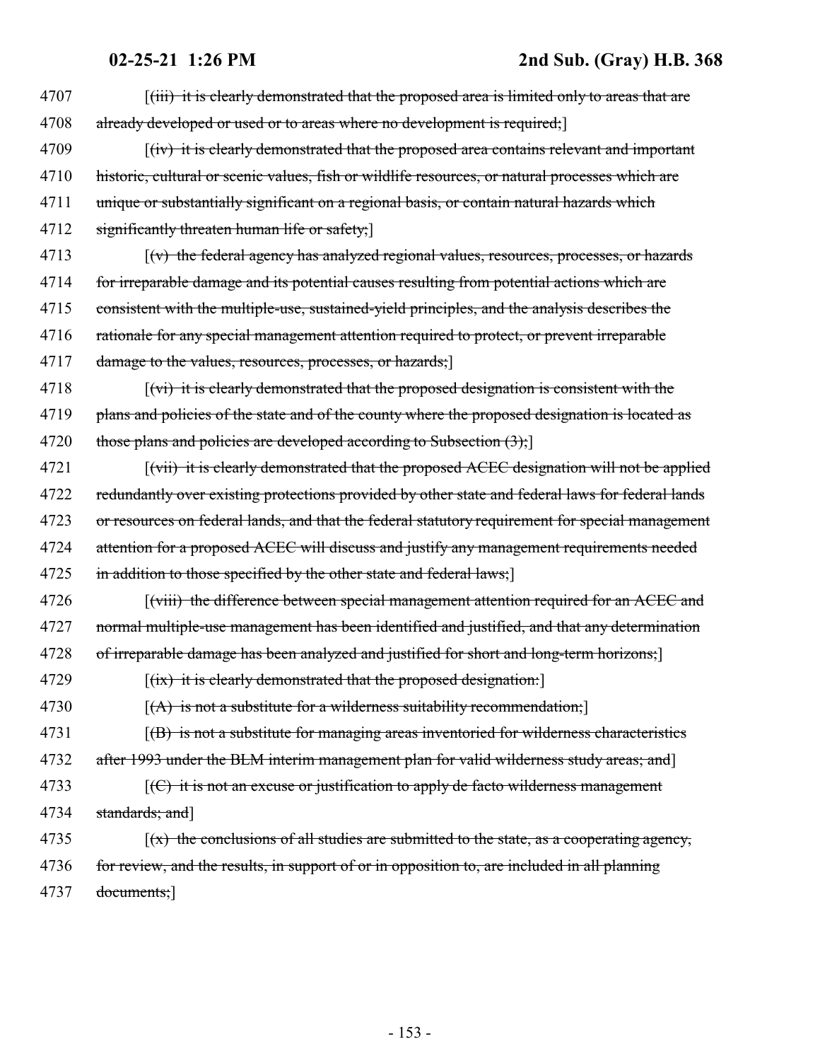4707 [(iii) it is clearly demonstrated that the proposed area is limited only to areas that are
4708 already developed or used or to areas where no development is required;]
4709 [(iv) it is clearly demonstrated that the proposed area contains relevant and important
4710 historic, cultural or scenic values, fish or wildlife resources, or natural processes which are
4711 unique or substantially significant on a regional basis, or contain natural hazards which
4712 significantly threaten human life or safety;]
4713 [(v) the federal agency has analyzed regional values, resources, processes, or hazards
4714 for irreparable damage and its potential causes resulting from potential actions which are
4715 consistent with the multiple-use, sustained-yield principles, and the analysis describes the
4716 rationale for any special management attention required to protect, or prevent irreparable
4717 damage to the values, resources, processes, or hazards;]
4718 [(vi) it is clearly demonstrated that the proposed designation is consistent with the
4719 plans and policies of the state and of the county where the proposed designation is located as
4720 those plans and policies are developed according to Subsection (3);]
4721 [(vii) it is clearly demonstrated that the proposed ACEC designation will not be applied
4722 redundantly over existing protections provided by other state and federal laws for federal lands
4723 or resources on federal lands, and that the federal statutory requirement for special management
4724 attention for a proposed ACEC will discuss and justify any management requirements needed
4725 in addition to those specified by the other state and federal laws;]
4726 [(viii) the difference between special management attention required for an ACEC and
4727 normal multiple-use management has been identified and justified, and that any determination
4728 of irreparable damage has been analyzed and justified for short and long-term horizons;]
4729 [(ix) it is clearly demonstrated that the proposed designation:]
4730 [(A) is not a substitute for a wilderness suitability recommendation;]
4731 [(B) is not a substitute for managing areas inventoried for wilderness characteristics
4732 after 1993 under the BLM interim management plan for valid wilderness study areas; and]
4733 [(C) it is not an excuse or justification to apply de facto wilderness management
4734 standards; and]
4735 [(x) the conclusions of all studies are submitted to the state, as a cooperating agency,
4736 for review, and the results, in support of or in opposition to, are included in all planning
4737 documents;]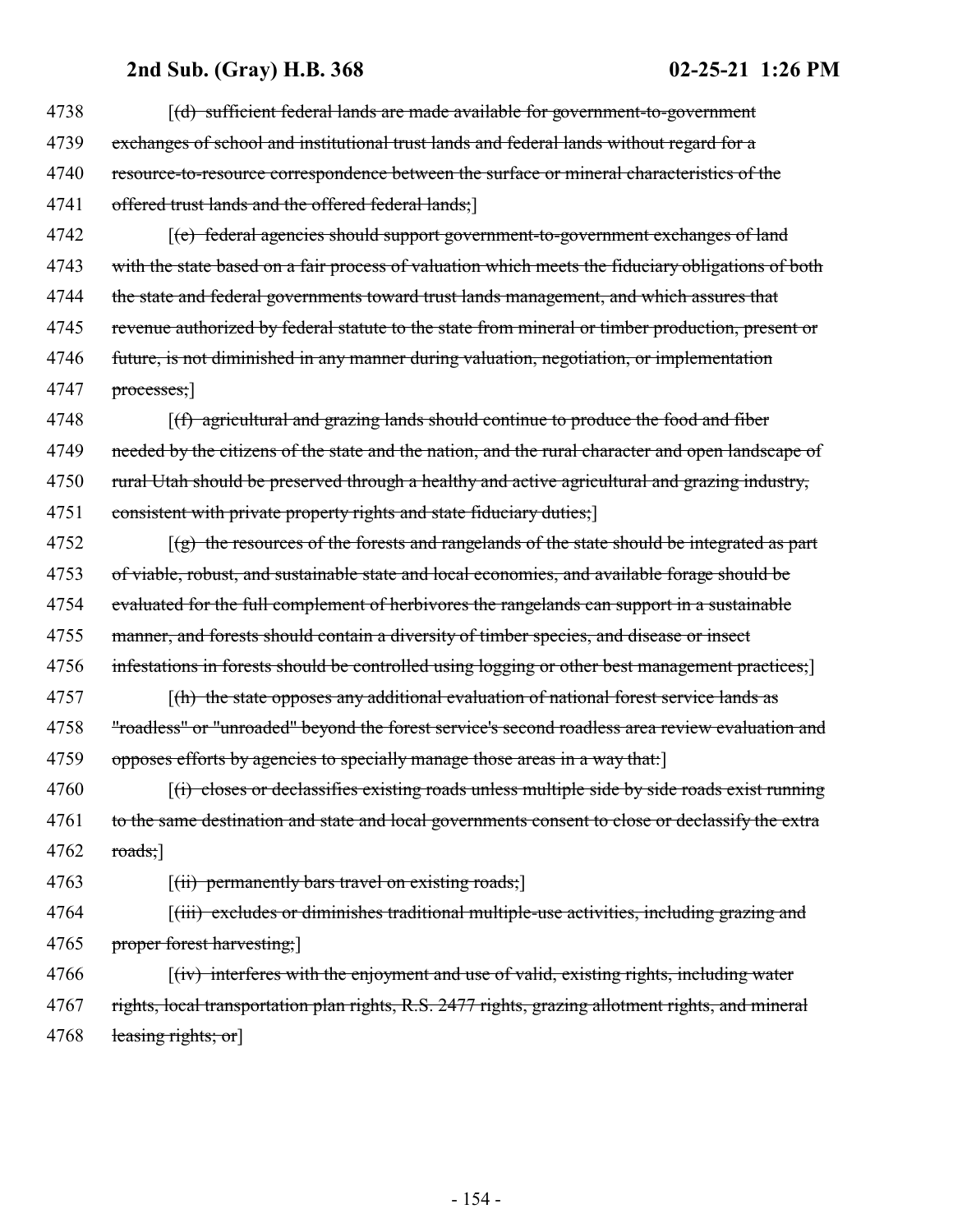4738 [(d) sufficient federal lands are made available for government-to-government
4739 exchanges of school and institutional trust lands and federal lands without regard for a
4740 resource-to-resource correspondence between the surface or mineral characteristics of the
4741 offered trust lands and the offered federal lands;]

4742 [(e) federal agencies should support government-to-government exchanges of land
4743 with the state based on a fair process of valuation which meets the fiduciary obligations of both
4744 the state and federal governments toward trust lands management, and which assures that
4745 revenue authorized by federal statute to the state from mineral or timber production, present or
4746 future, is not diminished in any manner during valuation, negotiation, or implementation
4747 processes;]

4748 [(f) agricultural and grazing lands should continue to produce the food and fiber
4749 needed by the citizens of the state and the nation, and the rural character and open landscape of
4750 rural Utah should be preserved through a healthy and active agricultural and grazing industry,
4751 consistent with private property rights and state fiduciary duties;]

4752 [(g) the resources of the forests and rangelands of the state should be integrated as part
4753 of viable, robust, and sustainable state and local economies, and available forage should be
4754 evaluated for the full complement of herbivores the rangelands can support in a sustainable
4755 manner, and forests should contain a diversity of timber species, and disease or insect
4756 infestations in forests should be controlled using logging or other best management practices;]

4757 [(h) the state opposes any additional evaluation of national forest service lands as
4758 "roadless" or "unroaded" beyond the forest service's second roadless area review evaluation and
4759 opposes efforts by agencies to specially manage those areas in a way that:]

4760 [(i) closes or declassifies existing roads unless multiple side by side roads exist running
4761 to the same destination and state and local governments consent to close or declassify the extra
4762 roads;]

4763 [(ii) permanently bars travel on existing roads;]

4764 [(iii) excludes or diminishes traditional multiple-use activities, including grazing and
4765 proper forest harvesting;]

4766 [(iv) interferes with the enjoyment and use of valid, existing rights, including water
4767 rights, local transportation plan rights, R.S. 2477 rights, grazing allotment rights, and mineral
4768 leasing rights; or]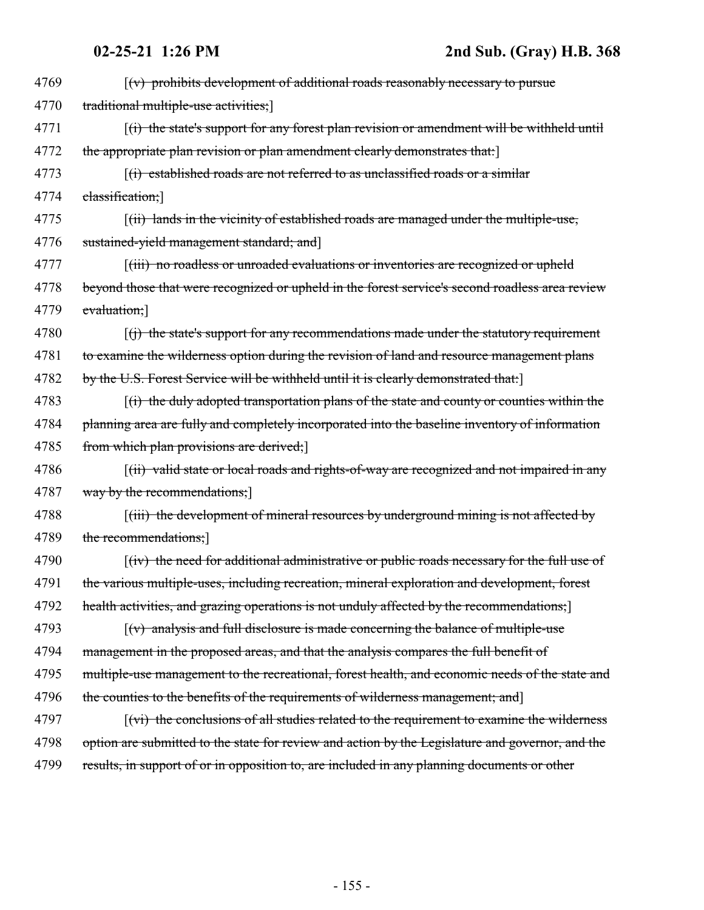4769 [~~(v) prohibits development of additional roads reasonably necessary to pursue~~
4770 ~~traditional multiple-use activities;~~]

4771 [~~(i) the state's support for any forest plan revision or amendment will be withheld until~~
4772 ~~the appropriate plan revision or plan amendment clearly demonstrates that:~~]

4773 [~~(i) established roads are not referred to as unclassified roads or a similar~~
4774 ~~classification;~~]

4775 [~~(ii) lands in the vicinity of established roads are managed under the multiple-use,~~
4776 ~~sustained-yield management standard; and~~]

4777 [~~(iii) no roadless or unroaded evaluations or inventories are recognized or upheld~~
4778 ~~beyond those that were recognized or upheld in the forest service's second roadless area review~~
4779 ~~evaluation;~~]

4780 [~~(j) the state's support for any recommendations made under the statutory requirement~~
4781 ~~to examine the wilderness option during the revision of land and resource management plans~~
4782 ~~by the U.S. Forest Service will be withheld until it is clearly demonstrated that:~~]

4783 [~~(i) the duly adopted transportation plans of the state and county or counties within the~~
4784 ~~planning area are fully and completely incorporated into the baseline inventory of information~~
4785 ~~from which plan provisions are derived;~~]

4786 [~~(ii) valid state or local roads and rights-of-way are recognized and not impaired in any~~
4787 ~~way by the recommendations;~~]

4788 [~~(iii) the development of mineral resources by underground mining is not affected by~~
4789 ~~the recommendations;~~]

4790 [~~(iv) the need for additional administrative or public roads necessary for the full use of~~
4791 ~~the various multiple-uses, including recreation, mineral exploration and development, forest~~
4792 ~~health activities, and grazing operations is not unduly affected by the recommendations;~~]

4793 [~~(v) analysis and full disclosure is made concerning the balance of multiple-use~~
4794 ~~management in the proposed areas, and that the analysis compares the full benefit of~~
4795 ~~multiple-use management to the recreational, forest health, and economic needs of the state and~~
4796 ~~the counties to the benefits of the requirements of wilderness management; and~~]

4797 [~~(vi) the conclusions of all studies related to the requirement to examine the wilderness~~
4798 ~~option are submitted to the state for review and action by the Legislature and governor, and the~~
4799 ~~results, in support of or in opposition to, are included in any planning documents or other~~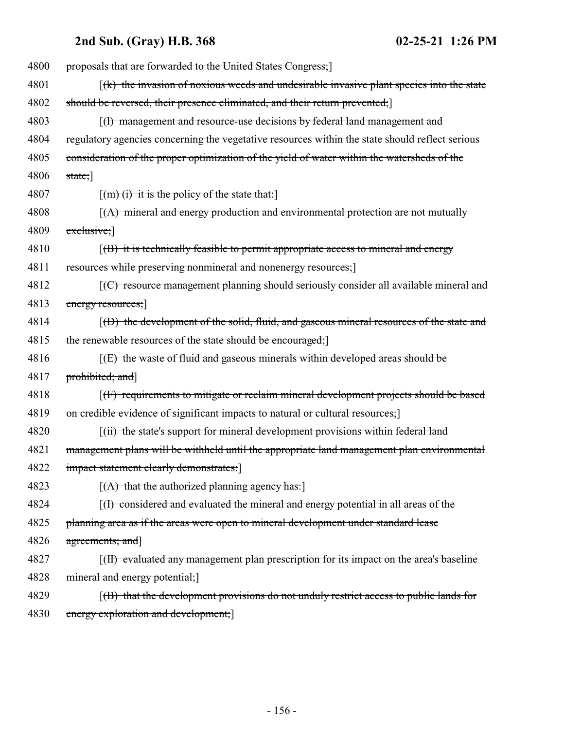4800 ~~proposals that are forwarded to the United States Congress;~~]

4801 [~~(k) the invasion of noxious weeds and undesirable invasive plant species into the state~~

4802 ~~should be reversed, their presence eliminated, and their return prevented;~~]

4803 [~~(l) management and resource-use decisions by federal land management and~~

4804 ~~regulatory agencies concerning the vegetative resources within the state should reflect serious~~

4805 ~~consideration of the proper optimization of the yield of water within the watersheds of the~~

4806 ~~state;~~]

4807 [~~(m) (i) it is the policy of the state that:~~]

4808 [~~(A) mineral and energy production and environmental protection are not mutually~~

4809 ~~exclusive;~~]

4810 [~~(B) it is technically feasible to permit appropriate access to mineral and energy~~

4811 ~~resources while preserving nonmineral and nonenergy resources;~~]

4812 [~~(C) resource management planning should seriously consider all available mineral and~~

4813 ~~energy resources;~~]

4814 [~~(D) the development of the solid, fluid, and gaseous mineral resources of the state and~~

4815 ~~the renewable resources of the state should be encouraged;~~]

4816 [~~(E) the waste of fluid and gaseous minerals within developed areas should be~~

4817 ~~prohibited; and~~]

4818 [~~(F) requirements to mitigate or reclaim mineral development projects should be based~~

4819 ~~on credible evidence of significant impacts to natural or cultural resources;~~]

4820 [~~(ii) the state's support for mineral development provisions within federal land~~

4821 ~~management plans will be withheld until the appropriate land management plan environmental~~

4822 ~~impact statement clearly demonstrates:~~]

4823 [~~(A) that the authorized planning agency has:~~]

4824 [~~(I) considered and evaluated the mineral and energy potential in all areas of the~~

4825 ~~planning area as if the areas were open to mineral development under standard lease~~

4826 ~~agreements; and~~]

4827 [~~(II) evaluated any management plan prescription for its impact on the area's baseline~~

4828 ~~mineral and energy potential;~~]

4829 [~~(B) that the development provisions do not unduly restrict access to public lands for~~

4830 ~~energy exploration and development;~~]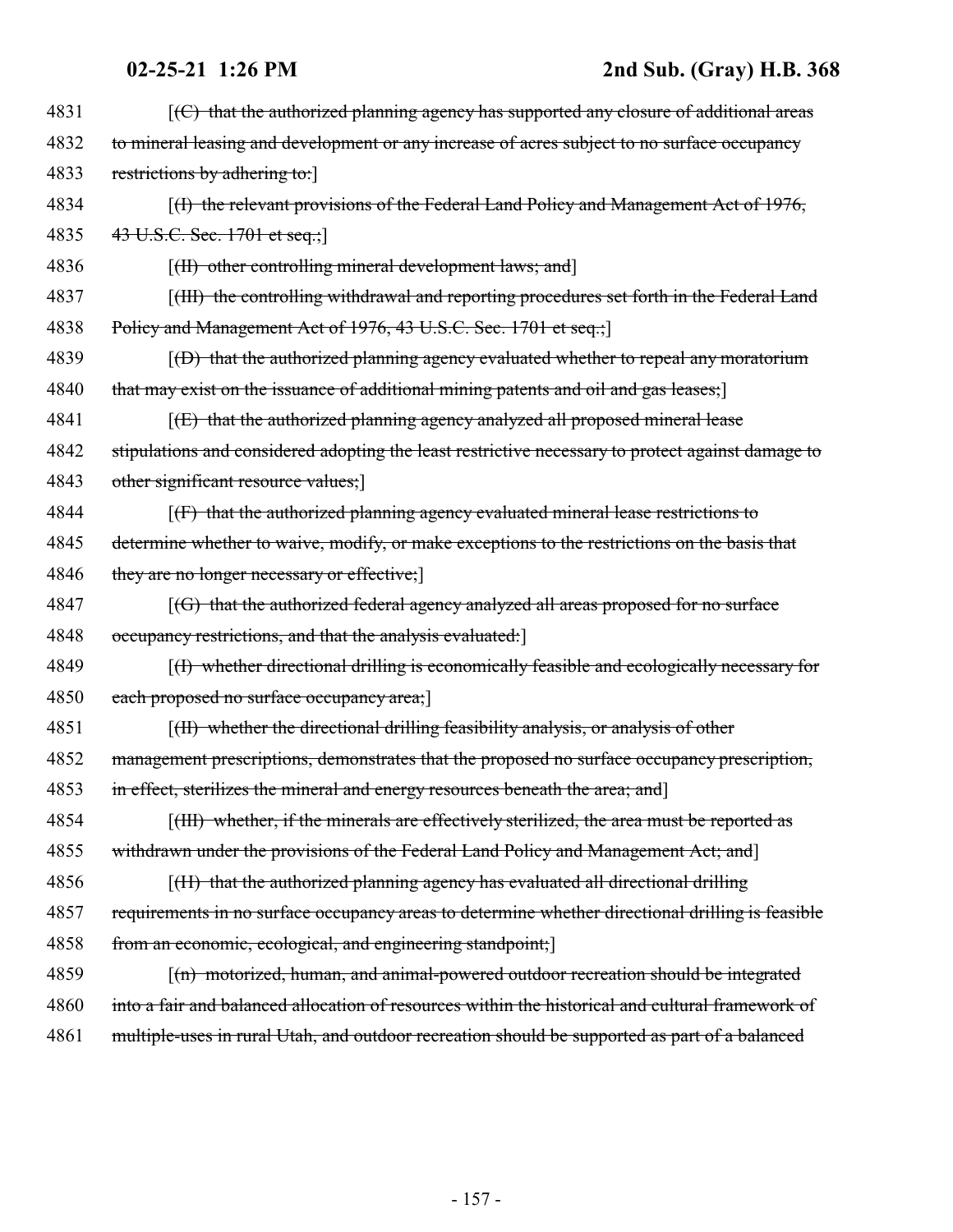4831 [~~(C) that the authorized planning agency has supported any closure of additional areas~~
4832 ~~to mineral leasing and development or any increase of acres subject to no surface occupancy~~
4833 ~~restrictions by adhering to:~~]
4834 [~~(I) the relevant provisions of the Federal Land Policy and Management Act of 1976,~~
4835 ~~43 U.S.C. Sec. 1701 et seq.;~~]
4836 [~~(II) other controlling mineral development laws; and~~]
4837 [~~(III) the controlling withdrawal and reporting procedures set forth in the Federal Land~~
4838 ~~Policy and Management Act of 1976, 43 U.S.C. Sec. 1701 et seq.;~~]
4839 [~~(D) that the authorized planning agency evaluated whether to repeal any moratorium~~
4840 ~~that may exist on the issuance of additional mining patents and oil and gas leases;~~]
4841 [~~(E) that the authorized planning agency analyzed all proposed mineral lease~~
4842 ~~stipulations and considered adopting the least restrictive necessary to protect against damage to~~
4843 ~~other significant resource values;~~]
4844 [~~(F) that the authorized planning agency evaluated mineral lease restrictions to~~
4845 ~~determine whether to waive, modify, or make exceptions to the restrictions on the basis that~~
4846 ~~they are no longer necessary or effective;~~]
4847 [~~(G) that the authorized federal agency analyzed all areas proposed for no surface~~
4848 ~~occupancy restrictions, and that the analysis evaluated:~~]
4849 [~~(I) whether directional drilling is economically feasible and ecologically necessary for~~
4850 ~~each proposed no surface occupancy area;~~]
4851 [~~(II) whether the directional drilling feasibility analysis, or analysis of other~~
4852 ~~management prescriptions, demonstrates that the proposed no surface occupancy prescription,~~
4853 ~~in effect, sterilizes the mineral and energy resources beneath the area; and~~]
4854 [~~(III) whether, if the minerals are effectively sterilized, the area must be reported as~~
4855 ~~withdrawn under the provisions of the Federal Land Policy and Management Act; and~~]
4856 [~~(H) that the authorized planning agency has evaluated all directional drilling~~
4857 ~~requirements in no surface occupancy areas to determine whether directional drilling is feasible~~
4858 ~~from an economic, ecological, and engineering standpoint;~~]
4859 [~~(n) motorized, human, and animal-powered outdoor recreation should be integrated~~
4860 ~~into a fair and balanced allocation of resources within the historical and cultural framework of~~
4861 ~~multiple-uses in rural Utah, and outdoor recreation should be supported as part of a balanced~~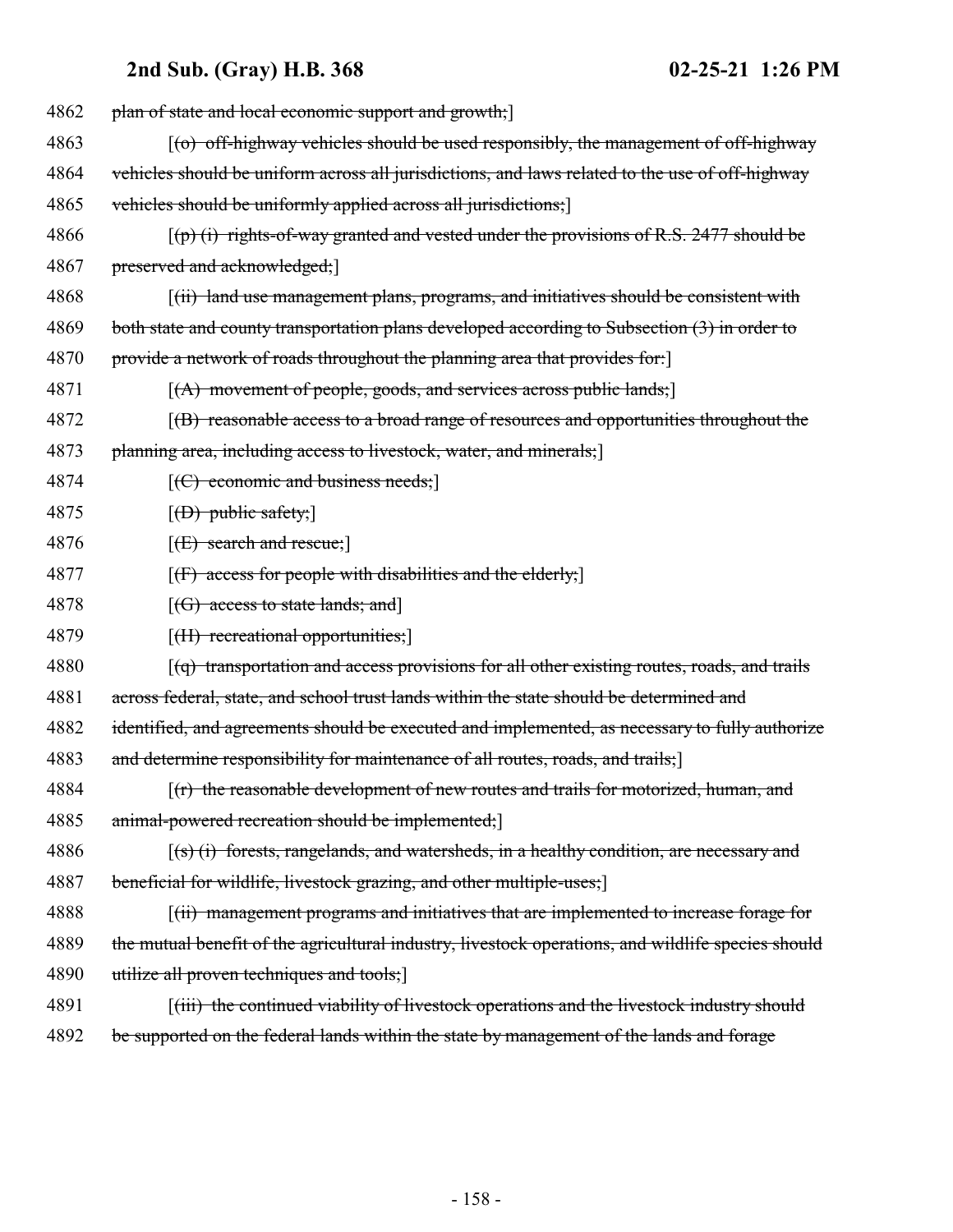4862 plan of state and local economic support and growth;]

4863 [(o) off-highway vehicles should be used responsibly, the management of off-highway
4864 vehicles should be uniform across all jurisdictions, and laws related to the use of off-highway
4865 vehicles should be uniformly applied across all jurisdictions;]

4866 [(p) (i) rights-of-way granted and vested under the provisions of R.S. 2477 should be
4867 preserved and acknowledged;]

4868 [(ii) land use management plans, programs, and initiatives should be consistent with
4869 both state and county transportation plans developed according to Subsection (3) in order to
4870 provide a network of roads throughout the planning area that provides for:]

4871 [(A) movement of people, goods, and services across public lands;]

4872 [(B) reasonable access to a broad range of resources and opportunities throughout the
4873 planning area, including access to livestock, water, and minerals;]

4874 [(C) economic and business needs;]

4875 [(D) public safety;]

4876 [(E) search and rescue;]

4877 [(F) access for people with disabilities and the elderly;]

4878 [(G) access to state lands; and]

4879 [(H) recreational opportunities;]

4880 [(q) transportation and access provisions for all other existing routes, roads, and trails
4881 across federal, state, and school trust lands within the state should be determined and
4882 identified, and agreements should be executed and implemented, as necessary to fully authorize
4883 and determine responsibility for maintenance of all routes, roads, and trails;]

4884 [(r) the reasonable development of new routes and trails for motorized, human, and
4885 animal-powered recreation should be implemented;]

4886 [(s) (i) forests, rangelands, and watersheds, in a healthy condition, are necessary and
4887 beneficial for wildlife, livestock grazing, and other multiple-uses;]

4888 [(ii) management programs and initiatives that are implemented to increase forage for
4889 the mutual benefit of the agricultural industry, livestock operations, and wildlife species should
4890 utilize all proven techniques and tools;]

4891 [(iii) the continued viability of livestock operations and the livestock industry should
4892 be supported on the federal lands within the state by management of the lands and forage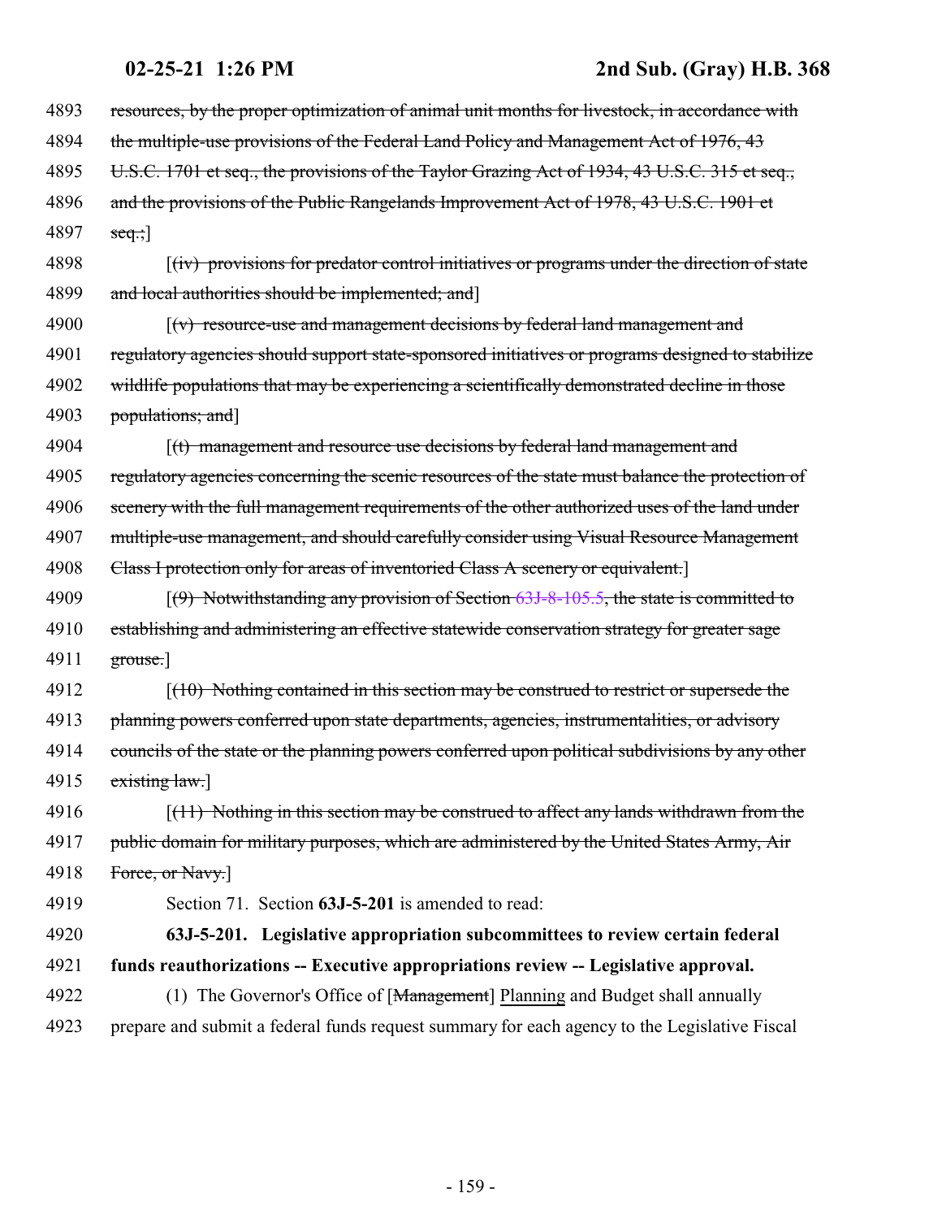4893 resources, by the proper optimization of animal unit months for livestock, in accordance with
4894 the multiple-use provisions of the Federal Land Policy and Management Act of 1976, 43
4895 U.S.C. 1701 et seq., the provisions of the Taylor Grazing Act of 1934, 43 U.S.C. 315 et seq.,
4896 and the provisions of the Public Rangelands Improvement Act of 1978, 43 U.S.C. 1901 et
4897 seq.;]

4898 [(iv) provisions for predator control initiatives or programs under the direction of state
4899 and local authorities should be implemented; and]

4900 [(v) resource-use and management decisions by federal land management and
4901 regulatory agencies should support state-sponsored initiatives or programs designed to stabilize
4902 wildlife populations that may be experiencing a scientifically demonstrated decline in those
4903 populations; and]

4904 [(t) management and resource use decisions by federal land management and
4905 regulatory agencies concerning the scenic resources of the state must balance the protection of
4906 scenery with the full management requirements of the other authorized uses of the land under
4907 multiple-use management, and should carefully consider using Visual Resource Management
4908 Class I protection only for areas of inventoried Class A scenery or equivalent.]

4909 [(9) Notwithstanding any provision of Section 63J-8-105.5, the state is committed to
4910 establishing and administering an effective statewide conservation strategy for greater sage
4911 grouse.]

4912 [(10) Nothing contained in this section may be construed to restrict or supersede the
4913 planning powers conferred upon state departments, agencies, instrumentalities, or advisory
4914 councils of the state or the planning powers conferred upon political subdivisions by any other
4915 existing law.]

4916 [(11) Nothing in this section may be construed to affect any lands withdrawn from the
4917 public domain for military purposes, which are administered by the United States Army, Air
4918 Force, or Navy.]

4919 Section 71. Section **63J-5-201** is amended to read:

4920 **63J-5-201. Legislative appropriation subcommittees to review certain federal**
4921 **funds reauthorizations -- Executive appropriations review -- Legislative approval.**

4922 (1) The Governor's Office of [Management] Planning and Budget shall annually
4923 prepare and submit a federal funds request summary for each agency to the Legislative Fiscal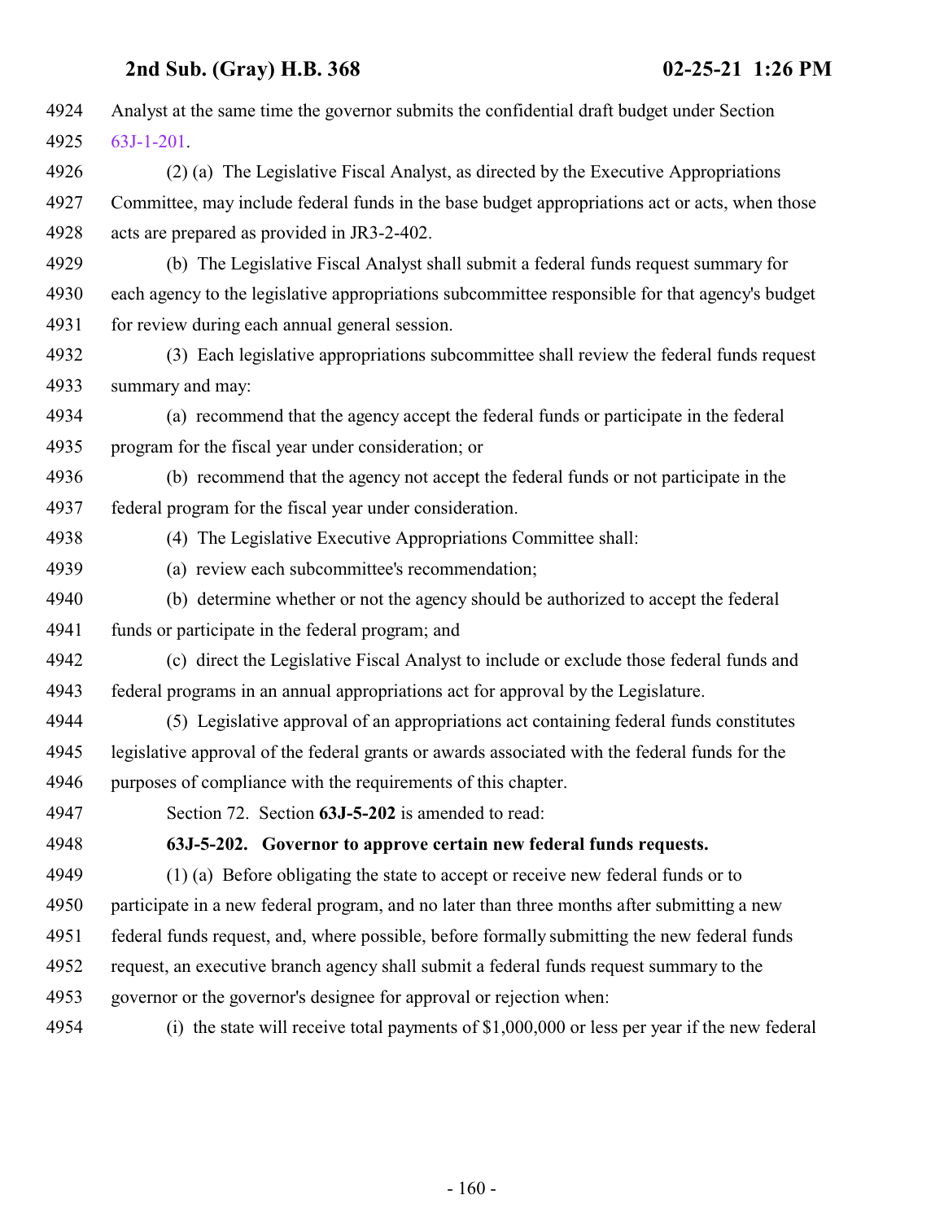Analyst at the same time the governor submits the confidential draft budget under Section 63J-1-201.

(2) (a) The Legislative Fiscal Analyst, as directed by the Executive Appropriations Committee, may include federal funds in the base budget appropriations act or acts, when those acts are prepared as provided in JR3-2-402.

(b) The Legislative Fiscal Analyst shall submit a federal funds request summary for each agency to the legislative appropriations subcommittee responsible for that agency's budget for review during each annual general session.

(3) Each legislative appropriations subcommittee shall review the federal funds request summary and may:

(a) recommend that the agency accept the federal funds or participate in the federal program for the fiscal year under consideration; or

(b) recommend that the agency not accept the federal funds or not participate in the federal program for the fiscal year under consideration.

(4) The Legislative Executive Appropriations Committee shall:

(a) review each subcommittee's recommendation;

(b) determine whether or not the agency should be authorized to accept the federal funds or participate in the federal program; and

(c) direct the Legislative Fiscal Analyst to include or exclude those federal funds and federal programs in an annual appropriations act for approval by the Legislature.

(5) Legislative approval of an appropriations act containing federal funds constitutes legislative approval of the federal grants or awards associated with the federal funds for the purposes of compliance with the requirements of this chapter.

Section 72. Section **63J-5-202** is amended to read:

**63J-5-202. Governor to approve certain new federal funds requests.**

(1) (a) Before obligating the state to accept or receive new federal funds or to participate in a new federal program, and no later than three months after submitting a new federal funds request, and, where possible, before formally submitting the new federal funds request, an executive branch agency shall submit a federal funds request summary to the governor or the governor's designee for approval or rejection when:

(i) the state will receive total payments of $1,000,000 or less per year if the new federal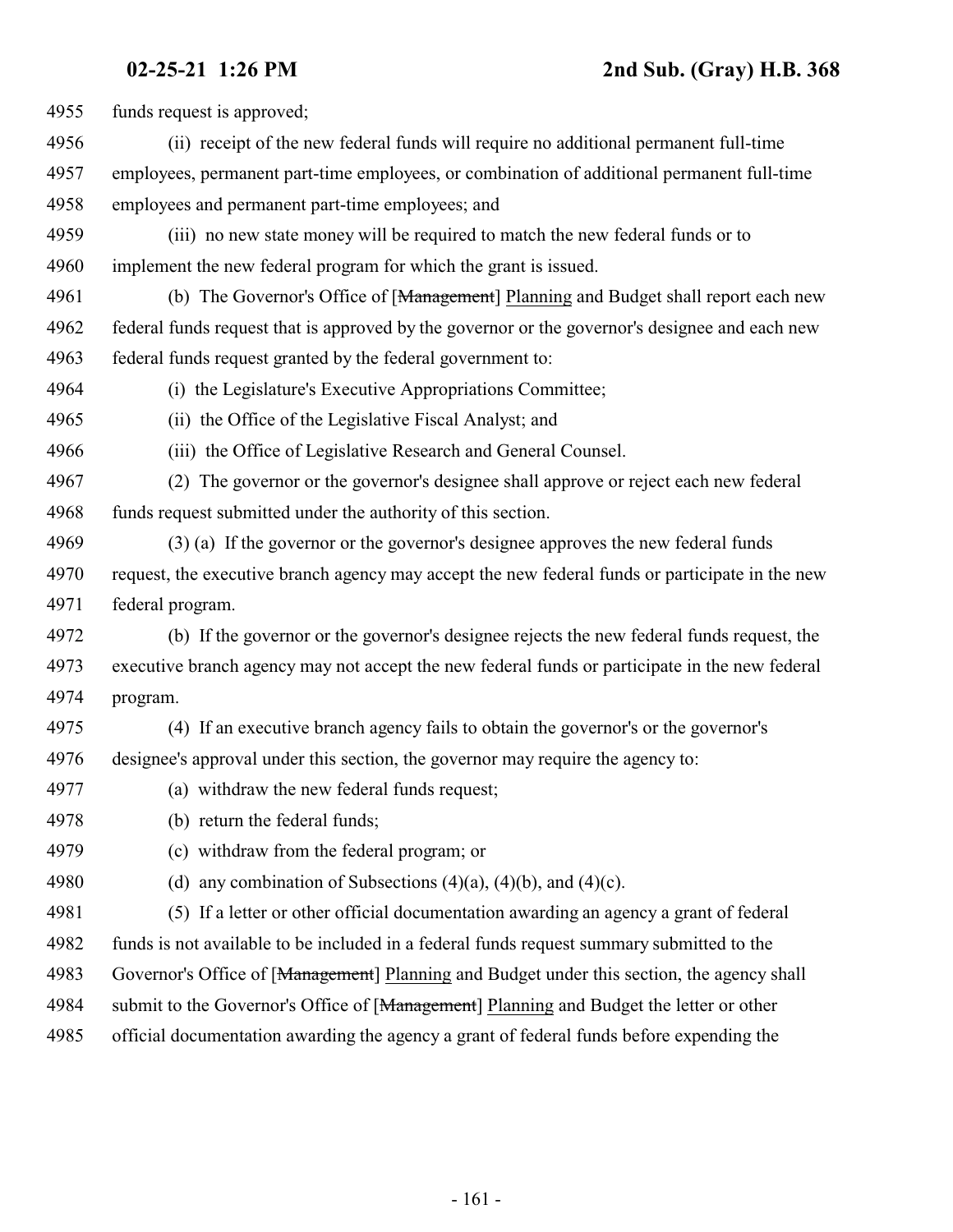funds request is approved;

(ii) receipt of the new federal funds will require no additional permanent full-time employees, permanent part-time employees, or combination of additional permanent full-time employees and permanent part-time employees; and

(iii) no new state money will be required to match the new federal funds or to implement the new federal program for which the grant is issued.

(b) The Governor's Office of [~~Management~~] Planning and Budget shall report each new federal funds request that is approved by the governor or the governor's designee and each new federal funds request granted by the federal government to:

(i) the Legislature's Executive Appropriations Committee;

(ii) the Office of the Legislative Fiscal Analyst; and

(iii) the Office of Legislative Research and General Counsel.

(2) The governor or the governor's designee shall approve or reject each new federal funds request submitted under the authority of this section.

(3) (a) If the governor or the governor's designee approves the new federal funds request, the executive branch agency may accept the new federal funds or participate in the new federal program.

(b) If the governor or the governor's designee rejects the new federal funds request, the executive branch agency may not accept the new federal funds or participate in the new federal program.

(4) If an executive branch agency fails to obtain the governor's or the governor's designee's approval under this section, the governor may require the agency to:

(a) withdraw the new federal funds request;

(b) return the federal funds;

(c) withdraw from the federal program; or

(d) any combination of Subsections (4)(a), (4)(b), and (4)(c).

(5) If a letter or other official documentation awarding an agency a grant of federal funds is not available to be included in a federal funds request summary submitted to the Governor's Office of [~~Management~~] Planning and Budget under this section, the agency shall submit to the Governor's Office of [~~Management~~] Planning and Budget the letter or other official documentation awarding the agency a grant of federal funds before expending the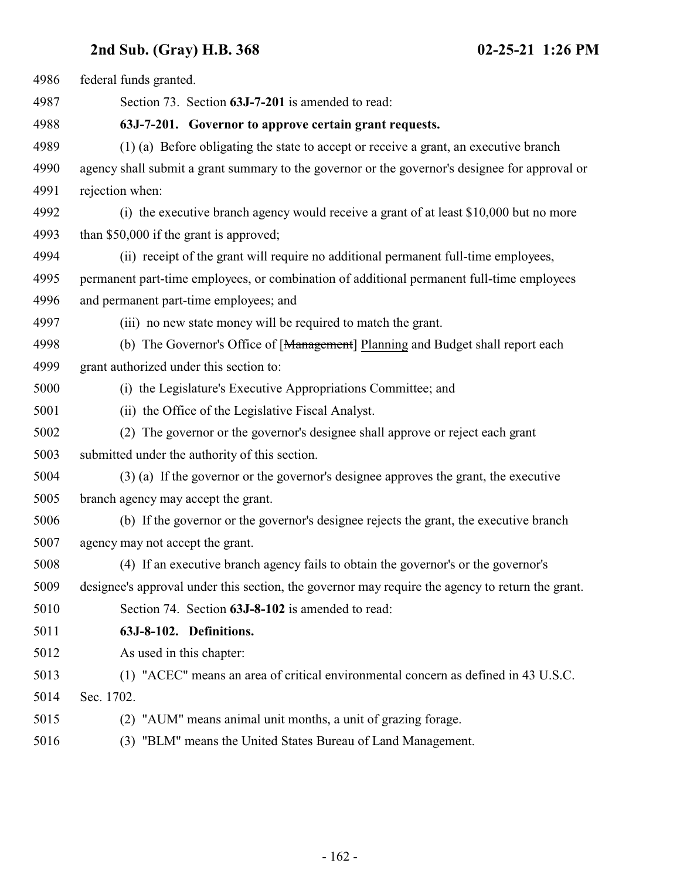federal funds granted.

Section 73. Section **63J-7-201** is amended to read:

**63J-7-201. Governor to approve certain grant requests.**

(1) (a) Before obligating the state to accept or receive a grant, an executive branch agency shall submit a grant summary to the governor or the governor's designee for approval or rejection when:

(i) the executive branch agency would receive a grant of at least $10,000 but no more than $50,000 if the grant is approved;

(ii) receipt of the grant will require no additional permanent full-time employees, permanent part-time employees, or combination of additional permanent full-time employees and permanent part-time employees; and

(iii) no new state money will be required to match the grant.

(b) The Governor's Office of [~~Management~~] Planning and Budget shall report each grant authorized under this section to:

(i) the Legislature's Executive Appropriations Committee; and

(ii) the Office of the Legislative Fiscal Analyst.

(2) The governor or the governor's designee shall approve or reject each grant submitted under the authority of this section.

(3) (a) If the governor or the governor's designee approves the grant, the executive branch agency may accept the grant.

(b) If the governor or the governor's designee rejects the grant, the executive branch agency may not accept the grant.

(4) If an executive branch agency fails to obtain the governor's or the governor's designee's approval under this section, the governor may require the agency to return the grant.

Section 74. Section **63J-8-102** is amended to read:

**63J-8-102. Definitions.**

As used in this chapter:

(1) "ACEC" means an area of critical environmental concern as defined in 43 U.S.C. Sec. 1702.

(2) "AUM" means animal unit months, a unit of grazing forage.

(3) "BLM" means the United States Bureau of Land Management.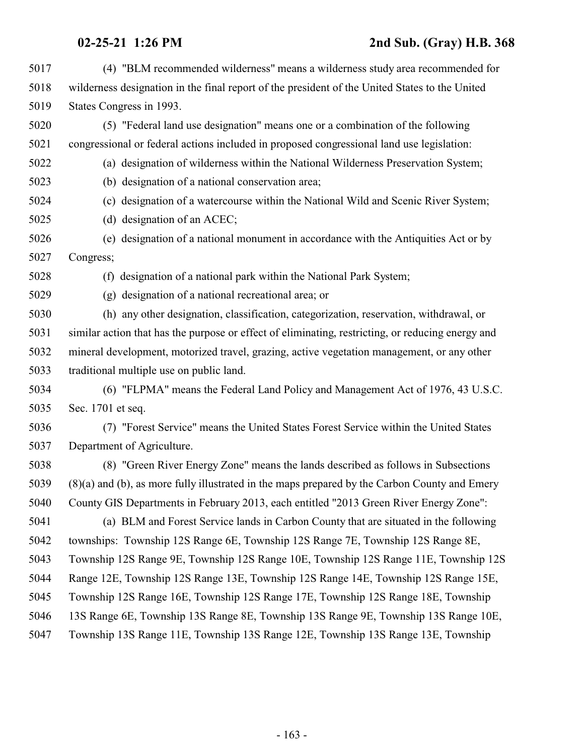(4) "BLM recommended wilderness" means a wilderness study area recommended for wilderness designation in the final report of the president of the United States to the United States Congress in 1993.

(5) "Federal land use designation" means one or a combination of the following congressional or federal actions included in proposed congressional land use legislation:

(a) designation of wilderness within the National Wilderness Preservation System;

(b) designation of a national conservation area;

(c) designation of a watercourse within the National Wild and Scenic River System;

(d) designation of an ACEC;

(e) designation of a national monument in accordance with the Antiquities Act or by Congress;

(f) designation of a national park within the National Park System;

(g) designation of a national recreational area; or

(h) any other designation, classification, categorization, reservation, withdrawal, or similar action that has the purpose or effect of eliminating, restricting, or reducing energy and mineral development, motorized travel, grazing, active vegetation management, or any other traditional multiple use on public land.

(6) "FLPMA" means the Federal Land Policy and Management Act of 1976, 43 U.S.C. Sec. 1701 et seq.

(7) "Forest Service" means the United States Forest Service within the United States Department of Agriculture.

(8) "Green River Energy Zone" means the lands described as follows in Subsections (8)(a) and (b), as more fully illustrated in the maps prepared by the Carbon County and Emery County GIS Departments in February 2013, each entitled "2013 Green River Energy Zone":

(a) BLM and Forest Service lands in Carbon County that are situated in the following townships: Township 12S Range 6E, Township 12S Range 7E, Township 12S Range 8E, Township 12S Range 9E, Township 12S Range 10E, Township 12S Range 11E, Township 12S Range 12E, Township 12S Range 13E, Township 12S Range 14E, Township 12S Range 15E, Township 12S Range 16E, Township 12S Range 17E, Township 12S Range 18E, Township 13S Range 6E, Township 13S Range 8E, Township 13S Range 9E, Township 13S Range 10E, Township 13S Range 11E, Township 13S Range 12E, Township 13S Range 13E, Township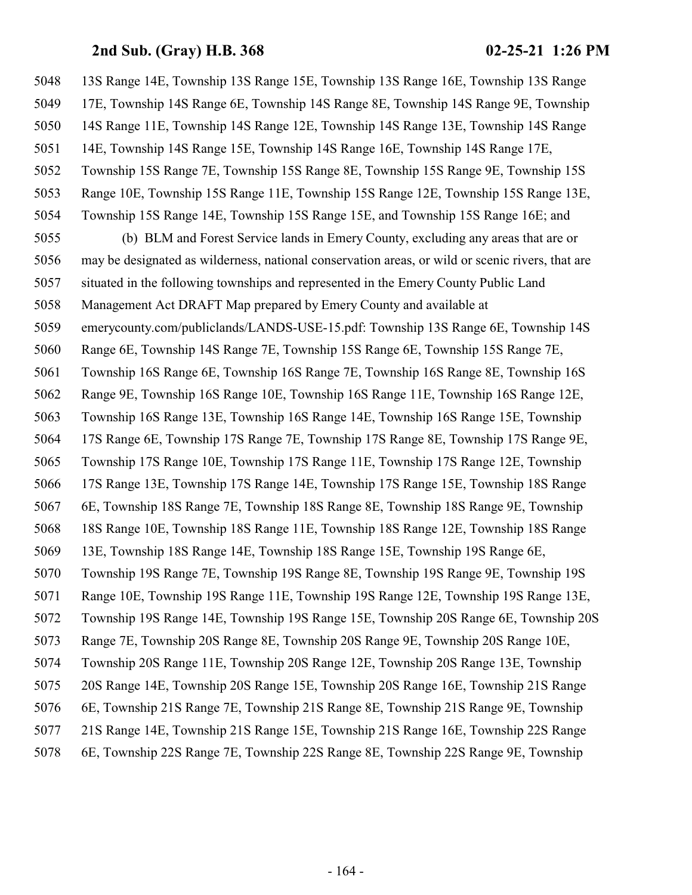13S Range 14E, Township 13S Range 15E, Township 13S Range 16E, Township 13S Range 17E, Township 14S Range 6E, Township 14S Range 8E, Township 14S Range 9E, Township 14S Range 11E, Township 14S Range 12E, Township 14S Range 13E, Township 14S Range 14E, Township 14S Range 15E, Township 14S Range 16E, Township 14S Range 17E, Township 15S Range 7E, Township 15S Range 8E, Township 15S Range 9E, Township 15S Range 10E, Township 15S Range 11E, Township 15S Range 12E, Township 15S Range 13E, Township 15S Range 14E, Township 15S Range 15E, and Township 15S Range 16E; and

(b) BLM and Forest Service lands in Emery County, excluding any areas that are or may be designated as wilderness, national conservation areas, or wild or scenic rivers, that are situated in the following townships and represented in the Emery County Public Land Management Act DRAFT Map prepared by Emery County and available at emerycounty.com/publiclands/LANDS-USE-15.pdf: Township 13S Range 6E, Township 14S Range 6E, Township 14S Range 7E, Township 15S Range 6E, Township 15S Range 7E, Township 16S Range 6E, Township 16S Range 7E, Township 16S Range 8E, Township 16S Range 9E, Township 16S Range 10E, Township 16S Range 11E, Township 16S Range 12E, Township 16S Range 13E, Township 16S Range 14E, Township 16S Range 15E, Township 17S Range 6E, Township 17S Range 7E, Township 17S Range 8E, Township 17S Range 9E, Township 17S Range 10E, Township 17S Range 11E, Township 17S Range 12E, Township 17S Range 13E, Township 17S Range 14E, Township 17S Range 15E, Township 18S Range 6E, Township 18S Range 7E, Township 18S Range 8E, Township 18S Range 9E, Township 18S Range 10E, Township 18S Range 11E, Township 18S Range 12E, Township 18S Range 13E, Township 18S Range 14E, Township 18S Range 15E, Township 19S Range 6E, Township 19S Range 7E, Township 19S Range 8E, Township 19S Range 9E, Township 19S Range 10E, Township 19S Range 11E, Township 19S Range 12E, Township 19S Range 13E, Township 19S Range 14E, Township 19S Range 15E, Township 20S Range 6E, Township 20S Range 7E, Township 20S Range 8E, Township 20S Range 9E, Township 20S Range 10E, Township 20S Range 11E, Township 20S Range 12E, Township 20S Range 13E, Township 20S Range 14E, Township 20S Range 15E, Township 20S Range 16E, Township 21S Range 6E, Township 21S Range 7E, Township 21S Range 8E, Township 21S Range 9E, Township 21S Range 14E, Township 21S Range 15E, Township 21S Range 16E, Township 22S Range 6E, Township 22S Range 7E, Township 22S Range 8E, Township 22S Range 9E, Township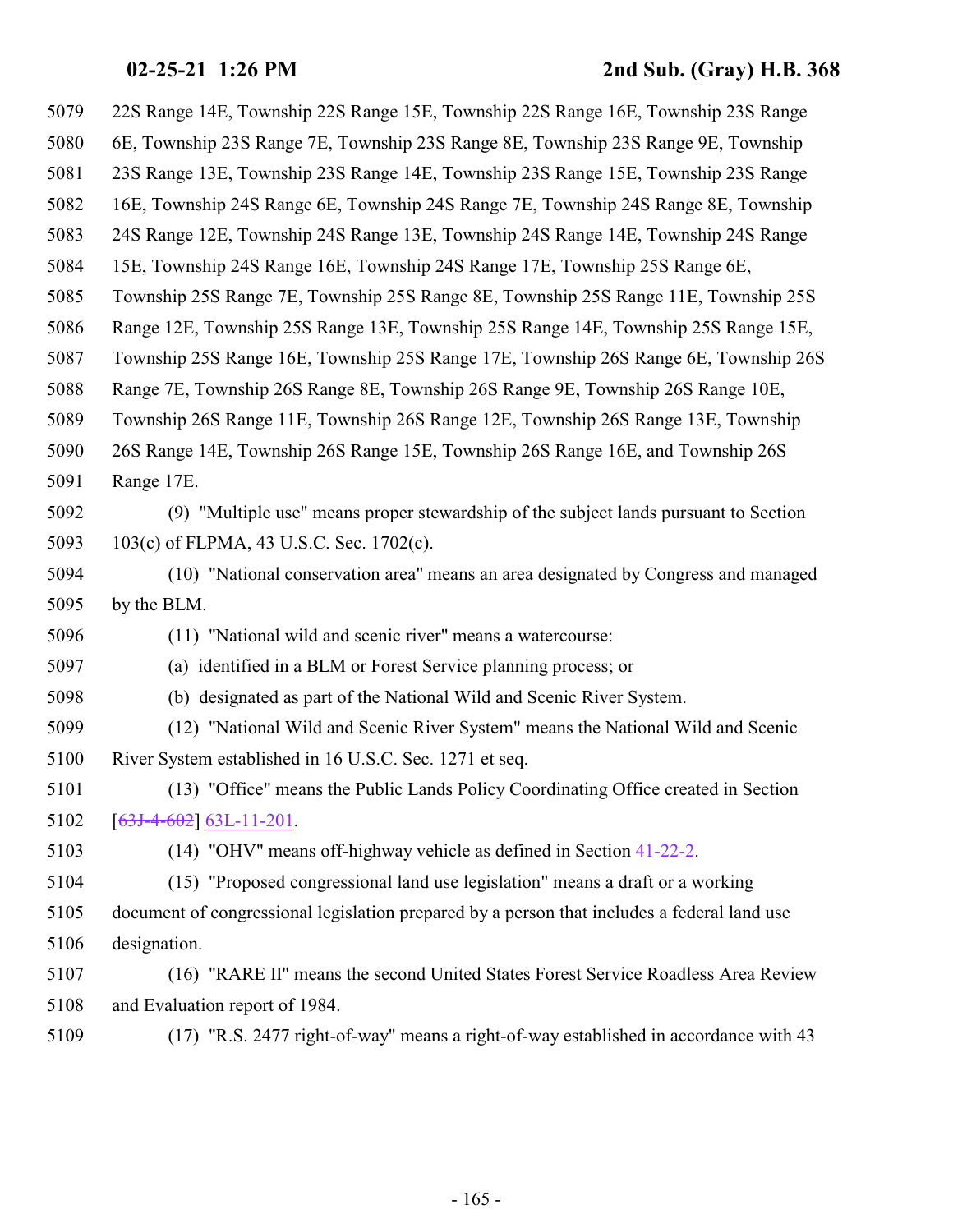22S Range 14E, Township 22S Range 15E, Township 22S Range 16E, Township 23S Range 6E, Township 23S Range 7E, Township 23S Range 8E, Township 23S Range 9E, Township 23S Range 13E, Township 23S Range 14E, Township 23S Range 15E, Township 23S Range 16E, Township 24S Range 6E, Township 24S Range 7E, Township 24S Range 8E, Township 24S Range 12E, Township 24S Range 13E, Township 24S Range 14E, Township 24S Range 15E, Township 24S Range 16E, Township 24S Range 17E, Township 25S Range 6E, Township 25S Range 7E, Township 25S Range 8E, Township 25S Range 11E, Township 25S Range 12E, Township 25S Range 13E, Township 25S Range 14E, Township 25S Range 15E, Township 25S Range 16E, Township 25S Range 17E, Township 26S Range 6E, Township 26S Range 7E, Township 26S Range 8E, Township 26S Range 9E, Township 26S Range 10E, Township 26S Range 11E, Township 26S Range 12E, Township 26S Range 13E, Township 26S Range 14E, Township 26S Range 15E, Township 26S Range 16E, and Township 26S Range 17E.

(9) "Multiple use" means proper stewardship of the subject lands pursuant to Section 103(c) of FLPMA, 43 U.S.C. Sec. 1702(c).

(10) "National conservation area" means an area designated by Congress and managed by the BLM.

(11) "National wild and scenic river" means a watercourse:

(a) identified in a BLM or Forest Service planning process; or

(b) designated as part of the National Wild and Scenic River System.

(12) "National Wild and Scenic River System" means the National Wild and Scenic River System established in 16 U.S.C. Sec. 1271 et seq.

(13) "Office" means the Public Lands Policy Coordinating Office created in Section [~~63J-4-602~~] 63L-11-201.

(14) "OHV" means off-highway vehicle as defined in Section 41-22-2.

(15) "Proposed congressional land use legislation" means a draft or a working document of congressional legislation prepared by a person that includes a federal land use designation.

(16) "RARE II" means the second United States Forest Service Roadless Area Review and Evaluation report of 1984.

(17) "R.S. 2477 right-of-way" means a right-of-way established in accordance with 43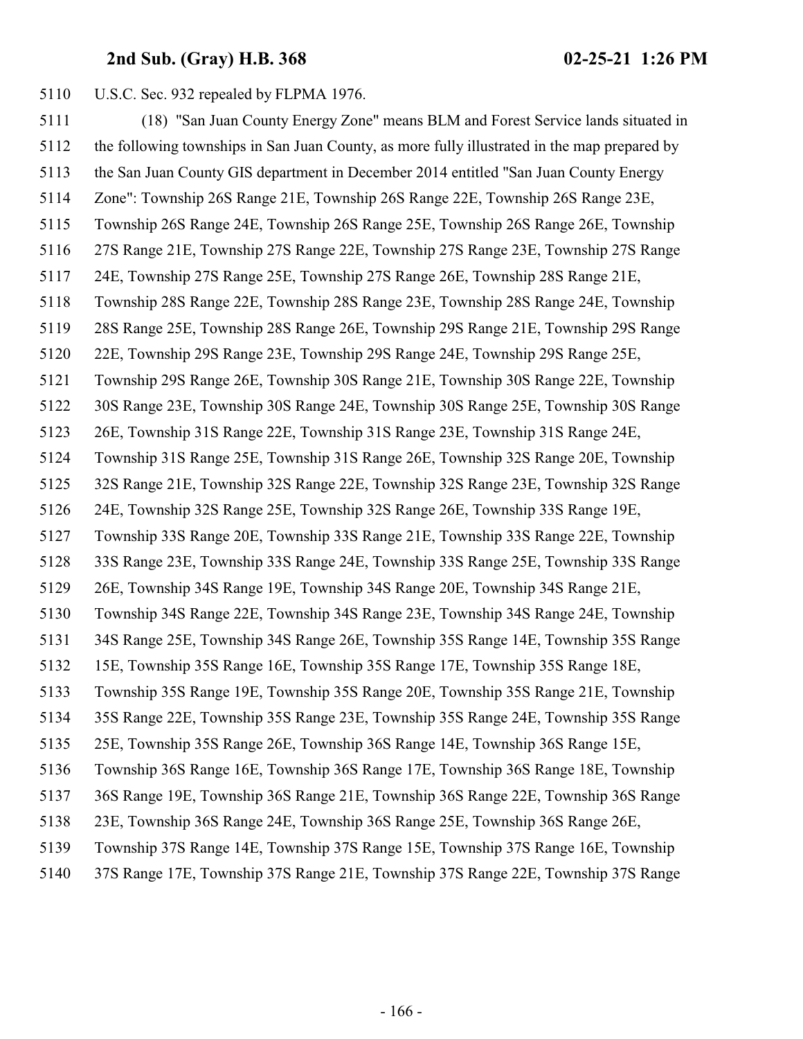U.S.C. Sec. 932 repealed by FLPMA 1976.

(18) "San Juan County Energy Zone" means BLM and Forest Service lands situated in the following townships in San Juan County, as more fully illustrated in the map prepared by the San Juan County GIS department in December 2014 entitled "San Juan County Energy Zone": Township 26S Range 21E, Township 26S Range 22E, Township 26S Range 23E, Township 26S Range 24E, Township 26S Range 25E, Township 26S Range 26E, Township 27S Range 21E, Township 27S Range 22E, Township 27S Range 23E, Township 27S Range 24E, Township 27S Range 25E, Township 27S Range 26E, Township 28S Range 21E, Township 28S Range 22E, Township 28S Range 23E, Township 28S Range 24E, Township 28S Range 25E, Township 28S Range 26E, Township 29S Range 21E, Township 29S Range 22E, Township 29S Range 23E, Township 29S Range 24E, Township 29S Range 25E, Township 29S Range 26E, Township 30S Range 21E, Township 30S Range 22E, Township 30S Range 23E, Township 30S Range 24E, Township 30S Range 25E, Township 30S Range 26E, Township 31S Range 22E, Township 31S Range 23E, Township 31S Range 24E, Township 31S Range 25E, Township 31S Range 26E, Township 32S Range 20E, Township 32S Range 21E, Township 32S Range 22E, Township 32S Range 23E, Township 32S Range 24E, Township 32S Range 25E, Township 32S Range 26E, Township 33S Range 19E, Township 33S Range 20E, Township 33S Range 21E, Township 33S Range 22E, Township 33S Range 23E, Township 33S Range 24E, Township 33S Range 25E, Township 33S Range 26E, Township 34S Range 19E, Township 34S Range 20E, Township 34S Range 21E, Township 34S Range 22E, Township 34S Range 23E, Township 34S Range 24E, Township 34S Range 25E, Township 34S Range 26E, Township 35S Range 14E, Township 35S Range 15E, Township 35S Range 16E, Township 35S Range 17E, Township 35S Range 18E, Township 35S Range 19E, Township 35S Range 20E, Township 35S Range 21E, Township 35S Range 22E, Township 35S Range 23E, Township 35S Range 24E, Township 35S Range 25E, Township 35S Range 26E, Township 36S Range 14E, Township 36S Range 15E, Township 36S Range 16E, Township 36S Range 17E, Township 36S Range 18E, Township 36S Range 19E, Township 36S Range 21E, Township 36S Range 22E, Township 36S Range 23E, Township 36S Range 24E, Township 36S Range 25E, Township 36S Range 26E, Township 37S Range 14E, Township 37S Range 15E, Township 37S Range 16E, Township 37S Range 17E, Township 37S Range 21E, Township 37S Range 22E, Township 37S Range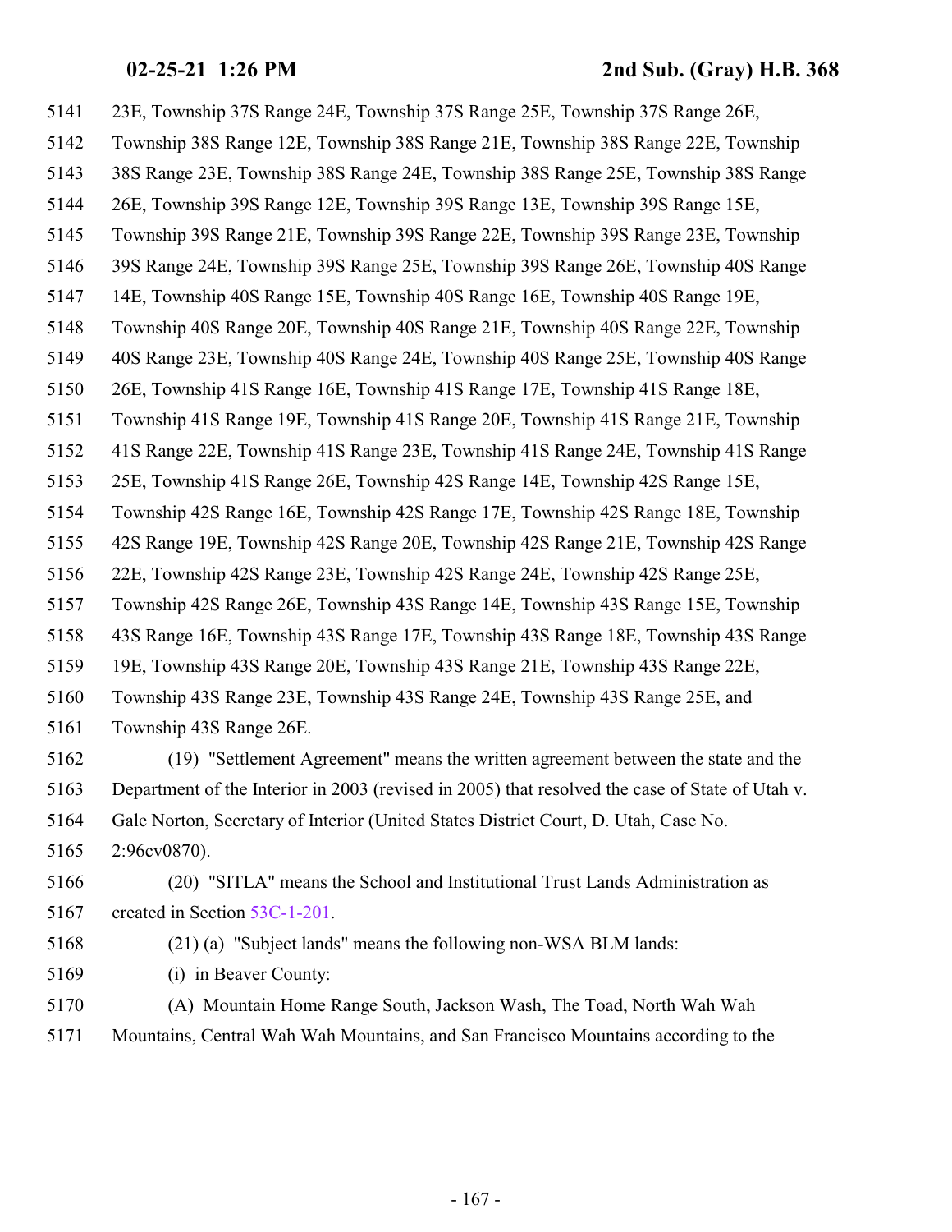23E, Township 37S Range 24E, Township 37S Range 25E, Township 37S Range 26E, Township 38S Range 12E, Township 38S Range 21E, Township 38S Range 22E, Township 38S Range 23E, Township 38S Range 24E, Township 38S Range 25E, Township 38S Range 26E, Township 39S Range 12E, Township 39S Range 13E, Township 39S Range 15E, Township 39S Range 21E, Township 39S Range 22E, Township 39S Range 23E, Township 39S Range 24E, Township 39S Range 25E, Township 39S Range 26E, Township 40S Range 14E, Township 40S Range 15E, Township 40S Range 16E, Township 40S Range 19E, Township 40S Range 20E, Township 40S Range 21E, Township 40S Range 22E, Township 40S Range 23E, Township 40S Range 24E, Township 40S Range 25E, Township 40S Range 26E, Township 41S Range 16E, Township 41S Range 17E, Township 41S Range 18E, Township 41S Range 19E, Township 41S Range 20E, Township 41S Range 21E, Township 41S Range 22E, Township 41S Range 23E, Township 41S Range 24E, Township 41S Range 25E, Township 41S Range 26E, Township 42S Range 14E, Township 42S Range 15E, Township 42S Range 16E, Township 42S Range 17E, Township 42S Range 18E, Township 42S Range 19E, Township 42S Range 20E, Township 42S Range 21E, Township 42S Range 22E, Township 42S Range 23E, Township 42S Range 24E, Township 42S Range 25E, Township 42S Range 26E, Township 43S Range 14E, Township 43S Range 15E, Township 43S Range 16E, Township 43S Range 17E, Township 43S Range 18E, Township 43S Range 19E, Township 43S Range 20E, Township 43S Range 21E, Township 43S Range 22E, Township 43S Range 23E, Township 43S Range 24E, Township 43S Range 25E, and Township 43S Range 26E.

(19) "Settlement Agreement" means the written agreement between the state and the Department of the Interior in 2003 (revised in 2005) that resolved the case of State of Utah v. Gale Norton, Secretary of Interior (United States District Court, D. Utah, Case No. 2:96cv0870).

(20) "SITLA" means the School and Institutional Trust Lands Administration as created in Section 53C-1-201.

(21) (a) "Subject lands" means the following non-WSA BLM lands:

(i) in Beaver County:

(A) Mountain Home Range South, Jackson Wash, The Toad, North Wah Wah Mountains, Central Wah Wah Mountains, and San Francisco Mountains according to the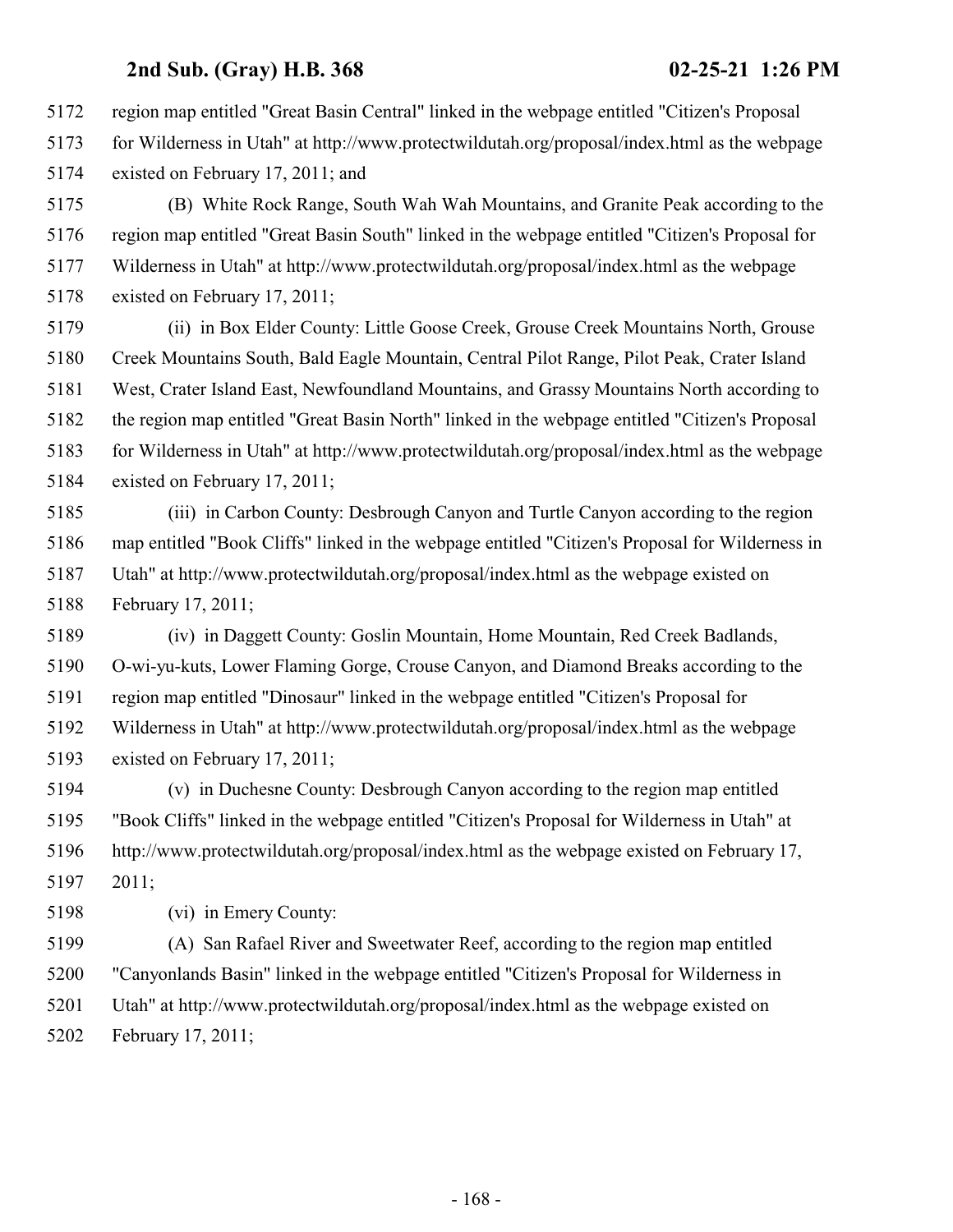region map entitled "Great Basin Central" linked in the webpage entitled "Citizen's Proposal for Wilderness in Utah" at http://www.protectwildutah.org/proposal/index.html as the webpage existed on February 17, 2011; and

(B) White Rock Range, South Wah Wah Mountains, and Granite Peak according to the region map entitled "Great Basin South" linked in the webpage entitled "Citizen's Proposal for Wilderness in Utah" at http://www.protectwildutah.org/proposal/index.html as the webpage existed on February 17, 2011;

(ii) in Box Elder County: Little Goose Creek, Grouse Creek Mountains North, Grouse Creek Mountains South, Bald Eagle Mountain, Central Pilot Range, Pilot Peak, Crater Island West, Crater Island East, Newfoundland Mountains, and Grassy Mountains North according to the region map entitled "Great Basin North" linked in the webpage entitled "Citizen's Proposal for Wilderness in Utah" at http://www.protectwildutah.org/proposal/index.html as the webpage existed on February 17, 2011;

(iii) in Carbon County: Desbrough Canyon and Turtle Canyon according to the region map entitled "Book Cliffs" linked in the webpage entitled "Citizen's Proposal for Wilderness in Utah" at http://www.protectwildutah.org/proposal/index.html as the webpage existed on February 17, 2011;

(iv) in Daggett County: Goslin Mountain, Home Mountain, Red Creek Badlands, O-wi-yu-kuts, Lower Flaming Gorge, Crouse Canyon, and Diamond Breaks according to the region map entitled "Dinosaur" linked in the webpage entitled "Citizen's Proposal for Wilderness in Utah" at http://www.protectwildutah.org/proposal/index.html as the webpage existed on February 17, 2011;

(v) in Duchesne County: Desbrough Canyon according to the region map entitled "Book Cliffs" linked in the webpage entitled "Citizen's Proposal for Wilderness in Utah" at http://www.protectwildutah.org/proposal/index.html as the webpage existed on February 17, 2011;

(vi) in Emery County:

(A) San Rafael River and Sweetwater Reef, according to the region map entitled "Canyonlands Basin" linked in the webpage entitled "Citizen's Proposal for Wilderness in Utah" at http://www.protectwildutah.org/proposal/index.html as the webpage existed on February 17, 2011;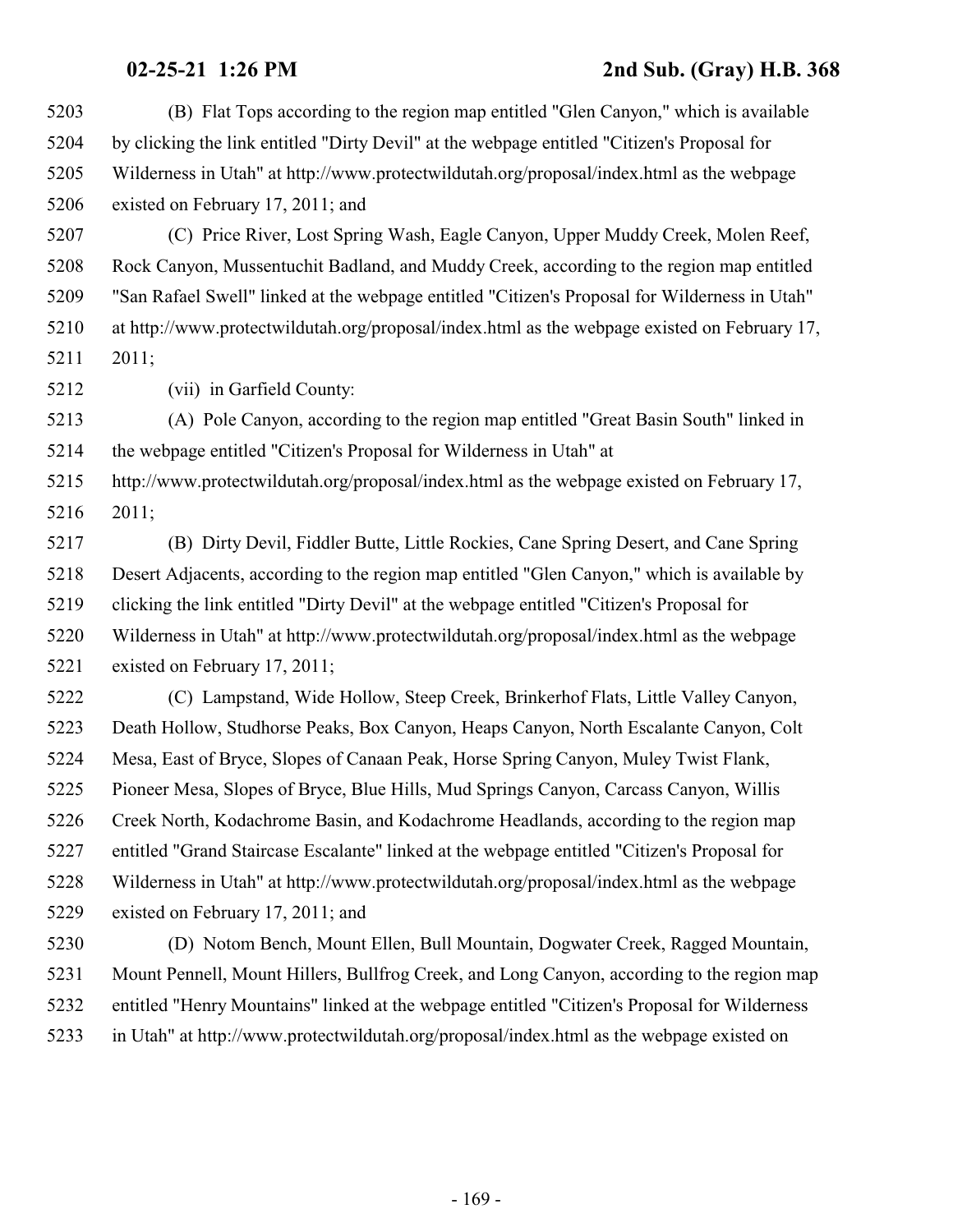(B) Flat Tops according to the region map entitled "Glen Canyon," which is available by clicking the link entitled "Dirty Devil" at the webpage entitled "Citizen's Proposal for Wilderness in Utah" at http://www.protectwildutah.org/proposal/index.html as the webpage existed on February 17, 2011; and

(C) Price River, Lost Spring Wash, Eagle Canyon, Upper Muddy Creek, Molen Reef, Rock Canyon, Mussentuchit Badland, and Muddy Creek, according to the region map entitled "San Rafael Swell" linked at the webpage entitled "Citizen's Proposal for Wilderness in Utah" at http://www.protectwildutah.org/proposal/index.html as the webpage existed on February 17, 2011;

(vii) in Garfield County:

(A) Pole Canyon, according to the region map entitled "Great Basin South" linked in the webpage entitled "Citizen's Proposal for Wilderness in Utah" at http://www.protectwildutah.org/proposal/index.html as the webpage existed on February 17, 2011;

(B) Dirty Devil, Fiddler Butte, Little Rockies, Cane Spring Desert, and Cane Spring Desert Adjacents, according to the region map entitled "Glen Canyon," which is available by clicking the link entitled "Dirty Devil" at the webpage entitled "Citizen's Proposal for Wilderness in Utah" at http://www.protectwildutah.org/proposal/index.html as the webpage existed on February 17, 2011;

(C) Lampstand, Wide Hollow, Steep Creek, Brinkerhof Flats, Little Valley Canyon, Death Hollow, Studhorse Peaks, Box Canyon, Heaps Canyon, North Escalante Canyon, Colt Mesa, East of Bryce, Slopes of Canaan Peak, Horse Spring Canyon, Muley Twist Flank, Pioneer Mesa, Slopes of Bryce, Blue Hills, Mud Springs Canyon, Carcass Canyon, Willis Creek North, Kodachrome Basin, and Kodachrome Headlands, according to the region map entitled "Grand Staircase Escalante" linked at the webpage entitled "Citizen's Proposal for Wilderness in Utah" at http://www.protectwildutah.org/proposal/index.html as the webpage existed on February 17, 2011; and

(D) Notom Bench, Mount Ellen, Bull Mountain, Dogwater Creek, Ragged Mountain, Mount Pennell, Mount Hillers, Bullfrog Creek, and Long Canyon, according to the region map entitled "Henry Mountains" linked at the webpage entitled "Citizen's Proposal for Wilderness in Utah" at http://www.protectwildutah.org/proposal/index.html as the webpage existed on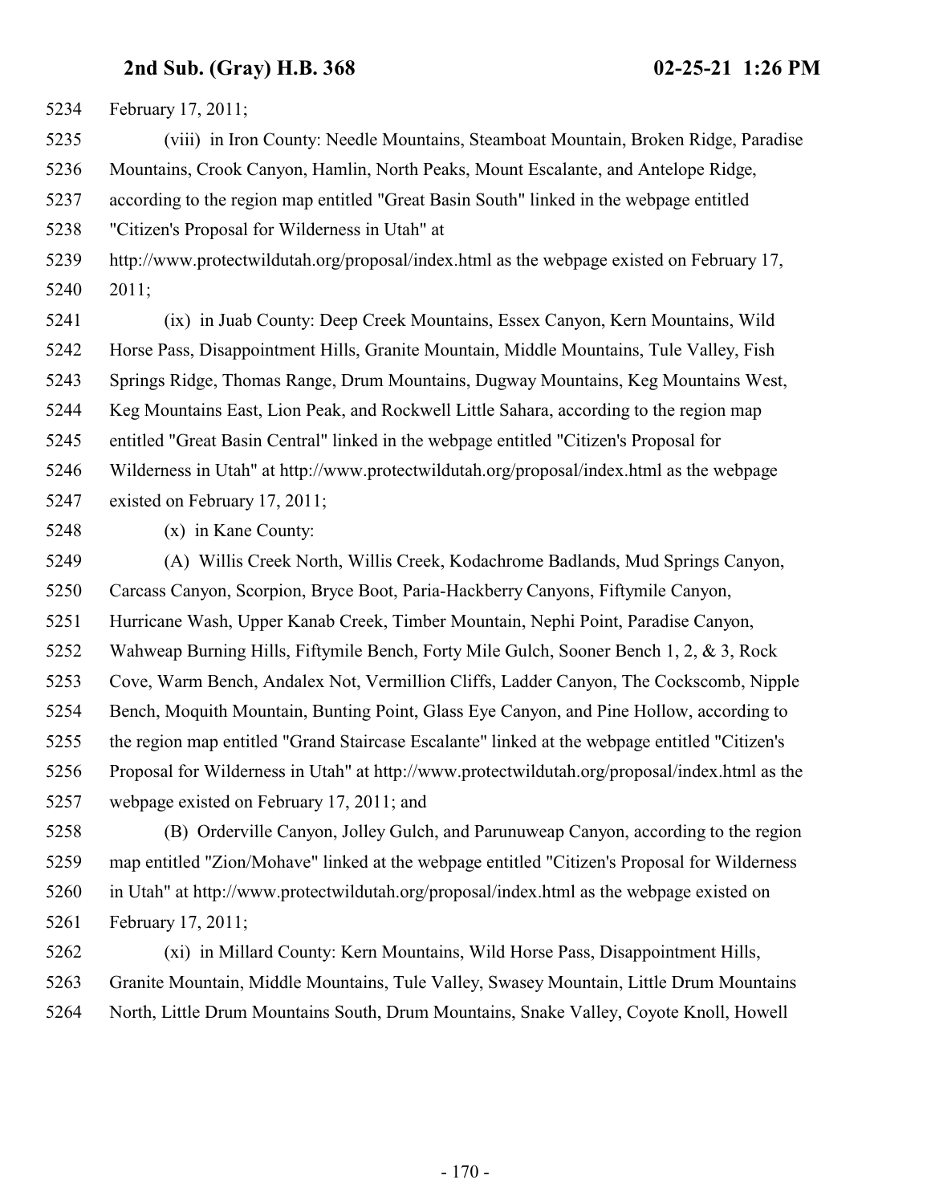February 17, 2011;

(viii) in Iron County: Needle Mountains, Steamboat Mountain, Broken Ridge, Paradise Mountains, Crook Canyon, Hamlin, North Peaks, Mount Escalante, and Antelope Ridge, according to the region map entitled "Great Basin South" linked in the webpage entitled "Citizen's Proposal for Wilderness in Utah" at http://www.protectwildutah.org/proposal/index.html as the webpage existed on February 17, 2011;

(ix) in Juab County: Deep Creek Mountains, Essex Canyon, Kern Mountains, Wild Horse Pass, Disappointment Hills, Granite Mountain, Middle Mountains, Tule Valley, Fish Springs Ridge, Thomas Range, Drum Mountains, Dugway Mountains, Keg Mountains West, Keg Mountains East, Lion Peak, and Rockwell Little Sahara, according to the region map entitled "Great Basin Central" linked in the webpage entitled "Citizen's Proposal for Wilderness in Utah" at http://www.protectwildutah.org/proposal/index.html as the webpage existed on February 17, 2011;

(x) in Kane County:

(A) Willis Creek North, Willis Creek, Kodachrome Badlands, Mud Springs Canyon, Carcass Canyon, Scorpion, Bryce Boot, Paria-Hackberry Canyons, Fiftymile Canyon, Hurricane Wash, Upper Kanab Creek, Timber Mountain, Nephi Point, Paradise Canyon, Wahweap Burning Hills, Fiftymile Bench, Forty Mile Gulch, Sooner Bench 1, 2, & 3, Rock Cove, Warm Bench, Andalex Not, Vermillion Cliffs, Ladder Canyon, The Cockscomb, Nipple Bench, Moquith Mountain, Bunting Point, Glass Eye Canyon, and Pine Hollow, according to the region map entitled "Grand Staircase Escalante" linked at the webpage entitled "Citizen's Proposal for Wilderness in Utah" at http://www.protectwildutah.org/proposal/index.html as the webpage existed on February 17, 2011; and

(B) Orderville Canyon, Jolley Gulch, and Parunuweap Canyon, according to the region map entitled "Zion/Mohave" linked at the webpage entitled "Citizen's Proposal for Wilderness in Utah" at http://www.protectwildutah.org/proposal/index.html as the webpage existed on February 17, 2011;

(xi) in Millard County: Kern Mountains, Wild Horse Pass, Disappointment Hills, Granite Mountain, Middle Mountains, Tule Valley, Swasey Mountain, Little Drum Mountains North, Little Drum Mountains South, Drum Mountains, Snake Valley, Coyote Knoll, Howell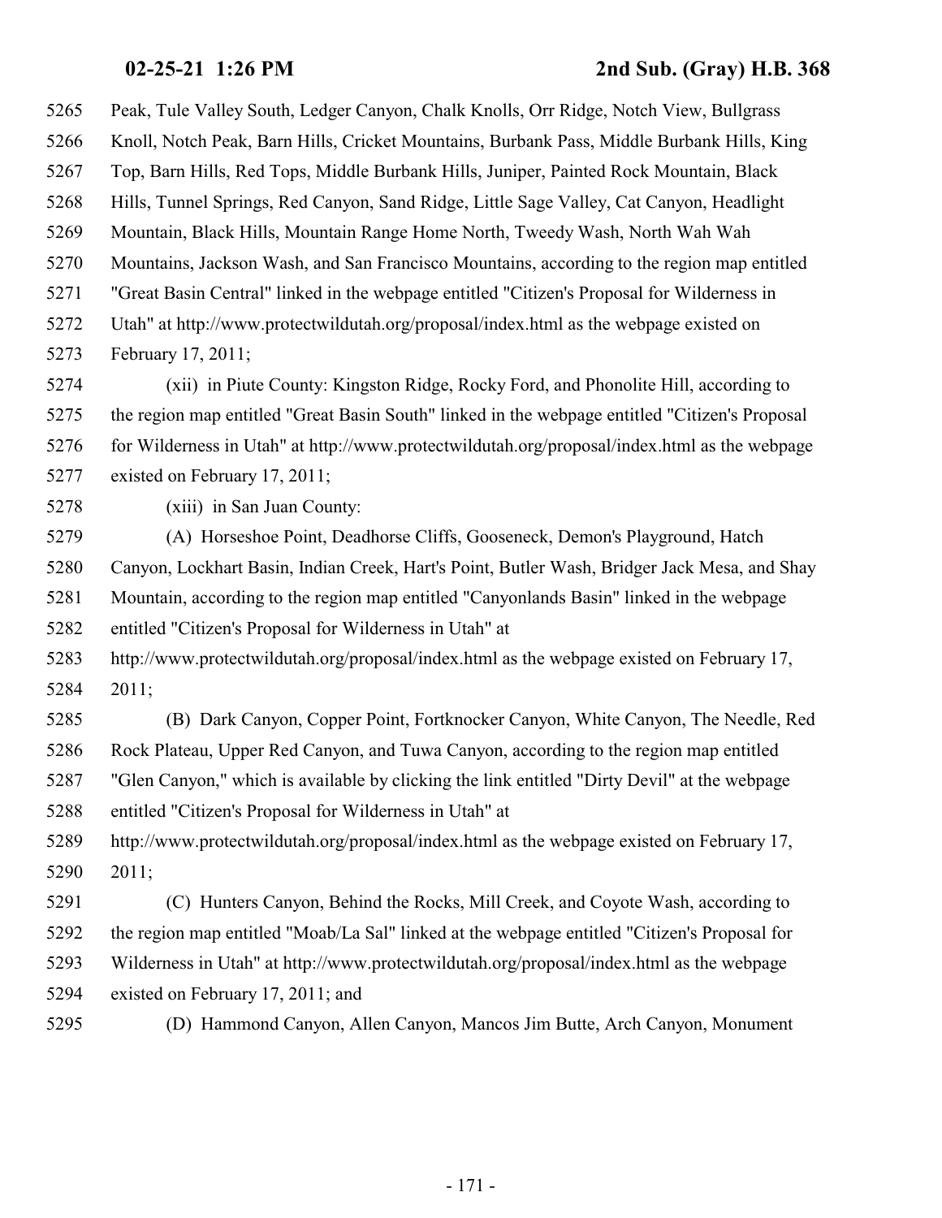Peak, Tule Valley South, Ledger Canyon, Chalk Knolls, Orr Ridge, Notch View, Bullgrass Knoll, Notch Peak, Barn Hills, Cricket Mountains, Burbank Pass, Middle Burbank Hills, King Top, Barn Hills, Red Tops, Middle Burbank Hills, Juniper, Painted Rock Mountain, Black Hills, Tunnel Springs, Red Canyon, Sand Ridge, Little Sage Valley, Cat Canyon, Headlight Mountain, Black Hills, Mountain Range Home North, Tweedy Wash, North Wah Wah Mountains, Jackson Wash, and San Francisco Mountains, according to the region map entitled "Great Basin Central" linked in the webpage entitled "Citizen's Proposal for Wilderness in Utah" at http://www.protectwildutah.org/proposal/index.html as the webpage existed on February 17, 2011;

(xii) in Piute County: Kingston Ridge, Rocky Ford, and Phonolite Hill, according to the region map entitled "Great Basin South" linked in the webpage entitled "Citizen's Proposal for Wilderness in Utah" at http://www.protectwildutah.org/proposal/index.html as the webpage existed on February 17, 2011;

(xiii) in San Juan County:

(A) Horseshoe Point, Deadhorse Cliffs, Gooseneck, Demon's Playground, Hatch Canyon, Lockhart Basin, Indian Creek, Hart's Point, Butler Wash, Bridger Jack Mesa, and Shay Mountain, according to the region map entitled "Canyonlands Basin" linked in the webpage entitled "Citizen's Proposal for Wilderness in Utah" at http://www.protectwildutah.org/proposal/index.html as the webpage existed on February 17, 2011;

(B) Dark Canyon, Copper Point, Fortknocker Canyon, White Canyon, The Needle, Red Rock Plateau, Upper Red Canyon, and Tuwa Canyon, according to the region map entitled "Glen Canyon," which is available by clicking the link entitled "Dirty Devil" at the webpage entitled "Citizen's Proposal for Wilderness in Utah" at http://www.protectwildutah.org/proposal/index.html as the webpage existed on February 17, 2011;

(C) Hunters Canyon, Behind the Rocks, Mill Creek, and Coyote Wash, according to the region map entitled "Moab/La Sal" linked at the webpage entitled "Citizen's Proposal for Wilderness in Utah" at http://www.protectwildutah.org/proposal/index.html as the webpage existed on February 17, 2011; and

(D) Hammond Canyon, Allen Canyon, Mancos Jim Butte, Arch Canyon, Monument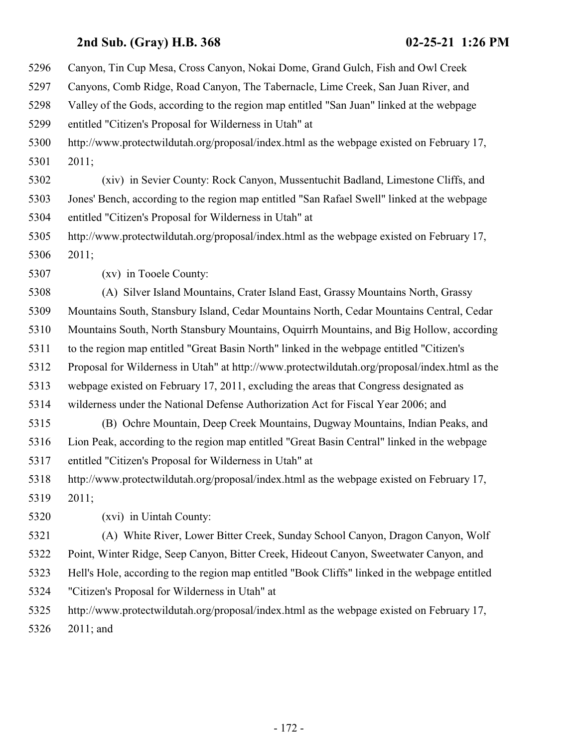Canyon, Tin Cup Mesa, Cross Canyon, Nokai Dome, Grand Gulch, Fish and Owl Creek Canyons, Comb Ridge, Road Canyon, The Tabernacle, Lime Creek, San Juan River, and Valley of the Gods, according to the region map entitled "San Juan" linked at the webpage entitled "Citizen's Proposal for Wilderness in Utah" at http://www.protectwildutah.org/proposal/index.html as the webpage existed on February 17, 2011;

(xiv) in Sevier County: Rock Canyon, Mussentuchit Badland, Limestone Cliffs, and Jones' Bench, according to the region map entitled "San Rafael Swell" linked at the webpage entitled "Citizen's Proposal for Wilderness in Utah" at http://www.protectwildutah.org/proposal/index.html as the webpage existed on February 17, 2011;

(xv) in Tooele County:

(A) Silver Island Mountains, Crater Island East, Grassy Mountains North, Grassy Mountains South, Stansbury Island, Cedar Mountains North, Cedar Mountains Central, Cedar Mountains South, North Stansbury Mountains, Oquirrh Mountains, and Big Hollow, according to the region map entitled "Great Basin North" linked in the webpage entitled "Citizen's Proposal for Wilderness in Utah" at http://www.protectwildutah.org/proposal/index.html as the webpage existed on February 17, 2011, excluding the areas that Congress designated as wilderness under the National Defense Authorization Act for Fiscal Year 2006; and

(B) Ochre Mountain, Deep Creek Mountains, Dugway Mountains, Indian Peaks, and Lion Peak, according to the region map entitled "Great Basin Central" linked in the webpage entitled "Citizen's Proposal for Wilderness in Utah" at http://www.protectwildutah.org/proposal/index.html as the webpage existed on February 17, 2011;

(xvi) in Uintah County:

(A) White River, Lower Bitter Creek, Sunday School Canyon, Dragon Canyon, Wolf Point, Winter Ridge, Seep Canyon, Bitter Creek, Hideout Canyon, Sweetwater Canyon, and Hell's Hole, according to the region map entitled "Book Cliffs" linked in the webpage entitled "Citizen's Proposal for Wilderness in Utah" at http://www.protectwildutah.org/proposal/index.html as the webpage existed on February 17, 2011; and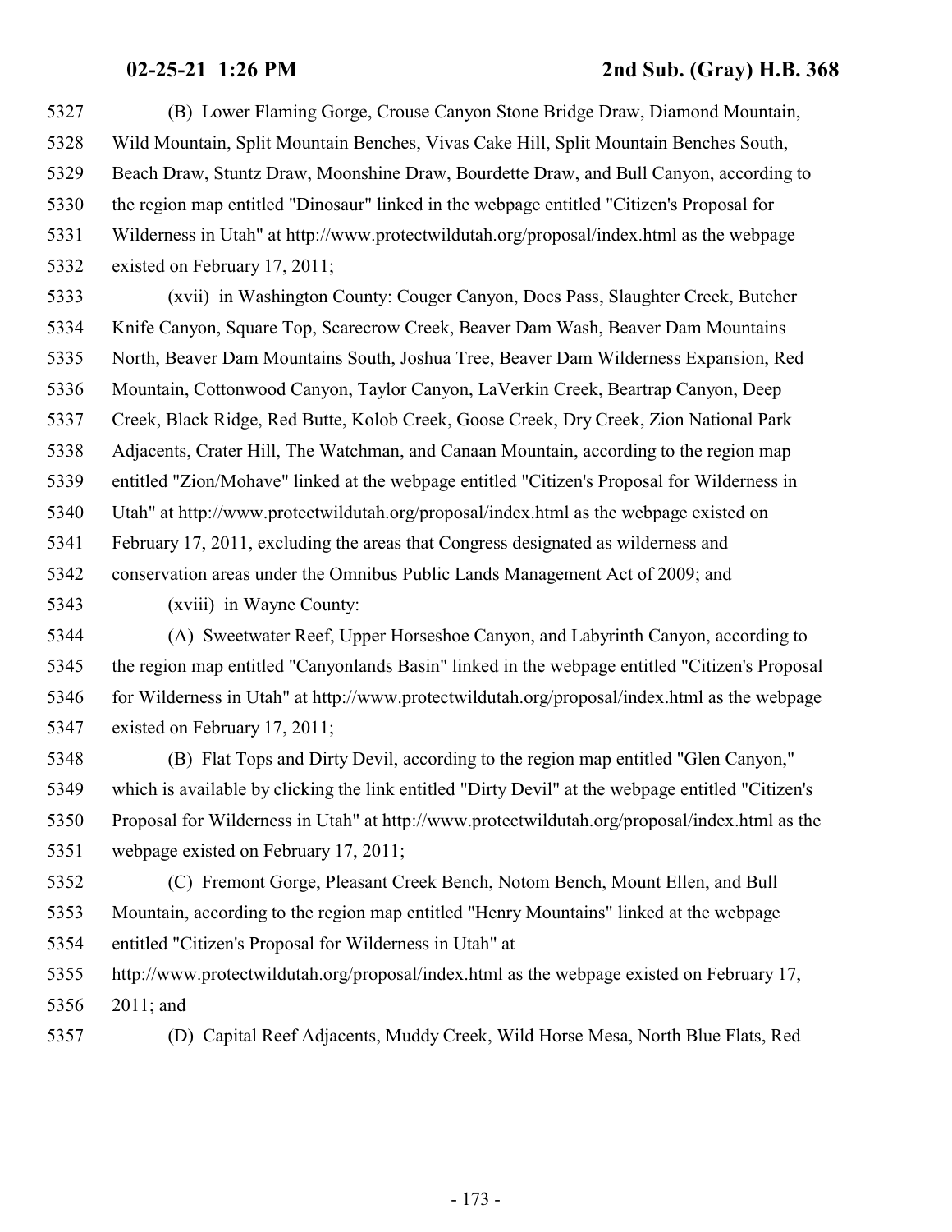(B) Lower Flaming Gorge, Crouse Canyon Stone Bridge Draw, Diamond Mountain, Wild Mountain, Split Mountain Benches, Vivas Cake Hill, Split Mountain Benches South, Beach Draw, Stuntz Draw, Moonshine Draw, Bourdette Draw, and Bull Canyon, according to the region map entitled "Dinosaur" linked in the webpage entitled "Citizen's Proposal for Wilderness in Utah" at http://www.protectwildutah.org/proposal/index.html as the webpage existed on February 17, 2011;

(xvii) in Washington County: Couger Canyon, Docs Pass, Slaughter Creek, Butcher Knife Canyon, Square Top, Scarecrow Creek, Beaver Dam Wash, Beaver Dam Mountains North, Beaver Dam Mountains South, Joshua Tree, Beaver Dam Wilderness Expansion, Red Mountain, Cottonwood Canyon, Taylor Canyon, LaVerkin Creek, Beartrap Canyon, Deep Creek, Black Ridge, Red Butte, Kolob Creek, Goose Creek, Dry Creek, Zion National Park Adjacents, Crater Hill, The Watchman, and Canaan Mountain, according to the region map entitled "Zion/Mohave" linked at the webpage entitled "Citizen's Proposal for Wilderness in Utah" at http://www.protectwildutah.org/proposal/index.html as the webpage existed on February 17, 2011, excluding the areas that Congress designated as wilderness and conservation areas under the Omnibus Public Lands Management Act of 2009; and

(xviii) in Wayne County:

(A) Sweetwater Reef, Upper Horseshoe Canyon, and Labyrinth Canyon, according to the region map entitled "Canyonlands Basin" linked in the webpage entitled "Citizen's Proposal for Wilderness in Utah" at http://www.protectwildutah.org/proposal/index.html as the webpage existed on February 17, 2011;

(B) Flat Tops and Dirty Devil, according to the region map entitled "Glen Canyon," which is available by clicking the link entitled "Dirty Devil" at the webpage entitled "Citizen's Proposal for Wilderness in Utah" at http://www.protectwildutah.org/proposal/index.html as the webpage existed on February 17, 2011;

(C) Fremont Gorge, Pleasant Creek Bench, Notom Bench, Mount Ellen, and Bull Mountain, according to the region map entitled "Henry Mountains" linked at the webpage entitled "Citizen's Proposal for Wilderness in Utah" at http://www.protectwildutah.org/proposal/index.html as the webpage existed on February 17, 2011; and

(D) Capital Reef Adjacents, Muddy Creek, Wild Horse Mesa, North Blue Flats, Red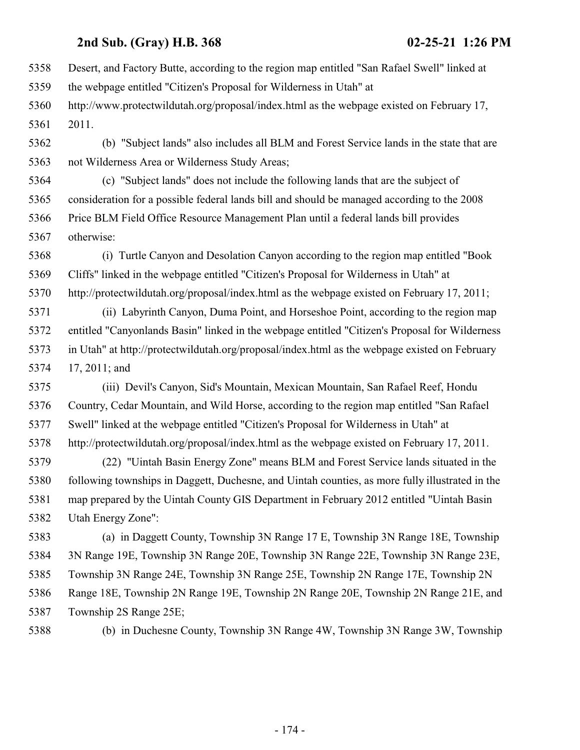Desert, and Factory Butte, according to the region map entitled "San Rafael Swell" linked at the webpage entitled "Citizen's Proposal for Wilderness in Utah" at http://www.protectwildutah.org/proposal/index.html as the webpage existed on February 17, 2011.

(b) "Subject lands" also includes all BLM and Forest Service lands in the state that are not Wilderness Area or Wilderness Study Areas;

(c) "Subject lands" does not include the following lands that are the subject of consideration for a possible federal lands bill and should be managed according to the 2008 Price BLM Field Office Resource Management Plan until a federal lands bill provides otherwise:

(i) Turtle Canyon and Desolation Canyon according to the region map entitled "Book Cliffs" linked in the webpage entitled "Citizen's Proposal for Wilderness in Utah" at http://protectwildutah.org/proposal/index.html as the webpage existed on February 17, 2011;

(ii) Labyrinth Canyon, Duma Point, and Horseshoe Point, according to the region map entitled "Canyonlands Basin" linked in the webpage entitled "Citizen's Proposal for Wilderness in Utah" at http://protectwildutah.org/proposal/index.html as the webpage existed on February 17, 2011; and

(iii) Devil's Canyon, Sid's Mountain, Mexican Mountain, San Rafael Reef, Hondu Country, Cedar Mountain, and Wild Horse, according to the region map entitled "San Rafael Swell" linked at the webpage entitled "Citizen's Proposal for Wilderness in Utah" at http://protectwildutah.org/proposal/index.html as the webpage existed on February 17, 2011.

(22) "Uintah Basin Energy Zone" means BLM and Forest Service lands situated in the following townships in Daggett, Duchesne, and Uintah counties, as more fully illustrated in the map prepared by the Uintah County GIS Department in February 2012 entitled "Uintah Basin Utah Energy Zone":

(a) in Daggett County, Township 3N Range 17 E, Township 3N Range 18E, Township 3N Range 19E, Township 3N Range 20E, Township 3N Range 22E, Township 3N Range 23E, Township 3N Range 24E, Township 3N Range 25E, Township 2N Range 17E, Township 2N Range 18E, Township 2N Range 19E, Township 2N Range 20E, Township 2N Range 21E, and Township 2S Range 25E;

(b) in Duchesne County, Township 3N Range 4W, Township 3N Range 3W, Township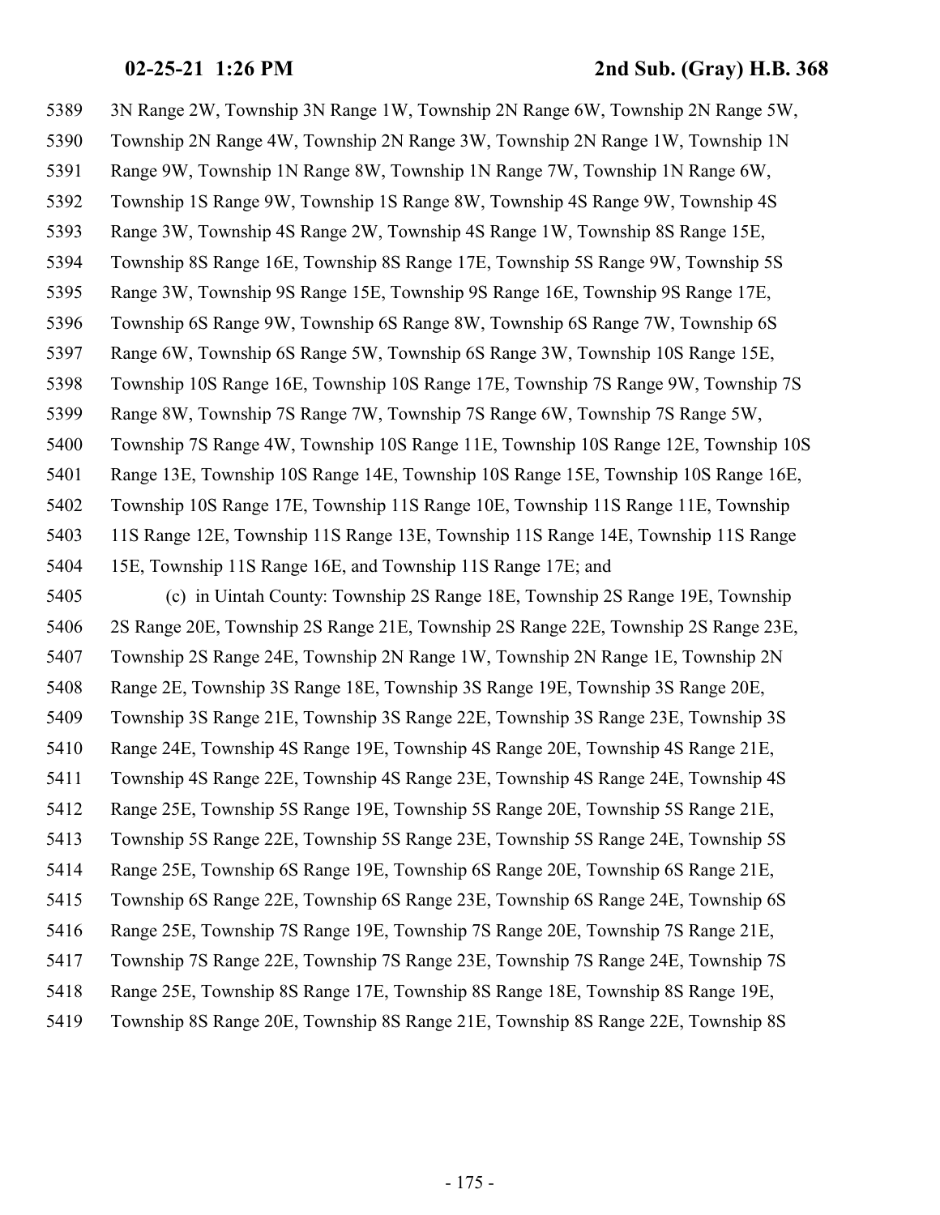3N Range 2W, Township 3N Range 1W, Township 2N Range 6W, Township 2N Range 5W, Township 2N Range 4W, Township 2N Range 3W, Township 2N Range 1W, Township 1N Range 9W, Township 1N Range 8W, Township 1N Range 7W, Township 1N Range 6W, Township 1S Range 9W, Township 1S Range 8W, Township 4S Range 9W, Township 4S Range 3W, Township 4S Range 2W, Township 4S Range 1W, Township 8S Range 15E, Township 8S Range 16E, Township 8S Range 17E, Township 5S Range 9W, Township 5S Range 3W, Township 9S Range 15E, Township 9S Range 16E, Township 9S Range 17E, Township 6S Range 9W, Township 6S Range 8W, Township 6S Range 7W, Township 6S Range 6W, Township 6S Range 5W, Township 6S Range 3W, Township 10S Range 15E, Township 10S Range 16E, Township 10S Range 17E, Township 7S Range 9W, Township 7S Range 8W, Township 7S Range 7W, Township 7S Range 6W, Township 7S Range 5W, Township 7S Range 4W, Township 10S Range 11E, Township 10S Range 12E, Township 10S Range 13E, Township 10S Range 14E, Township 10S Range 15E, Township 10S Range 16E, Township 10S Range 17E, Township 11S Range 10E, Township 11S Range 11E, Township 11S Range 12E, Township 11S Range 13E, Township 11S Range 14E, Township 11S Range 15E, Township 11S Range 16E, and Township 11S Range 17E; and

(c) in Uintah County: Township 2S Range 18E, Township 2S Range 19E, Township 2S Range 20E, Township 2S Range 21E, Township 2S Range 22E, Township 2S Range 23E, Township 2S Range 24E, Township 2N Range 1W, Township 2N Range 1E, Township 2N Range 2E, Township 3S Range 18E, Township 3S Range 19E, Township 3S Range 20E, Township 3S Range 21E, Township 3S Range 22E, Township 3S Range 23E, Township 3S Range 24E, Township 4S Range 19E, Township 4S Range 20E, Township 4S Range 21E, Township 4S Range 22E, Township 4S Range 23E, Township 4S Range 24E, Township 4S Range 25E, Township 5S Range 19E, Township 5S Range 20E, Township 5S Range 21E, Township 5S Range 22E, Township 5S Range 23E, Township 5S Range 24E, Township 5S Range 25E, Township 6S Range 19E, Township 6S Range 20E, Township 6S Range 21E, Township 6S Range 22E, Township 6S Range 23E, Township 6S Range 24E, Township 6S Range 25E, Township 7S Range 19E, Township 7S Range 20E, Township 7S Range 21E, Township 7S Range 22E, Township 7S Range 23E, Township 7S Range 24E, Township 7S Range 25E, Township 8S Range 17E, Township 8S Range 18E, Township 8S Range 19E, Township 8S Range 20E, Township 8S Range 21E, Township 8S Range 22E, Township 8S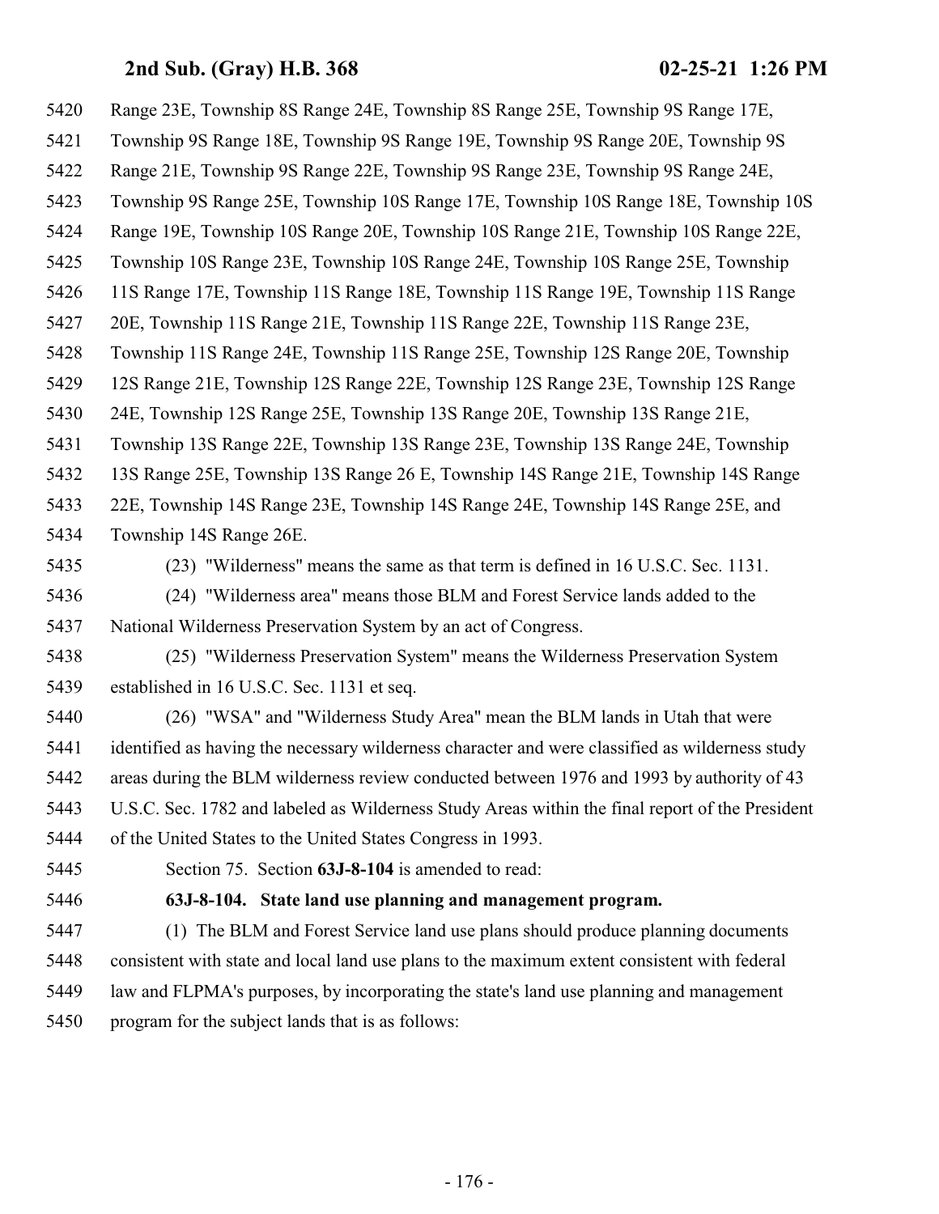Range 23E, Township 8S Range 24E, Township 8S Range 25E, Township 9S Range 17E, Township 9S Range 18E, Township 9S Range 19E, Township 9S Range 20E, Township 9S Range 21E, Township 9S Range 22E, Township 9S Range 23E, Township 9S Range 24E, Township 9S Range 25E, Township 10S Range 17E, Township 10S Range 18E, Township 10S Range 19E, Township 10S Range 20E, Township 10S Range 21E, Township 10S Range 22E, Township 10S Range 23E, Township 10S Range 24E, Township 10S Range 25E, Township 11S Range 17E, Township 11S Range 18E, Township 11S Range 19E, Township 11S Range 20E, Township 11S Range 21E, Township 11S Range 22E, Township 11S Range 23E, Township 11S Range 24E, Township 11S Range 25E, Township 12S Range 20E, Township 12S Range 21E, Township 12S Range 22E, Township 12S Range 23E, Township 12S Range 24E, Township 12S Range 25E, Township 13S Range 20E, Township 13S Range 21E, Township 13S Range 22E, Township 13S Range 23E, Township 13S Range 24E, Township 13S Range 25E, Township 13S Range 26 E, Township 14S Range 21E, Township 14S Range 22E, Township 14S Range 23E, Township 14S Range 24E, Township 14S Range 25E, and Township 14S Range 26E.

(23) "Wilderness" means the same as that term is defined in 16 U.S.C. Sec. 1131.

(24) "Wilderness area" means those BLM and Forest Service lands added to the National Wilderness Preservation System by an act of Congress.

(25) "Wilderness Preservation System" means the Wilderness Preservation System established in 16 U.S.C. Sec. 1131 et seq.

(26) "WSA" and "Wilderness Study Area" mean the BLM lands in Utah that were identified as having the necessary wilderness character and were classified as wilderness study areas during the BLM wilderness review conducted between 1976 and 1993 by authority of 43 U.S.C. Sec. 1782 and labeled as Wilderness Study Areas within the final report of the President of the United States to the United States Congress in 1993.

Section 75. Section **63J-8-104** is amended to read:

**63J-8-104. State land use planning and management program.**

(1) The BLM and Forest Service land use plans should produce planning documents consistent with state and local land use plans to the maximum extent consistent with federal law and FLPMA's purposes, by incorporating the state's land use planning and management program for the subject lands that is as follows: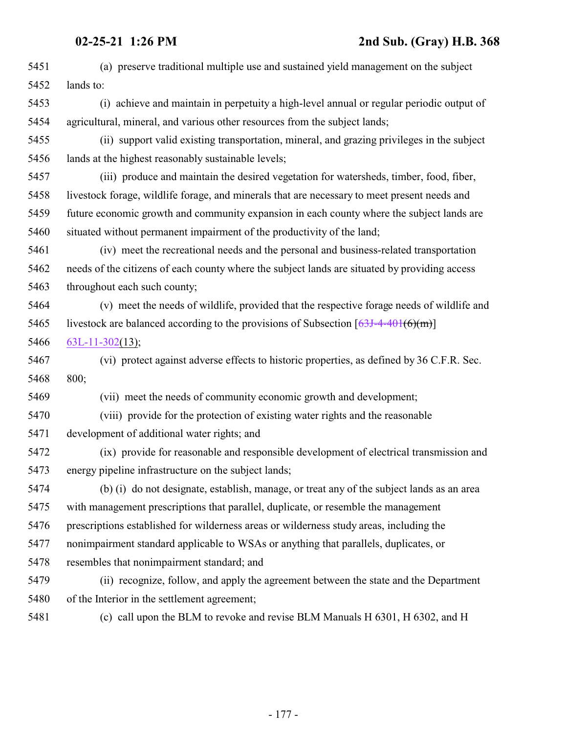(a) preserve traditional multiple use and sustained yield management on the subject lands to:

(i) achieve and maintain in perpetuity a high-level annual or regular periodic output of agricultural, mineral, and various other resources from the subject lands;

(ii) support valid existing transportation, mineral, and grazing privileges in the subject lands at the highest reasonably sustainable levels;

(iii) produce and maintain the desired vegetation for watersheds, timber, food, fiber, livestock forage, wildlife forage, and minerals that are necessary to meet present needs and future economic growth and community expansion in each county where the subject lands are situated without permanent impairment of the productivity of the land;

(iv) meet the recreational needs and the personal and business-related transportation needs of the citizens of each county where the subject lands are situated by providing access throughout each such county;

(v) meet the needs of wildlife, provided that the respective forage needs of wildlife and livestock are balanced according to the provisions of Subsection [~~63J-4-401(6)(m)~~] 63L-11-302(13);

(vi) protect against adverse effects to historic properties, as defined by 36 C.F.R. Sec. 800;

(vii) meet the needs of community economic growth and development;

(viii) provide for the protection of existing water rights and the reasonable development of additional water rights; and

(ix) provide for reasonable and responsible development of electrical transmission and energy pipeline infrastructure on the subject lands;

(b) (i) do not designate, establish, manage, or treat any of the subject lands as an area with management prescriptions that parallel, duplicate, or resemble the management prescriptions established for wilderness areas or wilderness study areas, including the nonimpairment standard applicable to WSAs or anything that parallels, duplicates, or resembles that nonimpairment standard; and

(ii) recognize, follow, and apply the agreement between the state and the Department of the Interior in the settlement agreement;

(c) call upon the BLM to revoke and revise BLM Manuals H 6301, H 6302, and H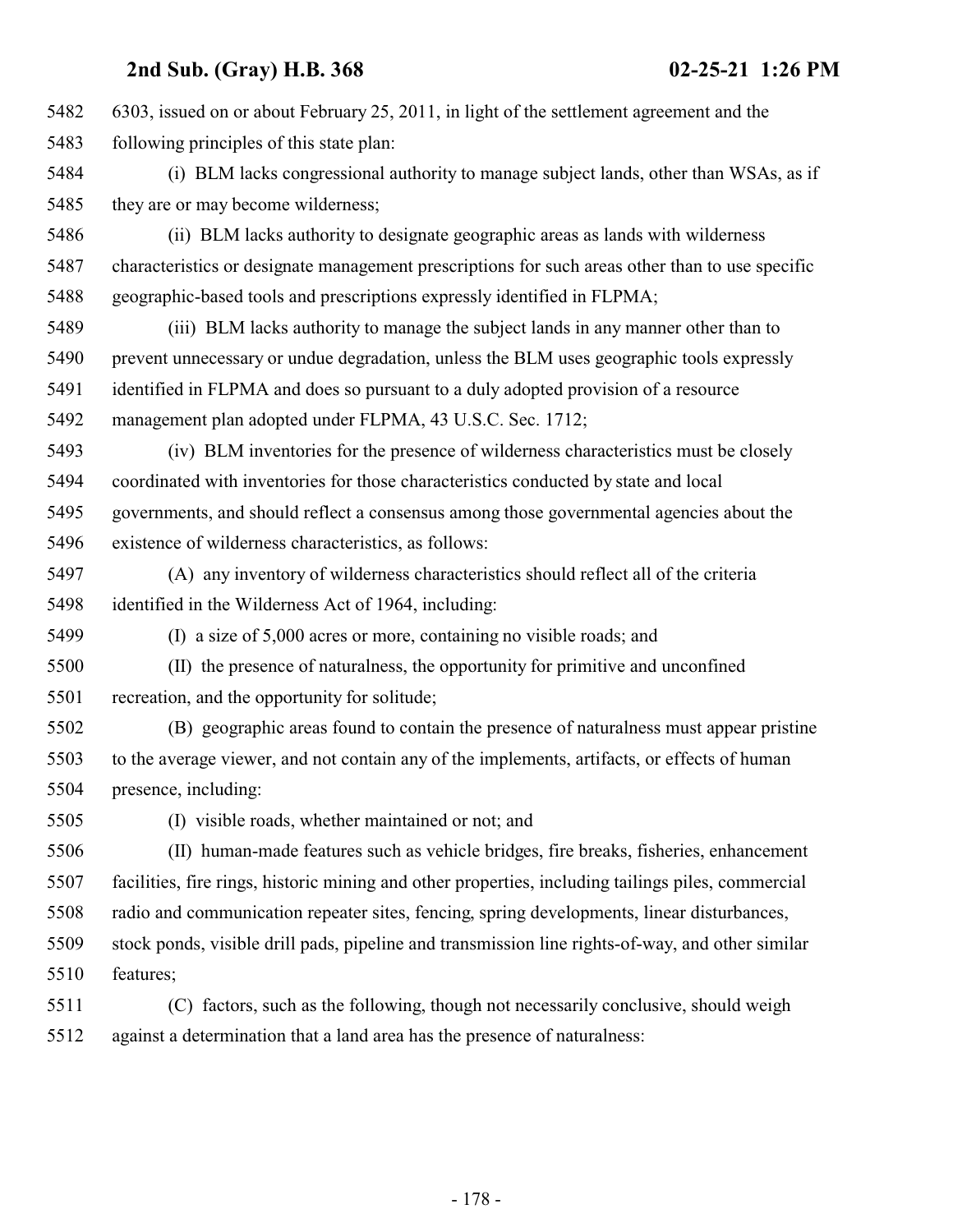6303, issued on or about February 25, 2011, in light of the settlement agreement and the following principles of this state plan:

(i) BLM lacks congressional authority to manage subject lands, other than WSAs, as if they are or may become wilderness;

(ii) BLM lacks authority to designate geographic areas as lands with wilderness characteristics or designate management prescriptions for such areas other than to use specific geographic-based tools and prescriptions expressly identified in FLPMA;

(iii) BLM lacks authority to manage the subject lands in any manner other than to prevent unnecessary or undue degradation, unless the BLM uses geographic tools expressly identified in FLPMA and does so pursuant to a duly adopted provision of a resource management plan adopted under FLPMA, 43 U.S.C. Sec. 1712;

(iv) BLM inventories for the presence of wilderness characteristics must be closely coordinated with inventories for those characteristics conducted by state and local governments, and should reflect a consensus among those governmental agencies about the existence of wilderness characteristics, as follows:

(A) any inventory of wilderness characteristics should reflect all of the criteria identified in the Wilderness Act of 1964, including:

(I) a size of 5,000 acres or more, containing no visible roads; and

(II) the presence of naturalness, the opportunity for primitive and unconfined recreation, and the opportunity for solitude;

(B) geographic areas found to contain the presence of naturalness must appear pristine to the average viewer, and not contain any of the implements, artifacts, or effects of human presence, including:

(I) visible roads, whether maintained or not; and

(II) human-made features such as vehicle bridges, fire breaks, fisheries, enhancement facilities, fire rings, historic mining and other properties, including tailings piles, commercial radio and communication repeater sites, fencing, spring developments, linear disturbances, stock ponds, visible drill pads, pipeline and transmission line rights-of-way, and other similar features;

(C) factors, such as the following, though not necessarily conclusive, should weigh against a determination that a land area has the presence of naturalness: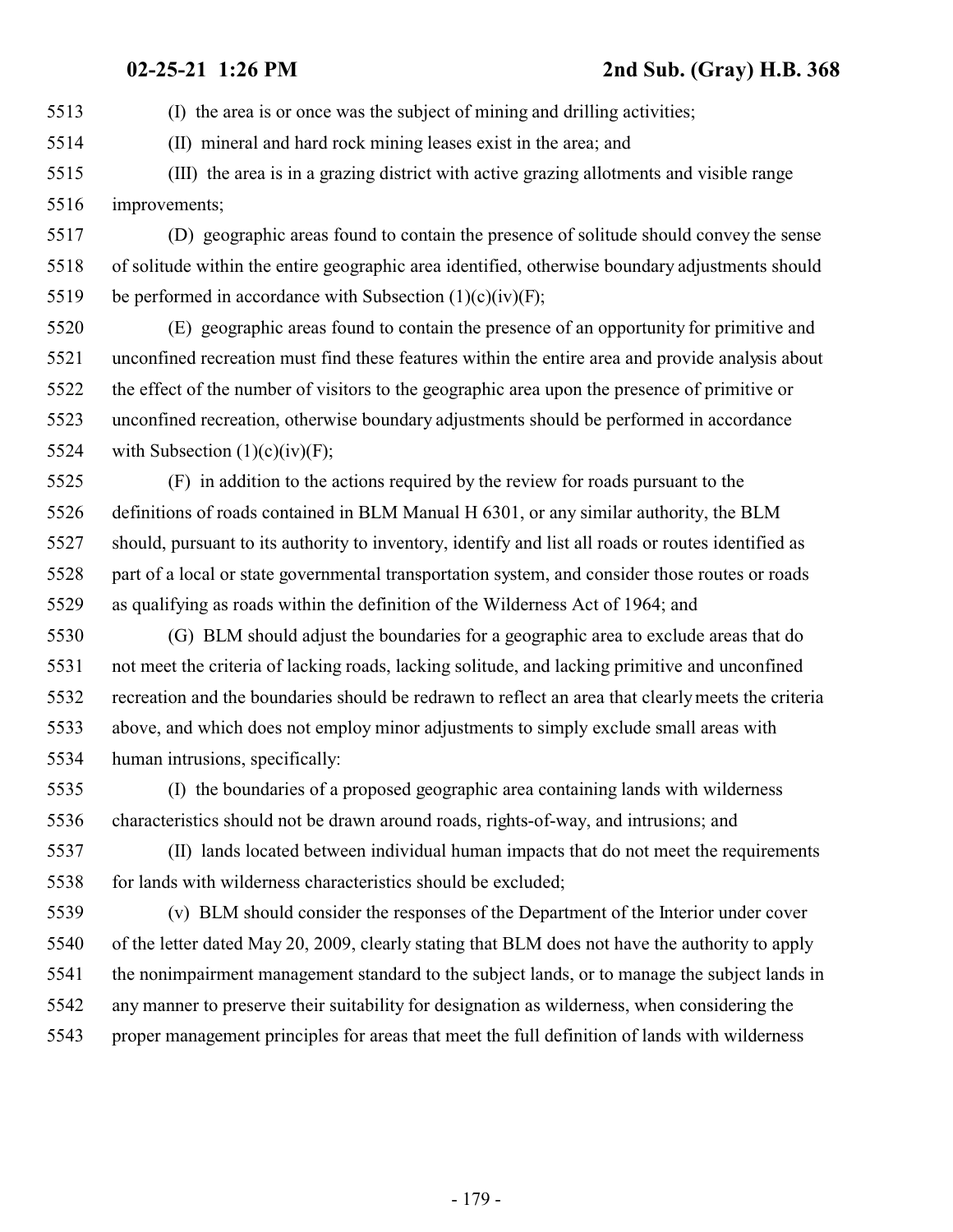(I) the area is or once was the subject of mining and drilling activities;

(II) mineral and hard rock mining leases exist in the area; and

(III) the area is in a grazing district with active grazing allotments and visible range improvements;

(D) geographic areas found to contain the presence of solitude should convey the sense of solitude within the entire geographic area identified, otherwise boundary adjustments should be performed in accordance with Subsection (1)(c)(iv)(F);

(E) geographic areas found to contain the presence of an opportunity for primitive and unconfined recreation must find these features within the entire area and provide analysis about the effect of the number of visitors to the geographic area upon the presence of primitive or unconfined recreation, otherwise boundary adjustments should be performed in accordance with Subsection (1)(c)(iv)(F);

(F) in addition to the actions required by the review for roads pursuant to the definitions of roads contained in BLM Manual H 6301, or any similar authority, the BLM should, pursuant to its authority to inventory, identify and list all roads or routes identified as part of a local or state governmental transportation system, and consider those routes or roads as qualifying as roads within the definition of the Wilderness Act of 1964; and

(G) BLM should adjust the boundaries for a geographic area to exclude areas that do not meet the criteria of lacking roads, lacking solitude, and lacking primitive and unconfined recreation and the boundaries should be redrawn to reflect an area that clearly meets the criteria above, and which does not employ minor adjustments to simply exclude small areas with human intrusions, specifically:

(I) the boundaries of a proposed geographic area containing lands with wilderness characteristics should not be drawn around roads, rights-of-way, and intrusions; and

(II) lands located between individual human impacts that do not meet the requirements for lands with wilderness characteristics should be excluded;

(v) BLM should consider the responses of the Department of the Interior under cover of the letter dated May 20, 2009, clearly stating that BLM does not have the authority to apply the nonimpairment management standard to the subject lands, or to manage the subject lands in any manner to preserve their suitability for designation as wilderness, when considering the proper management principles for areas that meet the full definition of lands with wilderness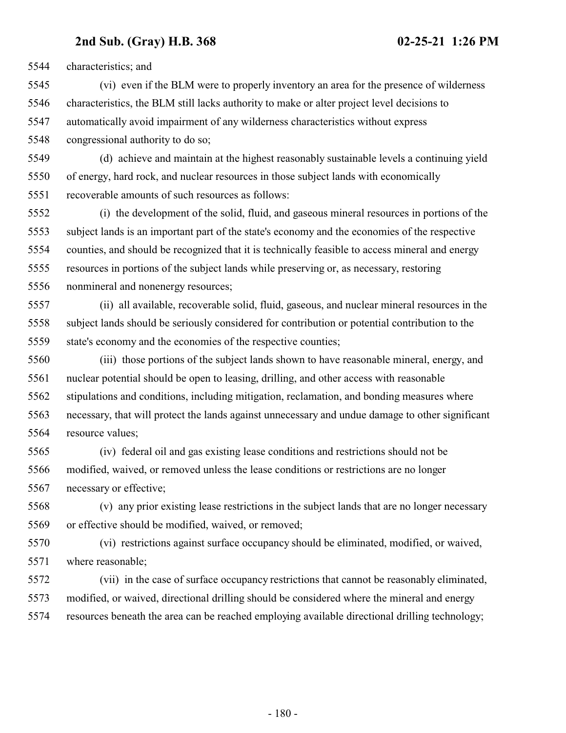characteristics; and

(vi) even if the BLM were to properly inventory an area for the presence of wilderness characteristics, the BLM still lacks authority to make or alter project level decisions to automatically avoid impairment of any wilderness characteristics without express congressional authority to do so;

(d) achieve and maintain at the highest reasonably sustainable levels a continuing yield of energy, hard rock, and nuclear resources in those subject lands with economically recoverable amounts of such resources as follows:

(i) the development of the solid, fluid, and gaseous mineral resources in portions of the subject lands is an important part of the state's economy and the economies of the respective counties, and should be recognized that it is technically feasible to access mineral and energy resources in portions of the subject lands while preserving or, as necessary, restoring nonmineral and nonenergy resources;

(ii) all available, recoverable solid, fluid, gaseous, and nuclear mineral resources in the subject lands should be seriously considered for contribution or potential contribution to the state's economy and the economies of the respective counties;

(iii) those portions of the subject lands shown to have reasonable mineral, energy, and nuclear potential should be open to leasing, drilling, and other access with reasonable stipulations and conditions, including mitigation, reclamation, and bonding measures where necessary, that will protect the lands against unnecessary and undue damage to other significant resource values;

(iv) federal oil and gas existing lease conditions and restrictions should not be modified, waived, or removed unless the lease conditions or restrictions are no longer necessary or effective;

(v) any prior existing lease restrictions in the subject lands that are no longer necessary or effective should be modified, waived, or removed;

(vi) restrictions against surface occupancy should be eliminated, modified, or waived, where reasonable;

(vii) in the case of surface occupancy restrictions that cannot be reasonably eliminated, modified, or waived, directional drilling should be considered where the mineral and energy resources beneath the area can be reached employing available directional drilling technology;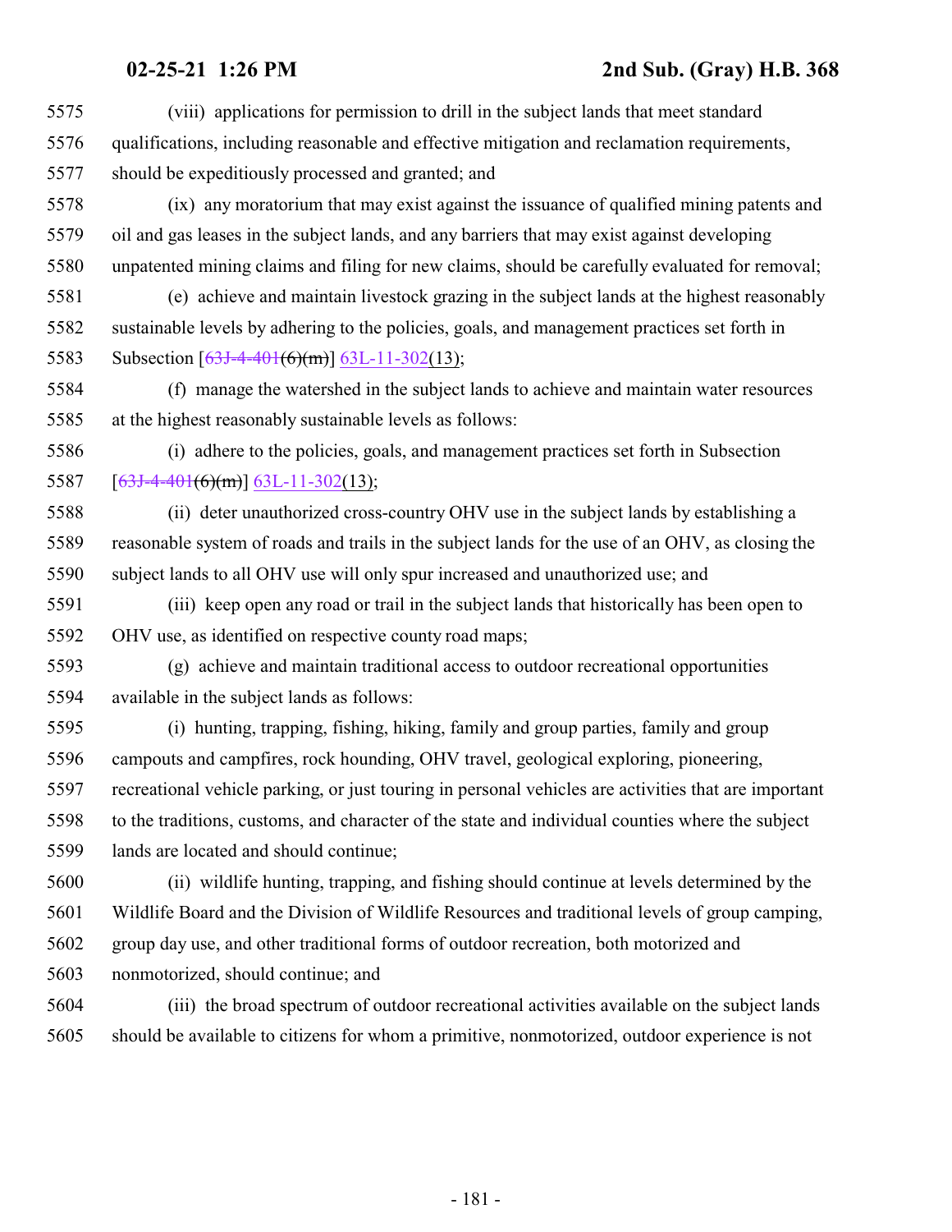(viii) applications for permission to drill in the subject lands that meet standard qualifications, including reasonable and effective mitigation and reclamation requirements, should be expeditiously processed and granted; and

(ix) any moratorium that may exist against the issuance of qualified mining patents and oil and gas leases in the subject lands, and any barriers that may exist against developing unpatented mining claims and filing for new claims, should be carefully evaluated for removal;

(e) achieve and maintain livestock grazing in the subject lands at the highest reasonably sustainable levels by adhering to the policies, goals, and management practices set forth in Subsection [~~63J-4-401(6)(m)~~] 63L-11-302(13);

(f) manage the watershed in the subject lands to achieve and maintain water resources at the highest reasonably sustainable levels as follows:

(i) adhere to the policies, goals, and management practices set forth in Subsection [~~63J-4-401(6)(m)~~] 63L-11-302(13);

(ii) deter unauthorized cross-country OHV use in the subject lands by establishing a reasonable system of roads and trails in the subject lands for the use of an OHV, as closing the subject lands to all OHV use will only spur increased and unauthorized use; and

(iii) keep open any road or trail in the subject lands that historically has been open to OHV use, as identified on respective county road maps;

(g) achieve and maintain traditional access to outdoor recreational opportunities available in the subject lands as follows:

(i) hunting, trapping, fishing, hiking, family and group parties, family and group campouts and campfires, rock hounding, OHV travel, geological exploring, pioneering, recreational vehicle parking, or just touring in personal vehicles are activities that are important to the traditions, customs, and character of the state and individual counties where the subject lands are located and should continue;

(ii) wildlife hunting, trapping, and fishing should continue at levels determined by the Wildlife Board and the Division of Wildlife Resources and traditional levels of group camping, group day use, and other traditional forms of outdoor recreation, both motorized and nonmotorized, should continue; and

(iii) the broad spectrum of outdoor recreational activities available on the subject lands should be available to citizens for whom a primitive, nonmotorized, outdoor experience is not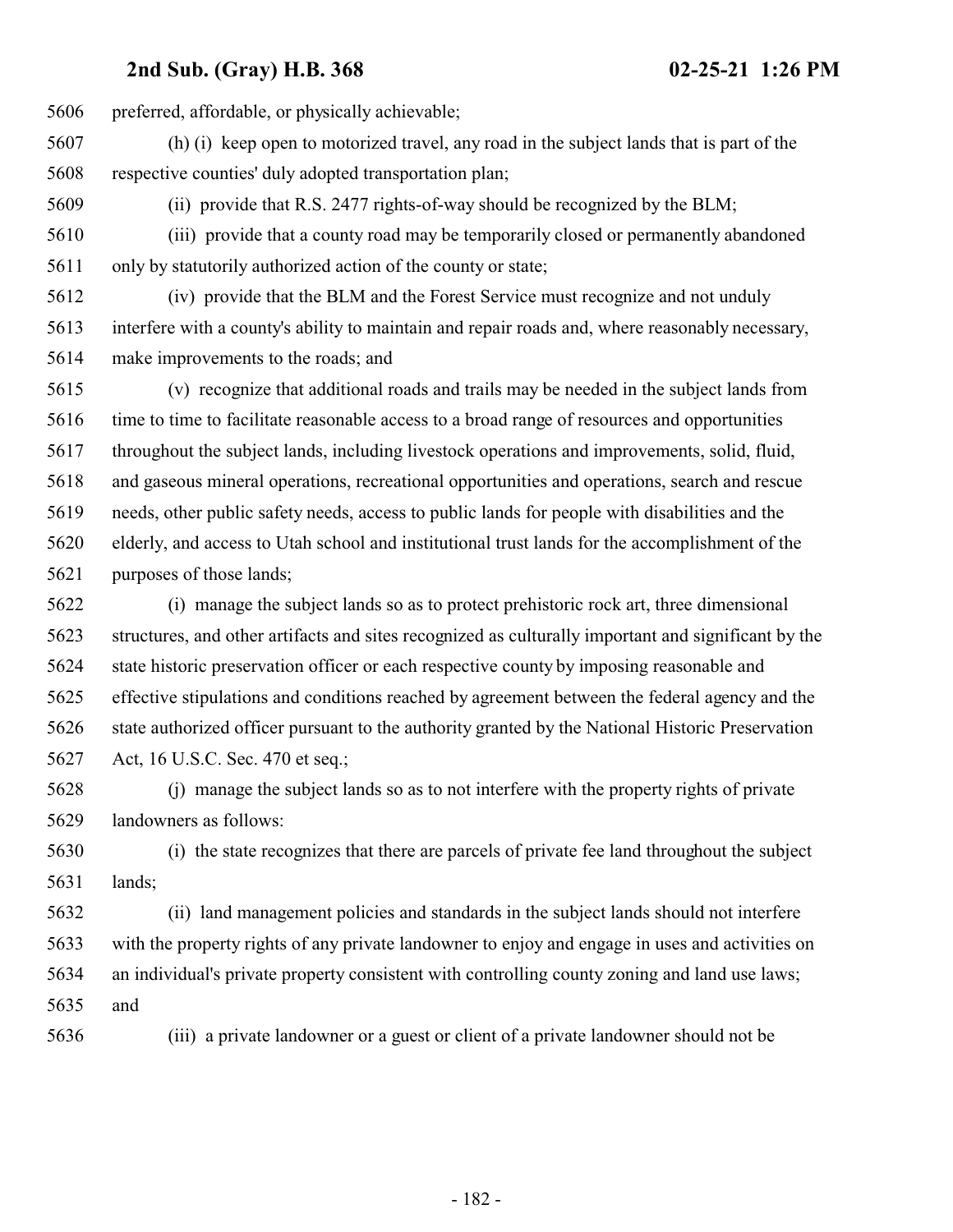preferred, affordable, or physically achievable;

(h) (i) keep open to motorized travel, any road in the subject lands that is part of the respective counties' duly adopted transportation plan;

(ii) provide that R.S. 2477 rights-of-way should be recognized by the BLM;

(iii) provide that a county road may be temporarily closed or permanently abandoned only by statutorily authorized action of the county or state;

(iv) provide that the BLM and the Forest Service must recognize and not unduly interfere with a county's ability to maintain and repair roads and, where reasonably necessary, make improvements to the roads; and

(v) recognize that additional roads and trails may be needed in the subject lands from time to time to facilitate reasonable access to a broad range of resources and opportunities throughout the subject lands, including livestock operations and improvements, solid, fluid, and gaseous mineral operations, recreational opportunities and operations, search and rescue needs, other public safety needs, access to public lands for people with disabilities and the elderly, and access to Utah school and institutional trust lands for the accomplishment of the purposes of those lands;

(i) manage the subject lands so as to protect prehistoric rock art, three dimensional structures, and other artifacts and sites recognized as culturally important and significant by the state historic preservation officer or each respective county by imposing reasonable and effective stipulations and conditions reached by agreement between the federal agency and the state authorized officer pursuant to the authority granted by the National Historic Preservation Act, 16 U.S.C. Sec. 470 et seq.;

(j) manage the subject lands so as to not interfere with the property rights of private landowners as follows:

(i) the state recognizes that there are parcels of private fee land throughout the subject lands;

(ii) land management policies and standards in the subject lands should not interfere with the property rights of any private landowner to enjoy and engage in uses and activities on an individual's private property consistent with controlling county zoning and land use laws; and

(iii) a private landowner or a guest or client of a private landowner should not be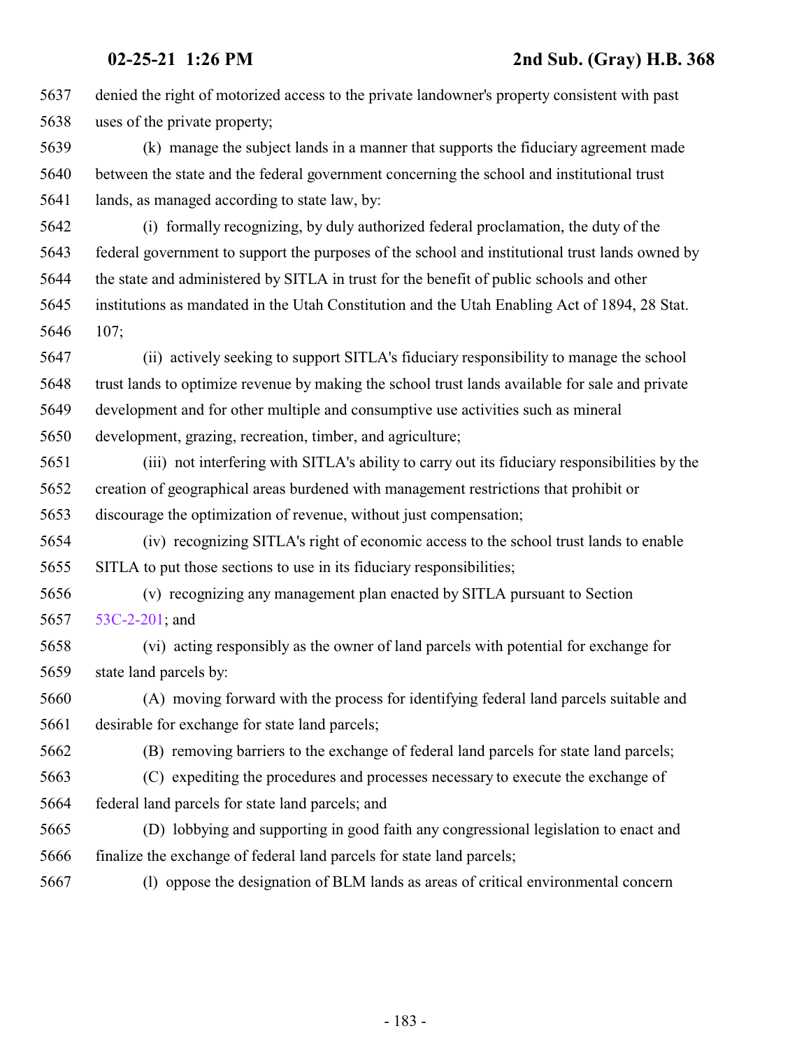denied the right of motorized access to the private landowner's property consistent with past uses of the private property;

(k) manage the subject lands in a manner that supports the fiduciary agreement made between the state and the federal government concerning the school and institutional trust lands, as managed according to state law, by:

(i) formally recognizing, by duly authorized federal proclamation, the duty of the federal government to support the purposes of the school and institutional trust lands owned by the state and administered by SITLA in trust for the benefit of public schools and other institutions as mandated in the Utah Constitution and the Utah Enabling Act of 1894, 28 Stat. 107;

(ii) actively seeking to support SITLA's fiduciary responsibility to manage the school trust lands to optimize revenue by making the school trust lands available for sale and private development and for other multiple and consumptive use activities such as mineral development, grazing, recreation, timber, and agriculture;

(iii) not interfering with SITLA's ability to carry out its fiduciary responsibilities by the creation of geographical areas burdened with management restrictions that prohibit or discourage the optimization of revenue, without just compensation;

(iv) recognizing SITLA's right of economic access to the school trust lands to enable SITLA to put those sections to use in its fiduciary responsibilities;

(v) recognizing any management plan enacted by SITLA pursuant to Section 53C-2-201; and

(vi) acting responsibly as the owner of land parcels with potential for exchange for state land parcels by:

(A) moving forward with the process for identifying federal land parcels suitable and desirable for exchange for state land parcels;

(B) removing barriers to the exchange of federal land parcels for state land parcels;

(C) expediting the procedures and processes necessary to execute the exchange of federal land parcels for state land parcels; and

(D) lobbying and supporting in good faith any congressional legislation to enact and finalize the exchange of federal land parcels for state land parcels;

(l) oppose the designation of BLM lands as areas of critical environmental concern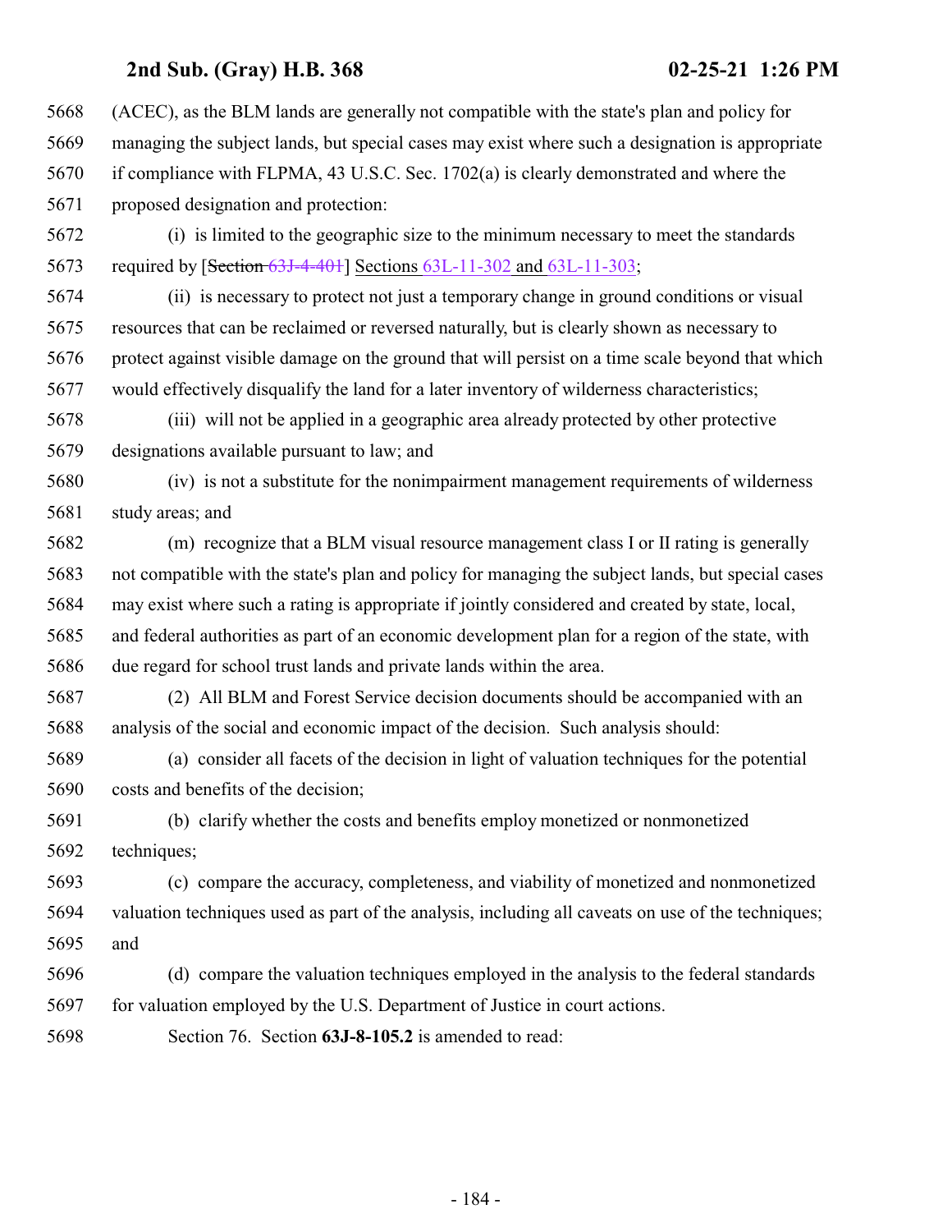(ACEC), as the BLM lands are generally not compatible with the state's plan and policy for managing the subject lands, but special cases may exist where such a designation is appropriate if compliance with FLPMA, 43 U.S.C. Sec. 1702(a) is clearly demonstrated and where the proposed designation and protection:

(i) is limited to the geographic size to the minimum necessary to meet the standards required by [~~Section 63J-4-401~~] Sections 63L-11-302 and 63L-11-303;

(ii) is necessary to protect not just a temporary change in ground conditions or visual resources that can be reclaimed or reversed naturally, but is clearly shown as necessary to protect against visible damage on the ground that will persist on a time scale beyond that which would effectively disqualify the land for a later inventory of wilderness characteristics;

(iii) will not be applied in a geographic area already protected by other protective designations available pursuant to law; and

(iv) is not a substitute for the nonimpairment management requirements of wilderness study areas; and

(m) recognize that a BLM visual resource management class I or II rating is generally not compatible with the state's plan and policy for managing the subject lands, but special cases may exist where such a rating is appropriate if jointly considered and created by state, local, and federal authorities as part of an economic development plan for a region of the state, with due regard for school trust lands and private lands within the area.

(2) All BLM and Forest Service decision documents should be accompanied with an analysis of the social and economic impact of the decision. Such analysis should:

(a) consider all facets of the decision in light of valuation techniques for the potential costs and benefits of the decision;

(b) clarify whether the costs and benefits employ monetized or nonmonetized techniques;

(c) compare the accuracy, completeness, and viability of monetized and nonmonetized valuation techniques used as part of the analysis, including all caveats on use of the techniques; and

(d) compare the valuation techniques employed in the analysis to the federal standards for valuation employed by the U.S. Department of Justice in court actions.

Section 76. Section **63J-8-105.2** is amended to read: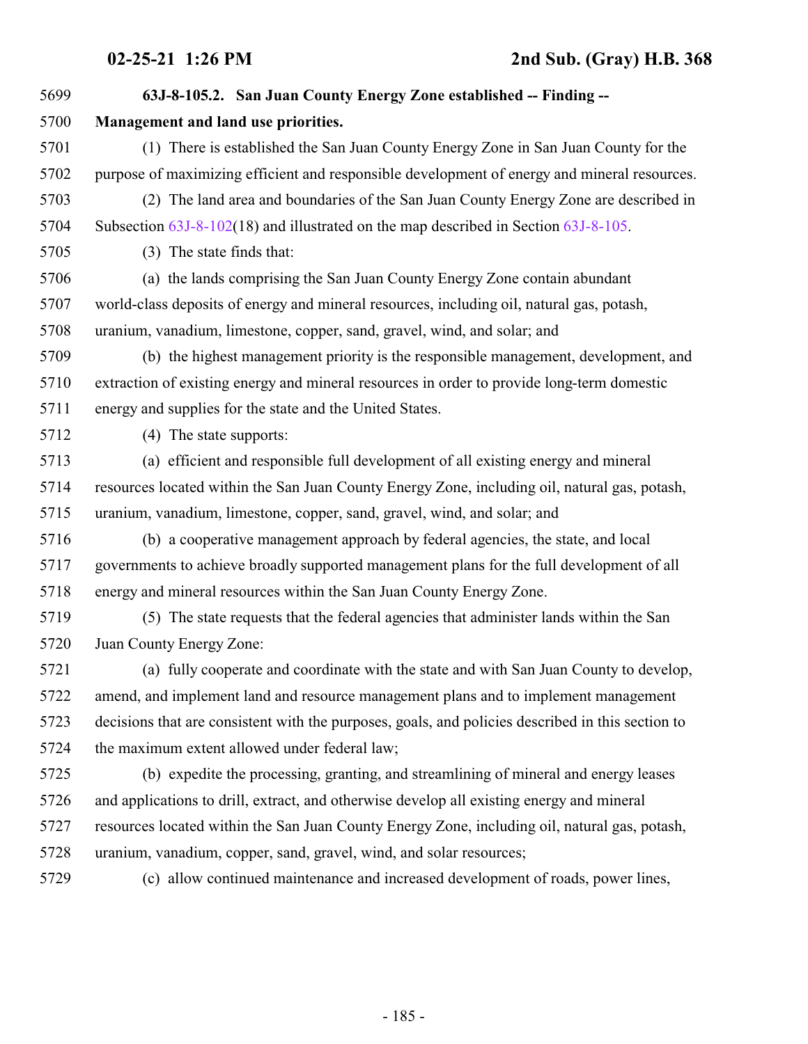**63J-8-105.2. San Juan County Energy Zone established -- Finding -- Management and land use priorities.**

(1) There is established the San Juan County Energy Zone in San Juan County for the purpose of maximizing efficient and responsible development of energy and mineral resources.

(2) The land area and boundaries of the San Juan County Energy Zone are described in Subsection 63J-8-102(18) and illustrated on the map described in Section 63J-8-105.

(3) The state finds that:

(a) the lands comprising the San Juan County Energy Zone contain abundant world-class deposits of energy and mineral resources, including oil, natural gas, potash, uranium, vanadium, limestone, copper, sand, gravel, wind, and solar; and

(b) the highest management priority is the responsible management, development, and extraction of existing energy and mineral resources in order to provide long-term domestic energy and supplies for the state and the United States.

(4) The state supports:

(a) efficient and responsible full development of all existing energy and mineral resources located within the San Juan County Energy Zone, including oil, natural gas, potash, uranium, vanadium, limestone, copper, sand, gravel, wind, and solar; and

(b) a cooperative management approach by federal agencies, the state, and local governments to achieve broadly supported management plans for the full development of all energy and mineral resources within the San Juan County Energy Zone.

(5) The state requests that the federal agencies that administer lands within the San Juan County Energy Zone:

(a) fully cooperate and coordinate with the state and with San Juan County to develop, amend, and implement land and resource management plans and to implement management decisions that are consistent with the purposes, goals, and policies described in this section to the maximum extent allowed under federal law;

(b) expedite the processing, granting, and streamlining of mineral and energy leases and applications to drill, extract, and otherwise develop all existing energy and mineral resources located within the San Juan County Energy Zone, including oil, natural gas, potash, uranium, vanadium, copper, sand, gravel, wind, and solar resources;

(c) allow continued maintenance and increased development of roads, power lines,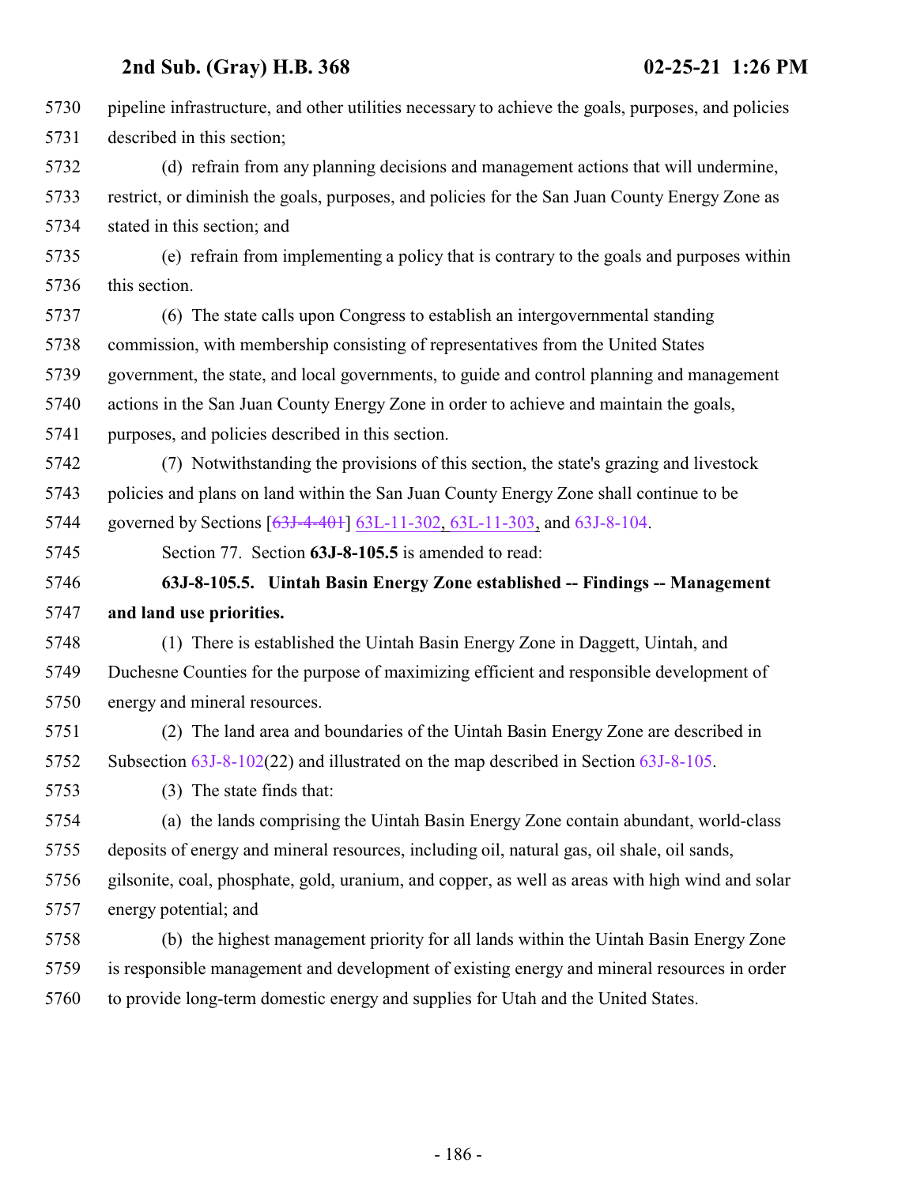pipeline infrastructure, and other utilities necessary to achieve the goals, purposes, and policies described in this section;

(d) refrain from any planning decisions and management actions that will undermine, restrict, or diminish the goals, purposes, and policies for the San Juan County Energy Zone as stated in this section; and

(e) refrain from implementing a policy that is contrary to the goals and purposes within this section.

(6) The state calls upon Congress to establish an intergovernmental standing commission, with membership consisting of representatives from the United States government, the state, and local governments, to guide and control planning and management actions in the San Juan County Energy Zone in order to achieve and maintain the goals, purposes, and policies described in this section.

(7) Notwithstanding the provisions of this section, the state's grazing and livestock policies and plans on land within the San Juan County Energy Zone shall continue to be governed by Sections [~~63J-4-401~~] 63L-11-302, 63L-11-303, and 63J-8-104.

Section 77. Section **63J-8-105.5** is amended to read:

**63J-8-105.5. Uintah Basin Energy Zone established -- Findings -- Management and land use priorities.**

(1) There is established the Uintah Basin Energy Zone in Daggett, Uintah, and Duchesne Counties for the purpose of maximizing efficient and responsible development of energy and mineral resources.

(2) The land area and boundaries of the Uintah Basin Energy Zone are described in Subsection 63J-8-102(22) and illustrated on the map described in Section 63J-8-105.

(3) The state finds that:

(a) the lands comprising the Uintah Basin Energy Zone contain abundant, world-class deposits of energy and mineral resources, including oil, natural gas, oil shale, oil sands, gilsonite, coal, phosphate, gold, uranium, and copper, as well as areas with high wind and solar energy potential; and

(b) the highest management priority for all lands within the Uintah Basin Energy Zone is responsible management and development of existing energy and mineral resources in order to provide long-term domestic energy and supplies for Utah and the United States.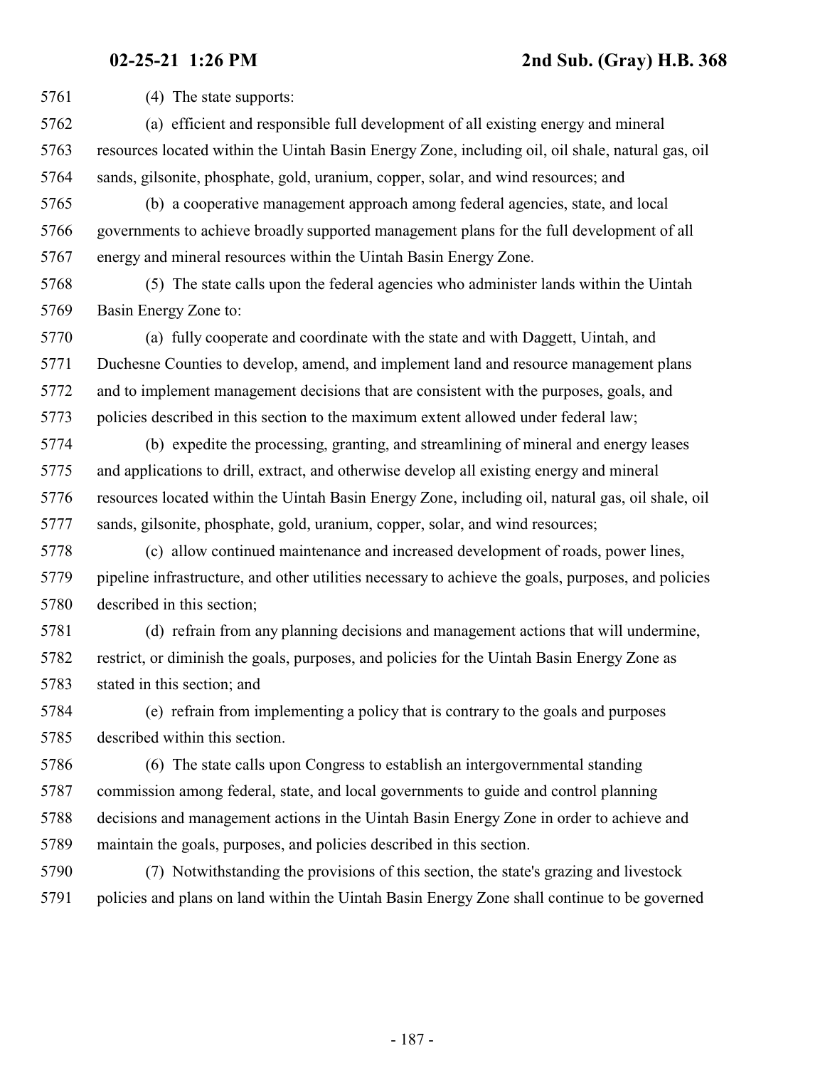(4) The state supports:

(a) efficient and responsible full development of all existing energy and mineral resources located within the Uintah Basin Energy Zone, including oil, oil shale, natural gas, oil sands, gilsonite, phosphate, gold, uranium, copper, solar, and wind resources; and

(b) a cooperative management approach among federal agencies, state, and local governments to achieve broadly supported management plans for the full development of all energy and mineral resources within the Uintah Basin Energy Zone.

(5) The state calls upon the federal agencies who administer lands within the Uintah Basin Energy Zone to:

(a) fully cooperate and coordinate with the state and with Daggett, Uintah, and Duchesne Counties to develop, amend, and implement land and resource management plans and to implement management decisions that are consistent with the purposes, goals, and policies described in this section to the maximum extent allowed under federal law;

(b) expedite the processing, granting, and streamlining of mineral and energy leases and applications to drill, extract, and otherwise develop all existing energy and mineral resources located within the Uintah Basin Energy Zone, including oil, natural gas, oil shale, oil sands, gilsonite, phosphate, gold, uranium, copper, solar, and wind resources;

(c) allow continued maintenance and increased development of roads, power lines, pipeline infrastructure, and other utilities necessary to achieve the goals, purposes, and policies described in this section;

(d) refrain from any planning decisions and management actions that will undermine, restrict, or diminish the goals, purposes, and policies for the Uintah Basin Energy Zone as stated in this section; and

(e) refrain from implementing a policy that is contrary to the goals and purposes described within this section.

(6) The state calls upon Congress to establish an intergovernmental standing commission among federal, state, and local governments to guide and control planning decisions and management actions in the Uintah Basin Energy Zone in order to achieve and maintain the goals, purposes, and policies described in this section.

(7) Notwithstanding the provisions of this section, the state's grazing and livestock policies and plans on land within the Uintah Basin Energy Zone shall continue to be governed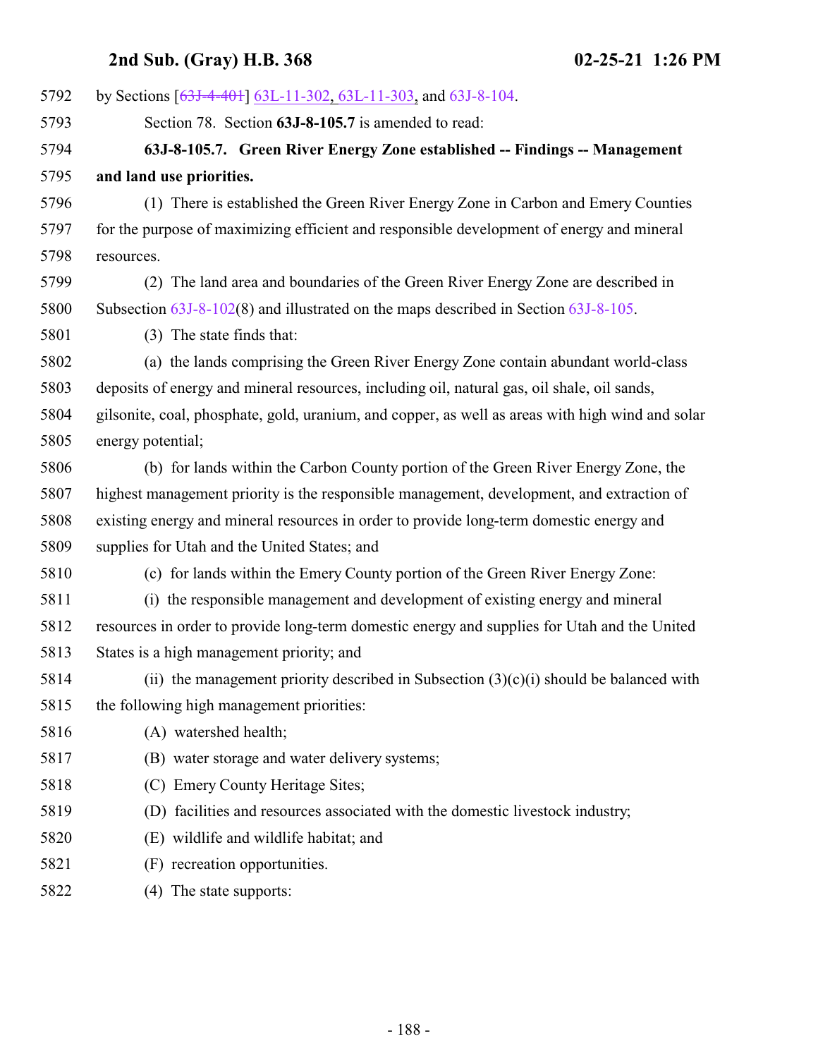by Sections [~~63J-4-401~~] 63L-11-302, 63L-11-303, and 63J-8-104.

Section 78. Section **63J-8-105.7** is amended to read:

**63J-8-105.7. Green River Energy Zone established -- Findings -- Management and land use priorities.**

(1) There is established the Green River Energy Zone in Carbon and Emery Counties for the purpose of maximizing efficient and responsible development of energy and mineral resources.

(2) The land area and boundaries of the Green River Energy Zone are described in Subsection 63J-8-102(8) and illustrated on the maps described in Section 63J-8-105.

(3) The state finds that:

(a) the lands comprising the Green River Energy Zone contain abundant world-class deposits of energy and mineral resources, including oil, natural gas, oil shale, oil sands, gilsonite, coal, phosphate, gold, uranium, and copper, as well as areas with high wind and solar energy potential;

(b) for lands within the Carbon County portion of the Green River Energy Zone, the highest management priority is the responsible management, development, and extraction of existing energy and mineral resources in order to provide long-term domestic energy and supplies for Utah and the United States; and

(c) for lands within the Emery County portion of the Green River Energy Zone:

(i) the responsible management and development of existing energy and mineral resources in order to provide long-term domestic energy and supplies for Utah and the United States is a high management priority; and

(ii) the management priority described in Subsection (3)(c)(i) should be balanced with the following high management priorities:

(A) watershed health;

(B) water storage and water delivery systems;

(C) Emery County Heritage Sites;

(D) facilities and resources associated with the domestic livestock industry;

(E) wildlife and wildlife habitat; and

(F) recreation opportunities.

(4) The state supports: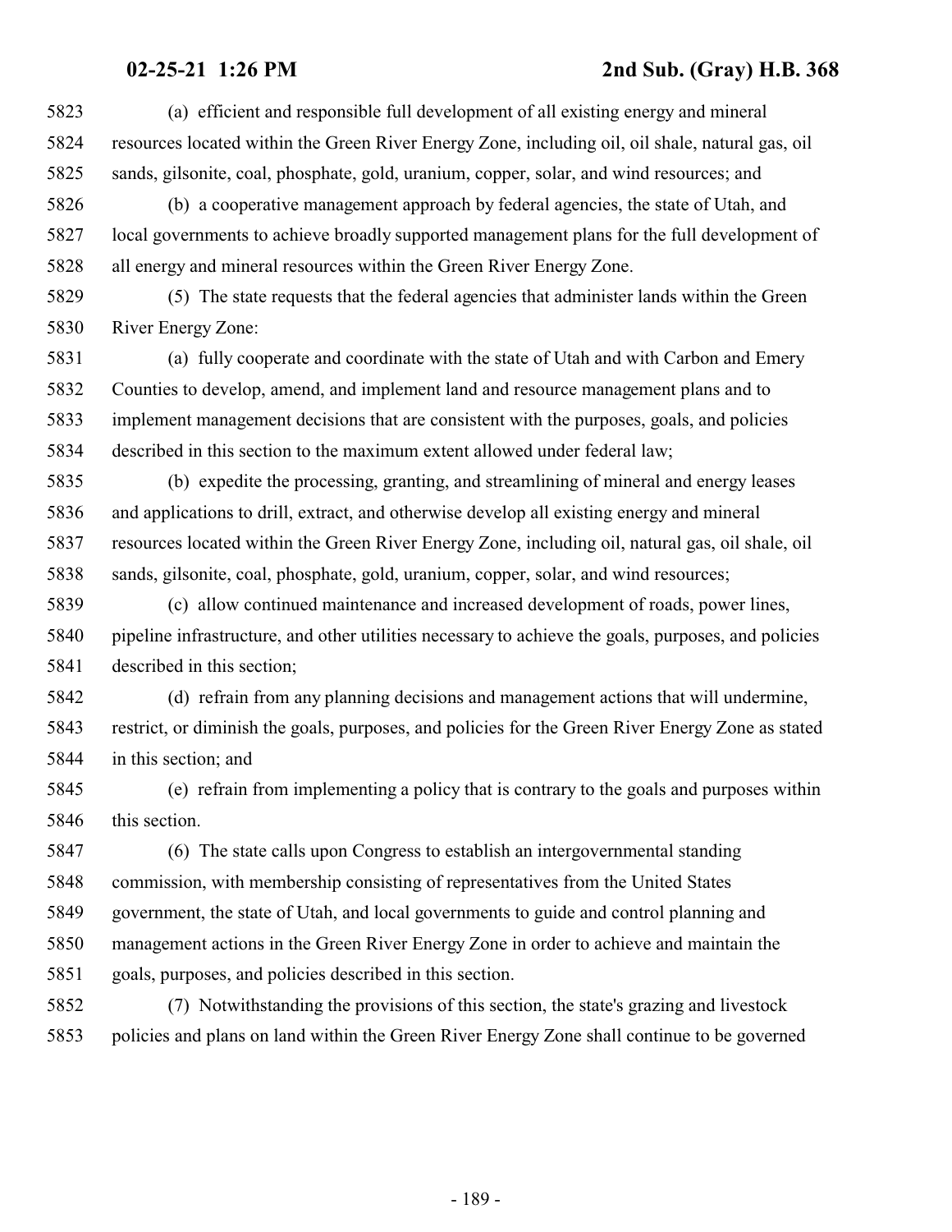(a) efficient and responsible full development of all existing energy and mineral resources located within the Green River Energy Zone, including oil, oil shale, natural gas, oil sands, gilsonite, coal, phosphate, gold, uranium, copper, solar, and wind resources; and

(b) a cooperative management approach by federal agencies, the state of Utah, and local governments to achieve broadly supported management plans for the full development of all energy and mineral resources within the Green River Energy Zone.

(5) The state requests that the federal agencies that administer lands within the Green River Energy Zone:

(a) fully cooperate and coordinate with the state of Utah and with Carbon and Emery Counties to develop, amend, and implement land and resource management plans and to implement management decisions that are consistent with the purposes, goals, and policies described in this section to the maximum extent allowed under federal law;

(b) expedite the processing, granting, and streamlining of mineral and energy leases and applications to drill, extract, and otherwise develop all existing energy and mineral resources located within the Green River Energy Zone, including oil, natural gas, oil shale, oil sands, gilsonite, coal, phosphate, gold, uranium, copper, solar, and wind resources;

(c) allow continued maintenance and increased development of roads, power lines, pipeline infrastructure, and other utilities necessary to achieve the goals, purposes, and policies described in this section;

(d) refrain from any planning decisions and management actions that will undermine, restrict, or diminish the goals, purposes, and policies for the Green River Energy Zone as stated in this section; and

(e) refrain from implementing a policy that is contrary to the goals and purposes within this section.

(6) The state calls upon Congress to establish an intergovernmental standing commission, with membership consisting of representatives from the United States government, the state of Utah, and local governments to guide and control planning and management actions in the Green River Energy Zone in order to achieve and maintain the goals, purposes, and policies described in this section.

(7) Notwithstanding the provisions of this section, the state's grazing and livestock policies and plans on land within the Green River Energy Zone shall continue to be governed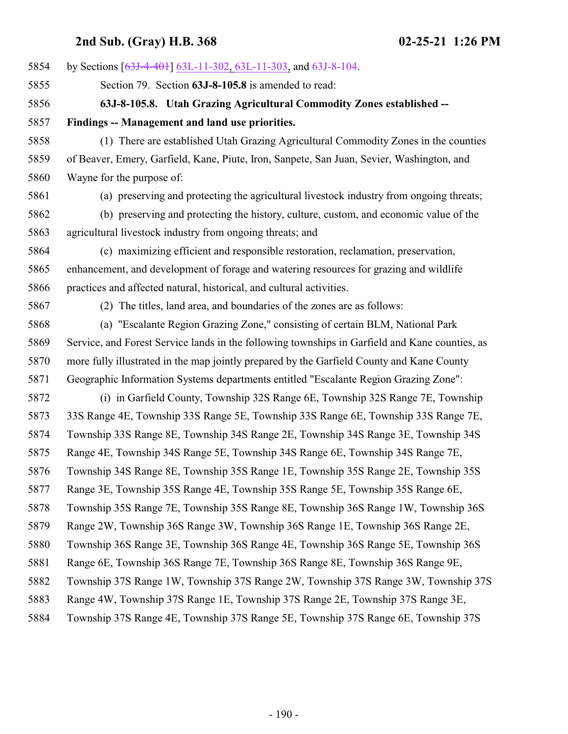by Sections [~~63J-4-401~~] 63L-11-302, 63L-11-303, and 63J-8-104.

Section 79. Section **63J-8-105.8** is amended to read:

**63J-8-105.8. Utah Grazing Agricultural Commodity Zones established -- Findings -- Management and land use priorities.**

(1) There are established Utah Grazing Agricultural Commodity Zones in the counties of Beaver, Emery, Garfield, Kane, Piute, Iron, Sanpete, San Juan, Sevier, Washington, and Wayne for the purpose of:

(a) preserving and protecting the agricultural livestock industry from ongoing threats;

(b) preserving and protecting the history, culture, custom, and economic value of the agricultural livestock industry from ongoing threats; and

(c) maximizing efficient and responsible restoration, reclamation, preservation, enhancement, and development of forage and watering resources for grazing and wildlife practices and affected natural, historical, and cultural activities.

(2) The titles, land area, and boundaries of the zones are as follows:

(a) "Escalante Region Grazing Zone," consisting of certain BLM, National Park Service, and Forest Service lands in the following townships in Garfield and Kane counties, as more fully illustrated in the map jointly prepared by the Garfield County and Kane County Geographic Information Systems departments entitled "Escalante Region Grazing Zone":

(i) in Garfield County, Township 32S Range 6E, Township 32S Range 7E, Township 33S Range 4E, Township 33S Range 5E, Township 33S Range 6E, Township 33S Range 7E, Township 33S Range 8E, Township 34S Range 2E, Township 34S Range 3E, Township 34S Range 4E, Township 34S Range 5E, Township 34S Range 6E, Township 34S Range 7E, Township 34S Range 8E, Township 35S Range 1E, Township 35S Range 2E, Township 35S Range 3E, Township 35S Range 4E, Township 35S Range 5E, Township 35S Range 6E, Township 35S Range 7E, Township 35S Range 8E, Township 36S Range 1W, Township 36S Range 2W, Township 36S Range 3W, Township 36S Range 1E, Township 36S Range 2E, Township 36S Range 3E, Township 36S Range 4E, Township 36S Range 5E, Township 36S Range 6E, Township 36S Range 7E, Township 36S Range 8E, Township 36S Range 9E, Township 37S Range 1W, Township 37S Range 2W, Township 37S Range 3W, Township 37S Range 4W, Township 37S Range 1E, Township 37S Range 2E, Township 37S Range 3E, Township 37S Range 4E, Township 37S Range 5E, Township 37S Range 6E, Township 37S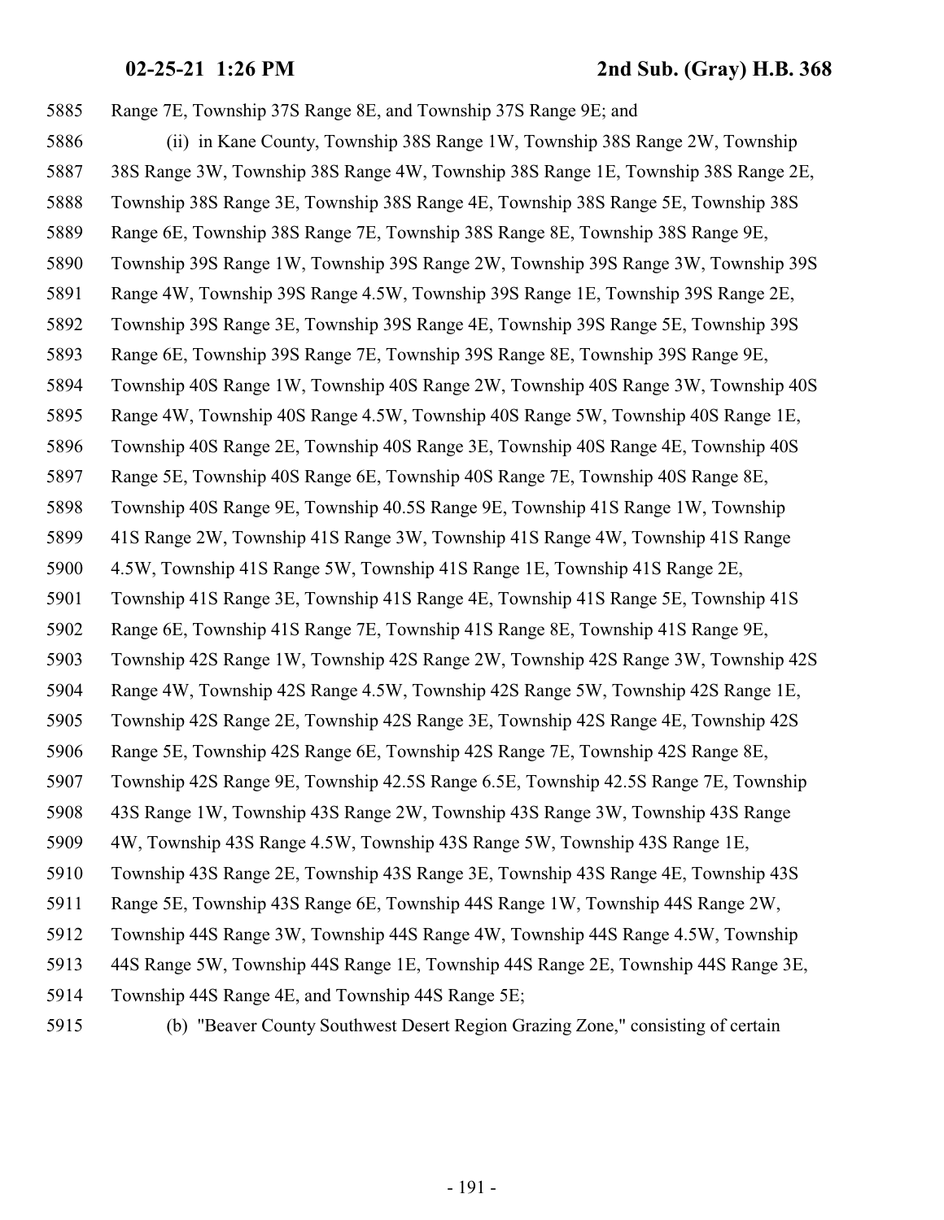5885 Range 7E, Township 37S Range 8E, and Township 37S Range 9E; and

5886 (ii) in Kane County, Township 38S Range 1W, Township 38S Range 2W, Township
5887 38S Range 3W, Township 38S Range 4W, Township 38S Range 1E, Township 38S Range 2E,
5888 Township 38S Range 3E, Township 38S Range 4E, Township 38S Range 5E, Township 38S
5889 Range 6E, Township 38S Range 7E, Township 38S Range 8E, Township 38S Range 9E,
5890 Township 39S Range 1W, Township 39S Range 2W, Township 39S Range 3W, Township 39S
5891 Range 4W, Township 39S Range 4.5W, Township 39S Range 1E, Township 39S Range 2E,
5892 Township 39S Range 3E, Township 39S Range 4E, Township 39S Range 5E, Township 39S
5893 Range 6E, Township 39S Range 7E, Township 39S Range 8E, Township 39S Range 9E,
5894 Township 40S Range 1W, Township 40S Range 2W, Township 40S Range 3W, Township 40S
5895 Range 4W, Township 40S Range 4.5W, Township 40S Range 5W, Township 40S Range 1E,
5896 Township 40S Range 2E, Township 40S Range 3E, Township 40S Range 4E, Township 40S
5897 Range 5E, Township 40S Range 6E, Township 40S Range 7E, Township 40S Range 8E,
5898 Township 40S Range 9E, Township 40.5S Range 9E, Township 41S Range 1W, Township
5899 41S Range 2W, Township 41S Range 3W, Township 41S Range 4W, Township 41S Range
5900 4.5W, Township 41S Range 5W, Township 41S Range 1E, Township 41S Range 2E,
5901 Township 41S Range 3E, Township 41S Range 4E, Township 41S Range 5E, Township 41S
5902 Range 6E, Township 41S Range 7E, Township 41S Range 8E, Township 41S Range 9E,
5903 Township 42S Range 1W, Township 42S Range 2W, Township 42S Range 3W, Township 42S
5904 Range 4W, Township 42S Range 4.5W, Township 42S Range 5W, Township 42S Range 1E,
5905 Township 42S Range 2E, Township 42S Range 3E, Township 42S Range 4E, Township 42S
5906 Range 5E, Township 42S Range 6E, Township 42S Range 7E, Township 42S Range 8E,
5907 Township 42S Range 9E, Township 42.5S Range 6.5E, Township 42.5S Range 7E, Township
5908 43S Range 1W, Township 43S Range 2W, Township 43S Range 3W, Township 43S Range
5909 4W, Township 43S Range 4.5W, Township 43S Range 5W, Township 43S Range 1E,
5910 Township 43S Range 2E, Township 43S Range 3E, Township 43S Range 4E, Township 43S
5911 Range 5E, Township 43S Range 6E, Township 44S Range 1W, Township 44S Range 2W,
5912 Township 44S Range 3W, Township 44S Range 4W, Township 44S Range 4.5W, Township
5913 44S Range 5W, Township 44S Range 1E, Township 44S Range 2E, Township 44S Range 3E,
5914 Township 44S Range 4E, and Township 44S Range 5E;

5915 (b) "Beaver County Southwest Desert Region Grazing Zone," consisting of certain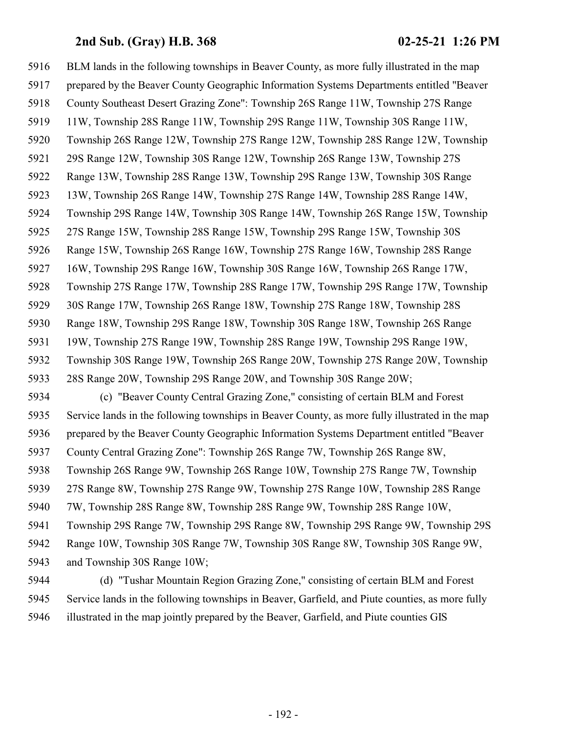BLM lands in the following townships in Beaver County, as more fully illustrated in the map prepared by the Beaver County Geographic Information Systems Departments entitled "Beaver County Southeast Desert Grazing Zone": Township 26S Range 11W, Township 27S Range 11W, Township 28S Range 11W, Township 29S Range 11W, Township 30S Range 11W, Township 26S Range 12W, Township 27S Range 12W, Township 28S Range 12W, Township 29S Range 12W, Township 30S Range 12W, Township 26S Range 13W, Township 27S Range 13W, Township 28S Range 13W, Township 29S Range 13W, Township 30S Range 13W, Township 26S Range 14W, Township 27S Range 14W, Township 28S Range 14W, Township 29S Range 14W, Township 30S Range 14W, Township 26S Range 15W, Township 27S Range 15W, Township 28S Range 15W, Township 29S Range 15W, Township 30S Range 15W, Township 26S Range 16W, Township 27S Range 16W, Township 28S Range 16W, Township 29S Range 16W, Township 30S Range 16W, Township 26S Range 17W, Township 27S Range 17W, Township 28S Range 17W, Township 29S Range 17W, Township 30S Range 17W, Township 26S Range 18W, Township 27S Range 18W, Township 28S Range 18W, Township 29S Range 18W, Township 30S Range 18W, Township 26S Range 19W, Township 27S Range 19W, Township 28S Range 19W, Township 29S Range 19W, Township 30S Range 19W, Township 26S Range 20W, Township 27S Range 20W, Township 28S Range 20W, Township 29S Range 20W, and Township 30S Range 20W;

(c) "Beaver County Central Grazing Zone," consisting of certain BLM and Forest Service lands in the following townships in Beaver County, as more fully illustrated in the map prepared by the Beaver County Geographic Information Systems Department entitled "Beaver County Central Grazing Zone": Township 26S Range 7W, Township 26S Range 8W, Township 26S Range 9W, Township 26S Range 10W, Township 27S Range 7W, Township 27S Range 8W, Township 27S Range 9W, Township 27S Range 10W, Township 28S Range 7W, Township 28S Range 8W, Township 28S Range 9W, Township 28S Range 10W, Township 29S Range 7W, Township 29S Range 8W, Township 29S Range 9W, Township 29S Range 10W, Township 30S Range 7W, Township 30S Range 8W, Township 30S Range 9W, and Township 30S Range 10W;

(d) "Tushar Mountain Region Grazing Zone," consisting of certain BLM and Forest Service lands in the following townships in Beaver, Garfield, and Piute counties, as more fully illustrated in the map jointly prepared by the Beaver, Garfield, and Piute counties GIS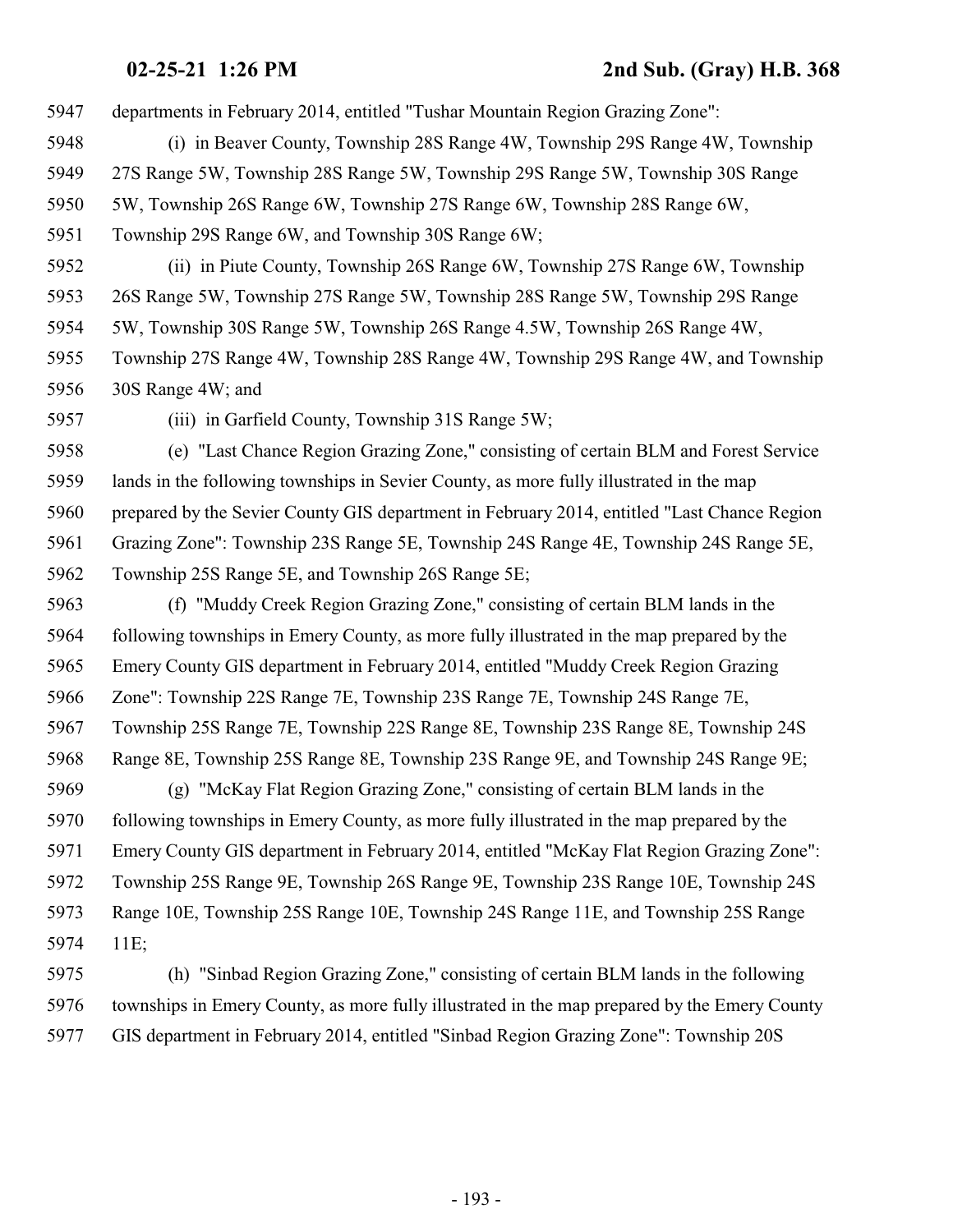departments in February 2014, entitled "Tushar Mountain Region Grazing Zone":

(i) in Beaver County, Township 28S Range 4W, Township 29S Range 4W, Township 27S Range 5W, Township 28S Range 5W, Township 29S Range 5W, Township 30S Range 5W, Township 26S Range 6W, Township 27S Range 6W, Township 28S Range 6W, Township 29S Range 6W, and Township 30S Range 6W;

(ii) in Piute County, Township 26S Range 6W, Township 27S Range 6W, Township 26S Range 5W, Township 27S Range 5W, Township 28S Range 5W, Township 29S Range 5W, Township 30S Range 5W, Township 26S Range 4.5W, Township 26S Range 4W, Township 27S Range 4W, Township 28S Range 4W, Township 29S Range 4W, and Township 30S Range 4W; and

(iii) in Garfield County, Township 31S Range 5W;

(e) "Last Chance Region Grazing Zone," consisting of certain BLM and Forest Service lands in the following townships in Sevier County, as more fully illustrated in the map prepared by the Sevier County GIS department in February 2014, entitled "Last Chance Region Grazing Zone": Township 23S Range 5E, Township 24S Range 4E, Township 24S Range 5E, Township 25S Range 5E, and Township 26S Range 5E;

(f) "Muddy Creek Region Grazing Zone," consisting of certain BLM lands in the following townships in Emery County, as more fully illustrated in the map prepared by the Emery County GIS department in February 2014, entitled "Muddy Creek Region Grazing Zone": Township 22S Range 7E, Township 23S Range 7E, Township 24S Range 7E, Township 25S Range 7E, Township 22S Range 8E, Township 23S Range 8E, Township 24S Range 8E, Township 25S Range 8E, Township 23S Range 9E, and Township 24S Range 9E;

(g) "McKay Flat Region Grazing Zone," consisting of certain BLM lands in the following townships in Emery County, as more fully illustrated in the map prepared by the Emery County GIS department in February 2014, entitled "McKay Flat Region Grazing Zone": Township 25S Range 9E, Township 26S Range 9E, Township 23S Range 10E, Township 24S Range 10E, Township 25S Range 10E, Township 24S Range 11E, and Township 25S Range 11E;

(h) "Sinbad Region Grazing Zone," consisting of certain BLM lands in the following townships in Emery County, as more fully illustrated in the map prepared by the Emery County GIS department in February 2014, entitled "Sinbad Region Grazing Zone": Township 20S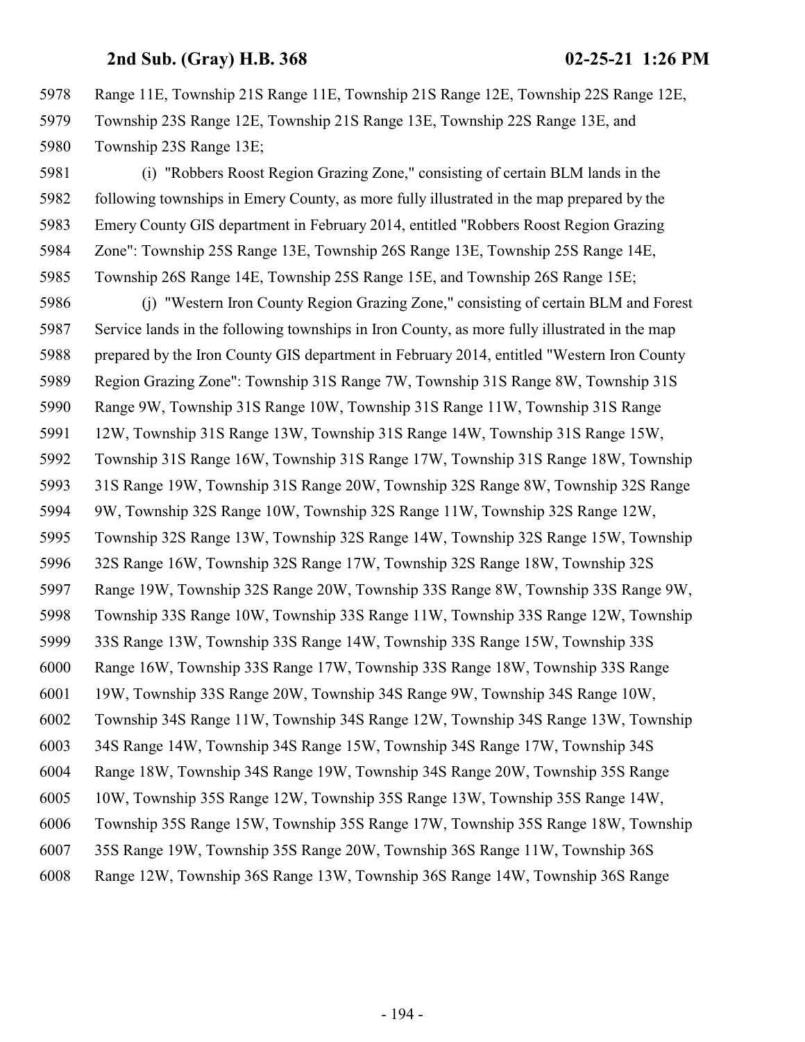Range 11E, Township 21S Range 11E, Township 21S Range 12E, Township 22S Range 12E, Township 23S Range 12E, Township 21S Range 13E, Township 22S Range 13E, and Township 23S Range 13E;

(i) "Robbers Roost Region Grazing Zone," consisting of certain BLM lands in the following townships in Emery County, as more fully illustrated in the map prepared by the Emery County GIS department in February 2014, entitled "Robbers Roost Region Grazing Zone": Township 25S Range 13E, Township 26S Range 13E, Township 25S Range 14E, Township 26S Range 14E, Township 25S Range 15E, and Township 26S Range 15E;

(j) "Western Iron County Region Grazing Zone," consisting of certain BLM and Forest Service lands in the following townships in Iron County, as more fully illustrated in the map prepared by the Iron County GIS department in February 2014, entitled "Western Iron County Region Grazing Zone": Township 31S Range 7W, Township 31S Range 8W, Township 31S Range 9W, Township 31S Range 10W, Township 31S Range 11W, Township 31S Range 12W, Township 31S Range 13W, Township 31S Range 14W, Township 31S Range 15W, Township 31S Range 16W, Township 31S Range 17W, Township 31S Range 18W, Township 31S Range 19W, Township 31S Range 20W, Township 32S Range 8W, Township 32S Range 9W, Township 32S Range 10W, Township 32S Range 11W, Township 32S Range 12W, Township 32S Range 13W, Township 32S Range 14W, Township 32S Range 15W, Township 32S Range 16W, Township 32S Range 17W, Township 32S Range 18W, Township 32S Range 19W, Township 32S Range 20W, Township 33S Range 8W, Township 33S Range 9W, Township 33S Range 10W, Township 33S Range 11W, Township 33S Range 12W, Township 33S Range 13W, Township 33S Range 14W, Township 33S Range 15W, Township 33S Range 16W, Township 33S Range 17W, Township 33S Range 18W, Township 33S Range 19W, Township 33S Range 20W, Township 34S Range 9W, Township 34S Range 10W, Township 34S Range 11W, Township 34S Range 12W, Township 34S Range 13W, Township 34S Range 14W, Township 34S Range 15W, Township 34S Range 17W, Township 34S Range 18W, Township 34S Range 19W, Township 34S Range 20W, Township 35S Range 10W, Township 35S Range 12W, Township 35S Range 13W, Township 35S Range 14W, Township 35S Range 15W, Township 35S Range 17W, Township 35S Range 18W, Township 35S Range 19W, Township 35S Range 20W, Township 36S Range 11W, Township 36S Range 12W, Township 36S Range 13W, Township 36S Range 14W, Township 36S Range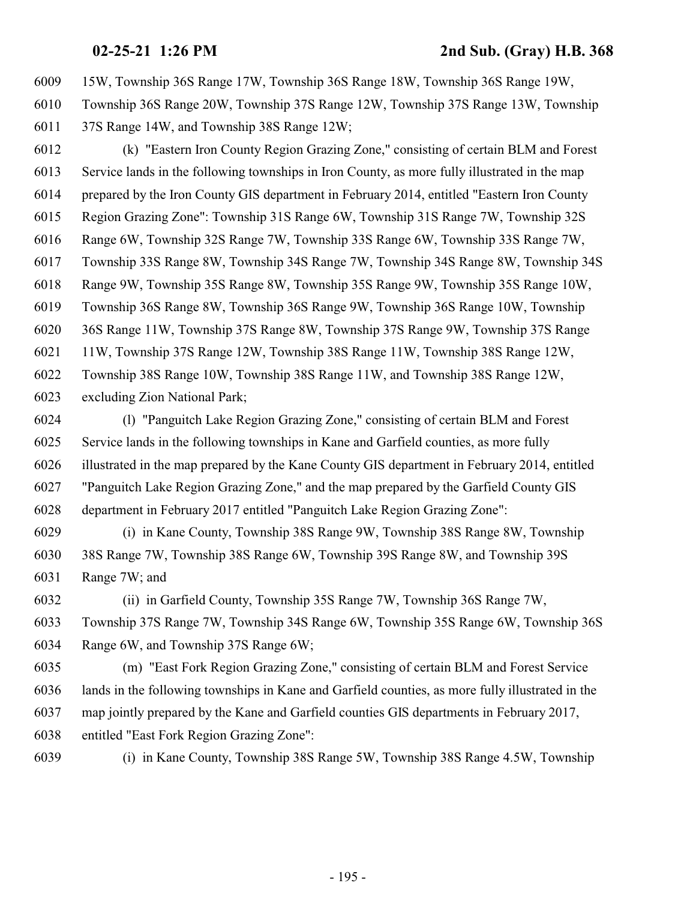15W, Township 36S Range 17W, Township 36S Range 18W, Township 36S Range 19W, Township 36S Range 20W, Township 37S Range 12W, Township 37S Range 13W, Township 37S Range 14W, and Township 38S Range 12W;

(k) "Eastern Iron County Region Grazing Zone," consisting of certain BLM and Forest Service lands in the following townships in Iron County, as more fully illustrated in the map prepared by the Iron County GIS department in February 2014, entitled "Eastern Iron County Region Grazing Zone": Township 31S Range 6W, Township 31S Range 7W, Township 32S Range 6W, Township 32S Range 7W, Township 33S Range 6W, Township 33S Range 7W, Township 33S Range 8W, Township 34S Range 7W, Township 34S Range 8W, Township 34S Range 9W, Township 35S Range 8W, Township 35S Range 9W, Township 35S Range 10W, Township 36S Range 8W, Township 36S Range 9W, Township 36S Range 10W, Township 36S Range 11W, Township 37S Range 8W, Township 37S Range 9W, Township 37S Range 11W, Township 37S Range 12W, Township 38S Range 11W, Township 38S Range 12W, Township 38S Range 10W, Township 38S Range 11W, and Township 38S Range 12W, excluding Zion National Park;

(l) "Panguitch Lake Region Grazing Zone," consisting of certain BLM and Forest Service lands in the following townships in Kane and Garfield counties, as more fully illustrated in the map prepared by the Kane County GIS department in February 2014, entitled "Panguitch Lake Region Grazing Zone," and the map prepared by the Garfield County GIS department in February 2017 entitled "Panguitch Lake Region Grazing Zone":

(i) in Kane County, Township 38S Range 9W, Township 38S Range 8W, Township 38S Range 7W, Township 38S Range 6W, Township 39S Range 8W, and Township 39S Range 7W; and

(ii) in Garfield County, Township 35S Range 7W, Township 36S Range 7W, Township 37S Range 7W, Township 34S Range 6W, Township 35S Range 6W, Township 36S Range 6W, and Township 37S Range 6W;

(m) "East Fork Region Grazing Zone," consisting of certain BLM and Forest Service lands in the following townships in Kane and Garfield counties, as more fully illustrated in the map jointly prepared by the Kane and Garfield counties GIS departments in February 2017, entitled "East Fork Region Grazing Zone":

(i) in Kane County, Township 38S Range 5W, Township 38S Range 4.5W, Township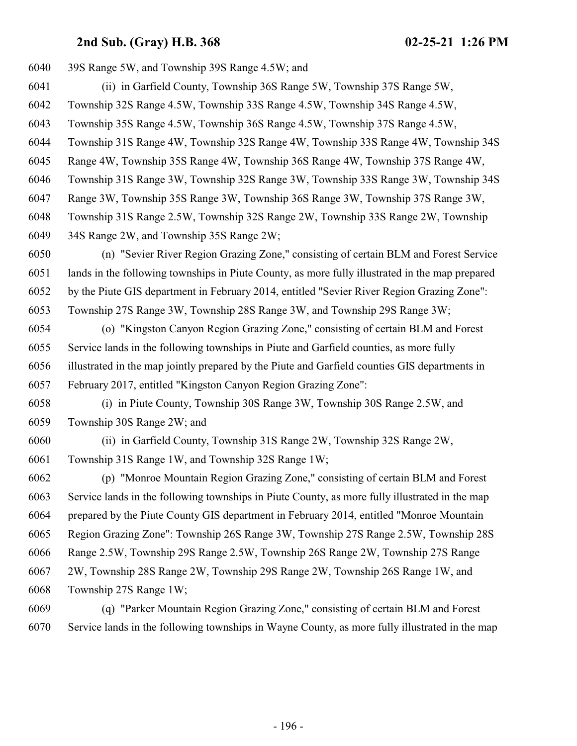39S Range 5W, and Township 39S Range 4.5W; and

(ii) in Garfield County, Township 36S Range 5W, Township 37S Range 5W, Township 32S Range 4.5W, Township 33S Range 4.5W, Township 34S Range 4.5W, Township 35S Range 4.5W, Township 36S Range 4.5W, Township 37S Range 4.5W, Township 31S Range 4W, Township 32S Range 4W, Township 33S Range 4W, Township 34S Range 4W, Township 35S Range 4W, Township 36S Range 4W, Township 37S Range 4W, Township 31S Range 3W, Township 32S Range 3W, Township 33S Range 3W, Township 34S Range 3W, Township 35S Range 3W, Township 36S Range 3W, Township 37S Range 3W, Township 31S Range 2.5W, Township 32S Range 2W, Township 33S Range 2W, Township 34S Range 2W, and Township 35S Range 2W;

(n) "Sevier River Region Grazing Zone," consisting of certain BLM and Forest Service lands in the following townships in Piute County, as more fully illustrated in the map prepared by the Piute GIS department in February 2014, entitled "Sevier River Region Grazing Zone": Township 27S Range 3W, Township 28S Range 3W, and Township 29S Range 3W;

(o) "Kingston Canyon Region Grazing Zone," consisting of certain BLM and Forest Service lands in the following townships in Piute and Garfield counties, as more fully illustrated in the map jointly prepared by the Piute and Garfield counties GIS departments in February 2017, entitled "Kingston Canyon Region Grazing Zone":

(i) in Piute County, Township 30S Range 3W, Township 30S Range 2.5W, and Township 30S Range 2W; and

(ii) in Garfield County, Township 31S Range 2W, Township 32S Range 2W, Township 31S Range 1W, and Township 32S Range 1W;

(p) "Monroe Mountain Region Grazing Zone," consisting of certain BLM and Forest Service lands in the following townships in Piute County, as more fully illustrated in the map prepared by the Piute County GIS department in February 2014, entitled "Monroe Mountain Region Grazing Zone": Township 26S Range 3W, Township 27S Range 2.5W, Township 28S Range 2.5W, Township 29S Range 2.5W, Township 26S Range 2W, Township 27S Range 2W, Township 28S Range 2W, Township 29S Range 2W, Township 26S Range 1W, and Township 27S Range 1W;

(q) "Parker Mountain Region Grazing Zone," consisting of certain BLM and Forest Service lands in the following townships in Wayne County, as more fully illustrated in the map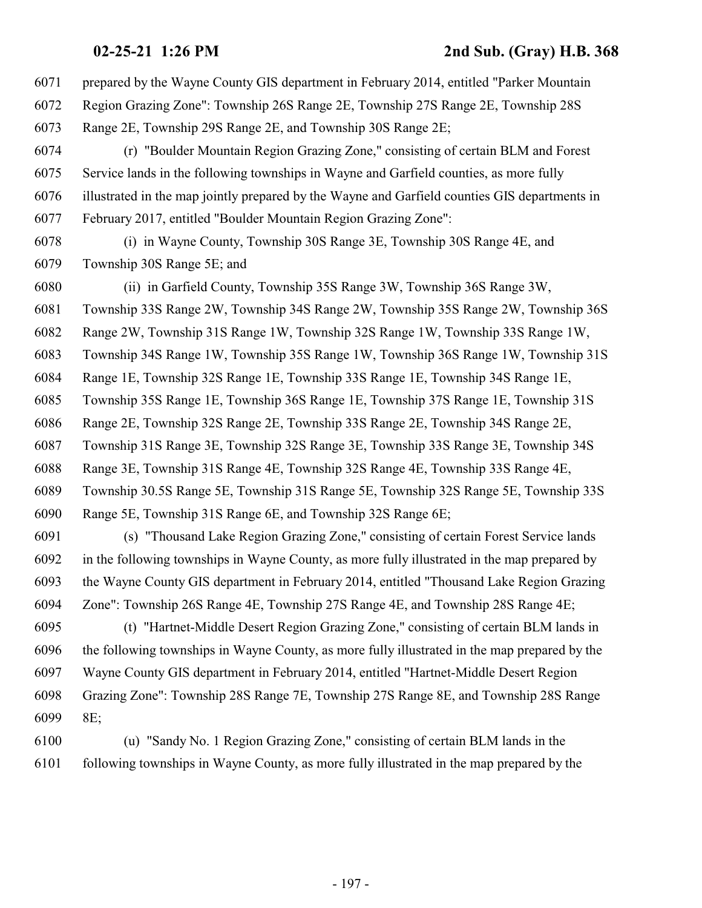prepared by the Wayne County GIS department in February 2014, entitled "Parker Mountain Region Grazing Zone": Township 26S Range 2E, Township 27S Range 2E, Township 28S Range 2E, Township 29S Range 2E, and Township 30S Range 2E;

(r) "Boulder Mountain Region Grazing Zone," consisting of certain BLM and Forest Service lands in the following townships in Wayne and Garfield counties, as more fully illustrated in the map jointly prepared by the Wayne and Garfield counties GIS departments in February 2017, entitled "Boulder Mountain Region Grazing Zone":

(i) in Wayne County, Township 30S Range 3E, Township 30S Range 4E, and Township 30S Range 5E; and

(ii) in Garfield County, Township 35S Range 3W, Township 36S Range 3W, Township 33S Range 2W, Township 34S Range 2W, Township 35S Range 2W, Township 36S Range 2W, Township 31S Range 1W, Township 32S Range 1W, Township 33S Range 1W, Township 34S Range 1W, Township 35S Range 1W, Township 36S Range 1W, Township 31S Range 1E, Township 32S Range 1E, Township 33S Range 1E, Township 34S Range 1E, Township 35S Range 1E, Township 36S Range 1E, Township 37S Range 1E, Township 31S Range 2E, Township 32S Range 2E, Township 33S Range 2E, Township 34S Range 2E, Township 31S Range 3E, Township 32S Range 3E, Township 33S Range 3E, Township 34S Range 3E, Township 31S Range 4E, Township 32S Range 4E, Township 33S Range 4E, Township 30.5S Range 5E, Township 31S Range 5E, Township 32S Range 5E, Township 33S Range 5E, Township 31S Range 6E, and Township 32S Range 6E;

(s) "Thousand Lake Region Grazing Zone," consisting of certain Forest Service lands in the following townships in Wayne County, as more fully illustrated in the map prepared by the Wayne County GIS department in February 2014, entitled "Thousand Lake Region Grazing Zone": Township 26S Range 4E, Township 27S Range 4E, and Township 28S Range 4E;

(t) "Hartnet-Middle Desert Region Grazing Zone," consisting of certain BLM lands in the following townships in Wayne County, as more fully illustrated in the map prepared by the Wayne County GIS department in February 2014, entitled "Hartnet-Middle Desert Region Grazing Zone": Township 28S Range 7E, Township 27S Range 8E, and Township 28S Range 8E;

(u) "Sandy No. 1 Region Grazing Zone," consisting of certain BLM lands in the following townships in Wayne County, as more fully illustrated in the map prepared by the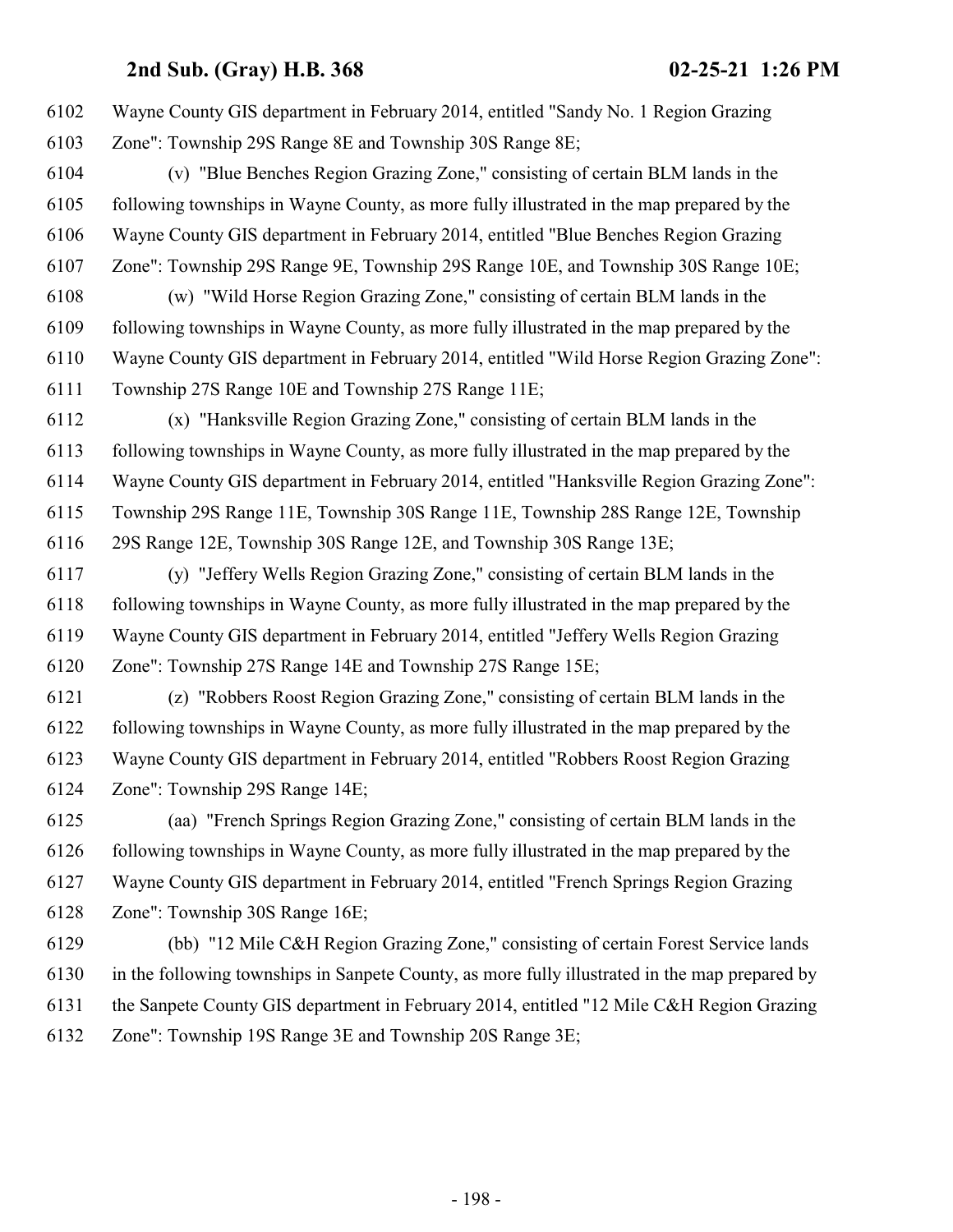Wayne County GIS department in February 2014, entitled "Sandy No. 1 Region Grazing Zone": Township 29S Range 8E and Township 30S Range 8E;

(v) "Blue Benches Region Grazing Zone," consisting of certain BLM lands in the following townships in Wayne County, as more fully illustrated in the map prepared by the Wayne County GIS department in February 2014, entitled "Blue Benches Region Grazing Zone": Township 29S Range 9E, Township 29S Range 10E, and Township 30S Range 10E;

(w) "Wild Horse Region Grazing Zone," consisting of certain BLM lands in the following townships in Wayne County, as more fully illustrated in the map prepared by the Wayne County GIS department in February 2014, entitled "Wild Horse Region Grazing Zone": Township 27S Range 10E and Township 27S Range 11E;

(x) "Hanksville Region Grazing Zone," consisting of certain BLM lands in the following townships in Wayne County, as more fully illustrated in the map prepared by the Wayne County GIS department in February 2014, entitled "Hanksville Region Grazing Zone": Township 29S Range 11E, Township 30S Range 11E, Township 28S Range 12E, Township 29S Range 12E, Township 30S Range 12E, and Township 30S Range 13E;

(y) "Jeffery Wells Region Grazing Zone," consisting of certain BLM lands in the following townships in Wayne County, as more fully illustrated in the map prepared by the Wayne County GIS department in February 2014, entitled "Jeffery Wells Region Grazing Zone": Township 27S Range 14E and Township 27S Range 15E;

(z) "Robbers Roost Region Grazing Zone," consisting of certain BLM lands in the following townships in Wayne County, as more fully illustrated in the map prepared by the Wayne County GIS department in February 2014, entitled "Robbers Roost Region Grazing Zone": Township 29S Range 14E;

(aa) "French Springs Region Grazing Zone," consisting of certain BLM lands in the following townships in Wayne County, as more fully illustrated in the map prepared by the Wayne County GIS department in February 2014, entitled "French Springs Region Grazing Zone": Township 30S Range 16E;

(bb) "12 Mile C&H Region Grazing Zone," consisting of certain Forest Service lands in the following townships in Sanpete County, as more fully illustrated in the map prepared by the Sanpete County GIS department in February 2014, entitled "12 Mile C&H Region Grazing Zone": Township 19S Range 3E and Township 20S Range 3E;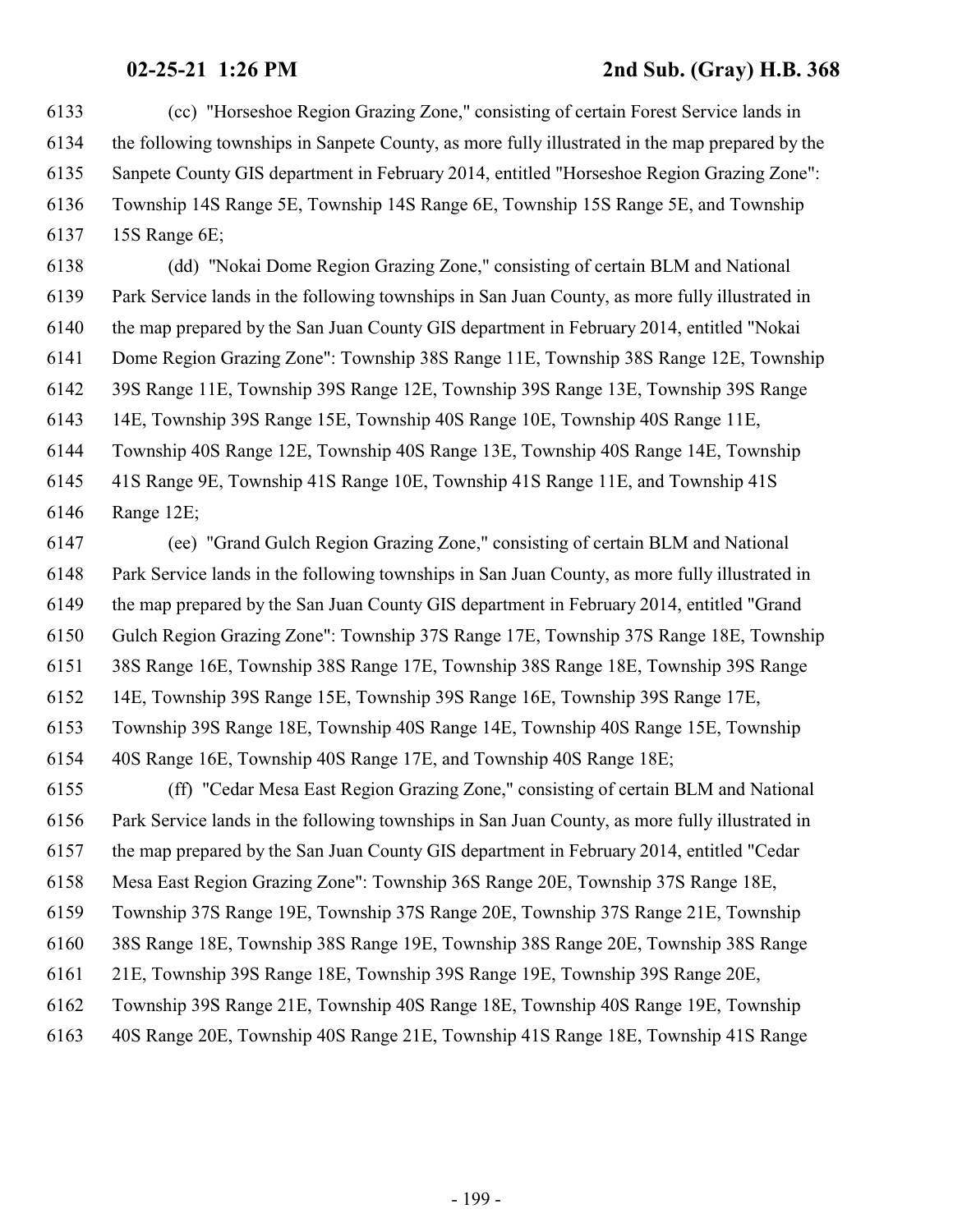(cc) "Horseshoe Region Grazing Zone," consisting of certain Forest Service lands in the following townships in Sanpete County, as more fully illustrated in the map prepared by the Sanpete County GIS department in February 2014, entitled "Horseshoe Region Grazing Zone": Township 14S Range 5E, Township 14S Range 6E, Township 15S Range 5E, and Township 15S Range 6E;

(dd) "Nokai Dome Region Grazing Zone," consisting of certain BLM and National Park Service lands in the following townships in San Juan County, as more fully illustrated in the map prepared by the San Juan County GIS department in February 2014, entitled "Nokai Dome Region Grazing Zone": Township 38S Range 11E, Township 38S Range 12E, Township 39S Range 11E, Township 39S Range 12E, Township 39S Range 13E, Township 39S Range 14E, Township 39S Range 15E, Township 40S Range 10E, Township 40S Range 11E, Township 40S Range 12E, Township 40S Range 13E, Township 40S Range 14E, Township 41S Range 9E, Township 41S Range 10E, Township 41S Range 11E, and Township 41S Range 12E;

(ee) "Grand Gulch Region Grazing Zone," consisting of certain BLM and National Park Service lands in the following townships in San Juan County, as more fully illustrated in the map prepared by the San Juan County GIS department in February 2014, entitled "Grand Gulch Region Grazing Zone": Township 37S Range 17E, Township 37S Range 18E, Township 38S Range 16E, Township 38S Range 17E, Township 38S Range 18E, Township 39S Range 14E, Township 39S Range 15E, Township 39S Range 16E, Township 39S Range 17E, Township 39S Range 18E, Township 40S Range 14E, Township 40S Range 15E, Township 40S Range 16E, Township 40S Range 17E, and Township 40S Range 18E;

(ff) "Cedar Mesa East Region Grazing Zone," consisting of certain BLM and National Park Service lands in the following townships in San Juan County, as more fully illustrated in the map prepared by the San Juan County GIS department in February 2014, entitled "Cedar Mesa East Region Grazing Zone": Township 36S Range 20E, Township 37S Range 18E, Township 37S Range 19E, Township 37S Range 20E, Township 37S Range 21E, Township 38S Range 18E, Township 38S Range 19E, Township 38S Range 20E, Township 38S Range 21E, Township 39S Range 18E, Township 39S Range 19E, Township 39S Range 20E, Township 39S Range 21E, Township 40S Range 18E, Township 40S Range 19E, Township 40S Range 20E, Township 40S Range 21E, Township 41S Range 18E, Township 41S Range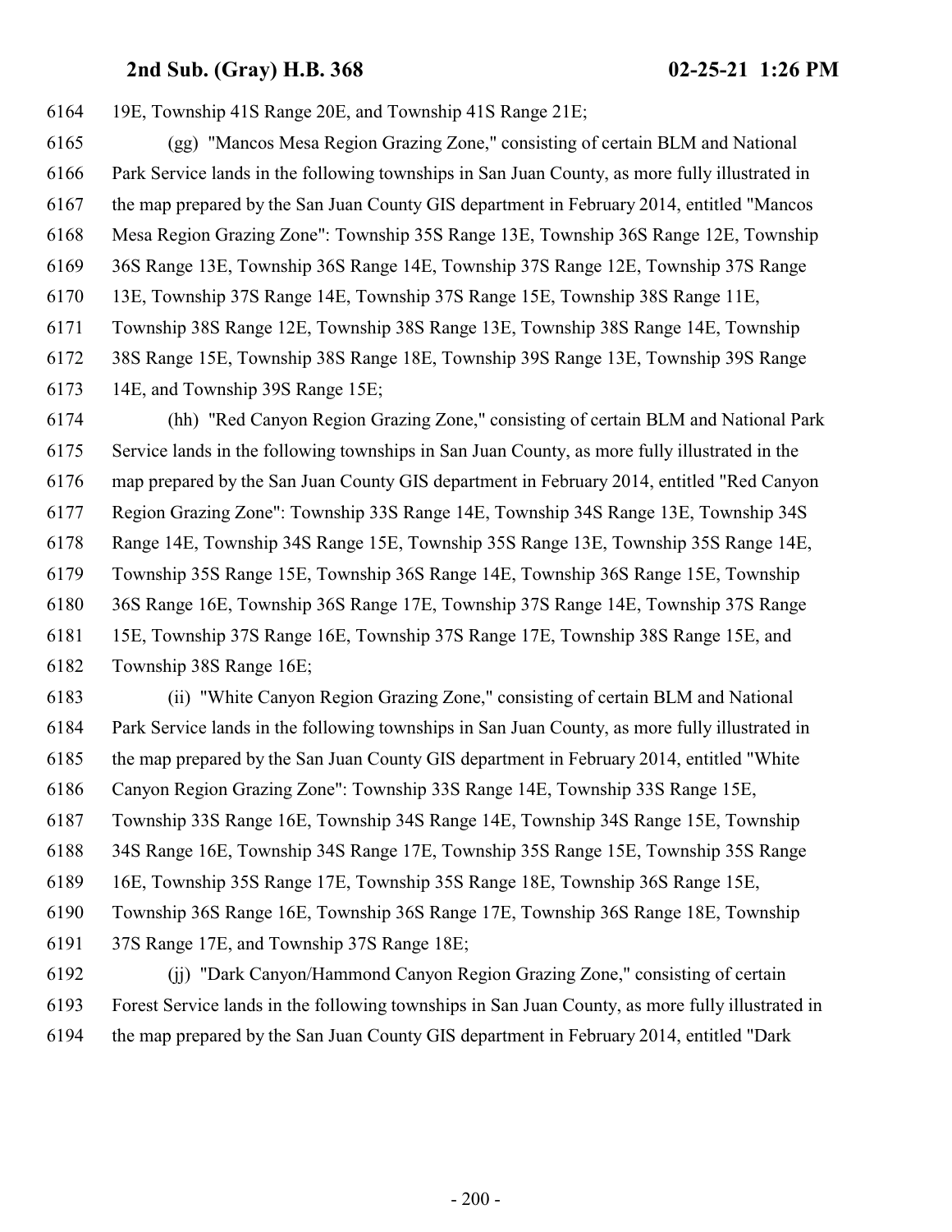19E, Township 41S Range 20E, and Township 41S Range 21E;

(gg) "Mancos Mesa Region Grazing Zone," consisting of certain BLM and National Park Service lands in the following townships in San Juan County, as more fully illustrated in the map prepared by the San Juan County GIS department in February 2014, entitled "Mancos Mesa Region Grazing Zone": Township 35S Range 13E, Township 36S Range 12E, Township 36S Range 13E, Township 36S Range 14E, Township 37S Range 12E, Township 37S Range 13E, Township 37S Range 14E, Township 37S Range 15E, Township 38S Range 11E, Township 38S Range 12E, Township 38S Range 13E, Township 38S Range 14E, Township 38S Range 15E, Township 38S Range 18E, Township 39S Range 13E, Township 39S Range 14E, and Township 39S Range 15E;

(hh) "Red Canyon Region Grazing Zone," consisting of certain BLM and National Park Service lands in the following townships in San Juan County, as more fully illustrated in the map prepared by the San Juan County GIS department in February 2014, entitled "Red Canyon Region Grazing Zone": Township 33S Range 14E, Township 34S Range 13E, Township 34S Range 14E, Township 34S Range 15E, Township 35S Range 13E, Township 35S Range 14E, Township 35S Range 15E, Township 36S Range 14E, Township 36S Range 15E, Township 36S Range 16E, Township 36S Range 17E, Township 37S Range 14E, Township 37S Range 15E, Township 37S Range 16E, Township 37S Range 17E, Township 38S Range 15E, and Township 38S Range 16E;

(ii) "White Canyon Region Grazing Zone," consisting of certain BLM and National Park Service lands in the following townships in San Juan County, as more fully illustrated in the map prepared by the San Juan County GIS department in February 2014, entitled "White Canyon Region Grazing Zone": Township 33S Range 14E, Township 33S Range 15E, Township 33S Range 16E, Township 34S Range 14E, Township 34S Range 15E, Township 34S Range 16E, Township 34S Range 17E, Township 35S Range 15E, Township 35S Range 16E, Township 35S Range 17E, Township 35S Range 18E, Township 36S Range 15E, Township 36S Range 16E, Township 36S Range 17E, Township 36S Range 18E, Township 37S Range 17E, and Township 37S Range 18E;

(jj) "Dark Canyon/Hammond Canyon Region Grazing Zone," consisting of certain Forest Service lands in the following townships in San Juan County, as more fully illustrated in the map prepared by the San Juan County GIS department in February 2014, entitled "Dark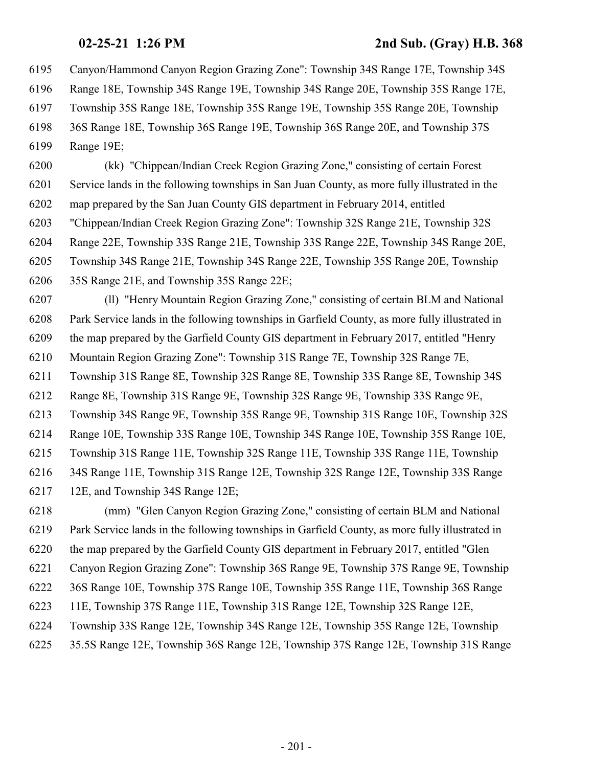6195 Canyon/Hammond Canyon Region Grazing Zone": Township 34S Range 17E, Township 34S
6196 Range 18E, Township 34S Range 19E, Township 34S Range 20E, Township 35S Range 17E,
6197 Township 35S Range 18E, Township 35S Range 19E, Township 35S Range 20E, Township
6198 36S Range 18E, Township 36S Range 19E, Township 36S Range 20E, and Township 37S
6199 Range 19E;

6200 (kk) "Chippean/Indian Creek Region Grazing Zone," consisting of certain Forest
6201 Service lands in the following townships in San Juan County, as more fully illustrated in the
6202 map prepared by the San Juan County GIS department in February 2014, entitled
6203 "Chippean/Indian Creek Region Grazing Zone": Township 32S Range 21E, Township 32S
6204 Range 22E, Township 33S Range 21E, Township 33S Range 22E, Township 34S Range 20E,
6205 Township 34S Range 21E, Township 34S Range 22E, Township 35S Range 20E, Township
6206 35S Range 21E, and Township 35S Range 22E;

6207 (ll) "Henry Mountain Region Grazing Zone," consisting of certain BLM and National
6208 Park Service lands in the following townships in Garfield County, as more fully illustrated in
6209 the map prepared by the Garfield County GIS department in February 2017, entitled "Henry
6210 Mountain Region Grazing Zone": Township 31S Range 7E, Township 32S Range 7E,
6211 Township 31S Range 8E, Township 32S Range 8E, Township 33S Range 8E, Township 34S
6212 Range 8E, Township 31S Range 9E, Township 32S Range 9E, Township 33S Range 9E,
6213 Township 34S Range 9E, Township 35S Range 9E, Township 31S Range 10E, Township 32S
6214 Range 10E, Township 33S Range 10E, Township 34S Range 10E, Township 35S Range 10E,
6215 Township 31S Range 11E, Township 32S Range 11E, Township 33S Range 11E, Township
6216 34S Range 11E, Township 31S Range 12E, Township 32S Range 12E, Township 33S Range
6217 12E, and Township 34S Range 12E;

6218 (mm) "Glen Canyon Region Grazing Zone," consisting of certain BLM and National
6219 Park Service lands in the following townships in Garfield County, as more fully illustrated in
6220 the map prepared by the Garfield County GIS department in February 2017, entitled "Glen
6221 Canyon Region Grazing Zone": Township 36S Range 9E, Township 37S Range 9E, Township
6222 36S Range 10E, Township 37S Range 10E, Township 35S Range 11E, Township 36S Range
6223 11E, Township 37S Range 11E, Township 31S Range 12E, Township 32S Range 12E,
6224 Township 33S Range 12E, Township 34S Range 12E, Township 35S Range 12E, Township
6225 35.5S Range 12E, Township 36S Range 12E, Township 37S Range 12E, Township 31S Range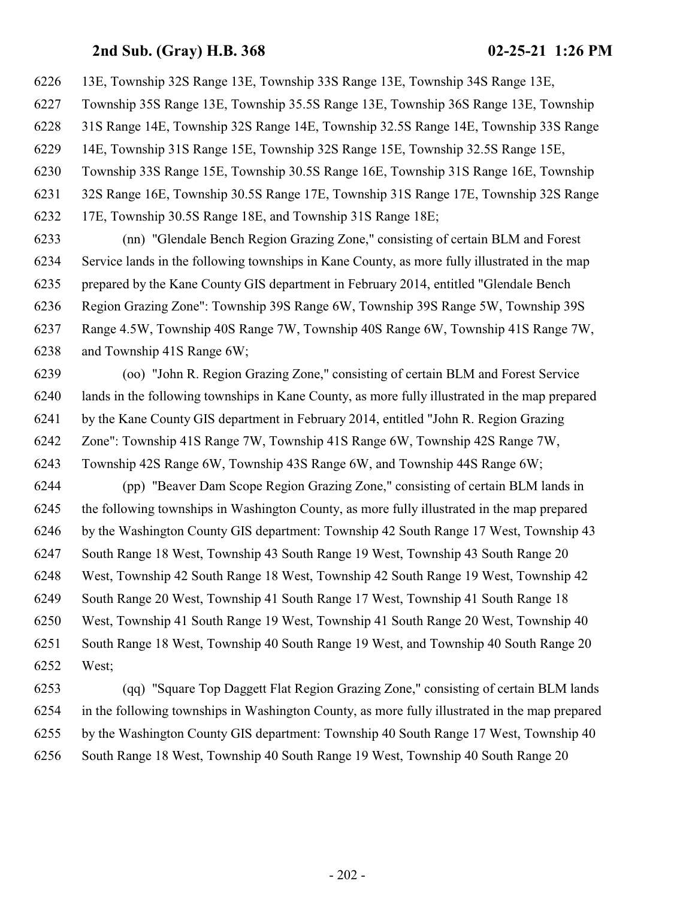13E, Township 32S Range 13E, Township 33S Range 13E, Township 34S Range 13E, Township 35S Range 13E, Township 35.5S Range 13E, Township 36S Range 13E, Township 31S Range 14E, Township 32S Range 14E, Township 32.5S Range 14E, Township 33S Range 14E, Township 31S Range 15E, Township 32S Range 15E, Township 32.5S Range 15E, Township 33S Range 15E, Township 30.5S Range 16E, Township 31S Range 16E, Township 32S Range 16E, Township 30.5S Range 17E, Township 31S Range 17E, Township 32S Range 17E, Township 30.5S Range 18E, and Township 31S Range 18E;

(nn) "Glendale Bench Region Grazing Zone," consisting of certain BLM and Forest Service lands in the following townships in Kane County, as more fully illustrated in the map prepared by the Kane County GIS department in February 2014, entitled "Glendale Bench Region Grazing Zone": Township 39S Range 6W, Township 39S Range 5W, Township 39S Range 4.5W, Township 40S Range 7W, Township 40S Range 6W, Township 41S Range 7W, and Township 41S Range 6W;

(oo) "John R. Region Grazing Zone," consisting of certain BLM and Forest Service lands in the following townships in Kane County, as more fully illustrated in the map prepared by the Kane County GIS department in February 2014, entitled "John R. Region Grazing Zone": Township 41S Range 7W, Township 41S Range 6W, Township 42S Range 7W, Township 42S Range 6W, Township 43S Range 6W, and Township 44S Range 6W;

(pp) "Beaver Dam Scope Region Grazing Zone," consisting of certain BLM lands in the following townships in Washington County, as more fully illustrated in the map prepared by the Washington County GIS department: Township 42 South Range 17 West, Township 43 South Range 18 West, Township 43 South Range 19 West, Township 43 South Range 20 West, Township 42 South Range 18 West, Township 42 South Range 19 West, Township 42 South Range 20 West, Township 41 South Range 17 West, Township 41 South Range 18 West, Township 41 South Range 19 West, Township 41 South Range 20 West, Township 40 South Range 18 West, Township 40 South Range 19 West, and Township 40 South Range 20 West;

(qq) "Square Top Daggett Flat Region Grazing Zone," consisting of certain BLM lands in the following townships in Washington County, as more fully illustrated in the map prepared by the Washington County GIS department: Township 40 South Range 17 West, Township 40 South Range 18 West, Township 40 South Range 19 West, Township 40 South Range 20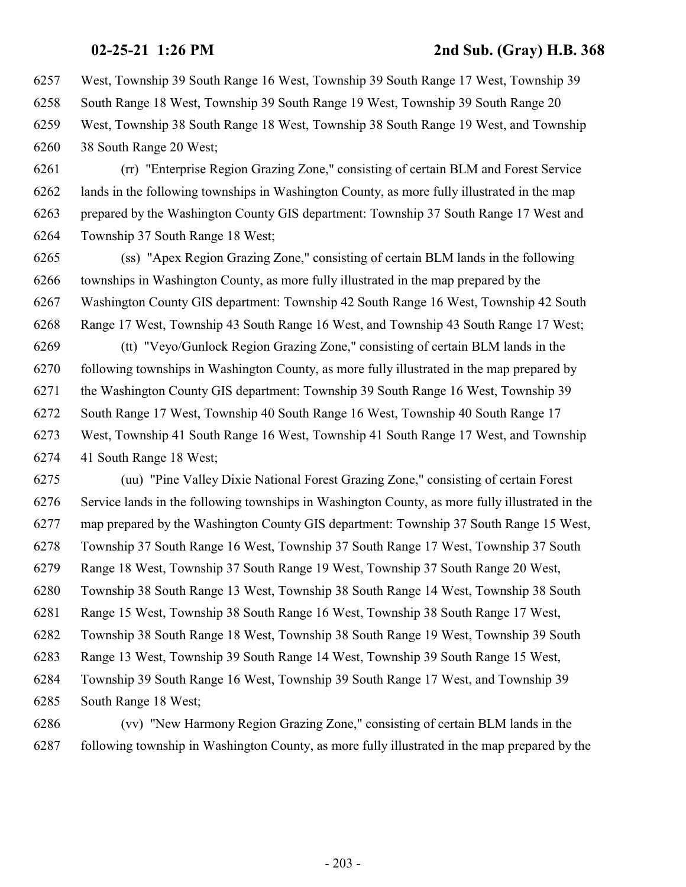West, Township 39 South Range 16 West, Township 39 South Range 17 West, Township 39 South Range 18 West, Township 39 South Range 19 West, Township 39 South Range 20 West, Township 38 South Range 18 West, Township 38 South Range 19 West, and Township 38 South Range 20 West;

(rr) "Enterprise Region Grazing Zone," consisting of certain BLM and Forest Service lands in the following townships in Washington County, as more fully illustrated in the map prepared by the Washington County GIS department: Township 37 South Range 17 West and Township 37 South Range 18 West;

(ss) "Apex Region Grazing Zone," consisting of certain BLM lands in the following townships in Washington County, as more fully illustrated in the map prepared by the Washington County GIS department: Township 42 South Range 16 West, Township 42 South Range 17 West, Township 43 South Range 16 West, and Township 43 South Range 17 West;

(tt) "Veyo/Gunlock Region Grazing Zone," consisting of certain BLM lands in the following townships in Washington County, as more fully illustrated in the map prepared by the Washington County GIS department: Township 39 South Range 16 West, Township 39 South Range 17 West, Township 40 South Range 16 West, Township 40 South Range 17 West, Township 41 South Range 16 West, Township 41 South Range 17 West, and Township 41 South Range 18 West;

(uu) "Pine Valley Dixie National Forest Grazing Zone," consisting of certain Forest Service lands in the following townships in Washington County, as more fully illustrated in the map prepared by the Washington County GIS department: Township 37 South Range 15 West, Township 37 South Range 16 West, Township 37 South Range 17 West, Township 37 South Range 18 West, Township 37 South Range 19 West, Township 37 South Range 20 West, Township 38 South Range 13 West, Township 38 South Range 14 West, Township 38 South Range 15 West, Township 38 South Range 16 West, Township 38 South Range 17 West, Township 38 South Range 18 West, Township 38 South Range 19 West, Township 39 South Range 13 West, Township 39 South Range 14 West, Township 39 South Range 15 West, Township 39 South Range 16 West, Township 39 South Range 17 West, and Township 39 South Range 18 West;

(vv) "New Harmony Region Grazing Zone," consisting of certain BLM lands in the following township in Washington County, as more fully illustrated in the map prepared by the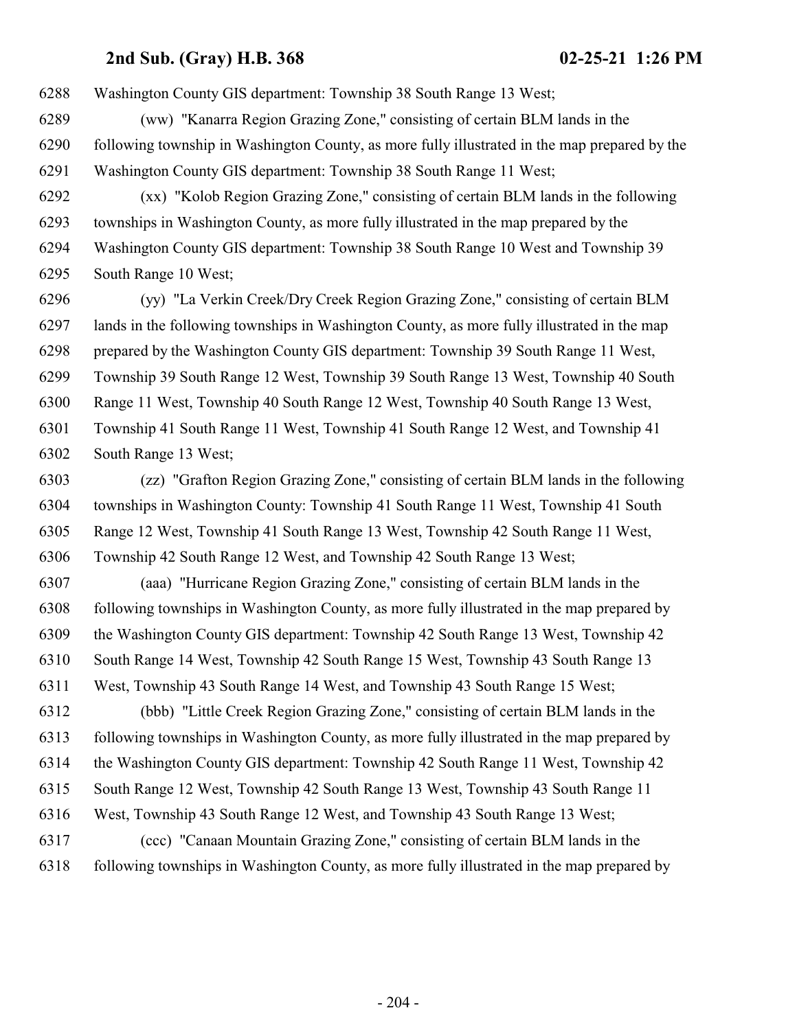6288 Washington County GIS department: Township 38 South Range 13 West;

6289 (ww) "Kanarra Region Grazing Zone," consisting of certain BLM lands in the
6290 following township in Washington County, as more fully illustrated in the map prepared by the
6291 Washington County GIS department: Township 38 South Range 11 West;

6292 (xx) "Kolob Region Grazing Zone," consisting of certain BLM lands in the following
6293 townships in Washington County, as more fully illustrated in the map prepared by the
6294 Washington County GIS department: Township 38 South Range 10 West and Township 39
6295 South Range 10 West;

6296 (yy) "La Verkin Creek/Dry Creek Region Grazing Zone," consisting of certain BLM
6297 lands in the following townships in Washington County, as more fully illustrated in the map
6298 prepared by the Washington County GIS department: Township 39 South Range 11 West,
6299 Township 39 South Range 12 West, Township 39 South Range 13 West, Township 40 South
6300 Range 11 West, Township 40 South Range 12 West, Township 40 South Range 13 West,
6301 Township 41 South Range 11 West, Township 41 South Range 12 West, and Township 41
6302 South Range 13 West;

6303 (zz) "Grafton Region Grazing Zone," consisting of certain BLM lands in the following
6304 townships in Washington County: Township 41 South Range 11 West, Township 41 South
6305 Range 12 West, Township 41 South Range 13 West, Township 42 South Range 11 West,
6306 Township 42 South Range 12 West, and Township 42 South Range 13 West;

6307 (aaa) "Hurricane Region Grazing Zone," consisting of certain BLM lands in the
6308 following townships in Washington County, as more fully illustrated in the map prepared by
6309 the Washington County GIS department: Township 42 South Range 13 West, Township 42
6310 South Range 14 West, Township 42 South Range 15 West, Township 43 South Range 13
6311 West, Township 43 South Range 14 West, and Township 43 South Range 15 West;

6312 (bbb) "Little Creek Region Grazing Zone," consisting of certain BLM lands in the
6313 following townships in Washington County, as more fully illustrated in the map prepared by
6314 the Washington County GIS department: Township 42 South Range 11 West, Township 42
6315 South Range 12 West, Township 42 South Range 13 West, Township 43 South Range 11
6316 West, Township 43 South Range 12 West, and Township 43 South Range 13 West;

6317 (ccc) "Canaan Mountain Grazing Zone," consisting of certain BLM lands in the
6318 following townships in Washington County, as more fully illustrated in the map prepared by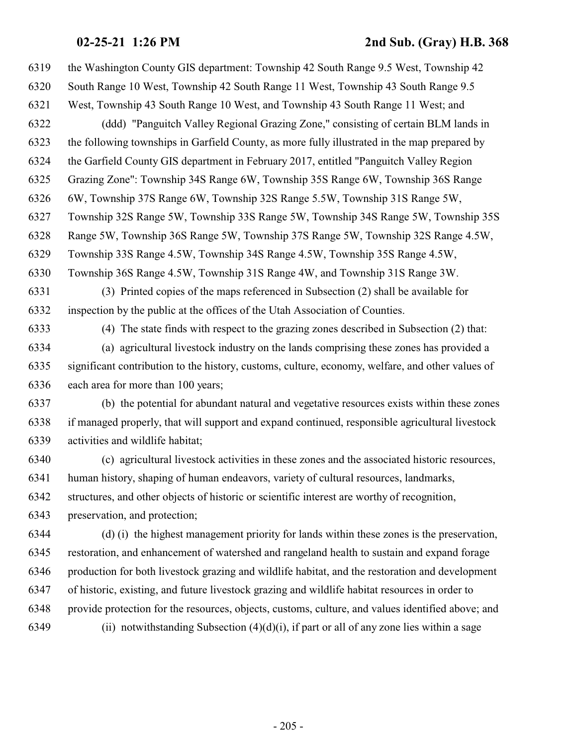the Washington County GIS department: Township 42 South Range 9.5 West, Township 42 South Range 10 West, Township 42 South Range 11 West, Township 43 South Range 9.5 West, Township 43 South Range 10 West, and Township 43 South Range 11 West; and

(ddd) "Panguitch Valley Regional Grazing Zone," consisting of certain BLM lands in the following townships in Garfield County, as more fully illustrated in the map prepared by the Garfield County GIS department in February 2017, entitled "Panguitch Valley Region Grazing Zone": Township 34S Range 6W, Township 35S Range 6W, Township 36S Range 6W, Township 37S Range 6W, Township 32S Range 5.5W, Township 31S Range 5W, Township 32S Range 5W, Township 33S Range 5W, Township 34S Range 5W, Township 35S Range 5W, Township 36S Range 5W, Township 37S Range 5W, Township 32S Range 4.5W, Township 33S Range 4.5W, Township 34S Range 4.5W, Township 35S Range 4.5W, Township 36S Range 4.5W, Township 31S Range 4W, and Township 31S Range 3W.

(3) Printed copies of the maps referenced in Subsection (2) shall be available for inspection by the public at the offices of the Utah Association of Counties.

(4) The state finds with respect to the grazing zones described in Subsection (2) that:

(a) agricultural livestock industry on the lands comprising these zones has provided a significant contribution to the history, customs, culture, economy, welfare, and other values of each area for more than 100 years;

(b) the potential for abundant natural and vegetative resources exists within these zones if managed properly, that will support and expand continued, responsible agricultural livestock activities and wildlife habitat;

(c) agricultural livestock activities in these zones and the associated historic resources, human history, shaping of human endeavors, variety of cultural resources, landmarks, structures, and other objects of historic or scientific interest are worthy of recognition, preservation, and protection;

(d) (i) the highest management priority for lands within these zones is the preservation, restoration, and enhancement of watershed and rangeland health to sustain and expand forage production for both livestock grazing and wildlife habitat, and the restoration and development of historic, existing, and future livestock grazing and wildlife habitat resources in order to provide protection for the resources, objects, customs, culture, and values identified above; and

(ii) notwithstanding Subsection (4)(d)(i), if part or all of any zone lies within a sage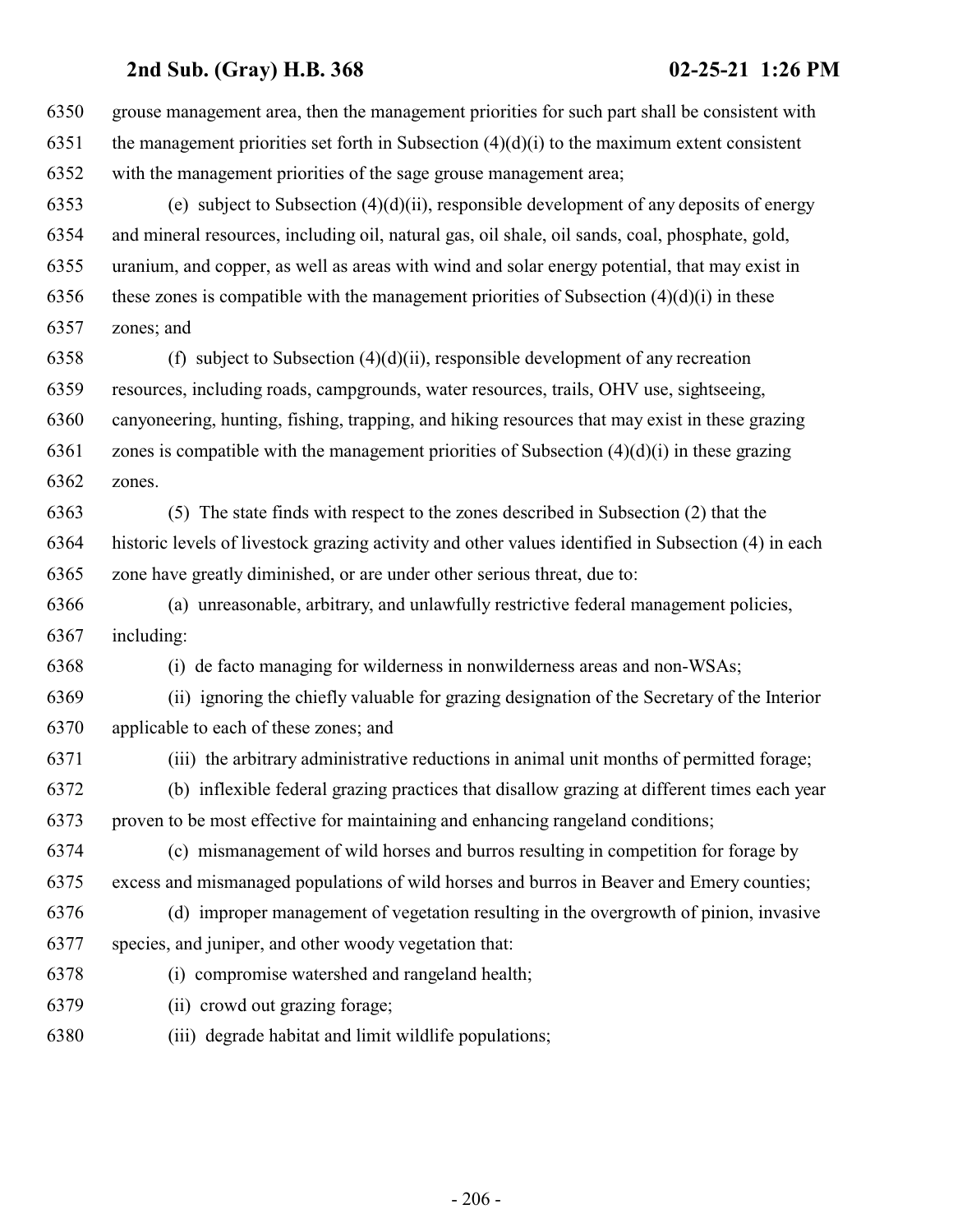grouse management area, then the management priorities for such part shall be consistent with the management priorities set forth in Subsection (4)(d)(i) to the maximum extent consistent with the management priorities of the sage grouse management area;

(e) subject to Subsection (4)(d)(ii), responsible development of any deposits of energy and mineral resources, including oil, natural gas, oil shale, oil sands, coal, phosphate, gold, uranium, and copper, as well as areas with wind and solar energy potential, that may exist in these zones is compatible with the management priorities of Subsection (4)(d)(i) in these zones; and

(f) subject to Subsection (4)(d)(ii), responsible development of any recreation resources, including roads, campgrounds, water resources, trails, OHV use, sightseeing, canyoneering, hunting, fishing, trapping, and hiking resources that may exist in these grazing zones is compatible with the management priorities of Subsection (4)(d)(i) in these grazing zones.

(5) The state finds with respect to the zones described in Subsection (2) that the historic levels of livestock grazing activity and other values identified in Subsection (4) in each zone have greatly diminished, or are under other serious threat, due to:

(a) unreasonable, arbitrary, and unlawfully restrictive federal management policies, including:

(i) de facto managing for wilderness in nonwilderness areas and non-WSAs;

(ii) ignoring the chiefly valuable for grazing designation of the Secretary of the Interior applicable to each of these zones; and

(iii) the arbitrary administrative reductions in animal unit months of permitted forage;

(b) inflexible federal grazing practices that disallow grazing at different times each year proven to be most effective for maintaining and enhancing rangeland conditions;

(c) mismanagement of wild horses and burros resulting in competition for forage by excess and mismanaged populations of wild horses and burros in Beaver and Emery counties;

(d) improper management of vegetation resulting in the overgrowth of pinion, invasive species, and juniper, and other woody vegetation that:

(i) compromise watershed and rangeland health;

(ii) crowd out grazing forage;

(iii) degrade habitat and limit wildlife populations;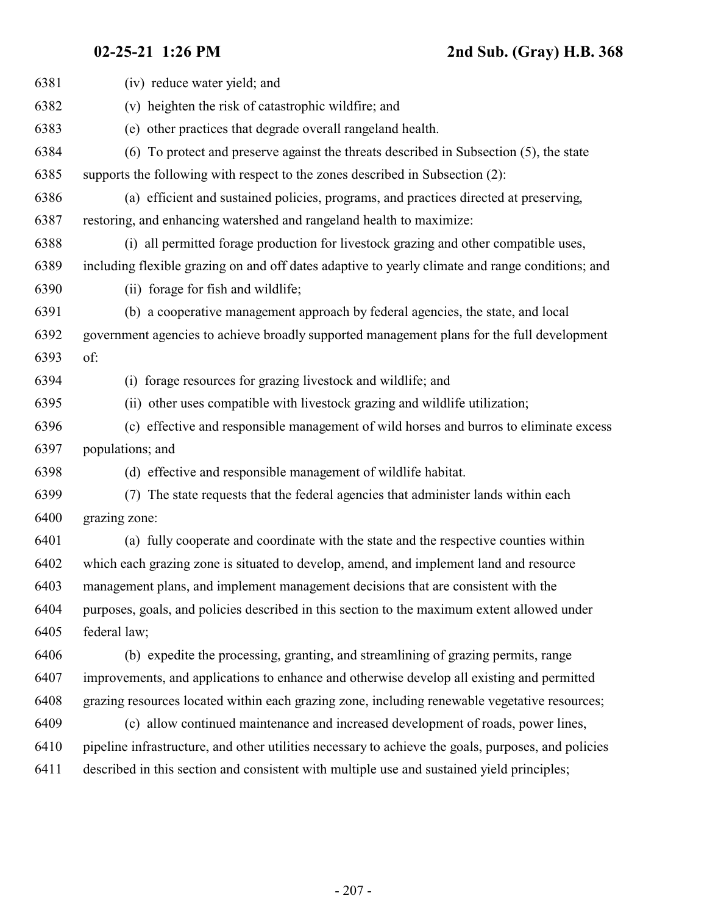(iv) reduce water yield; and

(v) heighten the risk of catastrophic wildfire; and

(e) other practices that degrade overall rangeland health.

(6) To protect and preserve against the threats described in Subsection (5), the state supports the following with respect to the zones described in Subsection (2):

(a) efficient and sustained policies, programs, and practices directed at preserving, restoring, and enhancing watershed and rangeland health to maximize:

(i) all permitted forage production for livestock grazing and other compatible uses, including flexible grazing on and off dates adaptive to yearly climate and range conditions; and

(ii) forage for fish and wildlife;

(b) a cooperative management approach by federal agencies, the state, and local government agencies to achieve broadly supported management plans for the full development of:

(i) forage resources for grazing livestock and wildlife; and

(ii) other uses compatible with livestock grazing and wildlife utilization;

(c) effective and responsible management of wild horses and burros to eliminate excess populations; and

(d) effective and responsible management of wildlife habitat.

(7) The state requests that the federal agencies that administer lands within each grazing zone:

(a) fully cooperate and coordinate with the state and the respective counties within which each grazing zone is situated to develop, amend, and implement land and resource management plans, and implement management decisions that are consistent with the purposes, goals, and policies described in this section to the maximum extent allowed under federal law;

(b) expedite the processing, granting, and streamlining of grazing permits, range improvements, and applications to enhance and otherwise develop all existing and permitted grazing resources located within each grazing zone, including renewable vegetative resources;

(c) allow continued maintenance and increased development of roads, power lines, pipeline infrastructure, and other utilities necessary to achieve the goals, purposes, and policies described in this section and consistent with multiple use and sustained yield principles;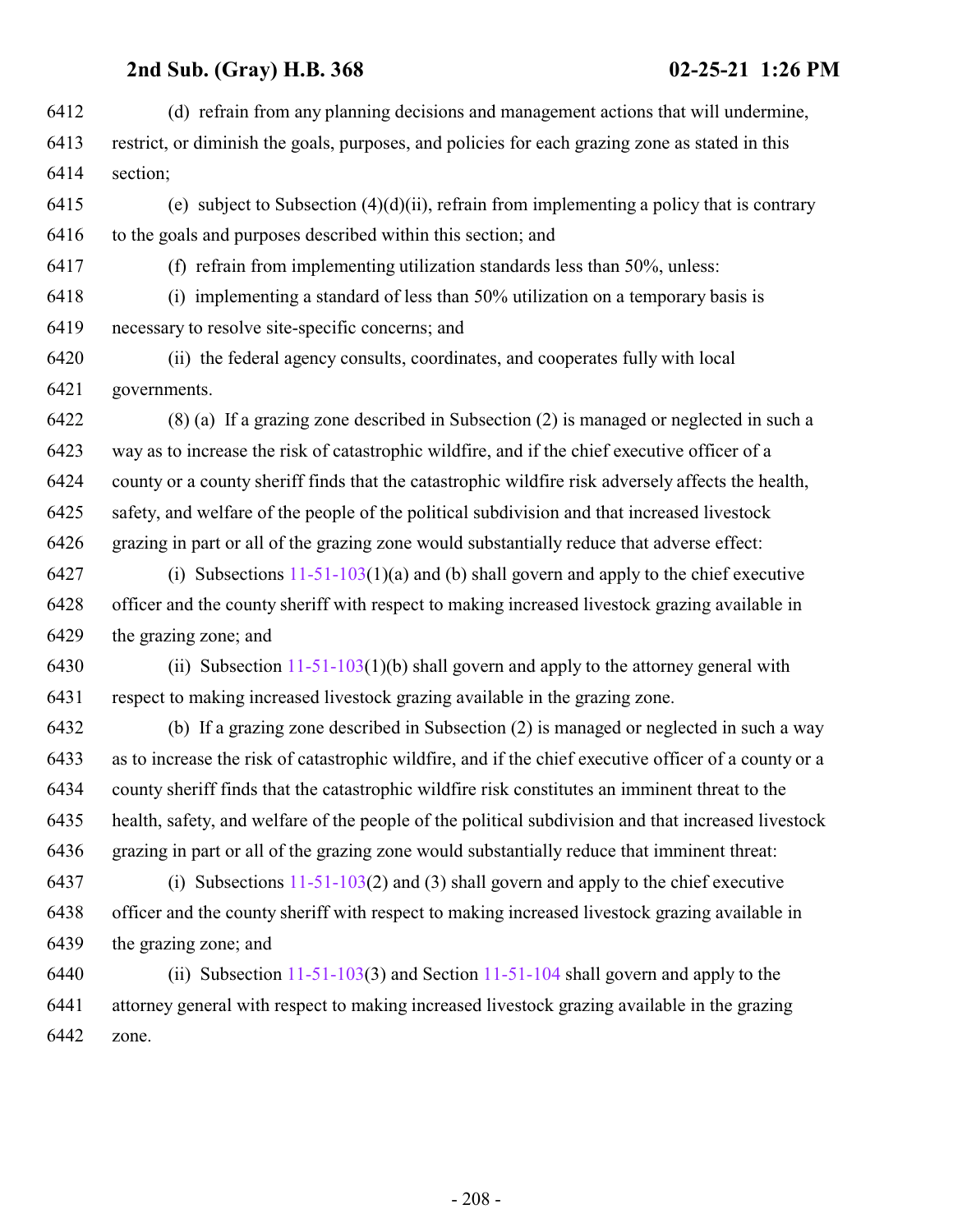(d) refrain from any planning decisions and management actions that will undermine, restrict, or diminish the goals, purposes, and policies for each grazing zone as stated in this section;

(e) subject to Subsection (4)(d)(ii), refrain from implementing a policy that is contrary to the goals and purposes described within this section; and

(f) refrain from implementing utilization standards less than 50%, unless:

(i) implementing a standard of less than 50% utilization on a temporary basis is necessary to resolve site-specific concerns; and

(ii) the federal agency consults, coordinates, and cooperates fully with local governments.

(8) (a) If a grazing zone described in Subsection (2) is managed or neglected in such a way as to increase the risk of catastrophic wildfire, and if the chief executive officer of a county or a county sheriff finds that the catastrophic wildfire risk adversely affects the health, safety, and welfare of the people of the political subdivision and that increased livestock grazing in part or all of the grazing zone would substantially reduce that adverse effect:

(i) Subsections 11-51-103(1)(a) and (b) shall govern and apply to the chief executive officer and the county sheriff with respect to making increased livestock grazing available in the grazing zone; and

(ii) Subsection 11-51-103(1)(b) shall govern and apply to the attorney general with respect to making increased livestock grazing available in the grazing zone.

(b) If a grazing zone described in Subsection (2) is managed or neglected in such a way as to increase the risk of catastrophic wildfire, and if the chief executive officer of a county or a county sheriff finds that the catastrophic wildfire risk constitutes an imminent threat to the health, safety, and welfare of the people of the political subdivision and that increased livestock grazing in part or all of the grazing zone would substantially reduce that imminent threat:

(i) Subsections 11-51-103(2) and (3) shall govern and apply to the chief executive officer and the county sheriff with respect to making increased livestock grazing available in the grazing zone; and

(ii) Subsection 11-51-103(3) and Section 11-51-104 shall govern and apply to the attorney general with respect to making increased livestock grazing available in the grazing zone.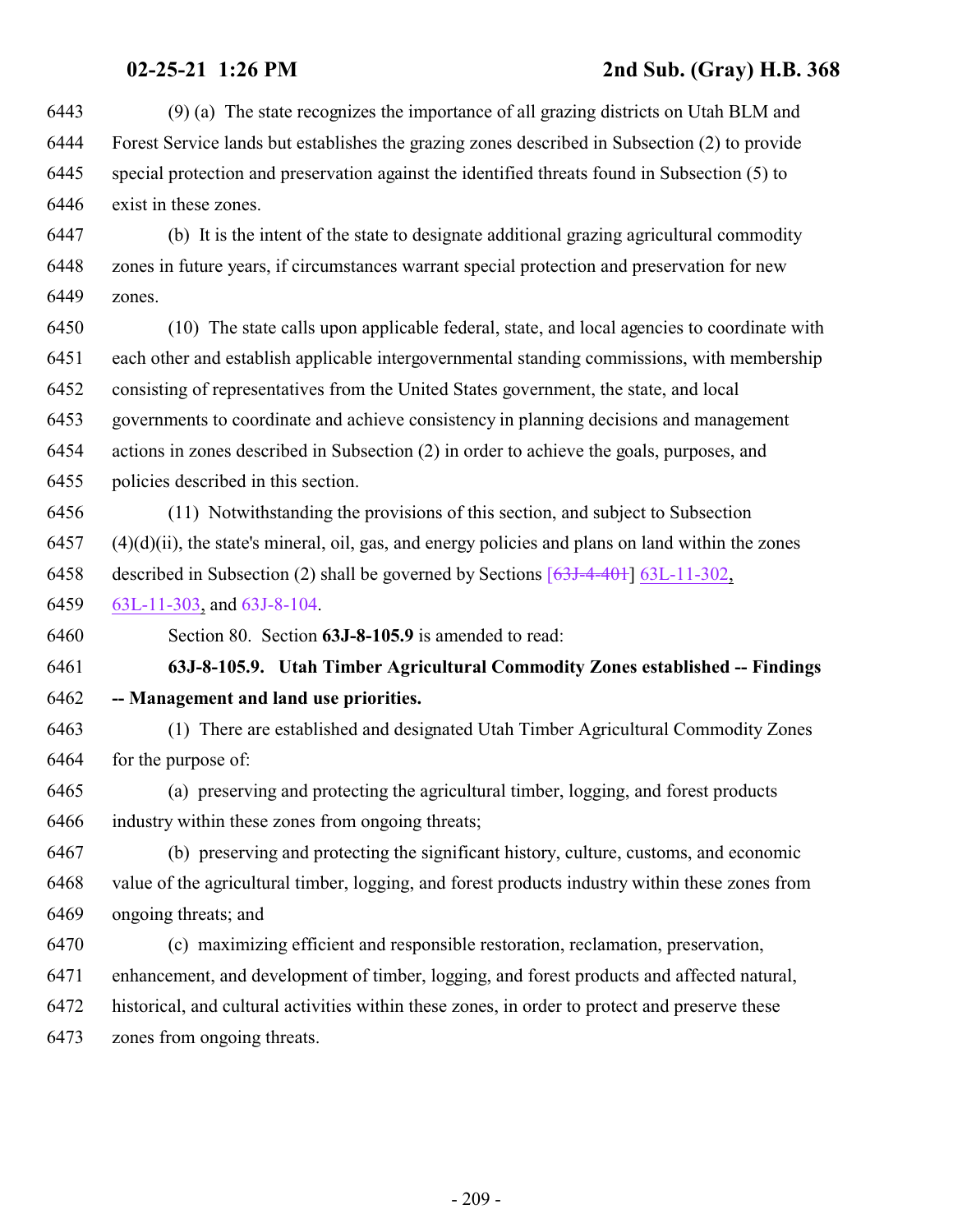(9) (a) The state recognizes the importance of all grazing districts on Utah BLM and Forest Service lands but establishes the grazing zones described in Subsection (2) to provide special protection and preservation against the identified threats found in Subsection (5) to exist in these zones.

(b) It is the intent of the state to designate additional grazing agricultural commodity zones in future years, if circumstances warrant special protection and preservation for new zones.

(10) The state calls upon applicable federal, state, and local agencies to coordinate with each other and establish applicable intergovernmental standing commissions, with membership consisting of representatives from the United States government, the state, and local governments to coordinate and achieve consistency in planning decisions and management actions in zones described in Subsection (2) in order to achieve the goals, purposes, and policies described in this section.

(11) Notwithstanding the provisions of this section, and subject to Subsection (4)(d)(ii), the state's mineral, oil, gas, and energy policies and plans on land within the zones described in Subsection (2) shall be governed by Sections [~~63J-4-401~~] 63L-11-302, 63L-11-303, and 63J-8-104.

Section 80. Section **63J-8-105.9** is amended to read:

**63J-8-105.9. Utah Timber Agricultural Commodity Zones established -- Findings -- Management and land use priorities.**

(1) There are established and designated Utah Timber Agricultural Commodity Zones for the purpose of:

(a) preserving and protecting the agricultural timber, logging, and forest products industry within these zones from ongoing threats;

(b) preserving and protecting the significant history, culture, customs, and economic value of the agricultural timber, logging, and forest products industry within these zones from ongoing threats; and

(c) maximizing efficient and responsible restoration, reclamation, preservation, enhancement, and development of timber, logging, and forest products and affected natural, historical, and cultural activities within these zones, in order to protect and preserve these zones from ongoing threats.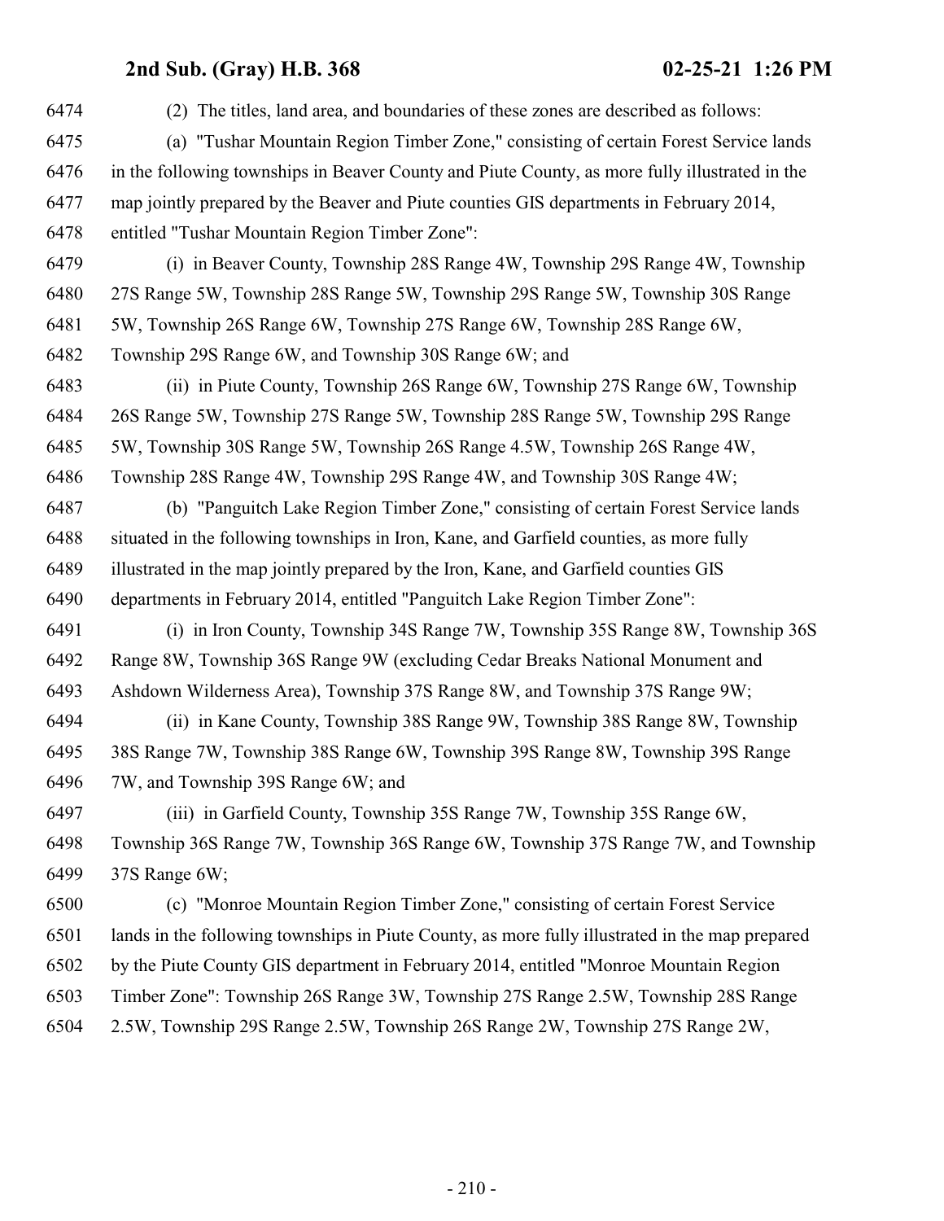(2) The titles, land area, and boundaries of these zones are described as follows:

(a) "Tushar Mountain Region Timber Zone," consisting of certain Forest Service lands in the following townships in Beaver County and Piute County, as more fully illustrated in the map jointly prepared by the Beaver and Piute counties GIS departments in February 2014, entitled "Tushar Mountain Region Timber Zone":

(i) in Beaver County, Township 28S Range 4W, Township 29S Range 4W, Township 27S Range 5W, Township 28S Range 5W, Township 29S Range 5W, Township 30S Range 5W, Township 26S Range 6W, Township 27S Range 6W, Township 28S Range 6W, Township 29S Range 6W, and Township 30S Range 6W; and

(ii) in Piute County, Township 26S Range 6W, Township 27S Range 6W, Township 26S Range 5W, Township 27S Range 5W, Township 28S Range 5W, Township 29S Range 5W, Township 30S Range 5W, Township 26S Range 4.5W, Township 26S Range 4W, Township 28S Range 4W, Township 29S Range 4W, and Township 30S Range 4W;

(b) "Panguitch Lake Region Timber Zone," consisting of certain Forest Service lands situated in the following townships in Iron, Kane, and Garfield counties, as more fully illustrated in the map jointly prepared by the Iron, Kane, and Garfield counties GIS departments in February 2014, entitled "Panguitch Lake Region Timber Zone":

(i) in Iron County, Township 34S Range 7W, Township 35S Range 8W, Township 36S Range 8W, Township 36S Range 9W (excluding Cedar Breaks National Monument and Ashdown Wilderness Area), Township 37S Range 8W, and Township 37S Range 9W;

(ii) in Kane County, Township 38S Range 9W, Township 38S Range 8W, Township 38S Range 7W, Township 38S Range 6W, Township 39S Range 8W, Township 39S Range 7W, and Township 39S Range 6W; and

(iii) in Garfield County, Township 35S Range 7W, Township 35S Range 6W, Township 36S Range 7W, Township 36S Range 6W, Township 37S Range 7W, and Township 37S Range 6W;

(c) "Monroe Mountain Region Timber Zone," consisting of certain Forest Service lands in the following townships in Piute County, as more fully illustrated in the map prepared by the Piute County GIS department in February 2014, entitled "Monroe Mountain Region Timber Zone": Township 26S Range 3W, Township 27S Range 2.5W, Township 28S Range 2.5W, Township 29S Range 2.5W, Township 26S Range 2W, Township 27S Range 2W,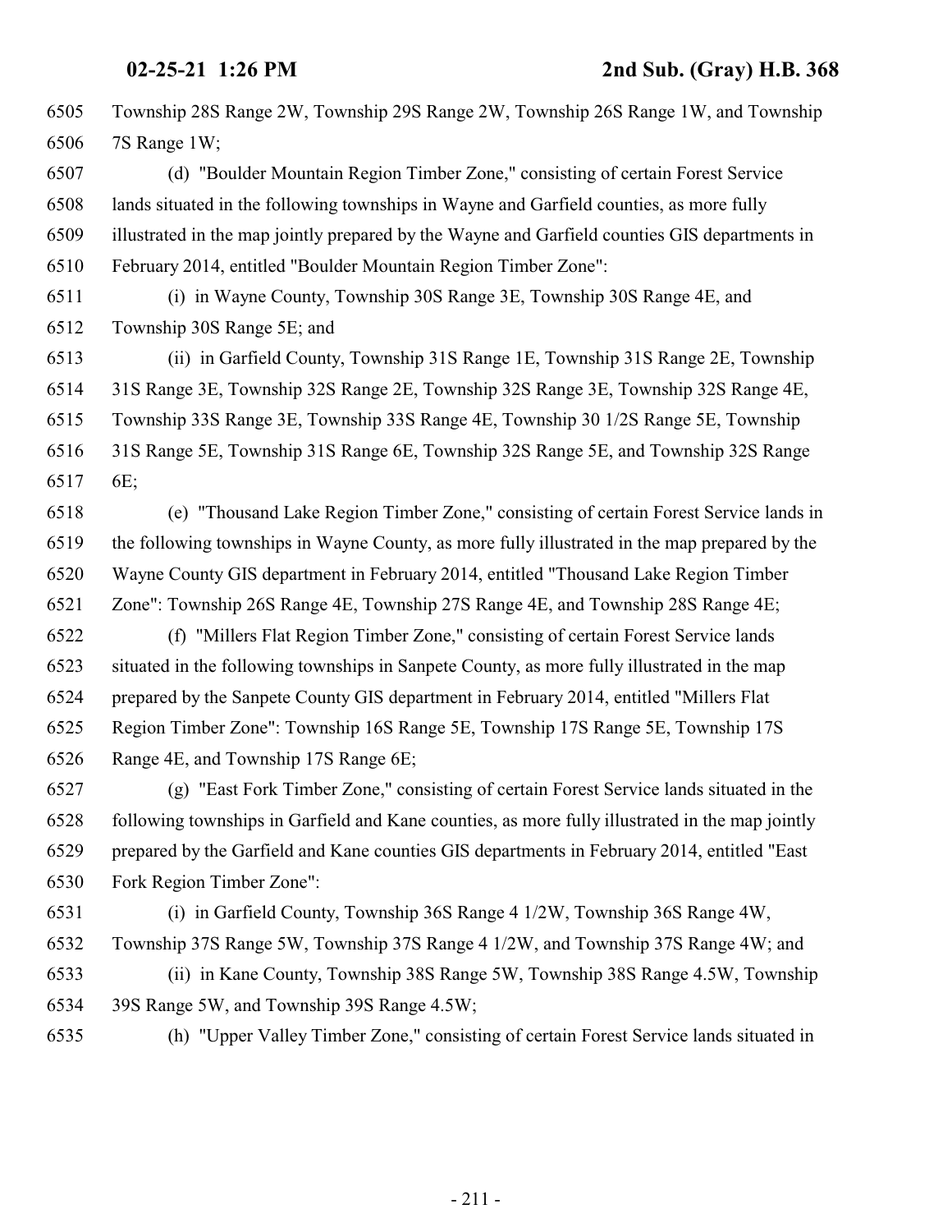Township 28S Range 2W, Township 29S Range 2W, Township 26S Range 1W, and Township 7S Range 1W;

(d) "Boulder Mountain Region Timber Zone," consisting of certain Forest Service lands situated in the following townships in Wayne and Garfield counties, as more fully illustrated in the map jointly prepared by the Wayne and Garfield counties GIS departments in February 2014, entitled "Boulder Mountain Region Timber Zone":

(i) in Wayne County, Township 30S Range 3E, Township 30S Range 4E, and Township 30S Range 5E; and

(ii) in Garfield County, Township 31S Range 1E, Township 31S Range 2E, Township 31S Range 3E, Township 32S Range 2E, Township 32S Range 3E, Township 32S Range 4E, Township 33S Range 3E, Township 33S Range 4E, Township 30 1/2S Range 5E, Township 31S Range 5E, Township 31S Range 6E, Township 32S Range 5E, and Township 32S Range 6E;

(e) "Thousand Lake Region Timber Zone," consisting of certain Forest Service lands in the following townships in Wayne County, as more fully illustrated in the map prepared by the Wayne County GIS department in February 2014, entitled "Thousand Lake Region Timber Zone": Township 26S Range 4E, Township 27S Range 4E, and Township 28S Range 4E;

(f) "Millers Flat Region Timber Zone," consisting of certain Forest Service lands situated in the following townships in Sanpete County, as more fully illustrated in the map prepared by the Sanpete County GIS department in February 2014, entitled "Millers Flat Region Timber Zone": Township 16S Range 5E, Township 17S Range 5E, Township 17S Range 4E, and Township 17S Range 6E;

(g) "East Fork Timber Zone," consisting of certain Forest Service lands situated in the following townships in Garfield and Kane counties, as more fully illustrated in the map jointly prepared by the Garfield and Kane counties GIS departments in February 2014, entitled "East Fork Region Timber Zone":

(i) in Garfield County, Township 36S Range 4 1/2W, Township 36S Range 4W, Township 37S Range 5W, Township 37S Range 4 1/2W, and Township 37S Range 4W; and

(ii) in Kane County, Township 38S Range 5W, Township 38S Range 4.5W, Township 39S Range 5W, and Township 39S Range 4.5W;

(h) "Upper Valley Timber Zone," consisting of certain Forest Service lands situated in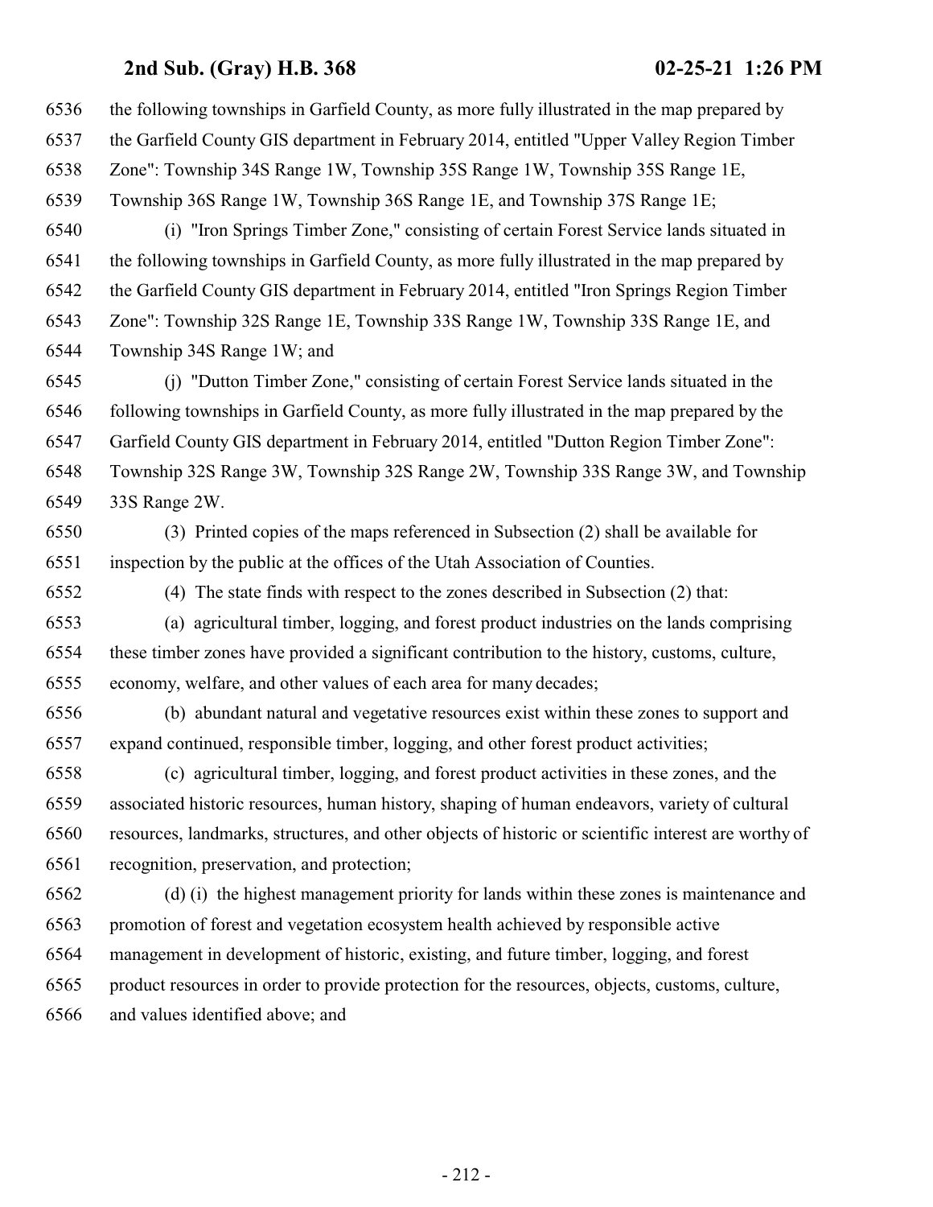the following townships in Garfield County, as more fully illustrated in the map prepared by the Garfield County GIS department in February 2014, entitled "Upper Valley Region Timber Zone": Township 34S Range 1W, Township 35S Range 1W, Township 35S Range 1E, Township 36S Range 1W, Township 36S Range 1E, and Township 37S Range 1E;

(i) "Iron Springs Timber Zone," consisting of certain Forest Service lands situated in the following townships in Garfield County, as more fully illustrated in the map prepared by the Garfield County GIS department in February 2014, entitled "Iron Springs Region Timber Zone": Township 32S Range 1E, Township 33S Range 1W, Township 33S Range 1E, and Township 34S Range 1W; and

(j) "Dutton Timber Zone," consisting of certain Forest Service lands situated in the following townships in Garfield County, as more fully illustrated in the map prepared by the Garfield County GIS department in February 2014, entitled "Dutton Region Timber Zone": Township 32S Range 3W, Township 32S Range 2W, Township 33S Range 3W, and Township 33S Range 2W.

(3) Printed copies of the maps referenced in Subsection (2) shall be available for inspection by the public at the offices of the Utah Association of Counties.

(4) The state finds with respect to the zones described in Subsection (2) that:

(a) agricultural timber, logging, and forest product industries on the lands comprising these timber zones have provided a significant contribution to the history, customs, culture, economy, welfare, and other values of each area for many decades;

(b) abundant natural and vegetative resources exist within these zones to support and expand continued, responsible timber, logging, and other forest product activities;

(c) agricultural timber, logging, and forest product activities in these zones, and the associated historic resources, human history, shaping of human endeavors, variety of cultural resources, landmarks, structures, and other objects of historic or scientific interest are worthy of recognition, preservation, and protection;

(d) (i) the highest management priority for lands within these zones is maintenance and promotion of forest and vegetation ecosystem health achieved by responsible active management in development of historic, existing, and future timber, logging, and forest product resources in order to provide protection for the resources, objects, customs, culture, and values identified above; and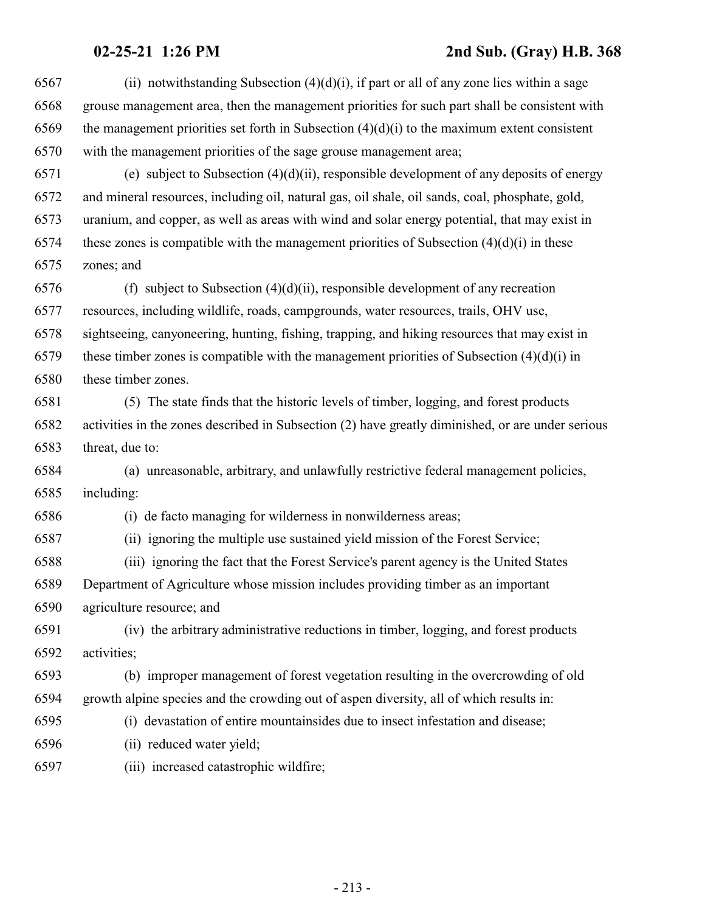(ii) notwithstanding Subsection (4)(d)(i), if part or all of any zone lies within a sage grouse management area, then the management priorities for such part shall be consistent with the management priorities set forth in Subsection (4)(d)(i) to the maximum extent consistent with the management priorities of the sage grouse management area;

(e) subject to Subsection (4)(d)(ii), responsible development of any deposits of energy and mineral resources, including oil, natural gas, oil shale, oil sands, coal, phosphate, gold, uranium, and copper, as well as areas with wind and solar energy potential, that may exist in these zones is compatible with the management priorities of Subsection (4)(d)(i) in these zones; and

(f) subject to Subsection (4)(d)(ii), responsible development of any recreation resources, including wildlife, roads, campgrounds, water resources, trails, OHV use, sightseeing, canyoneering, hunting, fishing, trapping, and hiking resources that may exist in these timber zones is compatible with the management priorities of Subsection (4)(d)(i) in these timber zones.

(5) The state finds that the historic levels of timber, logging, and forest products activities in the zones described in Subsection (2) have greatly diminished, or are under serious threat, due to:

(a) unreasonable, arbitrary, and unlawfully restrictive federal management policies, including:

(i) de facto managing for wilderness in nonwilderness areas;

(ii) ignoring the multiple use sustained yield mission of the Forest Service;

(iii) ignoring the fact that the Forest Service's parent agency is the United States Department of Agriculture whose mission includes providing timber as an important agriculture resource; and

(iv) the arbitrary administrative reductions in timber, logging, and forest products activities;

(b) improper management of forest vegetation resulting in the overcrowding of old growth alpine species and the crowding out of aspen diversity, all of which results in:

(i) devastation of entire mountainsides due to insect infestation and disease;

(ii) reduced water yield;

(iii) increased catastrophic wildfire;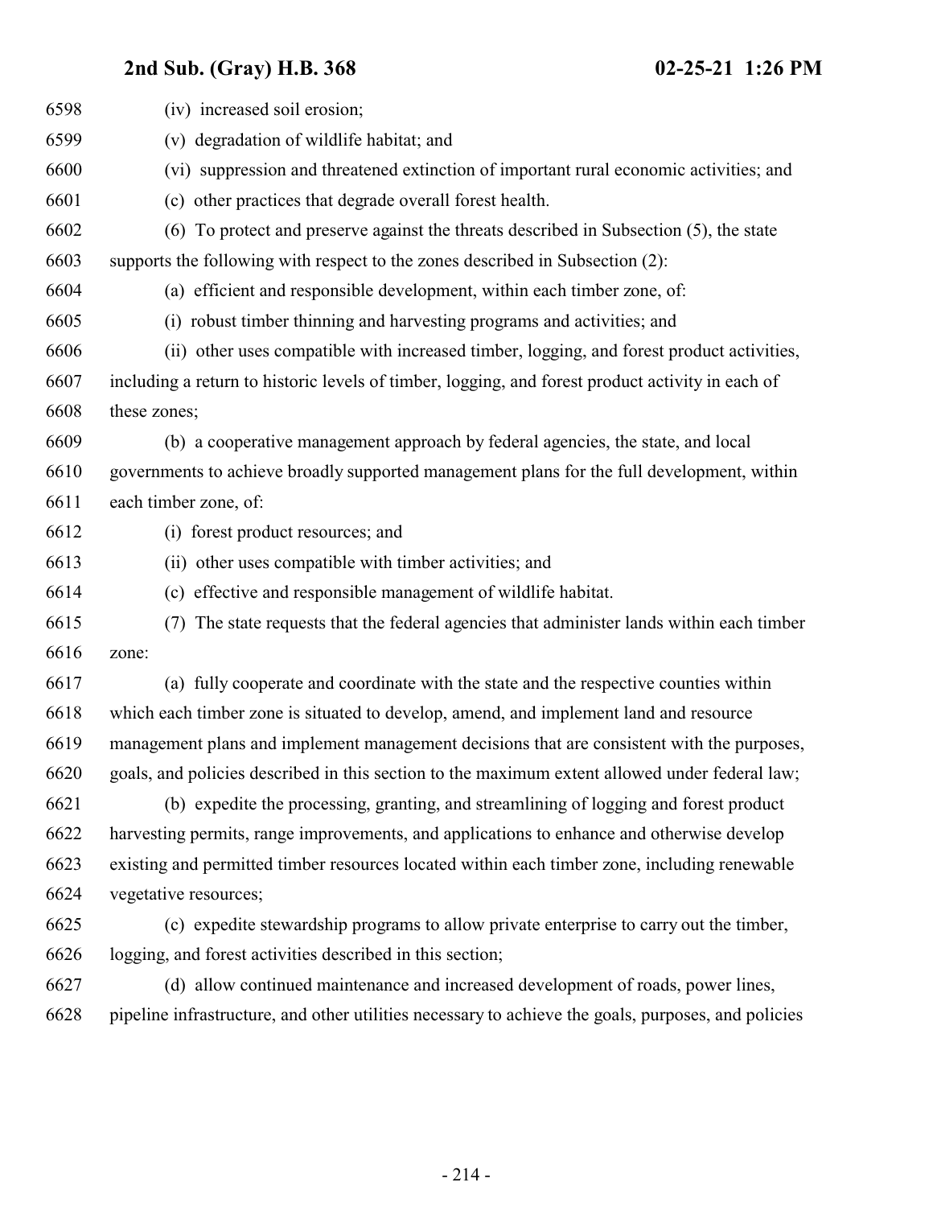(iv) increased soil erosion;

(v) degradation of wildlife habitat; and

(vi) suppression and threatened extinction of important rural economic activities; and

(c) other practices that degrade overall forest health.

(6) To protect and preserve against the threats described in Subsection (5), the state supports the following with respect to the zones described in Subsection (2):

(a) efficient and responsible development, within each timber zone, of:

(i) robust timber thinning and harvesting programs and activities; and

(ii) other uses compatible with increased timber, logging, and forest product activities, including a return to historic levels of timber, logging, and forest product activity in each of these zones;

(b) a cooperative management approach by federal agencies, the state, and local governments to achieve broadly supported management plans for the full development, within each timber zone, of:

(i) forest product resources; and

(ii) other uses compatible with timber activities; and

(c) effective and responsible management of wildlife habitat.

(7) The state requests that the federal agencies that administer lands within each timber zone:

(a) fully cooperate and coordinate with the state and the respective counties within which each timber zone is situated to develop, amend, and implement land and resource management plans and implement management decisions that are consistent with the purposes, goals, and policies described in this section to the maximum extent allowed under federal law;

(b) expedite the processing, granting, and streamlining of logging and forest product harvesting permits, range improvements, and applications to enhance and otherwise develop existing and permitted timber resources located within each timber zone, including renewable vegetative resources;

(c) expedite stewardship programs to allow private enterprise to carry out the timber, logging, and forest activities described in this section;

(d) allow continued maintenance and increased development of roads, power lines, pipeline infrastructure, and other utilities necessary to achieve the goals, purposes, and policies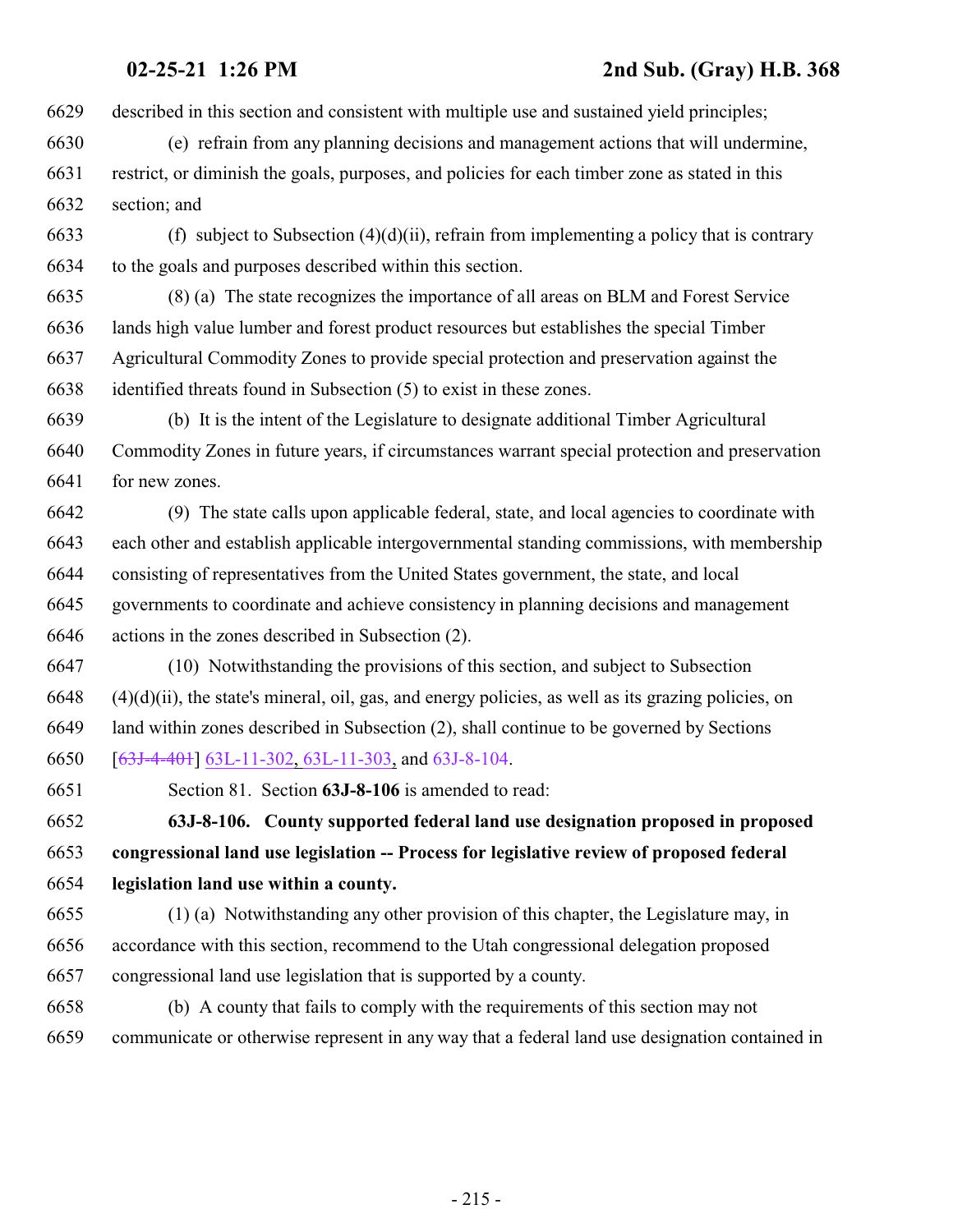described in this section and consistent with multiple use and sustained yield principles;

(e) refrain from any planning decisions and management actions that will undermine, restrict, or diminish the goals, purposes, and policies for each timber zone as stated in this section; and

(f) subject to Subsection (4)(d)(ii), refrain from implementing a policy that is contrary to the goals and purposes described within this section.

(8) (a) The state recognizes the importance of all areas on BLM and Forest Service lands high value lumber and forest product resources but establishes the special Timber Agricultural Commodity Zones to provide special protection and preservation against the identified threats found in Subsection (5) to exist in these zones.

(b) It is the intent of the Legislature to designate additional Timber Agricultural Commodity Zones in future years, if circumstances warrant special protection and preservation for new zones.

(9) The state calls upon applicable federal, state, and local agencies to coordinate with each other and establish applicable intergovernmental standing commissions, with membership consisting of representatives from the United States government, the state, and local governments to coordinate and achieve consistency in planning decisions and management actions in the zones described in Subsection (2).

(10) Notwithstanding the provisions of this section, and subject to Subsection (4)(d)(ii), the state's mineral, oil, gas, and energy policies, as well as its grazing policies, on land within zones described in Subsection (2), shall continue to be governed by Sections [~~63J-4-401~~] 63L-11-302, 63L-11-303, and 63J-8-104.

Section 81. Section **63J-8-106** is amended to read:

**63J-8-106. County supported federal land use designation proposed in proposed congressional land use legislation -- Process for legislative review of proposed federal legislation land use within a county.**

(1) (a) Notwithstanding any other provision of this chapter, the Legislature may, in accordance with this section, recommend to the Utah congressional delegation proposed congressional land use legislation that is supported by a county.

(b) A county that fails to comply with the requirements of this section may not communicate or otherwise represent in any way that a federal land use designation contained in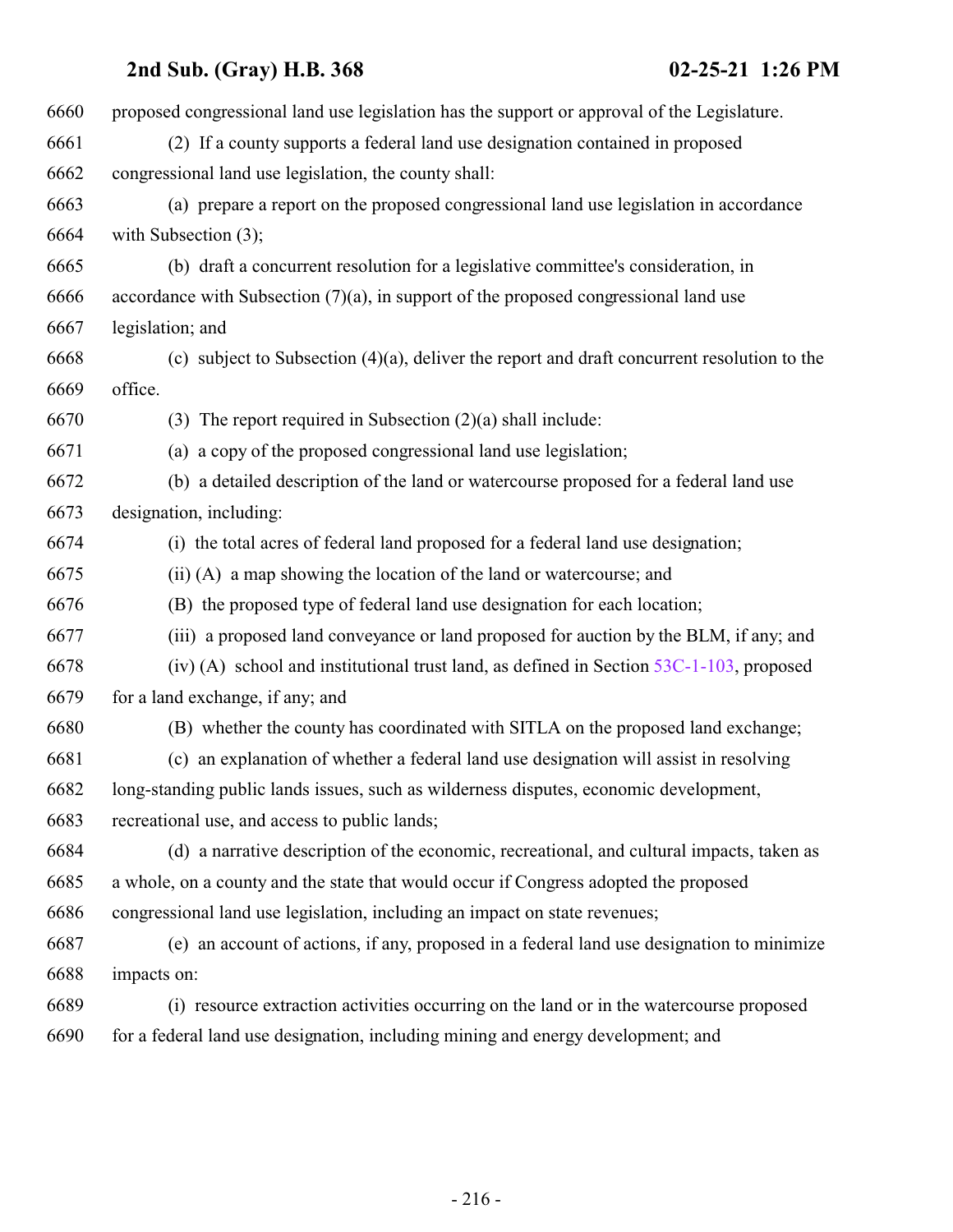proposed congressional land use legislation has the support or approval of the Legislature.

(2) If a county supports a federal land use designation contained in proposed congressional land use legislation, the county shall:

(a) prepare a report on the proposed congressional land use legislation in accordance with Subsection (3);

(b) draft a concurrent resolution for a legislative committee's consideration, in accordance with Subsection (7)(a), in support of the proposed congressional land use legislation; and

(c) subject to Subsection (4)(a), deliver the report and draft concurrent resolution to the office.

(3) The report required in Subsection (2)(a) shall include:

(a) a copy of the proposed congressional land use legislation;

(b) a detailed description of the land or watercourse proposed for a federal land use designation, including:

(i) the total acres of federal land proposed for a federal land use designation;

(ii) (A) a map showing the location of the land or watercourse; and

(B) the proposed type of federal land use designation for each location;

(iii) a proposed land conveyance or land proposed for auction by the BLM, if any; and

(iv) (A) school and institutional trust land, as defined in Section 53C-1-103, proposed for a land exchange, if any; and

(B) whether the county has coordinated with SITLA on the proposed land exchange;

(c) an explanation of whether a federal land use designation will assist in resolving long-standing public lands issues, such as wilderness disputes, economic development, recreational use, and access to public lands;

(d) a narrative description of the economic, recreational, and cultural impacts, taken as a whole, on a county and the state that would occur if Congress adopted the proposed congressional land use legislation, including an impact on state revenues;

(e) an account of actions, if any, proposed in a federal land use designation to minimize impacts on:

(i) resource extraction activities occurring on the land or in the watercourse proposed for a federal land use designation, including mining and energy development; and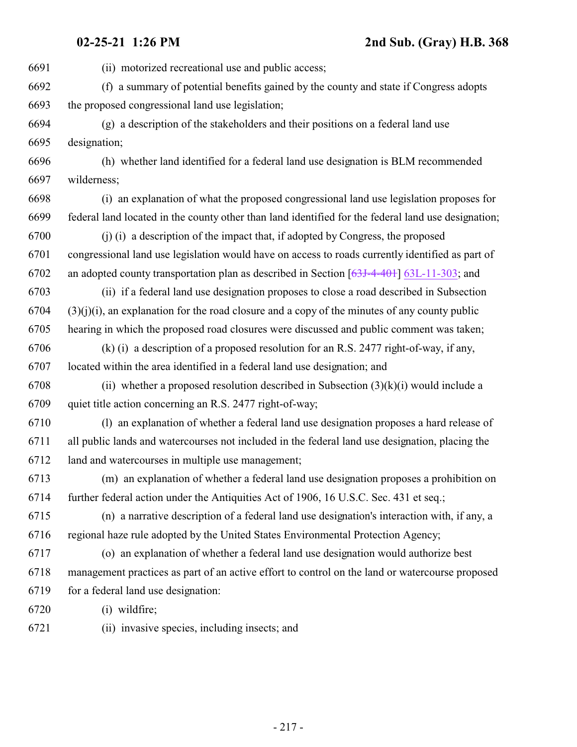(ii) motorized recreational use and public access;

(f) a summary of potential benefits gained by the county and state if Congress adopts the proposed congressional land use legislation;

(g) a description of the stakeholders and their positions on a federal land use designation;

(h) whether land identified for a federal land use designation is BLM recommended wilderness;

(i) an explanation of what the proposed congressional land use legislation proposes for federal land located in the county other than land identified for the federal land use designation;

(j) (i) a description of the impact that, if adopted by Congress, the proposed congressional land use legislation would have on access to roads currently identified as part of an adopted county transportation plan as described in Section [~~63J-4-401~~] 63L-11-303; and

(ii) if a federal land use designation proposes to close a road described in Subsection (3)(j)(i), an explanation for the road closure and a copy of the minutes of any county public hearing in which the proposed road closures were discussed and public comment was taken;

(k) (i) a description of a proposed resolution for an R.S. 2477 right-of-way, if any, located within the area identified in a federal land use designation; and

(ii) whether a proposed resolution described in Subsection (3)(k)(i) would include a quiet title action concerning an R.S. 2477 right-of-way;

(l) an explanation of whether a federal land use designation proposes a hard release of all public lands and watercourses not included in the federal land use designation, placing the land and watercourses in multiple use management;

(m) an explanation of whether a federal land use designation proposes a prohibition on further federal action under the Antiquities Act of 1906, 16 U.S.C. Sec. 431 et seq.;

(n) a narrative description of a federal land use designation's interaction with, if any, a regional haze rule adopted by the United States Environmental Protection Agency;

(o) an explanation of whether a federal land use designation would authorize best management practices as part of an active effort to control on the land or watercourse proposed for a federal land use designation:

(i) wildfire;

(ii) invasive species, including insects; and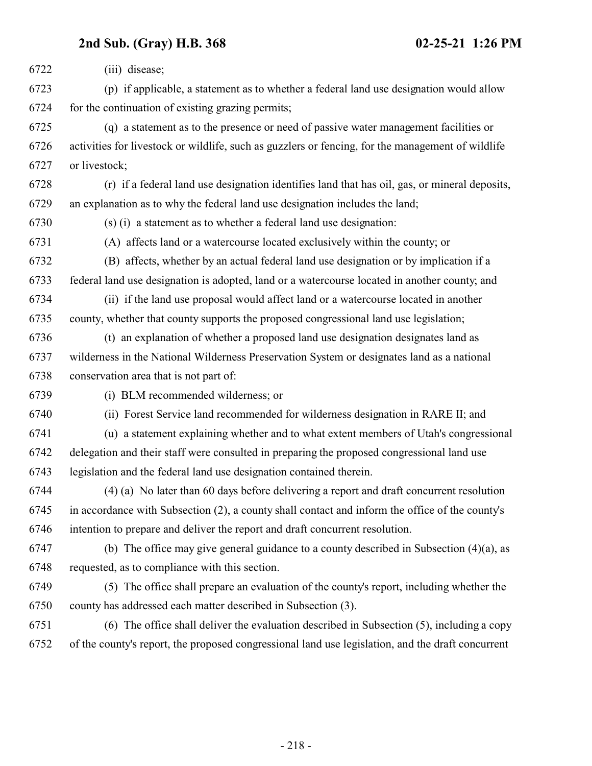(iii) disease;

(p) if applicable, a statement as to whether a federal land use designation would allow for the continuation of existing grazing permits;

(q) a statement as to the presence or need of passive water management facilities or activities for livestock or wildlife, such as guzzlers or fencing, for the management of wildlife or livestock;

(r) if a federal land use designation identifies land that has oil, gas, or mineral deposits, an explanation as to why the federal land use designation includes the land;

(s) (i) a statement as to whether a federal land use designation:

(A) affects land or a watercourse located exclusively within the county; or

(B) affects, whether by an actual federal land use designation or by implication if a federal land use designation is adopted, land or a watercourse located in another county; and

(ii) if the land use proposal would affect land or a watercourse located in another county, whether that county supports the proposed congressional land use legislation;

(t) an explanation of whether a proposed land use designation designates land as wilderness in the National Wilderness Preservation System or designates land as a national conservation area that is not part of:

(i) BLM recommended wilderness; or

(ii) Forest Service land recommended for wilderness designation in RARE II; and

(u) a statement explaining whether and to what extent members of Utah's congressional delegation and their staff were consulted in preparing the proposed congressional land use legislation and the federal land use designation contained therein.

(4) (a) No later than 60 days before delivering a report and draft concurrent resolution in accordance with Subsection (2), a county shall contact and inform the office of the county's intention to prepare and deliver the report and draft concurrent resolution.

(b) The office may give general guidance to a county described in Subsection (4)(a), as requested, as to compliance with this section.

(5) The office shall prepare an evaluation of the county's report, including whether the county has addressed each matter described in Subsection (3).

(6) The office shall deliver the evaluation described in Subsection (5), including a copy of the county's report, the proposed congressional land use legislation, and the draft concurrent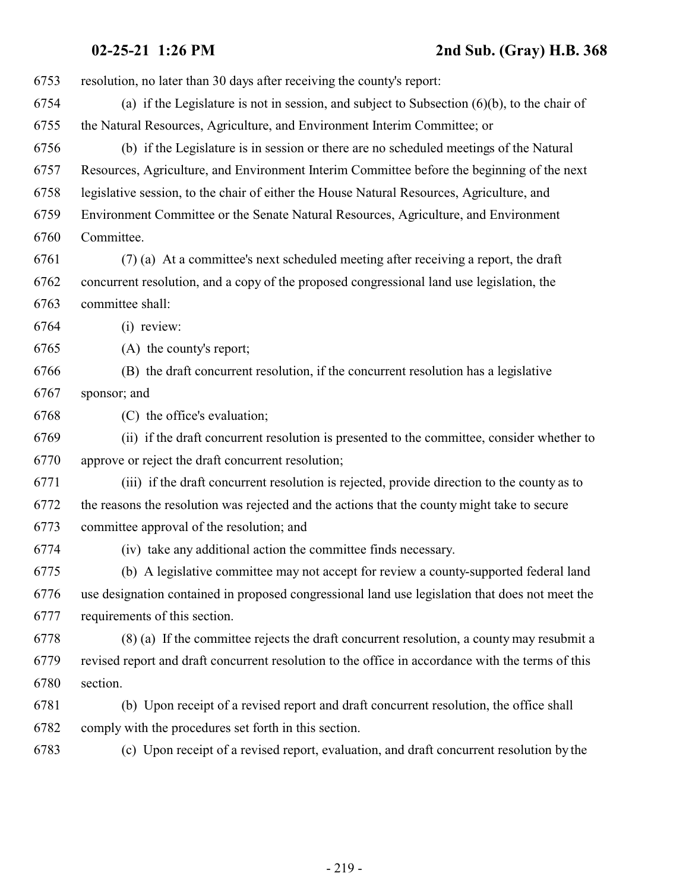resolution, no later than 30 days after receiving the county's report:

(a) if the Legislature is not in session, and subject to Subsection (6)(b), to the chair of the Natural Resources, Agriculture, and Environment Interim Committee; or

(b) if the Legislature is in session or there are no scheduled meetings of the Natural Resources, Agriculture, and Environment Interim Committee before the beginning of the next legislative session, to the chair of either the House Natural Resources, Agriculture, and Environment Committee or the Senate Natural Resources, Agriculture, and Environment Committee.

(7) (a) At a committee's next scheduled meeting after receiving a report, the draft concurrent resolution, and a copy of the proposed congressional land use legislation, the committee shall:

(i) review:

(A) the county's report;

(B) the draft concurrent resolution, if the concurrent resolution has a legislative sponsor; and

(C) the office's evaluation;

(ii) if the draft concurrent resolution is presented to the committee, consider whether to approve or reject the draft concurrent resolution;

(iii) if the draft concurrent resolution is rejected, provide direction to the county as to the reasons the resolution was rejected and the actions that the county might take to secure committee approval of the resolution; and

(iv) take any additional action the committee finds necessary.

(b) A legislative committee may not accept for review a county-supported federal land use designation contained in proposed congressional land use legislation that does not meet the requirements of this section.

(8) (a) If the committee rejects the draft concurrent resolution, a county may resubmit a revised report and draft concurrent resolution to the office in accordance with the terms of this section.

(b) Upon receipt of a revised report and draft concurrent resolution, the office shall comply with the procedures set forth in this section.

(c) Upon receipt of a revised report, evaluation, and draft concurrent resolution by the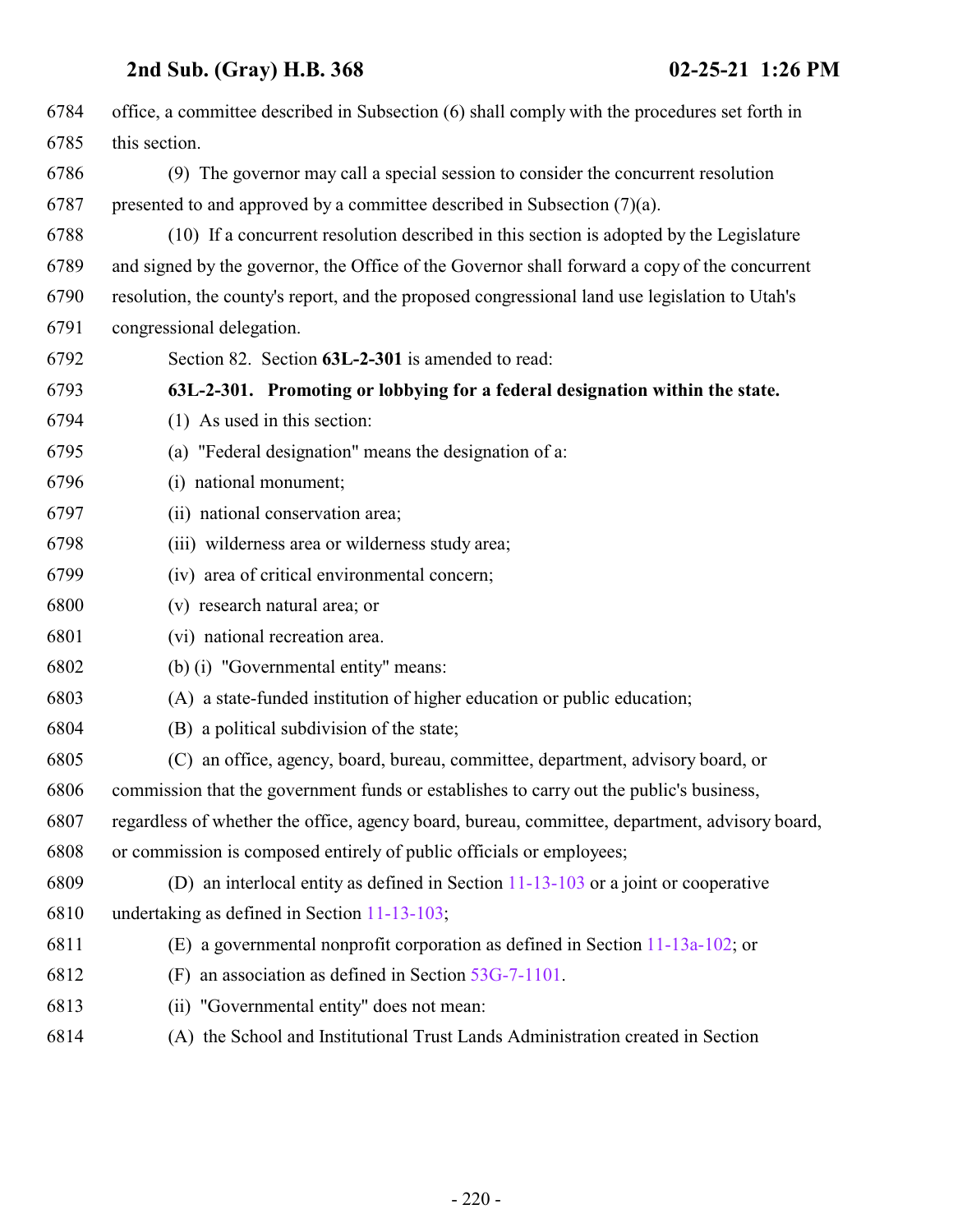office, a committee described in Subsection (6) shall comply with the procedures set forth in this section.

(9) The governor may call a special session to consider the concurrent resolution presented to and approved by a committee described in Subsection (7)(a).

(10) If a concurrent resolution described in this section is adopted by the Legislature and signed by the governor, the Office of the Governor shall forward a copy of the concurrent resolution, the county's report, and the proposed congressional land use legislation to Utah's congressional delegation.

Section 82. Section **63L-2-301** is amended to read:

**63L-2-301. Promoting or lobbying for a federal designation within the state.**

(1) As used in this section:

(a) "Federal designation" means the designation of a:

(i) national monument;

(ii) national conservation area;

(iii) wilderness area or wilderness study area;

(iv) area of critical environmental concern;

(v) research natural area; or

(vi) national recreation area.

(b) (i) "Governmental entity" means:

(A) a state-funded institution of higher education or public education;

(B) a political subdivision of the state;

(C) an office, agency, board, bureau, committee, department, advisory board, or commission that the government funds or establishes to carry out the public's business, regardless of whether the office, agency board, bureau, committee, department, advisory board, or commission is composed entirely of public officials or employees;

(D) an interlocal entity as defined in Section 11-13-103 or a joint or cooperative undertaking as defined in Section 11-13-103;

(E) a governmental nonprofit corporation as defined in Section 11-13a-102; or

(F) an association as defined in Section 53G-7-1101.

(ii) "Governmental entity" does not mean:

(A) the School and Institutional Trust Lands Administration created in Section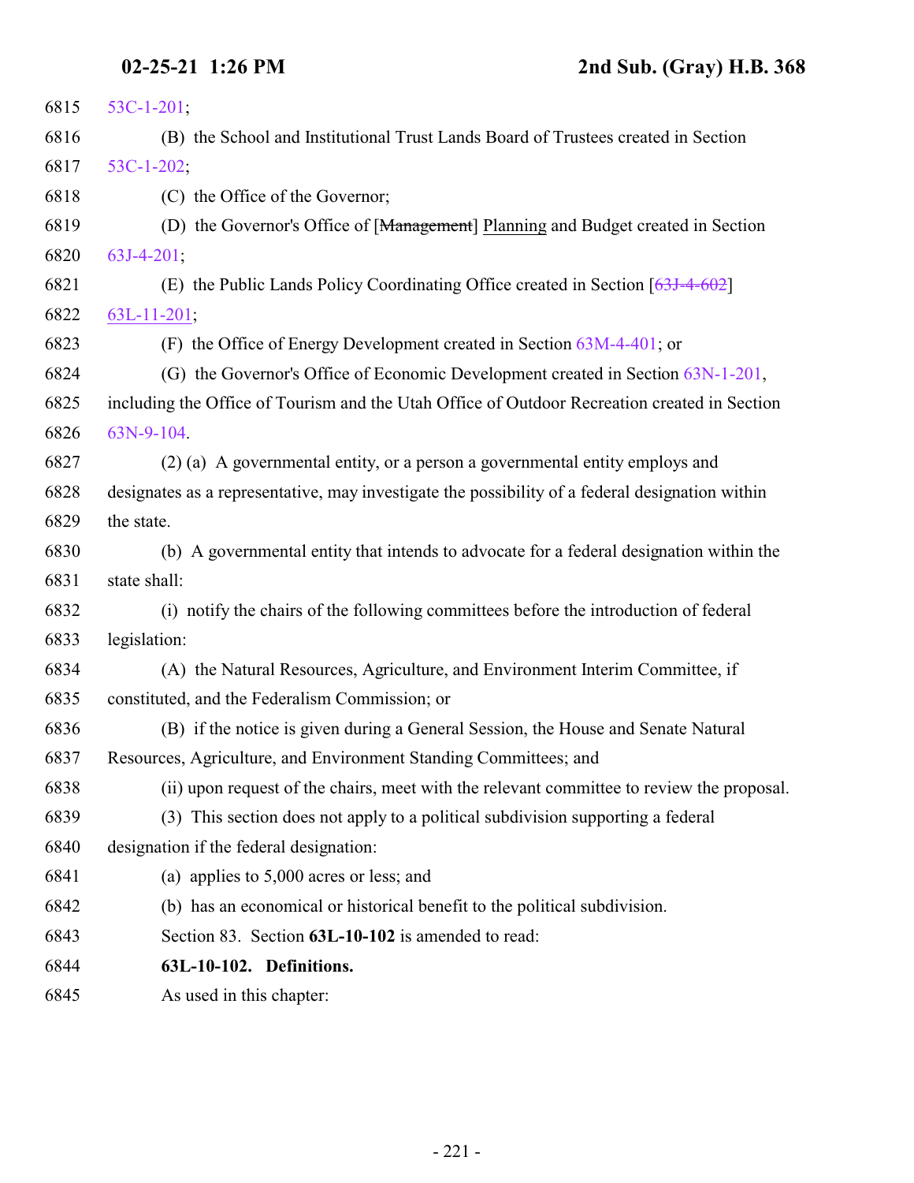6815 53C-1-201;

6816 (B) the School and Institutional Trust Lands Board of Trustees created in Section

6817 53C-1-202;

6818 (C) the Office of the Governor;

6819 (D) the Governor's Office of [~~Management~~] Planning and Budget created in Section

6820 63J-4-201;

6821 (E) the Public Lands Policy Coordinating Office created in Section [~~63J-4-602~~]

6822 63L-11-201;

6823 (F) the Office of Energy Development created in Section 63M-4-401; or

6824 (G) the Governor's Office of Economic Development created in Section 63N-1-201,

6825 including the Office of Tourism and the Utah Office of Outdoor Recreation created in Section

6826 63N-9-104.

6827 (2) (a) A governmental entity, or a person a governmental entity employs and

6828 designates as a representative, may investigate the possibility of a federal designation within

6829 the state.

6830 (b) A governmental entity that intends to advocate for a federal designation within the

6831 state shall:

6832 (i) notify the chairs of the following committees before the introduction of federal

6833 legislation:

6834 (A) the Natural Resources, Agriculture, and Environment Interim Committee, if

6835 constituted, and the Federalism Commission; or

6836 (B) if the notice is given during a General Session, the House and Senate Natural

6837 Resources, Agriculture, and Environment Standing Committees; and

6838 (ii) upon request of the chairs, meet with the relevant committee to review the proposal.

6839 (3) This section does not apply to a political subdivision supporting a federal

6840 designation if the federal designation:

6841 (a) applies to 5,000 acres or less; and

6842 (b) has an economical or historical benefit to the political subdivision.

6843 Section 83. Section **63L-10-102** is amended to read:

6844 **63L-10-102. Definitions.**

6845 As used in this chapter: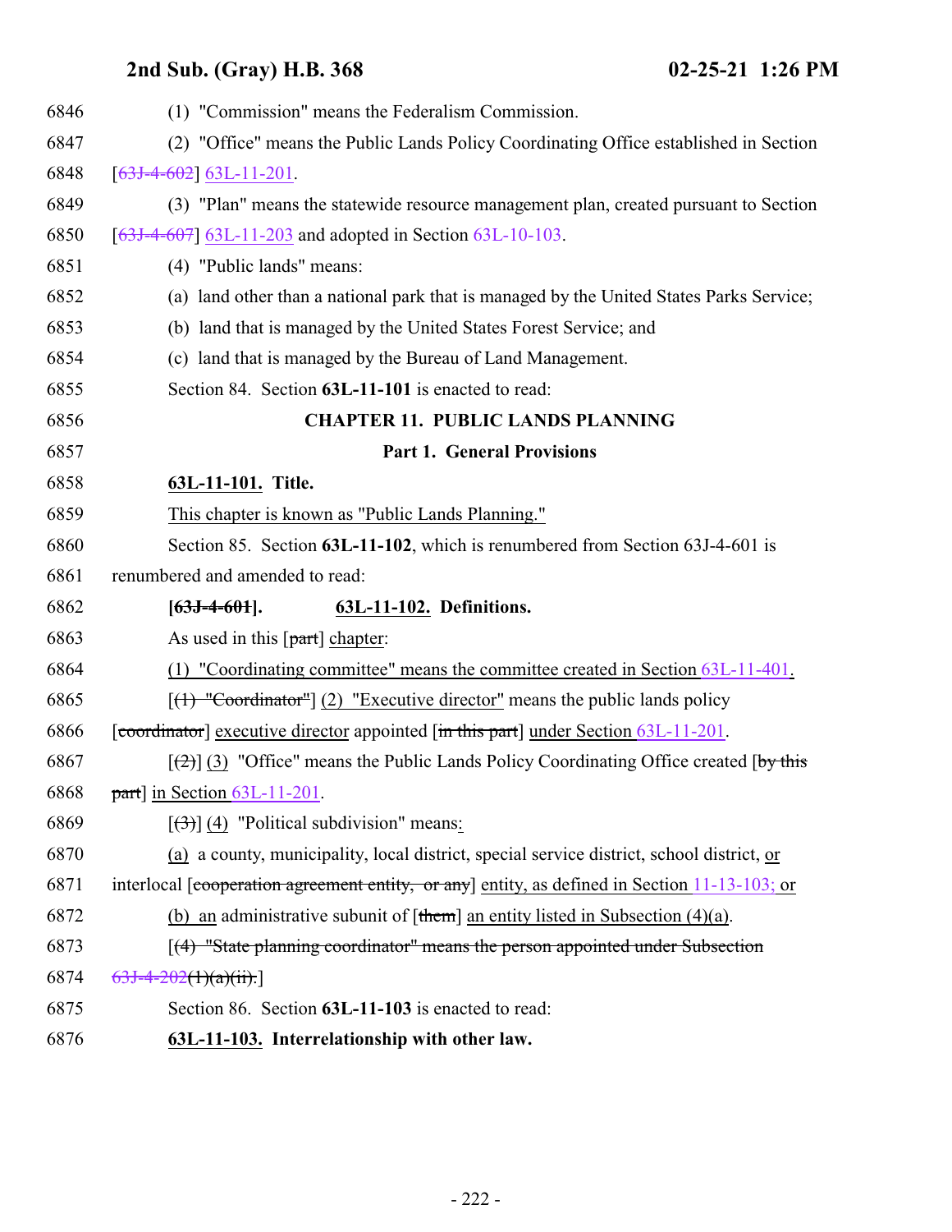6846 (1) "Commission" means the Federalism Commission.

6847 (2) "Office" means the Public Lands Policy Coordinating Office established in Section

6848 [63J-4-602] 63L-11-201.

6849 (3) "Plan" means the statewide resource management plan, created pursuant to Section

6850 [63J-4-607] 63L-11-203 and adopted in Section 63L-10-103.

6851 (4) "Public lands" means:

6852 (a) land other than a national park that is managed by the United States Parks Service;

6853 (b) land that is managed by the United States Forest Service; and

6854 (c) land that is managed by the Bureau of Land Management.

6855 Section 84. Section **63L-11-101** is enacted to read:

6856 **CHAPTER 11. PUBLIC LANDS PLANNING**

6857 **Part 1. General Provisions**

6858 **63L-11-101. Title.**

6859 This chapter is known as "Public Lands Planning."

6860 Section 85. Section **63L-11-102**, which is renumbered from Section 63J-4-601 is

6861 renumbered and amended to read:

6862 **[63J-4-601]. 63L-11-102. Definitions.**

6863 As used in this [part] chapter:

6864 (1) "Coordinating committee" means the committee created in Section 63L-11-401.

6865 [(1) "Coordinator"] (2) "Executive director" means the public lands policy

6866 [coordinator] executive director appointed [in this part] under Section 63L-11-201.

6867 [(2)] (3) "Office" means the Public Lands Policy Coordinating Office created [by this

6868 part] in Section 63L-11-201.

6869 [(3)] (4) "Political subdivision" means:

6870 (a) a county, municipality, local district, special service district, school district, or

6871 interlocal [cooperation agreement entity, or any] entity, as defined in Section 11-13-103; or

6872 (b) an administrative subunit of [them] an entity listed in Subsection (4)(a).

6873 [(4) "State planning coordinator" means the person appointed under Subsection

6874 63J-4-202(1)(a)(ii).]

6875 Section 86. Section **63L-11-103** is enacted to read:

6876 **63L-11-103. Interrelationship with other law.**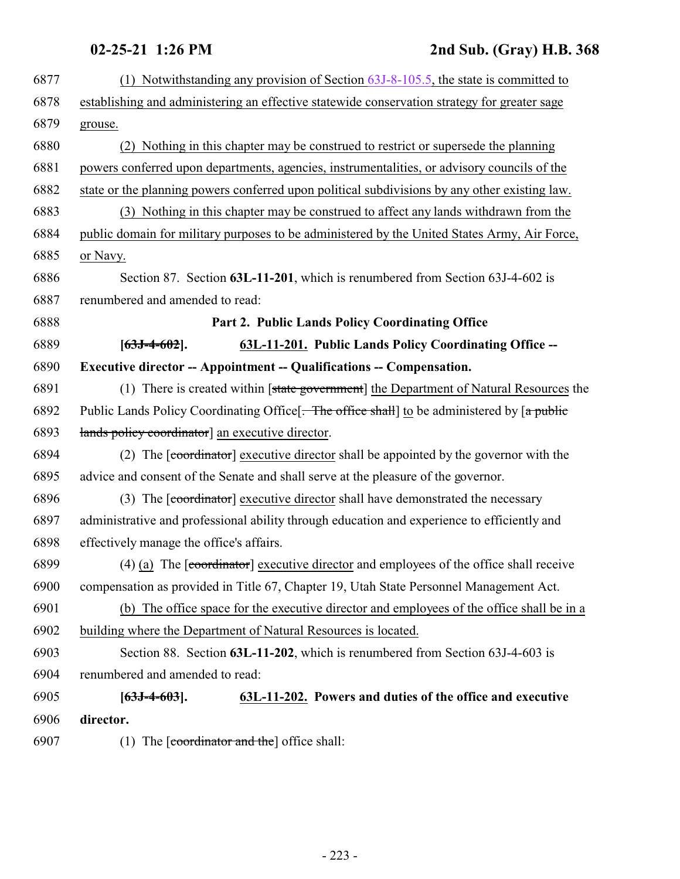(1) Notwithstanding any provision of Section 63J-8-105.5, the state is committed to establishing and administering an effective statewide conservation strategy for greater sage grouse.

(2) Nothing in this chapter may be construed to restrict or supersede the planning powers conferred upon departments, agencies, instrumentalities, or advisory councils of the state or the planning powers conferred upon political subdivisions by any other existing law.

(3) Nothing in this chapter may be construed to affect any lands withdrawn from the public domain for military purposes to be administered by the United States Army, Air Force, or Navy.

Section 87. Section **63L-11-201**, which is renumbered from Section 63J-4-602 is renumbered and amended to read:

**Part 2. Public Lands Policy Coordinating Office**

**[~~63J-4-602~~]. 63L-11-201. Public Lands Policy Coordinating Office -- Executive director -- Appointment -- Qualifications -- Compensation.**

(1) There is created within [~~state government~~] the Department of Natural Resources the Public Lands Policy Coordinating Office[~~. The office shall~~] to be administered by [~~a public lands policy coordinator~~] an executive director.

(2) The [~~coordinator~~] executive director shall be appointed by the governor with the advice and consent of the Senate and shall serve at the pleasure of the governor.

(3) The [~~coordinator~~] executive director shall have demonstrated the necessary administrative and professional ability through education and experience to efficiently and effectively manage the office's affairs.

(4) (a) The [~~coordinator~~] executive director and employees of the office shall receive compensation as provided in Title 67, Chapter 19, Utah State Personnel Management Act.

(b) The office space for the executive director and employees of the office shall be in a building where the Department of Natural Resources is located.

Section 88. Section **63L-11-202**, which is renumbered from Section 63J-4-603 is renumbered and amended to read:

**[~~63J-4-603~~]. 63L-11-202. Powers and duties of the office and executive director.**

(1) The [~~coordinator and the~~] office shall: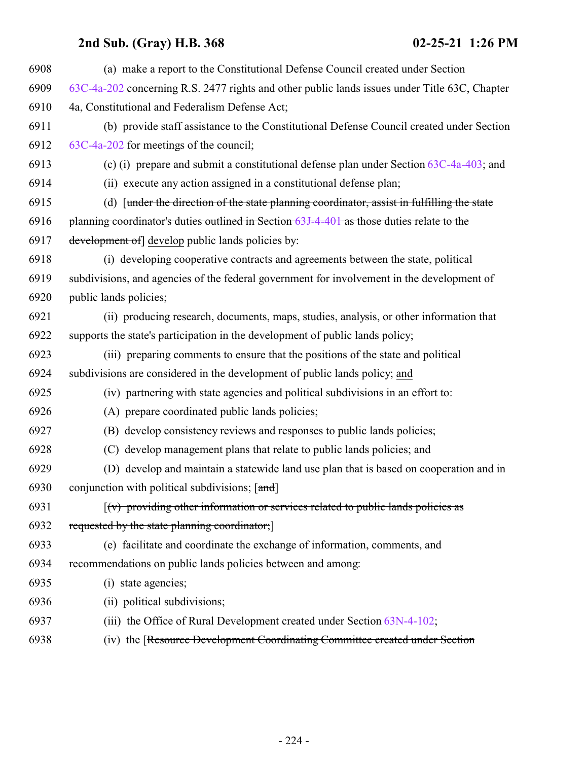6908 (a) make a report to the Constitutional Defense Council created under Section
6909 63C-4a-202 concerning R.S. 2477 rights and other public lands issues under Title 63C, Chapter
6910 4a, Constitutional and Federalism Defense Act;
6911 (b) provide staff assistance to the Constitutional Defense Council created under Section
6912 63C-4a-202 for meetings of the council;
6913 (c) (i) prepare and submit a constitutional defense plan under Section 63C-4a-403; and
6914 (ii) execute any action assigned in a constitutional defense plan;
6915 (d) [~~under the direction of the state planning coordinator, assist in fulfilling the state~~
6916 ~~planning coordinator's duties outlined in Section 63J-4-401 as those duties relate to the~~
6917 ~~development of~~] develop public lands policies by:
6918 (i) developing cooperative contracts and agreements between the state, political
6919 subdivisions, and agencies of the federal government for involvement in the development of
6920 public lands policies;
6921 (ii) producing research, documents, maps, studies, analysis, or other information that
6922 supports the state's participation in the development of public lands policy;
6923 (iii) preparing comments to ensure that the positions of the state and political
6924 subdivisions are considered in the development of public lands policy; and
6925 (iv) partnering with state agencies and political subdivisions in an effort to:
6926 (A) prepare coordinated public lands policies;
6927 (B) develop consistency reviews and responses to public lands policies;
6928 (C) develop management plans that relate to public lands policies; and
6929 (D) develop and maintain a statewide land use plan that is based on cooperation and in
6930 conjunction with political subdivisions; [~~and~~]
6931 [~~(v) providing other information or services related to public lands policies as~~
6932 ~~requested by the state planning coordinator;~~]
6933 (e) facilitate and coordinate the exchange of information, comments, and
6934 recommendations on public lands policies between and among:
6935 (i) state agencies;
6936 (ii) political subdivisions;
6937 (iii) the Office of Rural Development created under Section 63N-4-102;
6938 (iv) the [~~Resource Development Coordinating Committee created under Section~~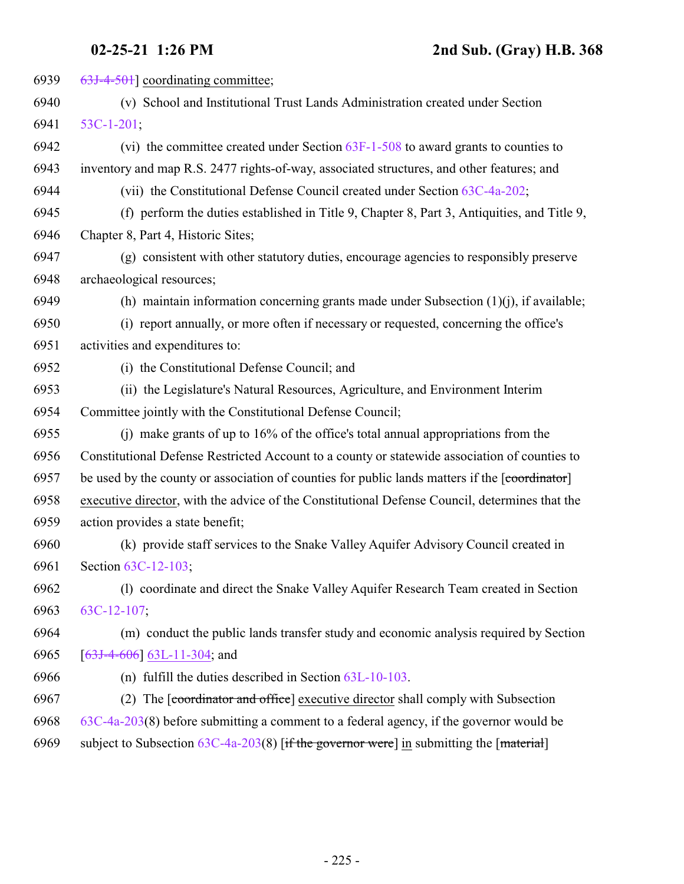6939 ~~63J-4-501~~] coordinating committee;

6940 (v) School and Institutional Trust Lands Administration created under Section

6941 53C-1-201;

6942 (vi) the committee created under Section 63F-1-508 to award grants to counties to

6943 inventory and map R.S. 2477 rights-of-way, associated structures, and other features; and

6944 (vii) the Constitutional Defense Council created under Section 63C-4a-202;

6945 (f) perform the duties established in Title 9, Chapter 8, Part 3, Antiquities, and Title 9,

6946 Chapter 8, Part 4, Historic Sites;

6947 (g) consistent with other statutory duties, encourage agencies to responsibly preserve

6948 archaeological resources;

6949 (h) maintain information concerning grants made under Subsection (1)(j), if available;

6950 (i) report annually, or more often if necessary or requested, concerning the office's

6951 activities and expenditures to:

6952 (i) the Constitutional Defense Council; and

6953 (ii) the Legislature's Natural Resources, Agriculture, and Environment Interim

6954 Committee jointly with the Constitutional Defense Council;

6955 (j) make grants of up to 16% of the office's total annual appropriations from the

6956 Constitutional Defense Restricted Account to a county or statewide association of counties to

6957 be used by the county or association of counties for public lands matters if the [~~coordinator~~]

6958 executive director, with the advice of the Constitutional Defense Council, determines that the

6959 action provides a state benefit;

6960 (k) provide staff services to the Snake Valley Aquifer Advisory Council created in

6961 Section 63C-12-103;

6962 (l) coordinate and direct the Snake Valley Aquifer Research Team created in Section

6963 63C-12-107;

6964 (m) conduct the public lands transfer study and economic analysis required by Section

6965 [~~63J-4-606~~] 63L-11-304; and

6966 (n) fulfill the duties described in Section 63L-10-103.

6967 (2) The [~~coordinator and office~~] executive director shall comply with Subsection

6968 63C-4a-203(8) before submitting a comment to a federal agency, if the governor would be

6969 subject to Subsection 63C-4a-203(8) [~~if the governor were~~] in submitting the [~~material~~]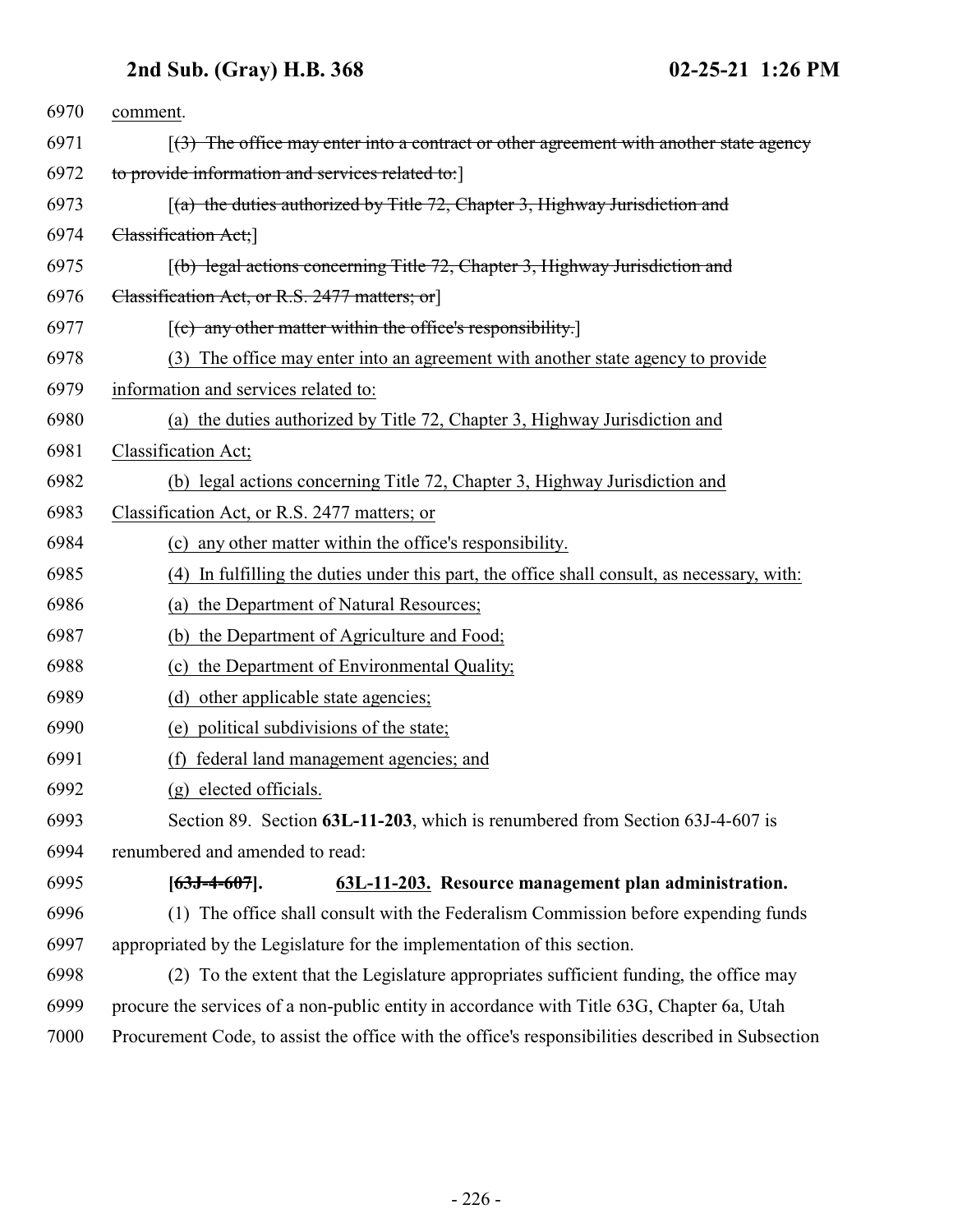comment.

[(3) The office may enter into a contract or other agreement with another state agency to provide information and services related to:]

[(a) the duties authorized by Title 72, Chapter 3, Highway Jurisdiction and Classification Act;]

[(b) legal actions concerning Title 72, Chapter 3, Highway Jurisdiction and Classification Act, or R.S. 2477 matters; or]

[(c) any other matter within the office's responsibility.]

(3) The office may enter into an agreement with another state agency to provide information and services related to:

(a) the duties authorized by Title 72, Chapter 3, Highway Jurisdiction and Classification Act;

(b) legal actions concerning Title 72, Chapter 3, Highway Jurisdiction and Classification Act, or R.S. 2477 matters; or

(c) any other matter within the office's responsibility.

(4) In fulfilling the duties under this part, the office shall consult, as necessary, with:

(a) the Department of Natural Resources;

(b) the Department of Agriculture and Food;

(c) the Department of Environmental Quality;

(d) other applicable state agencies;

(e) political subdivisions of the state;

(f) federal land management agencies; and

(g) elected officials.

Section 89. Section **63L-11-203**, which is renumbered from Section 63J-4-607 is renumbered and amended to read:

**[63J-4-607]. 63L-11-203. Resource management plan administration.**

(1) The office shall consult with the Federalism Commission before expending funds appropriated by the Legislature for the implementation of this section.

(2) To the extent that the Legislature appropriates sufficient funding, the office may procure the services of a non-public entity in accordance with Title 63G, Chapter 6a, Utah Procurement Code, to assist the office with the office's responsibilities described in Subsection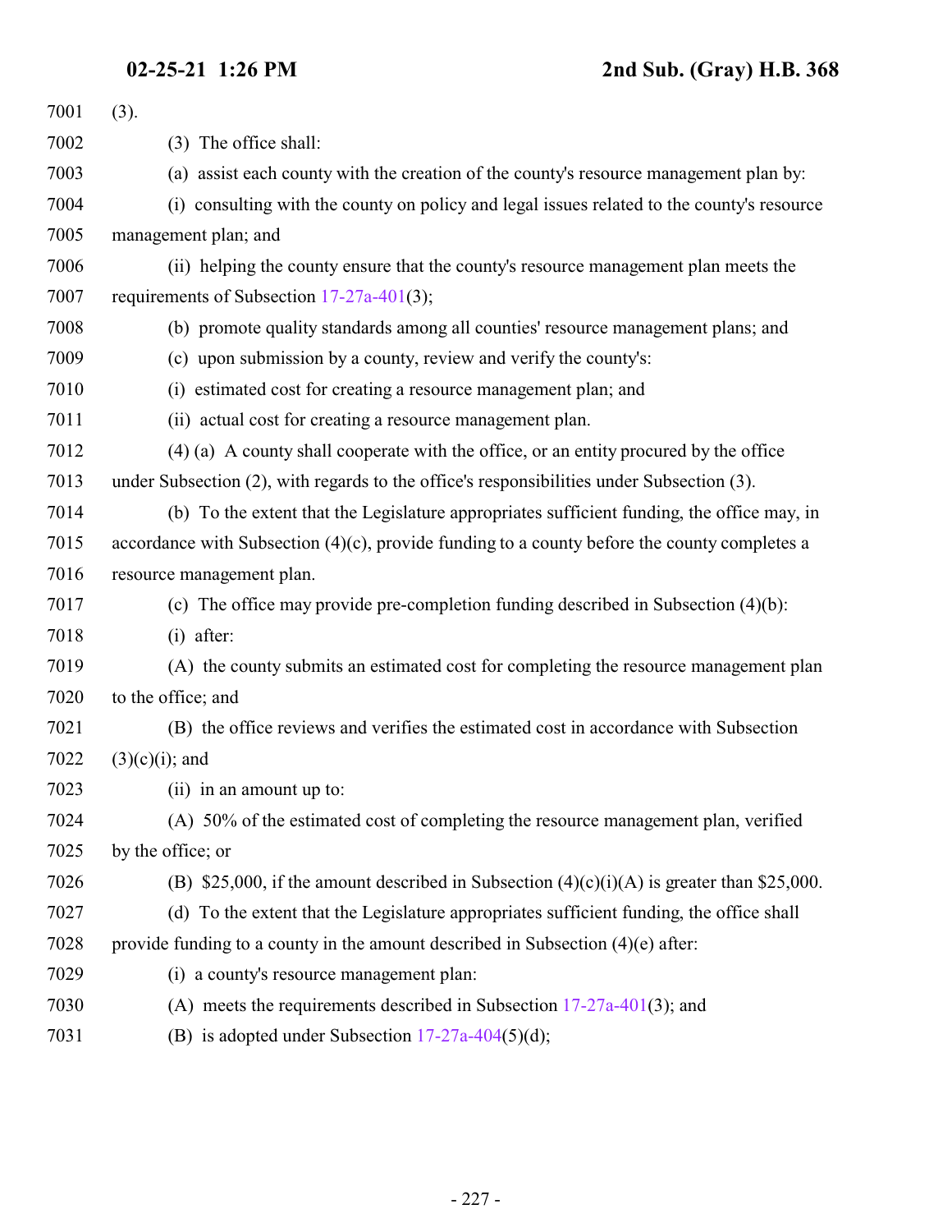(3).

(3) The office shall:

(a) assist each county with the creation of the county's resource management plan by:

(i) consulting with the county on policy and legal issues related to the county's resource management plan; and

(ii) helping the county ensure that the county's resource management plan meets the requirements of Subsection 17-27a-401(3);

(b) promote quality standards among all counties' resource management plans; and

(c) upon submission by a county, review and verify the county's:

(i) estimated cost for creating a resource management plan; and

(ii) actual cost for creating a resource management plan.

(4) (a) A county shall cooperate with the office, or an entity procured by the office under Subsection (2), with regards to the office's responsibilities under Subsection (3).

(b) To the extent that the Legislature appropriates sufficient funding, the office may, in accordance with Subsection (4)(c), provide funding to a county before the county completes a resource management plan.

(c) The office may provide pre-completion funding described in Subsection (4)(b):

(i) after:

(A) the county submits an estimated cost for completing the resource management plan to the office; and

(B) the office reviews and verifies the estimated cost in accordance with Subsection (3)(c)(i); and

(ii) in an amount up to:

(A) 50% of the estimated cost of completing the resource management plan, verified by the office; or

(B) $25,000, if the amount described in Subsection (4)(c)(i)(A) is greater than $25,000.

(d) To the extent that the Legislature appropriates sufficient funding, the office shall provide funding to a county in the amount described in Subsection (4)(e) after:

(i) a county's resource management plan:

(A) meets the requirements described in Subsection 17-27a-401(3); and

(B) is adopted under Subsection 17-27a-404(5)(d);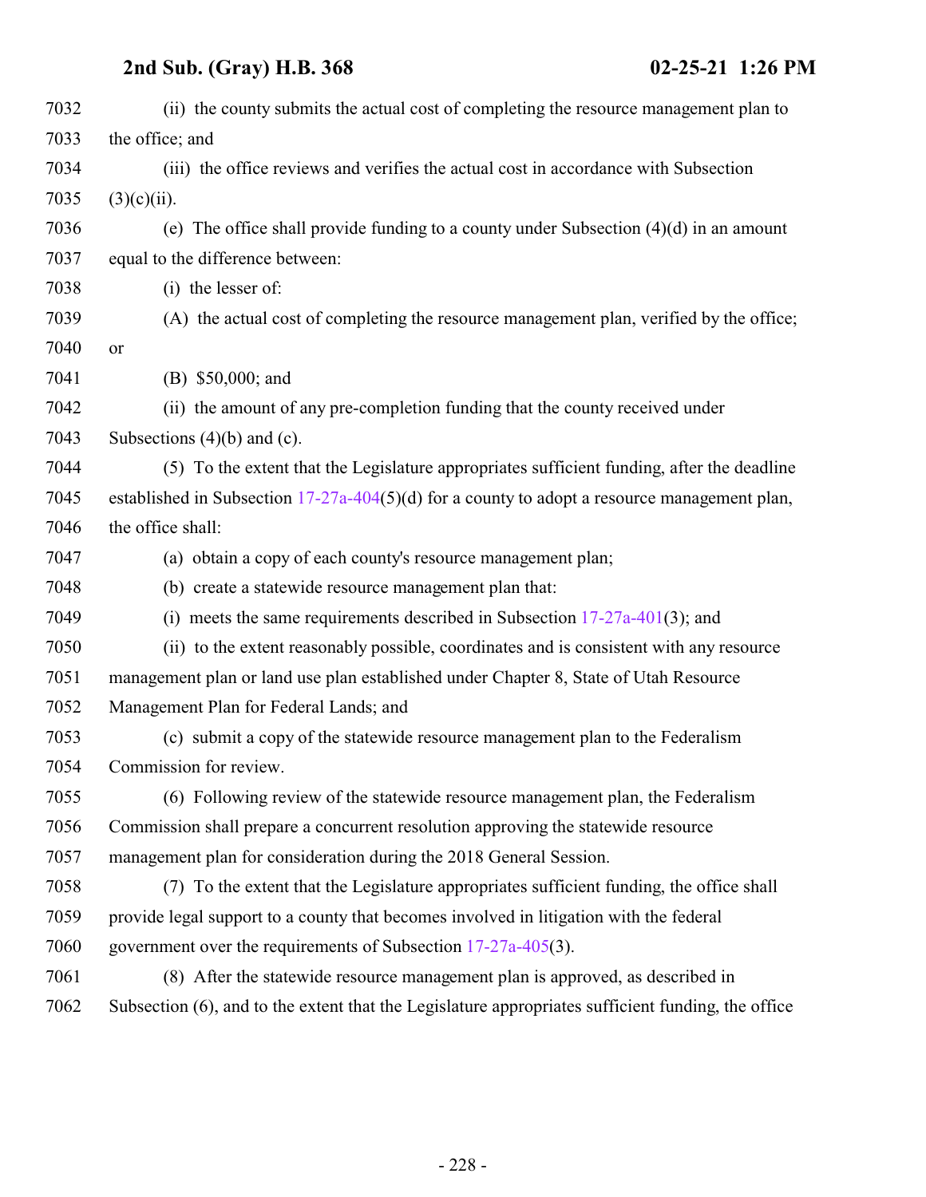(ii) the county submits the actual cost of completing the resource management plan to the office; and

(iii) the office reviews and verifies the actual cost in accordance with Subsection (3)(c)(ii).

(e) The office shall provide funding to a county under Subsection (4)(d) in an amount equal to the difference between:

(i) the lesser of:

(A) the actual cost of completing the resource management plan, verified by the office; or

(B) $50,000; and

(ii) the amount of any pre-completion funding that the county received under Subsections (4)(b) and (c).

(5) To the extent that the Legislature appropriates sufficient funding, after the deadline established in Subsection 17-27a-404(5)(d) for a county to adopt a resource management plan, the office shall:

(a) obtain a copy of each county's resource management plan;

(b) create a statewide resource management plan that:

(i) meets the same requirements described in Subsection 17-27a-401(3); and

(ii) to the extent reasonably possible, coordinates and is consistent with any resource management plan or land use plan established under Chapter 8, State of Utah Resource Management Plan for Federal Lands; and

(c) submit a copy of the statewide resource management plan to the Federalism Commission for review.

(6) Following review of the statewide resource management plan, the Federalism Commission shall prepare a concurrent resolution approving the statewide resource management plan for consideration during the 2018 General Session.

(7) To the extent that the Legislature appropriates sufficient funding, the office shall provide legal support to a county that becomes involved in litigation with the federal government over the requirements of Subsection 17-27a-405(3).

(8) After the statewide resource management plan is approved, as described in Subsection (6), and to the extent that the Legislature appropriates sufficient funding, the office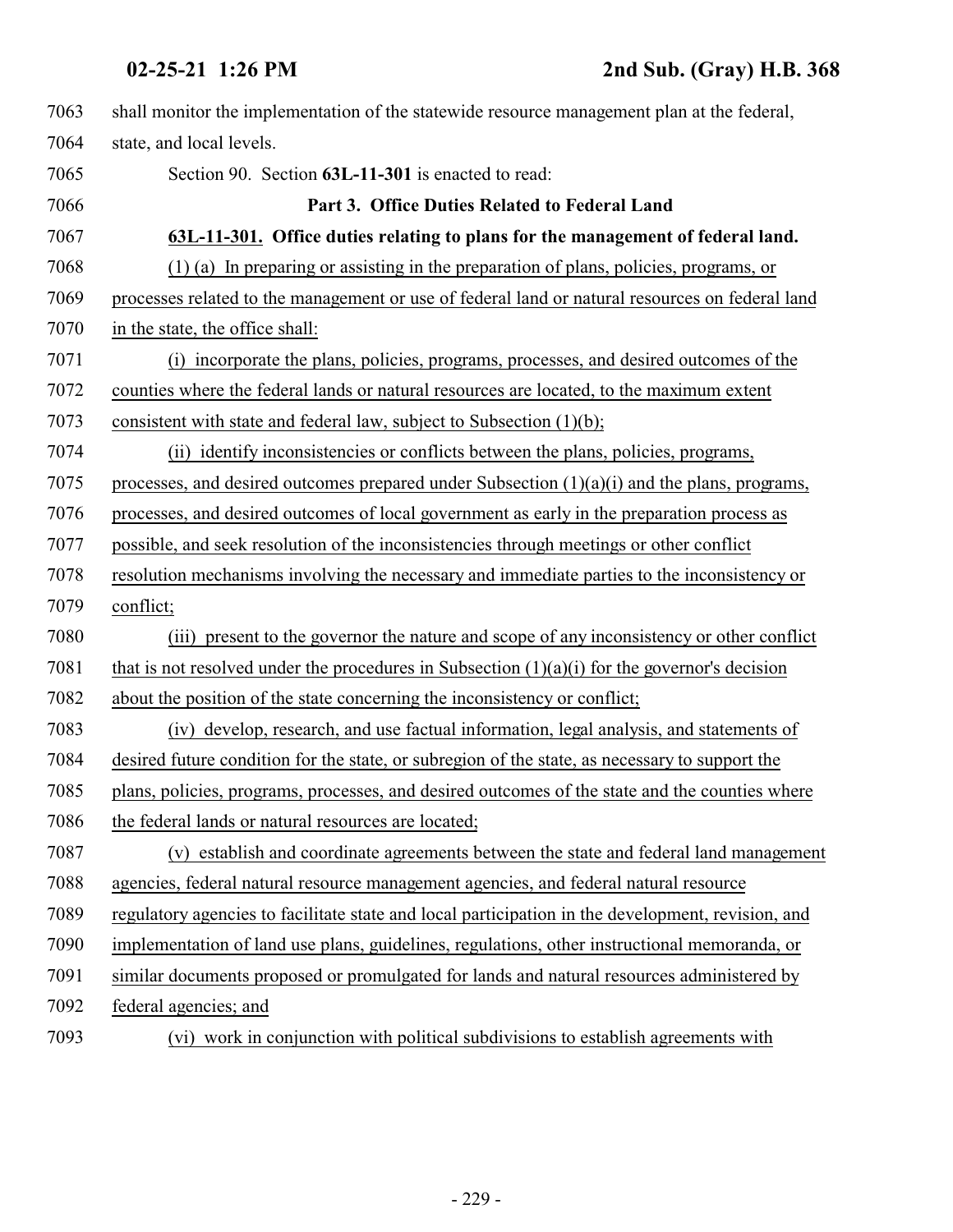shall monitor the implementation of the statewide resource management plan at the federal, state, and local levels.

Section 90. Section **63L-11-301** is enacted to read:

**Part 3. Office Duties Related to Federal Land**

**63L-11-301. Office duties relating to plans for the management of federal land.**

(1) (a) In preparing or assisting in the preparation of plans, policies, programs, or processes related to the management or use of federal land or natural resources on federal land in the state, the office shall:

(i) incorporate the plans, policies, programs, processes, and desired outcomes of the counties where the federal lands or natural resources are located, to the maximum extent consistent with state and federal law, subject to Subsection (1)(b);

(ii) identify inconsistencies or conflicts between the plans, policies, programs, processes, and desired outcomes prepared under Subsection (1)(a)(i) and the plans, programs, processes, and desired outcomes of local government as early in the preparation process as possible, and seek resolution of the inconsistencies through meetings or other conflict resolution mechanisms involving the necessary and immediate parties to the inconsistency or conflict;

(iii) present to the governor the nature and scope of any inconsistency or other conflict that is not resolved under the procedures in Subsection (1)(a)(i) for the governor's decision about the position of the state concerning the inconsistency or conflict;

(iv) develop, research, and use factual information, legal analysis, and statements of desired future condition for the state, or subregion of the state, as necessary to support the plans, policies, programs, processes, and desired outcomes of the state and the counties where the federal lands or natural resources are located;

(v) establish and coordinate agreements between the state and federal land management agencies, federal natural resource management agencies, and federal natural resource regulatory agencies to facilitate state and local participation in the development, revision, and implementation of land use plans, guidelines, regulations, other instructional memoranda, or similar documents proposed or promulgated for lands and natural resources administered by federal agencies; and

(vi) work in conjunction with political subdivisions to establish agreements with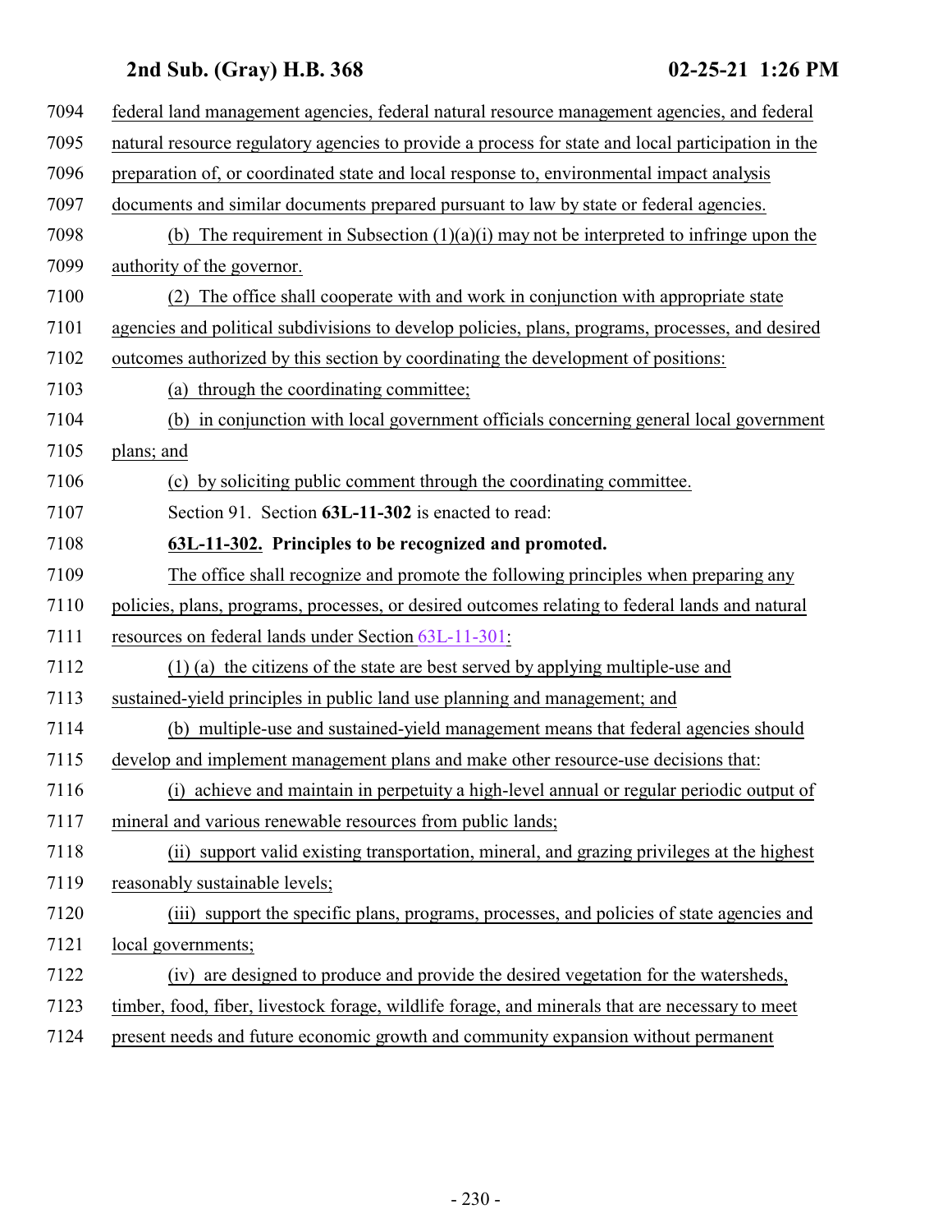federal land management agencies, federal natural resource management agencies, and federal natural resource regulatory agencies to provide a process for state and local participation in the preparation of, or coordinated state and local response to, environmental impact analysis documents and similar documents prepared pursuant to law by state or federal agencies.

(b) The requirement in Subsection (1)(a)(i) may not be interpreted to infringe upon the authority of the governor.

(2) The office shall cooperate with and work in conjunction with appropriate state agencies and political subdivisions to develop policies, plans, programs, processes, and desired outcomes authorized by this section by coordinating the development of positions:

(a) through the coordinating committee;

(b) in conjunction with local government officials concerning general local government plans; and

(c) by soliciting public comment through the coordinating committee.

Section 91. Section **63L-11-302** is enacted to read:

**63L-11-302. Principles to be recognized and promoted.**

The office shall recognize and promote the following principles when preparing any policies, plans, programs, processes, or desired outcomes relating to federal lands and natural resources on federal lands under Section 63L-11-301:

(1) (a) the citizens of the state are best served by applying multiple-use and sustained-yield principles in public land use planning and management; and

(b) multiple-use and sustained-yield management means that federal agencies should develop and implement management plans and make other resource-use decisions that:

(i) achieve and maintain in perpetuity a high-level annual or regular periodic output of mineral and various renewable resources from public lands;

(ii) support valid existing transportation, mineral, and grazing privileges at the highest reasonably sustainable levels;

(iii) support the specific plans, programs, processes, and policies of state agencies and local governments;

(iv) are designed to produce and provide the desired vegetation for the watersheds, timber, food, fiber, livestock forage, wildlife forage, and minerals that are necessary to meet present needs and future economic growth and community expansion without permanent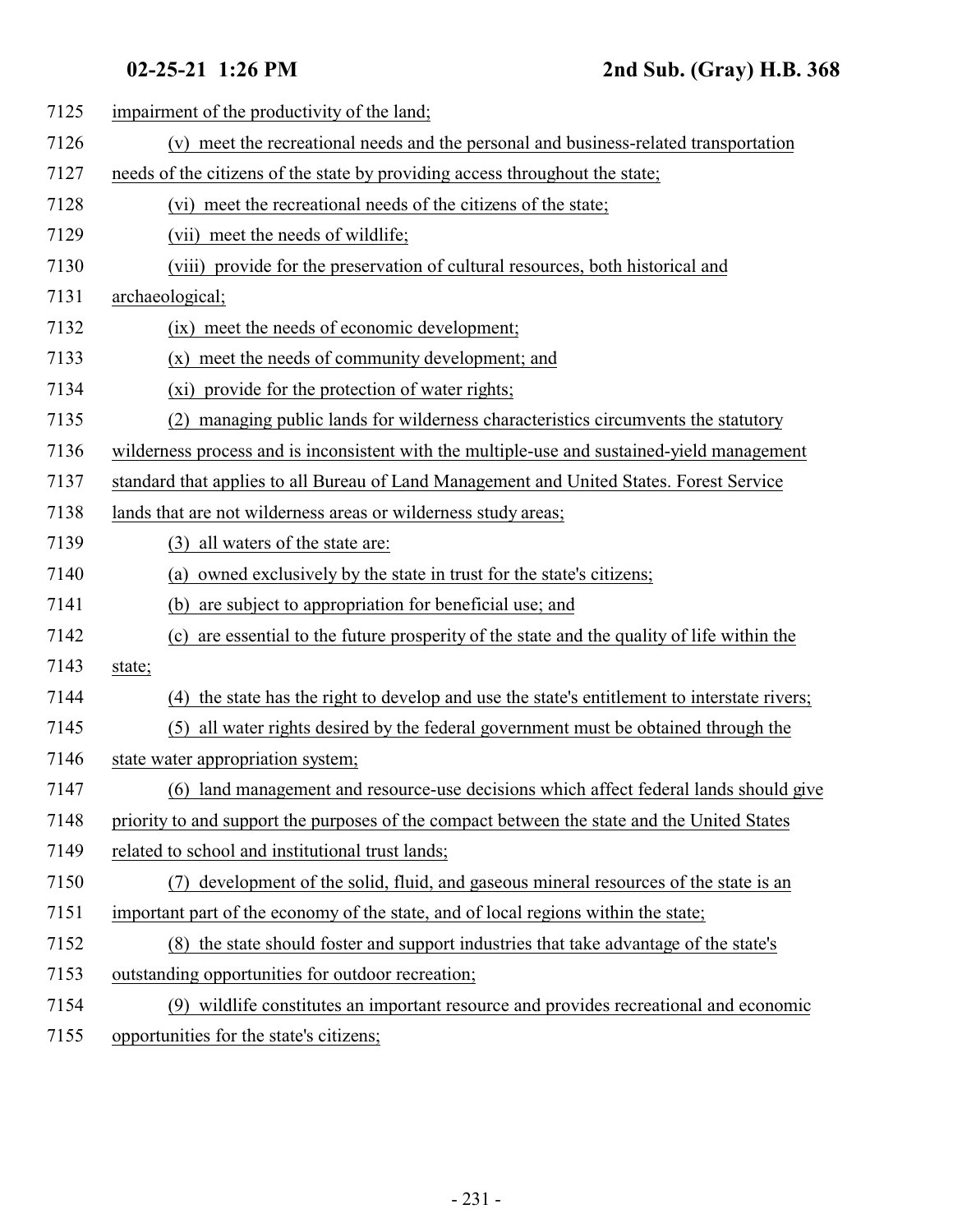impairment of the productivity of the land;

(v) meet the recreational needs and the personal and business-related transportation needs of the citizens of the state by providing access throughout the state;

(vi) meet the recreational needs of the citizens of the state;

(vii) meet the needs of wildlife;

(viii) provide for the preservation of cultural resources, both historical and archaeological;

(ix) meet the needs of economic development;

(x) meet the needs of community development; and

(xi) provide for the protection of water rights;

(2) managing public lands for wilderness characteristics circumvents the statutory wilderness process and is inconsistent with the multiple-use and sustained-yield management standard that applies to all Bureau of Land Management and United States. Forest Service lands that are not wilderness areas or wilderness study areas;

(3) all waters of the state are:

(a) owned exclusively by the state in trust for the state's citizens;

(b) are subject to appropriation for beneficial use; and

(c) are essential to the future prosperity of the state and the quality of life within the state;

(4) the state has the right to develop and use the state's entitlement to interstate rivers;

(5) all water rights desired by the federal government must be obtained through the state water appropriation system;

(6) land management and resource-use decisions which affect federal lands should give priority to and support the purposes of the compact between the state and the United States related to school and institutional trust lands;

(7) development of the solid, fluid, and gaseous mineral resources of the state is an important part of the economy of the state, and of local regions within the state;

(8) the state should foster and support industries that take advantage of the state's outstanding opportunities for outdoor recreation;

(9) wildlife constitutes an important resource and provides recreational and economic opportunities for the state's citizens;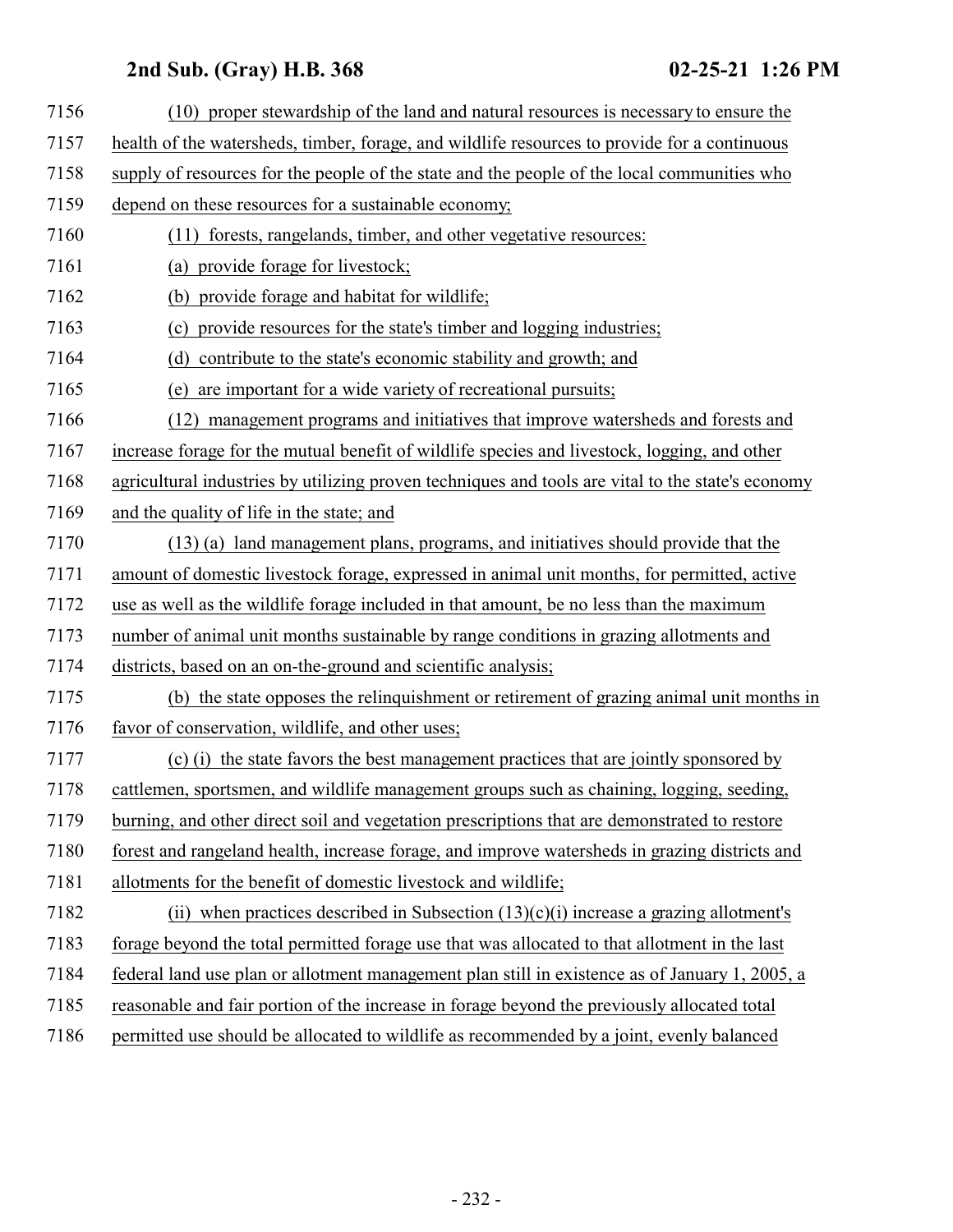(10) proper stewardship of the land and natural resources is necessary to ensure the health of the watersheds, timber, forage, and wildlife resources to provide for a continuous supply of resources for the people of the state and the people of the local communities who depend on these resources for a sustainable economy;

(11) forests, rangelands, timber, and other vegetative resources:

(a) provide forage for livestock;

(b) provide forage and habitat for wildlife;

(c) provide resources for the state's timber and logging industries;

(d) contribute to the state's economic stability and growth; and

(e) are important for a wide variety of recreational pursuits;

(12) management programs and initiatives that improve watersheds and forests and increase forage for the mutual benefit of wildlife species and livestock, logging, and other agricultural industries by utilizing proven techniques and tools are vital to the state's economy and the quality of life in the state; and

(13) (a) land management plans, programs, and initiatives should provide that the amount of domestic livestock forage, expressed in animal unit months, for permitted, active use as well as the wildlife forage included in that amount, be no less than the maximum number of animal unit months sustainable by range conditions in grazing allotments and districts, based on an on-the-ground and scientific analysis;

(b) the state opposes the relinquishment or retirement of grazing animal unit months in favor of conservation, wildlife, and other uses;

(c) (i) the state favors the best management practices that are jointly sponsored by cattlemen, sportsmen, and wildlife management groups such as chaining, logging, seeding, burning, and other direct soil and vegetation prescriptions that are demonstrated to restore forest and rangeland health, increase forage, and improve watersheds in grazing districts and allotments for the benefit of domestic livestock and wildlife;

(ii) when practices described in Subsection (13)(c)(i) increase a grazing allotment's forage beyond the total permitted forage use that was allocated to that allotment in the last federal land use plan or allotment management plan still in existence as of January 1, 2005, a reasonable and fair portion of the increase in forage beyond the previously allocated total permitted use should be allocated to wildlife as recommended by a joint, evenly balanced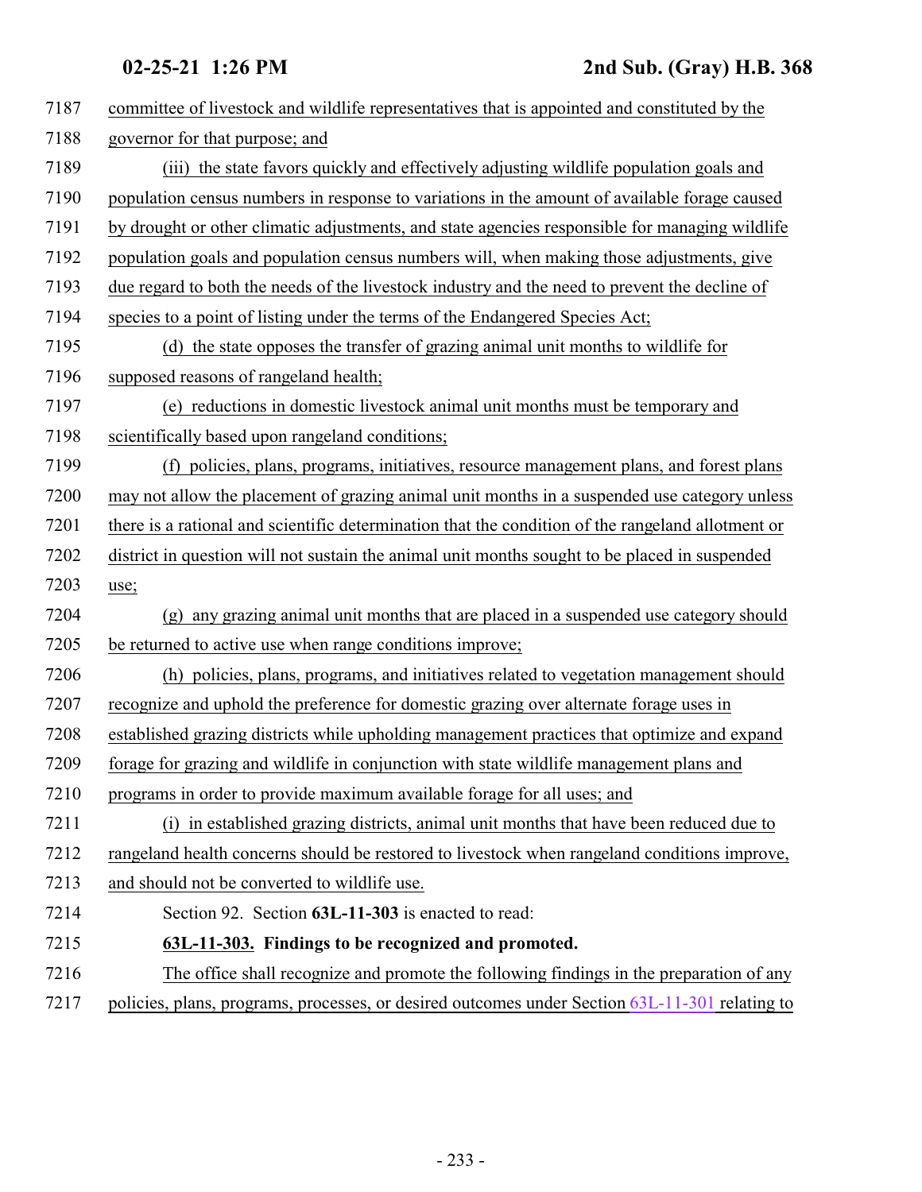committee of livestock and wildlife representatives that is appointed and constituted by the governor for that purpose; and

(iii) the state favors quickly and effectively adjusting wildlife population goals and population census numbers in response to variations in the amount of available forage caused by drought or other climatic adjustments, and state agencies responsible for managing wildlife population goals and population census numbers will, when making those adjustments, give due regard to both the needs of the livestock industry and the need to prevent the decline of species to a point of listing under the terms of the Endangered Species Act;

(d) the state opposes the transfer of grazing animal unit months to wildlife for supposed reasons of rangeland health;

(e) reductions in domestic livestock animal unit months must be temporary and scientifically based upon rangeland conditions;

(f) policies, plans, programs, initiatives, resource management plans, and forest plans may not allow the placement of grazing animal unit months in a suspended use category unless there is a rational and scientific determination that the condition of the rangeland allotment or district in question will not sustain the animal unit months sought to be placed in suspended use;

(g) any grazing animal unit months that are placed in a suspended use category should be returned to active use when range conditions improve;

(h) policies, plans, programs, and initiatives related to vegetation management should recognize and uphold the preference for domestic grazing over alternate forage uses in established grazing districts while upholding management practices that optimize and expand forage for grazing and wildlife in conjunction with state wildlife management plans and programs in order to provide maximum available forage for all uses; and

(i) in established grazing districts, animal unit months that have been reduced due to rangeland health concerns should be restored to livestock when rangeland conditions improve, and should not be converted to wildlife use.

Section 92. Section **63L-11-303** is enacted to read:

**63L-11-303. Findings to be recognized and promoted.**

The office shall recognize and promote the following findings in the preparation of any policies, plans, programs, processes, or desired outcomes under Section 63L-11-301 relating to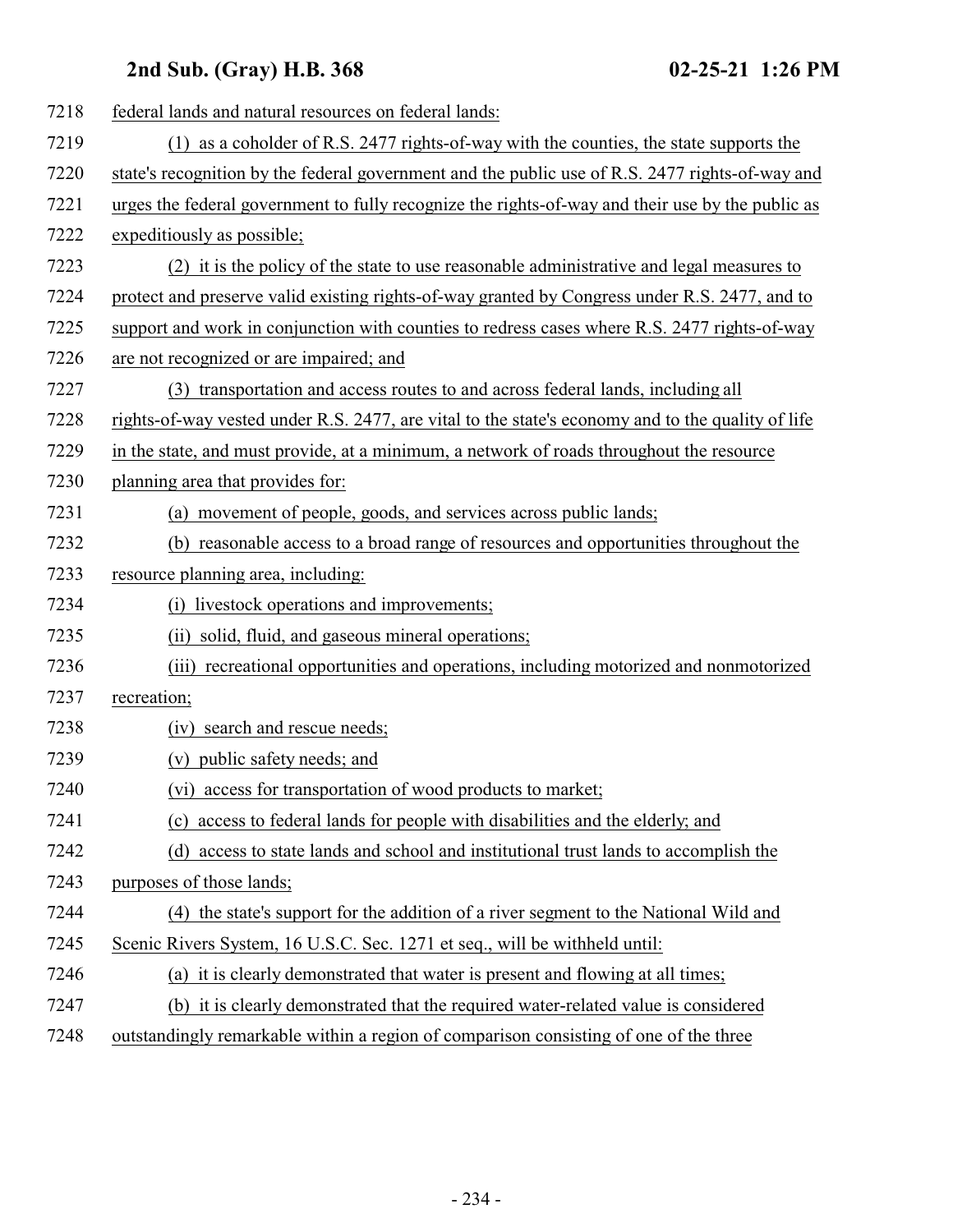federal lands and natural resources on federal lands:

(1) as a coholder of R.S. 2477 rights-of-way with the counties, the state supports the state's recognition by the federal government and the public use of R.S. 2477 rights-of-way and urges the federal government to fully recognize the rights-of-way and their use by the public as expeditiously as possible;

(2) it is the policy of the state to use reasonable administrative and legal measures to protect and preserve valid existing rights-of-way granted by Congress under R.S. 2477, and to support and work in conjunction with counties to redress cases where R.S. 2477 rights-of-way are not recognized or are impaired; and

(3) transportation and access routes to and across federal lands, including all rights-of-way vested under R.S. 2477, are vital to the state's economy and to the quality of life in the state, and must provide, at a minimum, a network of roads throughout the resource planning area that provides for:

(a) movement of people, goods, and services across public lands;

(b) reasonable access to a broad range of resources and opportunities throughout the resource planning area, including:

(i) livestock operations and improvements;

(ii) solid, fluid, and gaseous mineral operations;

(iii) recreational opportunities and operations, including motorized and nonmotorized recreation;

(iv) search and rescue needs;

(v) public safety needs; and

(vi) access for transportation of wood products to market;

(c) access to federal lands for people with disabilities and the elderly; and

(d) access to state lands and school and institutional trust lands to accomplish the purposes of those lands;

(4) the state's support for the addition of a river segment to the National Wild and Scenic Rivers System, 16 U.S.C. Sec. 1271 et seq., will be withheld until:

(a) it is clearly demonstrated that water is present and flowing at all times;

(b) it is clearly demonstrated that the required water-related value is considered outstandingly remarkable within a region of comparison consisting of one of the three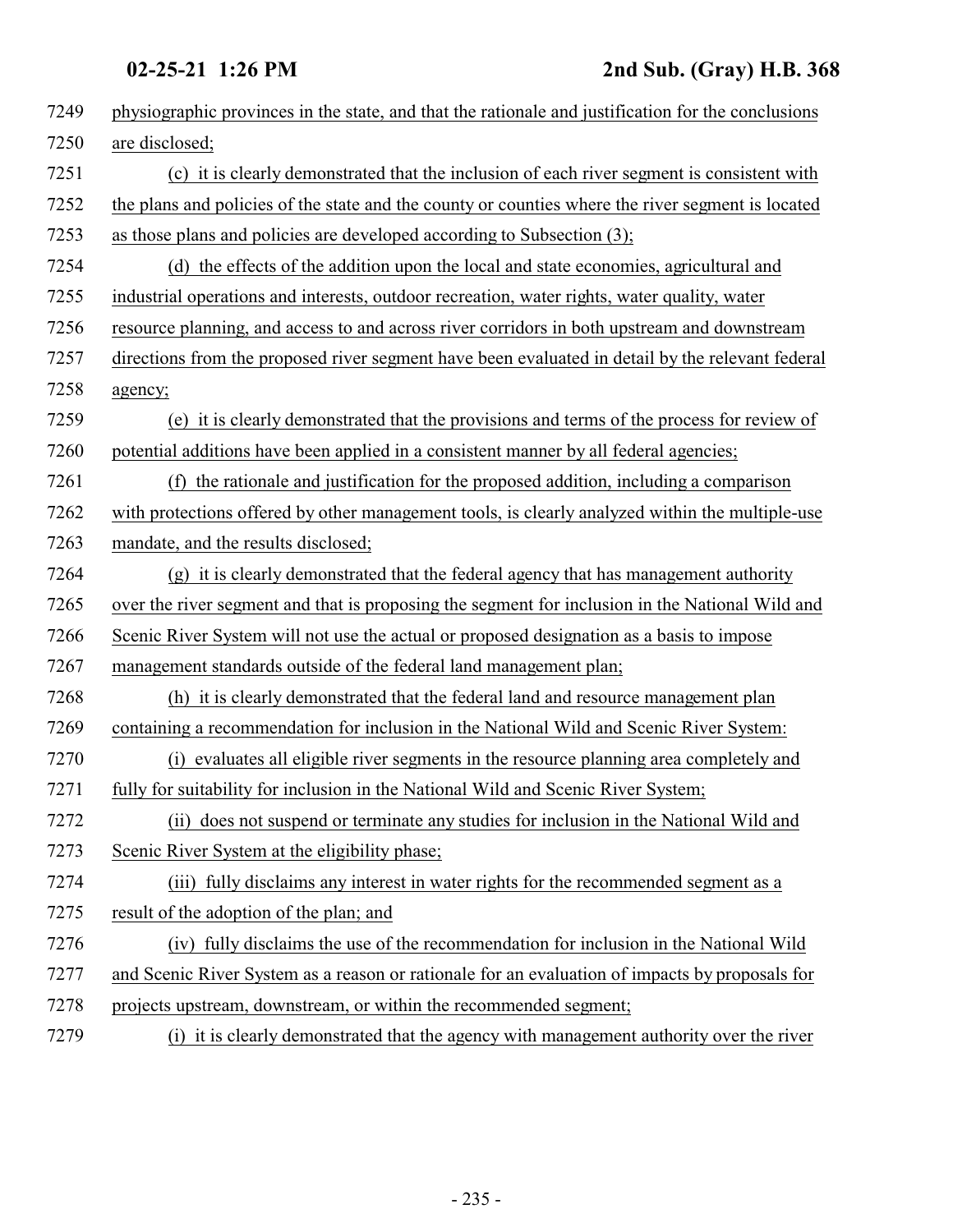physiographic provinces in the state, and that the rationale and justification for the conclusions are disclosed;

(c) it is clearly demonstrated that the inclusion of each river segment is consistent with the plans and policies of the state and the county or counties where the river segment is located as those plans and policies are developed according to Subsection (3);

(d) the effects of the addition upon the local and state economies, agricultural and industrial operations and interests, outdoor recreation, water rights, water quality, water resource planning, and access to and across river corridors in both upstream and downstream directions from the proposed river segment have been evaluated in detail by the relevant federal agency;

(e) it is clearly demonstrated that the provisions and terms of the process for review of potential additions have been applied in a consistent manner by all federal agencies;

(f) the rationale and justification for the proposed addition, including a comparison with protections offered by other management tools, is clearly analyzed within the multiple-use mandate, and the results disclosed;

(g) it is clearly demonstrated that the federal agency that has management authority over the river segment and that is proposing the segment for inclusion in the National Wild and Scenic River System will not use the actual or proposed designation as a basis to impose management standards outside of the federal land management plan;

(h) it is clearly demonstrated that the federal land and resource management plan containing a recommendation for inclusion in the National Wild and Scenic River System:

(i) evaluates all eligible river segments in the resource planning area completely and fully for suitability for inclusion in the National Wild and Scenic River System;

(ii) does not suspend or terminate any studies for inclusion in the National Wild and Scenic River System at the eligibility phase;

(iii) fully disclaims any interest in water rights for the recommended segment as a result of the adoption of the plan; and

(iv) fully disclaims the use of the recommendation for inclusion in the National Wild and Scenic River System as a reason or rationale for an evaluation of impacts by proposals for projects upstream, downstream, or within the recommended segment;

(i) it is clearly demonstrated that the agency with management authority over the river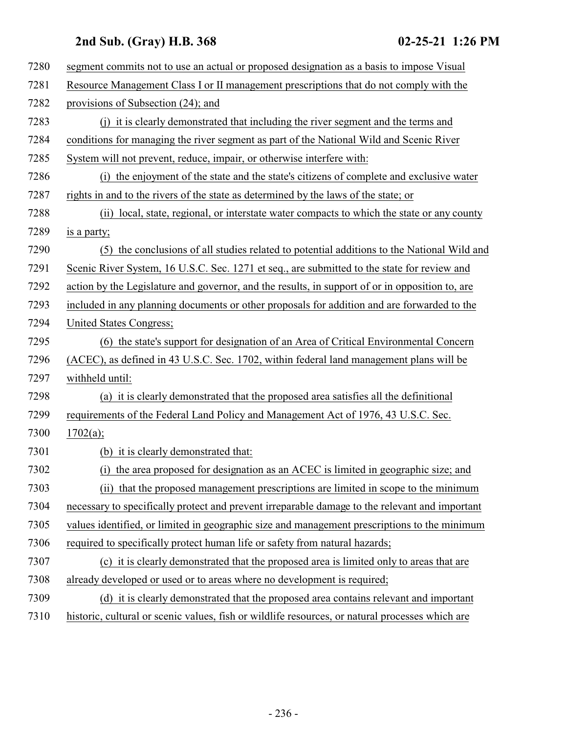segment commits not to use an actual or proposed designation as a basis to impose Visual Resource Management Class I or II management prescriptions that do not comply with the provisions of Subsection (24); and

(j) it is clearly demonstrated that including the river segment and the terms and conditions for managing the river segment as part of the National Wild and Scenic River System will not prevent, reduce, impair, or otherwise interfere with:

(i) the enjoyment of the state and the state's citizens of complete and exclusive water rights in and to the rivers of the state as determined by the laws of the state; or

(ii) local, state, regional, or interstate water compacts to which the state or any county is a party;

(5) the conclusions of all studies related to potential additions to the National Wild and Scenic River System, 16 U.S.C. Sec. 1271 et seq., are submitted to the state for review and action by the Legislature and governor, and the results, in support of or in opposition to, are included in any planning documents or other proposals for addition and are forwarded to the United States Congress;

(6) the state's support for designation of an Area of Critical Environmental Concern (ACEC), as defined in 43 U.S.C. Sec. 1702, within federal land management plans will be withheld until:

(a) it is clearly demonstrated that the proposed area satisfies all the definitional requirements of the Federal Land Policy and Management Act of 1976, 43 U.S.C. Sec. 1702(a);

(b) it is clearly demonstrated that:

(i) the area proposed for designation as an ACEC is limited in geographic size; and

(ii) that the proposed management prescriptions are limited in scope to the minimum necessary to specifically protect and prevent irreparable damage to the relevant and important values identified, or limited in geographic size and management prescriptions to the minimum required to specifically protect human life or safety from natural hazards;

(c) it is clearly demonstrated that the proposed area is limited only to areas that are already developed or used or to areas where no development is required;

(d) it is clearly demonstrated that the proposed area contains relevant and important historic, cultural or scenic values, fish or wildlife resources, or natural processes which are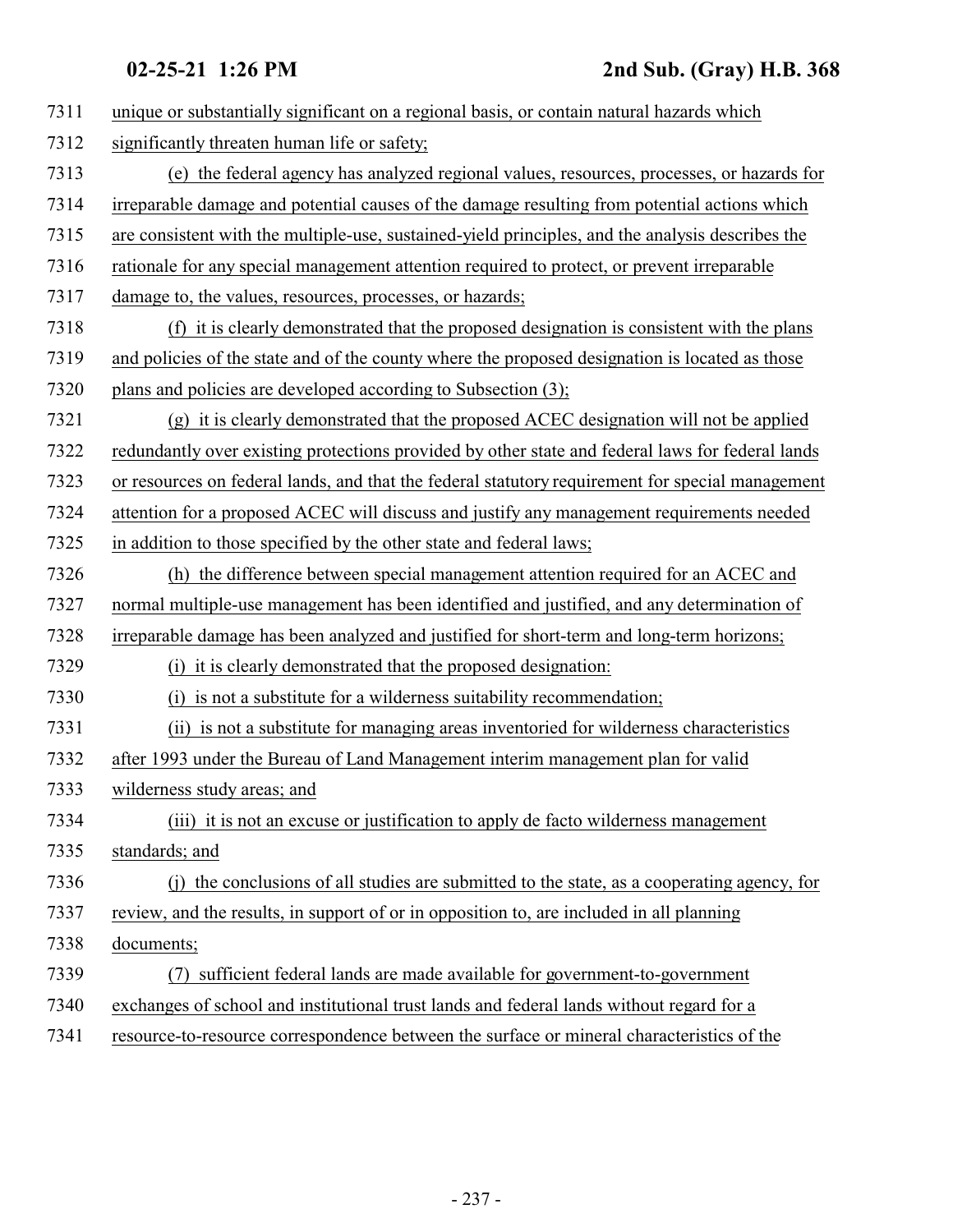unique or substantially significant on a regional basis, or contain natural hazards which significantly threaten human life or safety;

(e) the federal agency has analyzed regional values, resources, processes, or hazards for irreparable damage and potential causes of the damage resulting from potential actions which are consistent with the multiple-use, sustained-yield principles, and the analysis describes the rationale for any special management attention required to protect, or prevent irreparable damage to, the values, resources, processes, or hazards;

(f) it is clearly demonstrated that the proposed designation is consistent with the plans and policies of the state and of the county where the proposed designation is located as those plans and policies are developed according to Subsection (3);

(g) it is clearly demonstrated that the proposed ACEC designation will not be applied redundantly over existing protections provided by other state and federal laws for federal lands or resources on federal lands, and that the federal statutory requirement for special management attention for a proposed ACEC will discuss and justify any management requirements needed in addition to those specified by the other state and federal laws;

(h) the difference between special management attention required for an ACEC and normal multiple-use management has been identified and justified, and any determination of irreparable damage has been analyzed and justified for short-term and long-term horizons;

(i) it is clearly demonstrated that the proposed designation:

(i) is not a substitute for a wilderness suitability recommendation;

(ii) is not a substitute for managing areas inventoried for wilderness characteristics after 1993 under the Bureau of Land Management interim management plan for valid wilderness study areas; and

(iii) it is not an excuse or justification to apply de facto wilderness management standards; and

(j) the conclusions of all studies are submitted to the state, as a cooperating agency, for review, and the results, in support of or in opposition to, are included in all planning documents;

(7) sufficient federal lands are made available for government-to-government exchanges of school and institutional trust lands and federal lands without regard for a resource-to-resource correspondence between the surface or mineral characteristics of the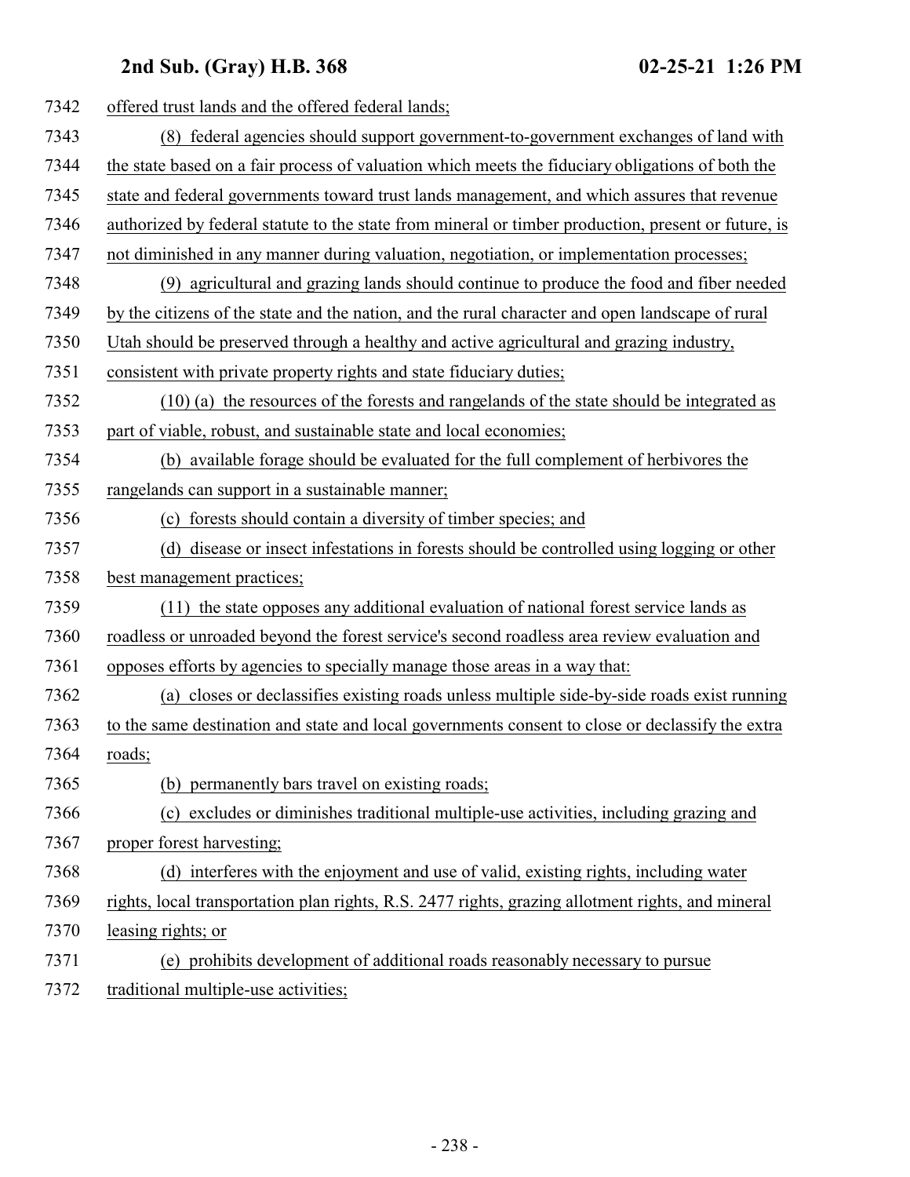offered trust lands and the offered federal lands;

(8) federal agencies should support government-to-government exchanges of land with the state based on a fair process of valuation which meets the fiduciary obligations of both the state and federal governments toward trust lands management, and which assures that revenue authorized by federal statute to the state from mineral or timber production, present or future, is not diminished in any manner during valuation, negotiation, or implementation processes;

(9) agricultural and grazing lands should continue to produce the food and fiber needed by the citizens of the state and the nation, and the rural character and open landscape of rural Utah should be preserved through a healthy and active agricultural and grazing industry, consistent with private property rights and state fiduciary duties;

(10) (a) the resources of the forests and rangelands of the state should be integrated as part of viable, robust, and sustainable state and local economies;

(b) available forage should be evaluated for the full complement of herbivores the rangelands can support in a sustainable manner;

(c) forests should contain a diversity of timber species; and

(d) disease or insect infestations in forests should be controlled using logging or other best management practices;

(11) the state opposes any additional evaluation of national forest service lands as roadless or unroaded beyond the forest service's second roadless area review evaluation and opposes efforts by agencies to specially manage those areas in a way that:

(a) closes or declassifies existing roads unless multiple side-by-side roads exist running to the same destination and state and local governments consent to close or declassify the extra roads;

(b) permanently bars travel on existing roads;

(c) excludes or diminishes traditional multiple-use activities, including grazing and proper forest harvesting;

(d) interferes with the enjoyment and use of valid, existing rights, including water rights, local transportation plan rights, R.S. 2477 rights, grazing allotment rights, and mineral leasing rights; or

(e) prohibits development of additional roads reasonably necessary to pursue traditional multiple-use activities;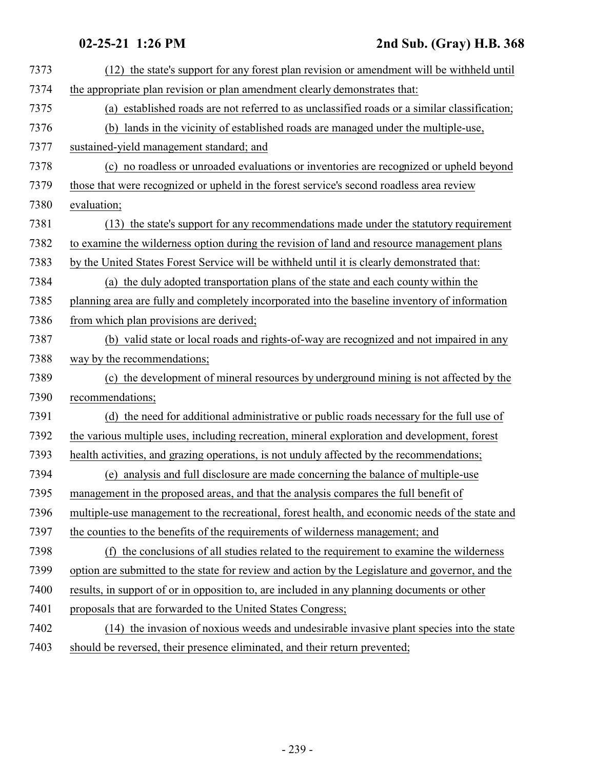(12) the state's support for any forest plan revision or amendment will be withheld until the appropriate plan revision or plan amendment clearly demonstrates that:

(a) established roads are not referred to as unclassified roads or a similar classification;

(b) lands in the vicinity of established roads are managed under the multiple-use, sustained-yield management standard; and

(c) no roadless or unroaded evaluations or inventories are recognized or upheld beyond those that were recognized or upheld in the forest service's second roadless area review evaluation;

(13) the state's support for any recommendations made under the statutory requirement to examine the wilderness option during the revision of land and resource management plans by the United States Forest Service will be withheld until it is clearly demonstrated that:

(a) the duly adopted transportation plans of the state and each county within the planning area are fully and completely incorporated into the baseline inventory of information from which plan provisions are derived;

(b) valid state or local roads and rights-of-way are recognized and not impaired in any way by the recommendations;

(c) the development of mineral resources by underground mining is not affected by the recommendations;

(d) the need for additional administrative or public roads necessary for the full use of the various multiple uses, including recreation, mineral exploration and development, forest health activities, and grazing operations, is not unduly affected by the recommendations;

(e) analysis and full disclosure are made concerning the balance of multiple-use management in the proposed areas, and that the analysis compares the full benefit of multiple-use management to the recreational, forest health, and economic needs of the state and the counties to the benefits of the requirements of wilderness management; and

(f) the conclusions of all studies related to the requirement to examine the wilderness option are submitted to the state for review and action by the Legislature and governor, and the results, in support of or in opposition to, are included in any planning documents or other proposals that are forwarded to the United States Congress;

(14) the invasion of noxious weeds and undesirable invasive plant species into the state should be reversed, their presence eliminated, and their return prevented;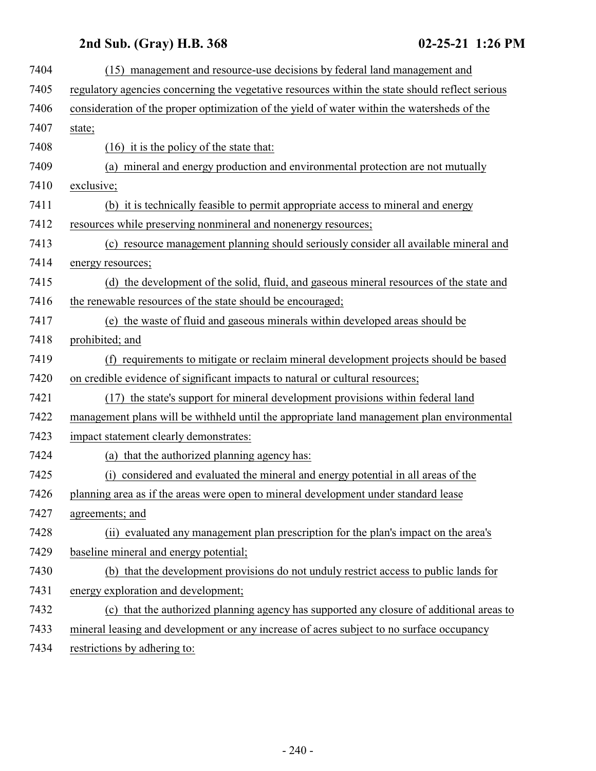(15) management and resource-use decisions by federal land management and regulatory agencies concerning the vegetative resources within the state should reflect serious consideration of the proper optimization of the yield of water within the watersheds of the state;

(16) it is the policy of the state that:

(a) mineral and energy production and environmental protection are not mutually exclusive;

(b) it is technically feasible to permit appropriate access to mineral and energy resources while preserving nonmineral and nonenergy resources;

(c) resource management planning should seriously consider all available mineral and energy resources;

(d) the development of the solid, fluid, and gaseous mineral resources of the state and the renewable resources of the state should be encouraged;

(e) the waste of fluid and gaseous minerals within developed areas should be prohibited; and

(f) requirements to mitigate or reclaim mineral development projects should be based on credible evidence of significant impacts to natural or cultural resources;

(17) the state's support for mineral development provisions within federal land management plans will be withheld until the appropriate land management plan environmental impact statement clearly demonstrates:

(a) that the authorized planning agency has:

(i) considered and evaluated the mineral and energy potential in all areas of the planning area as if the areas were open to mineral development under standard lease agreements; and

(ii) evaluated any management plan prescription for the plan's impact on the area's baseline mineral and energy potential;

(b) that the development provisions do not unduly restrict access to public lands for energy exploration and development;

(c) that the authorized planning agency has supported any closure of additional areas to mineral leasing and development or any increase of acres subject to no surface occupancy restrictions by adhering to: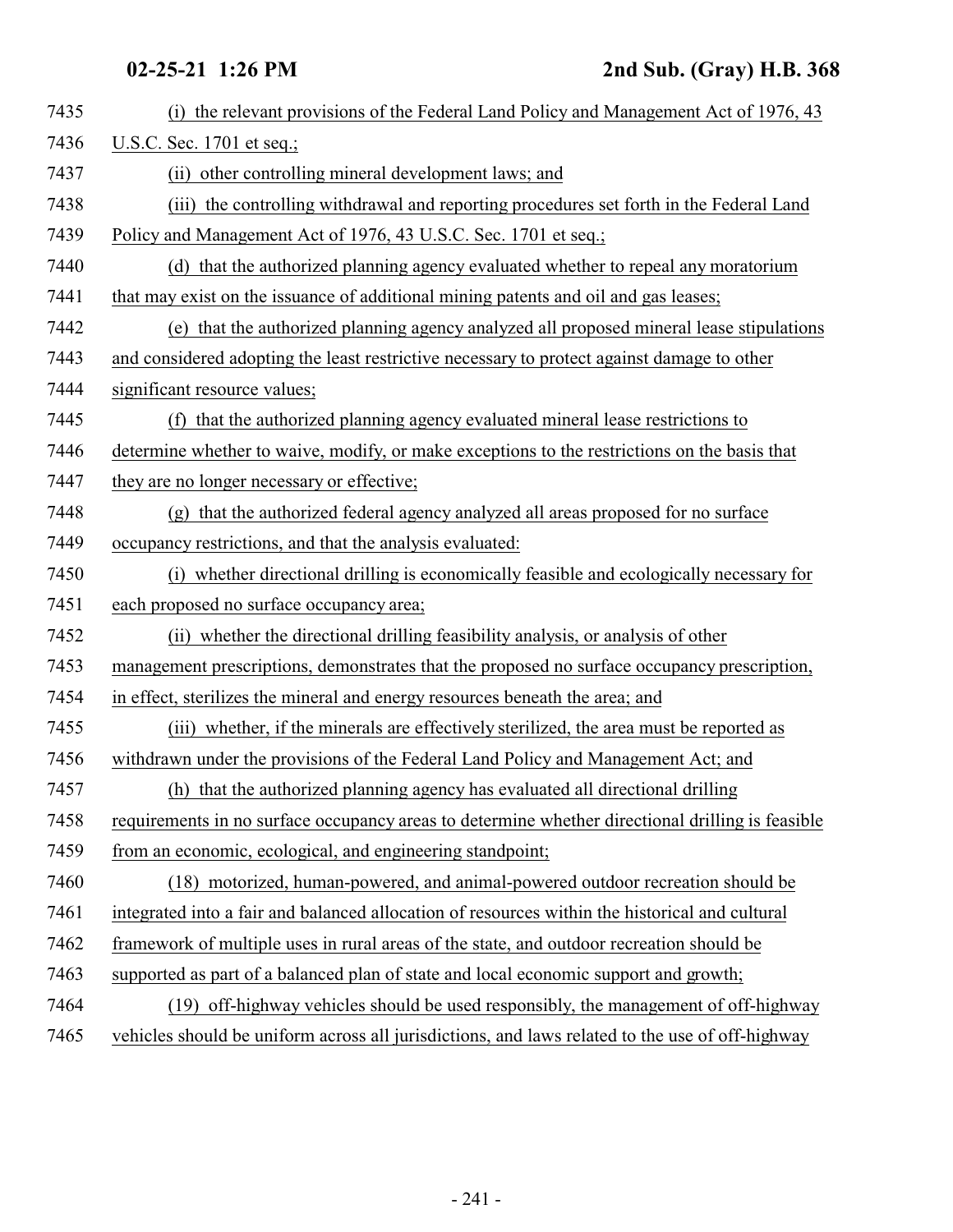(i) the relevant provisions of the Federal Land Policy and Management Act of 1976, 43 U.S.C. Sec. 1701 et seq.;

(ii) other controlling mineral development laws; and

(iii) the controlling withdrawal and reporting procedures set forth in the Federal Land Policy and Management Act of 1976, 43 U.S.C. Sec. 1701 et seq.;

(d) that the authorized planning agency evaluated whether to repeal any moratorium that may exist on the issuance of additional mining patents and oil and gas leases;

(e) that the authorized planning agency analyzed all proposed mineral lease stipulations and considered adopting the least restrictive necessary to protect against damage to other significant resource values;

(f) that the authorized planning agency evaluated mineral lease restrictions to determine whether to waive, modify, or make exceptions to the restrictions on the basis that they are no longer necessary or effective;

(g) that the authorized federal agency analyzed all areas proposed for no surface occupancy restrictions, and that the analysis evaluated:

(i) whether directional drilling is economically feasible and ecologically necessary for each proposed no surface occupancy area;

(ii) whether the directional drilling feasibility analysis, or analysis of other management prescriptions, demonstrates that the proposed no surface occupancy prescription, in effect, sterilizes the mineral and energy resources beneath the area; and

(iii) whether, if the minerals are effectively sterilized, the area must be reported as withdrawn under the provisions of the Federal Land Policy and Management Act; and

(h) that the authorized planning agency has evaluated all directional drilling requirements in no surface occupancy areas to determine whether directional drilling is feasible from an economic, ecological, and engineering standpoint;

(18) motorized, human-powered, and animal-powered outdoor recreation should be integrated into a fair and balanced allocation of resources within the historical and cultural framework of multiple uses in rural areas of the state, and outdoor recreation should be supported as part of a balanced plan of state and local economic support and growth;

(19) off-highway vehicles should be used responsibly, the management of off-highway vehicles should be uniform across all jurisdictions, and laws related to the use of off-highway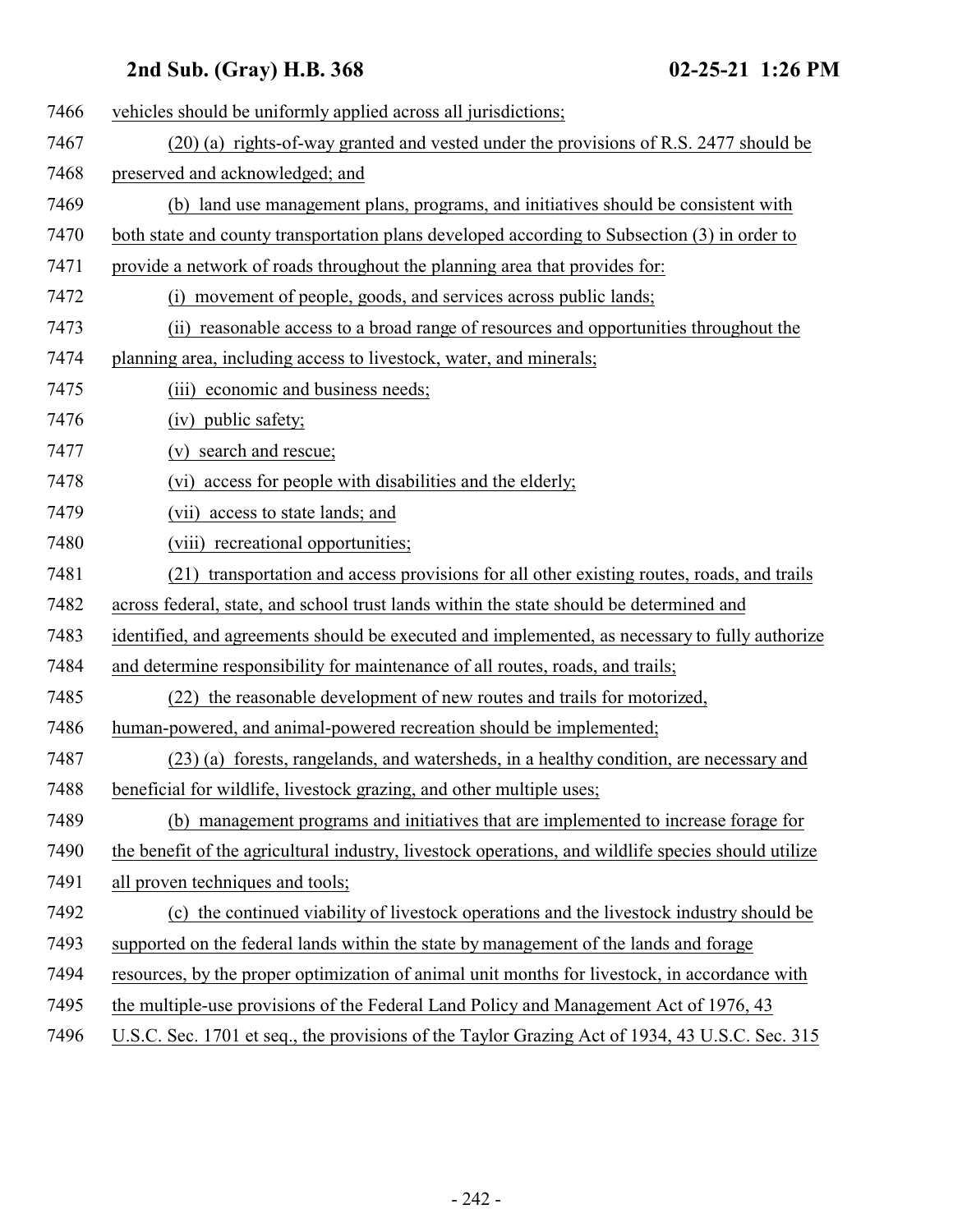vehicles should be uniformly applied across all jurisdictions;

(20) (a) rights-of-way granted and vested under the provisions of R.S. 2477 should be preserved and acknowledged; and

(b) land use management plans, programs, and initiatives should be consistent with both state and county transportation plans developed according to Subsection (3) in order to provide a network of roads throughout the planning area that provides for:

(i) movement of people, goods, and services across public lands;

(ii) reasonable access to a broad range of resources and opportunities throughout the planning area, including access to livestock, water, and minerals;

(iii) economic and business needs;

(iv) public safety;

(v) search and rescue;

(vi) access for people with disabilities and the elderly;

(vii) access to state lands; and

(viii) recreational opportunities;

(21) transportation and access provisions for all other existing routes, roads, and trails across federal, state, and school trust lands within the state should be determined and identified, and agreements should be executed and implemented, as necessary to fully authorize and determine responsibility for maintenance of all routes, roads, and trails;

(22) the reasonable development of new routes and trails for motorized, human-powered, and animal-powered recreation should be implemented;

(23) (a) forests, rangelands, and watersheds, in a healthy condition, are necessary and beneficial for wildlife, livestock grazing, and other multiple uses;

(b) management programs and initiatives that are implemented to increase forage for the benefit of the agricultural industry, livestock operations, and wildlife species should utilize all proven techniques and tools;

(c) the continued viability of livestock operations and the livestock industry should be supported on the federal lands within the state by management of the lands and forage resources, by the proper optimization of animal unit months for livestock, in accordance with the multiple-use provisions of the Federal Land Policy and Management Act of 1976, 43 U.S.C. Sec. 1701 et seq., the provisions of the Taylor Grazing Act of 1934, 43 U.S.C. Sec. 315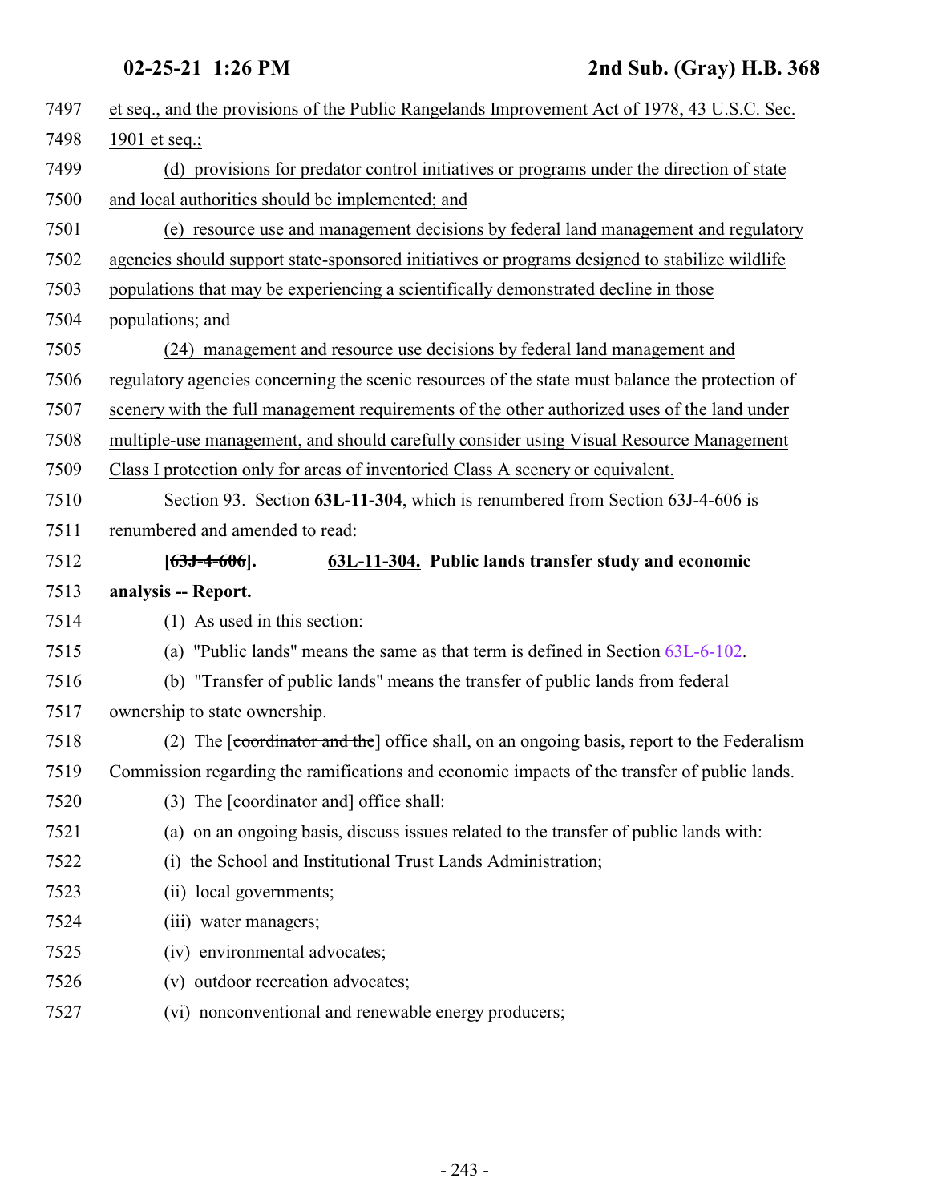7497 et seq., and the provisions of the Public Rangelands Improvement Act of 1978, 43 U.S.C. Sec.
7498 1901 et seq.;

7499 (d) provisions for predator control initiatives or programs under the direction of state
7500 and local authorities should be implemented; and

7501 (e) resource use and management decisions by federal land management and regulatory
7502 agencies should support state-sponsored initiatives or programs designed to stabilize wildlife
7503 populations that may be experiencing a scientifically demonstrated decline in those
7504 populations; and

7505 (24) management and resource use decisions by federal land management and
7506 regulatory agencies concerning the scenic resources of the state must balance the protection of
7507 scenery with the full management requirements of the other authorized uses of the land under
7508 multiple-use management, and should carefully consider using Visual Resource Management
7509 Class I protection only for areas of inventoried Class A scenery or equivalent.

7510 Section 93. Section **63L-11-304**, which is renumbered from Section 63J-4-606 is
7511 renumbered and amended to read:

7512 **[~~63J-4-606~~]. 63L-11-304. Public lands transfer study and economic**
7513 **analysis -- Report.**

7514 (1) As used in this section:

7515 (a) "Public lands" means the same as that term is defined in Section 63L-6-102.

7516 (b) "Transfer of public lands" means the transfer of public lands from federal
7517 ownership to state ownership.

7518 (2) The [~~coordinator and the~~] office shall, on an ongoing basis, report to the Federalism
7519 Commission regarding the ramifications and economic impacts of the transfer of public lands.

7520 (3) The [~~coordinator and~~] office shall:

7521 (a) on an ongoing basis, discuss issues related to the transfer of public lands with:

7522 (i) the School and Institutional Trust Lands Administration;

7523 (ii) local governments;

7524 (iii) water managers;

7525 (iv) environmental advocates;

7526 (v) outdoor recreation advocates;

7527 (vi) nonconventional and renewable energy producers;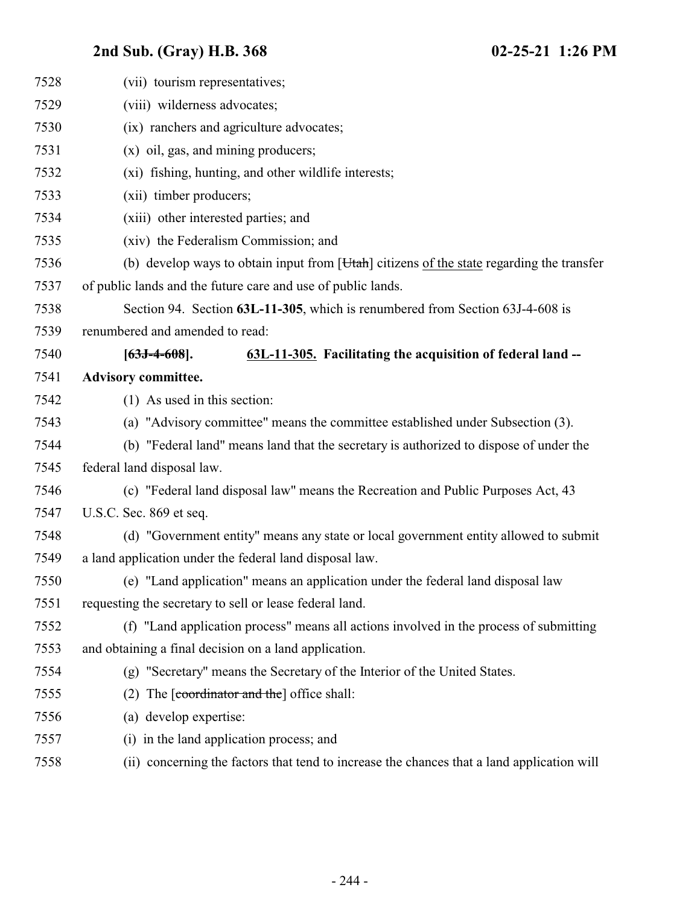(vii) tourism representatives;

(viii) wilderness advocates;

(ix) ranchers and agriculture advocates;

(x) oil, gas, and mining producers;

(xi) fishing, hunting, and other wildlife interests;

(xii) timber producers;

(xiii) other interested parties; and

(xiv) the Federalism Commission; and

(b) develop ways to obtain input from [~~Utah~~] citizens of the state regarding the transfer of public lands and the future care and use of public lands.

Section 94. Section **63L-11-305**, which is renumbered from Section 63J-4-608 is renumbered and amended to read:

**[~~63J-4-608~~]. 63L-11-305. Facilitating the acquisition of federal land -- Advisory committee.**

(1) As used in this section:

(a) "Advisory committee" means the committee established under Subsection (3).

(b) "Federal land" means land that the secretary is authorized to dispose of under the federal land disposal law.

(c) "Federal land disposal law" means the Recreation and Public Purposes Act, 43 U.S.C. Sec. 869 et seq.

(d) "Government entity" means any state or local government entity allowed to submit a land application under the federal land disposal law.

(e) "Land application" means an application under the federal land disposal law requesting the secretary to sell or lease federal land.

(f) "Land application process" means all actions involved in the process of submitting and obtaining a final decision on a land application.

(g) "Secretary" means the Secretary of the Interior of the United States.

(2) The [~~coordinator and the~~] office shall:

(a) develop expertise:

(i) in the land application process; and

(ii) concerning the factors that tend to increase the chances that a land application will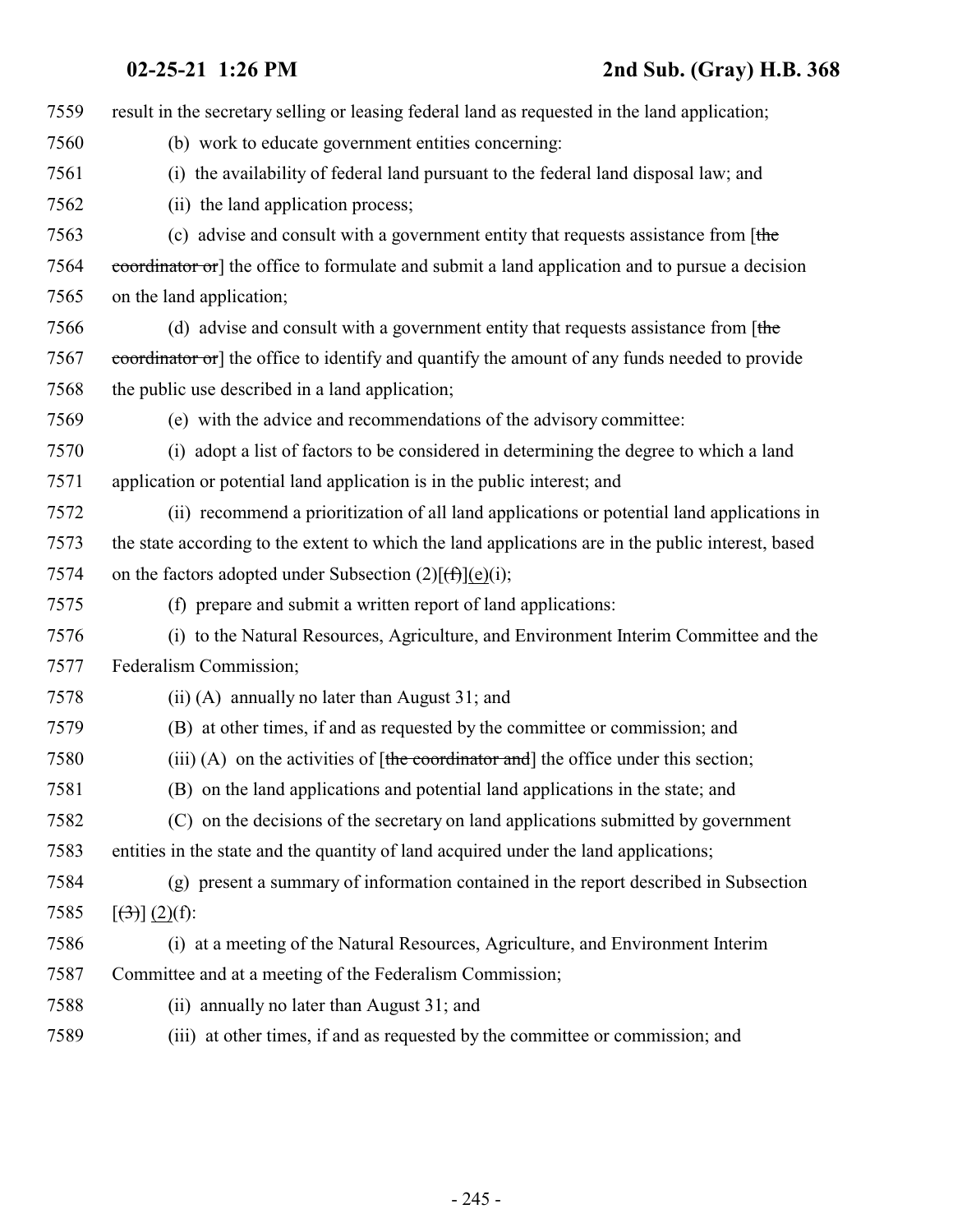7559 result in the secretary selling or leasing federal land as requested in the land application;

7560 (b) work to educate government entities concerning:

7561 (i) the availability of federal land pursuant to the federal land disposal law; and

7562 (ii) the land application process;

7563 (c) advise and consult with a government entity that requests assistance from [~~the~~

7564 ~~coordinator or~~] the office to formulate and submit a land application and to pursue a decision

7565 on the land application;

7566 (d) advise and consult with a government entity that requests assistance from [~~the~~

7567 ~~coordinator or~~] the office to identify and quantify the amount of any funds needed to provide

7568 the public use described in a land application;

7569 (e) with the advice and recommendations of the advisory committee:

7570 (i) adopt a list of factors to be considered in determining the degree to which a land

7571 application or potential land application is in the public interest; and

7572 (ii) recommend a prioritization of all land applications or potential land applications in

7573 the state according to the extent to which the land applications are in the public interest, based

7574 on the factors adopted under Subsection (2)[~~(f)~~](e)(i);

7575 (f) prepare and submit a written report of land applications:

7576 (i) to the Natural Resources, Agriculture, and Environment Interim Committee and the

7577 Federalism Commission;

7578 (ii) (A) annually no later than August 31; and

7579 (B) at other times, if and as requested by the committee or commission; and

7580 (iii) (A) on the activities of [~~the coordinator and~~] the office under this section;

7581 (B) on the land applications and potential land applications in the state; and

7582 (C) on the decisions of the secretary on land applications submitted by government

7583 entities in the state and the quantity of land acquired under the land applications;

7584 (g) present a summary of information contained in the report described in Subsection

7585 [~~(3)~~] (2)(f):

7586 (i) at a meeting of the Natural Resources, Agriculture, and Environment Interim

7587 Committee and at a meeting of the Federalism Commission;

7588 (ii) annually no later than August 31; and

7589 (iii) at other times, if and as requested by the committee or commission; and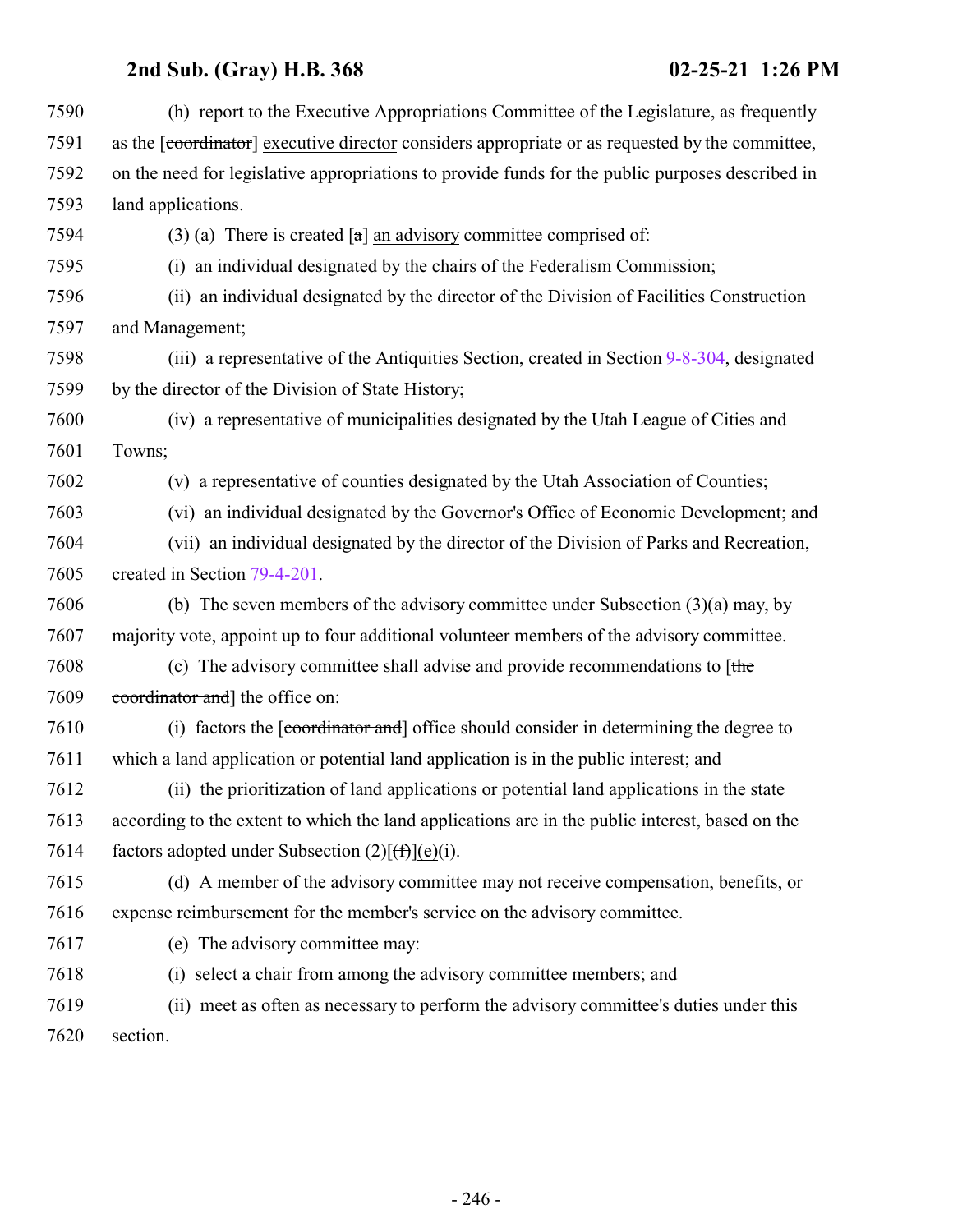(h) report to the Executive Appropriations Committee of the Legislature, as frequently as the [coordinator] executive director considers appropriate or as requested by the committee, on the need for legislative appropriations to provide funds for the public purposes described in land applications.

(3) (a) There is created [a] an advisory committee comprised of:

(i) an individual designated by the chairs of the Federalism Commission;

(ii) an individual designated by the director of the Division of Facilities Construction and Management;

(iii) a representative of the Antiquities Section, created in Section 9-8-304, designated by the director of the Division of State History;

(iv) a representative of municipalities designated by the Utah League of Cities and Towns;

(v) a representative of counties designated by the Utah Association of Counties;

(vi) an individual designated by the Governor's Office of Economic Development; and

(vii) an individual designated by the director of the Division of Parks and Recreation, created in Section 79-4-201.

(b) The seven members of the advisory committee under Subsection (3)(a) may, by majority vote, appoint up to four additional volunteer members of the advisory committee.

(c) The advisory committee shall advise and provide recommendations to [the coordinator and] the office on:

(i) factors the [coordinator and] office should consider in determining the degree to which a land application or potential land application is in the public interest; and

(ii) the prioritization of land applications or potential land applications in the state according to the extent to which the land applications are in the public interest, based on the factors adopted under Subsection (2)[(f)](e)(i).

(d) A member of the advisory committee may not receive compensation, benefits, or expense reimbursement for the member's service on the advisory committee.

(e) The advisory committee may:

(i) select a chair from among the advisory committee members; and

(ii) meet as often as necessary to perform the advisory committee's duties under this section.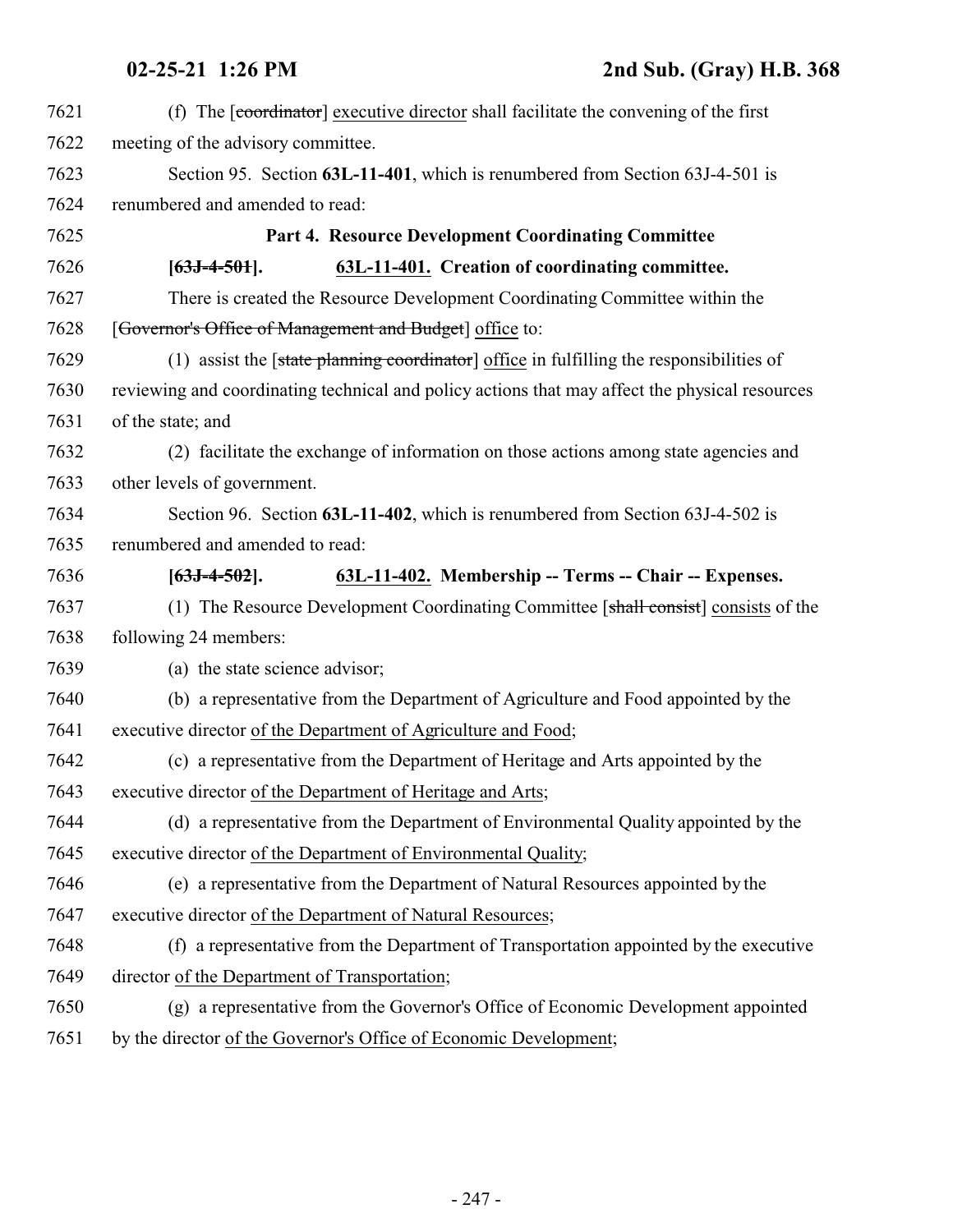(f) The [coordinator] executive director shall facilitate the convening of the first meeting of the advisory committee.

Section 95. Section **63L-11-401**, which is renumbered from Section 63J-4-501 is renumbered and amended to read:

**Part 4. Resource Development Coordinating Committee**

**[63J-4-501]. 63L-11-401. Creation of coordinating committee.**

There is created the Resource Development Coordinating Committee within the [Governor's Office of Management and Budget] office to:

(1) assist the [state planning coordinator] office in fulfilling the responsibilities of reviewing and coordinating technical and policy actions that may affect the physical resources of the state; and

(2) facilitate the exchange of information on those actions among state agencies and other levels of government.

Section 96. Section **63L-11-402**, which is renumbered from Section 63J-4-502 is renumbered and amended to read:

**[63J-4-502]. 63L-11-402. Membership -- Terms -- Chair -- Expenses.**

(1) The Resource Development Coordinating Committee [shall consist] consists of the following 24 members:

(a) the state science advisor;

(b) a representative from the Department of Agriculture and Food appointed by the executive director of the Department of Agriculture and Food;

(c) a representative from the Department of Heritage and Arts appointed by the executive director of the Department of Heritage and Arts;

(d) a representative from the Department of Environmental Quality appointed by the executive director of the Department of Environmental Quality;

(e) a representative from the Department of Natural Resources appointed by the executive director of the Department of Natural Resources;

(f) a representative from the Department of Transportation appointed by the executive director of the Department of Transportation;

(g) a representative from the Governor's Office of Economic Development appointed by the director of the Governor's Office of Economic Development;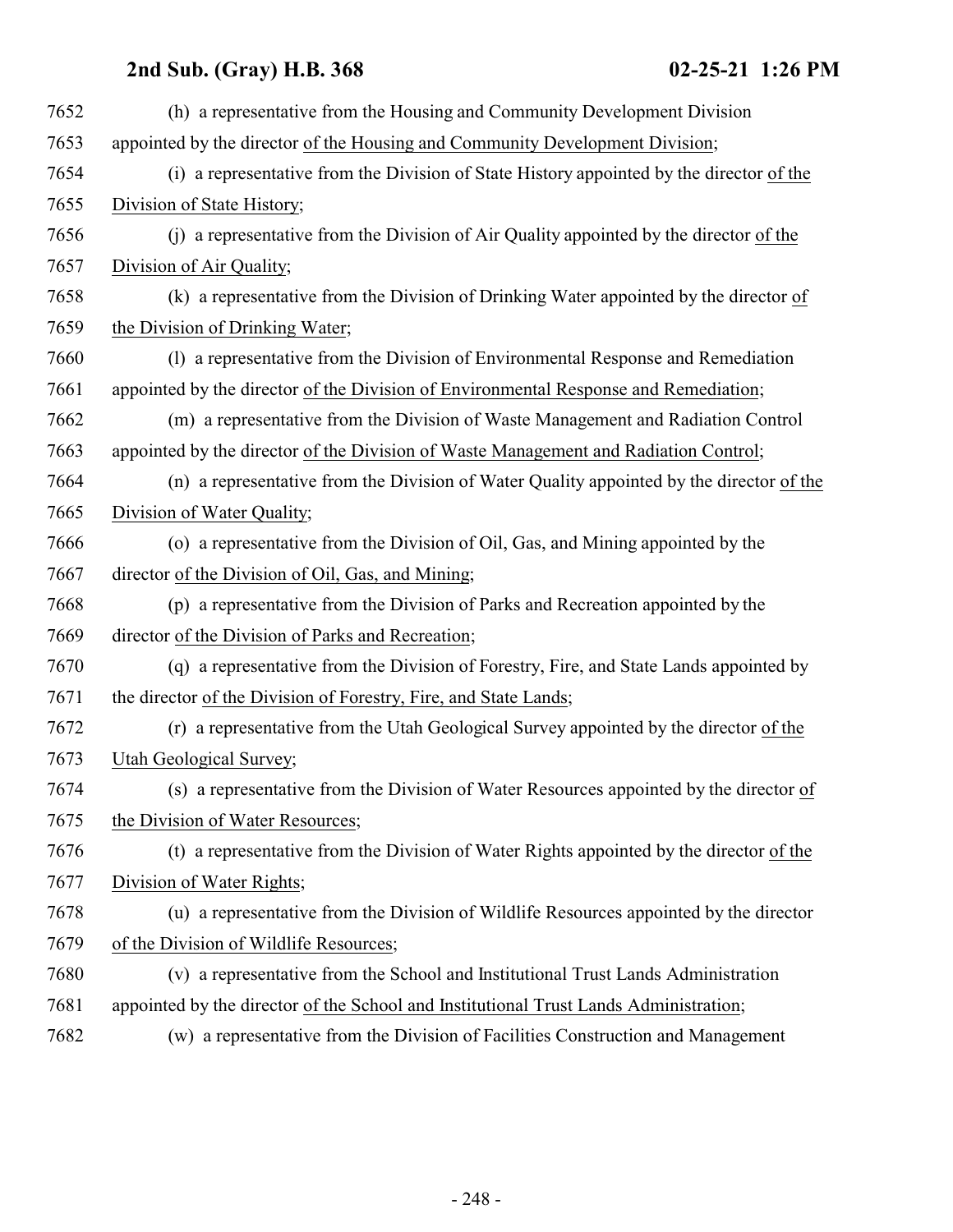7652 (h) a representative from the Housing and Community Development Division
7653 appointed by the director of the Housing and Community Development Division;
7654 (i) a representative from the Division of State History appointed by the director of the
7655 Division of State History;
7656 (j) a representative from the Division of Air Quality appointed by the director of the
7657 Division of Air Quality;
7658 (k) a representative from the Division of Drinking Water appointed by the director of
7659 the Division of Drinking Water;
7660 (l) a representative from the Division of Environmental Response and Remediation
7661 appointed by the director of the Division of Environmental Response and Remediation;
7662 (m) a representative from the Division of Waste Management and Radiation Control
7663 appointed by the director of the Division of Waste Management and Radiation Control;
7664 (n) a representative from the Division of Water Quality appointed by the director of the
7665 Division of Water Quality;
7666 (o) a representative from the Division of Oil, Gas, and Mining appointed by the
7667 director of the Division of Oil, Gas, and Mining;
7668 (p) a representative from the Division of Parks and Recreation appointed by the
7669 director of the Division of Parks and Recreation;
7670 (q) a representative from the Division of Forestry, Fire, and State Lands appointed by
7671 the director of the Division of Forestry, Fire, and State Lands;
7672 (r) a representative from the Utah Geological Survey appointed by the director of the
7673 Utah Geological Survey;
7674 (s) a representative from the Division of Water Resources appointed by the director of
7675 the Division of Water Resources;
7676 (t) a representative from the Division of Water Rights appointed by the director of the
7677 Division of Water Rights;
7678 (u) a representative from the Division of Wildlife Resources appointed by the director
7679 of the Division of Wildlife Resources;
7680 (v) a representative from the School and Institutional Trust Lands Administration
7681 appointed by the director of the School and Institutional Trust Lands Administration;
7682 (w) a representative from the Division of Facilities Construction and Management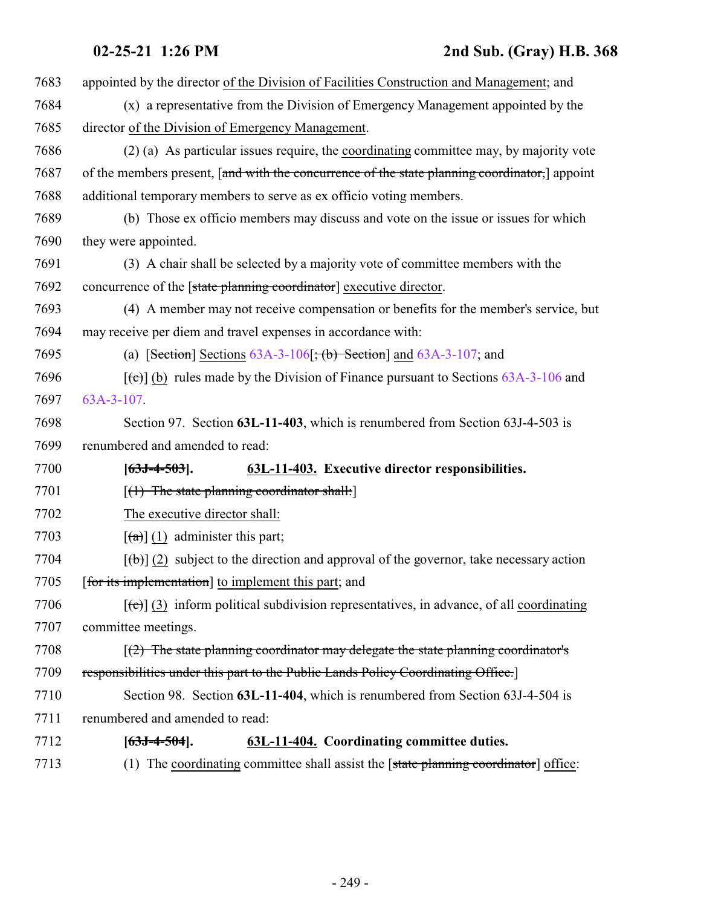7683 appointed by the director of the Division of Facilities Construction and Management; and

7684 (x) a representative from the Division of Emergency Management appointed by the

7685 director of the Division of Emergency Management.

7686 (2) (a) As particular issues require, the coordinating committee may, by majority vote

7687 of the members present, [and with the concurrence of the state planning coordinator,] appoint

7688 additional temporary members to serve as ex officio voting members.

7689 (b) Those ex officio members may discuss and vote on the issue or issues for which

7690 they were appointed.

7691 (3) A chair shall be selected by a majority vote of committee members with the

7692 concurrence of the [state planning coordinator] executive director.

7693 (4) A member may not receive compensation or benefits for the member's service, but

7694 may receive per diem and travel expenses in accordance with:

7695 (a) [Section] Sections 63A-3-106[; (b) Section] and 63A-3-107; and

7696 [(c)] (b) rules made by the Division of Finance pursuant to Sections 63A-3-106 and

7697 63A-3-107.

7698 Section 97. Section **63L-11-403**, which is renumbered from Section 63J-4-503 is

7699 renumbered and amended to read:

7700 **[63J-4-503]. 63L-11-403. Executive director responsibilities.**

7701 [(1) The state planning coordinator shall:]

7702 The executive director shall:

7703 [(a)] (1) administer this part;

7704 [(b)] (2) subject to the direction and approval of the governor, take necessary action

7705 [for its implementation] to implement this part; and

7706 [(c)] (3) inform political subdivision representatives, in advance, of all coordinating

7707 committee meetings.

7708 [(2) The state planning coordinator may delegate the state planning coordinator's

7709 responsibilities under this part to the Public Lands Policy Coordinating Office.]

7710 Section 98. Section **63L-11-404**, which is renumbered from Section 63J-4-504 is

7711 renumbered and amended to read:

7712 **[63J-4-504]. 63L-11-404. Coordinating committee duties.**

7713 (1) The coordinating committee shall assist the [state planning coordinator] office: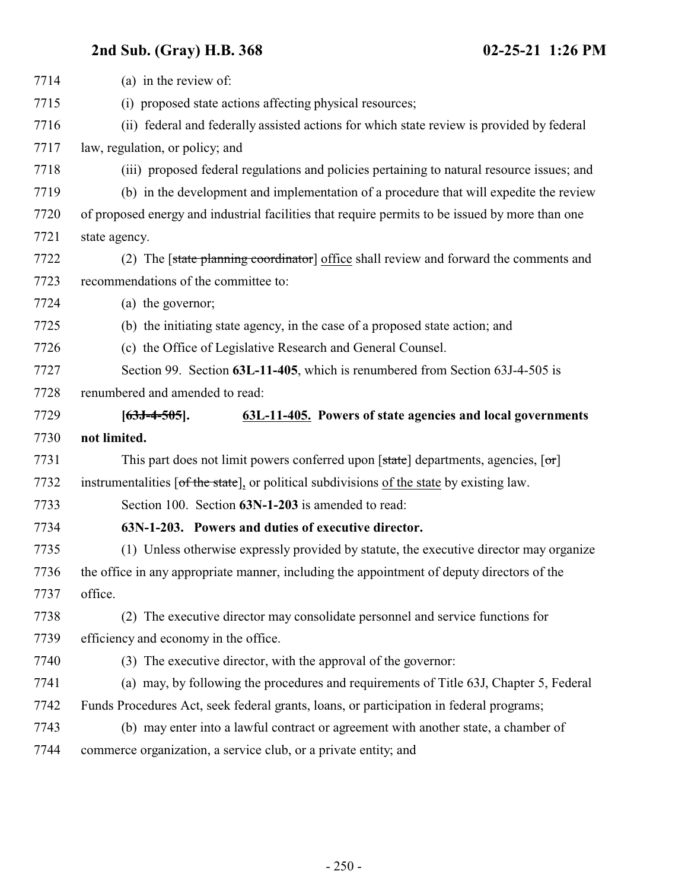7714 (a) in the review of:

7715 (i) proposed state actions affecting physical resources;

7716 (ii) federal and federally assisted actions for which state review is provided by federal

7717 law, regulation, or policy; and

7718 (iii) proposed federal regulations and policies pertaining to natural resource issues; and

7719 (b) in the development and implementation of a procedure that will expedite the review

7720 of proposed energy and industrial facilities that require permits to be issued by more than one

7721 state agency.

7722 (2) The [~~state planning coordinator~~] office shall review and forward the comments and

7723 recommendations of the committee to:

7724 (a) the governor;

7725 (b) the initiating state agency, in the case of a proposed state action; and

7726 (c) the Office of Legislative Research and General Counsel.

7727 Section 99. Section **63L-11-405**, which is renumbered from Section 63J-4-505 is

7728 renumbered and amended to read:

7729 **[~~63J-4-505~~]. 63L-11-405. Powers of state agencies and local governments**

7730 **not limited.**

7731 This part does not limit powers conferred upon [~~state~~] departments, agencies, [~~or~~]

7732 instrumentalities [~~of the state~~], or political subdivisions of the state by existing law.

7733 Section 100. Section **63N-1-203** is amended to read:

7734 **63N-1-203. Powers and duties of executive director.**

7735 (1) Unless otherwise expressly provided by statute, the executive director may organize

7736 the office in any appropriate manner, including the appointment of deputy directors of the

7737 office.

7738 (2) The executive director may consolidate personnel and service functions for

7739 efficiency and economy in the office.

7740 (3) The executive director, with the approval of the governor:

7741 (a) may, by following the procedures and requirements of Title 63J, Chapter 5, Federal

7742 Funds Procedures Act, seek federal grants, loans, or participation in federal programs;

7743 (b) may enter into a lawful contract or agreement with another state, a chamber of

7744 commerce organization, a service club, or a private entity; and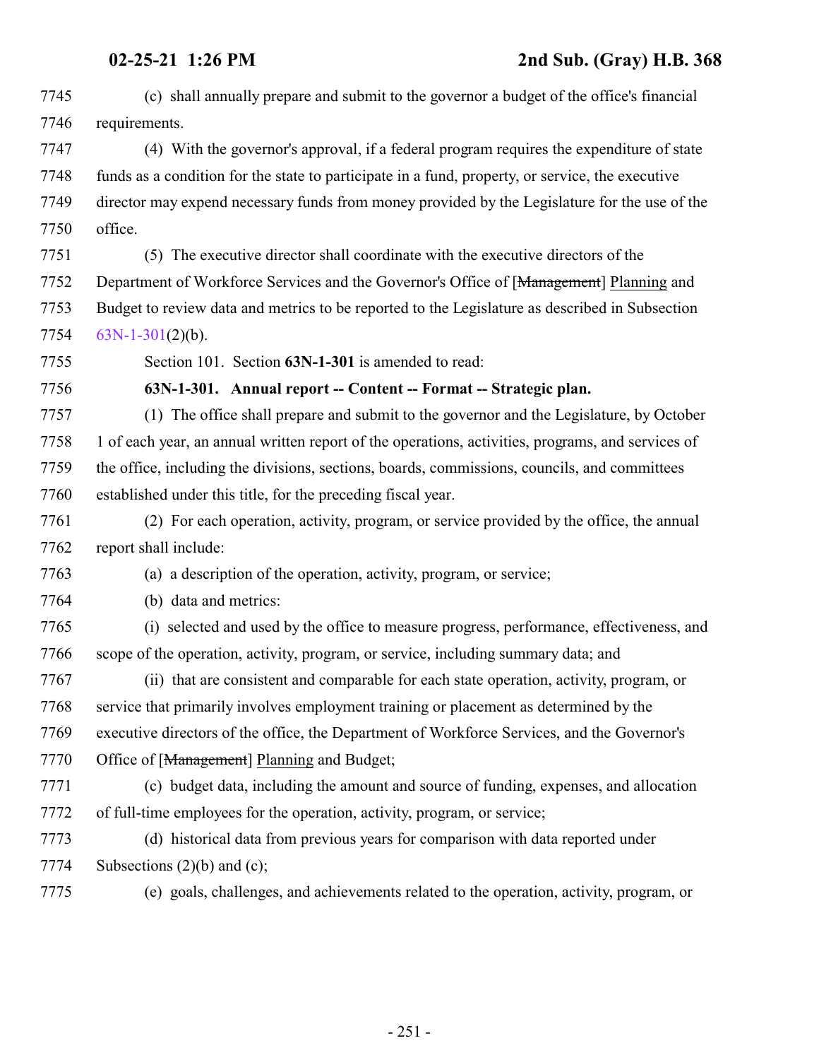(c) shall annually prepare and submit to the governor a budget of the office's financial requirements.

(4) With the governor's approval, if a federal program requires the expenditure of state funds as a condition for the state to participate in a fund, property, or service, the executive director may expend necessary funds from money provided by the Legislature for the use of the office.

(5) The executive director shall coordinate with the executive directors of the Department of Workforce Services and the Governor's Office of [~~Management~~] Planning and Budget to review data and metrics to be reported to the Legislature as described in Subsection 63N-1-301(2)(b).

Section 101. Section **63N-1-301** is amended to read:

**63N-1-301. Annual report -- Content -- Format -- Strategic plan.**

(1) The office shall prepare and submit to the governor and the Legislature, by October 1 of each year, an annual written report of the operations, activities, programs, and services of the office, including the divisions, sections, boards, commissions, councils, and committees established under this title, for the preceding fiscal year.

(2) For each operation, activity, program, or service provided by the office, the annual report shall include:

(a) a description of the operation, activity, program, or service;

(b) data and metrics:

(i) selected and used by the office to measure progress, performance, effectiveness, and scope of the operation, activity, program, or service, including summary data; and

(ii) that are consistent and comparable for each state operation, activity, program, or service that primarily involves employment training or placement as determined by the executive directors of the office, the Department of Workforce Services, and the Governor's Office of [~~Management~~] Planning and Budget;

(c) budget data, including the amount and source of funding, expenses, and allocation of full-time employees for the operation, activity, program, or service;

(d) historical data from previous years for comparison with data reported under Subsections (2)(b) and (c);

(e) goals, challenges, and achievements related to the operation, activity, program, or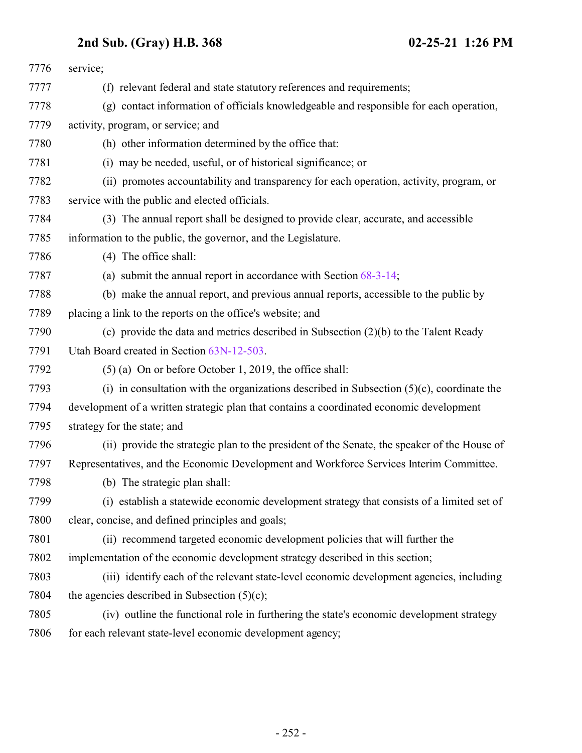service;

(f) relevant federal and state statutory references and requirements;

(g) contact information of officials knowledgeable and responsible for each operation, activity, program, or service; and

(h) other information determined by the office that:

(i) may be needed, useful, or of historical significance; or

(ii) promotes accountability and transparency for each operation, activity, program, or service with the public and elected officials.

(3) The annual report shall be designed to provide clear, accurate, and accessible information to the public, the governor, and the Legislature.

(4) The office shall:

(a) submit the annual report in accordance with Section 68-3-14;

(b) make the annual report, and previous annual reports, accessible to the public by placing a link to the reports on the office's website; and

(c) provide the data and metrics described in Subsection (2)(b) to the Talent Ready Utah Board created in Section 63N-12-503.

(5) (a) On or before October 1, 2019, the office shall:

(i) in consultation with the organizations described in Subsection (5)(c), coordinate the development of a written strategic plan that contains a coordinated economic development strategy for the state; and

(ii) provide the strategic plan to the president of the Senate, the speaker of the House of Representatives, and the Economic Development and Workforce Services Interim Committee.

(b) The strategic plan shall:

(i) establish a statewide economic development strategy that consists of a limited set of clear, concise, and defined principles and goals;

(ii) recommend targeted economic development policies that will further the implementation of the economic development strategy described in this section;

(iii) identify each of the relevant state-level economic development agencies, including the agencies described in Subsection (5)(c);

(iv) outline the functional role in furthering the state's economic development strategy for each relevant state-level economic development agency;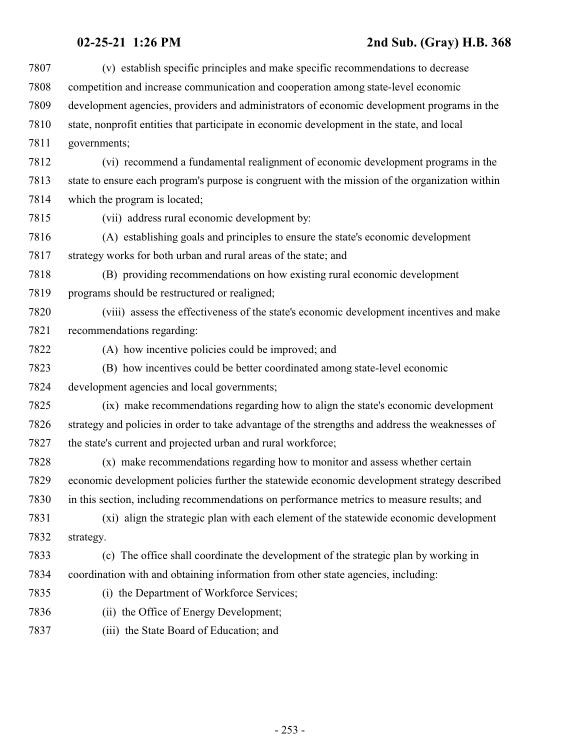(v) establish specific principles and make specific recommendations to decrease competition and increase communication and cooperation among state-level economic development agencies, providers and administrators of economic development programs in the state, nonprofit entities that participate in economic development in the state, and local governments;

(vi) recommend a fundamental realignment of economic development programs in the state to ensure each program's purpose is congruent with the mission of the organization within which the program is located;

(vii) address rural economic development by:

(A) establishing goals and principles to ensure the state's economic development strategy works for both urban and rural areas of the state; and

(B) providing recommendations on how existing rural economic development programs should be restructured or realigned;

(viii) assess the effectiveness of the state's economic development incentives and make recommendations regarding:

(A) how incentive policies could be improved; and

(B) how incentives could be better coordinated among state-level economic development agencies and local governments;

(ix) make recommendations regarding how to align the state's economic development strategy and policies in order to take advantage of the strengths and address the weaknesses of the state's current and projected urban and rural workforce;

(x) make recommendations regarding how to monitor and assess whether certain economic development policies further the statewide economic development strategy described in this section, including recommendations on performance metrics to measure results; and

(xi) align the strategic plan with each element of the statewide economic development strategy.

(c) The office shall coordinate the development of the strategic plan by working in coordination with and obtaining information from other state agencies, including:

(i) the Department of Workforce Services;

(ii) the Office of Energy Development;

(iii) the State Board of Education; and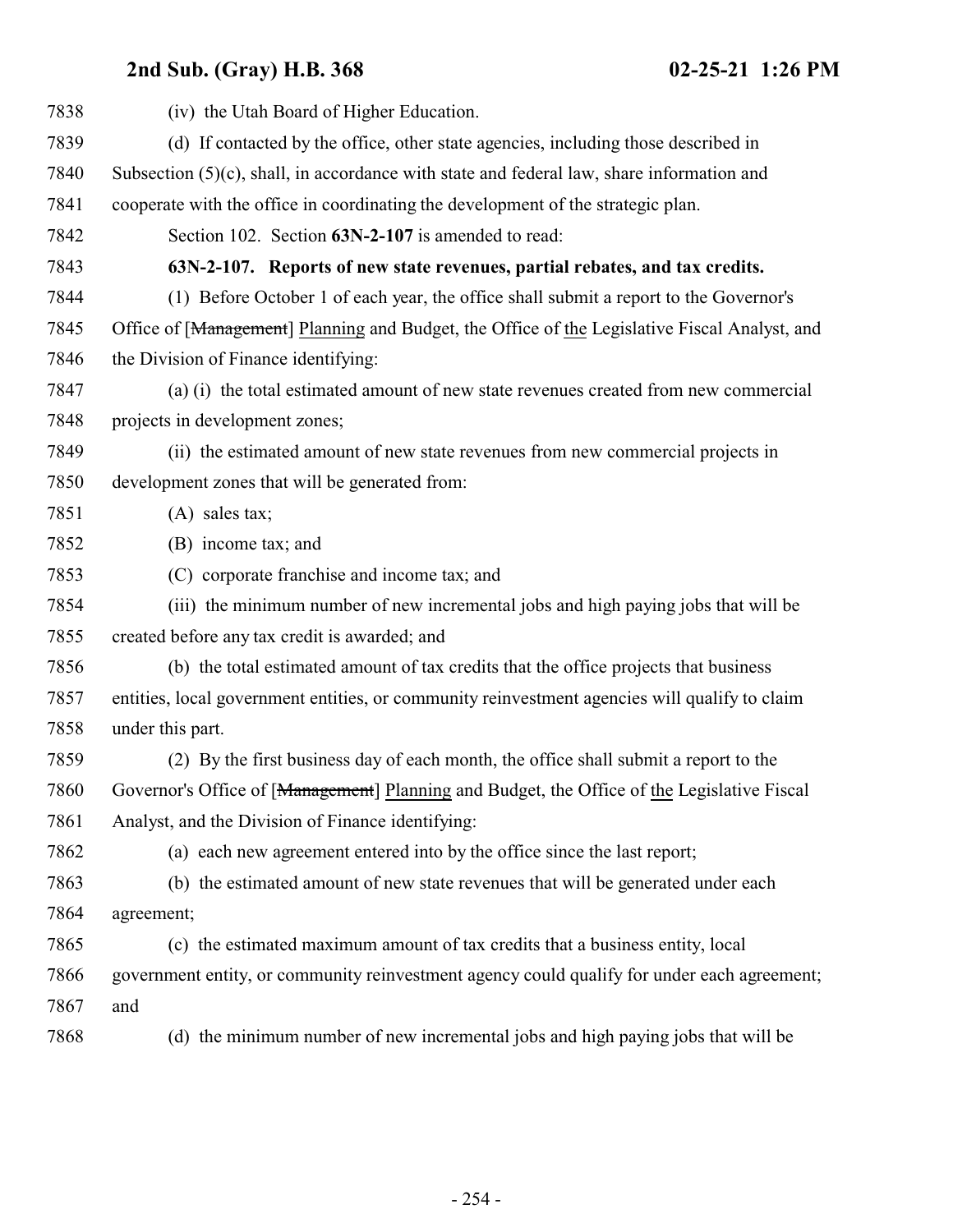(iv) the Utah Board of Higher Education.

(d) If contacted by the office, other state agencies, including those described in Subsection (5)(c), shall, in accordance with state and federal law, share information and cooperate with the office in coordinating the development of the strategic plan.

Section 102. Section **63N-2-107** is amended to read:

**63N-2-107. Reports of new state revenues, partial rebates, and tax credits.**

(1) Before October 1 of each year, the office shall submit a report to the Governor's Office of [~~Management~~] Planning and Budget, the Office of the Legislative Fiscal Analyst, and the Division of Finance identifying:

(a) (i) the total estimated amount of new state revenues created from new commercial projects in development zones;

(ii) the estimated amount of new state revenues from new commercial projects in development zones that will be generated from:

(A) sales tax;

(B) income tax; and

(C) corporate franchise and income tax; and

(iii) the minimum number of new incremental jobs and high paying jobs that will be created before any tax credit is awarded; and

(b) the total estimated amount of tax credits that the office projects that business entities, local government entities, or community reinvestment agencies will qualify to claim under this part.

(2) By the first business day of each month, the office shall submit a report to the Governor's Office of [~~Management~~] Planning and Budget, the Office of the Legislative Fiscal Analyst, and the Division of Finance identifying:

(a) each new agreement entered into by the office since the last report;

(b) the estimated amount of new state revenues that will be generated under each agreement;

(c) the estimated maximum amount of tax credits that a business entity, local government entity, or community reinvestment agency could qualify for under each agreement; and

(d) the minimum number of new incremental jobs and high paying jobs that will be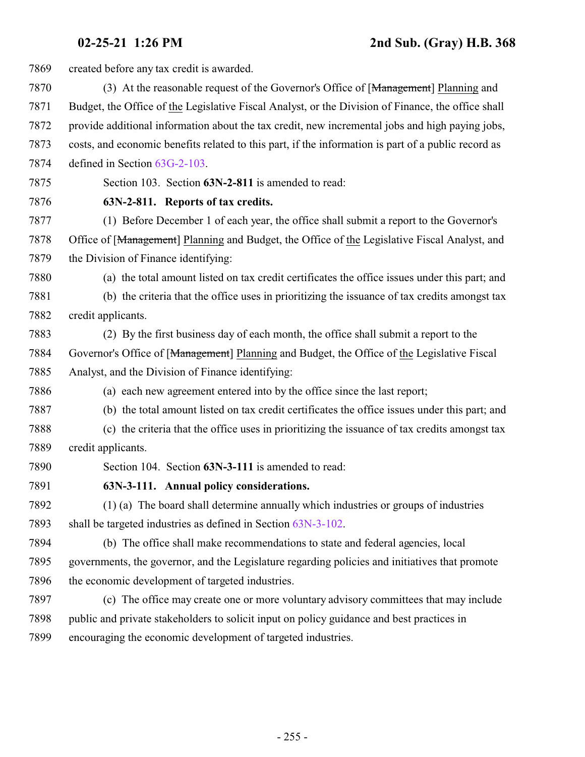created before any tax credit is awarded.

(3) At the reasonable request of the Governor's Office of [~~Management~~] Planning and Budget, the Office of the Legislative Fiscal Analyst, or the Division of Finance, the office shall provide additional information about the tax credit, new incremental jobs and high paying jobs, costs, and economic benefits related to this part, if the information is part of a public record as defined in Section 63G-2-103.

Section 103. Section **63N-2-811** is amended to read:

**63N-2-811. Reports of tax credits.**

(1) Before December 1 of each year, the office shall submit a report to the Governor's Office of [~~Management~~] Planning and Budget, the Office of the Legislative Fiscal Analyst, and the Division of Finance identifying:

(a) the total amount listed on tax credit certificates the office issues under this part; and

(b) the criteria that the office uses in prioritizing the issuance of tax credits amongst tax credit applicants.

(2) By the first business day of each month, the office shall submit a report to the Governor's Office of [~~Management~~] Planning and Budget, the Office of the Legislative Fiscal Analyst, and the Division of Finance identifying:

(a) each new agreement entered into by the office since the last report;

(b) the total amount listed on tax credit certificates the office issues under this part; and

(c) the criteria that the office uses in prioritizing the issuance of tax credits amongst tax credit applicants.

Section 104. Section **63N-3-111** is amended to read:

**63N-3-111. Annual policy considerations.**

(1) (a) The board shall determine annually which industries or groups of industries shall be targeted industries as defined in Section 63N-3-102.

(b) The office shall make recommendations to state and federal agencies, local governments, the governor, and the Legislature regarding policies and initiatives that promote the economic development of targeted industries.

(c) The office may create one or more voluntary advisory committees that may include public and private stakeholders to solicit input on policy guidance and best practices in encouraging the economic development of targeted industries.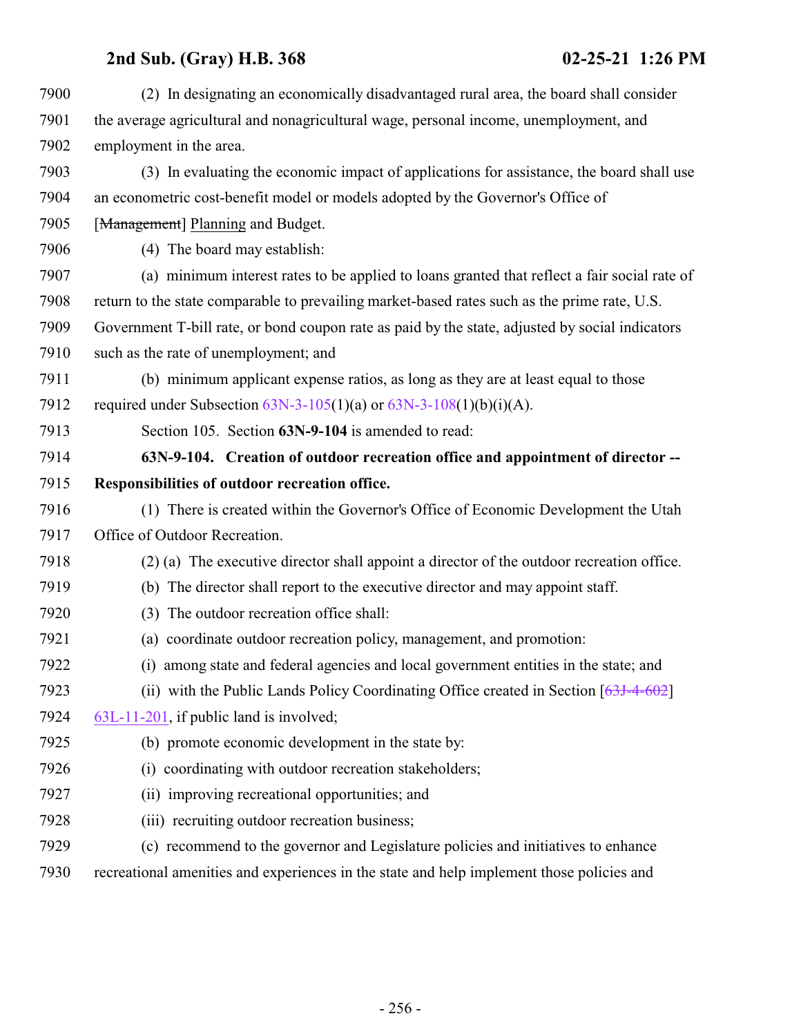(2) In designating an economically disadvantaged rural area, the board shall consider the average agricultural and nonagricultural wage, personal income, unemployment, and employment in the area.

(3) In evaluating the economic impact of applications for assistance, the board shall use an econometric cost-benefit model or models adopted by the Governor's Office of [~~Management~~] Planning and Budget.

(4) The board may establish:

(a) minimum interest rates to be applied to loans granted that reflect a fair social rate of return to the state comparable to prevailing market-based rates such as the prime rate, U.S. Government T-bill rate, or bond coupon rate as paid by the state, adjusted by social indicators such as the rate of unemployment; and

(b) minimum applicant expense ratios, as long as they are at least equal to those required under Subsection 63N-3-105(1)(a) or 63N-3-108(1)(b)(i)(A).

Section 105. Section **63N-9-104** is amended to read:

**63N-9-104. Creation of outdoor recreation office and appointment of director -- Responsibilities of outdoor recreation office.**

(1) There is created within the Governor's Office of Economic Development the Utah Office of Outdoor Recreation.

(2) (a) The executive director shall appoint a director of the outdoor recreation office.

(b) The director shall report to the executive director and may appoint staff.

(3) The outdoor recreation office shall:

(a) coordinate outdoor recreation policy, management, and promotion:

(i) among state and federal agencies and local government entities in the state; and

(ii) with the Public Lands Policy Coordinating Office created in Section [~~63J-4-602~~] 63L-11-201, if public land is involved;

(b) promote economic development in the state by:

(i) coordinating with outdoor recreation stakeholders;

(ii) improving recreational opportunities; and

(iii) recruiting outdoor recreation business;

(c) recommend to the governor and Legislature policies and initiatives to enhance recreational amenities and experiences in the state and help implement those policies and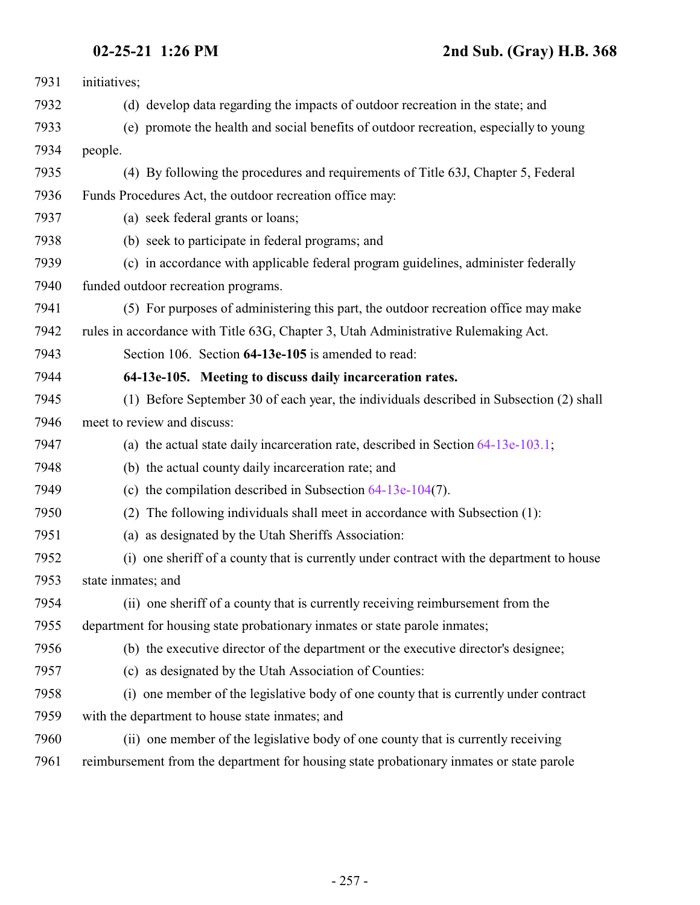initiatives;

(d) develop data regarding the impacts of outdoor recreation in the state; and

(e) promote the health and social benefits of outdoor recreation, especially to young people.

(4) By following the procedures and requirements of Title 63J, Chapter 5, Federal Funds Procedures Act, the outdoor recreation office may:

(a) seek federal grants or loans;

(b) seek to participate in federal programs; and

(c) in accordance with applicable federal program guidelines, administer federally funded outdoor recreation programs.

(5) For purposes of administering this part, the outdoor recreation office may make rules in accordance with Title 63G, Chapter 3, Utah Administrative Rulemaking Act.

Section 106. Section **64-13e-105** is amended to read:

**64-13e-105. Meeting to discuss daily incarceration rates.**

(1) Before September 30 of each year, the individuals described in Subsection (2) shall meet to review and discuss:

(a) the actual state daily incarceration rate, described in Section 64-13e-103.1;

(b) the actual county daily incarceration rate; and

(c) the compilation described in Subsection 64-13e-104(7).

(2) The following individuals shall meet in accordance with Subsection (1):

(a) as designated by the Utah Sheriffs Association:

(i) one sheriff of a county that is currently under contract with the department to house state inmates; and

(ii) one sheriff of a county that is currently receiving reimbursement from the department for housing state probationary inmates or state parole inmates;

(b) the executive director of the department or the executive director's designee;

(c) as designated by the Utah Association of Counties:

(i) one member of the legislative body of one county that is currently under contract with the department to house state inmates; and

(ii) one member of the legislative body of one county that is currently receiving reimbursement from the department for housing state probationary inmates or state parole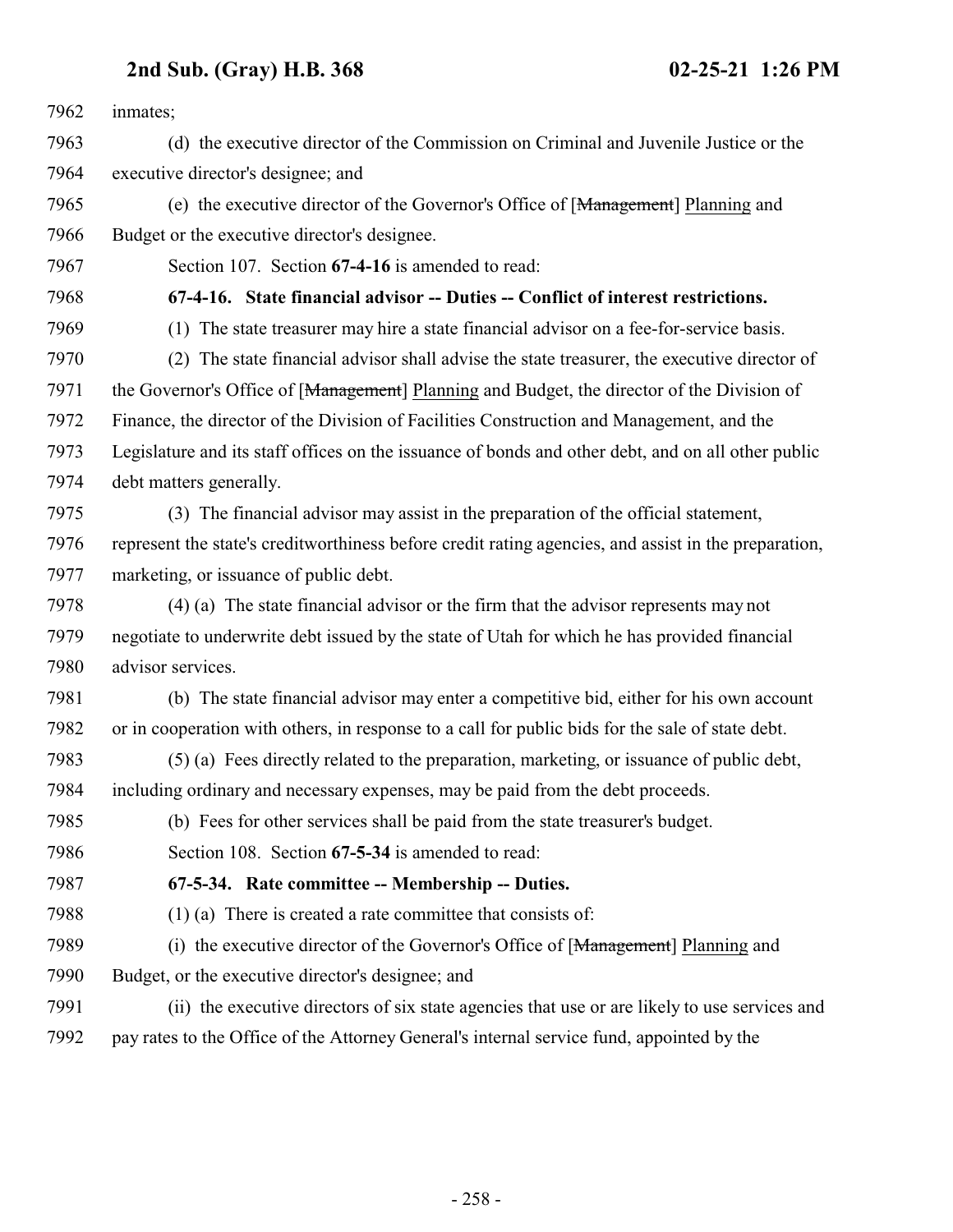inmates;

(d) the executive director of the Commission on Criminal and Juvenile Justice or the executive director's designee; and

(e) the executive director of the Governor's Office of [~~Management~~] Planning and Budget or the executive director's designee.

Section 107. Section **67-4-16** is amended to read:

**67-4-16. State financial advisor -- Duties -- Conflict of interest restrictions.**

(1) The state treasurer may hire a state financial advisor on a fee-for-service basis.

(2) The state financial advisor shall advise the state treasurer, the executive director of the Governor's Office of [~~Management~~] Planning and Budget, the director of the Division of Finance, the director of the Division of Facilities Construction and Management, and the Legislature and its staff offices on the issuance of bonds and other debt, and on all other public debt matters generally.

(3) The financial advisor may assist in the preparation of the official statement, represent the state's creditworthiness before credit rating agencies, and assist in the preparation, marketing, or issuance of public debt.

(4) (a) The state financial advisor or the firm that the advisor represents may not negotiate to underwrite debt issued by the state of Utah for which he has provided financial advisor services.

(b) The state financial advisor may enter a competitive bid, either for his own account or in cooperation with others, in response to a call for public bids for the sale of state debt.

(5) (a) Fees directly related to the preparation, marketing, or issuance of public debt, including ordinary and necessary expenses, may be paid from the debt proceeds.

(b) Fees for other services shall be paid from the state treasurer's budget.

Section 108. Section **67-5-34** is amended to read:

**67-5-34. Rate committee -- Membership -- Duties.**

(1) (a) There is created a rate committee that consists of:

(i) the executive director of the Governor's Office of [~~Management~~] Planning and Budget, or the executive director's designee; and

(ii) the executive directors of six state agencies that use or are likely to use services and pay rates to the Office of the Attorney General's internal service fund, appointed by the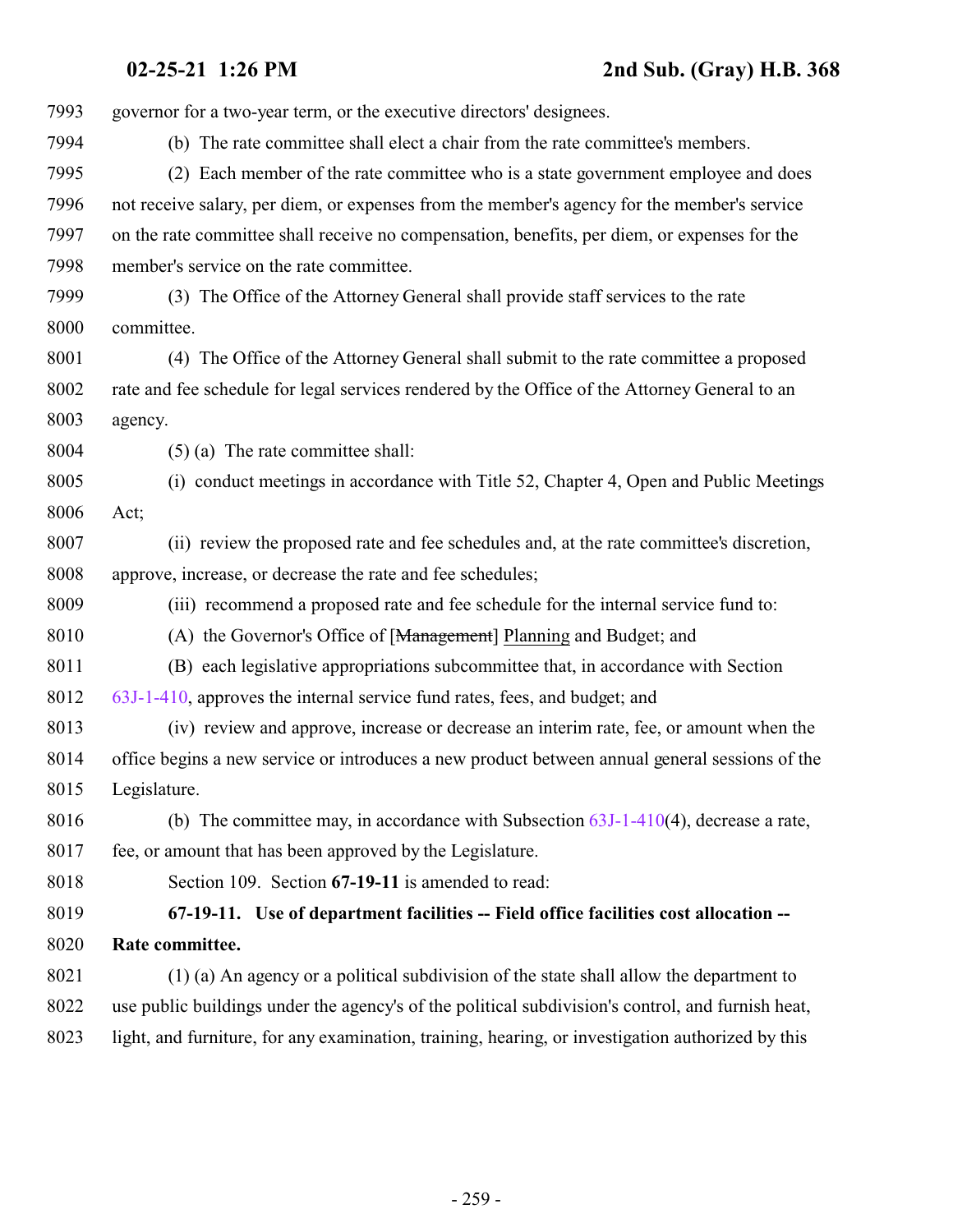governor for a two-year term, or the executive directors' designees.

(b) The rate committee shall elect a chair from the rate committee's members.

(2) Each member of the rate committee who is a state government employee and does not receive salary, per diem, or expenses from the member's agency for the member's service on the rate committee shall receive no compensation, benefits, per diem, or expenses for the member's service on the rate committee.

(3) The Office of the Attorney General shall provide staff services to the rate committee.

(4) The Office of the Attorney General shall submit to the rate committee a proposed rate and fee schedule for legal services rendered by the Office of the Attorney General to an agency.

(5) (a) The rate committee shall:

(i) conduct meetings in accordance with Title 52, Chapter 4, Open and Public Meetings Act;

(ii) review the proposed rate and fee schedules and, at the rate committee's discretion, approve, increase, or decrease the rate and fee schedules;

(iii) recommend a proposed rate and fee schedule for the internal service fund to:

(A) the Governor's Office of [~~Management~~] Planning and Budget; and

(B) each legislative appropriations subcommittee that, in accordance with Section 63J-1-410, approves the internal service fund rates, fees, and budget; and

(iv) review and approve, increase or decrease an interim rate, fee, or amount when the office begins a new service or introduces a new product between annual general sessions of the Legislature.

(b) The committee may, in accordance with Subsection 63J-1-410(4), decrease a rate, fee, or amount that has been approved by the Legislature.

Section 109. Section **67-19-11** is amended to read:

**67-19-11. Use of department facilities -- Field office facilities cost allocation -- Rate committee.**

(1) (a) An agency or a political subdivision of the state shall allow the department to use public buildings under the agency's of the political subdivision's control, and furnish heat, light, and furniture, for any examination, training, hearing, or investigation authorized by this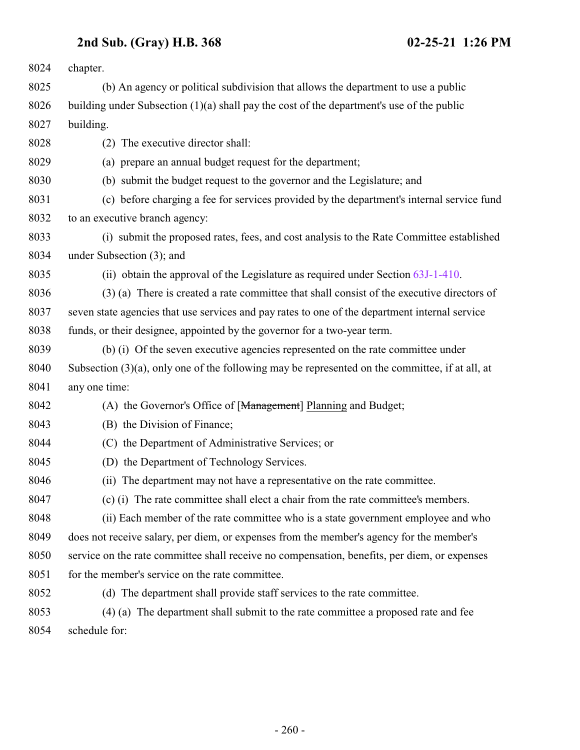chapter.

(b) An agency or political subdivision that allows the department to use a public building under Subsection (1)(a) shall pay the cost of the department's use of the public building.

(2) The executive director shall:

(a) prepare an annual budget request for the department;

(b) submit the budget request to the governor and the Legislature; and

(c) before charging a fee for services provided by the department's internal service fund to an executive branch agency:

(i) submit the proposed rates, fees, and cost analysis to the Rate Committee established under Subsection (3); and

(ii) obtain the approval of the Legislature as required under Section 63J-1-410.

(3) (a) There is created a rate committee that shall consist of the executive directors of seven state agencies that use services and pay rates to one of the department internal service funds, or their designee, appointed by the governor for a two-year term.

(b) (i) Of the seven executive agencies represented on the rate committee under Subsection (3)(a), only one of the following may be represented on the committee, if at all, at any one time:

(A) the Governor's Office of [~~Management~~] Planning and Budget;

(B) the Division of Finance;

(C) the Department of Administrative Services; or

(D) the Department of Technology Services.

(ii) The department may not have a representative on the rate committee.

(c) (i) The rate committee shall elect a chair from the rate committee's members.

(ii) Each member of the rate committee who is a state government employee and who does not receive salary, per diem, or expenses from the member's agency for the member's service on the rate committee shall receive no compensation, benefits, per diem, or expenses for the member's service on the rate committee.

(d) The department shall provide staff services to the rate committee.

(4) (a) The department shall submit to the rate committee a proposed rate and fee schedule for: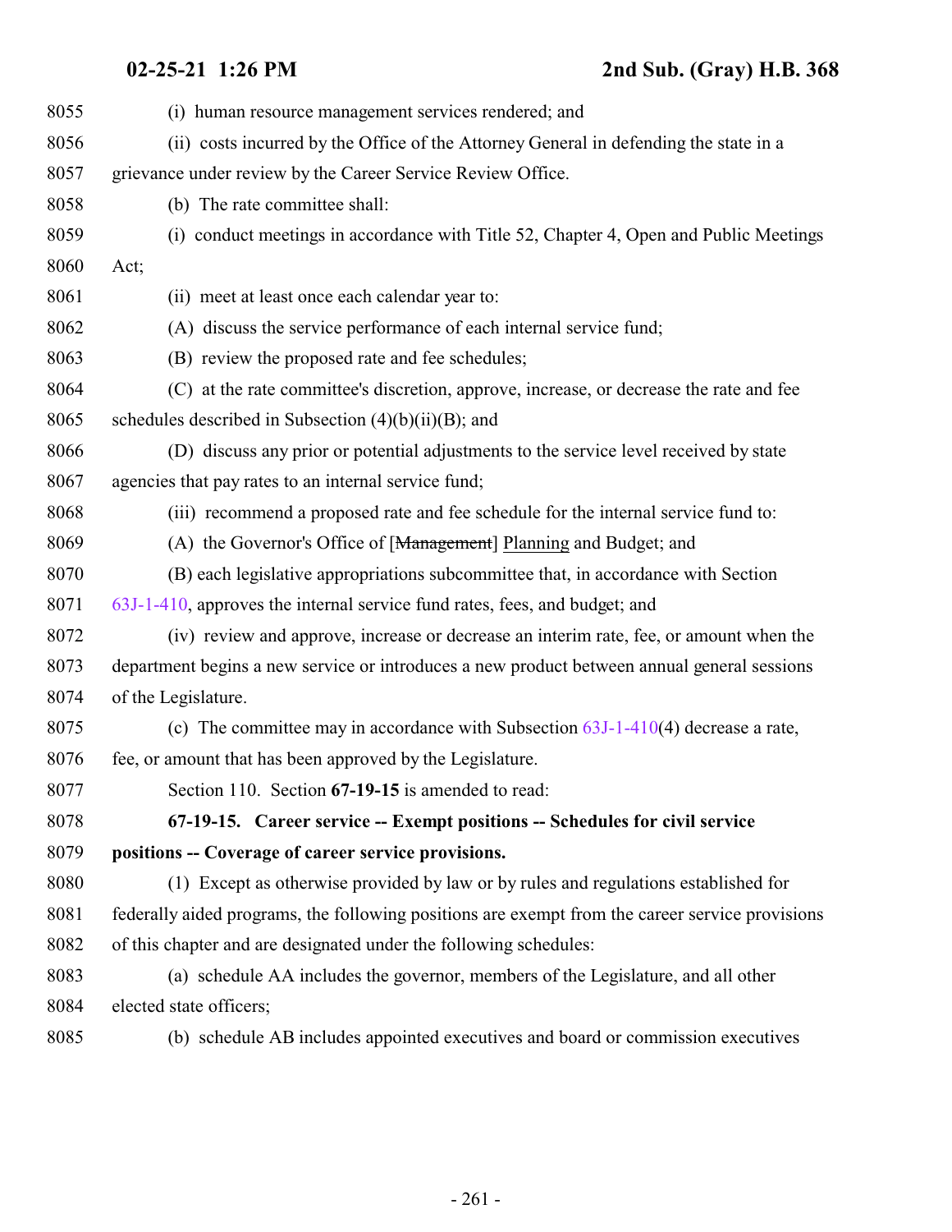(i) human resource management services rendered; and

(ii) costs incurred by the Office of the Attorney General in defending the state in a grievance under review by the Career Service Review Office.

(b) The rate committee shall:

(i) conduct meetings in accordance with Title 52, Chapter 4, Open and Public Meetings Act;

(ii) meet at least once each calendar year to:

(A) discuss the service performance of each internal service fund;

(B) review the proposed rate and fee schedules;

(C) at the rate committee's discretion, approve, increase, or decrease the rate and fee schedules described in Subsection (4)(b)(ii)(B); and

(D) discuss any prior or potential adjustments to the service level received by state agencies that pay rates to an internal service fund;

(iii) recommend a proposed rate and fee schedule for the internal service fund to:

(A) the Governor's Office of [~~Management~~] Planning and Budget; and

(B) each legislative appropriations subcommittee that, in accordance with Section 63J-1-410, approves the internal service fund rates, fees, and budget; and

(iv) review and approve, increase or decrease an interim rate, fee, or amount when the department begins a new service or introduces a new product between annual general sessions of the Legislature.

(c) The committee may in accordance with Subsection 63J-1-410(4) decrease a rate, fee, or amount that has been approved by the Legislature.

Section 110. Section **67-19-15** is amended to read:

**67-19-15. Career service -- Exempt positions -- Schedules for civil service positions -- Coverage of career service provisions.**

(1) Except as otherwise provided by law or by rules and regulations established for federally aided programs, the following positions are exempt from the career service provisions of this chapter and are designated under the following schedules:

(a) schedule AA includes the governor, members of the Legislature, and all other elected state officers;

(b) schedule AB includes appointed executives and board or commission executives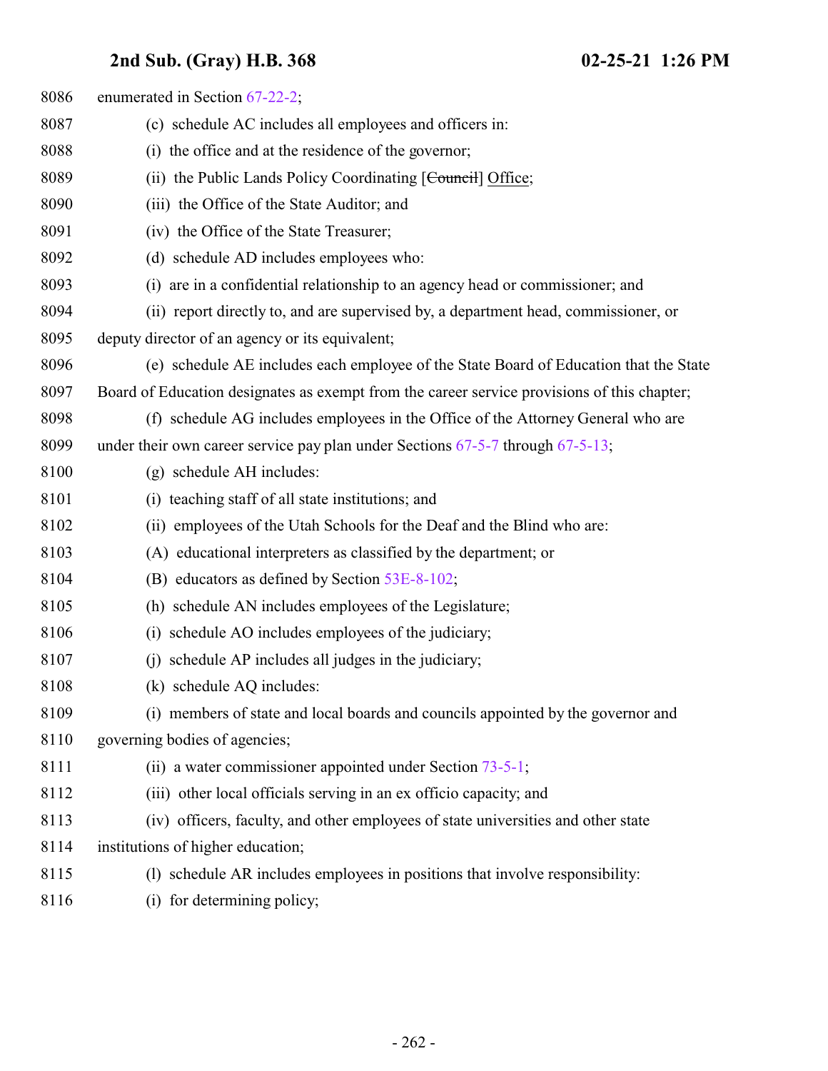8086 enumerated in Section 67-22-2;

8087 (c) schedule AC includes all employees and officers in:

8088 (i) the office and at the residence of the governor;

8089 (ii) the Public Lands Policy Coordinating [~~Council~~] Office;

8090 (iii) the Office of the State Auditor; and

8091 (iv) the Office of the State Treasurer;

8092 (d) schedule AD includes employees who:

8093 (i) are in a confidential relationship to an agency head or commissioner; and

8094 (ii) report directly to, and are supervised by, a department head, commissioner, or

8095 deputy director of an agency or its equivalent;

8096 (e) schedule AE includes each employee of the State Board of Education that the State

8097 Board of Education designates as exempt from the career service provisions of this chapter;

8098 (f) schedule AG includes employees in the Office of the Attorney General who are

8099 under their own career service pay plan under Sections 67-5-7 through 67-5-13;

8100 (g) schedule AH includes:

8101 (i) teaching staff of all state institutions; and

8102 (ii) employees of the Utah Schools for the Deaf and the Blind who are:

8103 (A) educational interpreters as classified by the department; or

8104 (B) educators as defined by Section 53E-8-102;

8105 (h) schedule AN includes employees of the Legislature;

8106 (i) schedule AO includes employees of the judiciary;

8107 (j) schedule AP includes all judges in the judiciary;

8108 (k) schedule AQ includes:

8109 (i) members of state and local boards and councils appointed by the governor and

8110 governing bodies of agencies;

8111 (ii) a water commissioner appointed under Section 73-5-1;

8112 (iii) other local officials serving in an ex officio capacity; and

8113 (iv) officers, faculty, and other employees of state universities and other state

8114 institutions of higher education;

8115 (l) schedule AR includes employees in positions that involve responsibility:

8116 (i) for determining policy;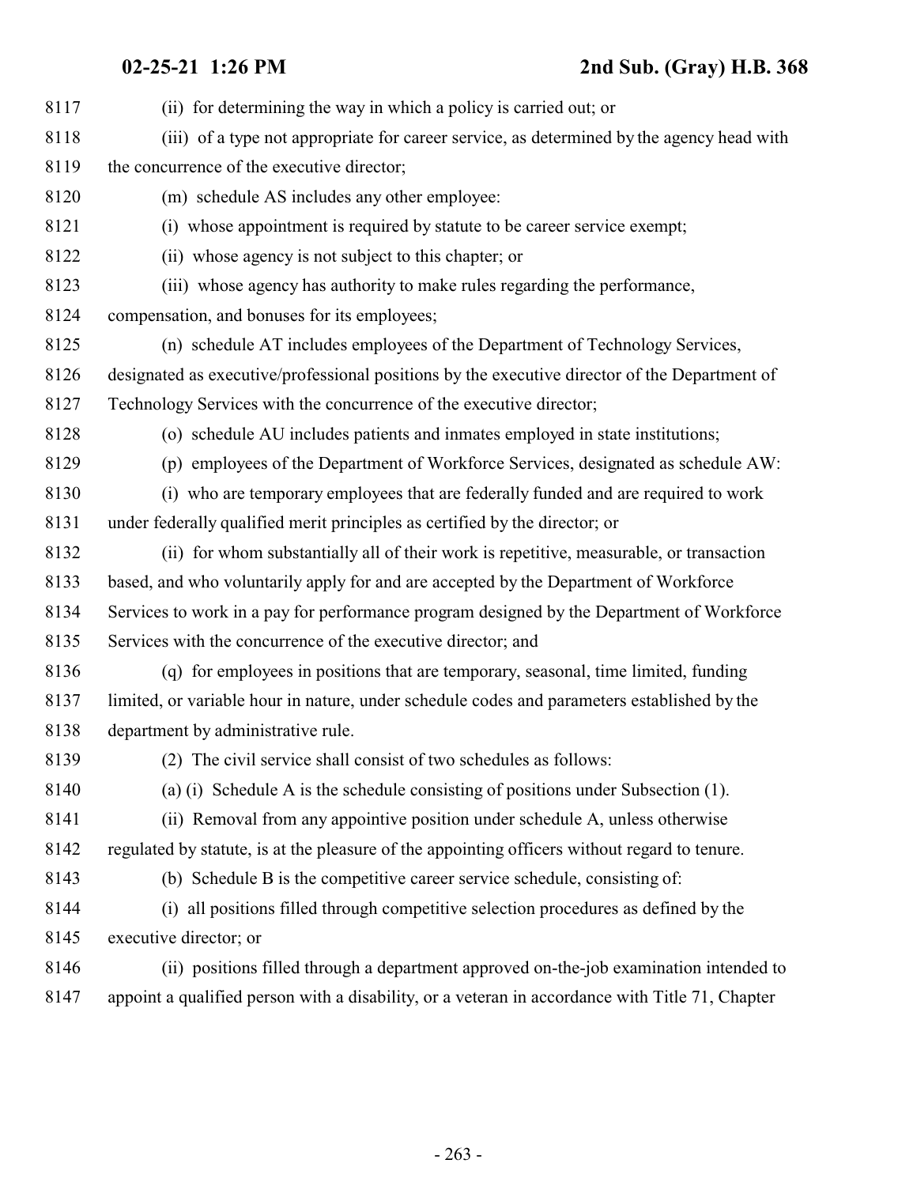(ii) for determining the way in which a policy is carried out; or

(iii) of a type not appropriate for career service, as determined by the agency head with the concurrence of the executive director;

(m) schedule AS includes any other employee:

(i) whose appointment is required by statute to be career service exempt;

(ii) whose agency is not subject to this chapter; or

(iii) whose agency has authority to make rules regarding the performance, compensation, and bonuses for its employees;

(n) schedule AT includes employees of the Department of Technology Services, designated as executive/professional positions by the executive director of the Department of Technology Services with the concurrence of the executive director;

(o) schedule AU includes patients and inmates employed in state institutions;

(p) employees of the Department of Workforce Services, designated as schedule AW:

(i) who are temporary employees that are federally funded and are required to work under federally qualified merit principles as certified by the director; or

(ii) for whom substantially all of their work is repetitive, measurable, or transaction based, and who voluntarily apply for and are accepted by the Department of Workforce Services to work in a pay for performance program designed by the Department of Workforce Services with the concurrence of the executive director; and

(q) for employees in positions that are temporary, seasonal, time limited, funding limited, or variable hour in nature, under schedule codes and parameters established by the department by administrative rule.

(2) The civil service shall consist of two schedules as follows:

(a) (i) Schedule A is the schedule consisting of positions under Subsection (1).

(ii) Removal from any appointive position under schedule A, unless otherwise regulated by statute, is at the pleasure of the appointing officers without regard to tenure.

(b) Schedule B is the competitive career service schedule, consisting of:

(i) all positions filled through competitive selection procedures as defined by the executive director; or

(ii) positions filled through a department approved on-the-job examination intended to appoint a qualified person with a disability, or a veteran in accordance with Title 71, Chapter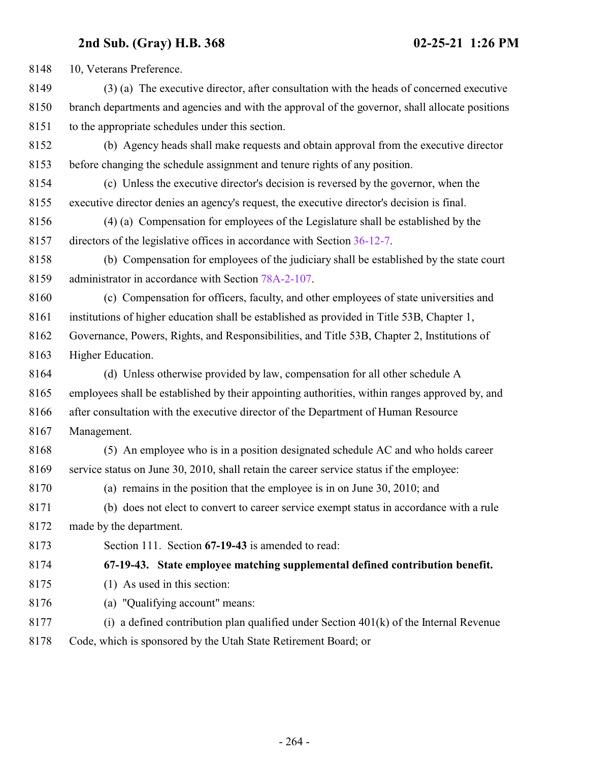10, Veterans Preference.

(3) (a) The executive director, after consultation with the heads of concerned executive branch departments and agencies and with the approval of the governor, shall allocate positions to the appropriate schedules under this section.

(b) Agency heads shall make requests and obtain approval from the executive director before changing the schedule assignment and tenure rights of any position.

(c) Unless the executive director's decision is reversed by the governor, when the executive director denies an agency's request, the executive director's decision is final.

(4) (a) Compensation for employees of the Legislature shall be established by the directors of the legislative offices in accordance with Section 36-12-7.

(b) Compensation for employees of the judiciary shall be established by the state court administrator in accordance with Section 78A-2-107.

(c) Compensation for officers, faculty, and other employees of state universities and institutions of higher education shall be established as provided in Title 53B, Chapter 1, Governance, Powers, Rights, and Responsibilities, and Title 53B, Chapter 2, Institutions of Higher Education.

(d) Unless otherwise provided by law, compensation for all other schedule A employees shall be established by their appointing authorities, within ranges approved by, and after consultation with the executive director of the Department of Human Resource Management.

(5) An employee who is in a position designated schedule AC and who holds career service status on June 30, 2010, shall retain the career service status if the employee:

(a) remains in the position that the employee is in on June 30, 2010; and

(b) does not elect to convert to career service exempt status in accordance with a rule made by the department.

Section 111. Section **67-19-43** is amended to read:

**67-19-43. State employee matching supplemental defined contribution benefit.**

(1) As used in this section:

(a) "Qualifying account" means:

(i) a defined contribution plan qualified under Section 401(k) of the Internal Revenue Code, which is sponsored by the Utah State Retirement Board; or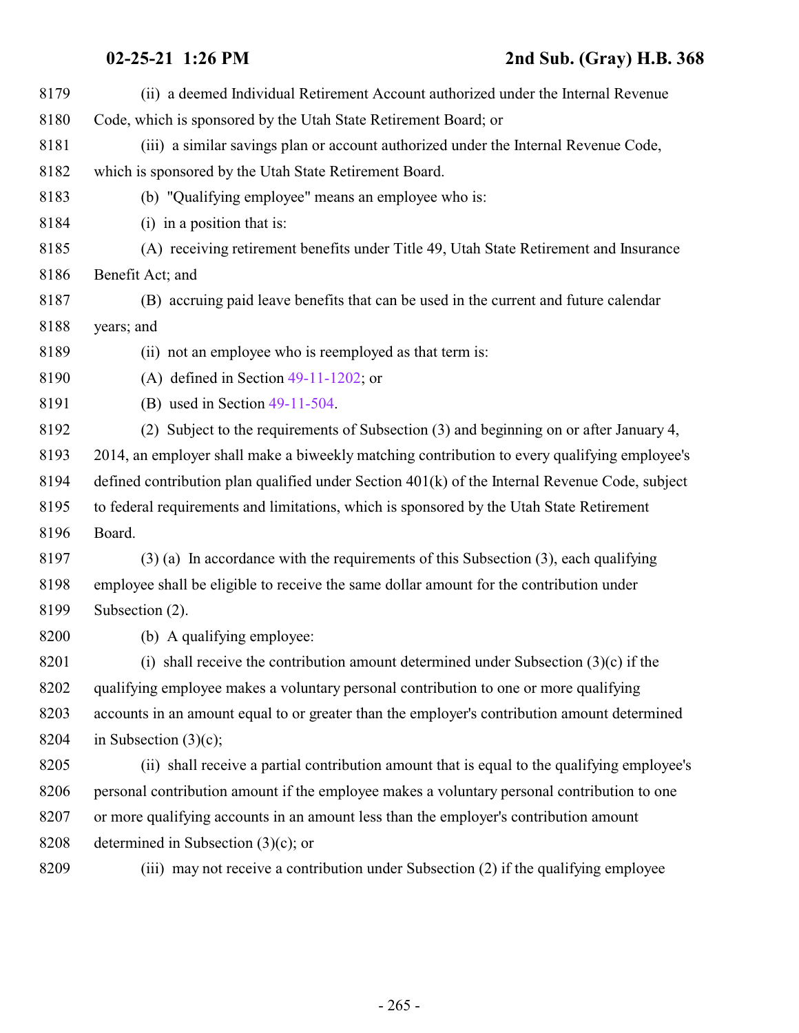(ii) a deemed Individual Retirement Account authorized under the Internal Revenue Code, which is sponsored by the Utah State Retirement Board; or

(iii) a similar savings plan or account authorized under the Internal Revenue Code, which is sponsored by the Utah State Retirement Board.

(b) "Qualifying employee" means an employee who is:

(i) in a position that is:

(A) receiving retirement benefits under Title 49, Utah State Retirement and Insurance Benefit Act; and

(B) accruing paid leave benefits that can be used in the current and future calendar years; and

(ii) not an employee who is reemployed as that term is:

(A) defined in Section 49-11-1202; or

(B) used in Section 49-11-504.

(2) Subject to the requirements of Subsection (3) and beginning on or after January 4, 2014, an employer shall make a biweekly matching contribution to every qualifying employee's defined contribution plan qualified under Section 401(k) of the Internal Revenue Code, subject to federal requirements and limitations, which is sponsored by the Utah State Retirement Board.

(3) (a) In accordance with the requirements of this Subsection (3), each qualifying employee shall be eligible to receive the same dollar amount for the contribution under Subsection (2).

(b) A qualifying employee:

(i) shall receive the contribution amount determined under Subsection (3)(c) if the qualifying employee makes a voluntary personal contribution to one or more qualifying accounts in an amount equal to or greater than the employer's contribution amount determined in Subsection (3)(c);

(ii) shall receive a partial contribution amount that is equal to the qualifying employee's personal contribution amount if the employee makes a voluntary personal contribution to one or more qualifying accounts in an amount less than the employer's contribution amount determined in Subsection (3)(c); or

(iii) may not receive a contribution under Subsection (2) if the qualifying employee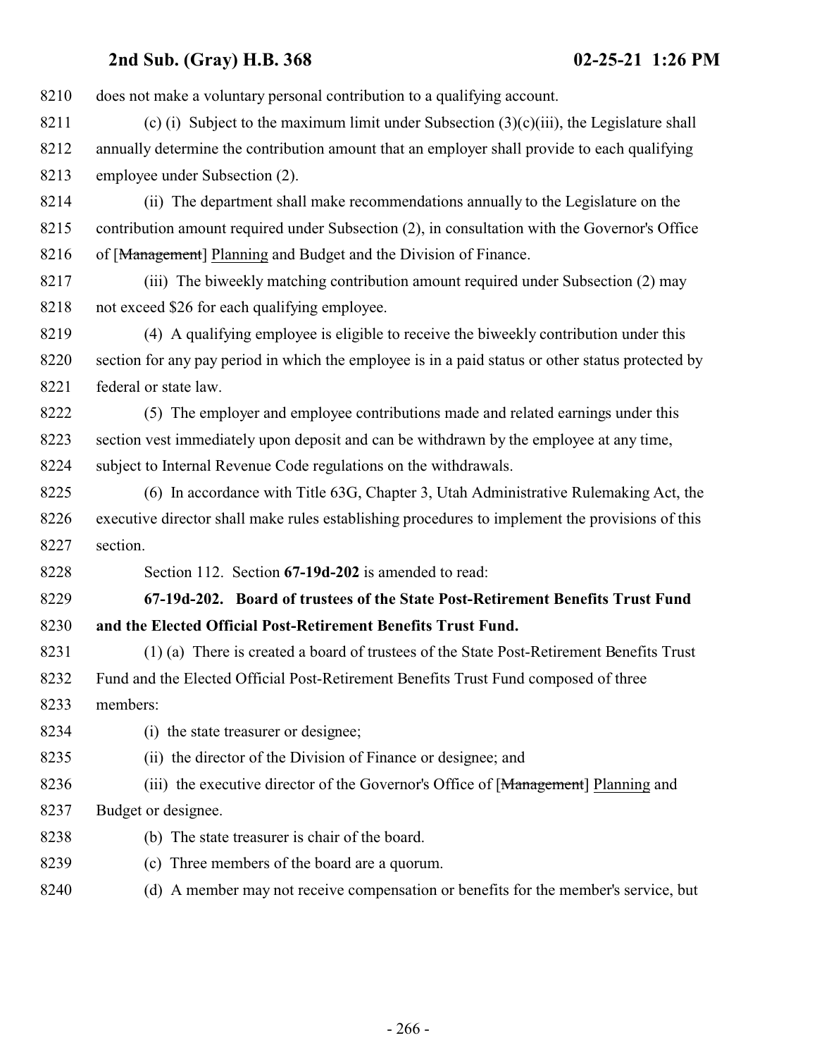does not make a voluntary personal contribution to a qualifying account.

(c) (i) Subject to the maximum limit under Subsection (3)(c)(iii), the Legislature shall annually determine the contribution amount that an employer shall provide to each qualifying employee under Subsection (2).

(ii) The department shall make recommendations annually to the Legislature on the contribution amount required under Subsection (2), in consultation with the Governor's Office of [~~Management~~] Planning and Budget and the Division of Finance.

(iii) The biweekly matching contribution amount required under Subsection (2) may not exceed $26 for each qualifying employee.

(4) A qualifying employee is eligible to receive the biweekly contribution under this section for any pay period in which the employee is in a paid status or other status protected by federal or state law.

(5) The employer and employee contributions made and related earnings under this section vest immediately upon deposit and can be withdrawn by the employee at any time, subject to Internal Revenue Code regulations on the withdrawals.

(6) In accordance with Title 63G, Chapter 3, Utah Administrative Rulemaking Act, the executive director shall make rules establishing procedures to implement the provisions of this section.

Section 112. Section **67-19d-202** is amended to read:

**67-19d-202. Board of trustees of the State Post-Retirement Benefits Trust Fund and the Elected Official Post-Retirement Benefits Trust Fund.**

(1) (a) There is created a board of trustees of the State Post-Retirement Benefits Trust Fund and the Elected Official Post-Retirement Benefits Trust Fund composed of three members:

(i) the state treasurer or designee;

(ii) the director of the Division of Finance or designee; and

(iii) the executive director of the Governor's Office of [~~Management~~] Planning and Budget or designee.

(b) The state treasurer is chair of the board.

(c) Three members of the board are a quorum.

(d) A member may not receive compensation or benefits for the member's service, but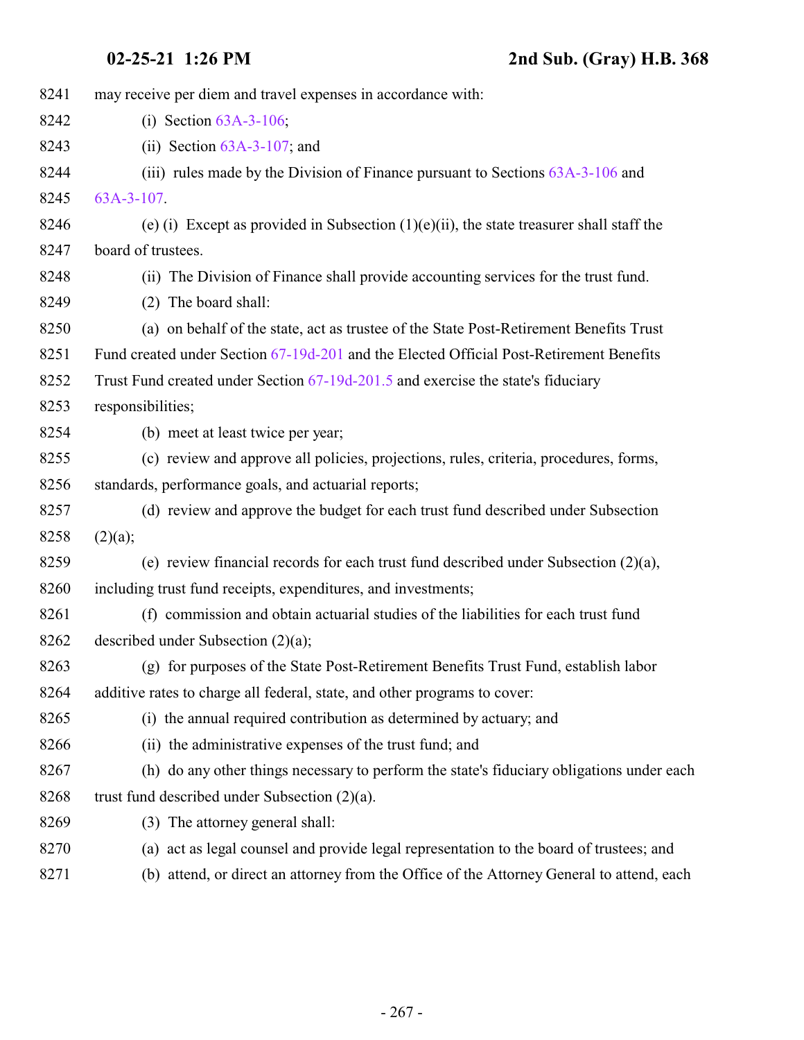may receive per diem and travel expenses in accordance with:

(i) Section 63A-3-106;

(ii) Section 63A-3-107; and

(iii) rules made by the Division of Finance pursuant to Sections 63A-3-106 and 63A-3-107.

(e) (i) Except as provided in Subsection (1)(e)(ii), the state treasurer shall staff the board of trustees.

(ii) The Division of Finance shall provide accounting services for the trust fund.

(2) The board shall:

(a) on behalf of the state, act as trustee of the State Post-Retirement Benefits Trust Fund created under Section 67-19d-201 and the Elected Official Post-Retirement Benefits Trust Fund created under Section 67-19d-201.5 and exercise the state's fiduciary responsibilities;

(b) meet at least twice per year;

(c) review and approve all policies, projections, rules, criteria, procedures, forms, standards, performance goals, and actuarial reports;

(d) review and approve the budget for each trust fund described under Subsection (2)(a);

(e) review financial records for each trust fund described under Subsection (2)(a), including trust fund receipts, expenditures, and investments;

(f) commission and obtain actuarial studies of the liabilities for each trust fund described under Subsection (2)(a);

(g) for purposes of the State Post-Retirement Benefits Trust Fund, establish labor additive rates to charge all federal, state, and other programs to cover:

(i) the annual required contribution as determined by actuary; and

(ii) the administrative expenses of the trust fund; and

(h) do any other things necessary to perform the state's fiduciary obligations under each trust fund described under Subsection (2)(a).

(3) The attorney general shall:

(a) act as legal counsel and provide legal representation to the board of trustees; and

(b) attend, or direct an attorney from the Office of the Attorney General to attend, each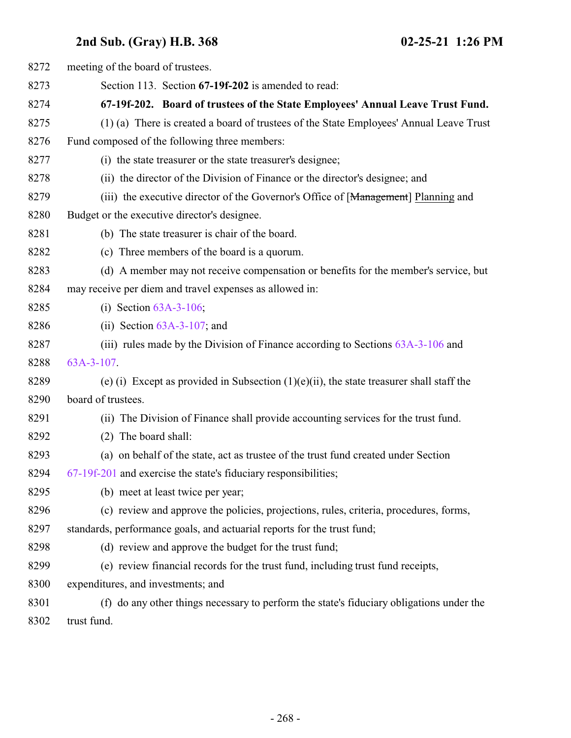meeting of the board of trustees.

Section 113. Section **67-19f-202** is amended to read:

**67-19f-202. Board of trustees of the State Employees' Annual Leave Trust Fund.**

(1) (a) There is created a board of trustees of the State Employees' Annual Leave Trust Fund composed of the following three members:

(i) the state treasurer or the state treasurer's designee;

(ii) the director of the Division of Finance or the director's designee; and

(iii) the executive director of the Governor's Office of [~~Management~~] Planning and Budget or the executive director's designee.

(b) The state treasurer is chair of the board.

(c) Three members of the board is a quorum.

(d) A member may not receive compensation or benefits for the member's service, but may receive per diem and travel expenses as allowed in:

(i) Section 63A-3-106;

(ii) Section 63A-3-107; and

(iii) rules made by the Division of Finance according to Sections 63A-3-106 and 63A-3-107.

(e) (i) Except as provided in Subsection (1)(e)(ii), the state treasurer shall staff the board of trustees.

(ii) The Division of Finance shall provide accounting services for the trust fund.

(2) The board shall:

(a) on behalf of the state, act as trustee of the trust fund created under Section 67-19f-201 and exercise the state's fiduciary responsibilities;

(b) meet at least twice per year;

(c) review and approve the policies, projections, rules, criteria, procedures, forms, standards, performance goals, and actuarial reports for the trust fund;

(d) review and approve the budget for the trust fund;

(e) review financial records for the trust fund, including trust fund receipts, expenditures, and investments; and

(f) do any other things necessary to perform the state's fiduciary obligations under the trust fund.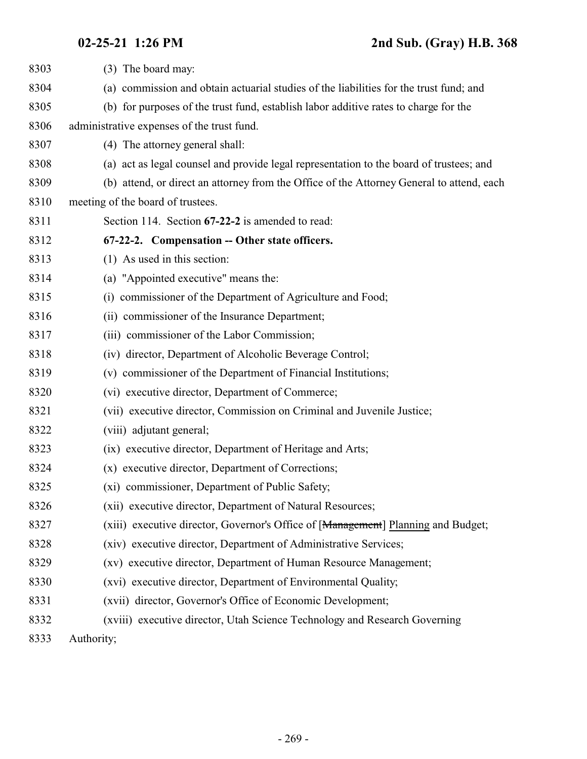(3) The board may:

(a) commission and obtain actuarial studies of the liabilities for the trust fund; and

(b) for purposes of the trust fund, establish labor additive rates to charge for the administrative expenses of the trust fund.

(4) The attorney general shall:

(a) act as legal counsel and provide legal representation to the board of trustees; and

(b) attend, or direct an attorney from the Office of the Attorney General to attend, each meeting of the board of trustees.

Section 114. Section **67-22-2** is amended to read:

**67-22-2. Compensation -- Other state officers.**

(1) As used in this section:

(a) "Appointed executive" means the:

(i) commissioner of the Department of Agriculture and Food;

(ii) commissioner of the Insurance Department;

(iii) commissioner of the Labor Commission;

(iv) director, Department of Alcoholic Beverage Control;

(v) commissioner of the Department of Financial Institutions;

(vi) executive director, Department of Commerce;

(vii) executive director, Commission on Criminal and Juvenile Justice;

(viii) adjutant general;

(ix) executive director, Department of Heritage and Arts;

(x) executive director, Department of Corrections;

(xi) commissioner, Department of Public Safety;

(xii) executive director, Department of Natural Resources;

(xiii) executive director, Governor's Office of [~~Management~~] Planning and Budget;

(xiv) executive director, Department of Administrative Services;

(xv) executive director, Department of Human Resource Management;

(xvi) executive director, Department of Environmental Quality;

(xvii) director, Governor's Office of Economic Development;

(xviii) executive director, Utah Science Technology and Research Governing Authority;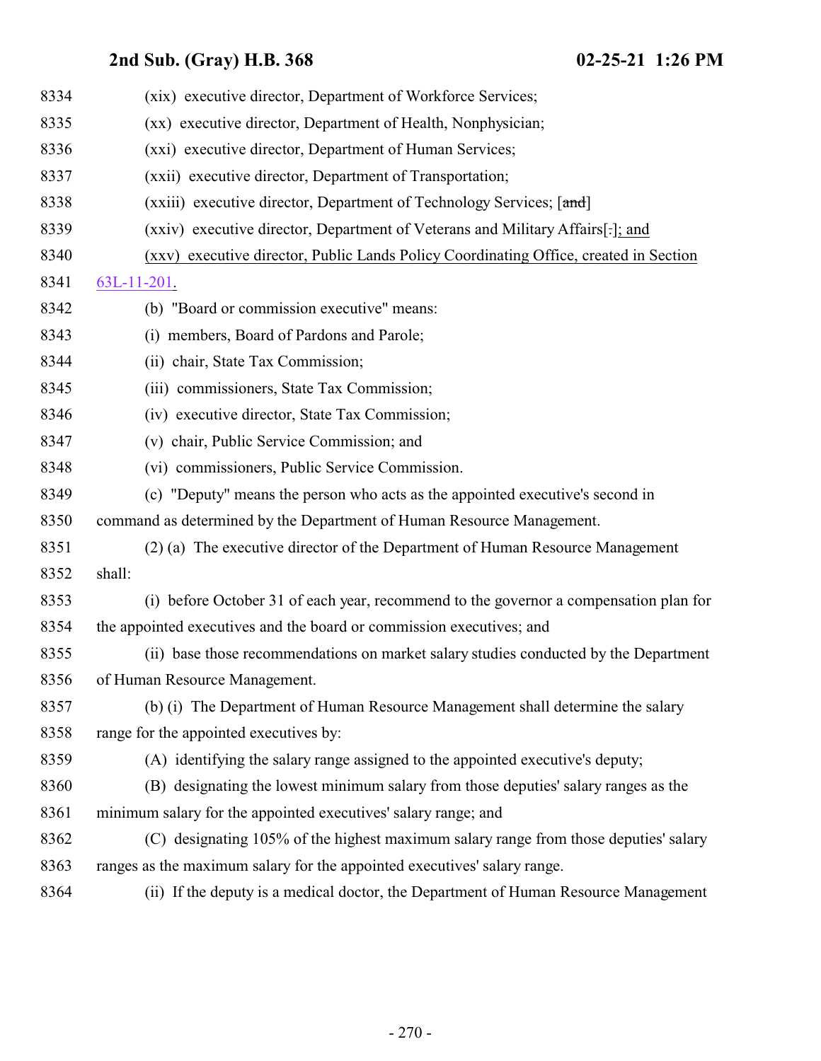(xix) executive director, Department of Workforce Services;

(xx) executive director, Department of Health, Nonphysician;

(xxi) executive director, Department of Human Services;

(xxii) executive director, Department of Transportation;

(xxiii) executive director, Department of Technology Services; [~~and~~]

(xxiv) executive director, Department of Veterans and Military Affairs[.]; and

(xxv) executive director, Public Lands Policy Coordinating Office, created in Section 63L-11-201.

(b) "Board or commission executive" means:

(i) members, Board of Pardons and Parole;

(ii) chair, State Tax Commission;

(iii) commissioners, State Tax Commission;

(iv) executive director, State Tax Commission;

(v) chair, Public Service Commission; and

(vi) commissioners, Public Service Commission.

(c) "Deputy" means the person who acts as the appointed executive's second in command as determined by the Department of Human Resource Management.

(2) (a) The executive director of the Department of Human Resource Management shall:

(i) before October 31 of each year, recommend to the governor a compensation plan for the appointed executives and the board or commission executives; and

(ii) base those recommendations on market salary studies conducted by the Department of Human Resource Management.

(b) (i) The Department of Human Resource Management shall determine the salary range for the appointed executives by:

(A) identifying the salary range assigned to the appointed executive's deputy;

(B) designating the lowest minimum salary from those deputies' salary ranges as the minimum salary for the appointed executives' salary range; and

(C) designating 105% of the highest maximum salary range from those deputies' salary ranges as the maximum salary for the appointed executives' salary range.

(ii) If the deputy is a medical doctor, the Department of Human Resource Management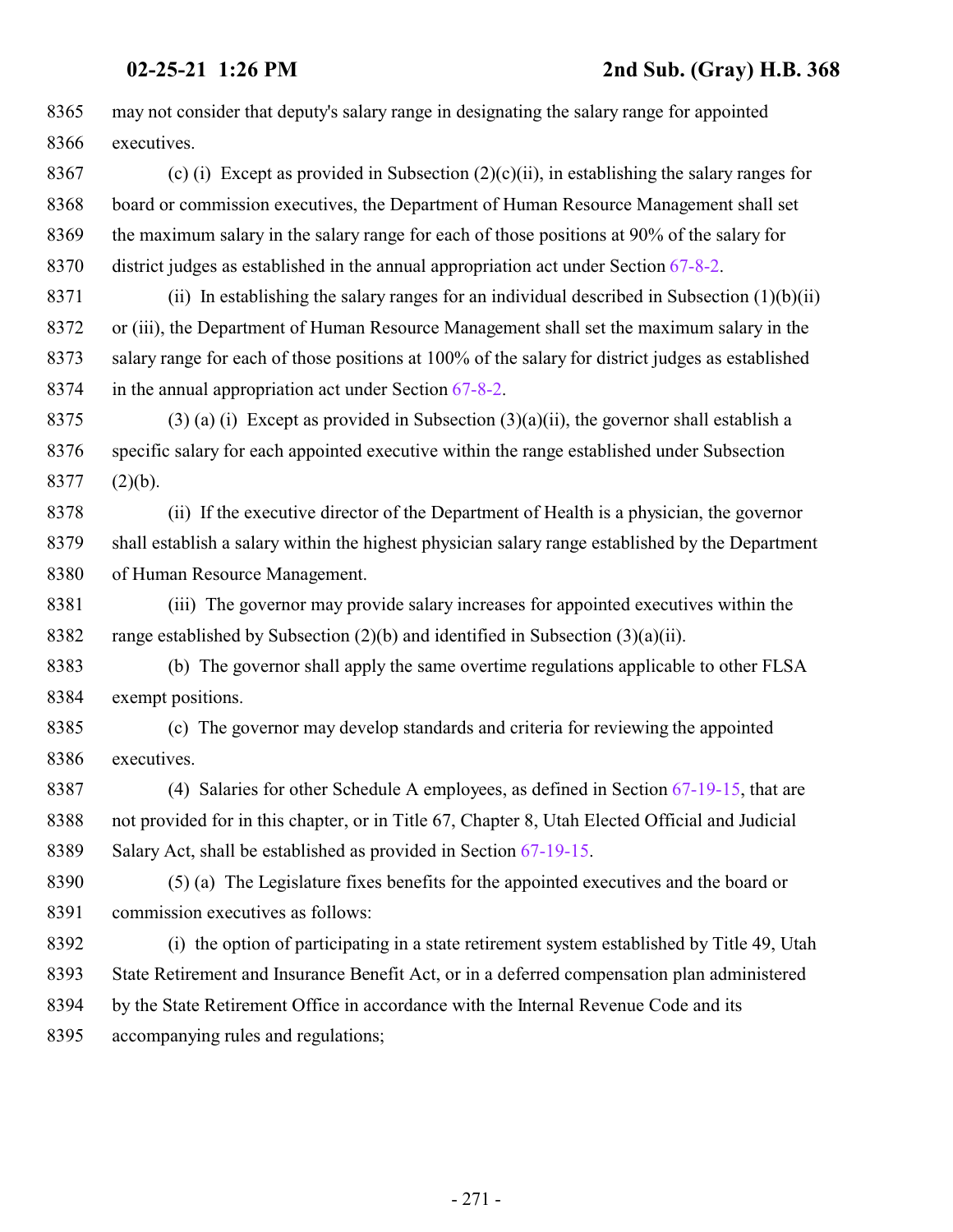may not consider that deputy's salary range in designating the salary range for appointed executives.

(c) (i) Except as provided in Subsection (2)(c)(ii), in establishing the salary ranges for board or commission executives, the Department of Human Resource Management shall set the maximum salary in the salary range for each of those positions at 90% of the salary for district judges as established in the annual appropriation act under Section 67-8-2.

(ii) In establishing the salary ranges for an individual described in Subsection (1)(b)(ii) or (iii), the Department of Human Resource Management shall set the maximum salary in the salary range for each of those positions at 100% of the salary for district judges as established in the annual appropriation act under Section 67-8-2.

(3) (a) (i) Except as provided in Subsection (3)(a)(ii), the governor shall establish a specific salary for each appointed executive within the range established under Subsection (2)(b).

(ii) If the executive director of the Department of Health is a physician, the governor shall establish a salary within the highest physician salary range established by the Department of Human Resource Management.

(iii) The governor may provide salary increases for appointed executives within the range established by Subsection (2)(b) and identified in Subsection (3)(a)(ii).

(b) The governor shall apply the same overtime regulations applicable to other FLSA exempt positions.

(c) The governor may develop standards and criteria for reviewing the appointed executives.

(4) Salaries for other Schedule A employees, as defined in Section 67-19-15, that are not provided for in this chapter, or in Title 67, Chapter 8, Utah Elected Official and Judicial Salary Act, shall be established as provided in Section 67-19-15.

(5) (a) The Legislature fixes benefits for the appointed executives and the board or commission executives as follows:

(i) the option of participating in a state retirement system established by Title 49, Utah State Retirement and Insurance Benefit Act, or in a deferred compensation plan administered by the State Retirement Office in accordance with the Internal Revenue Code and its accompanying rules and regulations;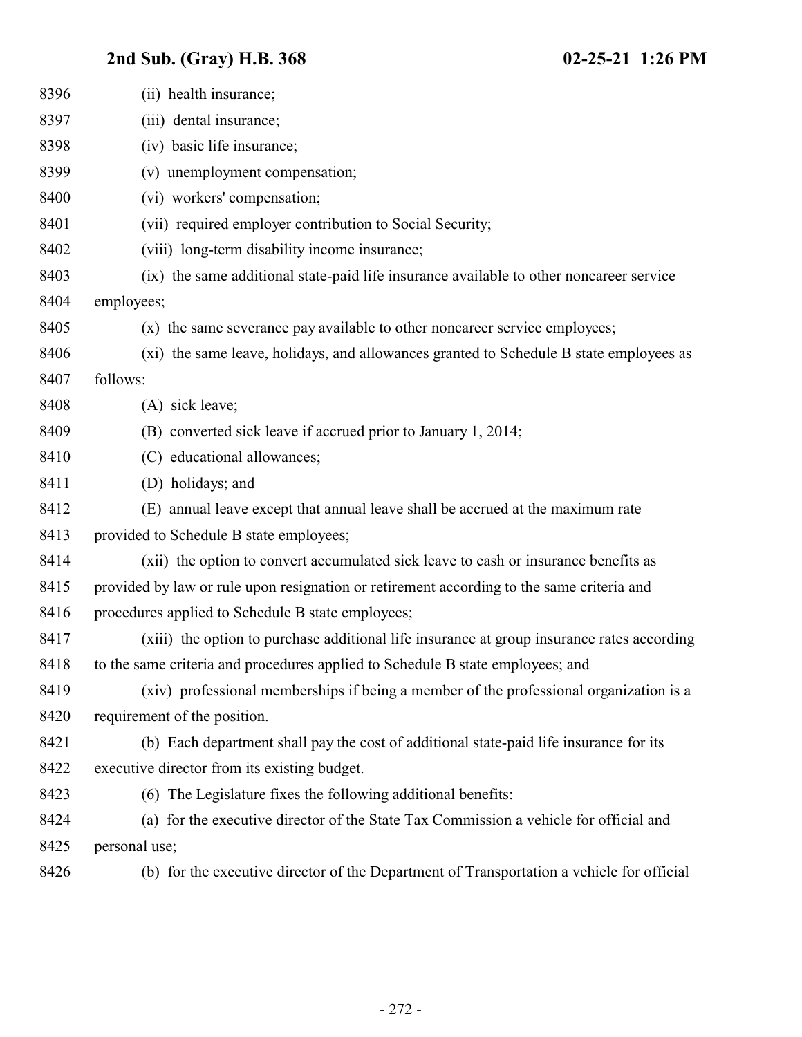(ii) health insurance;

(iii) dental insurance;

(iv) basic life insurance;

(v) unemployment compensation;

(vi) workers' compensation;

(vii) required employer contribution to Social Security;

(viii) long-term disability income insurance;

(ix) the same additional state-paid life insurance available to other noncareer service employees;

(x) the same severance pay available to other noncareer service employees;

(xi) the same leave, holidays, and allowances granted to Schedule B state employees as follows:

(A) sick leave;

(B) converted sick leave if accrued prior to January 1, 2014;

(C) educational allowances;

(D) holidays; and

(E) annual leave except that annual leave shall be accrued at the maximum rate provided to Schedule B state employees;

(xii) the option to convert accumulated sick leave to cash or insurance benefits as provided by law or rule upon resignation or retirement according to the same criteria and procedures applied to Schedule B state employees;

(xiii) the option to purchase additional life insurance at group insurance rates according to the same criteria and procedures applied to Schedule B state employees; and

(xiv) professional memberships if being a member of the professional organization is a requirement of the position.

(b) Each department shall pay the cost of additional state-paid life insurance for its executive director from its existing budget.

(6) The Legislature fixes the following additional benefits:

(a) for the executive director of the State Tax Commission a vehicle for official and personal use;

(b) for the executive director of the Department of Transportation a vehicle for official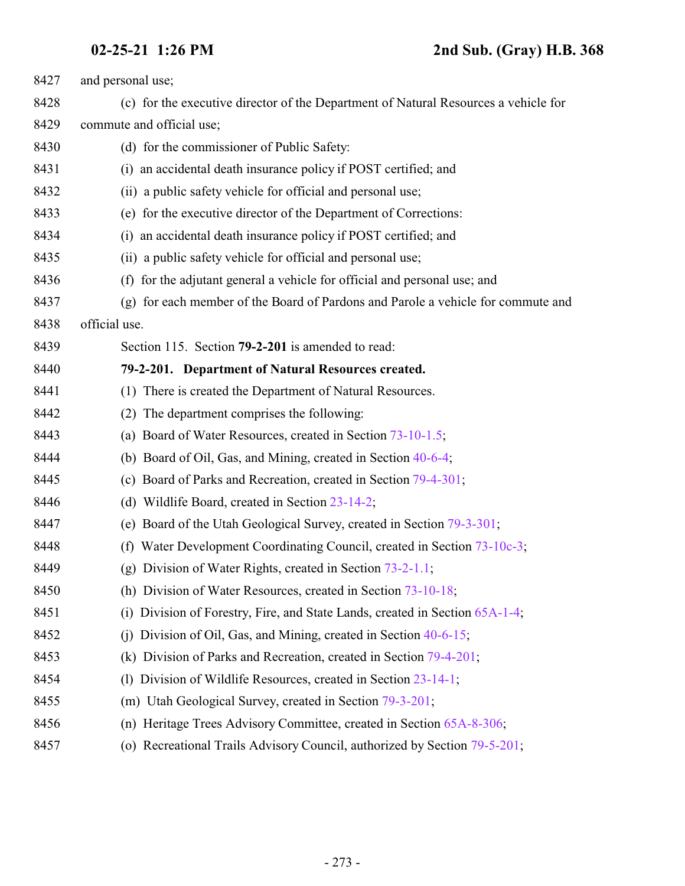and personal use;

(c) for the executive director of the Department of Natural Resources a vehicle for commute and official use;

(d) for the commissioner of Public Safety:

(i) an accidental death insurance policy if POST certified; and

(ii) a public safety vehicle for official and personal use;

(e) for the executive director of the Department of Corrections:

(i) an accidental death insurance policy if POST certified; and

(ii) a public safety vehicle for official and personal use;

(f) for the adjutant general a vehicle for official and personal use; and

(g) for each member of the Board of Pardons and Parole a vehicle for commute and official use.

Section 115. Section **79-2-201** is amended to read:

**79-2-201. Department of Natural Resources created.**

(1) There is created the Department of Natural Resources.

(2) The department comprises the following:

(a) Board of Water Resources, created in Section 73-10-1.5;

(b) Board of Oil, Gas, and Mining, created in Section 40-6-4;

(c) Board of Parks and Recreation, created in Section 79-4-301;

(d) Wildlife Board, created in Section 23-14-2;

(e) Board of the Utah Geological Survey, created in Section 79-3-301;

(f) Water Development Coordinating Council, created in Section 73-10c-3;

(g) Division of Water Rights, created in Section 73-2-1.1;

(h) Division of Water Resources, created in Section 73-10-18;

(i) Division of Forestry, Fire, and State Lands, created in Section 65A-1-4;

(j) Division of Oil, Gas, and Mining, created in Section 40-6-15;

(k) Division of Parks and Recreation, created in Section 79-4-201;

(l) Division of Wildlife Resources, created in Section 23-14-1;

(m) Utah Geological Survey, created in Section 79-3-201;

(n) Heritage Trees Advisory Committee, created in Section 65A-8-306;

(o) Recreational Trails Advisory Council, authorized by Section 79-5-201;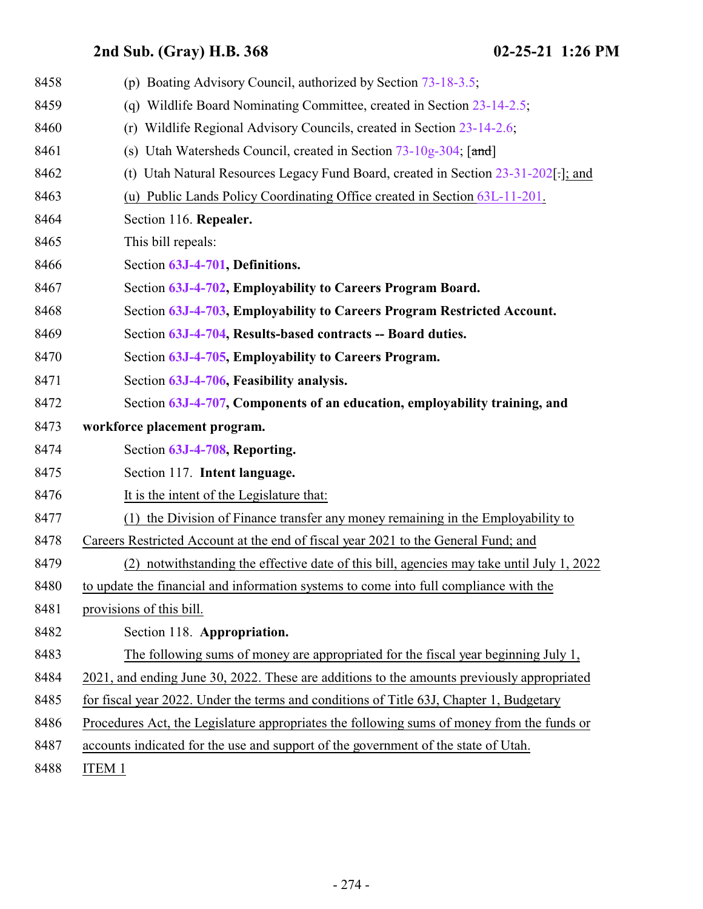8458 (p) Boating Advisory Council, authorized by Section 73-18-3.5;

8459 (q) Wildlife Board Nominating Committee, created in Section 23-14-2.5;

8460 (r) Wildlife Regional Advisory Councils, created in Section 23-14-2.6;

8461 (s) Utah Watersheds Council, created in Section 73-10g-304; [~~and~~]

8462 (t) Utah Natural Resources Legacy Fund Board, created in Section 23-31-202[~~.~~]; and

8463 (u) Public Lands Policy Coordinating Office created in Section 63L-11-201.

8464 Section 116. **Repealer.**

8465 This bill repeals:

8466 Section **63J-4-701, Definitions.**

8467 Section **63J-4-702, Employability to Careers Program Board.**

8468 Section **63J-4-703, Employability to Careers Program Restricted Account.**

8469 Section **63J-4-704, Results-based contracts -- Board duties.**

8470 Section **63J-4-705, Employability to Careers Program.**

8471 Section **63J-4-706, Feasibility analysis.**

8472 Section **63J-4-707, Components of an education, employability training, and**

8473 **workforce placement program.**

8474 Section **63J-4-708, Reporting.**

8475 Section 117. **Intent language.**

8476 It is the intent of the Legislature that:

8477 (1) the Division of Finance transfer any money remaining in the Employability to

8478 Careers Restricted Account at the end of fiscal year 2021 to the General Fund; and

8479 (2) notwithstanding the effective date of this bill, agencies may take until July 1, 2022

8480 to update the financial and information systems to come into full compliance with the

8481 provisions of this bill.

8482 Section 118. **Appropriation.**

8483 The following sums of money are appropriated for the fiscal year beginning July 1,

8484 2021, and ending June 30, 2022. These are additions to the amounts previously appropriated

8485 for fiscal year 2022. Under the terms and conditions of Title 63J, Chapter 1, Budgetary

8486 Procedures Act, the Legislature appropriates the following sums of money from the funds or

8487 accounts indicated for the use and support of the government of the state of Utah.

8488 ITEM 1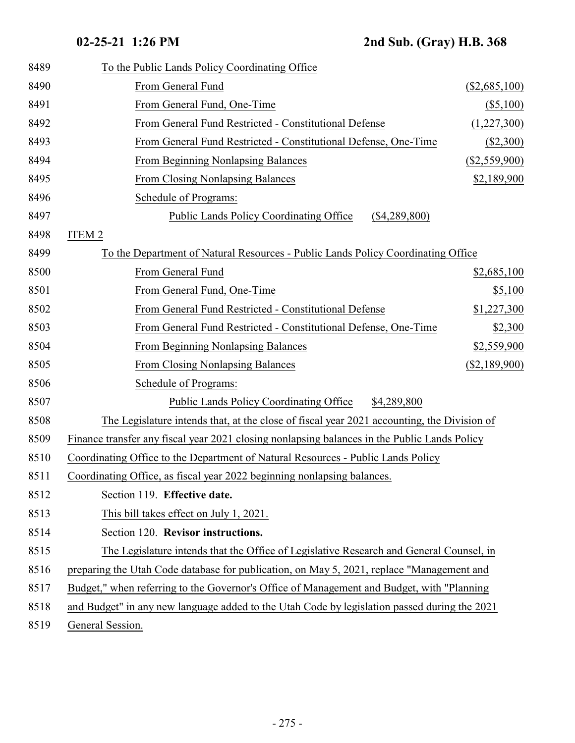To the Public Lands Policy Coordinating Office

| | |
|---|---|
| From General Fund | ($2,685,100) |
| From General Fund, One-Time | ($5,100) |
| From General Fund Restricted - Constitutional Defense | (1,227,300) |
| From General Fund Restricted - Constitutional Defense, One-Time | ($2,300) |
| From Beginning Nonlapsing Balances | ($2,559,900) |
| From Closing Nonlapsing Balances | $2,189,900 |

Schedule of Programs:

| | |
|---|---|
| Public Lands Policy Coordinating Office | ($4,289,800) |

ITEM 2

To the Department of Natural Resources - Public Lands Policy Coordinating Office

| | |
|---|---|
| From General Fund | $2,685,100 |
| From General Fund, One-Time | $5,100 |
| From General Fund Restricted - Constitutional Defense | $1,227,300 |
| From General Fund Restricted - Constitutional Defense, One-Time | $2,300 |
| From Beginning Nonlapsing Balances | $2,559,900 |
| From Closing Nonlapsing Balances | ($2,189,900) |

Schedule of Programs:

| | |
|---|---|
| Public Lands Policy Coordinating Office | $4,289,800 |

The Legislature intends that, at the close of fiscal year 2021 accounting, the Division of Finance transfer any fiscal year 2021 closing nonlapsing balances in the Public Lands Policy Coordinating Office to the Department of Natural Resources - Public Lands Policy Coordinating Office, as fiscal year 2022 beginning nonlapsing balances.

Section 119. **Effective date.**

This bill takes effect on July 1, 2021.

Section 120. **Revisor instructions.**

The Legislature intends that the Office of Legislative Research and General Counsel, in preparing the Utah Code database for publication, on May 5, 2021, replace "Management and Budget," when referring to the Governor's Office of Management and Budget, with "Planning and Budget" in any new language added to the Utah Code by legislation passed during the 2021 General Session.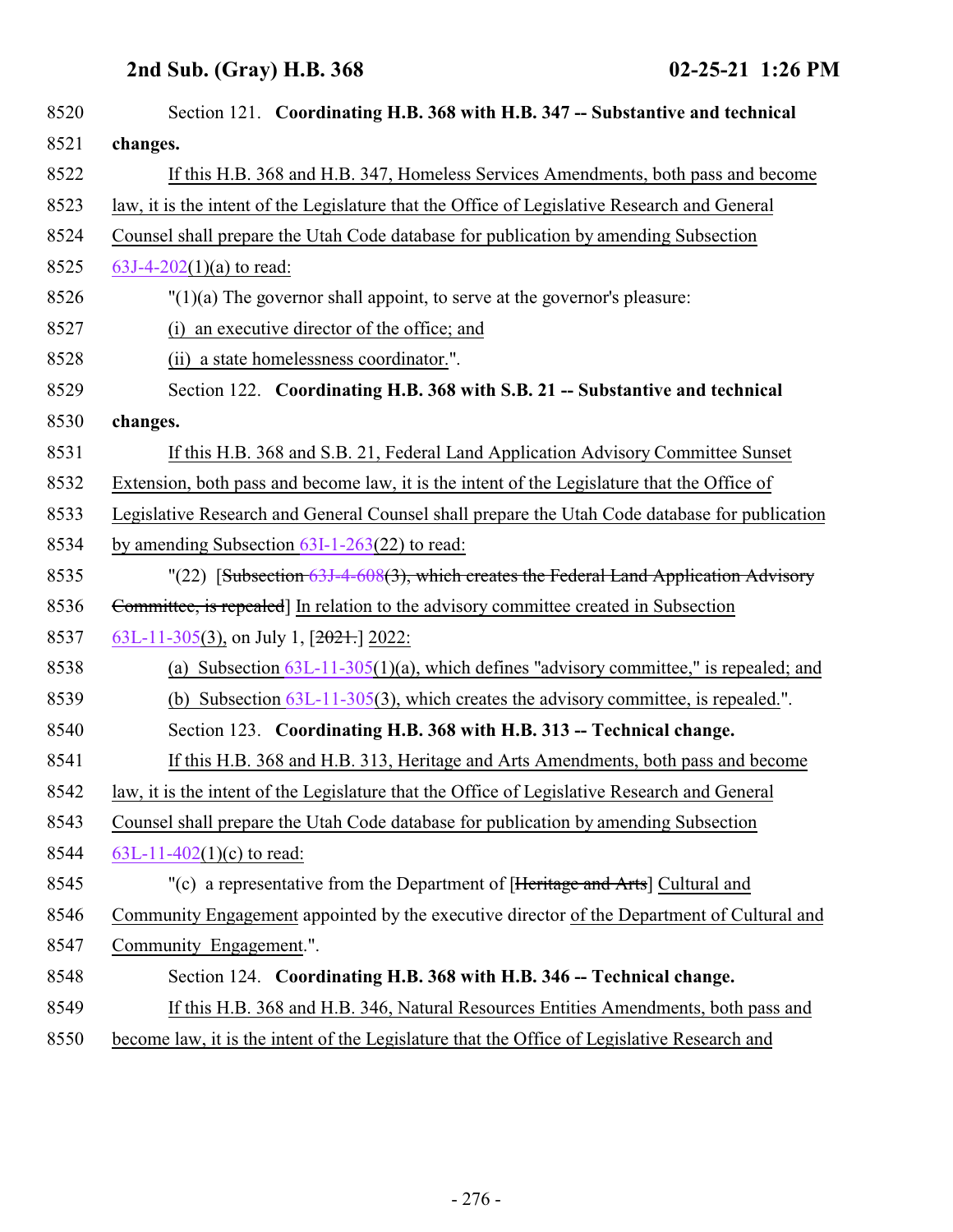Section 121. **Coordinating H.B. 368 with H.B. 347 -- Substantive and technical changes.**

If this H.B. 368 and H.B. 347, Homeless Services Amendments, both pass and become law, it is the intent of the Legislature that the Office of Legislative Research and General Counsel shall prepare the Utah Code database for publication by amending Subsection 63J-4-202(1)(a) to read:

"(1)(a) The governor shall appoint, to serve at the governor's pleasure:

(i) an executive director of the office; and

(ii) a state homelessness coordinator.".

Section 122. **Coordinating H.B. 368 with S.B. 21 -- Substantive and technical changes.**

If this H.B. 368 and S.B. 21, Federal Land Application Advisory Committee Sunset Extension, both pass and become law, it is the intent of the Legislature that the Office of Legislative Research and General Counsel shall prepare the Utah Code database for publication by amending Subsection 63I-1-263(22) to read:

"(22) [~~Subsection 63J-4-608(3), which creates the Federal Land Application Advisory Committee, is repealed~~] In relation to the advisory committee created in Subsection 63L-11-305(3), on July 1, [~~2021.~~] 2022:

(a) Subsection 63L-11-305(1)(a), which defines "advisory committee," is repealed; and

(b) Subsection 63L-11-305(3), which creates the advisory committee, is repealed.".

Section 123. **Coordinating H.B. 368 with H.B. 313 -- Technical change.**

If this H.B. 368 and H.B. 313, Heritage and Arts Amendments, both pass and become law, it is the intent of the Legislature that the Office of Legislative Research and General Counsel shall prepare the Utah Code database for publication by amending Subsection 63L-11-402(1)(c) to read:

"(c) a representative from the Department of [~~Heritage and Arts~~] Cultural and Community Engagement appointed by the executive director of the Department of Cultural and Community Engagement.".

Section 124. **Coordinating H.B. 368 with H.B. 346 -- Technical change.**

If this H.B. 368 and H.B. 346, Natural Resources Entities Amendments, both pass and become law, it is the intent of the Legislature that the Office of Legislative Research and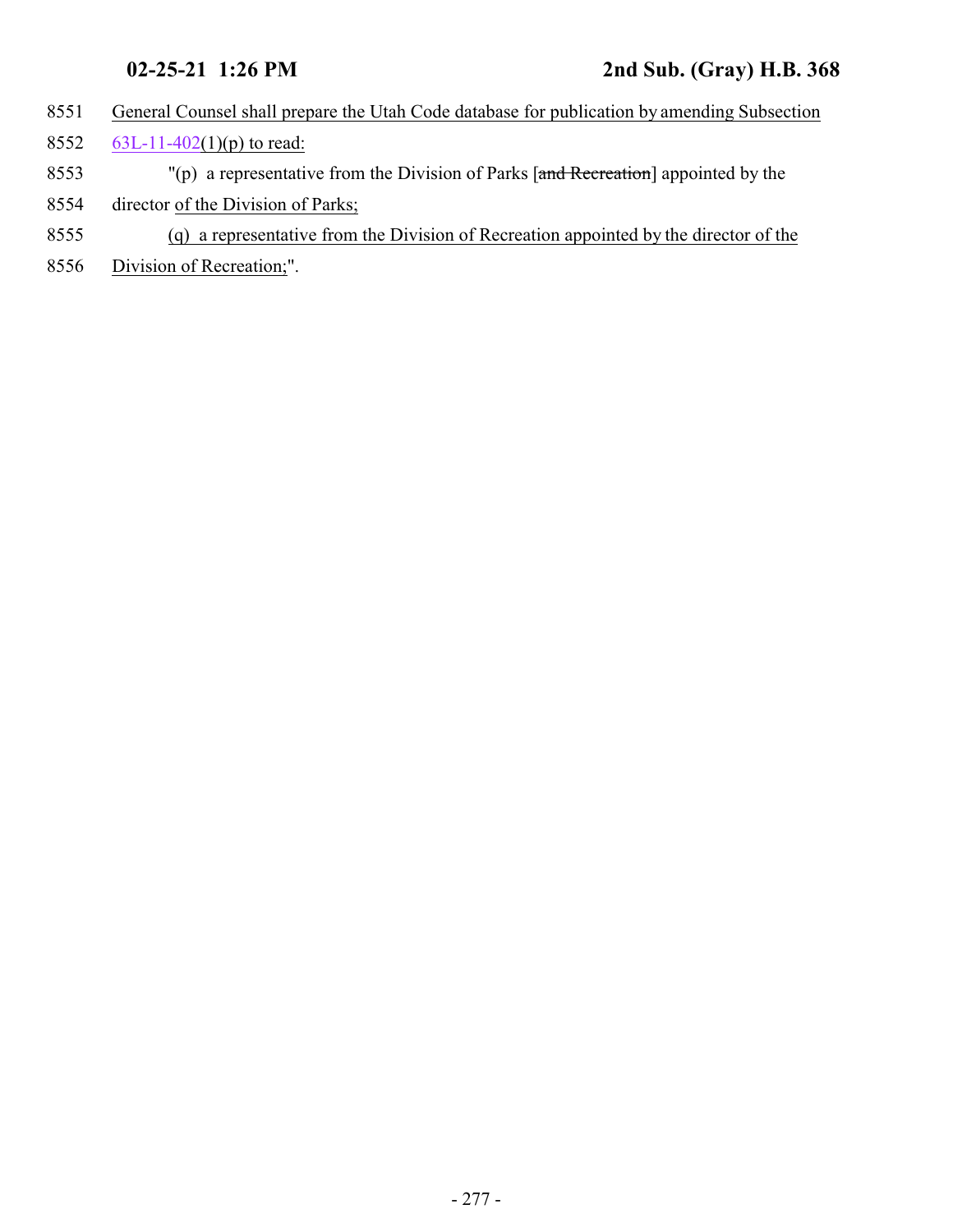8551 General Counsel shall prepare the Utah Code database for publication by amending Subsection

8552 63L-11-402(1)(p) to read:

8553 "(p) a representative from the Division of Parks [~~and Recreation~~] appointed by the

8554 director of the Division of Parks;

8555 (q) a representative from the Division of Recreation appointed by the director of the

8556 Division of Recreation;".